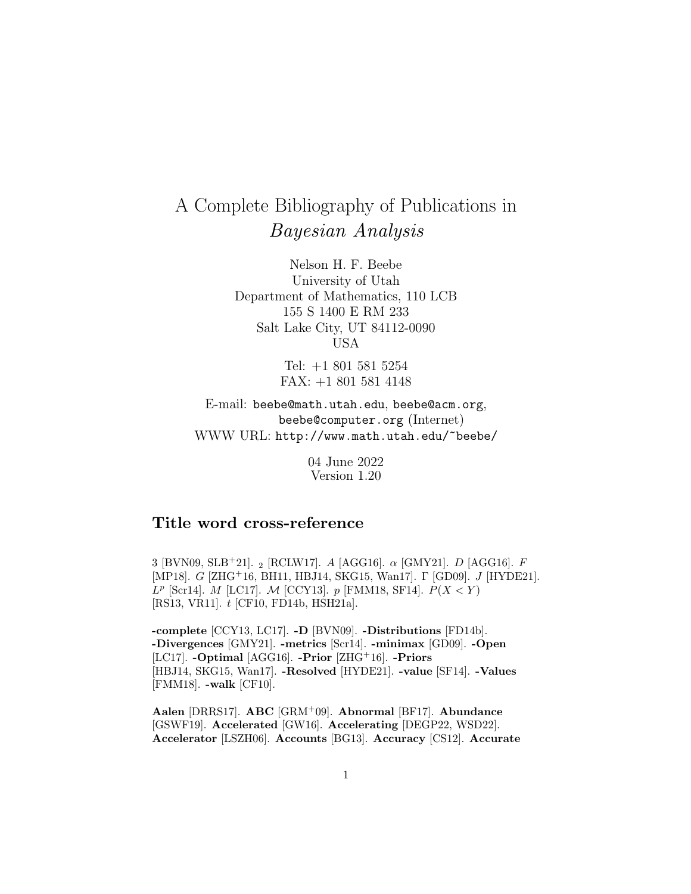# A Complete Bibliography of Publications in *Bayesian Analysis*

Nelson H. F. Beebe
University of Utah
Department of Mathematics, 110 LCB
155 S 1400 E RM 233
Salt Lake City, UT 84112-0090
USA

Tel: +1 801 581 5254
FAX: +1 801 581 4148

E-mail: `beebe@math.utah.edu`, `beebe@acm.org`, `beebe@computer.org` (Internet)
WWW URL: `http://www.math.utah.edu/~beebe/`

04 June 2022
Version 1.20

## Title word cross-reference

3 [BVN09, SLB+21]. $_2$ [RCLW17]. $A$ [AGG16]. $\alpha$ [GMY21]. $D$ [AGG16]. $F$ [MP18]. $G$ [ZHG+16, BH11, HBJ14, SKG15, Wan17]. $\Gamma$ [GD09]. $J$ [HYDE21]. $L^p$ [Scr14]. $M$ [LC17]. $\mathcal{M}$ [CCY13]. $p$ [FMM18, SF14]. $P(X < Y)$ [RS13, VR11]. $t$ [CF10, FD14b, HSH21a].

**-complete** [CCY13, LC17]. **-D** [BVN09]. **-Distributions** [FD14b]. **-Divergences** [GMY21]. **-metrics** [Scr14]. **-minimax** [GD09]. **-Open** [LC17]. **-Optimal** [AGG16]. **-Prior** [ZHG+16]. **-Priors** [HBJ14, SKG15, Wan17]. **-Resolved** [HYDE21]. **-value** [SF14]. **-Values** [FMM18]. **-walk** [CF10].

**Aalen** [DRRS17]. **ABC** [GRM+09]. **Abnormal** [BF17]. **Abundance** [GSWF19]. **Accelerated** [GW16]. **Accelerating** [DEGP22, WSD22]. **Accelerator** [LSZH06]. **Accounts** [BG13]. **Accuracy** [CS12]. **Accurate**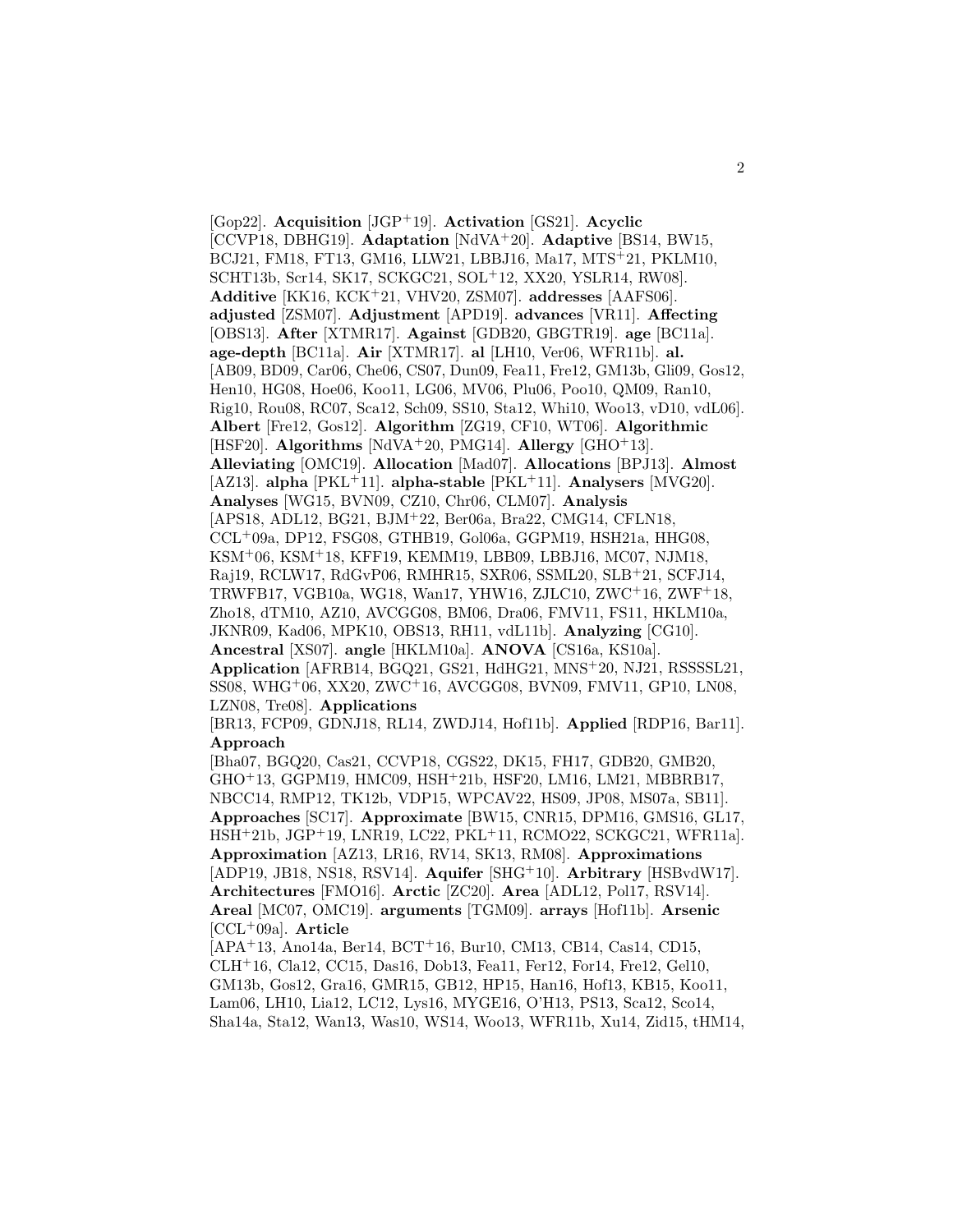[Gop22]. **Acquisition** [JGP+19]. **Activation** [GS21]. **Acyclic** [CCVP18, DBHG19]. **Adaptation** [NdVA+20]. **Adaptive** [BS14, BW15, BCJ21, FM18, FT13, GM16, LLW21, LBBJ16, Ma17, MTS+21, PKLM10, SCHT13b, Scr14, SK17, SCKGC21, SOL+12, XX20, YSLR14, RW08]. **Additive** [KK16, KCK+21, VHV20, ZSM07]. **addresses** [AAFS06]. **adjusted** [ZSM07]. **Adjustment** [APD19]. **advances** [VR11]. **Affecting** [OBS13]. **After** [XTMR17]. **Against** [GDB20, GBGTR19]. **age** [BC11a]. **age-depth** [BC11a]. **Air** [XTMR17]. **al** [LH10, Ver06, WFR11b]. **al.** [AB09, BD09, Car06, Che06, CS07, Dun09, Fea11, Fre12, GM13b, Gli09, Gos12, Hen10, HG08, Hoe06, Koo11, LG06, MV06, Plu06, Poo10, QM09, Ran10, Rig10, Rou08, RC07, Sca12, Sch09, SS10, Sta12, Whi10, Woo13, vD10, vdL06]. **Albert** [Fre12, Gos12]. **Algorithm** [ZG19, CF10, WT06]. **Algorithmic** [HSF20]. **Algorithms** [NdVA+20, PMG14]. **Allergy** [GHO+13]. **Alleviating** [OMC19]. **Allocation** [Mad07]. **Allocations** [BPJ13]. **Almost** [AZ13]. **alpha** [PKL+11]. **alpha-stable** [PKL+11]. **Analysers** [MVG20]. **Analyses** [WG15, BVN09, CZ10, Chr06, CLM07]. **Analysis** [APS18, ADL12, BG21, BJM+22, Ber06a, Bra22, CMG14, CFLN18, CCL+09a, DP12, FSG08, GTHB19, Gol06a, GGPM19, HSH21a, HHG08, KSM+06, KSM+18, KFF19, KEMM19, LBB09, LBBJ16, MC07, NJM18, Raj19, RCLW17, RdGvP06, RMHR15, SXR06, SSML20, SLB+21, SCFJ14, TRWFB17, VGB10a, WG18, Wan17, YHW16, ZJLC10, ZWC+16, ZWF+18, Zho18, dTM10, AZ10, AVCGG08, BM06, Dra06, FMV11, FS11, HKLM10a, JKNR09, Kad06, MPK10, OBS13, RH11, vdL11b]. **Analyzing** [CG10]. **Ancestral** [XS07]. **angle** [HKLM10a]. **ANOVA** [CS16a, KS10a]. **Application** [AFRB14, BGQ21, GS21, HdHG21, MNS+20, NJ21, RSSSSL21, SS08, WHG+06, XX20, ZWC+16, AVCGG08, BVN09, FMV11, GP10, LN08, LZN08, Tre08]. **Applications** [BR13, FCP09, GDNJ18, RL14, ZWDJ14, Hof11b]. **Applied** [RDP16, Bar11]. **Approach** [Bha07, BGQ20, Cas21, CCVP18, CGS22, DK15, FH17, GDB20, GMB20, GHO+13, GGPM19, HMC09, HSH+21b, HSF20, LM16, LM21, MBBRB17, NBCC14, RMP12, TK12b, VDP15, WPCAV22, HS09, JP08, MS07a, SB11]. **Approaches** [SC17]. **Approximate** [BW15, CNR15, DPM16, GMS16, GL17, HSH+21b, JGP+19, LNR19, LC22, PKL+11, RCMO22, SCKGC21, WFR11a]. **Approximation** [AZ13, LR16, RV14, SK13, RM08]. **Approximations** [ADP19, JB18, NS18, RSV14]. **Aquifer** [SHG+10]. **Arbitrary** [HSBvdW17]. **Architectures** [FMO16]. **Arctic** [ZC20]. **Area** [ADL12, Pol17, RSV14]. **Areal** [MC07, OMC19]. **arguments** [TGM09]. **arrays** [Hof11b]. **Arsenic** [CCL+09a]. **Article** [APA+13, Ano14a, Ber14, BCT+16, Bur10, CM13, CB14, Cas14, CD15, CLH+16, Cla12, CC15, Das16, Dob13, Fea11, Fer12, For14, Fre12, Gel10, GM13b, Gos12, Gra16, GMR15, GB12, HP15, Han16, Hof13, KB15, Koo11, Lam06, LH10, Lia12, LC12, Lys16, MYGE16, O'H13, PS13, Sca12, Sco14, Sha14a, Sta12, Wan13, Was10, WS14, Woo13, WFR11b, Xu14, Zid15, tHM14,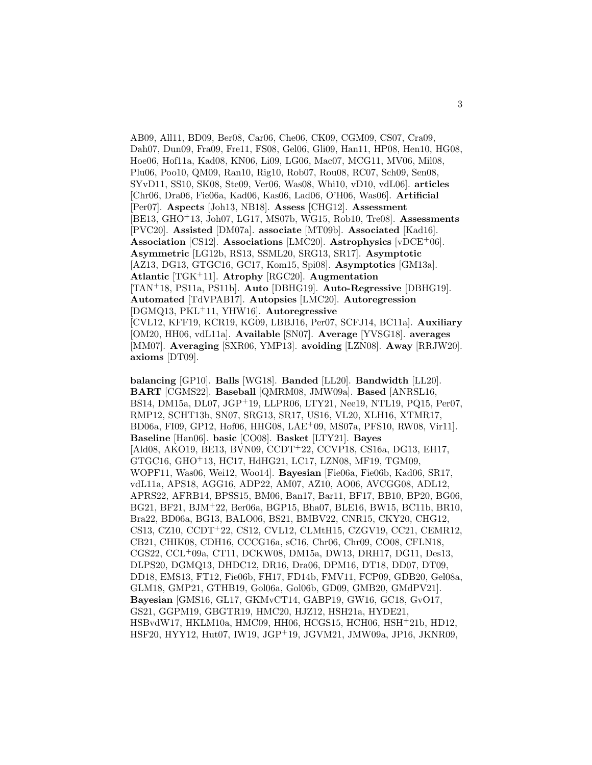AB09, All11, BD09, Ber08, Car06, Che06, CK09, CGM09, CS07, Cra09, Dah07, Dun09, Fra09, Fre11, FS08, Gel06, Gli09, Han11, HP08, Hen10, HG08, Hoe06, Hof11a, Kad08, KN06, Li09, LG06, Mac07, MCG11, MV06, Mil08, Plu06, Poo10, QM09, Ran10, Rig10, Rob07, Rou08, RC07, Sch09, Sen08, SYvD11, SS10, SK08, Ste09, Ver06, Was08, Whi10, vD10, vdL06]. **articles** [Chr06, Dra06, Fie06a, Kad06, Kas06, Lad06, O'H06, Was06]. **Artificial** [Per07]. **Aspects** [Joh13, NB18]. **Assess** [CHG12]. **Assessment** [BE13, GHO+13, Joh07, LG17, MS07b, WG15, Rob10, Tre08]. **Assessments** [PVC20]. **Assisted** [DM07a]. **associate** [MT09b]. **Associated** [Kad16]. **Association** [CS12]. **Associations** [LMC20]. **Astrophysics** [vDCE+06]. **Asymmetric** [LG12b, RS13, SSML20, SRG13, SR17]. **Asymptotic** [AZ13, DG13, GTGC16, GC17, Kom15, Spi08]. **Asymptotics** [GM13a]. **Atlantic** [TGK+11]. **Atrophy** [RGC20]. **Augmentation** [TAN+18, PS11a, PS11b]. **Auto** [DBHG19]. **Auto-Regressive** [DBHG19]. **Automated** [TdVPAB17]. **Autopsies** [LMC20]. **Autoregression** [DGMQ13, PKL+11, YHW16]. **Autoregressive** [CVL12, KFF19, KCR19, KG09, LBBJ16, Per07, SCFJ14, BC11a]. **Auxiliary** [OM20, HH06, vdL11a]. **Available** [SN07]. **Average** [YVSG18]. **averages** [MM07]. **Averaging** [SXR06, YMP13]. **avoiding** [LZN08]. **Away** [RRJW20]. **axioms** [DT09].

**balancing** [GP10]. **Balls** [WG18]. **Banded** [LL20]. **Bandwidth** [LL20]. **BART** [CGMS22]. **Baseball** [QMRM08, JMW09a]. **Based** [ANRSL16, BS14, DM15a, DL07, JGP+19, LLPR06, LTY21, Nee19, NTL19, PQ15, Per07, RMP12, SCHT13b, SN07, SRG13, SR17, US16, VL20, XLH16, XTMR17, BD06a, FI09, GP12, Hof06, HHG08, LAE+09, MS07a, PFS10, RW08, Vir11]. **Baseline** [Han06]. **basic** [CO08]. **Basket** [LTY21]. **Bayes** [Ald08, AKO19, BE13, BVN09, CCDT+22, CCVP18, CS16a, DG13, EH17, GTGC16, GHO+13, HC17, HdHG21, LC17, LZN08, MF19, TGM09, WOPF11, Was06, Wei12, Woo14]. **Bayesian** [Fie06a, Fie06b, Kad06, SR17, vdL11a, APS18, AGG16, ADP22, AM07, AZ10, AO06, AVCGG08, ADL12, APRS22, AFRB14, BPSS15, BM06, Ban17, Bar11, BF17, BB10, BP20, BG06, BG21, BF21, BJM+22, Ber06a, BGP15, Bha07, BLE16, BW15, BC11b, BR10, Bra22, BD06a, BG13, BALO06, BS21, BMBV22, CNR15, CKY20, CHG12, CS13, CZ10, CCDT+22, CS12, CVL12, CLMtH15, CZGV19, CC21, CEMR12, CB21, CHIK08, CDH16, CCCG16a, sC16, Chr06, Chr09, CO08, CFLN18, CGS22, CCL+09a, CT11, DCKW08, DM15a, DW13, DRH17, DG11, Des13, DLPS20, DGMQ13, DHDC12, DR16, Dra06, DPM16, DT18, DD07, DT09, DD18, EMS13, FT12, Fie06b, FH17, FD14b, FMV11, FCP09, GDB20, Gel08a, GLM18, GMP21, GTHB19, Gol06a, Gol06b, GD09, GMB20, GMdPV21]. **Bayesian** [GMS16, GL17, GKMvCT14, GABP19, GW16, GC18, GvO17, GS21, GGPM19, GBGTR19, HMC20, HJZ12, HSH21a, HYDE21, HSBvdW17, HKLM10a, HMC09, HH06, HCGS15, HCH06, HSH+21b, HD12, HSF20, HYY12, Hut07, IW19, JGP+19, JGVM21, JMW09a, JP16, JKNR09,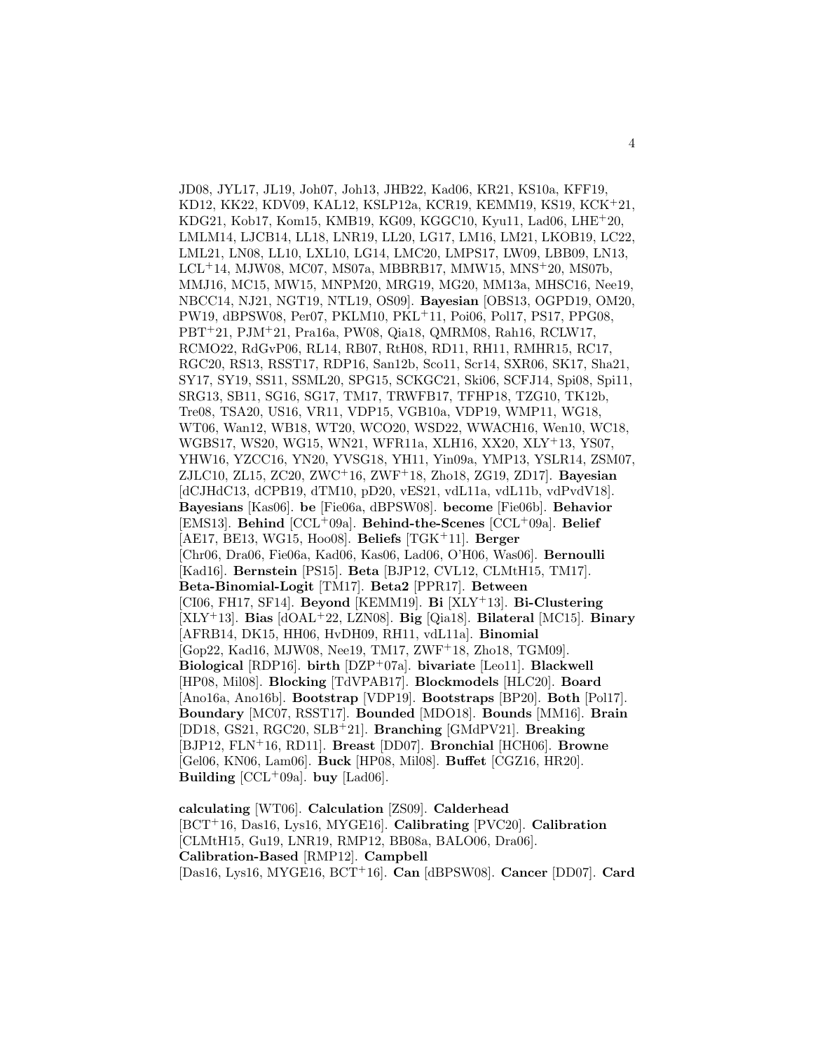JD08, JYL17, JL19, Joh07, Joh13, JHB22, Kad06, KR21, KS10a, KFF19, KD12, KK22, KDV09, KAL12, KSLP12a, KCR19, KEMM19, KS19, KCK+21, KDG21, Kob17, Kom15, KMB19, KG09, KGGC10, Kyu11, Lad06, LHE+20, LMLM14, LJCB14, LL18, LNR19, LL20, LG17, LM16, LM21, LKOB19, LC22, LML21, LN08, LL10, LXL10, LG14, LMC20, LMPS17, LW09, LBB09, LN13, LCL+14, MJW08, MC07, MS07a, MBBRB17, MMW15, MNS+20, MS07b, MMJ16, MC15, MW15, MNPM20, MRG19, MG20, MM13a, MHSC16, Nee19, NBCC14, NJ21, NGT19, NTL19, OS09]. **Bayesian** [OBS13, OGPD19, OM20, PW19, dBPSW08, Per07, PKLM10, PKL+11, Poi06, Pol17, PS17, PPG08, PBT+21, PJM+21, Pra16a, PW08, Qia18, QMRM08, Rah16, RCLW17, RCMO22, RdGvP06, RL14, RB07, RtH08, RD11, RH11, RMHR15, RC17, RGC20, RS13, RSST17, RDP16, San12b, Sco11, Scr14, SXR06, SK17, Sha21, SY17, SY19, SS11, SSML20, SPG15, SCKGC21, Ski06, SCFJ14, Spi08, Spi11, SRG13, SB11, SG16, SG17, TM17, TRWFB17, TFHP18, TZG10, TK12b, Tre08, TSA20, US16, VR11, VDP15, VGB10a, VDP19, WMP11, WG18, WT06, Wan12, WB18, WT20, WCO20, WSD22, WWACH16, Wen10, WC18, WGBS17, WS20, WG15, WN21, WFR11a, XLH16, XX20, XLY+13, YS07, YHW16, YZCC16, YN20, YVSG18, YH11, Yin09a, YMP13, YSLR14, ZSM07, ZJLC10, ZL15, ZC20, ZWC+16, ZWF+18, Zho18, ZG19, ZD17]. **Bayesian** [dCJHdC13, dCPB19, dTM10, pD20, vES21, vdL11a, vdL11b, vdPvdV18]. **Bayesians** [Kas06]. **be** [Fie06a, dBPSW08]. **become** [Fie06b]. **Behavior** [EMS13]. **Behind** [CCL+09a]. **Behind-the-Scenes** [CCL+09a]. **Belief** [AE17, BE13, WG15, Hoo08]. **Beliefs** [TGK+11]. **Berger** [Chr06, Dra06, Fie06a, Kad06, Kas06, Lad06, O'H06, Was06]. **Bernoulli** [Kad16]. **Bernstein** [PS15]. **Beta** [BJP12, CVL12, CLMtH15, TM17]. **Beta-Binomial-Logit** [TM17]. **Beta2** [PPR17]. **Between** [CI06, FH17, SF14]. **Beyond** [KEMM19]. **Bi** [XLY+13]. **Bi-Clustering** [XLY+13]. **Bias** [dOAL+22, LZN08]. **Big** [Qia18]. **Bilateral** [MC15]. **Binary** [AFRB14, DK15, HH06, HvDH09, RH11, vdL11a]. **Binomial** [Gop22, Kad16, MJW08, Nee19, TM17, ZWF+18, Zho18, TGM09]. **Biological** [RDP16]. **birth** [DZP+07a]. **bivariate** [Leo11]. **Blackwell** [HP08, Mil08]. **Blocking** [TdVPAB17]. **Blockmodels** [HLC20]. **Board** [Ano16a, Ano16b]. **Bootstrap** [VDP19]. **Bootstraps** [BP20]. **Both** [Pol17]. **Boundary** [MC07, RSST17]. **Bounded** [MDO18]. **Bounds** [MM16]. **Brain** [DD18, GS21, RGC20, SLB+21]. **Branching** [GMdPV21]. **Breaking** [BJP12, FLN+16, RD11]. **Breast** [DD07]. **Bronchial** [HCH06]. **Browne** [Gel06, KN06, Lam06]. **Buck** [HP08, Mil08]. **Buffet** [CGZ16, HR20]. **Building** [CCL+09a]. **buy** [Lad06].

**calculating** [WT06]. **Calculation** [ZS09]. **Calderhead** [BCT+16, Das16, Lys16, MYGE16]. **Calibrating** [PVC20]. **Calibration** [CLMtH15, Gu19, LNR19, RMP12, BB08a, BALO06, Dra06]. **Calibration-Based** [RMP12]. **Campbell** [Das16, Lys16, MYGE16, BCT+16]. **Can** [dBPSW08]. **Cancer** [DD07]. **Card**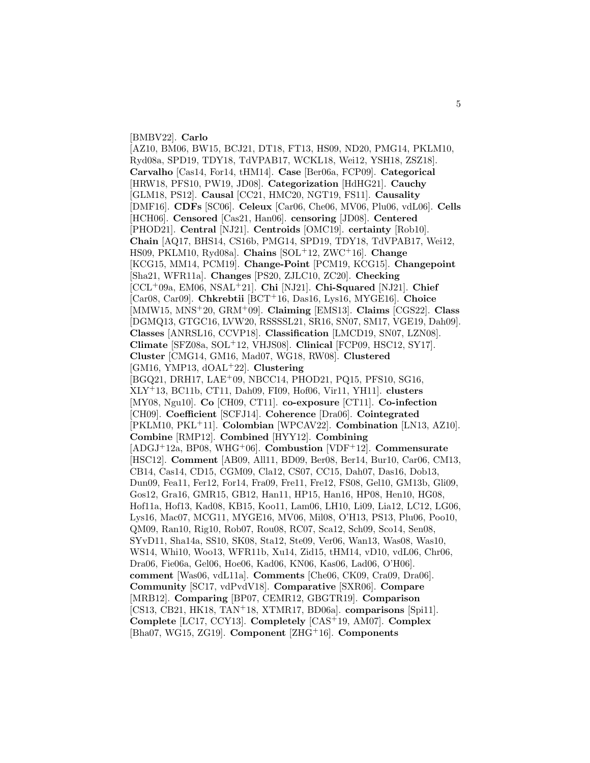[BMBV22]. **Carlo** [AZ10, BM06, BW15, BCJ21, DT18, FT13, HS09, ND20, PMG14, PKLM10, Ryd08a, SPD19, TDY18, TdVPAB17, WCKL18, Wei12, YSH18, ZSZ18]. **Carvalho** [Cas14, For14, tHM14]. **Case** [Ber06a, FCP09]. **Categorical** [HRW18, PFS10, PW19, JD08]. **Categorization** [HdHG21]. **Cauchy** [GLM18, PS12]. **Causal** [CC21, HMC20, NGT19, FS11]. **Causality** [DMF16]. **CDFs** [SC06]. **Celeux** [Car06, Che06, MV06, Plu06, vdL06]. **Cells** [HCH06]. **Censored** [Cas21, Han06]. **censoring** [JD08]. **Centered** [PHOD21]. **Central** [NJ21]. **Centroids** [OMC19]. **certainty** [Rob10]. **Chain** [AQ17, BHS14, CS16b, PMG14, SPD19, TDY18, TdVPAB17, Wei12, HS09, PKLM10, Ryd08a]. **Chains** [SOL+12, ZWC+16]. **Change** [KCG15, MM14, PCM19]. **Change-Point** [PCM19, KCG15]. **Changepoint** [Sha21, WFR11a]. **Changes** [PS20, ZJLC10, ZC20]. **Checking** [CCL+09a, EM06, NSAL+21]. **Chi** [NJ21]. **Chi-Squared** [NJ21]. **Chief** [Car08, Car09]. **Chkrebtii** [BCT+16, Das16, Lys16, MYGE16]. **Choice** [MMW15, MNS+20, GRM+09]. **Claiming** [EMS13]. **Claims** [CGS22]. **Class** [DGMQ13, GTGC16, LVW20, RSSSSL21, SR16, SN07, SM17, VGE19, Dah09]. **Classes** [ANRSL16, CCVP18]. **Classification** [LMCD19, SN07, LZN08]. **Climate** [SFZ08a, SOL+12, VHJS08]. **Clinical** [FCP09, HSC12, SY17]. **Cluster** [CMG14, GM16, Mad07, WG18, RW08]. **Clustered** [GM16, YMP13, dOAL+22]. **Clustering** [BGQ21, DRH17, LAE+09, NBCC14, PHOD21, PQ15, PFS10, SG16, XLY+13, BC11b, CT11, Dah09, FI09, Hof06, Vir11, YH11]. **clusters** [MY08, Ngu10]. **Co** [CH09, CT11]. **co-exposure** [CT11]. **Co-infection** [CH09]. **Coefficient** [SCFJ14]. **Coherence** [Dra06]. **Cointegrated** [PKLM10, PKL+11]. **Colombian** [WPCAV22]. **Combination** [LN13, AZ10]. **Combine** [RMP12]. **Combined** [HYY12]. **Combining** [ADGJ+12a, BP08, WHG+06]. **Combustion** [VDF+12]. **Commensurate** [HSC12]. **Comment** [AB09, All11, BD09, Ber08, Ber14, Bur10, Car06, CM13, CB14, Cas14, CD15, CGM09, Cla12, CS07, CC15, Dah07, Das16, Dob13, Dun09, Fea11, Fer12, For14, Fra09, Fre11, Fre12, FS08, Gel10, GM13b, Gli09, Gos12, Gra16, GMR15, GB12, Han11, HP15, Han16, HP08, Hen10, HG08, Hof11a, Hof13, Kad08, KB15, Koo11, Lam06, LH10, Li09, Lia12, LC12, LG06, Lys16, Mac07, MCG11, MYGE16, MV06, Mil08, O'H13, PS13, Plu06, Poo10, QM09, Ran10, Rig10, Rob07, Rou08, RC07, Sca12, Sch09, Sco14, Sen08, SYvD11, Sha14a, SS10, SK08, Sta12, Ste09, Ver06, Wan13, Was08, Was10, WS14, Whi10, Woo13, WFR11b, Xu14, Zid15, tHM14, vD10, vdL06, Chr06, Dra06, Fie06a, Gel06, Hoe06, Kad06, KN06, Kas06, Lad06, O'H06]. **comment** [Was06, vdL11a]. **Comments** [Che06, CK09, Cra09, Dra06]. **Community** [SC17, vdPvdV18]. **Comparative** [SXR06]. **Compare** [MRB12]. **Comparing** [BP07, CEMR12, GBGTR19]. **Comparison** [CS13, CB21, HK18, TAN+18, XTMR17, BD06a]. **comparisons** [Spi11]. **Complete** [LC17, CCY13]. **Completely** [CAS+19, AM07]. **Complex** [Bha07, WG15, ZG19]. **Component** [ZHG+16]. **Components**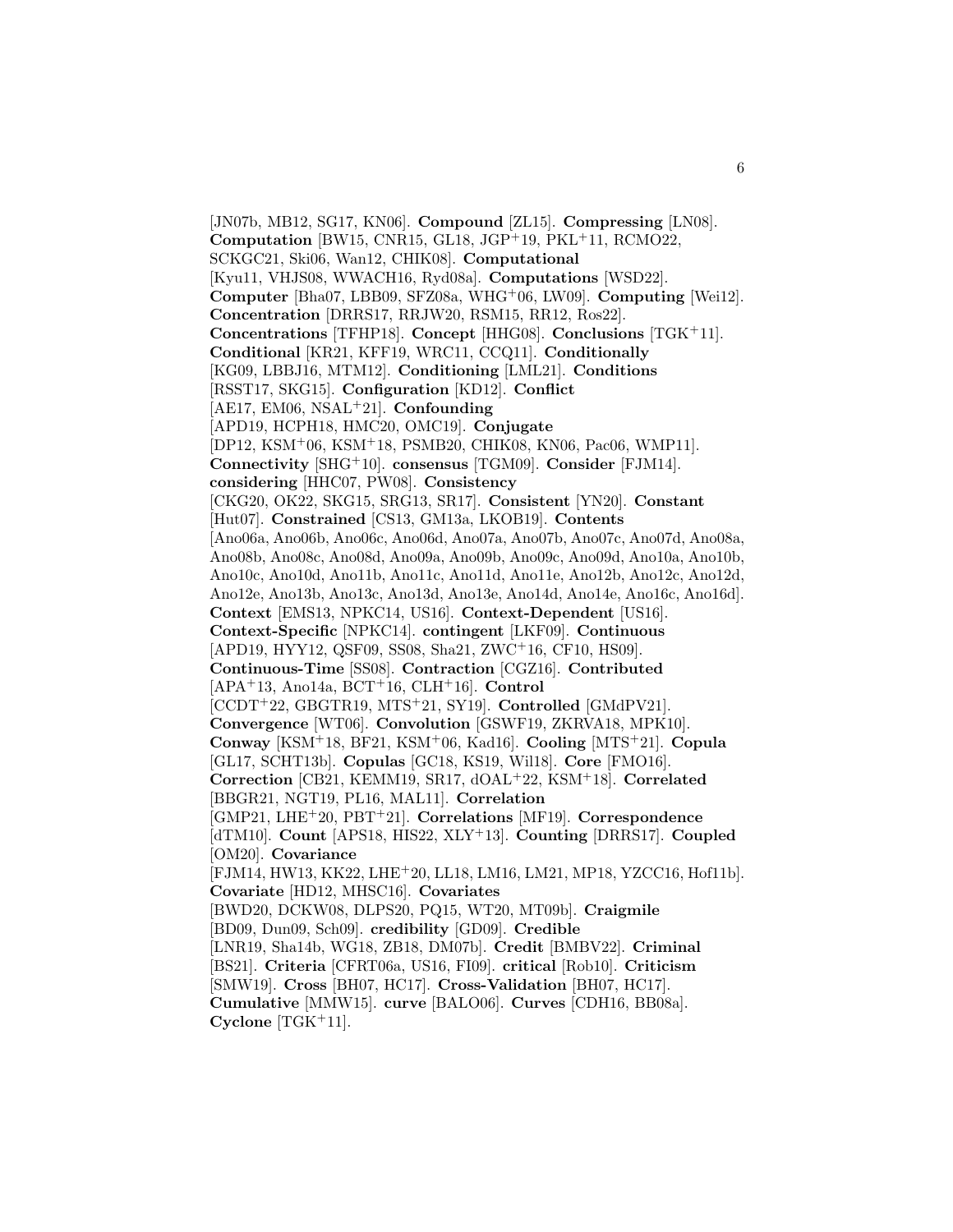[JN07b, MB12, SG17, KN06]. **Compound** [ZL15]. **Compressing** [LN08]. **Computation** [BW15, CNR15, GL18, JGP+19, PKL+11, RCMO22, SCKGC21, Ski06, Wan12, CHIK08]. **Computational** [Kyu11, VHJS08, WWACH16, Ryd08a]. **Computations** [WSD22]. **Computer** [Bha07, LBB09, SFZ08a, WHG+06, LW09]. **Computing** [Wei12]. **Concentration** [DRRS17, RRJW20, RSM15, RR12, Ros22]. **Concentrations** [TFHP18]. **Concept** [HHG08]. **Conclusions** [TGK+11]. **Conditional** [KR21, KFF19, WRC11, CCQ11]. **Conditionally** [KG09, LBBJ16, MTM12]. **Conditioning** [LML21]. **Conditions** [RSST17, SKG15]. **Configuration** [KD12]. **Conflict** [AE17, EM06, NSAL+21]. **Confounding** [APD19, HCPH18, HMC20, OMC19]. **Conjugate** [DP12, KSM+06, KSM+18, PSMB20, CHIK08, KN06, Pac06, WMP11]. **Connectivity** [SHG+10]. **consensus** [TGM09]. **Consider** [FJM14]. **considering** [HHC07, PW08]. **Consistency** [CKG20, OK22, SKG15, SRG13, SR17]. **Consistent** [YN20]. **Constant** [Hut07]. **Constrained** [CS13, GM13a, LKOB19]. **Contents** [Ano06a, Ano06b, Ano06c, Ano06d, Ano07a, Ano07b, Ano07c, Ano07d, Ano08a, Ano08b, Ano08c, Ano08d, Ano09a, Ano09b, Ano09c, Ano09d, Ano10a, Ano10b, Ano10c, Ano10d, Ano11b, Ano11c, Ano11d, Ano11e, Ano12b, Ano12c, Ano12d, Ano12e, Ano13b, Ano13c, Ano13d, Ano13e, Ano14d, Ano14e, Ano16c, Ano16d]. **Context** [EMS13, NPKC14, US16]. **Context-Dependent** [US16]. **Context-Specific** [NPKC14]. **contingent** [LKF09]. **Continuous** [APD19, HYY12, QSF09, SS08, Sha21, ZWC+16, CF10, HS09]. **Continuous-Time** [SS08]. **Contraction** [CGZ16]. **Contributed** [APA+13, Ano14a, BCT+16, CLH+16]. **Control** [CCDT+22, GBGTR19, MTS+21, SY19]. **Controlled** [GMdPV21]. **Convergence** [WT06]. **Convolution** [GSWF19, ZKRVA18, MPK10]. **Conway** [KSM+18, BF21, KSM+06, Kad16]. **Cooling** [MTS+21]. **Copula** [GL17, SCHT13b]. **Copulas** [GC18, KS19, Wil18]. **Core** [FMO16]. **Correction** [CB21, KEMM19, SR17, dOAL+22, KSM+18]. **Correlated** [BBGR21, NGT19, PL16, MAL11]. **Correlation** [GMP21, LHE+20, PBT+21]. **Correlations** [MF19]. **Correspondence** [dTM10]. **Count** [APS18, HIS22, XLY+13]. **Counting** [DRRS17]. **Coupled** [OM20]. **Covariance** [FJM14, HW13, KK22, LHE+20, LL18, LM16, LM21, MP18, YZCC16, Hof11b]. **Covariate** [HD12, MHSC16]. **Covariates** [BWD20, DCKW08, DLPS20, PQ15, WT20, MT09b]. **Craigmile** [BD09, Dun09, Sch09]. **credibility** [GD09]. **Credible** [LNR19, Sha14b, WG18, ZB18, DM07b]. **Credit** [BMBV22]. **Criminal** [BS21]. **Criteria** [CFRT06a, US16, FI09]. **critical** [Rob10]. **Criticism** [SMW19]. **Cross** [BH07, HC17]. **Cross-Validation** [BH07, HC17]. **Cumulative** [MMW15]. **curve** [BALO06]. **Curves** [CDH16, BB08a]. **Cyclone** [TGK+11].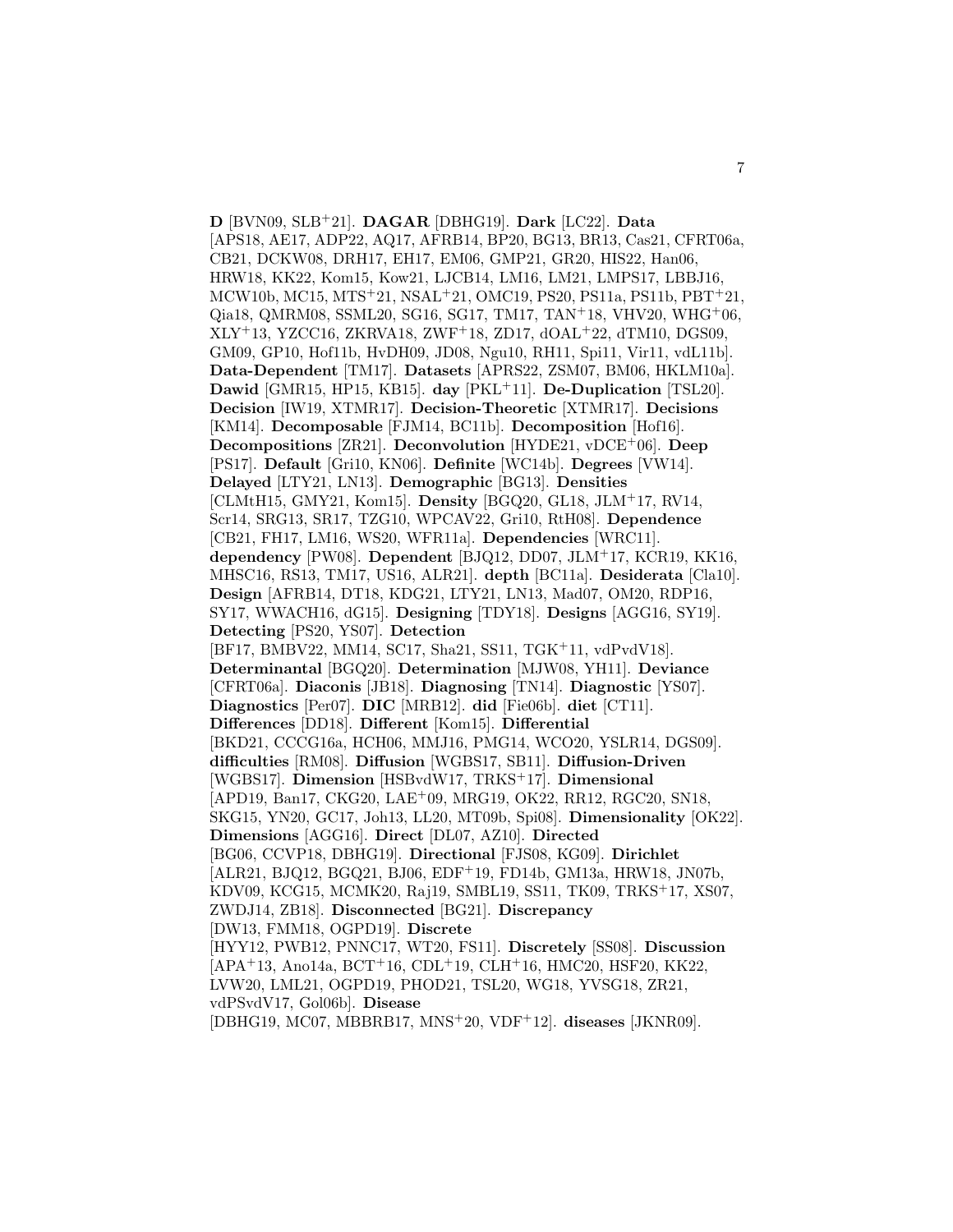**D** [BVN09, SLB+21]. **DAGAR** [DBHG19]. **Dark** [LC22]. **Data** [APS18, AE17, ADP22, AQ17, AFRB14, BP20, BG13, BR13, Cas21, CFRT06a, CB21, DCKW08, DRH17, EH17, EM06, GMP21, GR20, HIS22, Han06, HRW18, KK22, Kom15, Kow21, LJCB14, LM16, LM21, LMPS17, LBBJ16, MCW10b, MC15, MTS+21, NSAL+21, OMC19, PS20, PS11a, PS11b, PBT+21, Qia18, QMRM08, SSML20, SG16, SG17, TM17, TAN+18, VHV20, WHG+06, XLY+13, YZCC16, ZKRVA18, ZWF+18, ZD17, dOAL+22, dTM10, DGS09, GM09, GP10, Hof11b, HvDH09, JD08, Ngu10, RH11, Spi11, Vir11, vdL11b]. **Data-Dependent** [TM17]. **Datasets** [APRS22, ZSM07, BM06, HKLM10a]. **Dawid** [GMR15, HP15, KB15]. **day** [PKL+11]. **De-Duplication** [TSL20]. **Decision** [IW19, XTMR17]. **Decision-Theoretic** [XTMR17]. **Decisions** [KM14]. **Decomposable** [FJM14, BC11b]. **Decomposition** [Hof16]. **Decompositions** [ZR21]. **Deconvolution** [HYDE21, vDCE+06]. **Deep** [PS17]. **Default** [Gri10, KN06]. **Definite** [WC14b]. **Degrees** [VW14]. **Delayed** [LTY21, LN13]. **Demographic** [BG13]. **Densities** [CLMtH15, GMY21, Kom15]. **Density** [BGQ20, GL18, JLM+17, RV14, Scr14, SRG13, SR17, TZG10, WPCAV22, Gri10, RtH08]. **Dependence** [CB21, FH17, LM16, WS20, WFR11a]. **Dependencies** [WRC11]. **dependency** [PW08]. **Dependent** [BJQ12, DD07, JLM+17, KCR19, KK16, MHSC16, RS13, TM17, US16, ALR21]. **depth** [BC11a]. **Desiderata** [Cla10]. **Design** [AFRB14, DT18, KDG21, LTY21, LN13, Mad07, OM20, RDP16, SY17, WWACH16, dG15]. **Designing** [TDY18]. **Designs** [AGG16, SY19]. **Detecting** [PS20, YS07]. **Detection** [BF17, BMBV22, MM14, SC17, Sha21, SS11, TGK+11, vdPvdV18]. **Determinantal** [BGQ20]. **Determination** [MJW08, YH11]. **Deviance** [CFRT06a]. **Diaconis** [JB18]. **Diagnosing** [TN14]. **Diagnostic** [YS07]. **Diagnostics** [Per07]. **DIC** [MRB12]. **did** [Fie06b]. **diet** [CT11]. **Differences** [DD18]. **Different** [Kom15]. **Differential** [BKD21, CCCG16a, HCH06, MMJ16, PMG14, WCO20, YSLR14, DGS09]. **difficulties** [RM08]. **Diffusion** [WGBS17, SB11]. **Diffusion-Driven** [WGBS17]. **Dimension** [HSBvdW17, TRKS+17]. **Dimensional** [APD19, Ban17, CKG20, LAE+09, MRG19, OK22, RR12, RGC20, SN18, SKG15, YN20, GC17, Joh13, LL20, MT09b, Spi08]. **Dimensionality** [OK22]. **Dimensions** [AGG16]. **Direct** [DL07, AZ10]. **Directed** [BG06, CCVP18, DBHG19]. **Directional** [FJS08, KG09]. **Dirichlet** [ALR21, BJQ12, BGQ21, BJ06, EDF+19, FD14b, GM13a, HRW18, JN07b, KDV09, KCG15, MCMK20, Raj19, SMBL19, SS11, TK09, TRKS+17, XS07, ZWDJ14, ZB18]. **Disconnected** [BG21]. **Discrepancy** [DW13, FMM18, OGPD19]. **Discrete** [HYY12, PWB12, PNNC17, WT20, FS11]. **Discretely** [SS08]. **Discussion** [APA+13, Ano14a, BCT+16, CDL+19, CLH+16, HMC20, HSF20, KK22, LVW20, LML21, OGPD19, PHOD21, TSL20, WG18, YVSG18, ZR21, vdPSvdV17, Gol06b]. **Disease** [DBHG19, MC07, MBBRB17, MNS+20, VDF+12]. **diseases** [JKNR09].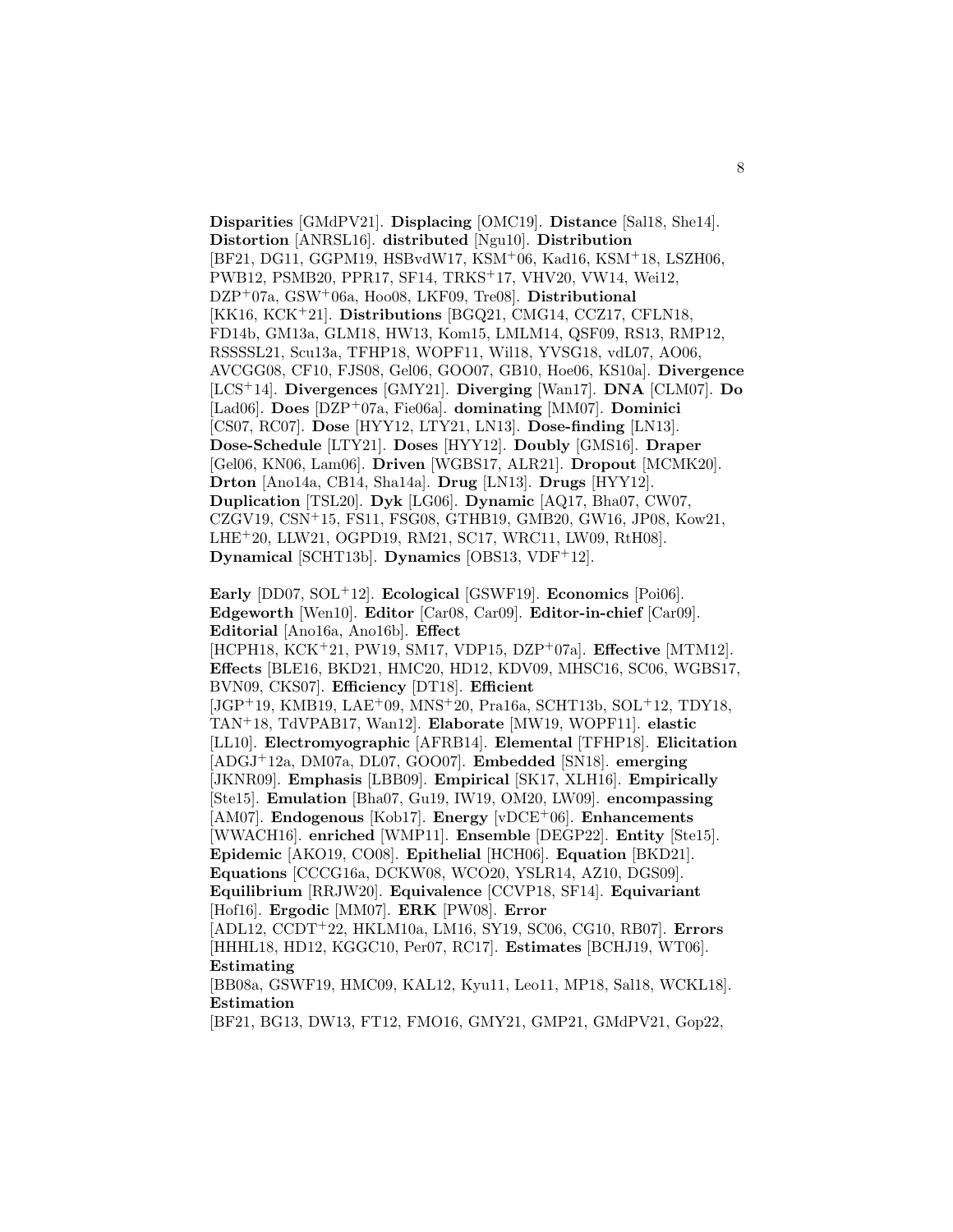**Disparities** [GMdPV21]. **Displacing** [OMC19]. **Distance** [Sal18, She14]. **Distortion** [ANRSL16]. **distributed** [Ngu10]. **Distribution** [BF21, DG11, GGPM19, HSBvdW17, KSM+06, Kad16, KSM+18, LSZH06, PWB12, PSMB20, PPR17, SF14, TRKS+17, VHV20, VW14, Wei12, DZP+07a, GSW+06a, Hoo08, LKF09, Tre08]. **Distributional** [KK16, KCK+21]. **Distributions** [BGQ21, CMG14, CCZ17, CFLN18, FD14b, GM13a, GLM18, HW13, Kom15, LMLM14, QSF09, RS13, RMP12, RSSSSL21, Scu13a, TFHP18, WOPF11, Wil18, YVSG18, vdL07, AO06, AVCGG08, CF10, FJS08, Gel06, GOO07, GB10, Hoe06, KS10a]. **Divergence** [LCS+14]. **Divergences** [GMY21]. **Diverging** [Wan17]. **DNA** [CLM07]. **Do** [Lad06]. **Does** [DZP+07a, Fie06a]. **dominating** [MM07]. **Dominici** [CS07, RC07]. **Dose** [HYY12, LTY21, LN13]. **Dose-finding** [LN13]. **Dose-Schedule** [LTY21]. **Doses** [HYY12]. **Doubly** [GMS16]. **Draper** [Gel06, KN06, Lam06]. **Driven** [WGBS17, ALR21]. **Dropout** [MCMK20]. **Drton** [Ano14a, CB14, Sha14a]. **Drug** [LN13]. **Drugs** [HYY12]. **Duplication** [TSL20]. **Dyk** [LG06]. **Dynamic** [AQ17, Bha07, CW07, CZGV19, CSN+15, FS11, FSG08, GTHB19, GMB20, GW16, JP08, Kow21, LHE+20, LLW21, OGPD19, RM21, SC17, WRC11, LW09, RtH08]. **Dynamical** [SCHT13b]. **Dynamics** [OBS13, VDF+12].

**Early** [DD07, SOL+12]. **Ecological** [GSWF19]. **Economics** [Poi06]. **Edgeworth** [Wen10]. **Editor** [Car08, Car09]. **Editor-in-chief** [Car09]. **Editorial** [Ano16a, Ano16b]. **Effect** [HCPH18, KCK+21, PW19, SM17, VDP15, DZP+07a]. **Effective** [MTM12]. **Effects** [BLE16, BKD21, HMC20, HD12, KDV09, MHSC16, SC06, WGBS17, BVN09, CKS07]. **Efficiency** [DT18]. **Efficient** [JGP+19, KMB19, LAE+09, MNS+20, Pra16a, SCHT13b, SOL+12, TDY18, TAN+18, TdVPAB17, Wan12]. **Elaborate** [MW19, WOPF11]. **elastic** [LL10]. **Electromyographic** [AFRB14]. **Elemental** [TFHP18]. **Elicitation** [ADGJ+12a, DM07a, DL07, GOO07]. **Embedded** [SN18]. **emerging** [JKNR09]. **Emphasis** [LBB09]. **Empirical** [SK17, XLH16]. **Empirically** [Ste15]. **Emulation** [Bha07, Gu19, IW19, OM20, LW09]. **encompassing** [AM07]. **Endogenous** [Kob17]. **Energy** [vDCE+06]. **Enhancements** [WWACH16]. **enriched** [WMP11]. **Ensemble** [DEGP22]. **Entity** [Ste15]. **Epidemic** [AKO19, CO08]. **Epithelial** [HCH06]. **Equation** [BKD21]. **Equations** [CCCG16a, DCKW08, WCO20, YSLR14, AZ10, DGS09]. **Equilibrium** [RRJW20]. **Equivalence** [CCVP18, SF14]. **Equivariant** [Hof16]. **Ergodic** [MM07]. **ERK** [PW08]. **Error** [ADL12, CCDT+22, HKLM10a, LM16, SY19, SC06, CG10, RB07]. **Errors** [HHHL18, HD12, KGGC10, Per07, RC17]. **Estimates** [BCHJ19, WT06]. **Estimating** [BB08a, GSWF19, HMC09, KAL12, Kyu11, Leo11, MP18, Sal18, WCKL18]. **Estimation** [BF21, BG13, DW13, FT12, FMO16, GMY21, GMP21, GMdPV21, Gop22,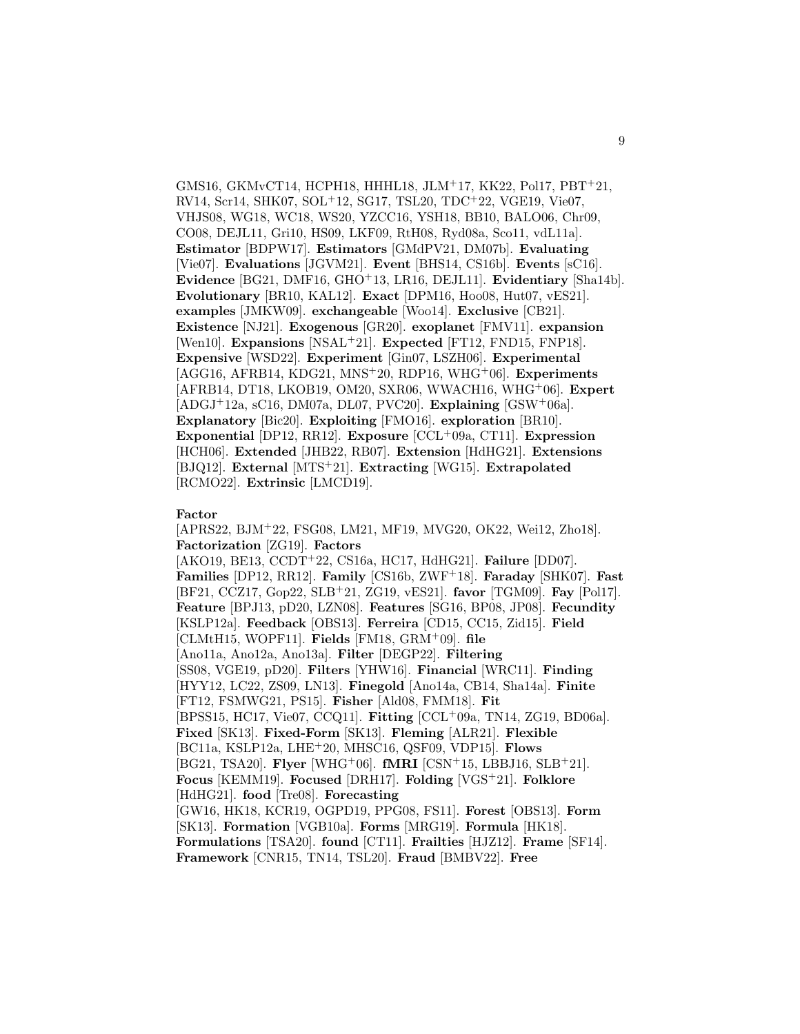GMS16, GKMvCT14, HCPH18, HHHL18, JLM+17, KK22, Pol17, PBT+21, RV14, Scr14, SHK07, SOL+12, SG17, TSL20, TDC+22, VGE19, Vie07, VHJS08, WG18, WC18, WS20, YZCC16, YSH18, BB10, BALO06, Chr09, CO08, DEJL11, Gri10, HS09, LKF09, RtH08, Ryd08a, Sco11, vdL11a]. **Estimator** [BDPW17]. **Estimators** [GMdPV21, DM07b]. **Evaluating** [Vie07]. **Evaluations** [JGVM21]. **Event** [BHS14, CS16b]. **Events** [sC16]. **Evidence** [BG21, DMF16, GHO+13, LR16, DEJL11]. **Evidentiary** [Sha14b]. **Evolutionary** [BR10, KAL12]. **Exact** [DPM16, Hoo08, Hut07, vES21]. **examples** [JMKW09]. **exchangeable** [Woo14]. **Exclusive** [CB21]. **Existence** [NJ21]. **Exogenous** [GR20]. **exoplanet** [FMV11]. **expansion** [Wen10]. **Expansions** [NSAL+21]. **Expected** [FT12, FND15, FNP18]. **Expensive** [WSD22]. **Experiment** [Gin07, LSZH06]. **Experimental** [AGG16, AFRB14, KDG21, MNS+20, RDP16, WHG+06]. **Experiments** [AFRB14, DT18, LKOB19, OM20, SXR06, WWACH16, WHG+06]. **Expert** [ADGJ+12a, sC16, DM07a, DL07, PVC20]. **Explaining** [GSW+06a]. **Explanatory** [Bic20]. **Exploiting** [FMO16]. **exploration** [BR10]. **Exponential** [DP12, RR12]. **Exposure** [CCL+09a, CT11]. **Expression** [HCH06]. **Extended** [JHB22, RB07]. **Extension** [HdHG21]. **Extensions** [BJQ12]. **External** [MTS+21]. **Extracting** [WG15]. **Extrapolated** [RCMO22]. **Extrinsic** [LMCD19].

**Factor** [APRS22, BJM+22, FSG08, LM21, MF19, MVG20, OK22, Wei12, Zho18]. **Factorization** [ZG19]. **Factors** [AKO19, BE13, CCDT+22, CS16a, HC17, HdHG21]. **Failure** [DD07]. **Families** [DP12, RR12]. **Family** [CS16b, ZWF+18]. **Faraday** [SHK07]. **Fast** [BF21, CCZ17, Gop22, SLB+21, ZG19, vES21]. **favor** [TGM09]. **Fay** [Pol17]. **Feature** [BPJ13, pD20, LZN08]. **Features** [SG16, BP08, JP08]. **Fecundity** [KSLP12a]. **Feedback** [OBS13]. **Ferreira** [CD15, CC15, Zid15]. **Field** [CLMtH15, WOPF11]. **Fields** [FM18, GRM+09]. **file** [Ano11a, Ano12a, Ano13a]. **Filter** [DEGP22]. **Filtering** [SS08, VGE19, pD20]. **Filters** [YHW16]. **Financial** [WRC11]. **Finding** [HYY12, LC22, ZS09, LN13]. **Finegold** [Ano14a, CB14, Sha14a]. **Finite** [FT12, FSMWG21, PS15]. **Fisher** [Ald08, FMM18]. **Fit** [BPSS15, HC17, Vie07, CCQ11]. **Fitting** [CCL+09a, TN14, ZG19, BD06a]. **Fixed** [SK13]. **Fixed-Form** [SK13]. **Fleming** [ALR21]. **Flexible** [BC11a, KSLP12a, LHE+20, MHSC16, QSF09, VDP15]. **Flows** [BG21, TSA20]. **Flyer** [WHG+06]. **fMRI** [CSN+15, LBBJ16, SLB+21]. **Focus** [KEMM19]. **Focused** [DRH17]. **Folding** [VGS+21]. **Folklore** [HdHG21]. **food** [Tre08]. **Forecasting** [GW16, HK18, KCR19, OGPD19, PPG08, FS11]. **Forest** [OBS13]. **Form** [SK13]. **Formation** [VGB10a]. **Forms** [MRG19]. **Formula** [HK18]. **Formulations** [TSA20]. **found** [CT11]. **Frailties** [HJZ12]. **Frame** [SF14]. **Framework** [CNR15, TN14, TSL20]. **Fraud** [BMBV22]. **Free**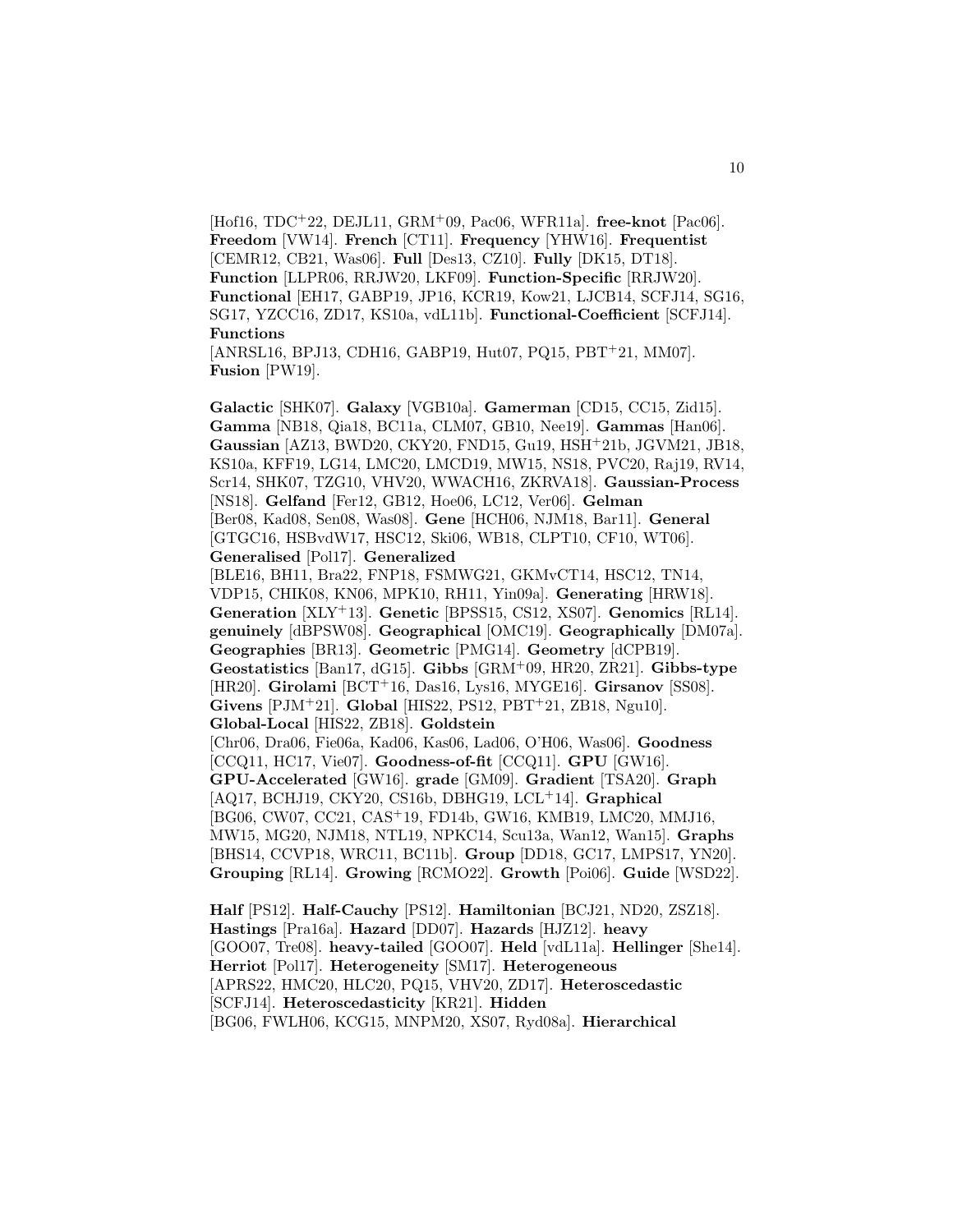[Hof16, TDC+22, DEJL11, GRM+09, Pac06, WFR11a]. **free-knot** [Pac06]. **Freedom** [VW14]. **French** [CT11]. **Frequency** [YHW16]. **Frequentist** [CEMR12, CB21, Was06]. **Full** [Des13, CZ10]. **Fully** [DK15, DT18]. **Function** [LLPR06, RRJW20, LKF09]. **Function-Specific** [RRJW20]. **Functional** [EH17, GABP19, JP16, KCR19, Kow21, LJCB14, SCFJ14, SG16, SG17, YZCC16, ZD17, KS10a, vdL11b]. **Functional-Coefficient** [SCFJ14]. **Functions** [ANRSL16, BPJ13, CDH16, GABP19, Hut07, PQ15, PBT+21, MM07]. **Fusion** [PW19].

**Galactic** [SHK07]. **Galaxy** [VGB10a]. **Gamerman** [CD15, CC15, Zid15]. **Gamma** [NB18, Qia18, BC11a, CLM07, GB10, Nee19]. **Gammas** [Han06]. **Gaussian** [AZ13, BWD20, CKY20, FND15, Gu19, HSH+21b, JGVM21, JB18, KS10a, KFF19, LG14, LMC20, LMCD19, MW15, NS18, PVC20, Raj19, RV14, Scr14, SHK07, TZG10, VHV20, WWACH16, ZKRVA18]. **Gaussian-Process** [NS18]. **Gelfand** [Fer12, GB12, Hoe06, LC12, Ver06]. **Gelman** [Ber08, Kad08, Sen08, Was08]. **Gene** [HCH06, NJM18, Bar11]. **General** [GTGC16, HSBvdW17, HSC12, Ski06, WB18, CLPT10, CF10, WT06]. **Generalised** [Pol17]. **Generalized** [BLE16, BH11, Bra22, FNP18, FSMWG21, GKMvCT14, HSC12, TN14, VDP15, CHIK08, KN06, MPK10, RH11, Yin09a]. **Generating** [HRW18]. **Generation** [XLY+13]. **Genetic** [BPSS15, CS12, XS07]. **Genomics** [RL14]. **genuinely** [dBPSW08]. **Geographical** [OMC19]. **Geographically** [DM07a]. **Geographies** [BR13]. **Geometric** [PMG14]. **Geometry** [dCPB19]. **Geostatistics** [Ban17, dG15]. **Gibbs** [GRM+09, HR20, ZR21]. **Gibbs-type** [HR20]. **Girolami** [BCT+16, Das16, Lys16, MYGE16]. **Girsanov** [SS08]. **Givens** [PJM+21]. **Global** [HIS22, PS12, PBT+21, ZB18, Ngu10]. **Global-Local** [HIS22, ZB18]. **Goldstein** [Chr06, Dra06, Fie06a, Kad06, Kas06, Lad06, O'H06, Was06]. **Goodness** [CCQ11, HC17, Vie07]. **Goodness-of-fit** [CCQ11]. **GPU** [GW16]. **GPU-Accelerated** [GW16]. **grade** [GM09]. **Gradient** [TSA20]. **Graph** [AQ17, BCHJ19, CKY20, CS16b, DBHG19, LCL+14]. **Graphical** [BG06, CW07, CC21, CAS+19, FD14b, GW16, KMB19, LMC20, MMJ16, MW15, MG20, NJM18, NTL19, NPKC14, Scu13a, Wan12, Wan15]. **Graphs** [BHS14, CCVP18, WRC11, BC11b]. **Group** [DD18, GC17, LMPS17, YN20]. **Grouping** [RL14]. **Growing** [RCMO22]. **Growth** [Poi06]. **Guide** [WSD22].

**Half** [PS12]. **Half-Cauchy** [PS12]. **Hamiltonian** [BCJ21, ND20, ZSZ18]. **Hastings** [Pra16a]. **Hazard** [DD07]. **Hazards** [HJZ12]. **heavy** [GOO07, Tre08]. **heavy-tailed** [GOO07]. **Held** [vdL11a]. **Hellinger** [She14]. **Herriot** [Pol17]. **Heterogeneity** [SM17]. **Heterogeneous** [APRS22, HMC20, HLC20, PQ15, VHV20, ZD17]. **Heteroscedastic** [SCFJ14]. **Heteroscedasticity** [KR21]. **Hidden** [BG06, FWLH06, KCG15, MNPM20, XS07, Ryd08a]. **Hierarchical**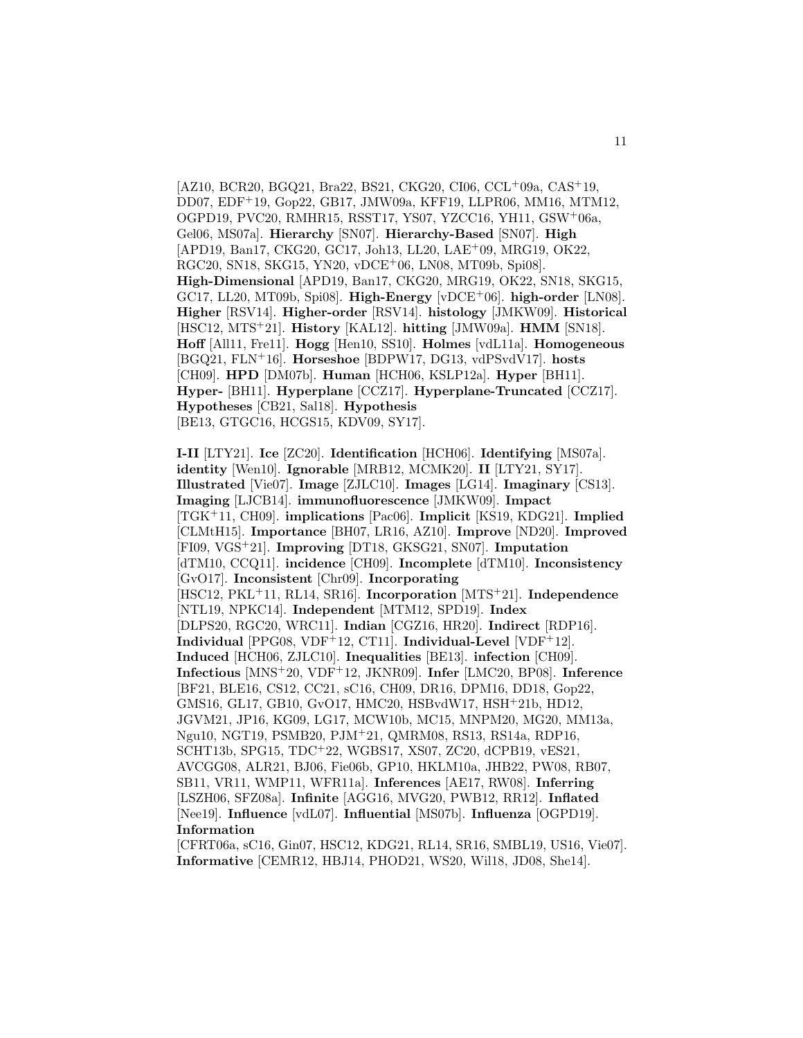[AZ10, BCR20, BGQ21, Bra22, BS21, CKG20, CI06, CCL+09a, CAS+19, DD07, EDF+19, Gop22, GB17, JMW09a, KFF19, LLPR06, MM16, MTM12, OGPD19, PVC20, RMHR15, RSST17, YS07, YZCC16, YH11, GSW+06a, Gel06, MS07a]. **Hierarchy** [SN07]. **Hierarchy-Based** [SN07]. **High** [APD19, Ban17, CKG20, GC17, Joh13, LL20, LAE+09, MRG19, OK22, RGC20, SN18, SKG15, YN20, vDCE+06, LN08, MT09b, Spi08]. **High-Dimensional** [APD19, Ban17, CKG20, MRG19, OK22, SN18, SKG15, GC17, LL20, MT09b, Spi08]. **High-Energy** [vDCE+06]. **high-order** [LN08]. **Higher** [RSV14]. **Higher-order** [RSV14]. **histology** [JMKW09]. **Historical** [HSC12, MTS+21]. **History** [KAL12]. **hitting** [JMW09a]. **HMM** [SN18]. **Hoff** [All11, Fre11]. **Hogg** [Hen10, SS10]. **Holmes** [vdL11a]. **Homogeneous** [BGQ21, FLN+16]. **Horseshoe** [BDPW17, DG13, vdPSvdV17]. **hosts** [CH09]. **HPD** [DM07b]. **Human** [HCH06, KSLP12a]. **Hyper** [BH11]. **Hyper-** [BH11]. **Hyperplane** [CCZ17]. **Hyperplane-Truncated** [CCZ17]. **Hypotheses** [CB21, Sal18]. **Hypothesis** [BE13, GTGC16, HCGS15, KDV09, SY17].

**I-II** [LTY21]. **Ice** [ZC20]. **Identification** [HCH06]. **Identifying** [MS07a]. **identity** [Wen10]. **Ignorable** [MRB12, MCMK20]. **II** [LTY21, SY17]. **Illustrated** [Vie07]. **Image** [ZJLC10]. **Images** [LG14]. **Imaginary** [CS13]. **Imaging** [LJCB14]. **immunofluorescence** [JMKW09]. **Impact** [TGK+11, CH09]. **implications** [Pac06]. **Implicit** [KS19, KDG21]. **Implied** [CLMtH15]. **Importance** [BH07, LR16, AZ10]. **Improve** [ND20]. **Improved** [FI09, VGS+21]. **Improving** [DT18, GKSG21, SN07]. **Imputation** [dTM10, CCQ11]. **incidence** [CH09]. **Incomplete** [dTM10]. **Inconsistency** [GvO17]. **Inconsistent** [Chr09]. **Incorporating** [HSC12, PKL+11, RL14, SR16]. **Incorporation** [MTS+21]. **Independence** [NTL19, NPKC14]. **Independent** [MTM12, SPD19]. **Index** [DLPS20, RGC20, WRC11]. **Indian** [CGZ16, HR20]. **Indirect** [RDP16]. **Individual** [PPG08, VDF+12, CT11]. **Individual-Level** [VDF+12]. **Induced** [HCH06, ZJLC10]. **Inequalities** [BE13]. **infection** [CH09]. **Infectious** [MNS+20, VDF+12, JKNR09]. **Infer** [LMC20, BP08]. **Inference** [BF21, BLE16, CS12, CC21, sC16, CH09, DR16, DPM16, DD18, Gop22, GMS16, GL17, GB10, GvO17, HMC20, HSBvdW17, HSH+21b, HD12, JGVM21, JP16, KG09, LG17, MCW10b, MC15, MNPM20, MG20, MM13a, Ngu10, NGT19, PSMB20, PJM+21, QMRM08, RS13, RS14a, RDP16, SCHT13b, SPG15, TDC+22, WGBS17, XS07, ZC20, dCPB19, vES21, AVCGG08, ALR21, BJ06, Fie06b, GP10, HKLM10a, JHB22, PW08, RB07, SB11, VR11, WMP11, WFR11a]. **Inferences** [AE17, RW08]. **Inferring** [LSZH06, SFZ08a]. **Infinite** [AGG16, MVG20, PWB12, RR12]. **Inflated** [Nee19]. **Influence** [vdL07]. **Influential** [MS07b]. **Influenza** [OGPD19]. **Information** [CFRT06a, sC16, Gin07, HSC12, KDG21, RL14, SR16, SMBL19, US16, Vie07]. **Informative** [CEMR12, HBJ14, PHOD21, WS20, Wil18, JD08, She14].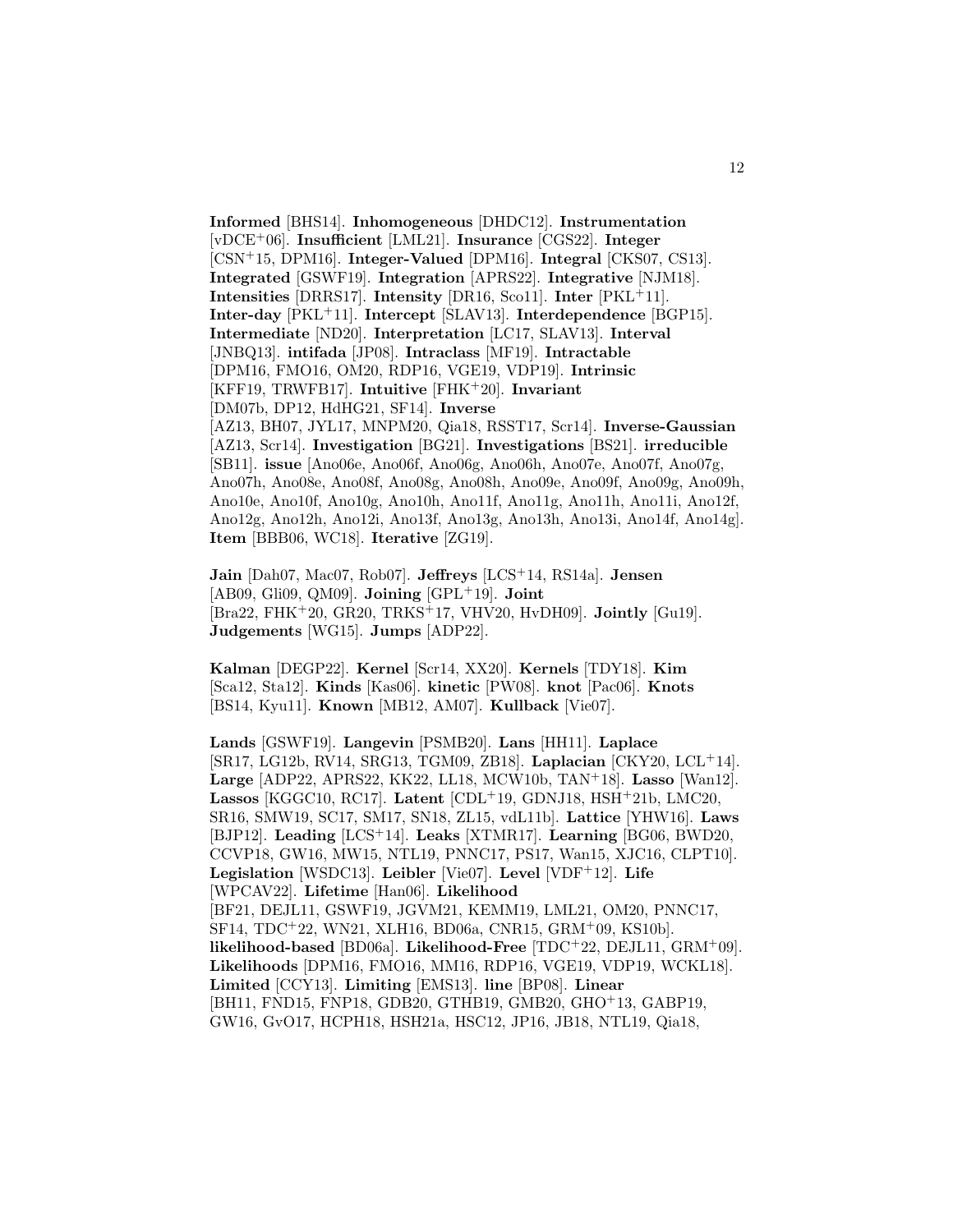**Informed** [BHS14]. **Inhomogeneous** [DHDC12]. **Instrumentation** [vDCE+06]. **Insufficient** [LML21]. **Insurance** [CGS22]. **Integer** [CSN+15, DPM16]. **Integer-Valued** [DPM16]. **Integral** [CKS07, CS13]. **Integrated** [GSWF19]. **Integration** [APRS22]. **Integrative** [NJM18]. **Intensities** [DRRS17]. **Intensity** [DR16, Sco11]. **Inter** [PKL+11]. **Inter-day** [PKL+11]. **Intercept** [SLAV13]. **Interdependence** [BGP15]. **Intermediate** [ND20]. **Interpretation** [LC17, SLAV13]. **Interval** [JNBQ13]. **intifada** [JP08]. **Intraclass** [MF19]. **Intractable** [DPM16, FMO16, OM20, RDP16, VGE19, VDP19]. **Intrinsic** [KFF19, TRWFB17]. **Intuitive** [FHK+20]. **Invariant** [DM07b, DP12, HdHG21, SF14]. **Inverse** [AZ13, BH07, JYL17, MNPM20, Qia18, RSST17, Scr14]. **Inverse-Gaussian** [AZ13, Scr14]. **Investigation** [BG21]. **Investigations** [BS21]. **irreducible** [SB11]. **issue** [Ano06e, Ano06f, Ano06g, Ano06h, Ano07e, Ano07f, Ano07g, Ano07h, Ano08e, Ano08f, Ano08g, Ano08h, Ano09e, Ano09f, Ano09g, Ano09h, Ano10e, Ano10f, Ano10g, Ano10h, Ano11f, Ano11g, Ano11h, Ano11i, Ano12f, Ano12g, Ano12h, Ano12i, Ano13f, Ano13g, Ano13h, Ano13i, Ano14f, Ano14g]. **Item** [BBB06, WC18]. **Iterative** [ZG19].

**Jain** [Dah07, Mac07, Rob07]. **Jeffreys** [LCS+14, RS14a]. **Jensen** [AB09, Gli09, QM09]. **Joining** [GPL+19]. **Joint** [Bra22, FHK+20, GR20, TRKS+17, VHV20, HvDH09]. **Jointly** [Gu19]. **Judgements** [WG15]. **Jumps** [ADP22].

**Kalman** [DEGP22]. **Kernel** [Scr14, XX20]. **Kernels** [TDY18]. **Kim** [Sca12, Sta12]. **Kinds** [Kas06]. **kinetic** [PW08]. **knot** [Pac06]. **Knots** [BS14, Kyu11]. **Known** [MB12, AM07]. **Kullback** [Vie07].

**Lands** [GSWF19]. **Langevin** [PSMB20]. **Lans** [HH11]. **Laplace** [SR17, LG12b, RV14, SRG13, TGM09, ZB18]. **Laplacian** [CKY20, LCL+14]. **Large** [ADP22, APRS22, KK22, LL18, MCW10b, TAN+18]. **Lasso** [Wan12]. **Lassos** [KGGC10, RC17]. **Latent** [CDL+19, GDNJ18, HSH+21b, LMC20, SR16, SMW19, SC17, SM17, SN18, ZL15, vdL11b]. **Lattice** [YHW16]. **Laws** [BJP12]. **Leading** [LCS+14]. **Leaks** [XTMR17]. **Learning** [BG06, BWD20, CCVP18, GW16, MW15, NTL19, PNNC17, PS17, Wan15, XJC16, CLPT10]. **Legislation** [WSDC13]. **Leibler** [Vie07]. **Level** [VDF+12]. **Life** [WPCAV22]. **Lifetime** [Han06]. **Likelihood** [BF21, DEJL11, GSWF19, JGVM21, KEMM19, LML21, OM20, PNNC17, SF14, TDC+22, WN21, XLH16, BD06a, CNR15, GRM+09, KS10b]. **likelihood-based** [BD06a]. **Likelihood-Free** [TDC+22, DEJL11, GRM+09]. **Likelihoods** [DPM16, FMO16, MM16, RDP16, VGE19, VDP19, WCKL18]. **Limited** [CCY13]. **Limiting** [EMS13]. **line** [BP08]. **Linear** [BH11, FND15, FNP18, GDB20, GTHB19, GMB20, GHO+13, GABP19, GW16, GvO17, HCPH18, HSH21a, HSC12, JP16, JB18, NTL19, Qia18,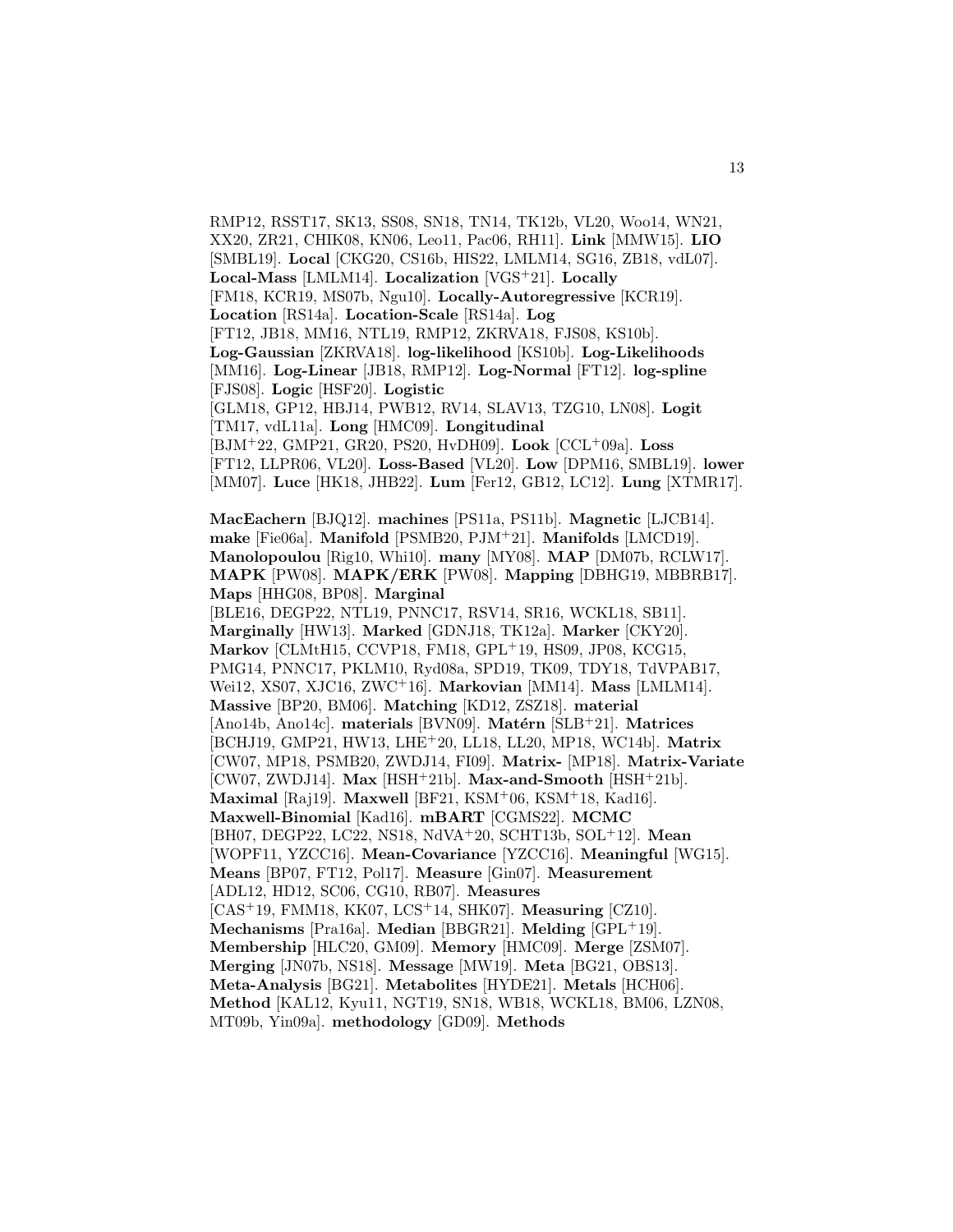RMP12, RSST17, SK13, SS08, SN18, TN14, TK12b, VL20, Woo14, WN21, XX20, ZR21, CHIK08, KN06, Leo11, Pac06, RH11]. **Link** [MMW15]. **LIO** [SMBL19]. **Local** [CKG20, CS16b, HIS22, LMLM14, SG16, ZB18, vdL07]. **Local-Mass** [LMLM14]. **Localization** [VGS+21]. **Locally** [FM18, KCR19, MS07b, Ngu10]. **Locally-Autoregressive** [KCR19]. **Location** [RS14a]. **Location-Scale** [RS14a]. **Log** [FT12, JB18, MM16, NTL19, RMP12, ZKRVA18, FJS08, KS10b]. **Log-Gaussian** [ZKRVA18]. **log-likelihood** [KS10b]. **Log-Likelihoods** [MM16]. **Log-Linear** [JB18, RMP12]. **Log-Normal** [FT12]. **log-spline** [FJS08]. **Logic** [HSF20]. **Logistic** [GLM18, GP12, HBJ14, PWB12, RV14, SLAV13, TZG10, LN08]. **Logit** [TM17, vdL11a]. **Long** [HMC09]. **Longitudinal** [BJM+22, GMP21, GR20, PS20, HvDH09]. **Look** [CCL+09a]. **Loss** [FT12, LLPR06, VL20]. **Loss-Based** [VL20]. **Low** [DPM16, SMBL19]. **lower** [MM07]. **Luce** [HK18, JHB22]. **Lum** [Fer12, GB12, LC12]. **Lung** [XTMR17].

**MacEachern** [BJQ12]. **machines** [PS11a, PS11b]. **Magnetic** [LJCB14]. **make** [Fie06a]. **Manifold** [PSMB20, PJM+21]. **Manifolds** [LMCD19]. **Manolopoulou** [Rig10, Whi10]. **many** [MY08]. **MAP** [DM07b, RCLW17]. **MAPK** [PW08]. **MAPK/ERK** [PW08]. **Mapping** [DBHG19, MBBRB17]. **Maps** [HHG08, BP08]. **Marginal** [BLE16, DEGP22, NTL19, PNNC17, RSV14, SR16, WCKL18, SB11]. **Marginally** [HW13]. **Marked** [GDNJ18, TK12a]. **Marker** [CKY20]. **Markov** [CLMtH15, CCVP18, FM18, GPL+19, HS09, JP08, KCG15, PMG14, PNNC17, PKLM10, Ryd08a, SPD19, TK09, TDY18, TdVPAB17, Wei12, XS07, XJC16, ZWC+16]. **Markovian** [MM14]. **Mass** [LMLM14]. **Massive** [BP20, BM06]. **Matching** [KD12, ZSZ18]. **material** [Ano14b, Ano14c]. **materials** [BVN09]. **Matérn** [SLB+21]. **Matrices** [BCHJ19, GMP21, HW13, LHE+20, LL18, LL20, MP18, WC14b]. **Matrix** [CW07, MP18, PSMB20, ZWDJ14, FI09]. **Matrix-** [MP18]. **Matrix-Variate** [CW07, ZWDJ14]. **Max** [HSH+21b]. **Max-and-Smooth** [HSH+21b]. **Maximal** [Raj19]. **Maxwell** [BF21, KSM+06, KSM+18, Kad16]. **Maxwell-Binomial** [Kad16]. **mBART** [CGMS22]. **MCMC** [BH07, DEGP22, LC22, NS18, NdVA+20, SCHT13b, SOL+12]. **Mean** [WOPF11, YZCC16]. **Mean-Covariance** [YZCC16]. **Meaningful** [WG15]. **Means** [BP07, FT12, Pol17]. **Measure** [Gin07]. **Measurement** [ADL12, HD12, SC06, CG10, RB07]. **Measures** [CAS+19, FMM18, KK07, LCS+14, SHK07]. **Measuring** [CZ10]. **Mechanisms** [Pra16a]. **Median** [BBGR21]. **Melding** [GPL+19]. **Membership** [HLC20, GM09]. **Memory** [HMC09]. **Merge** [ZSM07]. **Merging** [JN07b, NS18]. **Message** [MW19]. **Meta** [BG21, OBS13]. **Meta-Analysis** [BG21]. **Metabolites** [HYDE21]. **Metals** [HCH06]. **Method** [KAL12, Kyu11, NGT19, SN18, WB18, WCKL18, BM06, LZN08, MT09b, Yin09a]. **methodology** [GD09]. **Methods**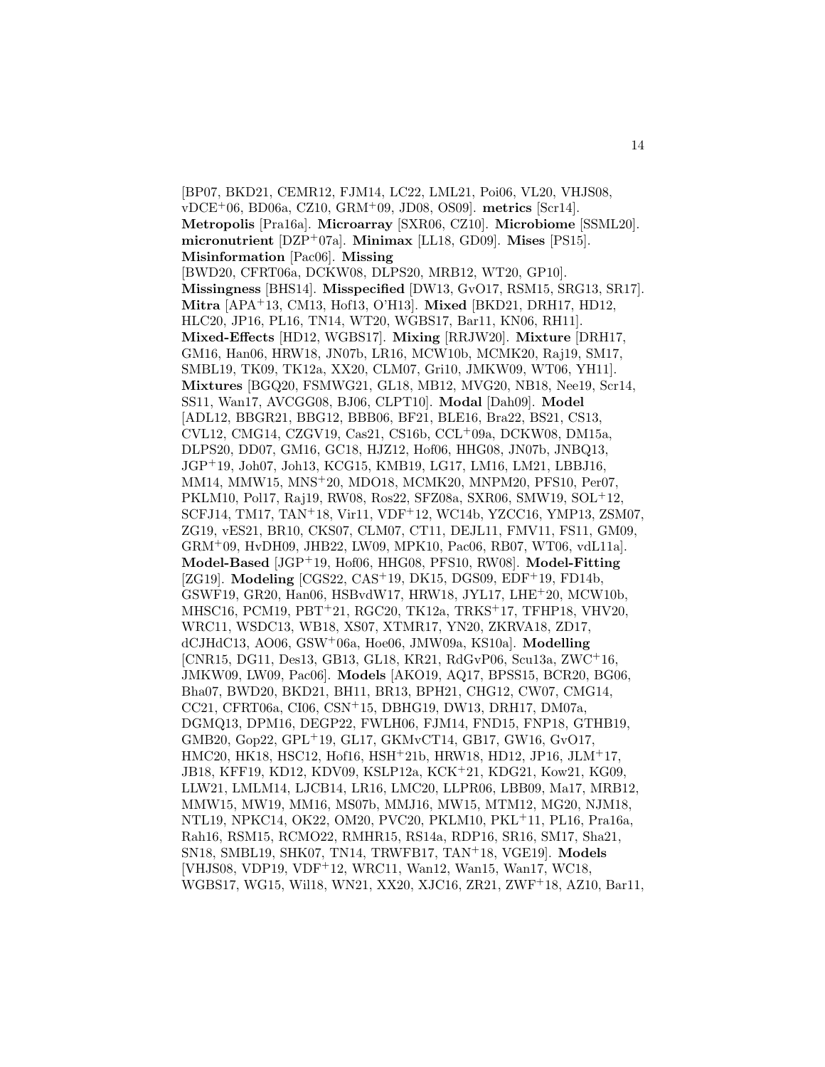[BP07, BKD21, CEMR12, FJM14, LC22, LML21, Poi06, VL20, VHJS08, vDCE+06, BD06a, CZ10, GRM+09, JD08, OS09]. **metrics** [Scr14]. **Metropolis** [Pra16a]. **Microarray** [SXR06, CZ10]. **Microbiome** [SSML20]. **micronutrient** [DZP+07a]. **Minimax** [LL18, GD09]. **Mises** [PS15]. **Misinformation** [Pac06]. **Missing** [BWD20, CFRT06a, DCKW08, DLPS20, MRB12, WT20, GP10]. **Missingness** [BHS14]. **Misspecified** [DW13, GvO17, RSM15, SRG13, SR17]. **Mitra** [APA+13, CM13, Hof13, O'H13]. **Mixed** [BKD21, DRH17, HD12, HLC20, JP16, PL16, TN14, WT20, WGBS17, Bar11, KN06, RH11]. **Mixed-Effects** [HD12, WGBS17]. **Mixing** [RRJW20]. **Mixture** [DRH17, GM16, Han06, HRW18, JN07b, LR16, MCW10b, MCMK20, Raj19, SM17, SMBL19, TK09, TK12a, XX20, CLM07, Gri10, JMKW09, WT06, YH11]. **Mixtures** [BGQ20, FSMWG21, GL18, MB12, MVG20, NB18, Nee19, Scr14, SS11, Wan17, AVCGG08, BJ06, CLPT10]. **Modal** [Dah09]. **Model** [ADL12, BBGR21, BBG12, BBB06, BF21, BLE16, Bra22, BS21, CS13, CVL12, CMG14, CZGV19, Cas21, CS16b, CCL+09a, DCKW08, DM15a, DLPS20, DD07, GM16, GC18, HJZ12, Hof06, HHG08, JN07b, JNBQ13, JGP+19, Joh07, Joh13, KCG15, KMB19, LG17, LM16, LM21, LBBJ16, MM14, MMW15, MNS+20, MDO18, MCMK20, MNPM20, PFS10, Per07, PKLM10, Pol17, Raj19, RW08, Ros22, SFZ08a, SXR06, SMW19, SOL+12, SCFJ14, TM17, TAN+18, Vir11, VDF+12, WC14b, YZCC16, YMP13, ZSM07, ZG19, vES21, BR10, CKS07, CLM07, CT11, DEJL11, FMV11, FS11, GM09, GRM+09, HvDH09, JHB22, LW09, MPK10, Pac06, RB07, WT06, vdL11a]. **Model-Based** [JGP+19, Hof06, HHG08, PFS10, RW08]. **Model-Fitting** [ZG19]. **Modeling** [CGS22, CAS+19, DK15, DGS09, EDF+19, FD14b, GSWF19, GR20, Han06, HSBvdW17, HRW18, JYL17, LHE+20, MCW10b, MHSC16, PCM19, PBT+21, RGC20, TK12a, TRKS+17, TFHP18, VHV20, WRC11, WSDC13, WB18, XS07, XTMR17, YN20, ZKRVA18, ZD17, dCJHdC13, AO06, GSW+06a, Hoe06, JMW09a, KS10a]. **Modelling** [CNR15, DG11, Des13, GB13, GL18, KR21, RdGvP06, Scu13a, ZWC+16, JMKW09, LW09, Pac06]. **Models** [AKO19, AQ17, BPSS15, BCR20, BG06, Bha07, BWD20, BKD21, BH11, BR13, BPH21, CHG12, CW07, CMG14, CC21, CFRT06a, CI06, CSN+15, DBHG19, DW13, DRH17, DM07a, DGMQ13, DPM16, DEGP22, FWLH06, FJM14, FND15, FNP18, GTHB19, GMB20, Gop22, GPL+19, GL17, GKMvCT14, GB17, GW16, GvO17, HMC20, HK18, HSC12, Hof16, HSH+21b, HRW18, HD12, JP16, JLM+17, JB18, KFF19, KD12, KDV09, KSLP12a, KCK+21, KDG21, Kow21, KG09, LLW21, LMLM14, LJCB14, LR16, LMC20, LLPR06, LBB09, Ma17, MRB12, MMW15, MW19, MM16, MS07b, MMJ16, MW15, MTM12, MG20, NJM18, NTL19, NPKC14, OK22, OM20, PVC20, PKLM10, PKL+11, PL16, Pra16a, Rah16, RSM15, RCMO22, RMHR15, RS14a, RDP16, SR16, SM17, Sha21, SN18, SMBL19, SHK07, TN14, TRWFB17, TAN+18, VGE19]. **Models** [VHJS08, VDP19, VDF+12, WRC11, Wan12, Wan15, Wan17, WC18, WGBS17, WG15, Wil18, WN21, XX20, XJC16, ZR21, ZWF+18, AZ10, Bar11,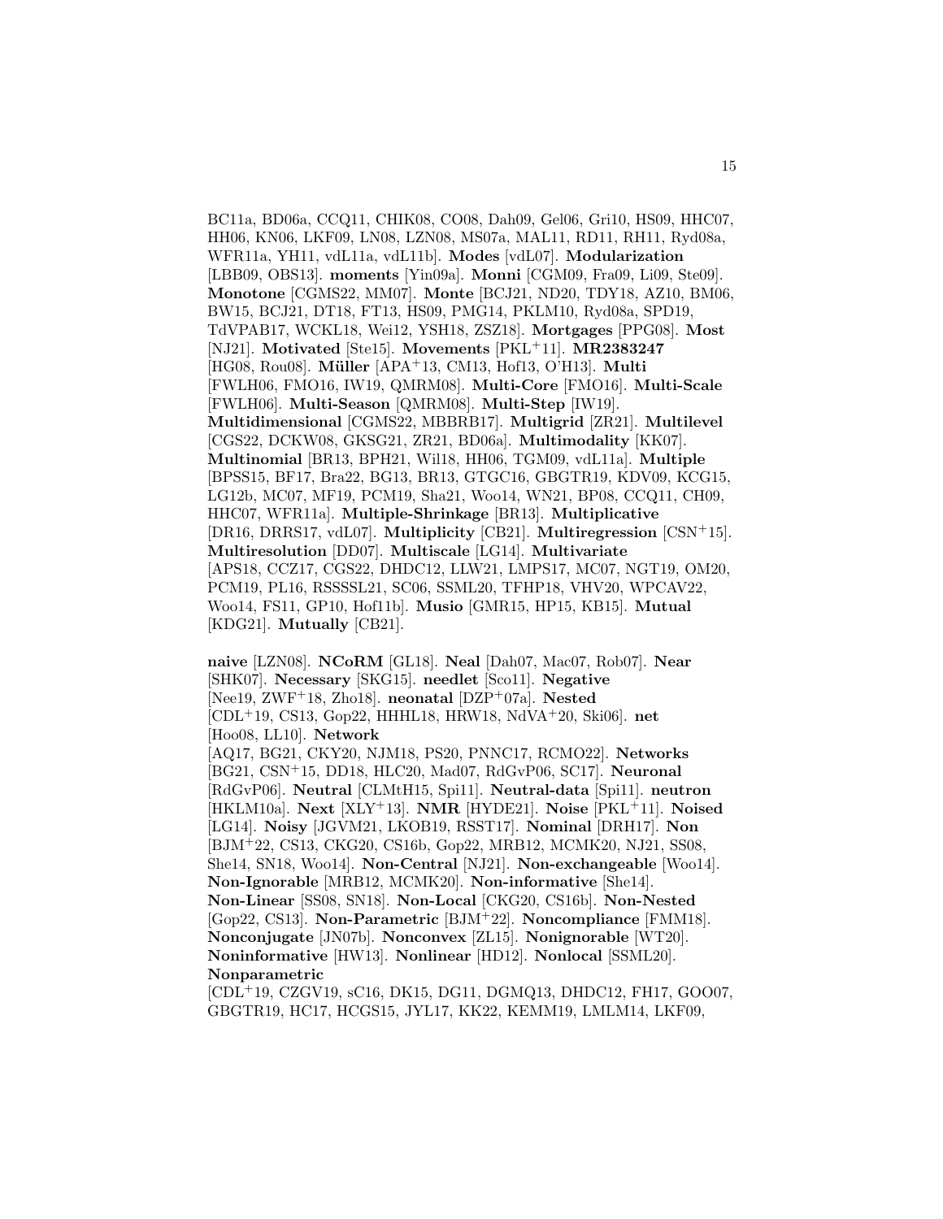BC11a, BD06a, CCQ11, CHIK08, CO08, Dah09, Gel06, Gri10, HS09, HHC07, HH06, KN06, LKF09, LN08, LZN08, MS07a, MAL11, RD11, RH11, Ryd08a, WFR11a, YH11, vdL11a, vdL11b]. **Modes** [vdL07]. **Modularization** [LBB09, OBS13]. **moments** [Yin09a]. **Monni** [CGM09, Fra09, Li09, Ste09]. **Monotone** [CGMS22, MM07]. **Monte** [BCJ21, ND20, TDY18, AZ10, BM06, BW15, BCJ21, DT18, FT13, HS09, PMG14, PKLM10, Ryd08a, SPD19, TdVPAB17, WCKL18, Wei12, YSH18, ZSZ18]. **Mortgages** [PPG08]. **Most** [NJ21]. **Motivated** [Ste15]. **Movements** [PKL+11]. **MR2383247** [HG08, Rou08]. **Müller** [APA+13, CM13, Hof13, O'H13]. **Multi** [FWLH06, FMO16, IW19, QMRM08]. **Multi-Core** [FMO16]. **Multi-Scale** [FWLH06]. **Multi-Season** [QMRM08]. **Multi-Step** [IW19]. **Multidimensional** [CGMS22, MBBRB17]. **Multigrid** [ZR21]. **Multilevel** [CGS22, DCKW08, GKSG21, ZR21, BD06a]. **Multimodality** [KK07]. **Multinomial** [BR13, BPH21, Wil18, HH06, TGM09, vdL11a]. **Multiple** [BPSS15, BF17, Bra22, BG13, BR13, GTGC16, GBGTR19, KDV09, KCG15, LG12b, MC07, MF19, PCM19, Sha21, Woo14, WN21, BP08, CCQ11, CH09, HHC07, WFR11a]. **Multiple-Shrinkage** [BR13]. **Multiplicative** [DR16, DRRS17, vdL07]. **Multiplicity** [CB21]. **Multiregression** [CSN+15]. **Multiresolution** [DD07]. **Multiscale** [LG14]. **Multivariate** [APS18, CCZ17, CGS22, DHDC12, LLW21, LMPS17, MC07, NGT19, OM20, PCM19, PL16, RSSSSL21, SC06, SSML20, TFHP18, VHV20, WPCAV22, Woo14, FS11, GP10, Hof11b]. **Musio** [GMR15, HP15, KB15]. **Mutual** [KDG21]. **Mutually** [CB21].

**naive** [LZN08]. **NCoRM** [GL18]. **Neal** [Dah07, Mac07, Rob07]. **Near** [SHK07]. **Necessary** [SKG15]. **needlet** [Sco11]. **Negative** [Nee19, ZWF+18, Zho18]. **neonatal** [DZP+07a]. **Nested** [CDL+19, CS13, Gop22, HHHL18, HRW18, NdVA+20, Ski06]. **net** [Hoo08, LL10]. **Network** [AQ17, BG21, CKY20, NJM18, PS20, PNNC17, RCMO22]. **Networks** [BG21, CSN+15, DD18, HLC20, Mad07, RdGvP06, SC17]. **Neuronal** [RdGvP06]. **Neutral** [CLMtH15, Spi11]. **Neutral-data** [Spi11]. **neutron** [HKLM10a]. **Next** [XLY+13]. **NMR** [HYDE21]. **Noise** [PKL+11]. **Noised** [LG14]. **Noisy** [JGVM21, LKOB19, RSST17]. **Nominal** [DRH17]. **Non** [BJM+22, CS13, CKG20, CS16b, Gop22, MRB12, MCMK20, NJ21, SS08, She14, SN18, Woo14]. **Non-Central** [NJ21]. **Non-exchangeable** [Woo14]. **Non-Ignorable** [MRB12, MCMK20]. **Non-informative** [She14]. **Non-Linear** [SS08, SN18]. **Non-Local** [CKG20, CS16b]. **Non-Nested** [Gop22, CS13]. **Non-Parametric** [BJM+22]. **Noncompliance** [FMM18]. **Nonconjugate** [JN07b]. **Nonconvex** [ZL15]. **Nonignorable** [WT20]. **Noninformative** [HW13]. **Nonlinear** [HD12]. **Nonlocal** [SSML20]. **Nonparametric** [CDL+19, CZGV19, sC16, DK15, DG11, DGMQ13, DHDC12, FH17, GOO07, GBGTR19, HC17, HCGS15, JYL17, KK22, KEMM19, LMLM14, LKF09,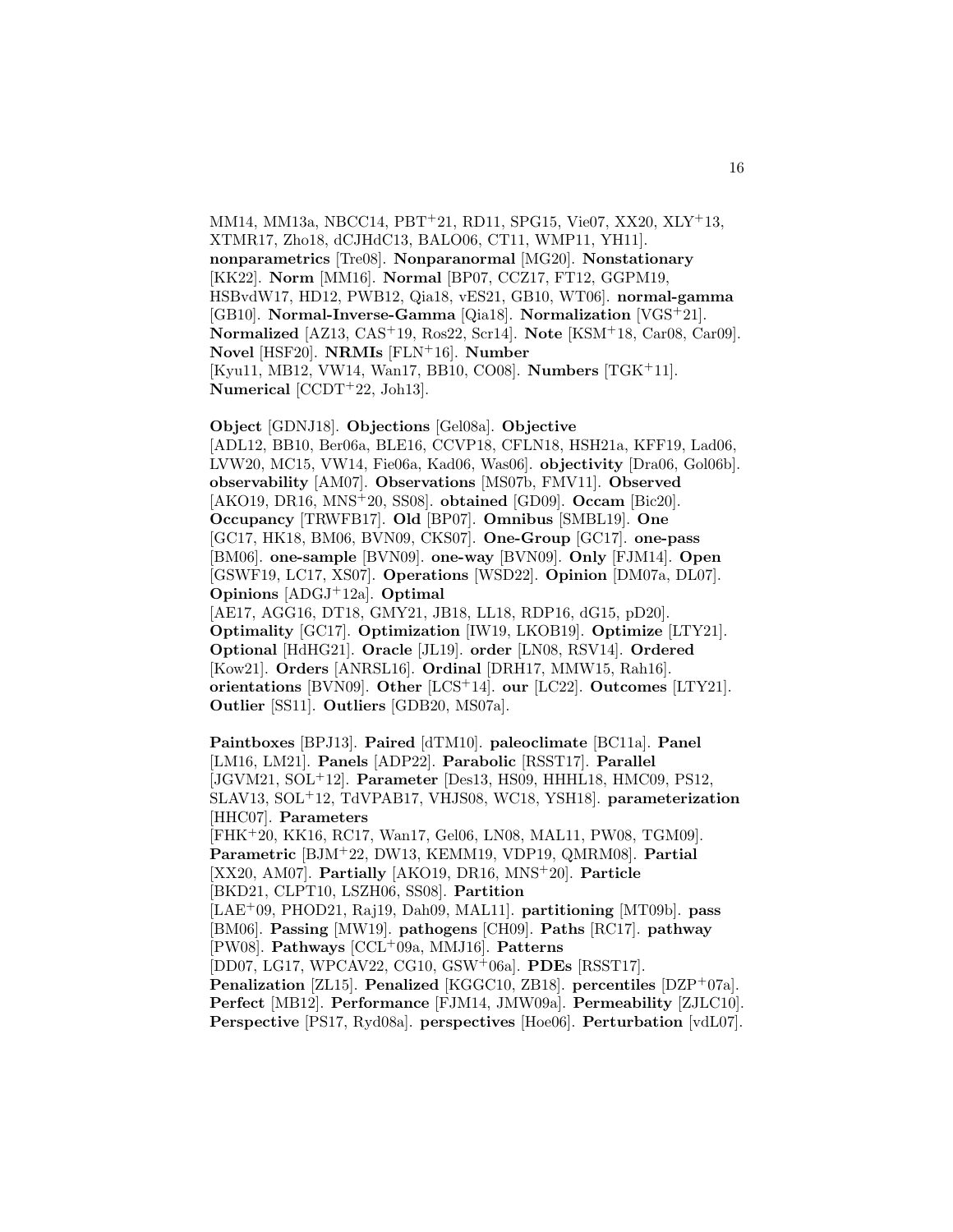MM14, MM13a, NBCC14, PBT+21, RD11, SPG15, Vie07, XX20, XLY+13, XTMR17, Zho18, dCJHdC13, BALO06, CT11, WMP11, YH11]. **nonparametrics** [Tre08]. **Nonparanormal** [MG20]. **Nonstationary** [KK22]. **Norm** [MM16]. **Normal** [BP07, CCZ17, FT12, GGPM19, HSBvdW17, HD12, PWB12, Qia18, vES21, GB10, WT06]. **normal-gamma** [GB10]. **Normal-Inverse-Gamma** [Qia18]. **Normalization** [VGS+21]. **Normalized** [AZ13, CAS+19, Ros22, Scr14]. **Note** [KSM+18, Car08, Car09]. **Novel** [HSF20]. **NRMIs** [FLN+16]. **Number** [Kyu11, MB12, VW14, Wan17, BB10, CO08]. **Numbers** [TGK+11]. **Numerical** [CCDT+22, Joh13].

**Object** [GDNJ18]. **Objections** [Gel08a]. **Objective** [ADL12, BB10, Ber06a, BLE16, CCVP18, CFLN18, HSH21a, KFF19, Lad06, LVW20, MC15, VW14, Fie06a, Kad06, Was06]. **objectivity** [Dra06, Gol06b]. **observability** [AM07]. **Observations** [MS07b, FMV11]. **Observed** [AKO19, DR16, MNS+20, SS08]. **obtained** [GD09]. **Occam** [Bic20]. **Occupancy** [TRWFB17]. **Old** [BP07]. **Omnibus** [SMBL19]. **One** [GC17, HK18, BM06, BVN09, CKS07]. **One-Group** [GC17]. **one-pass** [BM06]. **one-sample** [BVN09]. **one-way** [BVN09]. **Only** [FJM14]. **Open** [GSWF19, LC17, XS07]. **Operations** [WSD22]. **Opinion** [DM07a, DL07]. **Opinions** [ADGJ+12a]. **Optimal** [AE17, AGG16, DT18, GMY21, JB18, LL18, RDP16, dG15, pD20]. **Optimality** [GC17]. **Optimization** [IW19, LKOB19]. **Optimize** [LTY21]. **Optional** [HdHG21]. **Oracle** [JL19]. **order** [LN08, RSV14]. **Ordered** [Kow21]. **Orders** [ANRSL16]. **Ordinal** [DRH17, MMW15, Rah16]. **orientations** [BVN09]. **Other** [LCS+14]. **our** [LC22]. **Outcomes** [LTY21]. **Outlier** [SS11]. **Outliers** [GDB20, MS07a].

**Paintboxes** [BPJ13]. **Paired** [dTM10]. **paleoclimate** [BC11a]. **Panel** [LM16, LM21]. **Panels** [ADP22]. **Parabolic** [RSST17]. **Parallel** [JGVM21, SOL+12]. **Parameter** [Des13, HS09, HHHL18, HMC09, PS12, SLAV13, SOL+12, TdVPAB17, VHJS08, WC18, YSH18]. **parameterization** [HHC07]. **Parameters** [FHK+20, KK16, RC17, Wan17, Gel06, LN08, MAL11, PW08, TGM09]. **Parametric** [BJM+22, DW13, KEMM19, VDP19, QMRM08]. **Partial** [XX20, AM07]. **Partially** [AKO19, DR16, MNS+20]. **Particle** [BKD21, CLPT10, LSZH06, SS08]. **Partition** [LAE+09, PHOD21, Raj19, Dah09, MAL11]. **partitioning** [MT09b]. **pass** [BM06]. **Passing** [MW19]. **pathogens** [CH09]. **Paths** [RC17]. **pathway** [PW08]. **Pathways** [CCL+09a, MMJ16]. **Patterns** [DD07, LG17, WPCAV22, CG10, GSW+06a]. **PDEs** [RSST17]. **Penalization** [ZL15]. **Penalized** [KGGC10, ZB18]. **percentiles** [DZP+07a]. **Perfect** [MB12]. **Performance** [FJM14, JMW09a]. **Permeability** [ZJLC10]. **Perspective** [PS17, Ryd08a]. **perspectives** [Hoe06]. **Perturbation** [vdL07].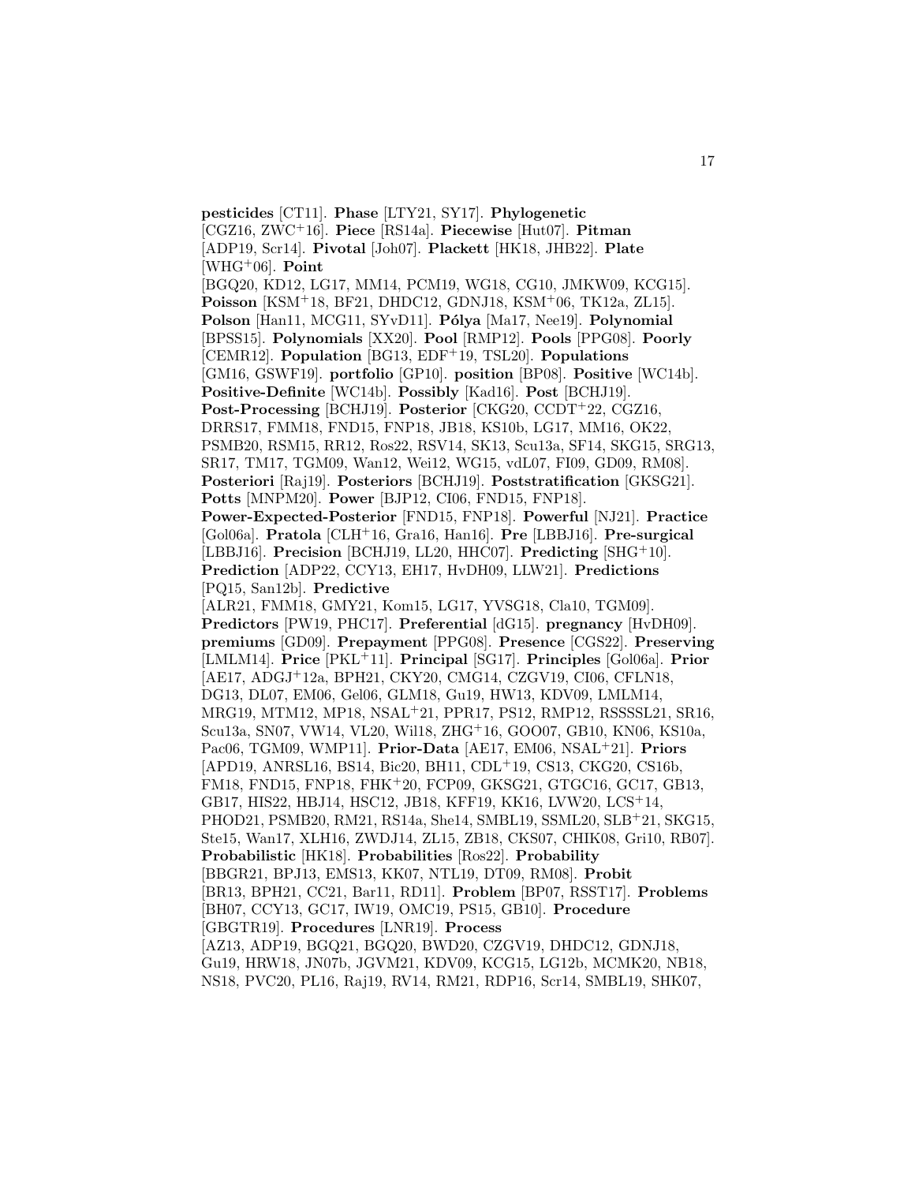**pesticides** [CT11]. **Phase** [LTY21, SY17]. **Phylogenetic** [CGZ16, ZWC+16]. **Piece** [RS14a]. **Piecewise** [Hut07]. **Pitman** [ADP19, Scr14]. **Pivotal** [Joh07]. **Plackett** [HK18, JHB22]. **Plate** [WHG+06]. **Point** [BGQ20, KD12, LG17, MM14, PCM19, WG18, CG10, JMKW09, KCG15]. **Poisson** [KSM+18, BF21, DHDC12, GDNJ18, KSM+06, TK12a, ZL15]. **Polson** [Han11, MCG11, SYvD11]. **Pólya** [Ma17, Nee19]. **Polynomial** [BPSS15]. **Polynomials** [XX20]. **Pool** [RMP12]. **Pools** [PPG08]. **Poorly** [CEMR12]. **Population** [BG13, EDF+19, TSL20]. **Populations** [GM16, GSWF19]. **portfolio** [GP10]. **position** [BP08]. **Positive** [WC14b]. **Positive-Definite** [WC14b]. **Possibly** [Kad16]. **Post** [BCHJ19]. **Post-Processing** [BCHJ19]. **Posterior** [CKG20, CCDT+22, CGZ16, DRRS17, FMM18, FND15, FNP18, JB18, KS10b, LG17, MM16, OK22, PSMB20, RSM15, RR12, Ros22, RSV14, SK13, Scu13a, SF14, SKG15, SRG13, SR17, TM17, TGM09, Wan12, Wei12, WG15, vdL07, FI09, GD09, RM08]. **Posteriori** [Raj19]. **Posteriors** [BCHJ19]. **Poststratification** [GKSG21]. **Potts** [MNPM20]. **Power** [BJP12, CI06, FND15, FNP18]. **Power-Expected-Posterior** [FND15, FNP18]. **Powerful** [NJ21]. **Practice** [Gol06a]. **Pratola** [CLH+16, Gra16, Han16]. **Pre** [LBBJ16]. **Pre-surgical** [LBBJ16]. **Precision** [BCHJ19, LL20, HHC07]. **Predicting** [SHG+10]. **Prediction** [ADP22, CCY13, EH17, HvDH09, LLW21]. **Predictions** [PQ15, San12b]. **Predictive** [ALR21, FMM18, GMY21, Kom15, LG17, YVSG18, Cla10, TGM09]. **Predictors** [PW19, PHC17]. **Preferential** [dG15]. **pregnancy** [HvDH09]. **premiums** [GD09]. **Prepayment** [PPG08]. **Presence** [CGS22]. **Preserving** [LMLM14]. **Price** [PKL+11]. **Principal** [SG17]. **Principles** [Gol06a]. **Prior** [AE17, ADGJ+12a, BPH21, CKY20, CMG14, CZGV19, CI06, CFLN18, DG13, DL07, EM06, Gel06, GLM18, Gu19, HW13, KDV09, LMLM14, MRG19, MTM12, MP18, NSAL+21, PPR17, PS12, RMP12, RSSSSL21, SR16, Scu13a, SN07, VW14, VL20, Wil18, ZHG+16, GOO07, GB10, KN06, KS10a, Pac06, TGM09, WMP11]. **Prior-Data** [AE17, EM06, NSAL+21]. **Priors** [APD19, ANRSL16, BS14, Bic20, BH11, CDL+19, CS13, CKG20, CS16b, FM18, FND15, FNP18, FHK+20, FCP09, GKSG21, GTGC16, GC17, GB13, GB17, HIS22, HBJ14, HSC12, JB18, KFF19, KK16, LVW20, LCS+14, PHOD21, PSMB20, RM21, RS14a, She14, SMBL19, SSML20, SLB+21, SKG15, Ste15, Wan17, XLH16, ZWDJ14, ZL15, ZB18, CKS07, CHIK08, Gri10, RB07]. **Probabilistic** [HK18]. **Probabilities** [Ros22]. **Probability** [BBGR21, BPJ13, EMS13, KK07, NTL19, DT09, RM08]. **Probit** [BR13, BPH21, CC21, Bar11, RD11]. **Problem** [BP07, RSST17]. **Problems** [BH07, CCY13, GC17, IW19, OMC19, PS15, GB10]. **Procedure** [GBGTR19]. **Procedures** [LNR19]. **Process** [AZ13, ADP19, BGQ21, BGQ20, BWD20, CZGV19, DHDC12, GDNJ18, Gu19, HRW18, JN07b, JGVM21, KDV09, KCG15, LG12b, MCMK20, NB18, NS18, PVC20, PL16, Raj19, RV14, RM21, RDP16, Scr14, SMBL19, SHK07,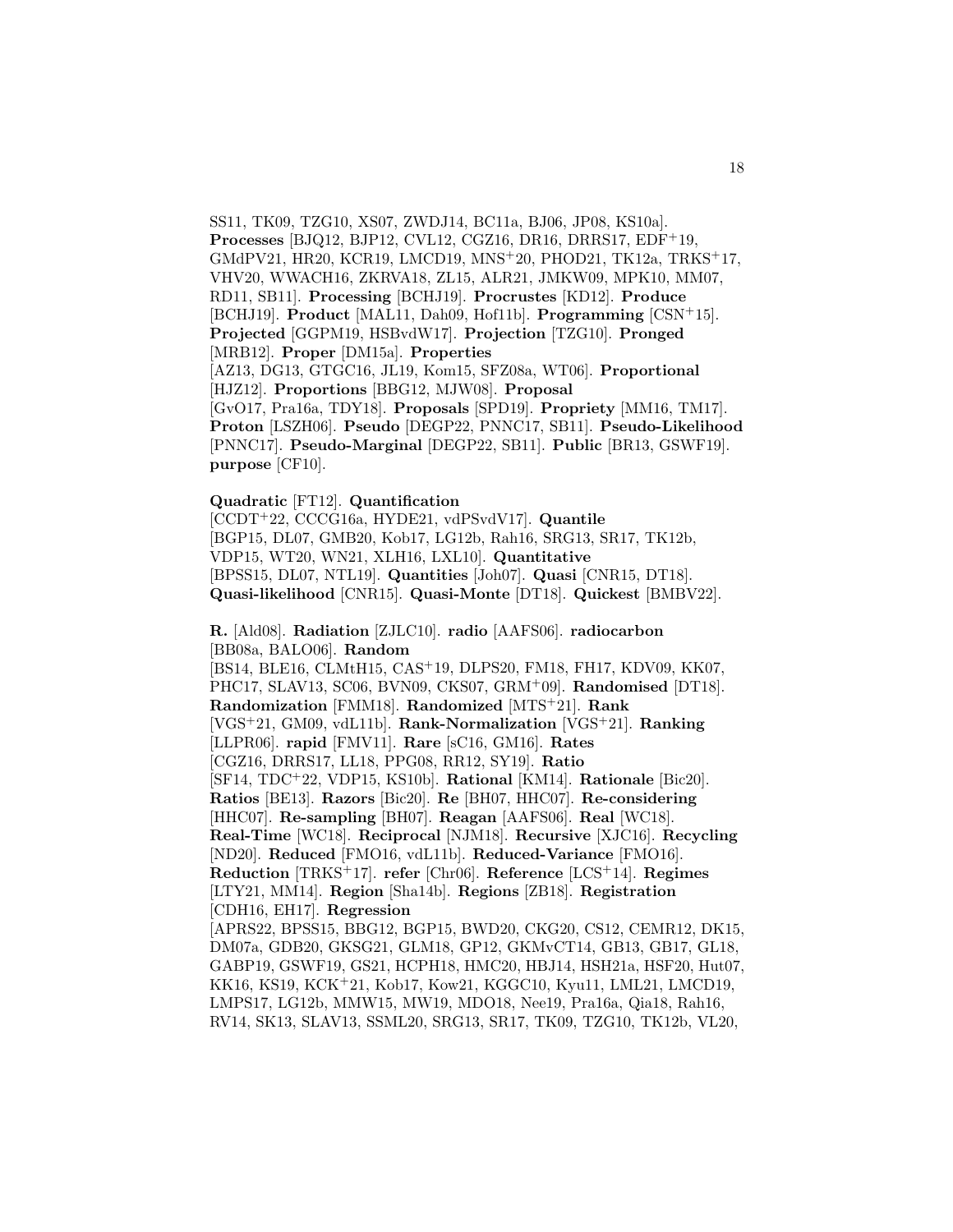SS11, TK09, TZG10, XS07, ZWDJ14, BC11a, BJ06, JP08, KS10a]. **Processes** [BJQ12, BJP12, CVL12, CGZ16, DR16, DRRS17, EDF+19, GMdPV21, HR20, KCR19, LMCD19, MNS+20, PHOD21, TK12a, TRKS+17, VHV20, WWACH16, ZKRVA18, ZL15, ALR21, JMKW09, MPK10, MM07, RD11, SB11]. **Processing** [BCHJ19]. **Procrustes** [KD12]. **Produce** [BCHJ19]. **Product** [MAL11, Dah09, Hof11b]. **Programming** [CSN+15]. **Projected** [GGPM19, HSBvdW17]. **Projection** [TZG10]. **Pronged** [MRB12]. **Proper** [DM15a]. **Properties** [AZ13, DG13, GTGC16, JL19, Kom15, SFZ08a, WT06]. **Proportional** [HJZ12]. **Proportions** [BBG12, MJW08]. **Proposal** [GvO17, Pra16a, TDY18]. **Proposals** [SPD19]. **Propriety** [MM16, TM17]. **Proton** [LSZH06]. **Pseudo** [DEGP22, PNNC17, SB11]. **Pseudo-Likelihood** [PNNC17]. **Pseudo-Marginal** [DEGP22, SB11]. **Public** [BR13, GSWF19]. **purpose** [CF10].

**Quadratic** [FT12]. **Quantification** [CCDT+22, CCCG16a, HYDE21, vdPSvdV17]. **Quantile** [BGP15, DL07, GMB20, Kob17, LG12b, Rah16, SRG13, SR17, TK12b, VDP15, WT20, WN21, XLH16, LXL10]. **Quantitative** [BPSS15, DL07, NTL19]. **Quantities** [Joh07]. **Quasi** [CNR15, DT18]. **Quasi-likelihood** [CNR15]. **Quasi-Monte** [DT18]. **Quickest** [BMBV22].

**R.** [Ald08]. **Radiation** [ZJLC10]. **radio** [AAFS06]. **radiocarbon** [BB08a, BALO06]. **Random** [BS14, BLE16, CLMtH15, CAS+19, DLPS20, FM18, FH17, KDV09, KK07, PHC17, SLAV13, SC06, BVN09, CKS07, GRM+09]. **Randomised** [DT18]. **Randomization** [FMM18]. **Randomized** [MTS+21]. **Rank** [VGS+21, GM09, vdL11b]. **Rank-Normalization** [VGS+21]. **Ranking** [LLPR06]. **rapid** [FMV11]. **Rare** [sC16, GM16]. **Rates** [CGZ16, DRRS17, LL18, PPG08, RR12, SY19]. **Ratio** [SF14, TDC+22, VDP15, KS10b]. **Rational** [KM14]. **Rationale** [Bic20]. **Ratios** [BE13]. **Razors** [Bic20]. **Re** [BH07, HHC07]. **Re-considering** [HHC07]. **Re-sampling** [BH07]. **Reagan** [AAFS06]. **Real** [WC18]. **Real-Time** [WC18]. **Reciprocal** [NJM18]. **Recursive** [XJC16]. **Recycling** [ND20]. **Reduced** [FMO16, vdL11b]. **Reduced-Variance** [FMO16]. **Reduction** [TRKS+17]. **refer** [Chr06]. **Reference** [LCS+14]. **Regimes** [LTY21, MM14]. **Region** [Sha14b]. **Regions** [ZB18]. **Registration** [CDH16, EH17]. **Regression** [APRS22, BPSS15, BBG12, BGP15, BWD20, CKG20, CS12, CEMR12, DK15, DM07a, GDB20, GKSG21, GLM18, GP12, GKMvCT14, GB13, GB17, GL18, GABP19, GSWF19, GS21, HCPH18, HMC20, HBJ14, HSH21a, HSF20, Hut07, KK16, KS19, KCK+21, Kob17, Kow21, KGGC10, Kyu11, LML21, LMCD19, LMPS17, LG12b, MMW15, MW19, MDO18, Nee19, Pra16a, Qia18, Rah16, RV14, SK13, SLAV13, SSML20, SRG13, SR17, TK09, TZG10, TK12b, VL20,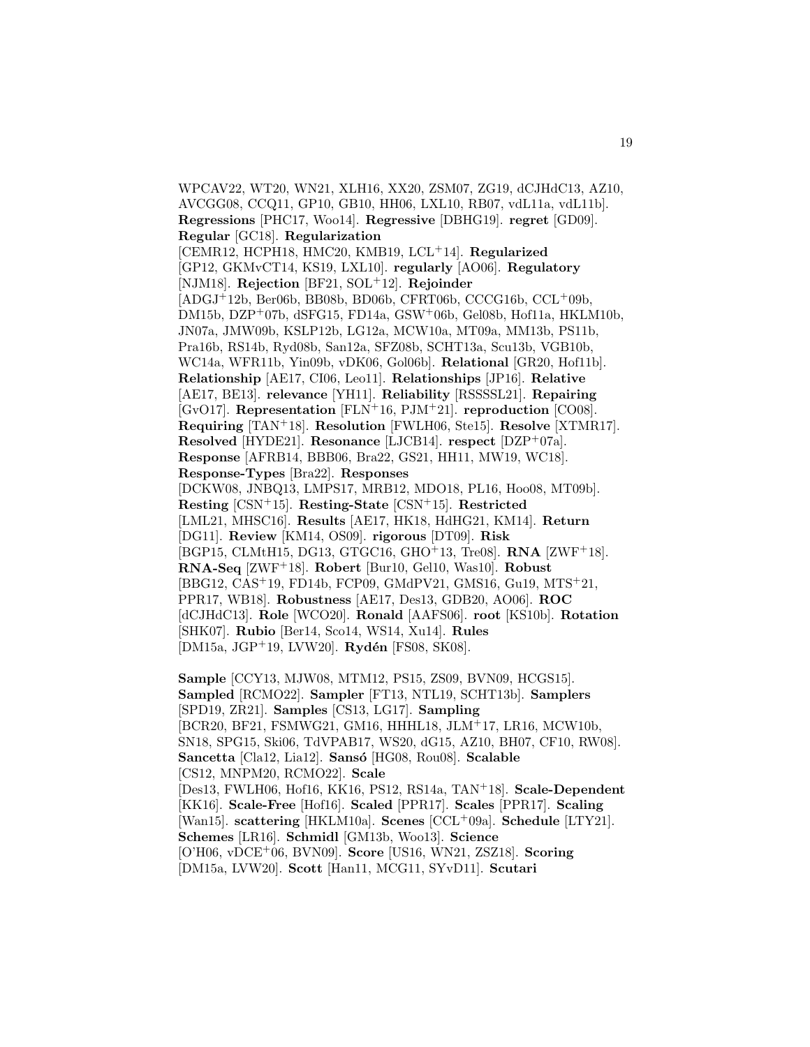WPCAV22, WT20, WN21, XLH16, XX20, ZSM07, ZG19, dCJHdC13, AZ10, AVCGG08, CCQ11, GP10, GB10, HH06, LXL10, RB07, vdL11a, vdL11b]. **Regressions** [PHC17, Woo14]. **Regressive** [DBHG19]. **regret** [GD09]. **Regular** [GC18]. **Regularization** [CEMR12, HCPH18, HMC20, KMB19, LCL+14]. **Regularized** [GP12, GKMvCT14, KS19, LXL10]. **regularly** [AO06]. **Regulatory** [NJM18]. **Rejection** [BF21, SOL+12]. **Rejoinder** [ADGJ+12b, Ber06b, BB08b, BD06b, CFRT06b, CCCG16b, CCL+09b, DM15b, DZP+07b, dSFG15, FD14a, GSW+06b, Gel08b, Hof11a, HKLM10b, JN07a, JMW09b, KSLP12b, LG12a, MCW10a, MT09a, MM13b, PS11b, Pra16b, RS14b, Ryd08b, San12a, SFZ08b, SCHT13a, Scu13b, VGB10b, WC14a, WFR11b, Yin09b, vDK06, Gol06b]. **Relational** [GR20, Hof11b]. **Relationship** [AE17, CI06, Leo11]. **Relationships** [JP16]. **Relative** [AE17, BE13]. **relevance** [YH11]. **Reliability** [RSSSSL21]. **Repairing** [GvO17]. **Representation** [FLN+16, PJM+21]. **reproduction** [CO08]. **Requiring** [TAN+18]. **Resolution** [FWLH06, Ste15]. **Resolve** [XTMR17]. **Resolved** [HYDE21]. **Resonance** [LJCB14]. **respect** [DZP+07a]. **Response** [AFRB14, BBB06, Bra22, GS21, HH11, MW19, WC18]. **Response-Types** [Bra22]. **Responses** [DCKW08, JNBQ13, LMPS17, MRB12, MDO18, PL16, Hoo08, MT09b]. **Resting** [CSN+15]. **Resting-State** [CSN+15]. **Restricted** [LML21, MHSC16]. **Results** [AE17, HK18, HdHG21, KM14]. **Return** [DG11]. **Review** [KM14, OS09]. **rigorous** [DT09]. **Risk** [BGP15, CLMtH15, DG13, GTGC16, GHO+13, Tre08]. **RNA** [ZWF+18]. **RNA-Seq** [ZWF+18]. **Robert** [Bur10, Gel10, Was10]. **Robust** [BBG12, CAS+19, FD14b, FCP09, GMdPV21, GMS16, Gu19, MTS+21, PPR17, WB18]. **Robustness** [AE17, Des13, GDB20, AO06]. **ROC** [dCJHdC13]. **Role** [WCO20]. **Ronald** [AAFS06]. **root** [KS10b]. **Rotation** [SHK07]. **Rubio** [Ber14, Sco14, WS14, Xu14]. **Rules** [DM15a, JGP+19, LVW20]. **Rydén** [FS08, SK08].

**Sample** [CCY13, MJW08, MTM12, PS15, ZS09, BVN09, HCGS15]. **Sampled** [RCMO22]. **Sampler** [FT13, NTL19, SCHT13b]. **Samplers** [SPD19, ZR21]. **Samples** [CS13, LG17]. **Sampling** [BCR20, BF21, FSMWG21, GM16, HHHL18, JLM+17, LR16, MCW10b, SN18, SPG15, Ski06, TdVPAB17, WS20, dG15, AZ10, BH07, CF10, RW08]. **Sancetta** [Cla12, Lia12]. **Sansó** [HG08, Rou08]. **Scalable** [CS12, MNPM20, RCMO22]. **Scale** [Des13, FWLH06, Hof16, KK16, PS12, RS14a, TAN+18]. **Scale-Dependent** [KK16]. **Scale-Free** [Hof16]. **Scaled** [PPR17]. **Scales** [PPR17]. **Scaling** [Wan15]. **scattering** [HKLM10a]. **Scenes** [CCL+09a]. **Schedule** [LTY21]. **Schemes** [LR16]. **Schmidl** [GM13b, Woo13]. **Science** [O'H06, vDCE+06, BVN09]. **Score** [US16, WN21, ZSZ18]. **Scoring** [DM15a, LVW20]. **Scott** [Han11, MCG11, SYvD11]. **Scutari**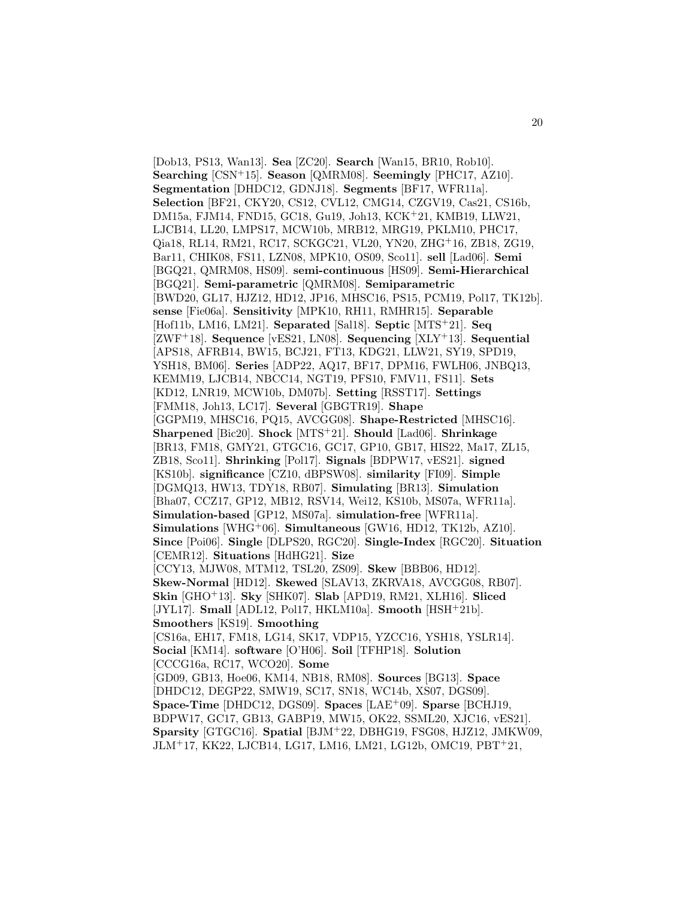[Dob13, PS13, Wan13]. **Sea** [ZC20]. **Search** [Wan15, BR10, Rob10]. **Searching** [CSN+15]. **Season** [QMRM08]. **Seemingly** [PHC17, AZ10]. **Segmentation** [DHDC12, GDNJ18]. **Segments** [BF17, WFR11a]. **Selection** [BF21, CKY20, CS12, CVL12, CMG14, CZGV19, Cas21, CS16b, DM15a, FJM14, FND15, GC18, Gu19, Joh13, KCK+21, KMB19, LLW21, LJCB14, LL20, LMPS17, MCW10b, MRB12, MRG19, PKLM10, PHC17, Qia18, RL14, RM21, RC17, SCKGC21, VL20, YN20, ZHG+16, ZB18, ZG19, Bar11, CHIK08, FS11, LZN08, MPK10, OS09, Sco11]. **sell** [Lad06]. **Semi** [BGQ21, QMRM08, HS09]. **semi-continuous** [HS09]. **Semi-Hierarchical** [BGQ21]. **Semi-parametric** [QMRM08]. **Semiparametric** [BWD20, GL17, HJZ12, HD12, JP16, MHSC16, PS15, PCM19, Pol17, TK12b]. **sense** [Fie06a]. **Sensitivity** [MPK10, RH11, RMHR15]. **Separable** [Hof11b, LM16, LM21]. **Separated** [Sal18]. **Septic** [MTS+21]. **Seq** [ZWF+18]. **Sequence** [vES21, LN08]. **Sequencing** [XLY+13]. **Sequential** [APS18, AFRB14, BW15, BCJ21, FT13, KDG21, LLW21, SY19, SPD19, YSH18, BM06]. **Series** [ADP22, AQ17, BF17, DPM16, FWLH06, JNBQ13, KEMM19, LJCB14, NBCC14, NGT19, PFS10, FMV11, FS11]. **Sets** [KD12, LNR19, MCW10b, DM07b]. **Setting** [RSST17]. **Settings** [FMM18, Joh13, LC17]. **Several** [GBGTR19]. **Shape** [GGPM19, MHSC16, PQ15, AVCGG08]. **Shape-Restricted** [MHSC16]. **Sharpened** [Bic20]. **Shock** [MTS+21]. **Should** [Lad06]. **Shrinkage** [BR13, FM18, GMY21, GTGC16, GC17, GP10, GB17, HIS22, Ma17, ZL15, ZB18, Sco11]. **Shrinking** [Pol17]. **Signals** [BDPW17, vES21]. **signed** [KS10b]. **significance** [CZ10, dBPSW08]. **similarity** [FI09]. **Simple** [DGMQ13, HW13, TDY18, RB07]. **Simulating** [BR13]. **Simulation** [Bha07, CCZ17, GP12, MB12, RSV14, Wei12, KS10b, MS07a, WFR11a]. **Simulation-based** [GP12, MS07a]. **simulation-free** [WFR11a]. **Simulations** [WHG+06]. **Simultaneous** [GW16, HD12, TK12b, AZ10]. **Since** [Poi06]. **Single** [DLPS20, RGC20]. **Single-Index** [RGC20]. **Situation** [CEMR12]. **Situations** [HdHG21]. **Size** [CCY13, MJW08, MTM12, TSL20, ZS09]. **Skew** [BBB06, HD12]. **Skew-Normal** [HD12]. **Skewed** [SLAV13, ZKRVA18, AVCGG08, RB07]. **Skin** [GHO+13]. **Sky** [SHK07]. **Slab** [APD19, RM21, XLH16]. **Sliced** [JYL17]. **Small** [ADL12, Pol17, HKLM10a]. **Smooth** [HSH+21b]. **Smoothers** [KS19]. **Smoothing** [CS16a, EH17, FM18, LG14, SK17, VDP15, YZCC16, YSH18, YSLR14]. **Social** [KM14]. **software** [O'H06]. **Soil** [TFHP18]. **Solution** [CCCG16a, RC17, WCO20]. **Some** [GD09, GB13, Hoe06, KM14, NB18, RM08]. **Sources** [BG13]. **Space** [DHDC12, DEGP22, SMW19, SC17, SN18, WC14b, XS07, DGS09]. **Space-Time** [DHDC12, DGS09]. **Spaces** [LAE+09]. **Sparse** [BCHJ19, BDPW17, GC17, GB13, GABP19, MW15, OK22, SSML20, XJC16, vES21]. **Sparsity** [GTGC16]. **Spatial** [BJM+22, DBHG19, FSG08, HJZ12, JMKW09, JLM+17, KK22, LJCB14, LG17, LM16, LM21, LG12b, OMC19, PBT+21,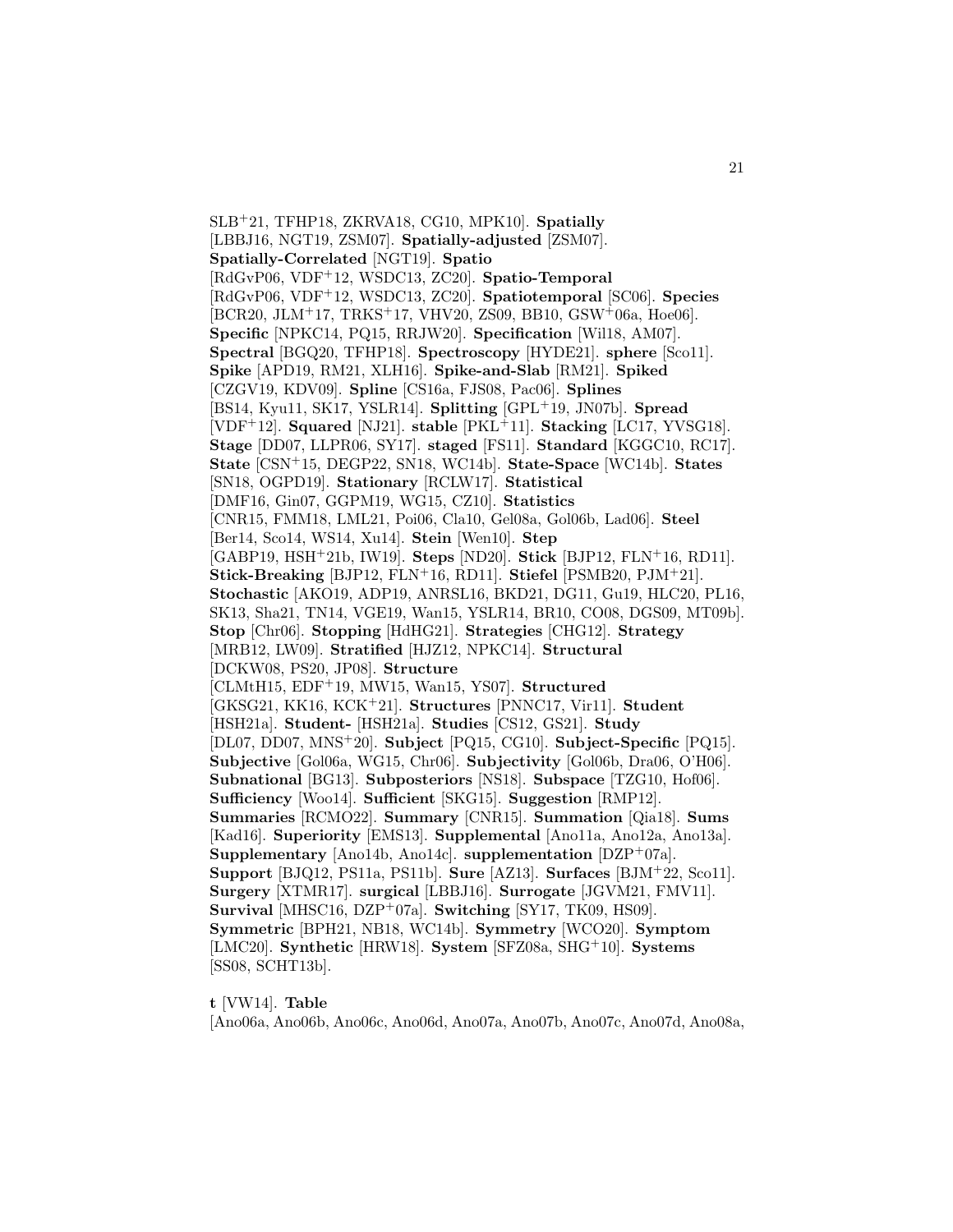SLB[+]21, TFHP18, ZKRVA18, CG10, MPK10]. **Spatially** [LBBJ16, NGT19, ZSM07]. **Spatially-adjusted** [ZSM07]. **Spatially-Correlated** [NGT19]. **Spatio** [RdGvP06, VDF[+]12, WSDC13, ZC20]. **Spatio-Temporal** [RdGvP06, VDF[+]12, WSDC13, ZC20]. **Spatiotemporal** [SC06]. **Species** [BCR20, JLM[+]17, TRKS[+]17, VHV20, ZS09, BB10, GSW[+]06a, Hoe06]. **Specific** [NPKC14, PQ15, RRJW20]. **Specification** [Wil18, AM07]. **Spectral** [BGQ20, TFHP18]. **Spectroscopy** [HYDE21]. **sphere** [Sco11]. **Spike** [APD19, RM21, XLH16]. **Spike-and-Slab** [RM21]. **Spiked** [CZGV19, KDV09]. **Spline** [CS16a, FJS08, Pac06]. **Splines** [BS14, Kyu11, SK17, YSLR14]. **Splitting** [GPL[+]19, JN07b]. **Spread** [VDF[+]12]. **Squared** [NJ21]. **stable** [PKL[+]11]. **Stacking** [LC17, YVSG18]. **Stage** [DD07, LLPR06, SY17]. **staged** [FS11]. **Standard** [KGGC10, RC17]. **State** [CSN[+]15, DEGP22, SN18, WC14b]. **State-Space** [WC14b]. **States** [SN18, OGPD19]. **Stationary** [RCLW17]. **Statistical** [DMF16, Gin07, GGPM19, WG15, CZ10]. **Statistics** [CNR15, FMM18, LML21, Poi06, Cla10, Gel08a, Gol06b, Lad06]. **Steel** [Ber14, Sco14, WS14, Xu14]. **Stein** [Wen10]. **Step** [GABP19, HSH[+]21b, IW19]. **Steps** [ND20]. **Stick** [BJP12, FLN[+]16, RD11]. **Stick-Breaking** [BJP12, FLN[+]16, RD11]. **Stiefel** [PSMB20, PJM[+]21]. **Stochastic** [AKO19, ADP19, ANRSL16, BKD21, DG11, Gu19, HLC20, PL16, SK13, Sha21, TN14, VGE19, Wan15, YSLR14, BR10, CO08, DGS09, MT09b]. **Stop** [Chr06]. **Stopping** [HdHG21]. **Strategies** [CHG12]. **Strategy** [MRB12, LW09]. **Stratified** [HJZ12, NPKC14]. **Structural** [DCKW08, PS20, JP08]. **Structure** [CLMtH15, EDF[+]19, MW15, Wan15, YS07]. **Structured** [GKSG21, KK16, KCK[+]21]. **Structures** [PNNC17, Vir11]. **Student** [HSH21a]. **Student-** [HSH21a]. **Studies** [CS12, GS21]. **Study** [DL07, DD07, MNS[+]20]. **Subject** [PQ15, CG10]. **Subject-Specific** [PQ15]. **Subjective** [Gol06a, WG15, Chr06]. **Subjectivity** [Gol06b, Dra06, O'H06]. **Subnational** [BG13]. **Subposteriors** [NS18]. **Subspace** [TZG10, Hof06]. **Sufficiency** [Woo14]. **Sufficient** [SKG15]. **Suggestion** [RMP12]. **Summaries** [RCMO22]. **Summary** [CNR15]. **Summation** [Qia18]. **Sums** [Kad16]. **Superiority** [EMS13]. **Supplemental** [Ano11a, Ano12a, Ano13a]. **Supplementary** [Ano14b, Ano14c]. **supplementation** [DZP[+]07a]. **Support** [BJQ12, PS11a, PS11b]. **Sure** [AZ13]. **Surfaces** [BJM[+]22, Sco11]. **Surgery** [XTMR17]. **surgical** [LBBJ16]. **Surrogate** [JGVM21, FMV11]. **Survival** [MHSC16, DZP[+]07a]. **Switching** [SY17, TK09, HS09]. **Symmetric** [BPH21, NB18, WC14b]. **Symmetry** [WCO20]. **Symptom** [LMC20]. **Synthetic** [HRW18]. **System** [SFZ08a, SHG[+]10]. **Systems** [SS08, SCHT13b].

**t** [VW14]. **Table** [Ano06a, Ano06b, Ano06c, Ano06d, Ano07a, Ano07b, Ano07c, Ano07d, Ano08a,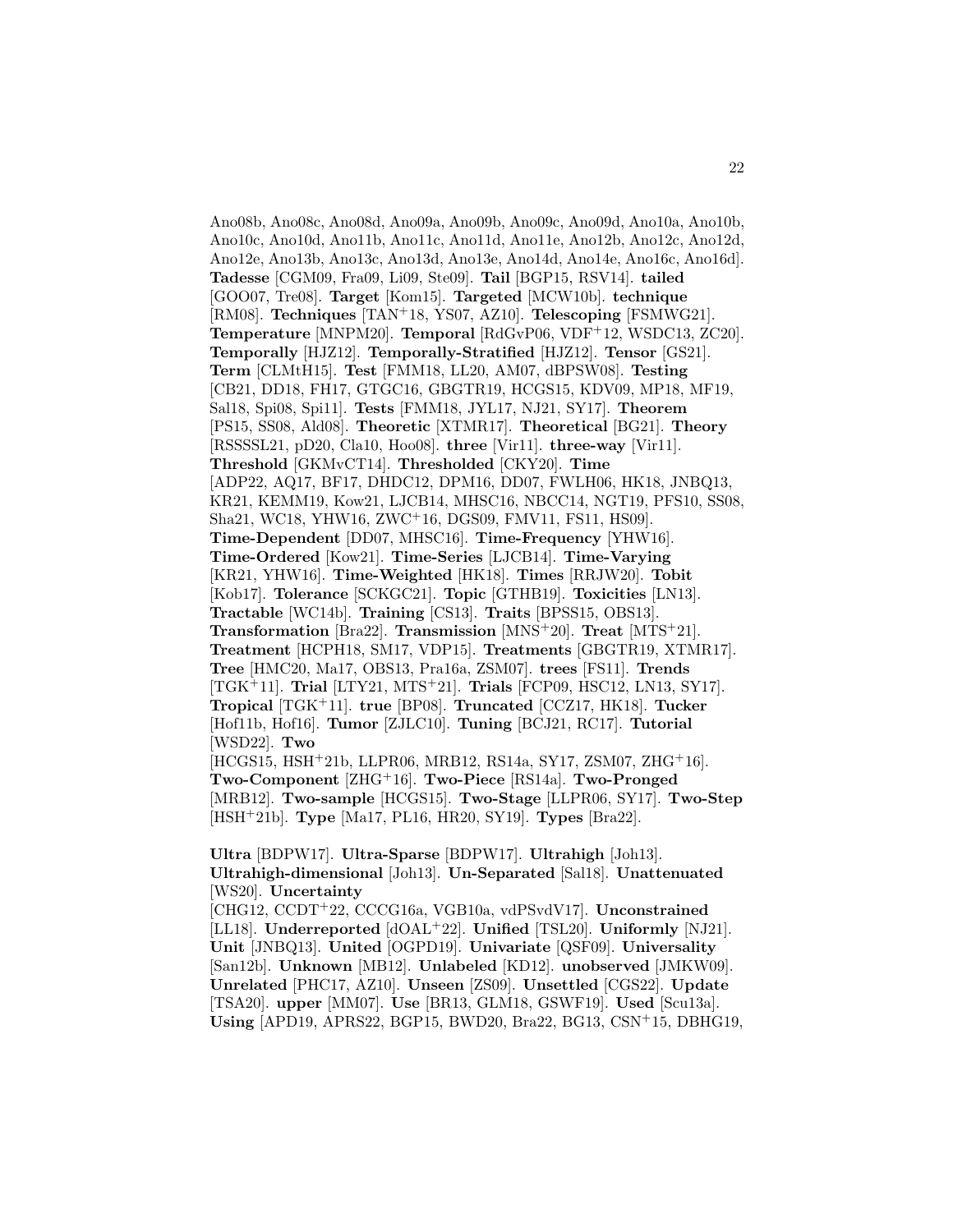Ano08b, Ano08c, Ano08d, Ano09a, Ano09b, Ano09c, Ano09d, Ano10a, Ano10b, Ano10c, Ano10d, Ano11b, Ano11c, Ano11d, Ano11e, Ano12b, Ano12c, Ano12d, Ano12e, Ano13b, Ano13c, Ano13d, Ano13e, Ano14d, Ano14e, Ano16c, Ano16d]. **Tadesse** [CGM09, Fra09, Li09, Ste09]. **Tail** [BGP15, RSV14]. **tailed** [GOO07, Tre08]. **Target** [Kom15]. **Targeted** [MCW10b]. **technique** [RM08]. **Techniques** [TAN+18, YS07, AZ10]. **Telescoping** [FSMWG21]. **Temperature** [MNPM20]. **Temporal** [RdGvP06, VDF+12, WSDC13, ZC20]. **Temporally** [HJZ12]. **Temporally-Stratified** [HJZ12]. **Tensor** [GS21]. **Term** [CLMtH15]. **Test** [FMM18, LL20, AM07, dBPSW08]. **Testing** [CB21, DD18, FH17, GTGC16, GBGTR19, HCGS15, KDV09, MP18, MF19, Sal18, Spi08, Spi11]. **Tests** [FMM18, JYL17, NJ21, SY17]. **Theorem** [PS15, SS08, Ald08]. **Theoretic** [XTMR17]. **Theoretical** [BG21]. **Theory** [RSSSSL21, pD20, Cla10, Hoo08]. **three** [Vir11]. **three-way** [Vir11]. **Threshold** [GKMvCT14]. **Thresholded** [CKY20]. **Time** [ADP22, AQ17, BF17, DHDC12, DPM16, DD07, FWLH06, HK18, JNBQ13, KR21, KEMM19, Kow21, LJCB14, MHSC16, NBCC14, NGT19, PFS10, SS08, Sha21, WC18, YHW16, ZWC+16, DGS09, FMV11, FS11, HS09]. **Time-Dependent** [DD07, MHSC16]. **Time-Frequency** [YHW16]. **Time-Ordered** [Kow21]. **Time-Series** [LJCB14]. **Time-Varying** [KR21, YHW16]. **Time-Weighted** [HK18]. **Times** [RRJW20]. **Tobit** [Kob17]. **Tolerance** [SCKGC21]. **Topic** [GTHB19]. **Toxicities** [LN13]. **Tractable** [WC14b]. **Training** [CS13]. **Traits** [BPSS15, OBS13]. **Transformation** [Bra22]. **Transmission** [MNS+20]. **Treat** [MTS+21]. **Treatment** [HCPH18, SM17, VDP15]. **Treatments** [GBGTR19, XTMR17]. **Tree** [HMC20, Ma17, OBS13, Pra16a, ZSM07]. **trees** [FS11]. **Trends** [TGK+11]. **Trial** [LTY21, MTS+21]. **Trials** [FCP09, HSC12, LN13, SY17]. **Tropical** [TGK+11]. **true** [BP08]. **Truncated** [CCZ17, HK18]. **Tucker** [Hof11b, Hof16]. **Tumor** [ZJLC10]. **Tuning** [BCJ21, RC17]. **Tutorial** [WSD22]. **Two** [HCGS15, HSH+21b, LLPR06, MRB12, RS14a, SY17, ZSM07, ZHG+16]. **Two-Component** [ZHG+16]. **Two-Piece** [RS14a]. **Two-Pronged** [MRB12]. **Two-sample** [HCGS15]. **Two-Stage** [LLPR06, SY17]. **Two-Step** [HSH+21b]. **Type** [Ma17, PL16, HR20, SY19]. **Types** [Bra22].

**Ultra** [BDPW17]. **Ultra-Sparse** [BDPW17]. **Ultrahigh** [Joh13]. **Ultrahigh-dimensional** [Joh13]. **Un-Separated** [Sal18]. **Unattenuated** [WS20]. **Uncertainty** [CHG12, CCDT+22, CCCG16a, VGB10a, vdPSvdV17]. **Unconstrained** [LL18]. **Underreported** [dOAL+22]. **Unified** [TSL20]. **Uniformly** [NJ21]. **Unit** [JNBQ13]. **United** [OGPD19]. **Univariate** [QSF09]. **Universality** [San12b]. **Unknown** [MB12]. **Unlabeled** [KD12]. **unobserved** [JMKW09]. **Unrelated** [PHC17, AZ10]. **Unseen** [ZS09]. **Unsettled** [CGS22]. **Update** [TSA20]. **upper** [MM07]. **Use** [BR13, GLM18, GSWF19]. **Used** [Scu13a]. **Using** [APD19, APRS22, BGP15, BWD20, Bra22, BG13, CSN+15, DBHG19,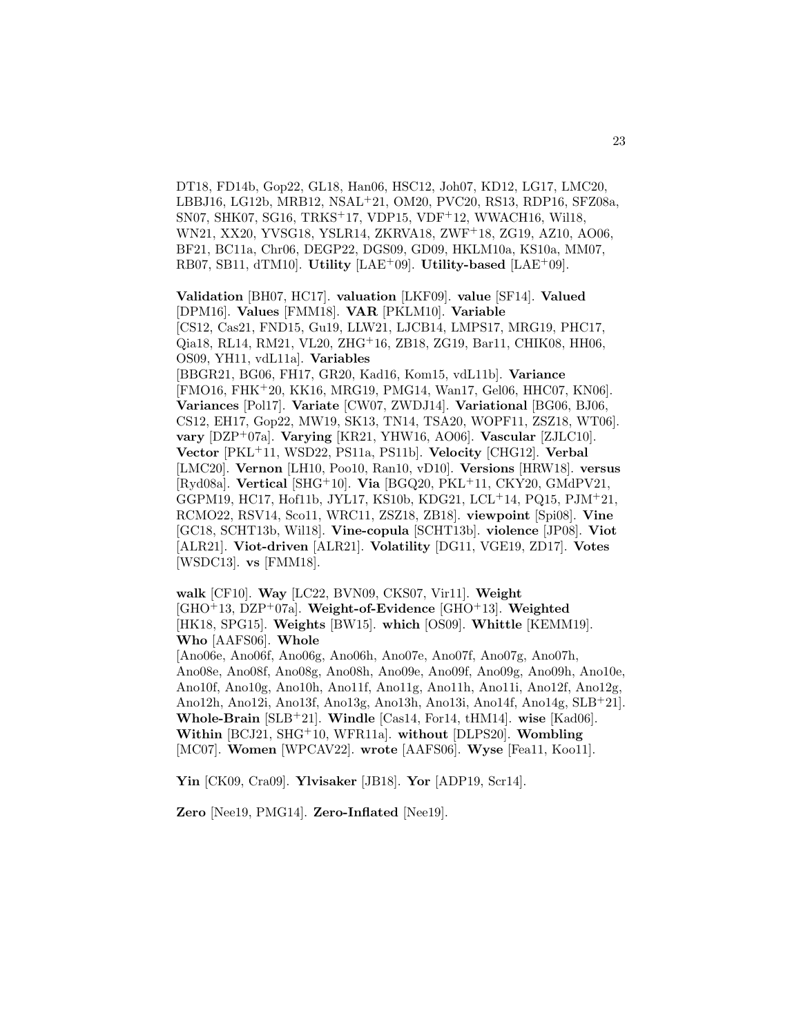DT18, FD14b, Gop22, GL18, Han06, HSC12, Joh07, KD12, LG17, LMC20, LBBJ16, LG12b, MRB12, NSAL+21, OM20, PVC20, RS13, RDP16, SFZ08a, SN07, SHK07, SG16, TRKS+17, VDP15, VDF+12, WWACH16, Wil18, WN21, XX20, YVSG18, YSLR14, ZKRVA18, ZWF+18, ZG19, AZ10, AO06, BF21, BC11a, Chr06, DEGP22, DGS09, GD09, HKLM10a, KS10a, MM07, RB07, SB11, dTM10]. **Utility** [LAE+09]. **Utility-based** [LAE+09].

**Validation** [BH07, HC17]. **valuation** [LKF09]. **value** [SF14]. **Valued** [DPM16]. **Values** [FMM18]. **VAR** [PKLM10]. **Variable** [CS12, Cas21, FND15, Gu19, LLW21, LJCB14, LMPS17, MRG19, PHC17, Qia18, RL14, RM21, VL20, ZHG+16, ZB18, ZG19, Bar11, CHIK08, HH06, OS09, YH11, vdL11a]. **Variables** [BBGR21, BG06, FH17, GR20, Kad16, Kom15, vdL11b]. **Variance** [FMO16, FHK+20, KK16, MRG19, PMG14, Wan17, Gel06, HHC07, KN06]. **Variances** [Pol17]. **Variate** [CW07, ZWDJ14]. **Variational** [BG06, BJ06, CS12, EH17, Gop22, MW19, SK13, TN14, TSA20, WOPF11, ZSZ18, WT06]. **vary** [DZP+07a]. **Varying** [KR21, YHW16, AO06]. **Vascular** [ZJLC10]. **Vector** [PKL+11, WSD22, PS11a, PS11b]. **Velocity** [CHG12]. **Verbal** [LMC20]. **Vernon** [LH10, Poo10, Ran10, vD10]. **Versions** [HRW18]. **versus** [Ryd08a]. **Vertical** [SHG+10]. **Via** [BGQ20, PKL+11, CKY20, GMdPV21, GGPM19, HC17, Hof11b, JYL17, KS10b, KDG21, LCL+14, PQ15, PJM+21, RCMO22, RSV14, Sco11, WRC11, ZSZ18, ZB18]. **viewpoint** [Spi08]. **Vine** [GC18, SCHT13b, Wil18]. **Vine-copula** [SCHT13b]. **violence** [JP08]. **Viot** [ALR21]. **Viot-driven** [ALR21]. **Volatility** [DG11, VGE19, ZD17]. **Votes** [WSDC13]. **vs** [FMM18].

**walk** [CF10]. **Way** [LC22, BVN09, CKS07, Vir11]. **Weight** [GHO+13, DZP+07a]. **Weight-of-Evidence** [GHO+13]. **Weighted** [HK18, SPG15]. **Weights** [BW15]. **which** [OS09]. **Whittle** [KEMM19]. **Who** [AAFS06]. **Whole** [Ano06e, Ano06f, Ano06g, Ano06h, Ano07e, Ano07f, Ano07g, Ano07h, Ano08e, Ano08f, Ano08g, Ano08h, Ano09e, Ano09f, Ano09g, Ano09h, Ano10e, Ano10f, Ano10g, Ano10h, Ano11f, Ano11g, Ano11h, Ano11i, Ano12f, Ano12g, Ano12h, Ano12i, Ano13f, Ano13g, Ano13h, Ano13i, Ano14f, Ano14g, SLB+21]. **Whole-Brain** [SLB+21]. **Windle** [Cas14, For14, tHM14]. **wise** [Kad06]. **Within** [BCJ21, SHG+10, WFR11a]. **without** [DLPS20]. **Wombling** [MC07]. **Women** [WPCAV22]. **wrote** [AAFS06]. **Wyse** [Fea11, Koo11].

**Yin** [CK09, Cra09]. **Ylvisaker** [JB18]. **Yor** [ADP19, Scr14].

**Zero** [Nee19, PMG14]. **Zero-Inflated** [Nee19].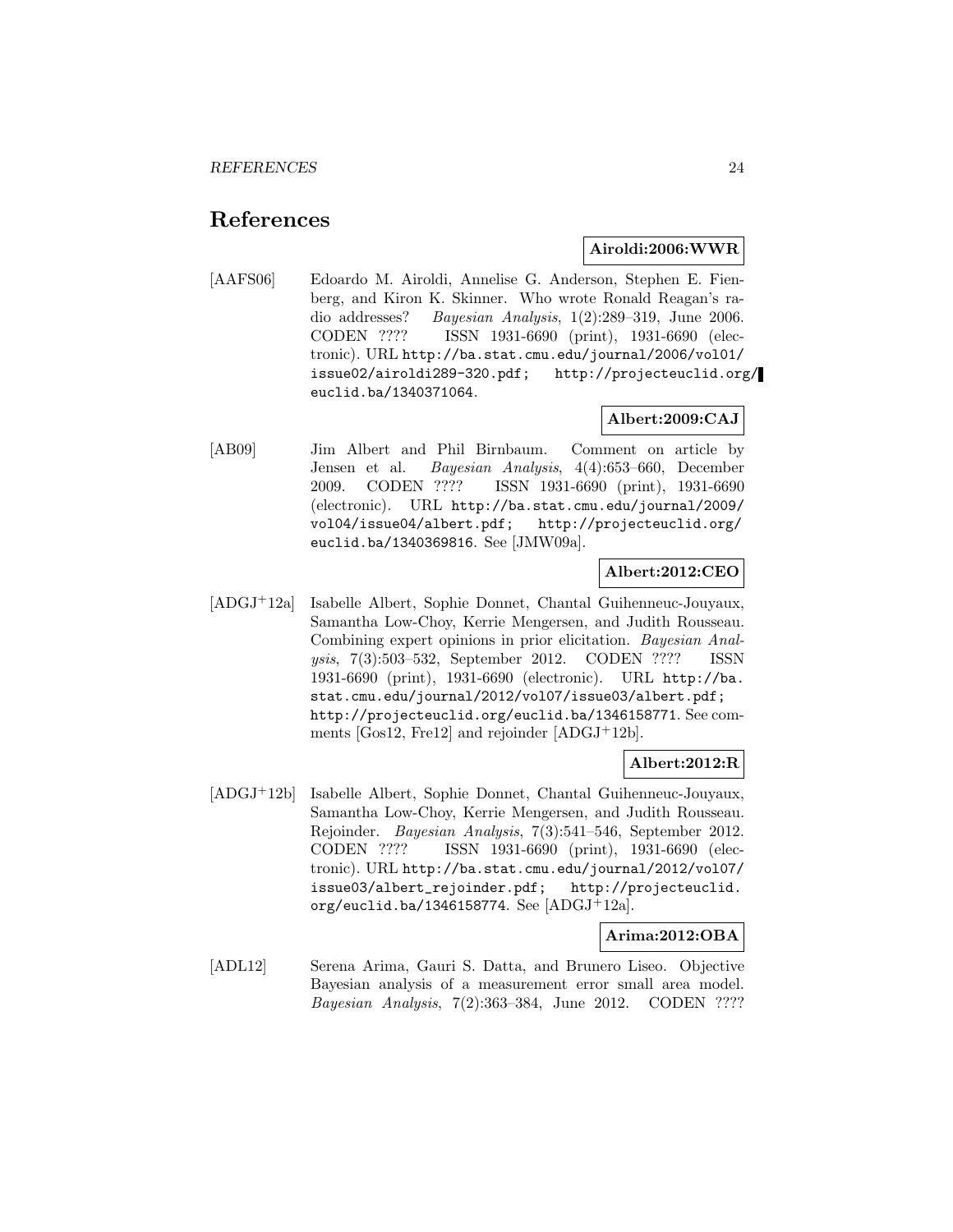# References

**Airoldi:2006:WWR**

[AAFS06] Edoardo M. Airoldi, Annelise G. Anderson, Stephen E. Fienberg, and Kiron K. Skinner. Who wrote Ronald Reagan's radio addresses? *Bayesian Analysis*, 1(2):289–319, June 2006. CODEN ???? ISSN 1931-6690 (print), 1931-6690 (electronic). URL http://ba.stat.cmu.edu/journal/2006/vol01/issue02/airoldi289-320.pdf; http://projecteuclid.org/euclid.ba/1340371064.

**Albert:2009:CAJ**

[AB09] Jim Albert and Phil Birnbaum. Comment on article by Jensen et al. *Bayesian Analysis*, 4(4):653–660, December 2009. CODEN ???? ISSN 1931-6690 (print), 1931-6690 (electronic). URL http://ba.stat.cmu.edu/journal/2009/vol04/issue04/albert.pdf; http://projecteuclid.org/euclid.ba/1340369816. See [JMW09a].

**Albert:2012:CEO**

[ADGJ+12a] Isabelle Albert, Sophie Donnet, Chantal Guihenneuc-Jouyaux, Samantha Low-Choy, Kerrie Mengersen, and Judith Rousseau. Combining expert opinions in prior elicitation. *Bayesian Analysis*, 7(3):503–532, September 2012. CODEN ???? ISSN 1931-6690 (print), 1931-6690 (electronic). URL http://ba.stat.cmu.edu/journal/2012/vol07/issue03/albert.pdf; http://projecteuclid.org/euclid.ba/1346158771. See comments [Gos12, Fre12] and rejoinder [ADGJ+12b].

**Albert:2012:R**

[ADGJ+12b] Isabelle Albert, Sophie Donnet, Chantal Guihenneuc-Jouyaux, Samantha Low-Choy, Kerrie Mengersen, and Judith Rousseau. Rejoinder. *Bayesian Analysis*, 7(3):541–546, September 2012. CODEN ???? ISSN 1931-6690 (print), 1931-6690 (electronic). URL http://ba.stat.cmu.edu/journal/2012/vol07/issue03/albert_rejoinder.pdf; http://projecteuclid.org/euclid.ba/1346158774. See [ADGJ+12a].

**Arima:2012:OBA**

[ADL12] Serena Arima, Gauri S. Datta, and Brunero Liseo. Objective Bayesian analysis of a measurement error small area model. *Bayesian Analysis*, 7(2):363–384, June 2012. CODEN ????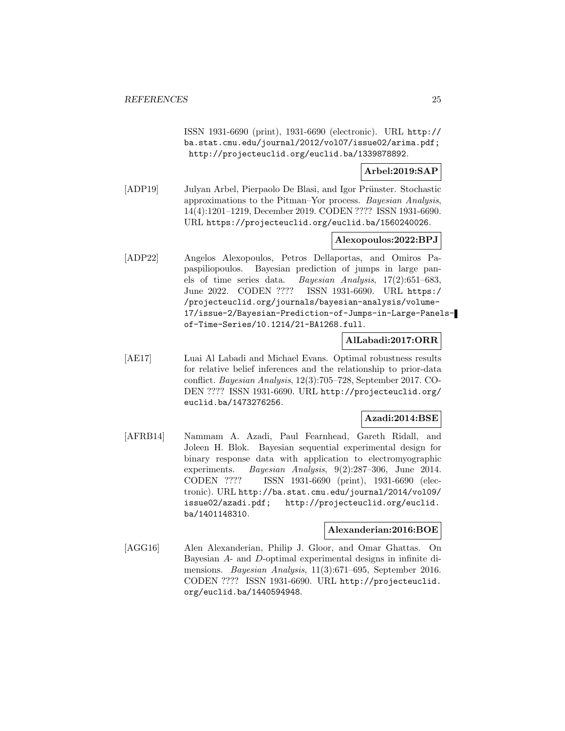ISSN 1931-6690 (print), 1931-6690 (electronic). URL http://ba.stat.cmu.edu/journal/2012/vol07/issue02/arima.pdf; http://projecteuclid.org/euclid.ba/1339878892.

**Arbel:2019:SAP**

[ADP19] Julyan Arbel, Pierpaolo De Blasi, and Igor Prünster. Stochastic approximations to the Pitman–Yor process. *Bayesian Analysis*, 14(4):1201–1219, December 2019. CODEN ???? ISSN 1931-6690. URL https://projecteuclid.org/euclid.ba/1560240026.

**Alexopoulos:2022:BPJ**

[ADP22] Angelos Alexopoulos, Petros Dellaportas, and Omiros Papaspiliopoulos. Bayesian prediction of jumps in large panels of time series data. *Bayesian Analysis*, 17(2):651–683, June 2022. CODEN ???? ISSN 1931-6690. URL https://projecteuclid.org/journals/bayesian-analysis/volume-17/issue-2/Bayesian-Prediction-of-Jumps-in-Large-Panels-of-Time-Series/10.1214/21-BA1268.full.

**AlLabadi:2017:ORR**

[AE17] Luai Al Labadi and Michael Evans. Optimal robustness results for relative belief inferences and the relationship to prior-data conflict. *Bayesian Analysis*, 12(3):705–728, September 2017. CODEN ???? ISSN 1931-6690. URL http://projecteuclid.org/euclid.ba/1473276256.

**Azadi:2014:BSE**

[AFRB14] Nammam A. Azadi, Paul Fearnhead, Gareth Ridall, and Joleen H. Blok. Bayesian sequential experimental design for binary response data with application to electromyographic experiments. *Bayesian Analysis*, 9(2):287–306, June 2014. CODEN ???? ISSN 1931-6690 (print), 1931-6690 (electronic). URL http://ba.stat.cmu.edu/journal/2014/vol09/issue02/azadi.pdf; http://projecteuclid.org/euclid.ba/1401148310.

**Alexanderian:2016:BOE**

[AGG16] Alen Alexanderian, Philip J. Gloor, and Omar Ghattas. On Bayesian *A*- and *D*-optimal experimental designs in infinite dimensions. *Bayesian Analysis*, 11(3):671–695, September 2016. CODEN ???? ISSN 1931-6690. URL http://projecteuclid.org/euclid.ba/1440594948.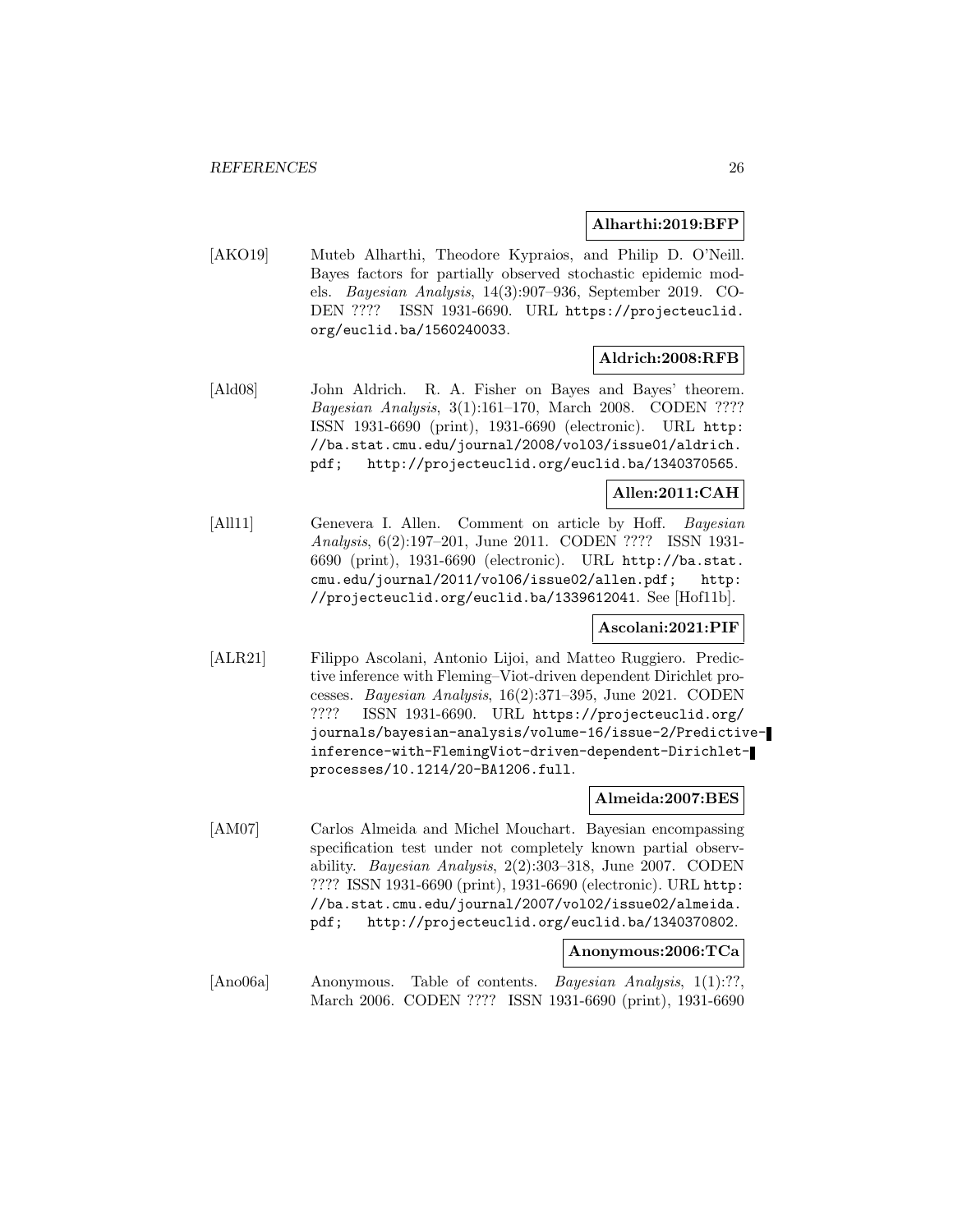**Alharthi:2019:BFP**

[AKO19] Muteb Alharthi, Theodore Kypraios, and Philip D. O'Neill. Bayes factors for partially observed stochastic epidemic models. *Bayesian Analysis*, 14(3):907–936, September 2019. CODEN ???? ISSN 1931-6690. URL https://projecteuclid.org/euclid.ba/1560240033.

**Aldrich:2008:RFB**

[Ald08] John Aldrich. R. A. Fisher on Bayes and Bayes' theorem. *Bayesian Analysis*, 3(1):161–170, March 2008. CODEN ???? ISSN 1931-6690 (print), 1931-6690 (electronic). URL http://ba.stat.cmu.edu/journal/2008/vol03/issue01/aldrich.pdf; http://projecteuclid.org/euclid.ba/1340370565.

**Allen:2011:CAH**

[All11] Genevera I. Allen. Comment on article by Hoff. *Bayesian Analysis*, 6(2):197–201, June 2011. CODEN ???? ISSN 1931-6690 (print), 1931-6690 (electronic). URL http://ba.stat.cmu.edu/journal/2011/vol06/issue02/allen.pdf; http://projecteuclid.org/euclid.ba/1339612041. See [Hof11b].

**Ascolani:2021:PIF**

[ALR21] Filippo Ascolani, Antonio Lijoi, and Matteo Ruggiero. Predictive inference with Fleming–Viot-driven dependent Dirichlet processes. *Bayesian Analysis*, 16(2):371–395, June 2021. CODEN ???? ISSN 1931-6690. URL https://projecteuclid.org/journals/bayesian-analysis/volume-16/issue-2/Predictive-inference-with-FlemingViot-driven-dependent-Dirichlet-processes/10.1214/20-BA1206.full.

**Almeida:2007:BES**

[AM07] Carlos Almeida and Michel Mouchart. Bayesian encompassing specification test under not completely known partial observability. *Bayesian Analysis*, 2(2):303–318, June 2007. CODEN ???? ISSN 1931-6690 (print), 1931-6690 (electronic). URL http://ba.stat.cmu.edu/journal/2007/vol02/issue02/almeida.pdf; http://projecteuclid.org/euclid.ba/1340370802.

**Anonymous:2006:TCa**

[Ano06a] Anonymous. Table of contents. *Bayesian Analysis*, 1(1):??, March 2006. CODEN ???? ISSN 1931-6690 (print), 1931-6690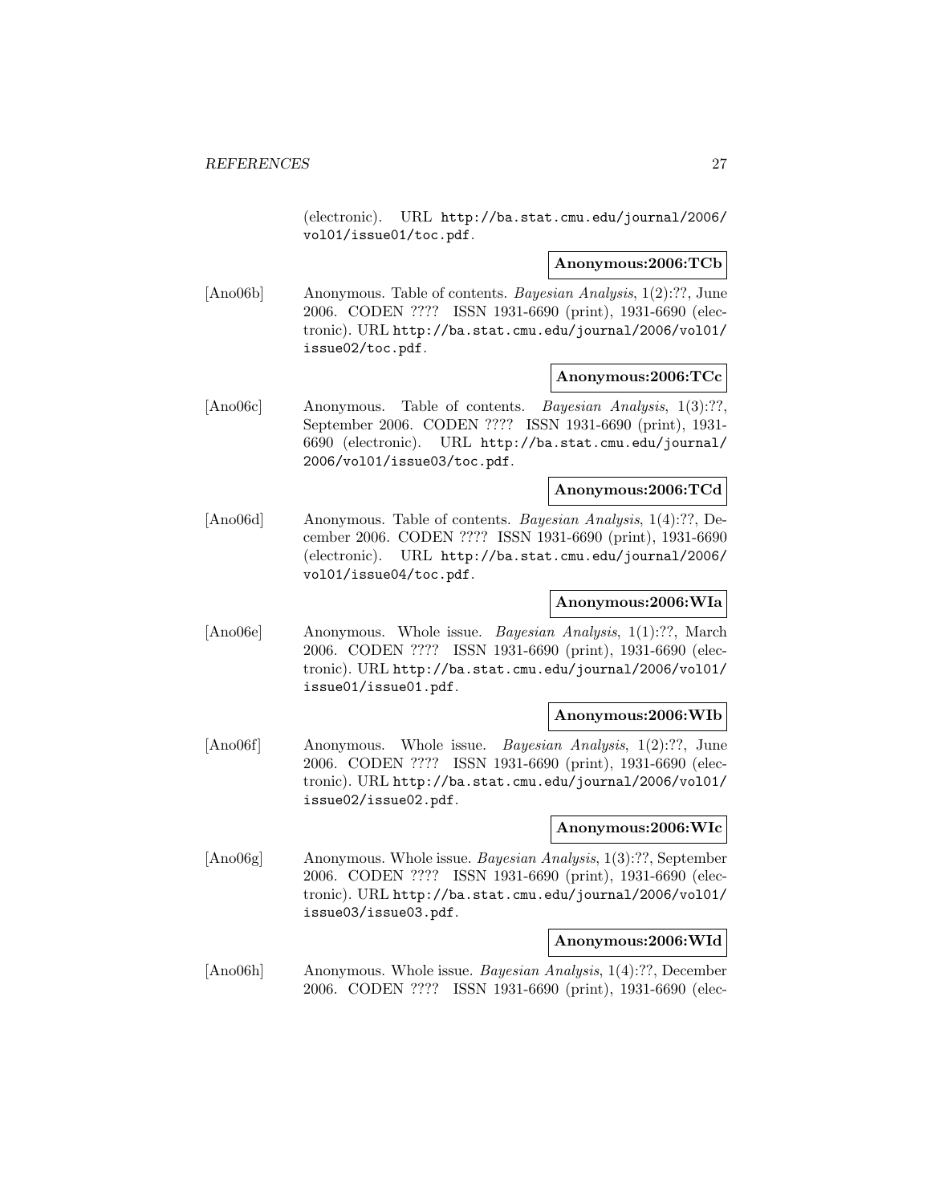(electronic). URL http://ba.stat.cmu.edu/journal/2006/vol01/issue01/toc.pdf.

**Anonymous:2006:TCb**

[Ano06b] Anonymous. Table of contents. *Bayesian Analysis*, 1(2):??, June 2006. CODEN ???? ISSN 1931-6690 (print), 1931-6690 (electronic). URL http://ba.stat.cmu.edu/journal/2006/vol01/issue02/toc.pdf.

**Anonymous:2006:TCc**

[Ano06c] Anonymous. Table of contents. *Bayesian Analysis*, 1(3):??, September 2006. CODEN ???? ISSN 1931-6690 (print), 1931-6690 (electronic). URL http://ba.stat.cmu.edu/journal/2006/vol01/issue03/toc.pdf.

**Anonymous:2006:TCd**

[Ano06d] Anonymous. Table of contents. *Bayesian Analysis*, 1(4):??, December 2006. CODEN ???? ISSN 1931-6690 (print), 1931-6690 (electronic). URL http://ba.stat.cmu.edu/journal/2006/vol01/issue04/toc.pdf.

**Anonymous:2006:WIa**

[Ano06e] Anonymous. Whole issue. *Bayesian Analysis*, 1(1):??, March 2006. CODEN ???? ISSN 1931-6690 (print), 1931-6690 (electronic). URL http://ba.stat.cmu.edu/journal/2006/vol01/issue01/issue01.pdf.

**Anonymous:2006:WIb**

[Ano06f] Anonymous. Whole issue. *Bayesian Analysis*, 1(2):??, June 2006. CODEN ???? ISSN 1931-6690 (print), 1931-6690 (electronic). URL http://ba.stat.cmu.edu/journal/2006/vol01/issue02/issue02.pdf.

**Anonymous:2006:WIc**

[Ano06g] Anonymous. Whole issue. *Bayesian Analysis*, 1(3):??, September 2006. CODEN ???? ISSN 1931-6690 (print), 1931-6690 (electronic). URL http://ba.stat.cmu.edu/journal/2006/vol01/issue03/issue03.pdf.

**Anonymous:2006:WId**

[Ano06h] Anonymous. Whole issue. *Bayesian Analysis*, 1(4):??, December 2006. CODEN ???? ISSN 1931-6690 (print), 1931-6690 (elec-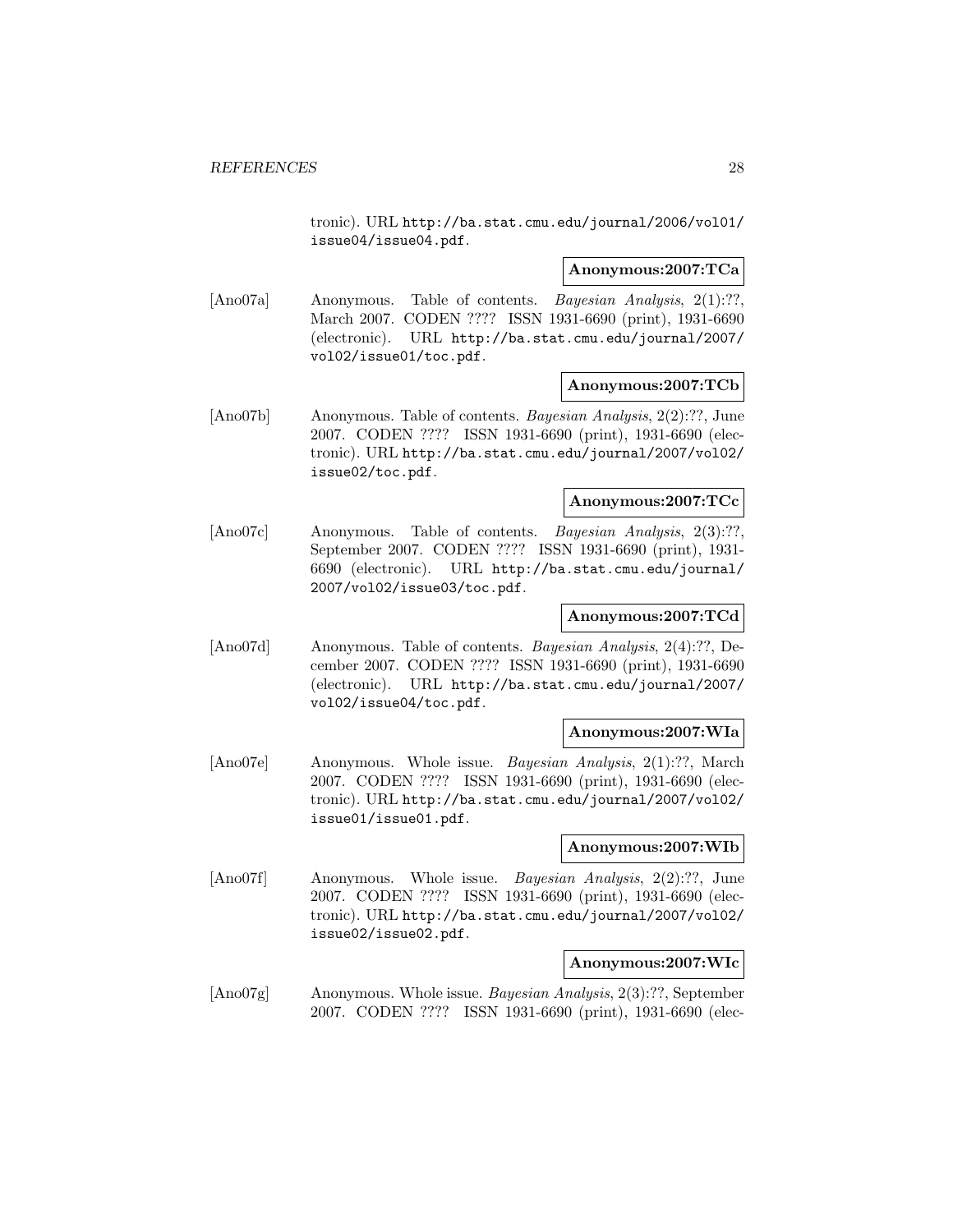tronic). URL http://ba.stat.cmu.edu/journal/2006/vol01/issue04/issue04.pdf.

**Anonymous:2007:TCa**

[Ano07a] Anonymous. Table of contents. *Bayesian Analysis*, 2(1):??, March 2007. CODEN ???? ISSN 1931-6690 (print), 1931-6690 (electronic). URL http://ba.stat.cmu.edu/journal/2007/vol02/issue01/toc.pdf.

**Anonymous:2007:TCb**

[Ano07b] Anonymous. Table of contents. *Bayesian Analysis*, 2(2):??, June 2007. CODEN ???? ISSN 1931-6690 (print), 1931-6690 (electronic). URL http://ba.stat.cmu.edu/journal/2007/vol02/issue02/toc.pdf.

**Anonymous:2007:TCc**

[Ano07c] Anonymous. Table of contents. *Bayesian Analysis*, 2(3):??, September 2007. CODEN ???? ISSN 1931-6690 (print), 1931-6690 (electronic). URL http://ba.stat.cmu.edu/journal/2007/vol02/issue03/toc.pdf.

**Anonymous:2007:TCd**

[Ano07d] Anonymous. Table of contents. *Bayesian Analysis*, 2(4):??, December 2007. CODEN ???? ISSN 1931-6690 (print), 1931-6690 (electronic). URL http://ba.stat.cmu.edu/journal/2007/vol02/issue04/toc.pdf.

**Anonymous:2007:WIa**

[Ano07e] Anonymous. Whole issue. *Bayesian Analysis*, 2(1):??, March 2007. CODEN ???? ISSN 1931-6690 (print), 1931-6690 (electronic). URL http://ba.stat.cmu.edu/journal/2007/vol02/issue01/issue01.pdf.

**Anonymous:2007:WIb**

[Ano07f] Anonymous. Whole issue. *Bayesian Analysis*, 2(2):??, June 2007. CODEN ???? ISSN 1931-6690 (print), 1931-6690 (electronic). URL http://ba.stat.cmu.edu/journal/2007/vol02/issue02/issue02.pdf.

**Anonymous:2007:WIc**

[Ano07g] Anonymous. Whole issue. *Bayesian Analysis*, 2(3):??, September 2007. CODEN ???? ISSN 1931-6690 (print), 1931-6690 (elec-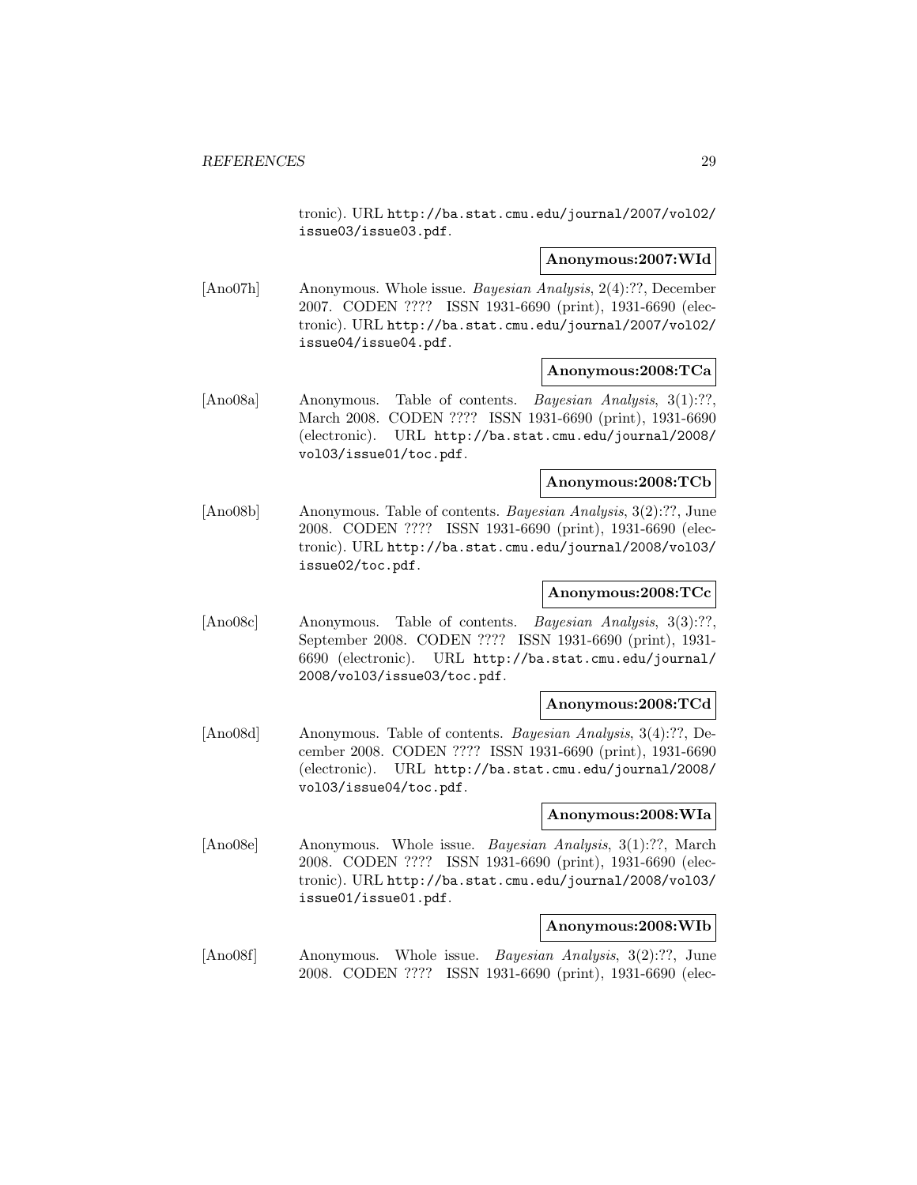tronic). URL http://ba.stat.cmu.edu/journal/2007/vol02/issue03/issue03.pdf.

**Anonymous:2007:WId**

[Ano07h] Anonymous. Whole issue. *Bayesian Analysis*, 2(4):??, December 2007. CODEN ???? ISSN 1931-6690 (print), 1931-6690 (electronic). URL http://ba.stat.cmu.edu/journal/2007/vol02/issue04/issue04.pdf.

**Anonymous:2008:TCa**

[Ano08a] Anonymous. Table of contents. *Bayesian Analysis*, 3(1):??, March 2008. CODEN ???? ISSN 1931-6690 (print), 1931-6690 (electronic). URL http://ba.stat.cmu.edu/journal/2008/vol03/issue01/toc.pdf.

**Anonymous:2008:TCb**

[Ano08b] Anonymous. Table of contents. *Bayesian Analysis*, 3(2):??, June 2008. CODEN ???? ISSN 1931-6690 (print), 1931-6690 (electronic). URL http://ba.stat.cmu.edu/journal/2008/vol03/issue02/toc.pdf.

**Anonymous:2008:TCc**

[Ano08c] Anonymous. Table of contents. *Bayesian Analysis*, 3(3):??, September 2008. CODEN ???? ISSN 1931-6690 (print), 1931-6690 (electronic). URL http://ba.stat.cmu.edu/journal/2008/vol03/issue03/toc.pdf.

**Anonymous:2008:TCd**

[Ano08d] Anonymous. Table of contents. *Bayesian Analysis*, 3(4):??, December 2008. CODEN ???? ISSN 1931-6690 (print), 1931-6690 (electronic). URL http://ba.stat.cmu.edu/journal/2008/vol03/issue04/toc.pdf.

**Anonymous:2008:WIa**

[Ano08e] Anonymous. Whole issue. *Bayesian Analysis*, 3(1):??, March 2008. CODEN ???? ISSN 1931-6690 (print), 1931-6690 (electronic). URL http://ba.stat.cmu.edu/journal/2008/vol03/issue01/issue01.pdf.

**Anonymous:2008:WIb**

[Ano08f] Anonymous. Whole issue. *Bayesian Analysis*, 3(2):??, June 2008. CODEN ???? ISSN 1931-6690 (print), 1931-6690 (elec-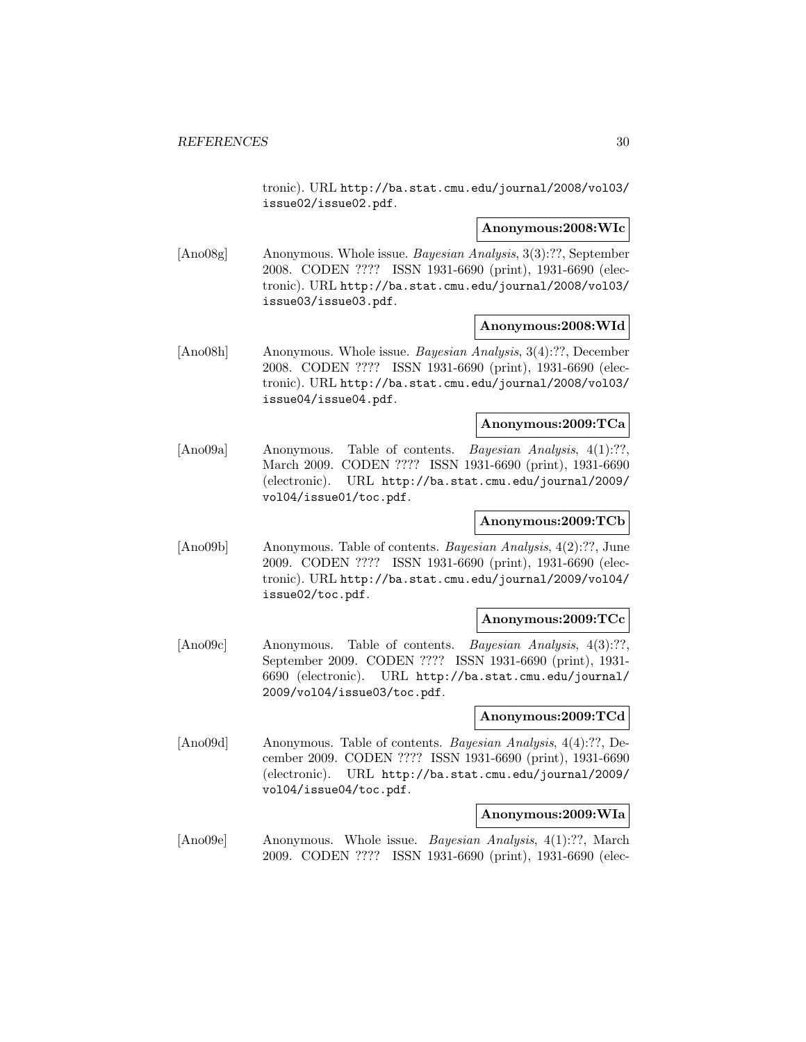tronic). URL http://ba.stat.cmu.edu/journal/2008/vol03/issue02/issue02.pdf.

**Anonymous:2008:WIc**

[Ano08g] Anonymous. Whole issue. *Bayesian Analysis*, 3(3):??, September 2008. CODEN ???? ISSN 1931-6690 (print), 1931-6690 (electronic). URL http://ba.stat.cmu.edu/journal/2008/vol03/issue03/issue03.pdf.

**Anonymous:2008:WId**

[Ano08h] Anonymous. Whole issue. *Bayesian Analysis*, 3(4):??, December 2008. CODEN ???? ISSN 1931-6690 (print), 1931-6690 (electronic). URL http://ba.stat.cmu.edu/journal/2008/vol03/issue04/issue04.pdf.

**Anonymous:2009:TCa**

[Ano09a] Anonymous. Table of contents. *Bayesian Analysis*, 4(1):??, March 2009. CODEN ???? ISSN 1931-6690 (print), 1931-6690 (electronic). URL http://ba.stat.cmu.edu/journal/2009/vol04/issue01/toc.pdf.

**Anonymous:2009:TCb**

[Ano09b] Anonymous. Table of contents. *Bayesian Analysis*, 4(2):??, June 2009. CODEN ???? ISSN 1931-6690 (print), 1931-6690 (electronic). URL http://ba.stat.cmu.edu/journal/2009/vol04/issue02/toc.pdf.

**Anonymous:2009:TCc**

[Ano09c] Anonymous. Table of contents. *Bayesian Analysis*, 4(3):??, September 2009. CODEN ???? ISSN 1931-6690 (print), 1931-6690 (electronic). URL http://ba.stat.cmu.edu/journal/2009/vol04/issue03/toc.pdf.

**Anonymous:2009:TCd**

[Ano09d] Anonymous. Table of contents. *Bayesian Analysis*, 4(4):??, December 2009. CODEN ???? ISSN 1931-6690 (print), 1931-6690 (electronic). URL http://ba.stat.cmu.edu/journal/2009/vol04/issue04/toc.pdf.

**Anonymous:2009:WIa**

[Ano09e] Anonymous. Whole issue. *Bayesian Analysis*, 4(1):??, March 2009. CODEN ???? ISSN 1931-6690 (print), 1931-6690 (elec-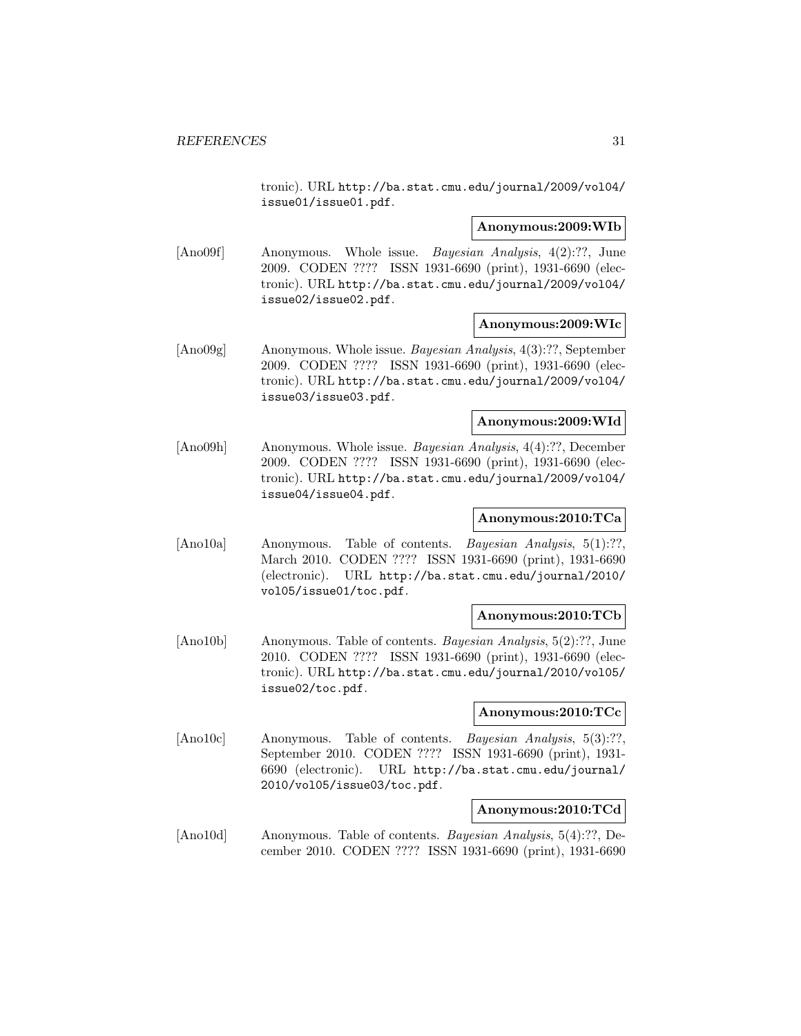tronic). URL http://ba.stat.cmu.edu/journal/2009/vol04/issue01/issue01.pdf.

**Anonymous:2009:WIb**

[Ano09f] Anonymous. Whole issue. *Bayesian Analysis*, 4(2):??, June 2009. CODEN ???? ISSN 1931-6690 (print), 1931-6690 (electronic). URL http://ba.stat.cmu.edu/journal/2009/vol04/issue02/issue02.pdf.

**Anonymous:2009:WIc**

[Ano09g] Anonymous. Whole issue. *Bayesian Analysis*, 4(3):??, September 2009. CODEN ???? ISSN 1931-6690 (print), 1931-6690 (electronic). URL http://ba.stat.cmu.edu/journal/2009/vol04/issue03/issue03.pdf.

**Anonymous:2009:WId**

[Ano09h] Anonymous. Whole issue. *Bayesian Analysis*, 4(4):??, December 2009. CODEN ???? ISSN 1931-6690 (print), 1931-6690 (electronic). URL http://ba.stat.cmu.edu/journal/2009/vol04/issue04/issue04.pdf.

**Anonymous:2010:TCa**

[Ano10a] Anonymous. Table of contents. *Bayesian Analysis*, 5(1):??, March 2010. CODEN ???? ISSN 1931-6690 (print), 1931-6690 (electronic). URL http://ba.stat.cmu.edu/journal/2010/vol05/issue01/toc.pdf.

**Anonymous:2010:TCb**

[Ano10b] Anonymous. Table of contents. *Bayesian Analysis*, 5(2):??, June 2010. CODEN ???? ISSN 1931-6690 (print), 1931-6690 (electronic). URL http://ba.stat.cmu.edu/journal/2010/vol05/issue02/toc.pdf.

**Anonymous:2010:TCc**

[Ano10c] Anonymous. Table of contents. *Bayesian Analysis*, 5(3):??, September 2010. CODEN ???? ISSN 1931-6690 (print), 1931-6690 (electronic). URL http://ba.stat.cmu.edu/journal/2010/vol05/issue03/toc.pdf.

**Anonymous:2010:TCd**

[Ano10d] Anonymous. Table of contents. *Bayesian Analysis*, 5(4):??, December 2010. CODEN ???? ISSN 1931-6690 (print), 1931-6690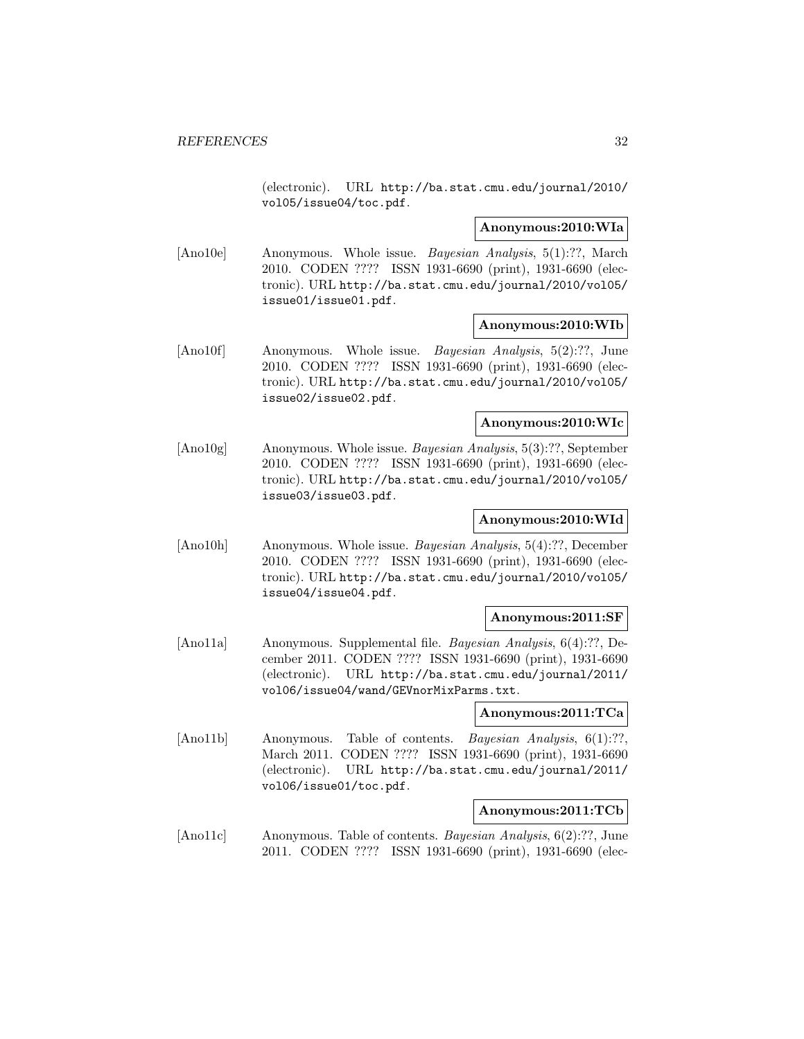(electronic). URL http://ba.stat.cmu.edu/journal/2010/vol05/issue04/toc.pdf.

**Anonymous:2010:WIa**

[Ano10e] Anonymous. Whole issue. *Bayesian Analysis*, 5(1):??, March 2010. CODEN ???? ISSN 1931-6690 (print), 1931-6690 (electronic). URL http://ba.stat.cmu.edu/journal/2010/vol05/issue01/issue01.pdf.

**Anonymous:2010:WIb**

[Ano10f] Anonymous. Whole issue. *Bayesian Analysis*, 5(2):??, June 2010. CODEN ???? ISSN 1931-6690 (print), 1931-6690 (electronic). URL http://ba.stat.cmu.edu/journal/2010/vol05/issue02/issue02.pdf.

**Anonymous:2010:WIc**

[Ano10g] Anonymous. Whole issue. *Bayesian Analysis*, 5(3):??, September 2010. CODEN ???? ISSN 1931-6690 (print), 1931-6690 (electronic). URL http://ba.stat.cmu.edu/journal/2010/vol05/issue03/issue03.pdf.

**Anonymous:2010:WId**

[Ano10h] Anonymous. Whole issue. *Bayesian Analysis*, 5(4):??, December 2010. CODEN ???? ISSN 1931-6690 (print), 1931-6690 (electronic). URL http://ba.stat.cmu.edu/journal/2010/vol05/issue04/issue04.pdf.

**Anonymous:2011:SF**

[Ano11a] Anonymous. Supplemental file. *Bayesian Analysis*, 6(4):??, December 2011. CODEN ???? ISSN 1931-6690 (print), 1931-6690 (electronic). URL http://ba.stat.cmu.edu/journal/2011/vol06/issue04/wand/GEVnorMixParms.txt.

**Anonymous:2011:TCa**

[Ano11b] Anonymous. Table of contents. *Bayesian Analysis*, 6(1):??, March 2011. CODEN ???? ISSN 1931-6690 (print), 1931-6690 (electronic). URL http://ba.stat.cmu.edu/journal/2011/vol06/issue01/toc.pdf.

**Anonymous:2011:TCb**

[Ano11c] Anonymous. Table of contents. *Bayesian Analysis*, 6(2):??, June 2011. CODEN ???? ISSN 1931-6690 (print), 1931-6690 (elec-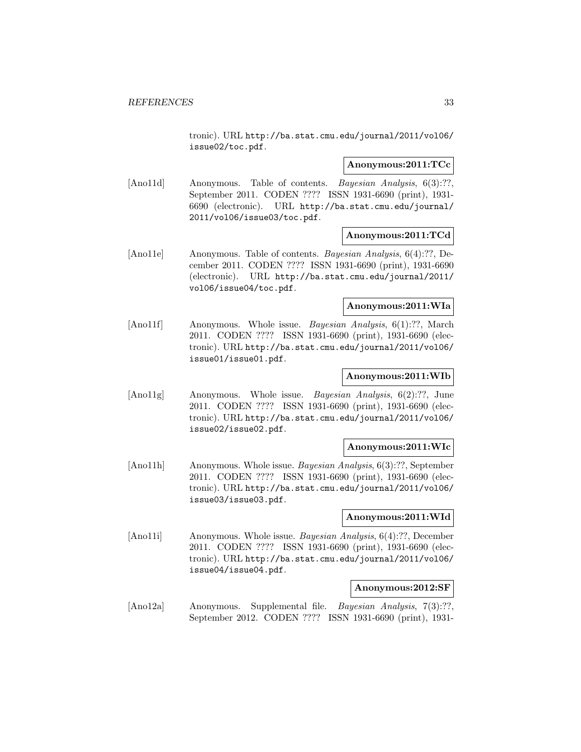tronic). URL http://ba.stat.cmu.edu/journal/2011/vol06/issue02/toc.pdf.

**Anonymous:2011:TCc**

[Ano11d] Anonymous. Table of contents. *Bayesian Analysis*, 6(3):??, September 2011. CODEN ???? ISSN 1931-6690 (print), 1931-6690 (electronic). URL http://ba.stat.cmu.edu/journal/2011/vol06/issue03/toc.pdf.

**Anonymous:2011:TCd**

[Ano11e] Anonymous. Table of contents. *Bayesian Analysis*, 6(4):??, December 2011. CODEN ???? ISSN 1931-6690 (print), 1931-6690 (electronic). URL http://ba.stat.cmu.edu/journal/2011/vol06/issue04/toc.pdf.

**Anonymous:2011:WIa**

[Ano11f] Anonymous. Whole issue. *Bayesian Analysis*, 6(1):??, March 2011. CODEN ???? ISSN 1931-6690 (print), 1931-6690 (electronic). URL http://ba.stat.cmu.edu/journal/2011/vol06/issue01/issue01.pdf.

**Anonymous:2011:WIb**

[Ano11g] Anonymous. Whole issue. *Bayesian Analysis*, 6(2):??, June 2011. CODEN ???? ISSN 1931-6690 (print), 1931-6690 (electronic). URL http://ba.stat.cmu.edu/journal/2011/vol06/issue02/issue02.pdf.

**Anonymous:2011:WIc**

[Ano11h] Anonymous. Whole issue. *Bayesian Analysis*, 6(3):??, September 2011. CODEN ???? ISSN 1931-6690 (print), 1931-6690 (electronic). URL http://ba.stat.cmu.edu/journal/2011/vol06/issue03/issue03.pdf.

**Anonymous:2011:WId**

[Ano11i] Anonymous. Whole issue. *Bayesian Analysis*, 6(4):??, December 2011. CODEN ???? ISSN 1931-6690 (print), 1931-6690 (electronic). URL http://ba.stat.cmu.edu/journal/2011/vol06/issue04/issue04.pdf.

**Anonymous:2012:SF**

[Ano12a] Anonymous. Supplemental file. *Bayesian Analysis*, 7(3):??, September 2012. CODEN ???? ISSN 1931-6690 (print), 1931-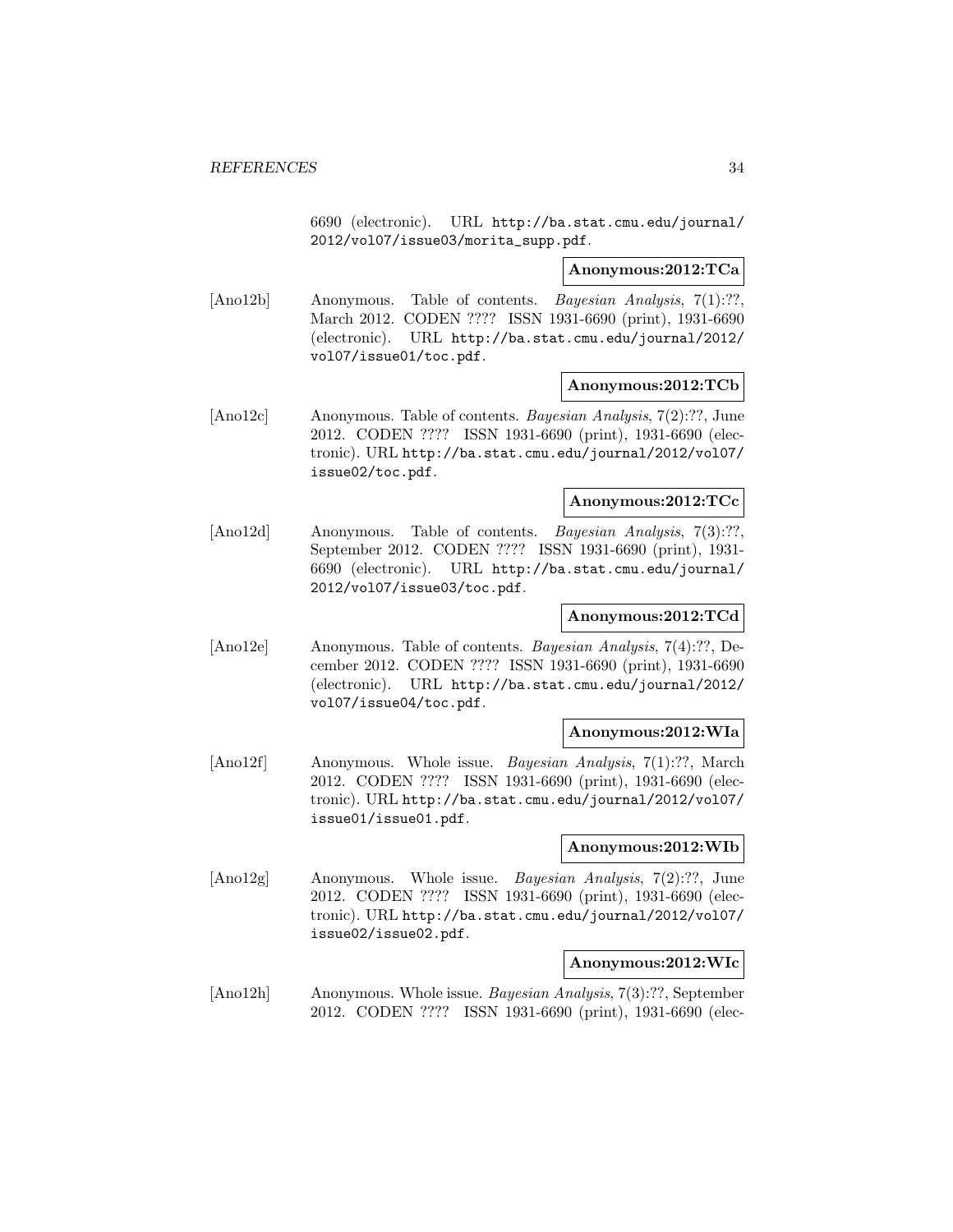6690 (electronic). URL http://ba.stat.cmu.edu/journal/2012/vol07/issue03/morita_supp.pdf.

**Anonymous:2012:TCa**

[Ano12b] Anonymous. Table of contents. *Bayesian Analysis*, 7(1):??, March 2012. CODEN ???? ISSN 1931-6690 (print), 1931-6690 (electronic). URL http://ba.stat.cmu.edu/journal/2012/vol07/issue01/toc.pdf.

**Anonymous:2012:TCb**

[Ano12c] Anonymous. Table of contents. *Bayesian Analysis*, 7(2):??, June 2012. CODEN ???? ISSN 1931-6690 (print), 1931-6690 (electronic). URL http://ba.stat.cmu.edu/journal/2012/vol07/issue02/toc.pdf.

**Anonymous:2012:TCc**

[Ano12d] Anonymous. Table of contents. *Bayesian Analysis*, 7(3):??, September 2012. CODEN ???? ISSN 1931-6690 (print), 1931-6690 (electronic). URL http://ba.stat.cmu.edu/journal/2012/vol07/issue03/toc.pdf.

**Anonymous:2012:TCd**

[Ano12e] Anonymous. Table of contents. *Bayesian Analysis*, 7(4):??, December 2012. CODEN ???? ISSN 1931-6690 (print), 1931-6690 (electronic). URL http://ba.stat.cmu.edu/journal/2012/vol07/issue04/toc.pdf.

**Anonymous:2012:WIa**

[Ano12f] Anonymous. Whole issue. *Bayesian Analysis*, 7(1):??, March 2012. CODEN ???? ISSN 1931-6690 (print), 1931-6690 (electronic). URL http://ba.stat.cmu.edu/journal/2012/vol07/issue01/issue01.pdf.

**Anonymous:2012:WIb**

[Ano12g] Anonymous. Whole issue. *Bayesian Analysis*, 7(2):??, June 2012. CODEN ???? ISSN 1931-6690 (print), 1931-6690 (electronic). URL http://ba.stat.cmu.edu/journal/2012/vol07/issue02/issue02.pdf.

**Anonymous:2012:WIc**

[Ano12h] Anonymous. Whole issue. *Bayesian Analysis*, 7(3):??, September 2012. CODEN ???? ISSN 1931-6690 (print), 1931-6690 (elec-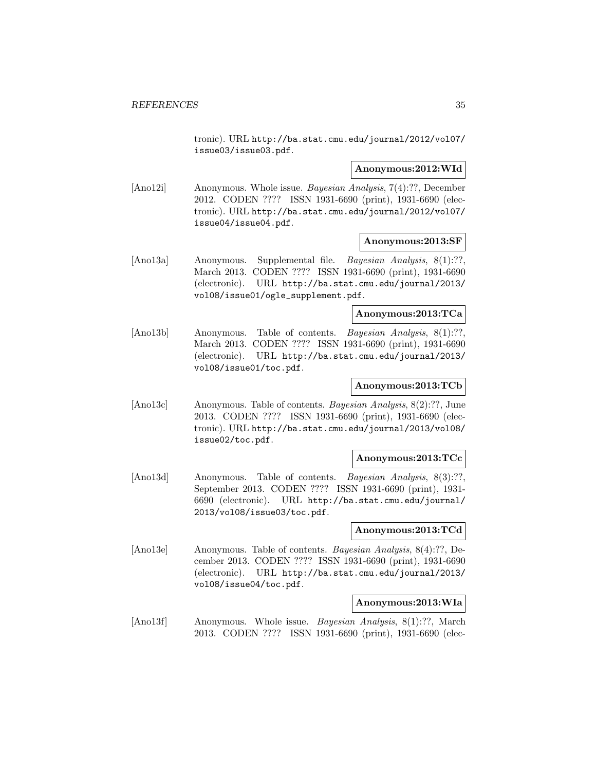tronic). URL http://ba.stat.cmu.edu/journal/2012/vol07/issue03/issue03.pdf.

**Anonymous:2012:WId**

[Ano12i] Anonymous. Whole issue. *Bayesian Analysis*, 7(4):??, December 2012. CODEN ???? ISSN 1931-6690 (print), 1931-6690 (electronic). URL http://ba.stat.cmu.edu/journal/2012/vol07/issue04/issue04.pdf.

**Anonymous:2013:SF**

[Ano13a] Anonymous. Supplemental file. *Bayesian Analysis*, 8(1):??, March 2013. CODEN ???? ISSN 1931-6690 (print), 1931-6690 (electronic). URL http://ba.stat.cmu.edu/journal/2013/vol08/issue01/ogle_supplement.pdf.

**Anonymous:2013:TCa**

[Ano13b] Anonymous. Table of contents. *Bayesian Analysis*, 8(1):??, March 2013. CODEN ???? ISSN 1931-6690 (print), 1931-6690 (electronic). URL http://ba.stat.cmu.edu/journal/2013/vol08/issue01/toc.pdf.

**Anonymous:2013:TCb**

[Ano13c] Anonymous. Table of contents. *Bayesian Analysis*, 8(2):??, June 2013. CODEN ???? ISSN 1931-6690 (print), 1931-6690 (electronic). URL http://ba.stat.cmu.edu/journal/2013/vol08/issue02/toc.pdf.

**Anonymous:2013:TCc**

[Ano13d] Anonymous. Table of contents. *Bayesian Analysis*, 8(3):??, September 2013. CODEN ???? ISSN 1931-6690 (print), 1931-6690 (electronic). URL http://ba.stat.cmu.edu/journal/2013/vol08/issue03/toc.pdf.

**Anonymous:2013:TCd**

[Ano13e] Anonymous. Table of contents. *Bayesian Analysis*, 8(4):??, December 2013. CODEN ???? ISSN 1931-6690 (print), 1931-6690 (electronic). URL http://ba.stat.cmu.edu/journal/2013/vol08/issue04/toc.pdf.

**Anonymous:2013:WIa**

[Ano13f] Anonymous. Whole issue. *Bayesian Analysis*, 8(1):??, March 2013. CODEN ???? ISSN 1931-6690 (print), 1931-6690 (elec-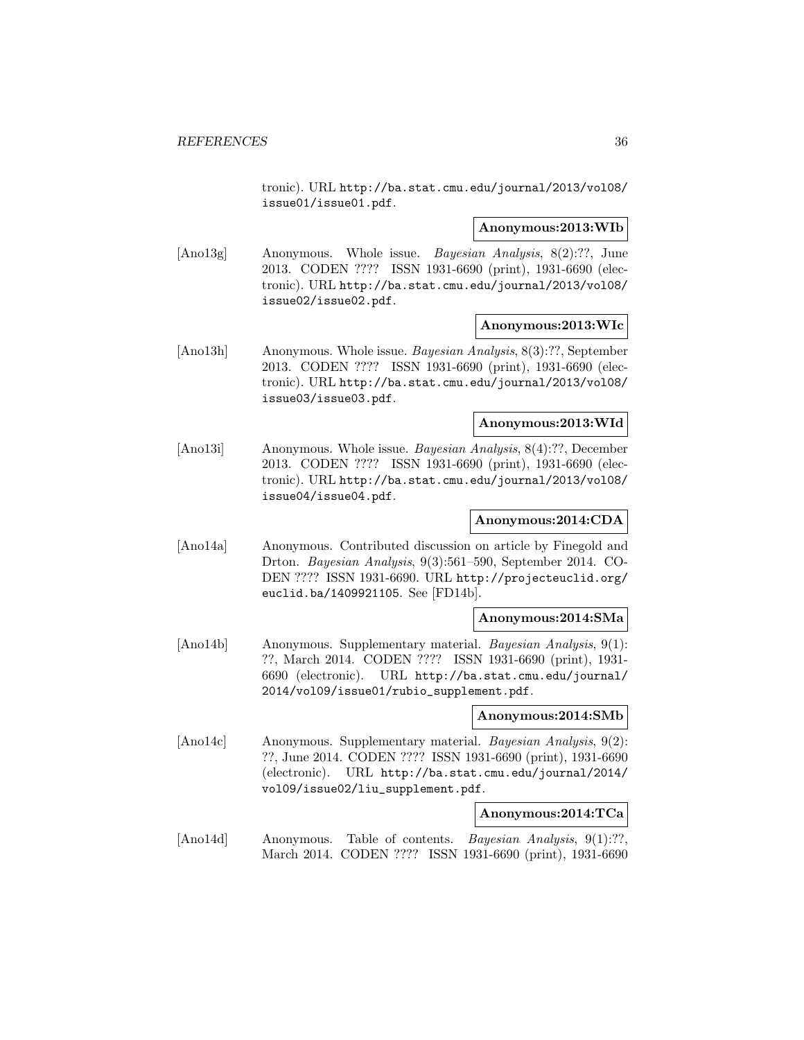tronic). URL http://ba.stat.cmu.edu/journal/2013/vol08/issue01/issue01.pdf.

**Anonymous:2013:WIb**

[Ano13g] Anonymous. Whole issue. *Bayesian Analysis*, 8(2):??, June 2013. CODEN ???? ISSN 1931-6690 (print), 1931-6690 (electronic). URL http://ba.stat.cmu.edu/journal/2013/vol08/issue02/issue02.pdf.

**Anonymous:2013:WIc**

[Ano13h] Anonymous. Whole issue. *Bayesian Analysis*, 8(3):??, September 2013. CODEN ???? ISSN 1931-6690 (print), 1931-6690 (electronic). URL http://ba.stat.cmu.edu/journal/2013/vol08/issue03/issue03.pdf.

**Anonymous:2013:WId**

[Ano13i] Anonymous. Whole issue. *Bayesian Analysis*, 8(4):??, December 2013. CODEN ???? ISSN 1931-6690 (print), 1931-6690 (electronic). URL http://ba.stat.cmu.edu/journal/2013/vol08/issue04/issue04.pdf.

**Anonymous:2014:CDA**

[Ano14a] Anonymous. Contributed discussion on article by Finegold and Drton. *Bayesian Analysis*, 9(3):561–590, September 2014. CODEN ???? ISSN 1931-6690. URL http://projecteuclid.org/euclid.ba/1409921105. See [FD14b].

**Anonymous:2014:SMa**

[Ano14b] Anonymous. Supplementary material. *Bayesian Analysis*, 9(1):??, March 2014. CODEN ???? ISSN 1931-6690 (print), 1931-6690 (electronic). URL http://ba.stat.cmu.edu/journal/2014/vol09/issue01/rubio_supplement.pdf.

**Anonymous:2014:SMb**

[Ano14c] Anonymous. Supplementary material. *Bayesian Analysis*, 9(2):??, June 2014. CODEN ???? ISSN 1931-6690 (print), 1931-6690 (electronic). URL http://ba.stat.cmu.edu/journal/2014/vol09/issue02/liu_supplement.pdf.

**Anonymous:2014:TCa**

[Ano14d] Anonymous. Table of contents. *Bayesian Analysis*, 9(1):??, March 2014. CODEN ???? ISSN 1931-6690 (print), 1931-6690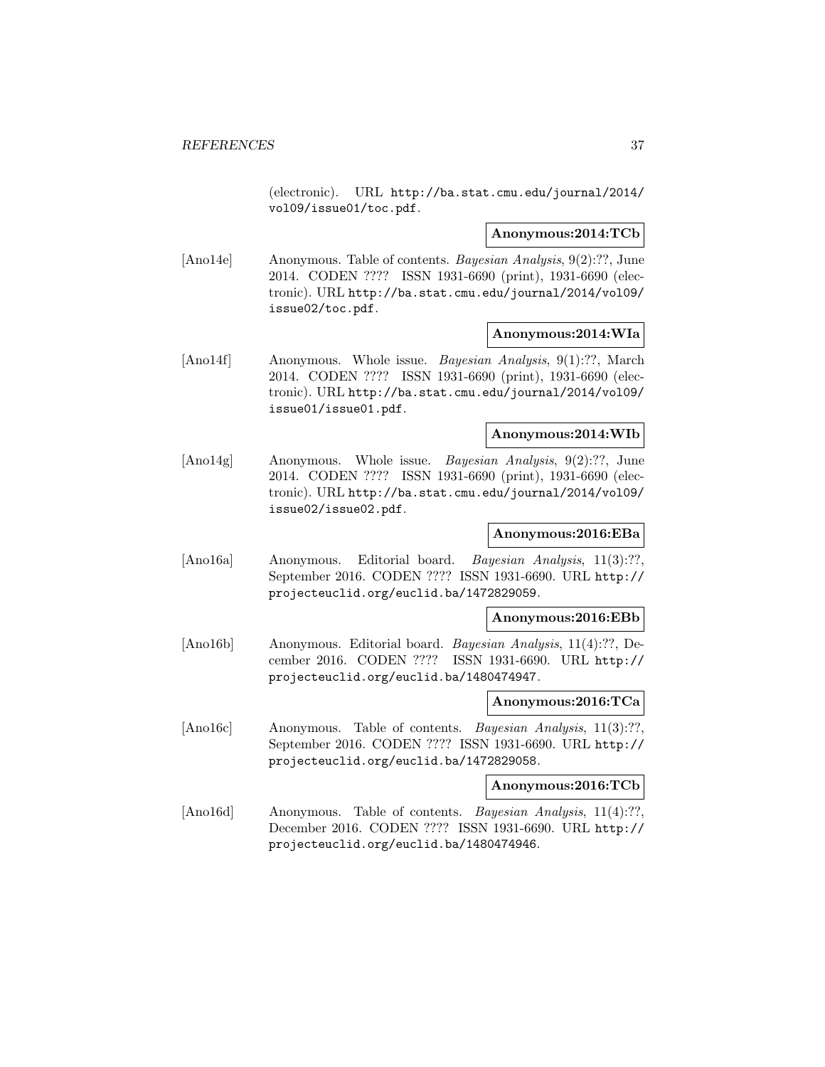(electronic). URL http://ba.stat.cmu.edu/journal/2014/vol09/issue01/toc.pdf.

**Anonymous:2014:TCb**

[Ano14e] Anonymous. Table of contents. *Bayesian Analysis*, 9(2):??, June 2014. CODEN ???? ISSN 1931-6690 (print), 1931-6690 (electronic). URL http://ba.stat.cmu.edu/journal/2014/vol09/issue02/toc.pdf.

**Anonymous:2014:WIa**

[Ano14f] Anonymous. Whole issue. *Bayesian Analysis*, 9(1):??, March 2014. CODEN ???? ISSN 1931-6690 (print), 1931-6690 (electronic). URL http://ba.stat.cmu.edu/journal/2014/vol09/issue01/issue01.pdf.

**Anonymous:2014:WIb**

[Ano14g] Anonymous. Whole issue. *Bayesian Analysis*, 9(2):??, June 2014. CODEN ???? ISSN 1931-6690 (print), 1931-6690 (electronic). URL http://ba.stat.cmu.edu/journal/2014/vol09/issue02/issue02.pdf.

**Anonymous:2016:EBa**

[Ano16a] Anonymous. Editorial board. *Bayesian Analysis*, 11(3):??, September 2016. CODEN ???? ISSN 1931-6690. URL http://projecteuclid.org/euclid.ba/1472829059.

**Anonymous:2016:EBb**

[Ano16b] Anonymous. Editorial board. *Bayesian Analysis*, 11(4):??, December 2016. CODEN ???? ISSN 1931-6690. URL http://projecteuclid.org/euclid.ba/1480474947.

**Anonymous:2016:TCa**

[Ano16c] Anonymous. Table of contents. *Bayesian Analysis*, 11(3):??, September 2016. CODEN ???? ISSN 1931-6690. URL http://projecteuclid.org/euclid.ba/1472829058.

**Anonymous:2016:TCb**

[Ano16d] Anonymous. Table of contents. *Bayesian Analysis*, 11(4):??, December 2016. CODEN ???? ISSN 1931-6690. URL http://projecteuclid.org/euclid.ba/1480474946.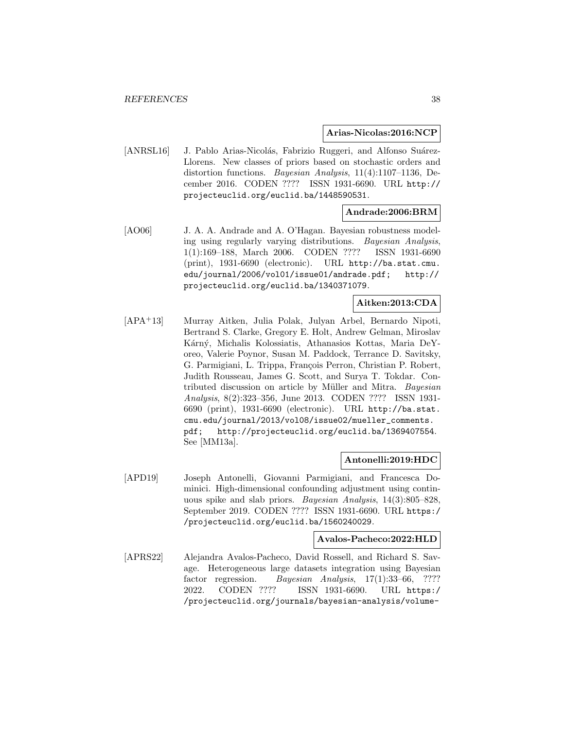**Arias-Nicolas:2016:NCP**

[ANRSL16] J. Pablo Arias-Nicolás, Fabrizio Ruggeri, and Alfonso Suárez-Llorens. New classes of priors based on stochastic orders and distortion functions. *Bayesian Analysis*, 11(4):1107–1136, December 2016. CODEN ???? ISSN 1931-6690. URL http://projecteuclid.org/euclid.ba/1448590531.

**Andrade:2006:BRM**

[AO06] J. A. A. Andrade and A. O'Hagan. Bayesian robustness modeling using regularly varying distributions. *Bayesian Analysis*, 1(1):169–188, March 2006. CODEN ???? ISSN 1931-6690 (print), 1931-6690 (electronic). URL http://ba.stat.cmu.edu/journal/2006/vol01/issue01/andrade.pdf; http://projecteuclid.org/euclid.ba/1340371079.

**Aitken:2013:CDA**

[APA+13] Murray Aitken, Julia Polak, Julyan Arbel, Bernardo Nipoti, Bertrand S. Clarke, Gregory E. Holt, Andrew Gelman, Miroslav Kárný, Michalis Kolossiatis, Athanasios Kottas, Maria DeYoreo, Valerie Poynor, Susan M. Paddock, Terrance D. Savitsky, G. Parmigiani, L. Trippa, François Perron, Christian P. Robert, Judith Rousseau, James G. Scott, and Surya T. Tokdar. Contributed discussion on article by Müller and Mitra. *Bayesian Analysis*, 8(2):323–356, June 2013. CODEN ???? ISSN 1931-6690 (print), 1931-6690 (electronic). URL http://ba.stat.cmu.edu/journal/2013/vol08/issue02/mueller_comments.pdf; http://projecteuclid.org/euclid.ba/1369407554. See [MM13a].

**Antonelli:2019:HDC**

[APD19] Joseph Antonelli, Giovanni Parmigiani, and Francesca Dominici. High-dimensional confounding adjustment using continuous spike and slab priors. *Bayesian Analysis*, 14(3):805–828, September 2019. CODEN ???? ISSN 1931-6690. URL https://projecteuclid.org/euclid.ba/1560240029.

**Avalos-Pacheco:2022:HLD**

[APRS22] Alejandra Avalos-Pacheco, David Rossell, and Richard S. Savage. Heterogeneous large datasets integration using Bayesian factor regression. *Bayesian Analysis*, 17(1):33–66, ???? 2022. CODEN ???? ISSN 1931-6690. URL https://projecteuclid.org/journals/bayesian-analysis/volume-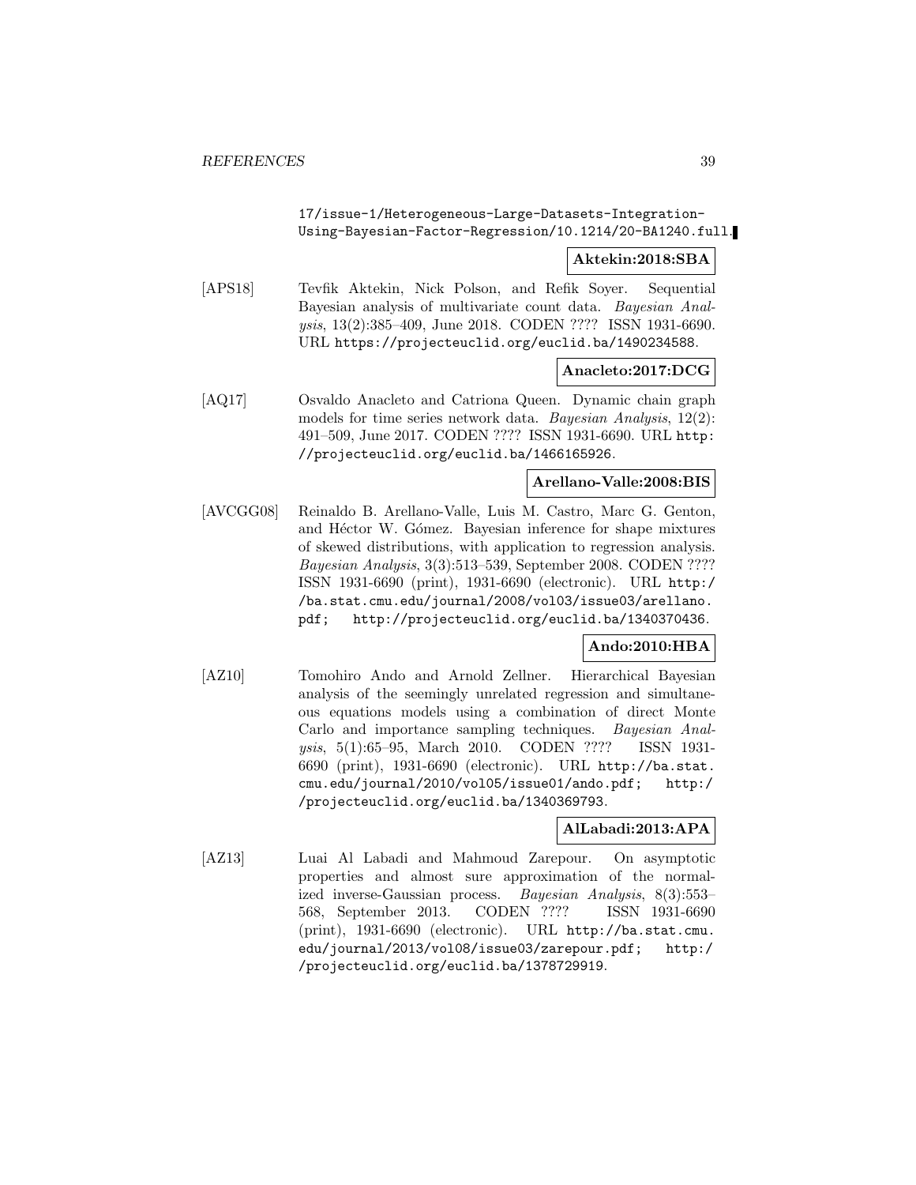17/issue-1/Heterogeneous-Large-Datasets-Integration-Using-Bayesian-Factor-Regression/10.1214/20-BA1240.full.

**Aktekin:2018:SBA**

[APS18] Tevfik Aktekin, Nick Polson, and Refik Soyer. Sequential Bayesian analysis of multivariate count data. *Bayesian Analysis*, 13(2):385–409, June 2018. CODEN ???? ISSN 1931-6690. URL https://projecteuclid.org/euclid.ba/1490234588.

**Anacleto:2017:DCG**

[AQ17] Osvaldo Anacleto and Catriona Queen. Dynamic chain graph models for time series network data. *Bayesian Analysis*, 12(2): 491–509, June 2017. CODEN ???? ISSN 1931-6690. URL http://projecteuclid.org/euclid.ba/1466165926.

**Arellano-Valle:2008:BIS**

[AVCGG08] Reinaldo B. Arellano-Valle, Luis M. Castro, Marc G. Genton, and Héctor W. Gómez. Bayesian inference for shape mixtures of skewed distributions, with application to regression analysis. *Bayesian Analysis*, 3(3):513–539, September 2008. CODEN ???? ISSN 1931-6690 (print), 1931-6690 (electronic). URL http://ba.stat.cmu.edu/journal/2008/vol03/issue03/arellano.pdf; http://projecteuclid.org/euclid.ba/1340370436.

**Ando:2010:HBA**

[AZ10] Tomohiro Ando and Arnold Zellner. Hierarchical Bayesian analysis of the seemingly unrelated regression and simultaneous equations models using a combination of direct Monte Carlo and importance sampling techniques. *Bayesian Analysis*, 5(1):65–95, March 2010. CODEN ???? ISSN 1931-6690 (print), 1931-6690 (electronic). URL http://ba.stat.cmu.edu/journal/2010/vol05/issue01/ando.pdf; http://projecteuclid.org/euclid.ba/1340369793.

**AlLabadi:2013:APA**

[AZ13] Luai Al Labadi and Mahmoud Zarepour. On asymptotic properties and almost sure approximation of the normalized inverse-Gaussian process. *Bayesian Analysis*, 8(3):553–568, September 2013. CODEN ???? ISSN 1931-6690 (print), 1931-6690 (electronic). URL http://ba.stat.cmu.edu/journal/2013/vol08/issue03/zarepour.pdf; http://projecteuclid.org/euclid.ba/1378729919.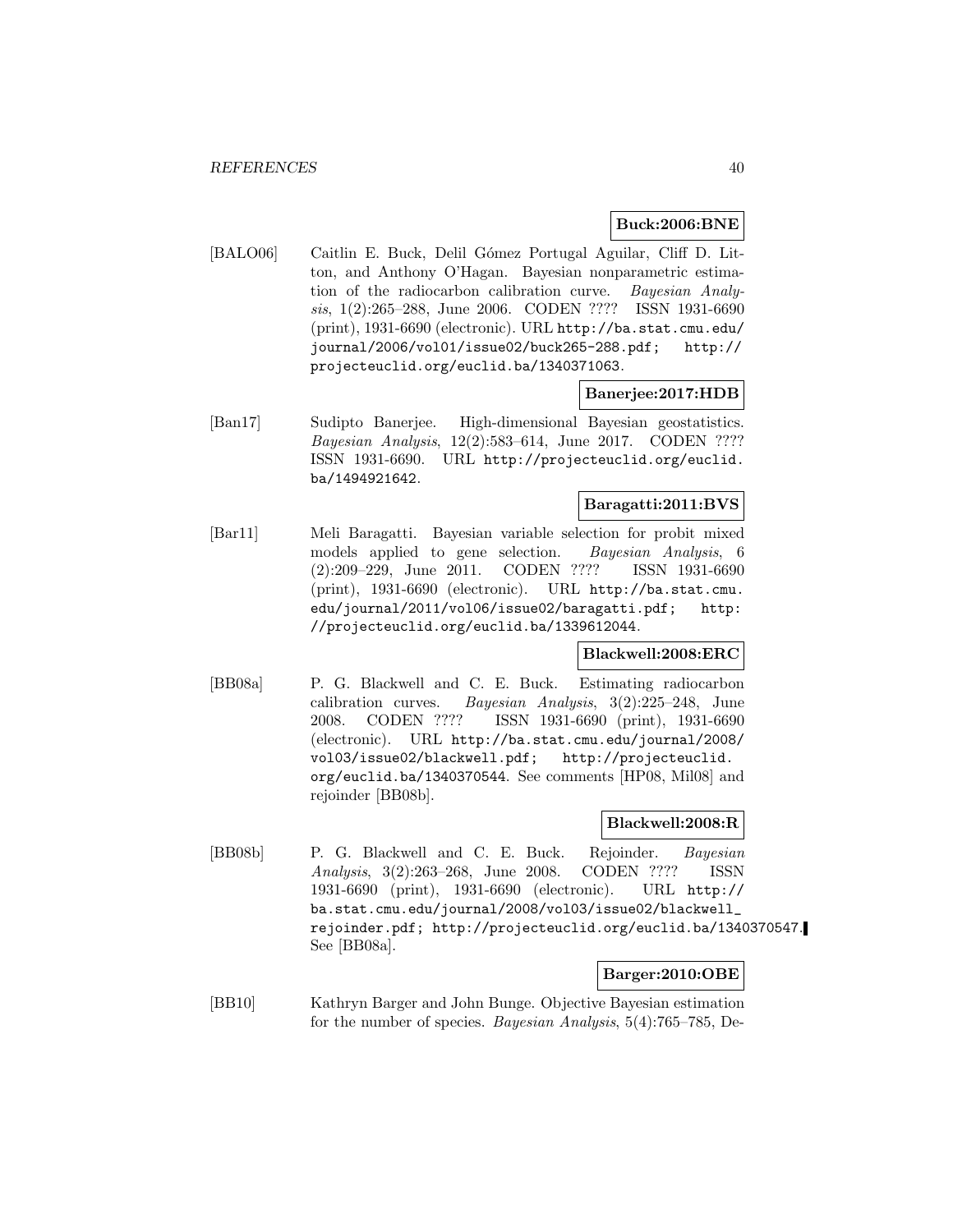**Buck:2006:BNE**

[BALO06] Caitlin E. Buck, Delil Gómez Portugal Aguilar, Cliff D. Litton, and Anthony O'Hagan. Bayesian nonparametric estimation of the radiocarbon calibration curve. *Bayesian Analysis*, 1(2):265–288, June 2006. CODEN ???? ISSN 1931-6690 (print), 1931-6690 (electronic). URL http://ba.stat.cmu.edu/journal/2006/vol01/issue02/buck265-288.pdf; http://projecteuclid.org/euclid.ba/1340371063.

**Banerjee:2017:HDB**

[Ban17] Sudipto Banerjee. High-dimensional Bayesian geostatistics. *Bayesian Analysis*, 12(2):583–614, June 2017. CODEN ???? ISSN 1931-6690. URL http://projecteuclid.org/euclid.ba/1494921642.

**Baragatti:2011:BVS**

[Bar11] Meli Baragatti. Bayesian variable selection for probit mixed models applied to gene selection. *Bayesian Analysis*, 6 (2):209–229, June 2011. CODEN ???? ISSN 1931-6690 (print), 1931-6690 (electronic). URL http://ba.stat.cmu.edu/journal/2011/vol06/issue02/baragatti.pdf; http://projecteuclid.org/euclid.ba/1339612044.

**Blackwell:2008:ERC**

[BB08a] P. G. Blackwell and C. E. Buck. Estimating radiocarbon calibration curves. *Bayesian Analysis*, 3(2):225–248, June 2008. CODEN ???? ISSN 1931-6690 (print), 1931-6690 (electronic). URL http://ba.stat.cmu.edu/journal/2008/vol03/issue02/blackwell.pdf; http://projecteuclid.org/euclid.ba/1340370544. See comments [HP08, Mil08] and rejoinder [BB08b].

**Blackwell:2008:R**

[BB08b] P. G. Blackwell and C. E. Buck. Rejoinder. *Bayesian Analysis*, 3(2):263–268, June 2008. CODEN ???? ISSN 1931-6690 (print), 1931-6690 (electronic). URL http://ba.stat.cmu.edu/journal/2008/vol03/issue02/blackwell_rejoinder.pdf; http://projecteuclid.org/euclid.ba/1340370547. See [BB08a].

**Barger:2010:OBE**

[BB10] Kathryn Barger and John Bunge. Objective Bayesian estimation for the number of species. *Bayesian Analysis*, 5(4):765–785, De-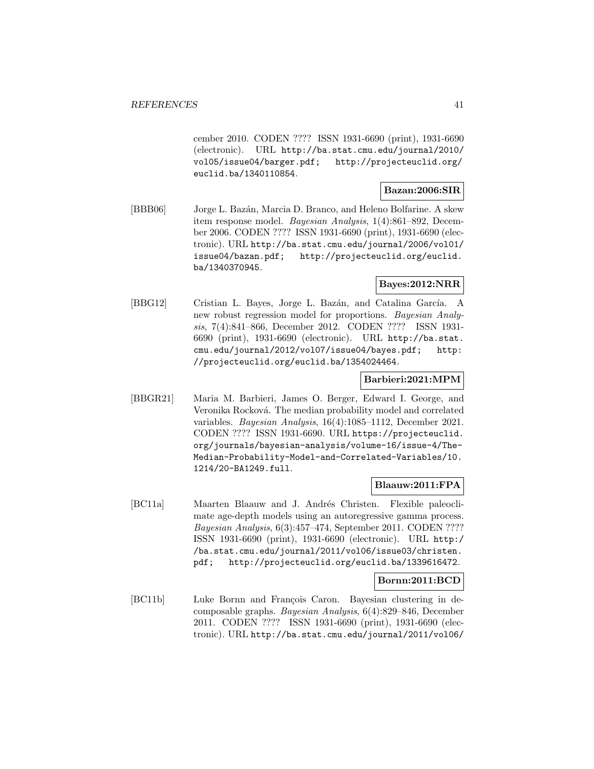cember 2010. CODEN ???? ISSN 1931-6690 (print), 1931-6690 (electronic). URL http://ba.stat.cmu.edu/journal/2010/vol05/issue04/barger.pdf; http://projecteuclid.org/euclid.ba/1340110854.

**Bazan:2006:SIR**

[BBB06] Jorge L. Bazán, Marcia D. Branco, and Heleno Bolfarine. A skew item response model. *Bayesian Analysis*, 1(4):861–892, December 2006. CODEN ???? ISSN 1931-6690 (print), 1931-6690 (electronic). URL http://ba.stat.cmu.edu/journal/2006/vol01/issue04/bazan.pdf; http://projecteuclid.org/euclid.ba/1340370945.

**Bayes:2012:NRR**

[BBG12] Cristian L. Bayes, Jorge L. Bazán, and Catalina García. A new robust regression model for proportions. *Bayesian Analysis*, 7(4):841–866, December 2012. CODEN ???? ISSN 1931-6690 (print), 1931-6690 (electronic). URL http://ba.stat.cmu.edu/journal/2012/vol07/issue04/bayes.pdf; http://projecteuclid.org/euclid.ba/1354024464.

**Barbieri:2021:MPM**

[BBGR21] Maria M. Barbieri, James O. Berger, Edward I. George, and Veronika Rocková. The median probability model and correlated variables. *Bayesian Analysis*, 16(4):1085–1112, December 2021. CODEN ???? ISSN 1931-6690. URL https://projecteuclid.org/journals/bayesian-analysis/volume-16/issue-4/The-Median-Probability-Model-and-Correlated-Variables/10.1214/20-BA1249.full.

**Blaauw:2011:FPA**

[BC11a] Maarten Blaauw and J. Andrés Christen. Flexible paleoclimate age-depth models using an autoregressive gamma process. *Bayesian Analysis*, 6(3):457–474, September 2011. CODEN ???? ISSN 1931-6690 (print), 1931-6690 (electronic). URL http://ba.stat.cmu.edu/journal/2011/vol06/issue03/christen.pdf; http://projecteuclid.org/euclid.ba/1339616472.

**Bornn:2011:BCD**

[BC11b] Luke Bornn and François Caron. Bayesian clustering in decomposable graphs. *Bayesian Analysis*, 6(4):829–846, December 2011. CODEN ???? ISSN 1931-6690 (print), 1931-6690 (electronic). URL http://ba.stat.cmu.edu/journal/2011/vol06/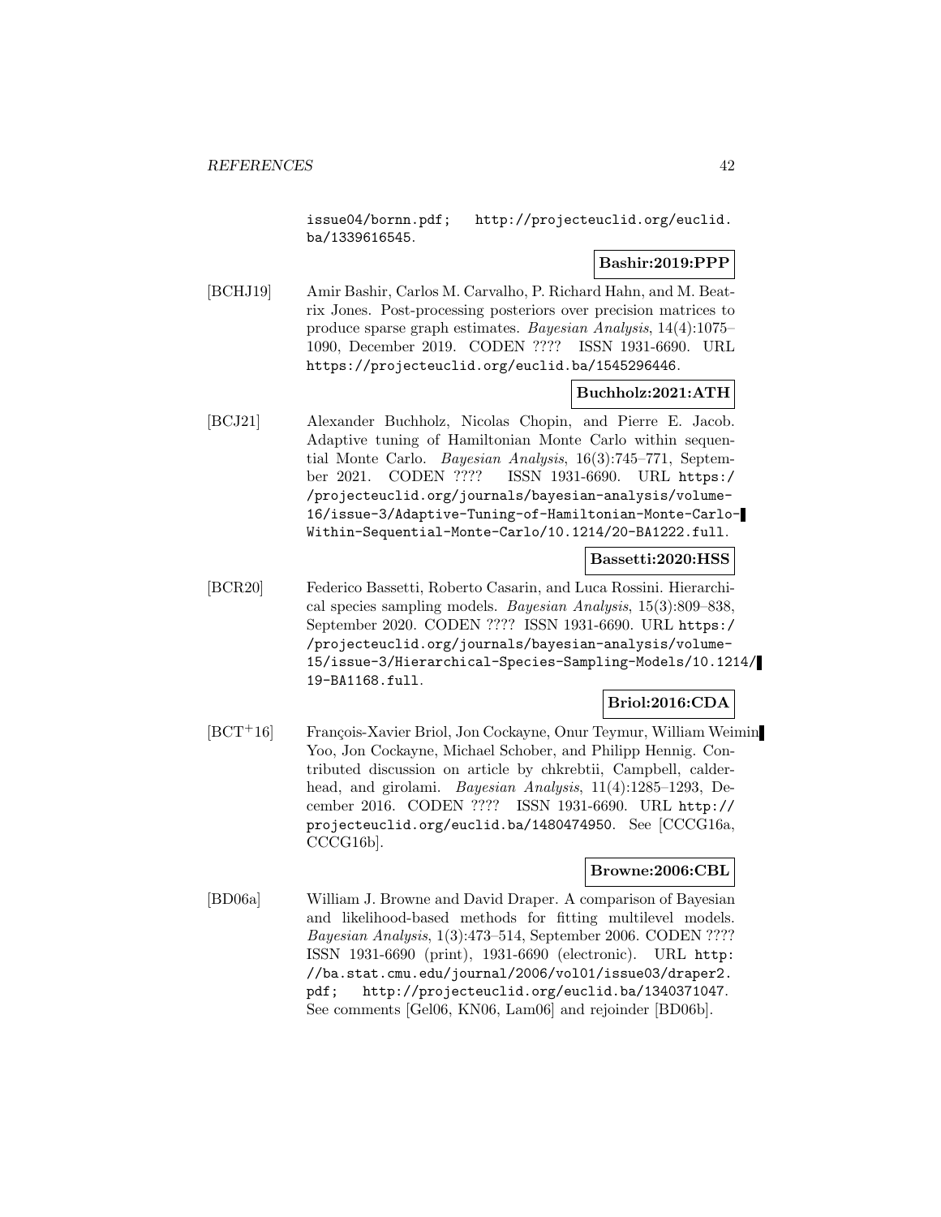issue04/bornn.pdf; http://projecteuclid.org/euclid.ba/1339616545.

**Bashir:2019:PPP**

[BCHJ19] Amir Bashir, Carlos M. Carvalho, P. Richard Hahn, and M. Beatrix Jones. Post-processing posteriors over precision matrices to produce sparse graph estimates. *Bayesian Analysis*, 14(4):1075–1090, December 2019. CODEN ???? ISSN 1931-6690. URL https://projecteuclid.org/euclid.ba/1545296446.

**Buchholz:2021:ATH**

[BCJ21] Alexander Buchholz, Nicolas Chopin, and Pierre E. Jacob. Adaptive tuning of Hamiltonian Monte Carlo within sequential Monte Carlo. *Bayesian Analysis*, 16(3):745–771, September 2021. CODEN ???? ISSN 1931-6690. URL https://projecteuclid.org/journals/bayesian-analysis/volume-16/issue-3/Adaptive-Tuning-of-Hamiltonian-Monte-Carlo-Within-Sequential-Monte-Carlo/10.1214/20-BA1222.full.

**Bassetti:2020:HSS**

[BCR20] Federico Bassetti, Roberto Casarin, and Luca Rossini. Hierarchical species sampling models. *Bayesian Analysis*, 15(3):809–838, September 2020. CODEN ???? ISSN 1931-6690. URL https://projecteuclid.org/journals/bayesian-analysis/volume-15/issue-3/Hierarchical-Species-Sampling-Models/10.1214/19-BA1168.full.

**Briol:2016:CDA**

[BCT+16] François-Xavier Briol, Jon Cockayne, Onur Teymur, William Weimin Yoo, Jon Cockayne, Michael Schober, and Philipp Hennig. Contributed discussion on article by chkrebtii, Campbell, calderhead, and girolami. *Bayesian Analysis*, 11(4):1285–1293, December 2016. CODEN ???? ISSN 1931-6690. URL http://projecteuclid.org/euclid.ba/1480474950. See [CCCG16a, CCCG16b].

**Browne:2006:CBL**

[BD06a] William J. Browne and David Draper. A comparison of Bayesian and likelihood-based methods for fitting multilevel models. *Bayesian Analysis*, 1(3):473–514, September 2006. CODEN ???? ISSN 1931-6690 (print), 1931-6690 (electronic). URL http://ba.stat.cmu.edu/journal/2006/vol01/issue03/draper2.pdf; http://projecteuclid.org/euclid.ba/1340371047. See comments [Gel06, KN06, Lam06] and rejoinder [BD06b].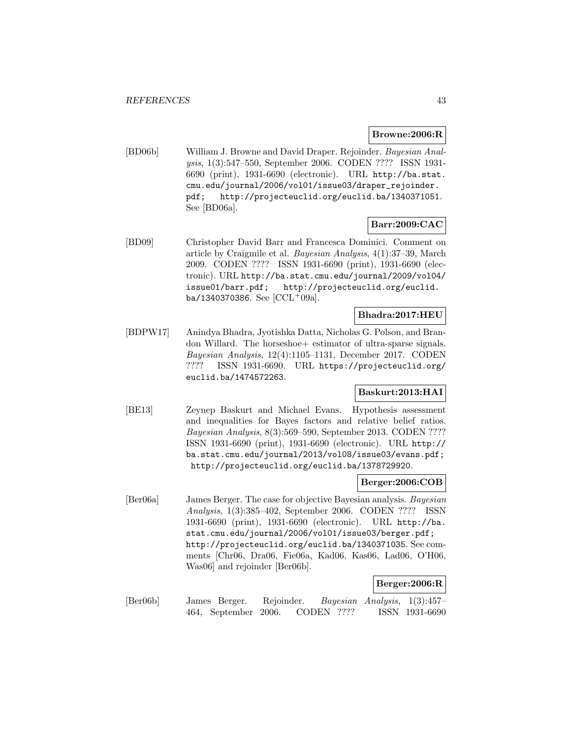**Browne:2006:R**

[BD06b] William J. Browne and David Draper. Rejoinder. *Bayesian Analysis*, 1(3):547–550, September 2006. CODEN ???? ISSN 1931-6690 (print), 1931-6690 (electronic). URL http://ba.stat.cmu.edu/journal/2006/vol01/issue03/draper_rejoinder.pdf; http://projecteuclid.org/euclid.ba/1340371051. See [BD06a].

**Barr:2009:CAC**

[BD09] Christopher David Barr and Francesca Dominici. Comment on article by Craigmile et al. *Bayesian Analysis*, 4(1):37–39, March 2009. CODEN ???? ISSN 1931-6690 (print), 1931-6690 (electronic). URL http://ba.stat.cmu.edu/journal/2009/vol04/issue01/barr.pdf; http://projecteuclid.org/euclid.ba/1340370386. See [CCL+09a].

**Bhadra:2017:HEU**

[BDPW17] Anindya Bhadra, Jyotishka Datta, Nicholas G. Polson, and Brandon Willard. The horseshoe+ estimator of ultra-sparse signals. *Bayesian Analysis*, 12(4):1105–1131, December 2017. CODEN ???? ISSN 1931-6690. URL https://projecteuclid.org/euclid.ba/1474572263.

**Baskurt:2013:HAI**

[BE13] Zeynep Baskurt and Michael Evans. Hypothesis assessment and inequalities for Bayes factors and relative belief ratios. *Bayesian Analysis*, 8(3):569–590, September 2013. CODEN ???? ISSN 1931-6690 (print), 1931-6690 (electronic). URL http://ba.stat.cmu.edu/journal/2013/vol08/issue03/evans.pdf; http://projecteuclid.org/euclid.ba/1378729920.

**Berger:2006:COB**

[Ber06a] James Berger. The case for objective Bayesian analysis. *Bayesian Analysis*, 1(3):385–402, September 2006. CODEN ???? ISSN 1931-6690 (print), 1931-6690 (electronic). URL http://ba.stat.cmu.edu/journal/2006/vol01/issue03/berger.pdf; http://projecteuclid.org/euclid.ba/1340371035. See comments [Chr06, Dra06, Fie06a, Kad06, Kas06, Lad06, O'H06, Was06] and rejoinder [Ber06b].

**Berger:2006:R**

[Ber06b] James Berger. Rejoinder. *Bayesian Analysis*, 1(3):457–464, September 2006. CODEN ???? ISSN 1931-6690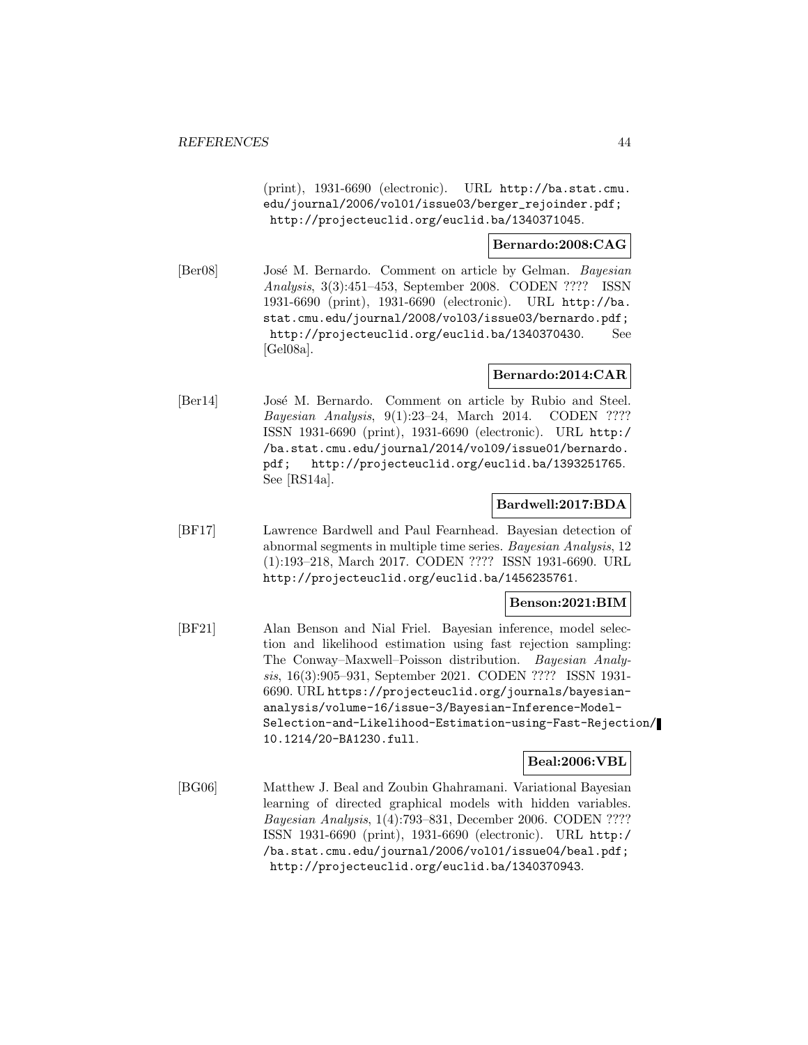(print), 1931-6690 (electronic). URL http://ba.stat.cmu.edu/journal/2006/vol01/issue03/berger_rejoinder.pdf; http://projecteuclid.org/euclid.ba/1340371045.

**Bernardo:2008:CAG**

[Ber08] José M. Bernardo. Comment on article by Gelman. *Bayesian Analysis*, 3(3):451–453, September 2008. CODEN ???? ISSN 1931-6690 (print), 1931-6690 (electronic). URL http://ba.stat.cmu.edu/journal/2008/vol03/issue03/bernardo.pdf; http://projecteuclid.org/euclid.ba/1340370430. See [Gel08a].

**Bernardo:2014:CAR**

[Ber14] José M. Bernardo. Comment on article by Rubio and Steel. *Bayesian Analysis*, 9(1):23–24, March 2014. CODEN ???? ISSN 1931-6690 (print), 1931-6690 (electronic). URL http://ba.stat.cmu.edu/journal/2014/vol09/issue01/bernardo.pdf; http://projecteuclid.org/euclid.ba/1393251765. See [RS14a].

**Bardwell:2017:BDA**

[BF17] Lawrence Bardwell and Paul Fearnhead. Bayesian detection of abnormal segments in multiple time series. *Bayesian Analysis*, 12 (1):193–218, March 2017. CODEN ???? ISSN 1931-6690. URL http://projecteuclid.org/euclid.ba/1456235761.

**Benson:2021:BIM**

[BF21] Alan Benson and Nial Friel. Bayesian inference, model selection and likelihood estimation using fast rejection sampling: The Conway–Maxwell–Poisson distribution. *Bayesian Analysis*, 16(3):905–931, September 2021. CODEN ???? ISSN 1931-6690. URL https://projecteuclid.org/journals/bayesian-analysis/volume-16/issue-3/Bayesian-Inference-Model-Selection-and-Likelihood-Estimation-using-Fast-Rejection/10.1214/20-BA1230.full.

**Beal:2006:VBL**

[BG06] Matthew J. Beal and Zoubin Ghahramani. Variational Bayesian learning of directed graphical models with hidden variables. *Bayesian Analysis*, 1(4):793–831, December 2006. CODEN ???? ISSN 1931-6690 (print), 1931-6690 (electronic). URL http://ba.stat.cmu.edu/journal/2006/vol01/issue04/beal.pdf; http://projecteuclid.org/euclid.ba/1340370943.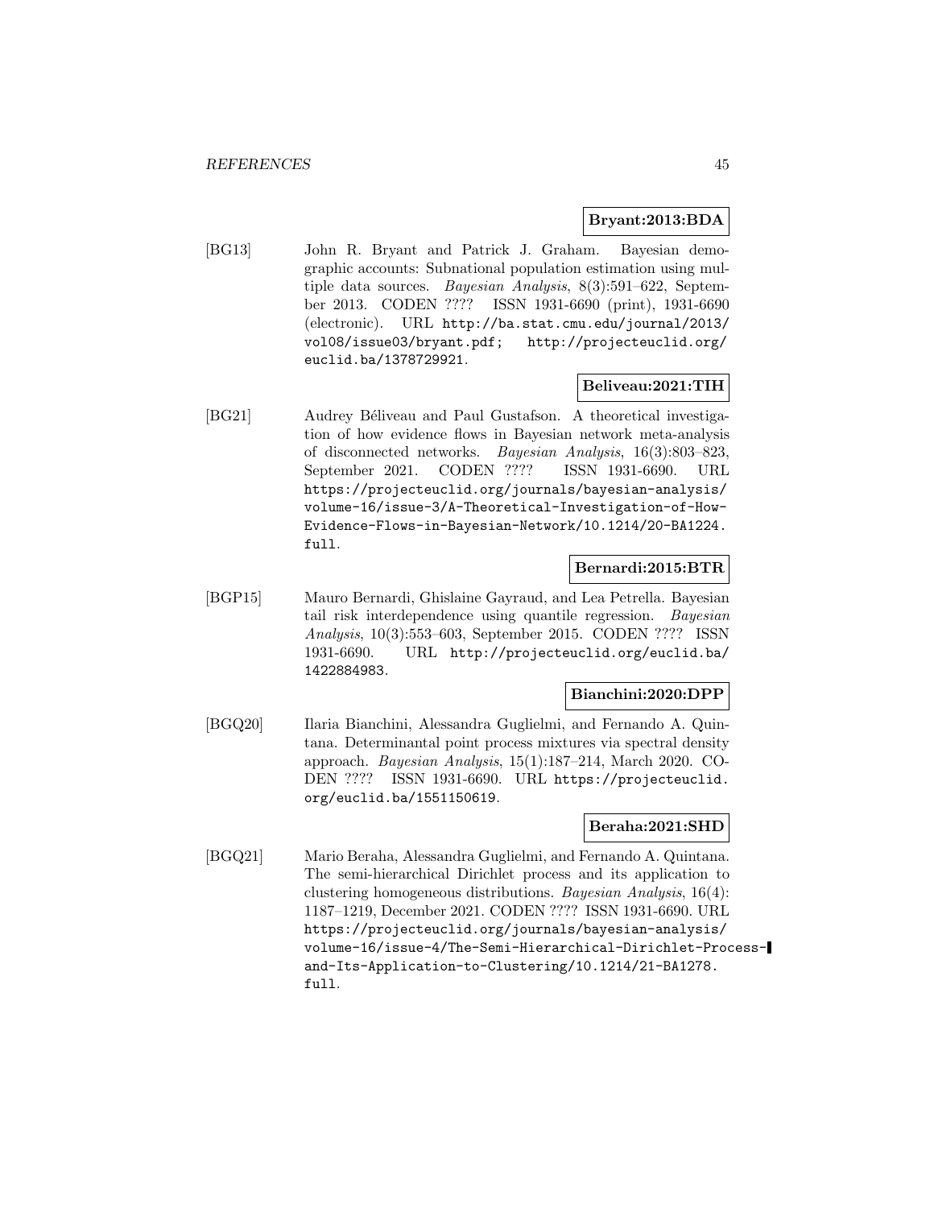**Bryant:2013:BDA**

[BG13] John R. Bryant and Patrick J. Graham. Bayesian demographic accounts: Subnational population estimation using multiple data sources. *Bayesian Analysis*, 8(3):591–622, September 2013. CODEN ???? ISSN 1931-6690 (print), 1931-6690 (electronic). URL `http://ba.stat.cmu.edu/journal/2013/vol08/issue03/bryant.pdf; http://projecteuclid.org/euclid.ba/1378729921`.

**Beliveau:2021:TIH**

[BG21] Audrey Béliveau and Paul Gustafson. A theoretical investigation of how evidence flows in Bayesian network meta-analysis of disconnected networks. *Bayesian Analysis*, 16(3):803–823, September 2021. CODEN ???? ISSN 1931-6690. URL `https://projecteuclid.org/journals/bayesian-analysis/volume-16/issue-3/A-Theoretical-Investigation-of-How-Evidence-Flows-in-Bayesian-Network/10.1214/20-BA1224.full`.

**Bernardi:2015:BTR**

[BGP15] Mauro Bernardi, Ghislaine Gayraud, and Lea Petrella. Bayesian tail risk interdependence using quantile regression. *Bayesian Analysis*, 10(3):553–603, September 2015. CODEN ???? ISSN 1931-6690. URL `http://projecteuclid.org/euclid.ba/1422884983`.

**Bianchini:2020:DPP**

[BGQ20] Ilaria Bianchini, Alessandra Guglielmi, and Fernando A. Quintana. Determinantal point process mixtures via spectral density approach. *Bayesian Analysis*, 15(1):187–214, March 2020. CODEN ???? ISSN 1931-6690. URL `https://projecteuclid.org/euclid.ba/1551150619`.

**Beraha:2021:SHD**

[BGQ21] Mario Beraha, Alessandra Guglielmi, and Fernando A. Quintana. The semi-hierarchical Dirichlet process and its application to clustering homogeneous distributions. *Bayesian Analysis*, 16(4):1187–1219, December 2021. CODEN ???? ISSN 1931-6690. URL `https://projecteuclid.org/journals/bayesian-analysis/volume-16/issue-4/The-Semi-Hierarchical-Dirichlet-Process-and-Its-Application-to-Clustering/10.1214/21-BA1278.full`.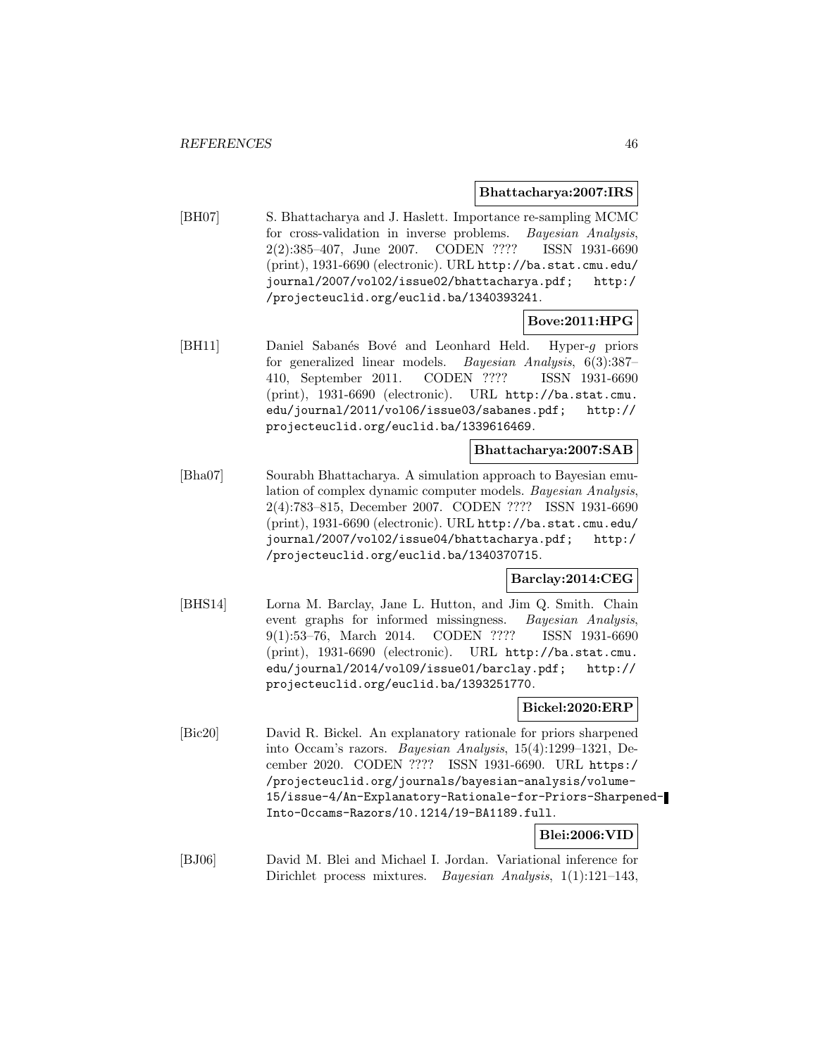**Bhattacharya:2007:IRS**

[BH07] S. Bhattacharya and J. Haslett. Importance re-sampling MCMC for cross-validation in inverse problems. *Bayesian Analysis*, 2(2):385–407, June 2007. CODEN ???? ISSN 1931-6690 (print), 1931-6690 (electronic). URL http://ba.stat.cmu.edu/journal/2007/vol02/issue02/bhattacharya.pdf; http://projecteuclid.org/euclid.ba/1340393241.

**Bove:2011:HPG**

[BH11] Daniel Sabanés Bové and Leonhard Held. Hyper-$g$ priors for generalized linear models. *Bayesian Analysis*, 6(3):387–410, September 2011. CODEN ???? ISSN 1931-6690 (print), 1931-6690 (electronic). URL http://ba.stat.cmu.edu/journal/2011/vol06/issue03/sabanes.pdf; http://projecteuclid.org/euclid.ba/1339616469.

**Bhattacharya:2007:SAB**

[Bha07] Sourabh Bhattacharya. A simulation approach to Bayesian emulation of complex dynamic computer models. *Bayesian Analysis*, 2(4):783–815, December 2007. CODEN ???? ISSN 1931-6690 (print), 1931-6690 (electronic). URL http://ba.stat.cmu.edu/journal/2007/vol02/issue04/bhattacharya.pdf; http://projecteuclid.org/euclid.ba/1340370715.

**Barclay:2014:CEG**

[BHS14] Lorna M. Barclay, Jane L. Hutton, and Jim Q. Smith. Chain event graphs for informed missingness. *Bayesian Analysis*, 9(1):53–76, March 2014. CODEN ???? ISSN 1931-6690 (print), 1931-6690 (electronic). URL http://ba.stat.cmu.edu/journal/2014/vol09/issue01/barclay.pdf; http://projecteuclid.org/euclid.ba/1393251770.

**Bickel:2020:ERP**

[Bic20] David R. Bickel. An explanatory rationale for priors sharpened into Occam's razors. *Bayesian Analysis*, 15(4):1299–1321, December 2020. CODEN ???? ISSN 1931-6690. URL https://projecteuclid.org/journals/bayesian-analysis/volume-15/issue-4/An-Explanatory-Rationale-for-Priors-Sharpened-Into-Occams-Razors/10.1214/19-BA1189.full.

**Blei:2006:VID**

[BJ06] David M. Blei and Michael I. Jordan. Variational inference for Dirichlet process mixtures. *Bayesian Analysis*, 1(1):121–143,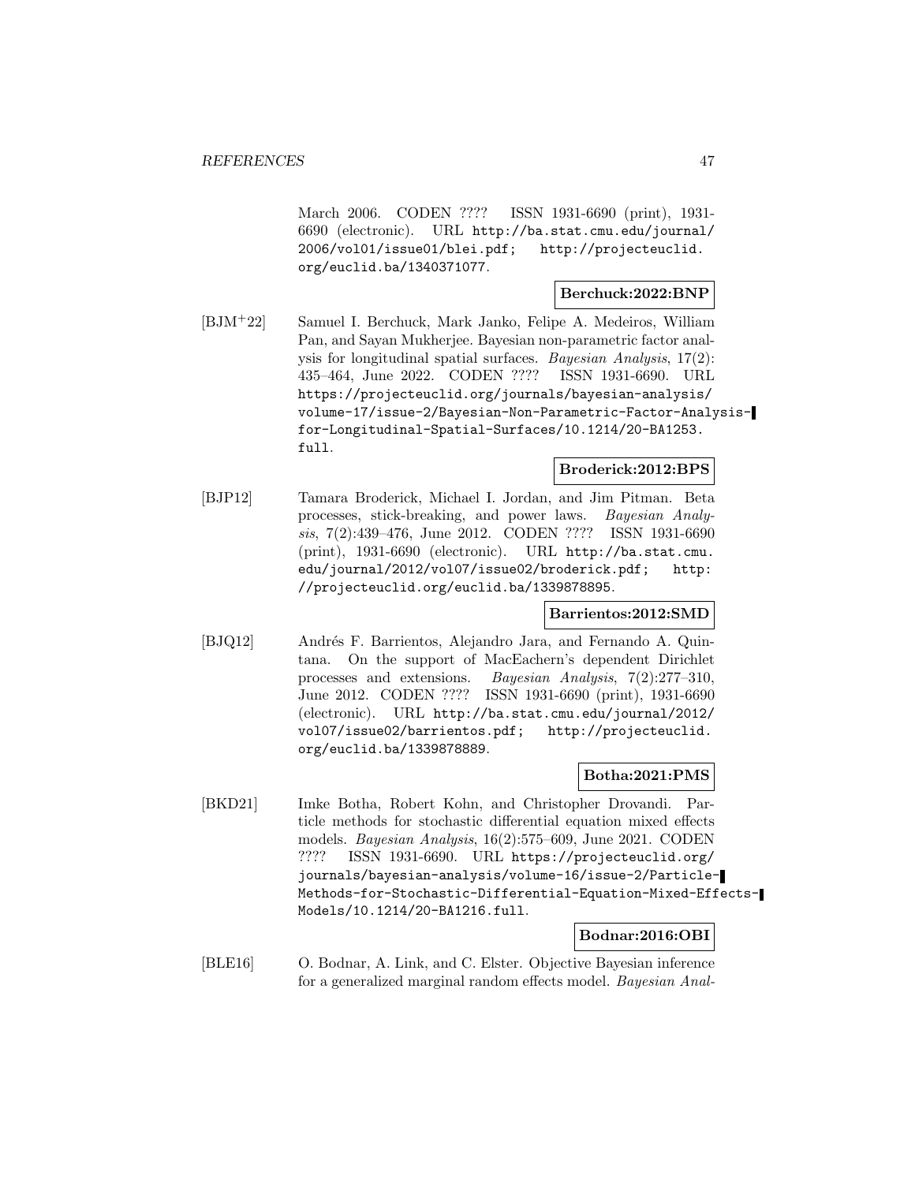March 2006. CODEN ???? ISSN 1931-6690 (print), 1931-6690 (electronic). URL http://ba.stat.cmu.edu/journal/2006/vol01/issue01/blei.pdf; http://projecteuclid.org/euclid.ba/1340371077.

**Berchuck:2022:BNP**

[BJM+22] Samuel I. Berchuck, Mark Janko, Felipe A. Medeiros, William Pan, and Sayan Mukherjee. Bayesian non-parametric factor analysis for longitudinal spatial surfaces. *Bayesian Analysis*, 17(2): 435–464, June 2022. CODEN ???? ISSN 1931-6690. URL https://projecteuclid.org/journals/bayesian-analysis/volume-17/issue-2/Bayesian-Non-Parametric-Factor-Analysis-for-Longitudinal-Spatial-Surfaces/10.1214/20-BA1253.full.

**Broderick:2012:BPS**

[BJP12] Tamara Broderick, Michael I. Jordan, and Jim Pitman. Beta processes, stick-breaking, and power laws. *Bayesian Analysis*, 7(2):439–476, June 2012. CODEN ???? ISSN 1931-6690 (print), 1931-6690 (electronic). URL http://ba.stat.cmu.edu/journal/2012/vol07/issue02/broderick.pdf; http://projecteuclid.org/euclid.ba/1339878895.

**Barrientos:2012:SMD**

[BJQ12] Andrés F. Barrientos, Alejandro Jara, and Fernando A. Quintana. On the support of MacEachern's dependent Dirichlet processes and extensions. *Bayesian Analysis*, 7(2):277–310, June 2012. CODEN ???? ISSN 1931-6690 (print), 1931-6690 (electronic). URL http://ba.stat.cmu.edu/journal/2012/vol07/issue02/barrientos.pdf; http://projecteuclid.org/euclid.ba/1339878889.

**Botha:2021:PMS**

[BKD21] Imke Botha, Robert Kohn, and Christopher Drovandi. Particle methods for stochastic differential equation mixed effects models. *Bayesian Analysis*, 16(2):575–609, June 2021. CODEN ???? ISSN 1931-6690. URL https://projecteuclid.org/journals/bayesian-analysis/volume-16/issue-2/Particle-Methods-for-Stochastic-Differential-Equation-Mixed-Effects-Models/10.1214/20-BA1216.full.

**Bodnar:2016:OBI**

[BLE16] O. Bodnar, A. Link, and C. Elster. Objective Bayesian inference for a generalized marginal random effects model. *Bayesian Anal-*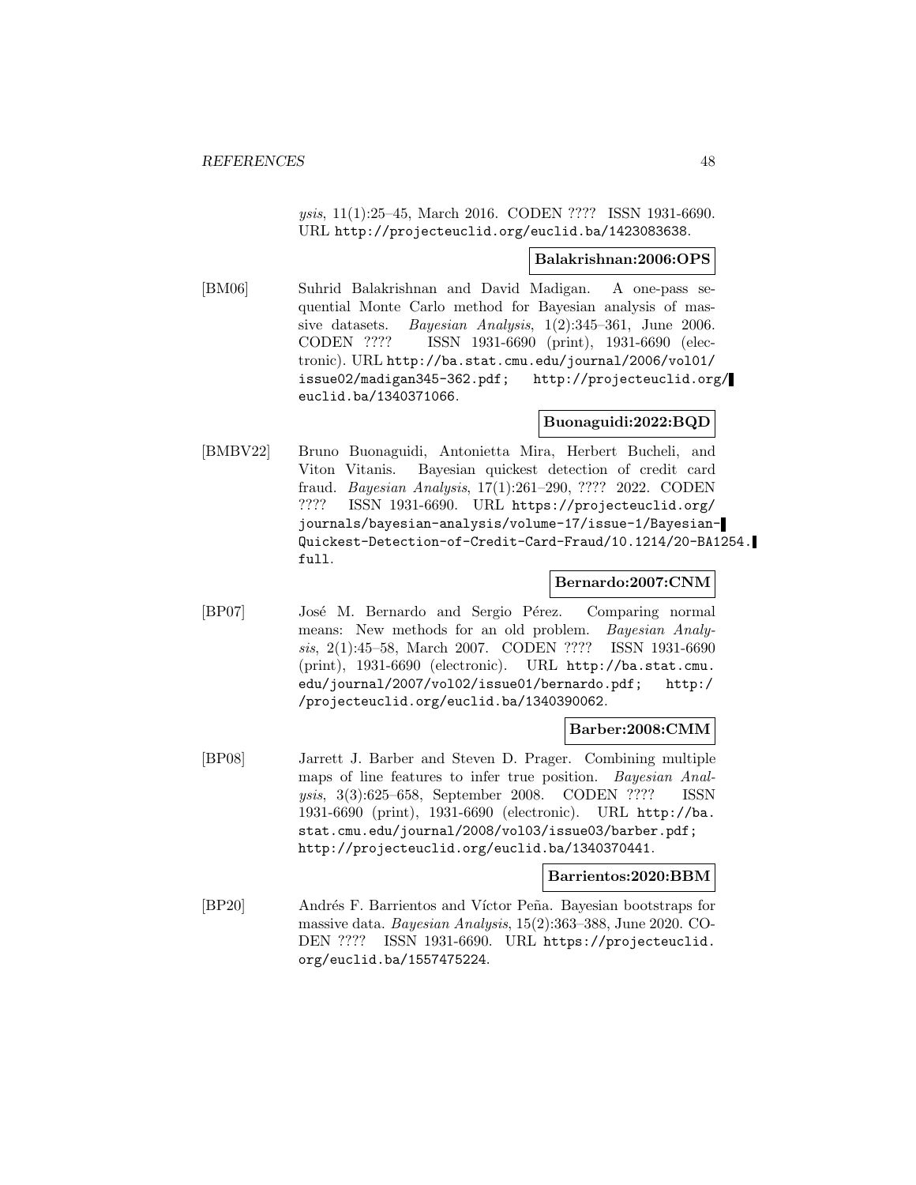*ysis*, 11(1):25–45, March 2016. CODEN ???? ISSN 1931-6690. URL http://projecteuclid.org/euclid.ba/1423083638.

**Balakrishnan:2006:OPS**

[BM06] Suhrid Balakrishnan and David Madigan. A one-pass sequential Monte Carlo method for Bayesian analysis of massive datasets. *Bayesian Analysis*, 1(2):345–361, June 2006. CODEN ???? ISSN 1931-6690 (print), 1931-6690 (electronic). URL http://ba.stat.cmu.edu/journal/2006/vol01/issue02/madigan345-362.pdf; http://projecteuclid.org/euclid.ba/1340371066.

**Buonaguidi:2022:BQD**

[BMBV22] Bruno Buonaguidi, Antonietta Mira, Herbert Bucheli, and Viton Vitanis. Bayesian quickest detection of credit card fraud. *Bayesian Analysis*, 17(1):261–290, ???? 2022. CODEN ???? ISSN 1931-6690. URL https://projecteuclid.org/journals/bayesian-analysis/volume-17/issue-1/Bayesian-Quickest-Detection-of-Credit-Card-Fraud/10.1214/20-BA1254.full.

**Bernardo:2007:CNM**

[BP07] José M. Bernardo and Sergio Pérez. Comparing normal means: New methods for an old problem. *Bayesian Analysis*, 2(1):45–58, March 2007. CODEN ???? ISSN 1931-6690 (print), 1931-6690 (electronic). URL http://ba.stat.cmu.edu/journal/2007/vol02/issue01/bernardo.pdf; http://projecteuclid.org/euclid.ba/1340390062.

**Barber:2008:CMM**

[BP08] Jarrett J. Barber and Steven D. Prager. Combining multiple maps of line features to infer true position. *Bayesian Analysis*, 3(3):625–658, September 2008. CODEN ???? ISSN 1931-6690 (print), 1931-6690 (electronic). URL http://ba.stat.cmu.edu/journal/2008/vol03/issue03/barber.pdf; http://projecteuclid.org/euclid.ba/1340370441.

**Barrientos:2020:BBM**

[BP20] Andrés F. Barrientos and Víctor Peña. Bayesian bootstraps for massive data. *Bayesian Analysis*, 15(2):363–388, June 2020. CODEN ???? ISSN 1931-6690. URL https://projecteuclid.org/euclid.ba/1557475224.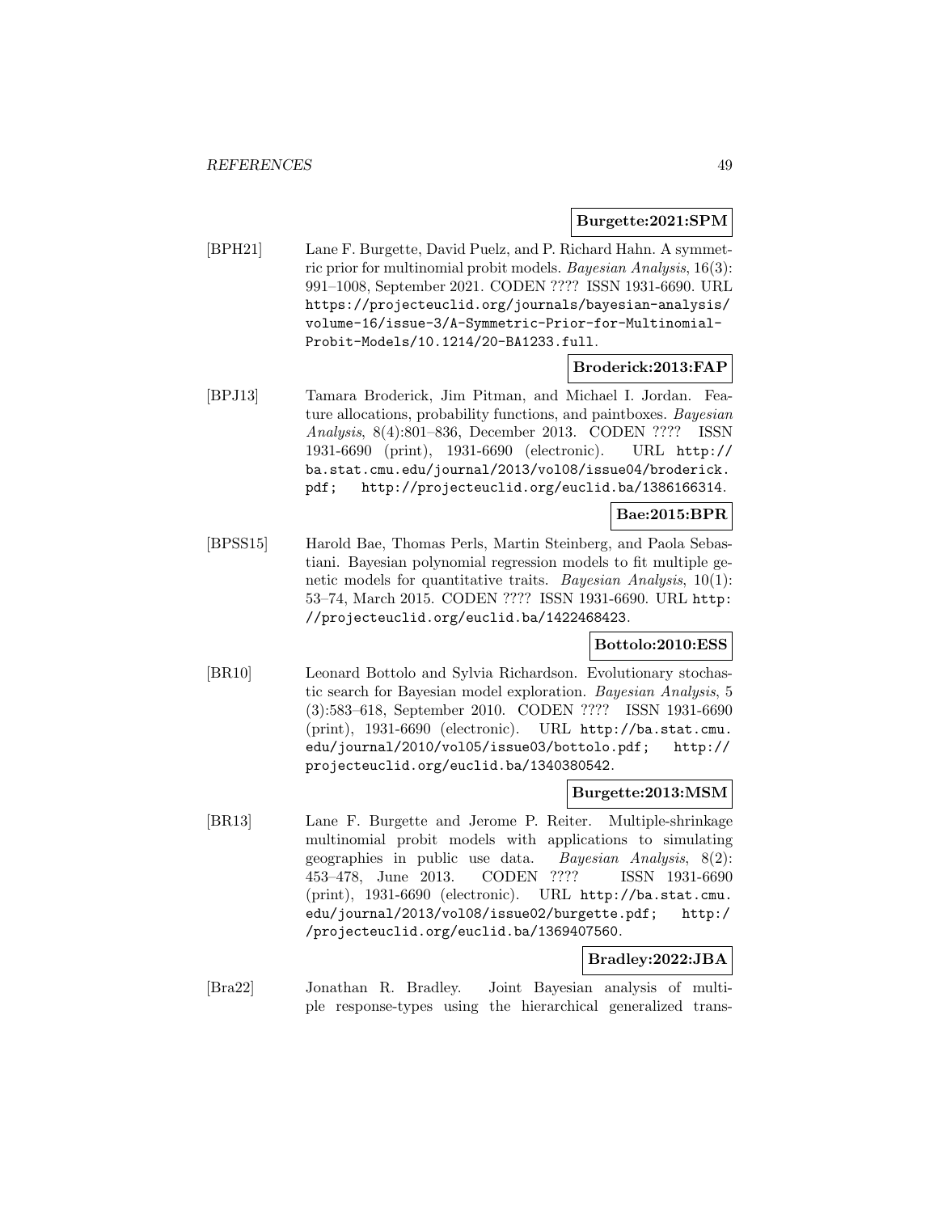**Burgette:2021:SPM**

[BPH21] Lane F. Burgette, David Puelz, and P. Richard Hahn. A symmetric prior for multinomial probit models. *Bayesian Analysis*, 16(3): 991–1008, September 2021. CODEN ???? ISSN 1931-6690. URL https://projecteuclid.org/journals/bayesian-analysis/volume-16/issue-3/A-Symmetric-Prior-for-Multinomial-Probit-Models/10.1214/20-BA1233.full.

**Broderick:2013:FAP**

[BPJ13] Tamara Broderick, Jim Pitman, and Michael I. Jordan. Feature allocations, probability functions, and paintboxes. *Bayesian Analysis*, 8(4):801–836, December 2013. CODEN ???? ISSN 1931-6690 (print), 1931-6690 (electronic). URL http://ba.stat.cmu.edu/journal/2013/vol08/issue04/broderick.pdf; http://projecteuclid.org/euclid.ba/1386166314.

**Bae:2015:BPR**

[BPSS15] Harold Bae, Thomas Perls, Martin Steinberg, and Paola Sebastiani. Bayesian polynomial regression models to fit multiple genetic models for quantitative traits. *Bayesian Analysis*, 10(1): 53–74, March 2015. CODEN ???? ISSN 1931-6690. URL http://projecteuclid.org/euclid.ba/1422468423.

**Bottolo:2010:ESS**

[BR10] Leonard Bottolo and Sylvia Richardson. Evolutionary stochastic search for Bayesian model exploration. *Bayesian Analysis*, 5 (3):583–618, September 2010. CODEN ???? ISSN 1931-6690 (print), 1931-6690 (electronic). URL http://ba.stat.cmu.edu/journal/2010/vol05/issue03/bottolo.pdf; http://projecteuclid.org/euclid.ba/1340380542.

**Burgette:2013:MSM**

[BR13] Lane F. Burgette and Jerome P. Reiter. Multiple-shrinkage multinomial probit models with applications to simulating geographies in public use data. *Bayesian Analysis*, 8(2): 453–478, June 2013. CODEN ???? ISSN 1931-6690 (print), 1931-6690 (electronic). URL http://ba.stat.cmu.edu/journal/2013/vol08/issue02/burgette.pdf; http://projecteuclid.org/euclid.ba/1369407560.

**Bradley:2022:JBA**

[Bra22] Jonathan R. Bradley. Joint Bayesian analysis of multiple response-types using the hierarchical generalized trans-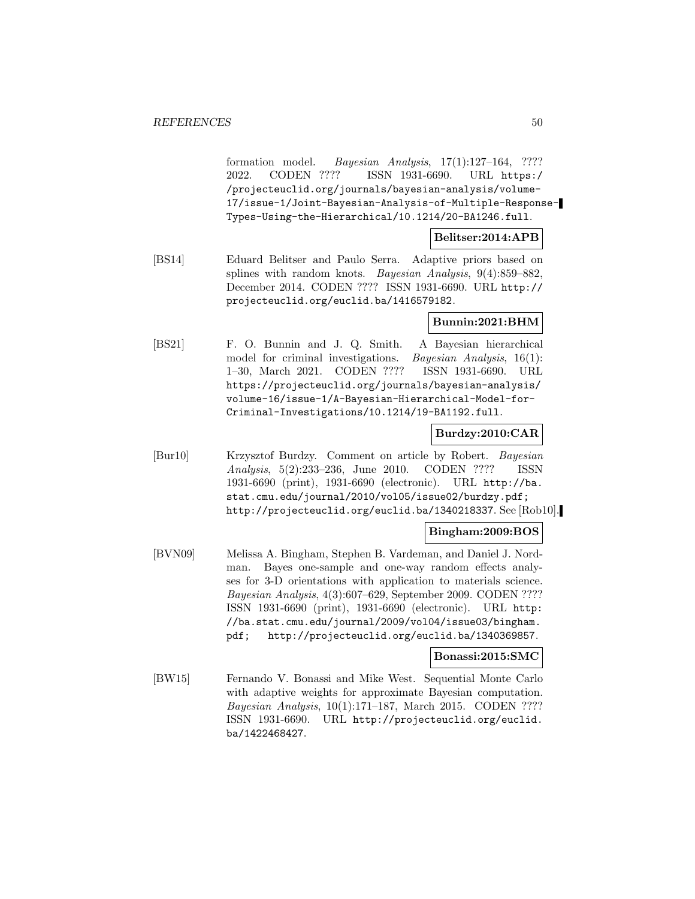formation model. *Bayesian Analysis*, 17(1):127–164, ???? 2022. CODEN ???? ISSN 1931-6690. URL https://projecteuclid.org/journals/bayesian-analysis/volume-17/issue-1/Joint-Bayesian-Analysis-of-Multiple-Response-Types-Using-the-Hierarchical/10.1214/20-BA1246.full.

**Belitser:2014:APB**

[BS14] Eduard Belitser and Paulo Serra. Adaptive priors based on splines with random knots. *Bayesian Analysis*, 9(4):859–882, December 2014. CODEN ???? ISSN 1931-6690. URL http://projecteuclid.org/euclid.ba/1416579182.

**Bunnin:2021:BHM**

[BS21] F. O. Bunnin and J. Q. Smith. A Bayesian hierarchical model for criminal investigations. *Bayesian Analysis*, 16(1): 1–30, March 2021. CODEN ???? ISSN 1931-6690. URL https://projecteuclid.org/journals/bayesian-analysis/volume-16/issue-1/A-Bayesian-Hierarchical-Model-for-Criminal-Investigations/10.1214/19-BA1192.full.

**Burdzy:2010:CAR**

[Bur10] Krzysztof Burdzy. Comment on article by Robert. *Bayesian Analysis*, 5(2):233–236, June 2010. CODEN ???? ISSN 1931-6690 (print), 1931-6690 (electronic). URL http://ba.stat.cmu.edu/journal/2010/vol05/issue02/burdzy.pdf; http://projecteuclid.org/euclid.ba/1340218337. See [Rob10].

**Bingham:2009:BOS**

[BVN09] Melissa A. Bingham, Stephen B. Vardeman, and Daniel J. Nordman. Bayes one-sample and one-way random effects analyses for 3-D orientations with application to materials science. *Bayesian Analysis*, 4(3):607–629, September 2009. CODEN ???? ISSN 1931-6690 (print), 1931-6690 (electronic). URL http://ba.stat.cmu.edu/journal/2009/vol04/issue03/bingham.pdf; http://projecteuclid.org/euclid.ba/1340369857.

**Bonassi:2015:SMC**

[BW15] Fernando V. Bonassi and Mike West. Sequential Monte Carlo with adaptive weights for approximate Bayesian computation. *Bayesian Analysis*, 10(1):171–187, March 2015. CODEN ???? ISSN 1931-6690. URL http://projecteuclid.org/euclid.ba/1422468427.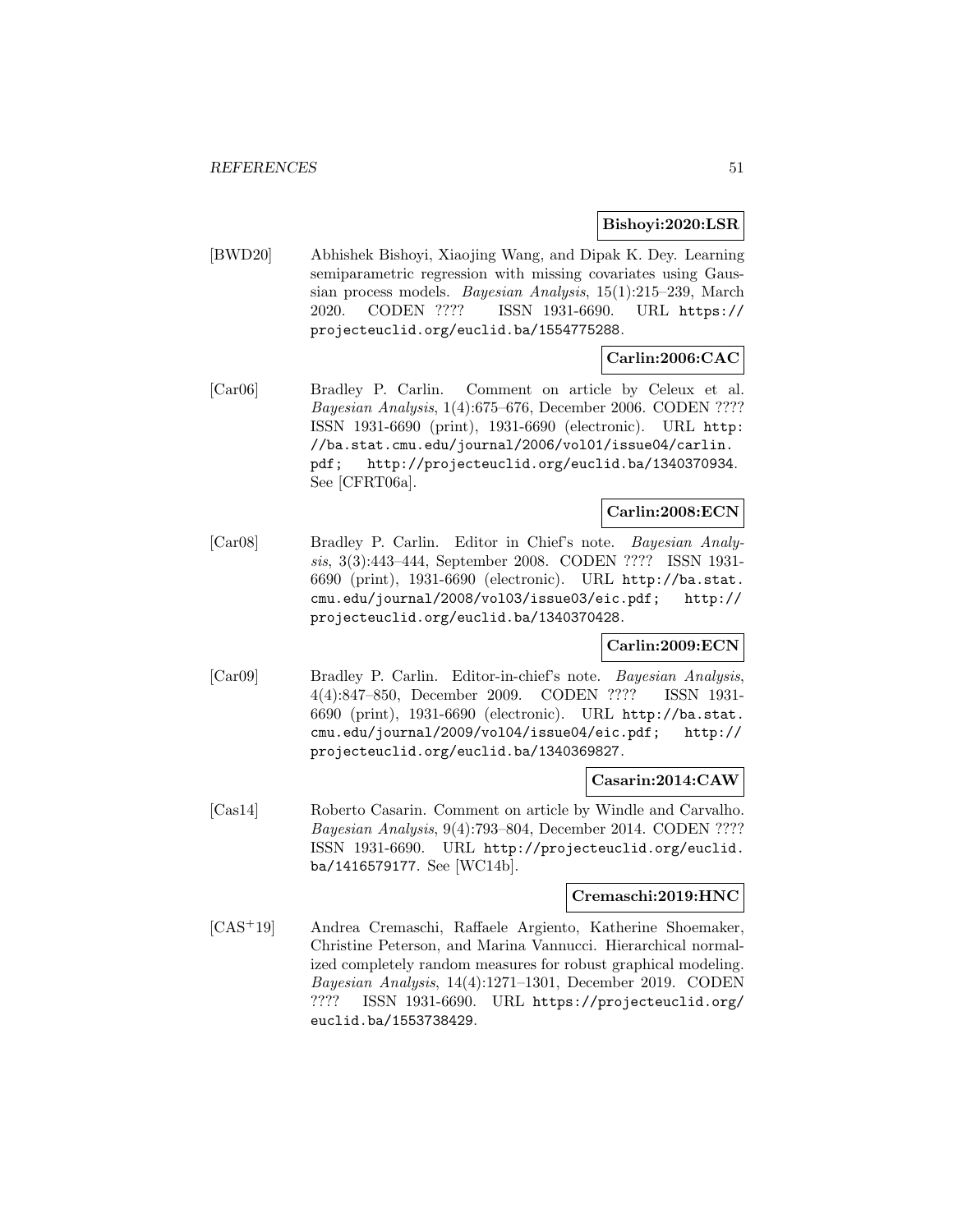**Bishoyi:2020:LSR**

[BWD20] Abhishek Bishoyi, Xiaojing Wang, and Dipak K. Dey. Learning semiparametric regression with missing covariates using Gaussian process models. *Bayesian Analysis*, 15(1):215–239, March 2020. CODEN ???? ISSN 1931-6690. URL https://projecteuclid.org/euclid.ba/1554775288.

**Carlin:2006:CAC**

[Car06] Bradley P. Carlin. Comment on article by Celeux et al. *Bayesian Analysis*, 1(4):675–676, December 2006. CODEN ???? ISSN 1931-6690 (print), 1931-6690 (electronic). URL http://ba.stat.cmu.edu/journal/2006/vol01/issue04/carlin.pdf; http://projecteuclid.org/euclid.ba/1340370934. See [CFRT06a].

**Carlin:2008:ECN**

[Car08] Bradley P. Carlin. Editor in Chief's note. *Bayesian Analysis*, 3(3):443–444, September 2008. CODEN ???? ISSN 1931-6690 (print), 1931-6690 (electronic). URL http://ba.stat.cmu.edu/journal/2008/vol03/issue03/eic.pdf; http://projecteuclid.org/euclid.ba/1340370428.

**Carlin:2009:ECN**

[Car09] Bradley P. Carlin. Editor-in-chief's note. *Bayesian Analysis*, 4(4):847–850, December 2009. CODEN ???? ISSN 1931-6690 (print), 1931-6690 (electronic). URL http://ba.stat.cmu.edu/journal/2009/vol04/issue04/eic.pdf; http://projecteuclid.org/euclid.ba/1340369827.

**Casarin:2014:CAW**

[Cas14] Roberto Casarin. Comment on article by Windle and Carvalho. *Bayesian Analysis*, 9(4):793–804, December 2014. CODEN ???? ISSN 1931-6690. URL http://projecteuclid.org/euclid.ba/1416579177. See [WC14b].

**Cremaschi:2019:HNC**

[CAS+19] Andrea Cremaschi, Raffaele Argiento, Katherine Shoemaker, Christine Peterson, and Marina Vannucci. Hierarchical normalized completely random measures for robust graphical modeling. *Bayesian Analysis*, 14(4):1271–1301, December 2019. CODEN ???? ISSN 1931-6690. URL https://projecteuclid.org/euclid.ba/1553738429.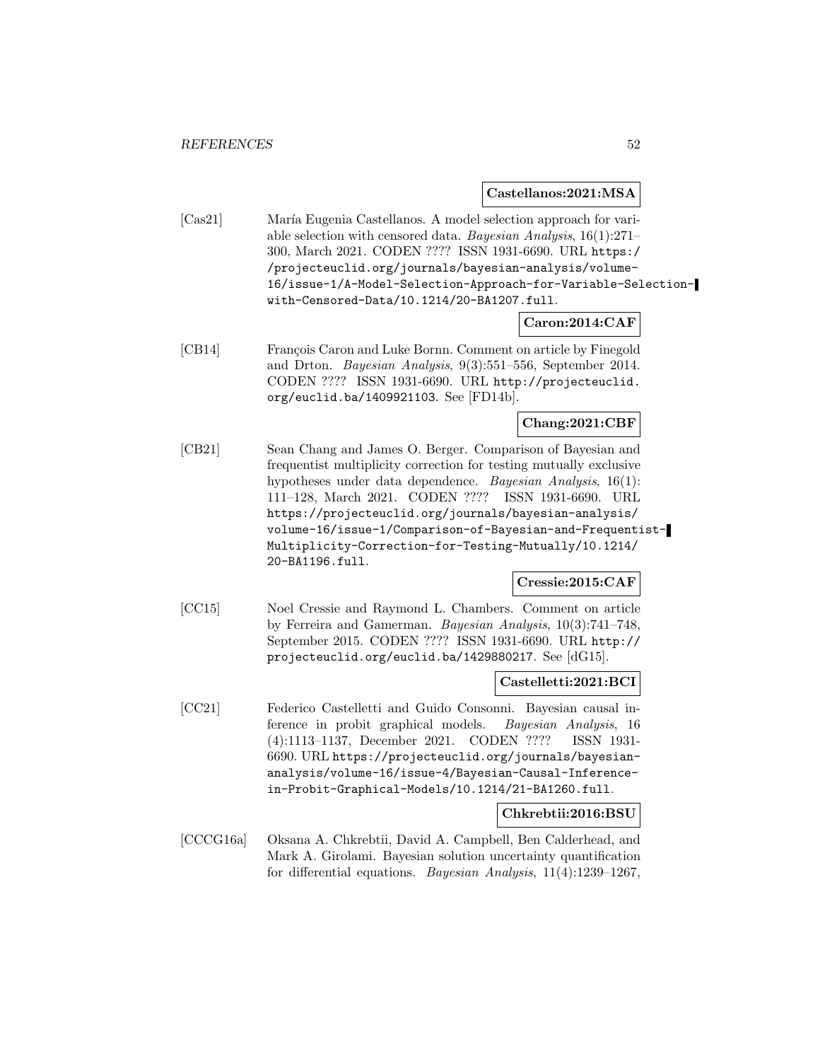**Castellanos:2021:MSA**

[Cas21] María Eugenia Castellanos. A model selection approach for variable selection with censored data. *Bayesian Analysis*, 16(1):271–300, March 2021. CODEN ???? ISSN 1931-6690. URL `https://projecteuclid.org/journals/bayesian-analysis/volume-16/issue-1/A-Model-Selection-Approach-for-Variable-Selection-with-Censored-Data/10.1214/20-BA1207.full`.

**Caron:2014:CAF**

[CB14] François Caron and Luke Bornn. Comment on article by Finegold and Drton. *Bayesian Analysis*, 9(3):551–556, September 2014. CODEN ???? ISSN 1931-6690. URL `http://projecteuclid.org/euclid.ba/1409921103`. See [FD14b].

**Chang:2021:CBF**

[CB21] Sean Chang and James O. Berger. Comparison of Bayesian and frequentist multiplicity correction for testing mutually exclusive hypotheses under data dependence. *Bayesian Analysis*, 16(1):111–128, March 2021. CODEN ???? ISSN 1931-6690. URL `https://projecteuclid.org/journals/bayesian-analysis/volume-16/issue-1/Comparison-of-Bayesian-and-Frequentist-Multiplicity-Correction-for-Testing-Mutually/10.1214/20-BA1196.full`.

**Cressie:2015:CAF**

[CC15] Noel Cressie and Raymond L. Chambers. Comment on article by Ferreira and Gamerman. *Bayesian Analysis*, 10(3):741–748, September 2015. CODEN ???? ISSN 1931-6690. URL `http://projecteuclid.org/euclid.ba/1429880217`. See [dG15].

**Castelletti:2021:BCI**

[CC21] Federico Castelletti and Guido Consonni. Bayesian causal inference in probit graphical models. *Bayesian Analysis*, 16(4):1113–1137, December 2021. CODEN ???? ISSN 1931-6690. URL `https://projecteuclid.org/journals/bayesian-analysis/volume-16/issue-4/Bayesian-Causal-Inference-in-Probit-Graphical-Models/10.1214/21-BA1260.full`.

**Chkrebtii:2016:BSU**

[CCCG16a] Oksana A. Chkrebtii, David A. Campbell, Ben Calderhead, and Mark A. Girolami. Bayesian solution uncertainty quantification for differential equations. *Bayesian Analysis*, 11(4):1239–1267,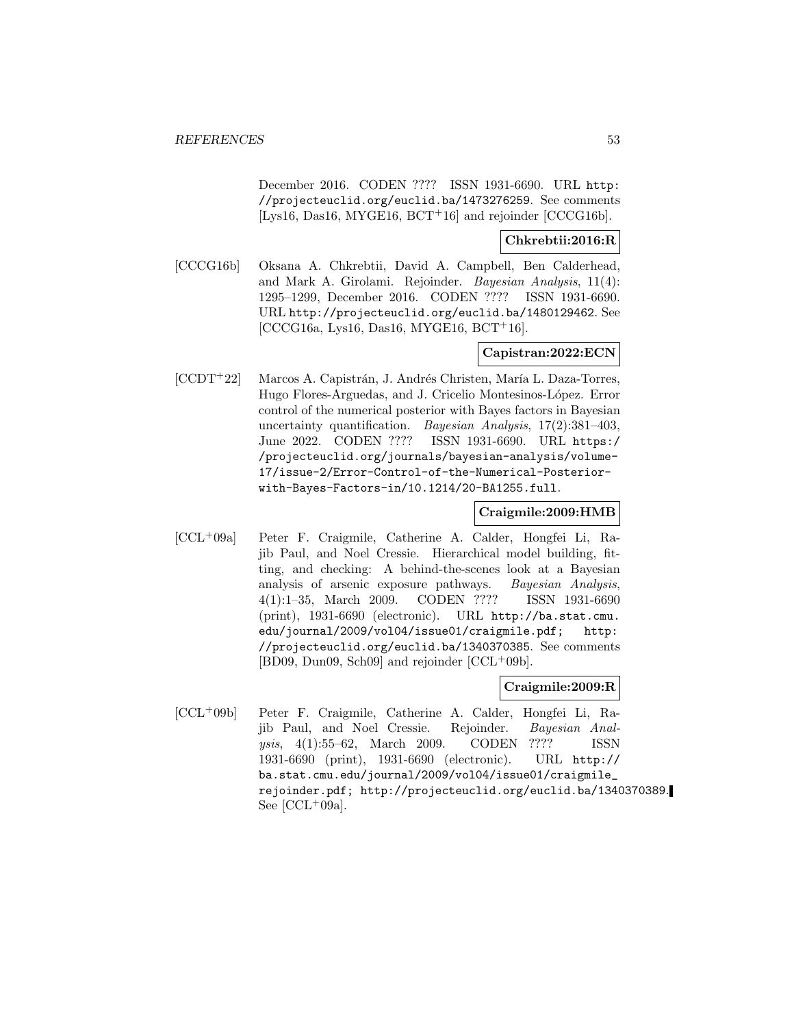December 2016. CODEN ???? ISSN 1931-6690. URL http://projecteuclid.org/euclid.ba/1473276259. See comments [Lys16, Das16, MYGE16, BCT+16] and rejoinder [CCCG16b].

**Chkrebtii:2016:R**

[CCCG16b] Oksana A. Chkrebtii, David A. Campbell, Ben Calderhead, and Mark A. Girolami. Rejoinder. *Bayesian Analysis*, 11(4): 1295–1299, December 2016. CODEN ???? ISSN 1931-6690. URL http://projecteuclid.org/euclid.ba/1480129462. See [CCCG16a, Lys16, Das16, MYGE16, BCT+16].

**Capistran:2022:ECN**

[CCDT+22] Marcos A. Capistrán, J. Andrés Christen, María L. Daza-Torres, Hugo Flores-Arguedas, and J. Cricelio Montesinos-López. Error control of the numerical posterior with Bayes factors in Bayesian uncertainty quantification. *Bayesian Analysis*, 17(2):381–403, June 2022. CODEN ???? ISSN 1931-6690. URL https://projecteuclid.org/journals/bayesian-analysis/volume-17/issue-2/Error-Control-of-the-Numerical-Posterior-with-Bayes-Factors-in/10.1214/20-BA1255.full.

**Craigmile:2009:HMB**

[CCL+09a] Peter F. Craigmile, Catherine A. Calder, Hongfei Li, Rajib Paul, and Noel Cressie. Hierarchical model building, fitting, and checking: A behind-the-scenes look at a Bayesian analysis of arsenic exposure pathways. *Bayesian Analysis*, 4(1):1–35, March 2009. CODEN ???? ISSN 1931-6690 (print), 1931-6690 (electronic). URL http://ba.stat.cmu.edu/journal/2009/vol04/issue01/craigmile.pdf; http://projecteuclid.org/euclid.ba/1340370385. See comments [BD09, Dun09, Sch09] and rejoinder [CCL+09b].

**Craigmile:2009:R**

[CCL+09b] Peter F. Craigmile, Catherine A. Calder, Hongfei Li, Rajib Paul, and Noel Cressie. Rejoinder. *Bayesian Analysis*, 4(1):55–62, March 2009. CODEN ???? ISSN 1931-6690 (print), 1931-6690 (electronic). URL http://ba.stat.cmu.edu/journal/2009/vol04/issue01/craigmile_rejoinder.pdf; http://projecteuclid.org/euclid.ba/1340370389. See [CCL+09a].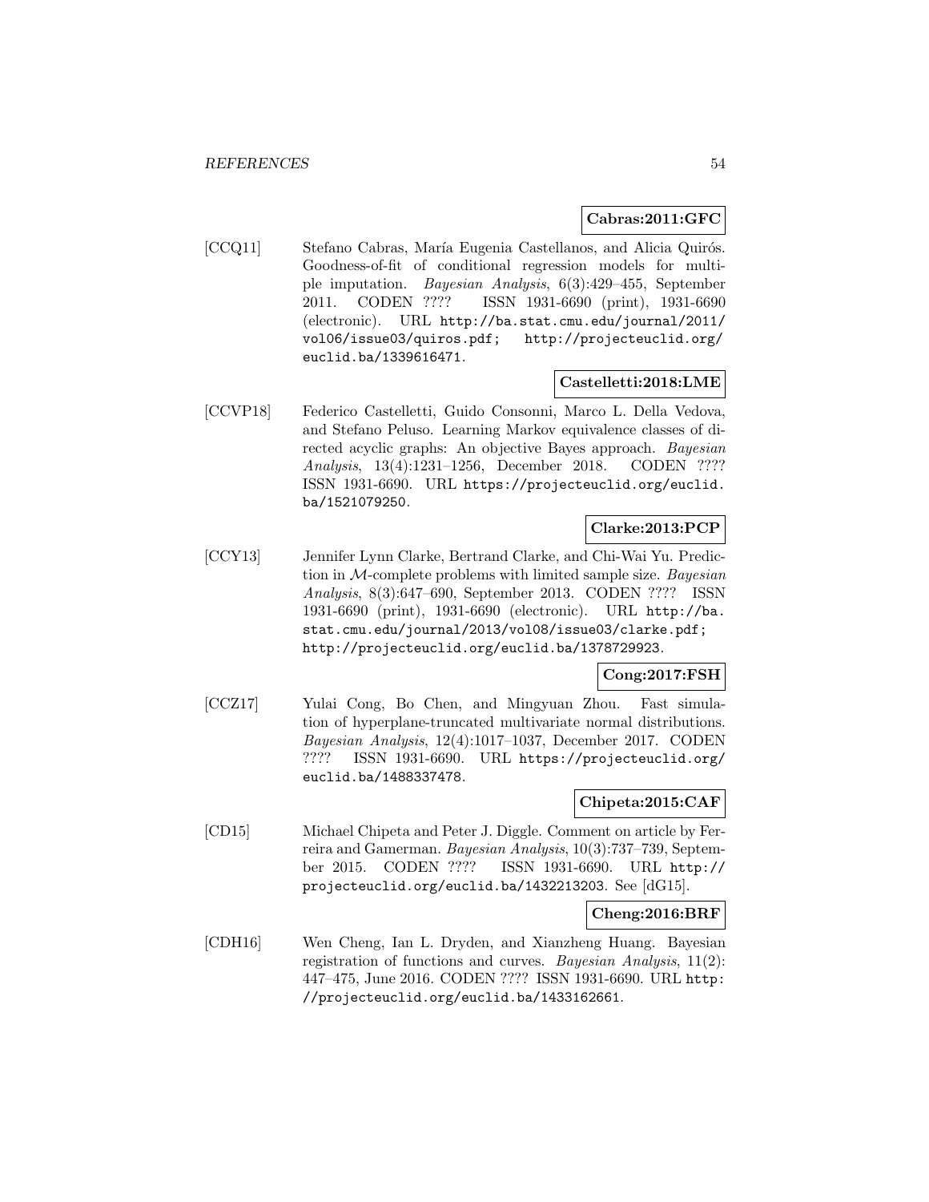**Cabras:2011:GFC**

[CCQ11] Stefano Cabras, María Eugenia Castellanos, and Alicia Quirós. Goodness-of-fit of conditional regression models for multiple imputation. *Bayesian Analysis*, 6(3):429–455, September 2011. CODEN ???? ISSN 1931-6690 (print), 1931-6690 (electronic). URL http://ba.stat.cmu.edu/journal/2011/vol06/issue03/quiros.pdf; http://projecteuclid.org/euclid.ba/1339616471.

**Castelletti:2018:LME**

[CCVP18] Federico Castelletti, Guido Consonni, Marco L. Della Vedova, and Stefano Peluso. Learning Markov equivalence classes of directed acyclic graphs: An objective Bayes approach. *Bayesian Analysis*, 13(4):1231–1256, December 2018. CODEN ???? ISSN 1931-6690. URL https://projecteuclid.org/euclid.ba/1521079250.

**Clarke:2013:PCP**

[CCY13] Jennifer Lynn Clarke, Bertrand Clarke, and Chi-Wai Yu. Prediction in $\mathcal{M}$-complete problems with limited sample size. *Bayesian Analysis*, 8(3):647–690, September 2013. CODEN ???? ISSN 1931-6690 (print), 1931-6690 (electronic). URL http://ba.stat.cmu.edu/journal/2013/vol08/issue03/clarke.pdf; http://projecteuclid.org/euclid.ba/1378729923.

**Cong:2017:FSH**

[CCZ17] Yulai Cong, Bo Chen, and Mingyuan Zhou. Fast simulation of hyperplane-truncated multivariate normal distributions. *Bayesian Analysis*, 12(4):1017–1037, December 2017. CODEN ???? ISSN 1931-6690. URL https://projecteuclid.org/euclid.ba/1488337478.

**Chipeta:2015:CAF**

[CD15] Michael Chipeta and Peter J. Diggle. Comment on article by Ferreira and Gamerman. *Bayesian Analysis*, 10(3):737–739, September 2015. CODEN ???? ISSN 1931-6690. URL http://projecteuclid.org/euclid.ba/1432213203. See [dG15].

**Cheng:2016:BRF**

[CDH16] Wen Cheng, Ian L. Dryden, and Xianzheng Huang. Bayesian registration of functions and curves. *Bayesian Analysis*, 11(2):447–475, June 2016. CODEN ???? ISSN 1931-6690. URL http://projecteuclid.org/euclid.ba/1433162661.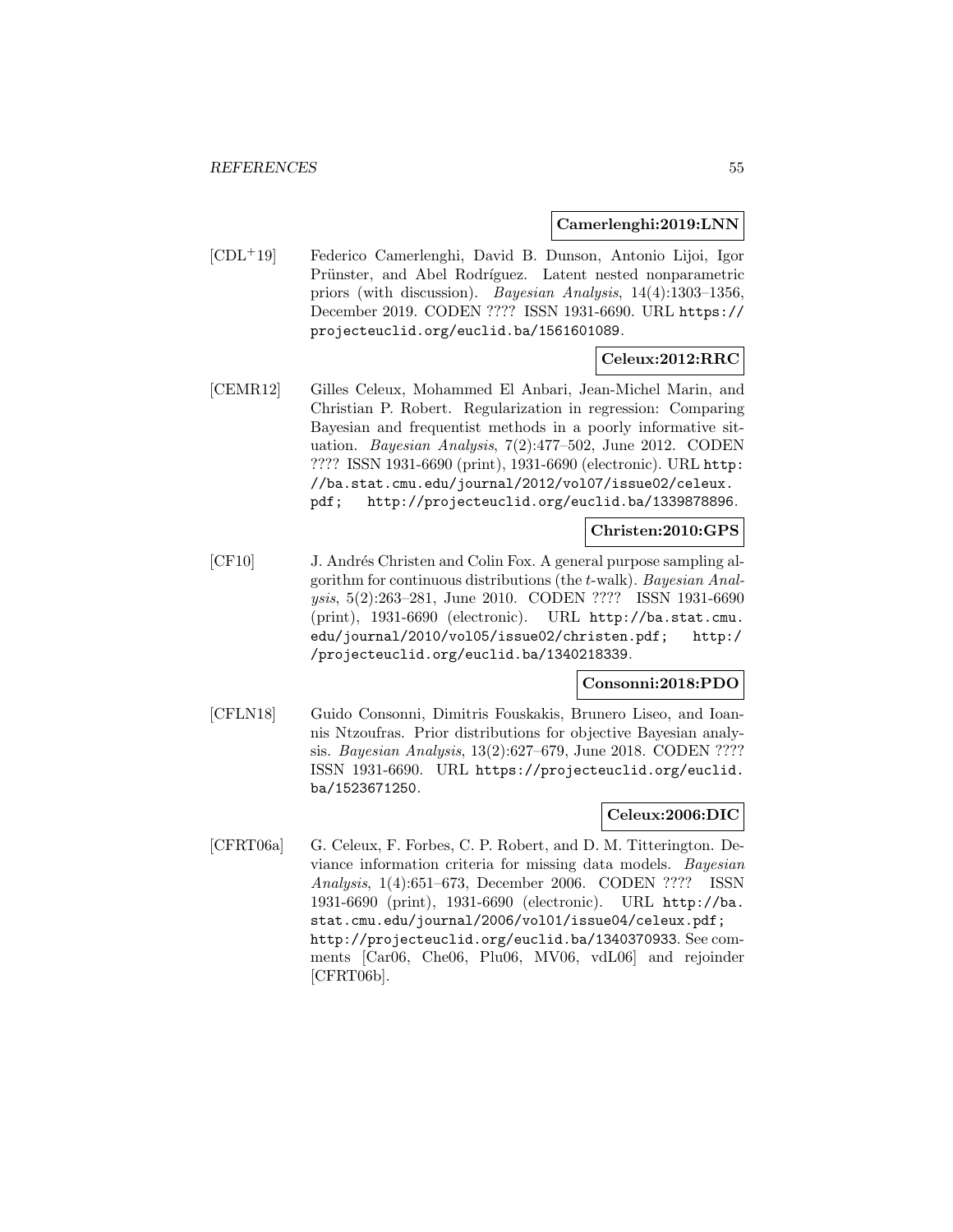**Camerlenghi:2019:LNN**

[CDL+19] Federico Camerlenghi, David B. Dunson, Antonio Lijoi, Igor Prünster, and Abel Rodríguez. Latent nested nonparametric priors (with discussion). *Bayesian Analysis*, 14(4):1303–1356, December 2019. CODEN ???? ISSN 1931-6690. URL https://projecteuclid.org/euclid.ba/1561601089.

**Celeux:2012:RRC**

[CEMR12] Gilles Celeux, Mohammed El Anbari, Jean-Michel Marin, and Christian P. Robert. Regularization in regression: Comparing Bayesian and frequentist methods in a poorly informative situation. *Bayesian Analysis*, 7(2):477–502, June 2012. CODEN ???? ISSN 1931-6690 (print), 1931-6690 (electronic). URL http://ba.stat.cmu.edu/journal/2012/vol07/issue02/celeux.pdf; http://projecteuclid.org/euclid.ba/1339878896.

**Christen:2010:GPS**

[CF10] J. Andrés Christen and Colin Fox. A general purpose sampling algorithm for continuous distributions (the $t$-walk). *Bayesian Analysis*, 5(2):263–281, June 2010. CODEN ???? ISSN 1931-6690 (print), 1931-6690 (electronic). URL http://ba.stat.cmu.edu/journal/2010/vol05/issue02/christen.pdf; http://projecteuclid.org/euclid.ba/1340218339.

**Consonni:2018:PDO**

[CFLN18] Guido Consonni, Dimitris Fouskakis, Brunero Liseo, and Ioannis Ntzoufras. Prior distributions for objective Bayesian analysis. *Bayesian Analysis*, 13(2):627–679, June 2018. CODEN ???? ISSN 1931-6690. URL https://projecteuclid.org/euclid.ba/1523671250.

**Celeux:2006:DIC**

[CFRT06a] G. Celeux, F. Forbes, C. P. Robert, and D. M. Titterington. Deviance information criteria for missing data models. *Bayesian Analysis*, 1(4):651–673, December 2006. CODEN ???? ISSN 1931-6690 (print), 1931-6690 (electronic). URL http://ba.stat.cmu.edu/journal/2006/vol01/issue04/celeux.pdf; http://projecteuclid.org/euclid.ba/1340370933. See comments [Car06, Che06, Plu06, MV06, vdL06] and rejoinder [CFRT06b].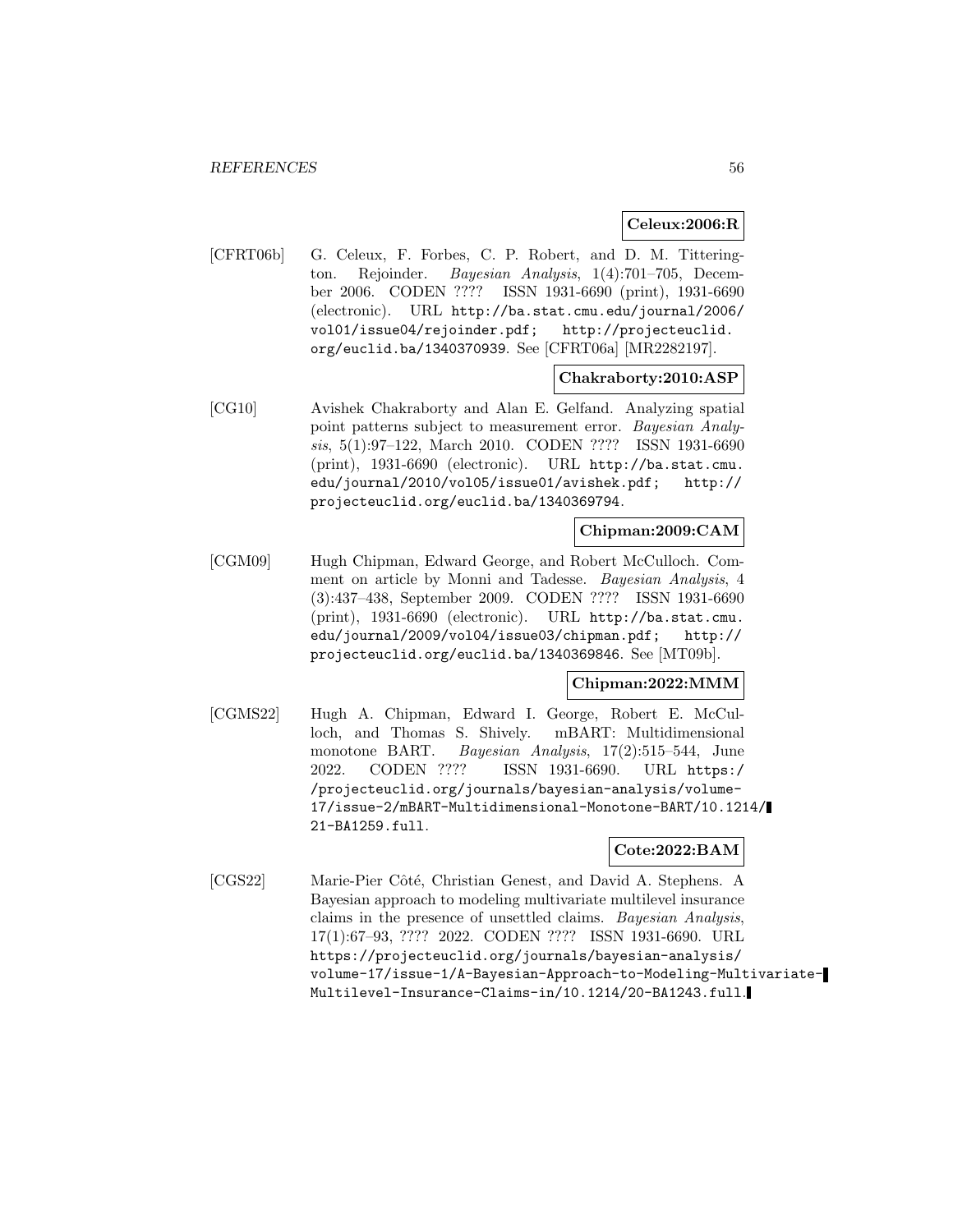**Celeux:2006:R**

[CFRT06b] G. Celeux, F. Forbes, C. P. Robert, and D. M. Titterington. Rejoinder. *Bayesian Analysis*, 1(4):701–705, December 2006. CODEN ???? ISSN 1931-6690 (print), 1931-6690 (electronic). URL http://ba.stat.cmu.edu/journal/2006/vol01/issue04/rejoinder.pdf; http://projecteuclid.org/euclid.ba/1340370939. See [CFRT06a] [MR2282197].

**Chakraborty:2010:ASP**

[CG10] Avishek Chakraborty and Alan E. Gelfand. Analyzing spatial point patterns subject to measurement error. *Bayesian Analysis*, 5(1):97–122, March 2010. CODEN ???? ISSN 1931-6690 (print), 1931-6690 (electronic). URL http://ba.stat.cmu.edu/journal/2010/vol05/issue01/avishek.pdf; http://projecteuclid.org/euclid.ba/1340369794.

**Chipman:2009:CAM**

[CGM09] Hugh Chipman, Edward George, and Robert McCulloch. Comment on article by Monni and Tadesse. *Bayesian Analysis*, 4 (3):437–438, September 2009. CODEN ???? ISSN 1931-6690 (print), 1931-6690 (electronic). URL http://ba.stat.cmu.edu/journal/2009/vol04/issue03/chipman.pdf; http://projecteuclid.org/euclid.ba/1340369846. See [MT09b].

**Chipman:2022:MMM**

[CGMS22] Hugh A. Chipman, Edward I. George, Robert E. McCulloch, and Thomas S. Shively. mBART: Multidimensional monotone BART. *Bayesian Analysis*, 17(2):515–544, June 2022. CODEN ???? ISSN 1931-6690. URL https://projecteuclid.org/journals/bayesian-analysis/volume-17/issue-2/mBART-Multidimensional-Monotone-BART/10.1214/21-BA1259.full.

**Cote:2022:BAM**

[CGS22] Marie-Pier Côté, Christian Genest, and David A. Stephens. A Bayesian approach to modeling multivariate multilevel insurance claims in the presence of unsettled claims. *Bayesian Analysis*, 17(1):67–93, ???? 2022. CODEN ???? ISSN 1931-6690. URL https://projecteuclid.org/journals/bayesian-analysis/volume-17/issue-1/A-Bayesian-Approach-to-Modeling-Multivariate-Multilevel-Insurance-Claims-in/10.1214/20-BA1243.full.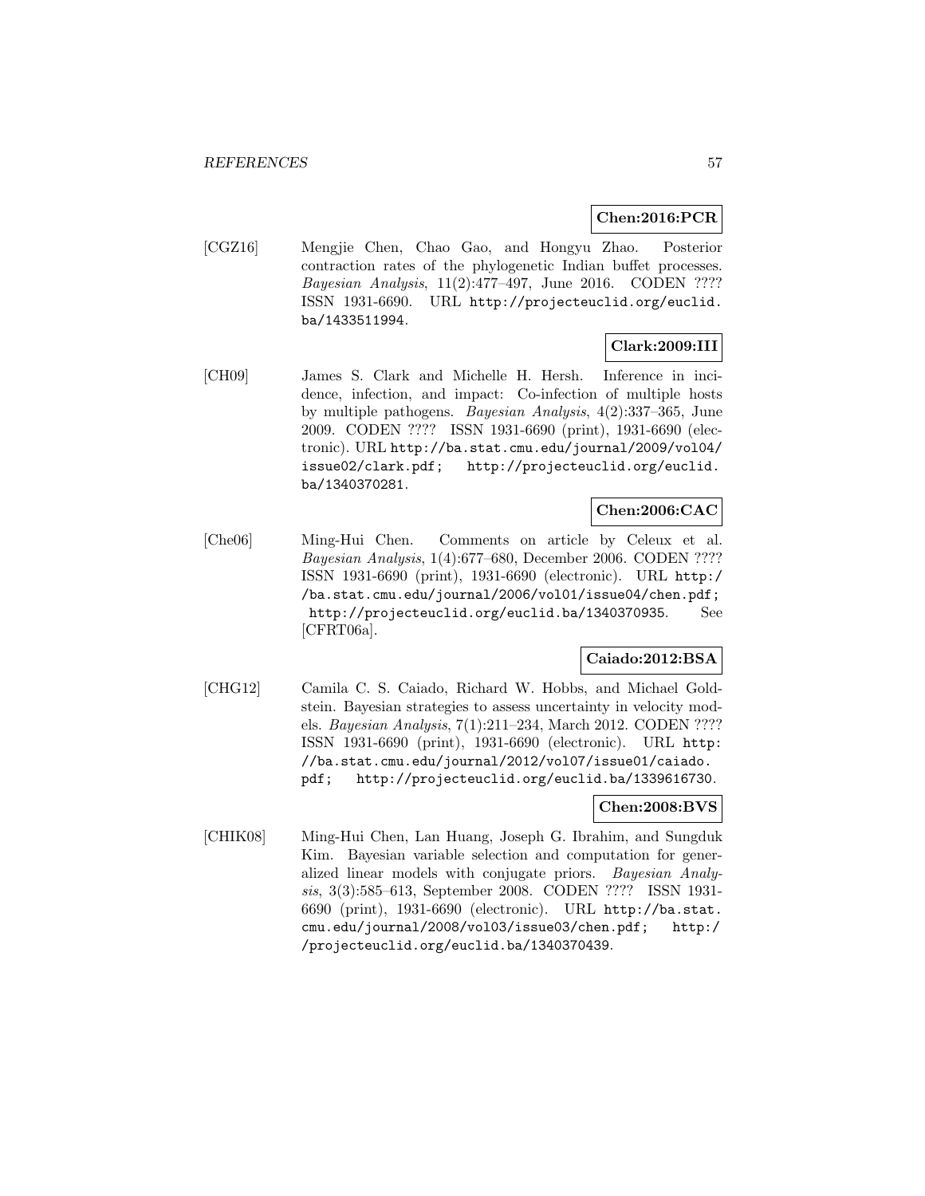**Chen:2016:PCR**

[CGZ16] Mengjie Chen, Chao Gao, and Hongyu Zhao. Posterior contraction rates of the phylogenetic Indian buffet processes. *Bayesian Analysis*, 11(2):477–497, June 2016. CODEN ???? ISSN 1931-6690. URL http://projecteuclid.org/euclid.ba/1433511994.

**Clark:2009:III**

[CH09] James S. Clark and Michelle H. Hersh. Inference in incidence, infection, and impact: Co-infection of multiple hosts by multiple pathogens. *Bayesian Analysis*, 4(2):337–365, June 2009. CODEN ???? ISSN 1931-6690 (print), 1931-6690 (electronic). URL http://ba.stat.cmu.edu/journal/2009/vol04/issue02/clark.pdf; http://projecteuclid.org/euclid.ba/1340370281.

**Chen:2006:CAC**

[Che06] Ming-Hui Chen. Comments on article by Celeux et al. *Bayesian Analysis*, 1(4):677–680, December 2006. CODEN ???? ISSN 1931-6690 (print), 1931-6690 (electronic). URL http://ba.stat.cmu.edu/journal/2006/vol01/issue04/chen.pdf; http://projecteuclid.org/euclid.ba/1340370935. See [CFRT06a].

**Caiado:2012:BSA**

[CHG12] Camila C. S. Caiado, Richard W. Hobbs, and Michael Goldstein. Bayesian strategies to assess uncertainty in velocity models. *Bayesian Analysis*, 7(1):211–234, March 2012. CODEN ???? ISSN 1931-6690 (print), 1931-6690 (electronic). URL http://ba.stat.cmu.edu/journal/2012/vol07/issue01/caiado.pdf; http://projecteuclid.org/euclid.ba/1339616730.

**Chen:2008:BVS**

[CHIK08] Ming-Hui Chen, Lan Huang, Joseph G. Ibrahim, and Sungduk Kim. Bayesian variable selection and computation for generalized linear models with conjugate priors. *Bayesian Analysis*, 3(3):585–613, September 2008. CODEN ???? ISSN 1931-6690 (print), 1931-6690 (electronic). URL http://ba.stat.cmu.edu/journal/2008/vol03/issue03/chen.pdf; http://projecteuclid.org/euclid.ba/1340370439.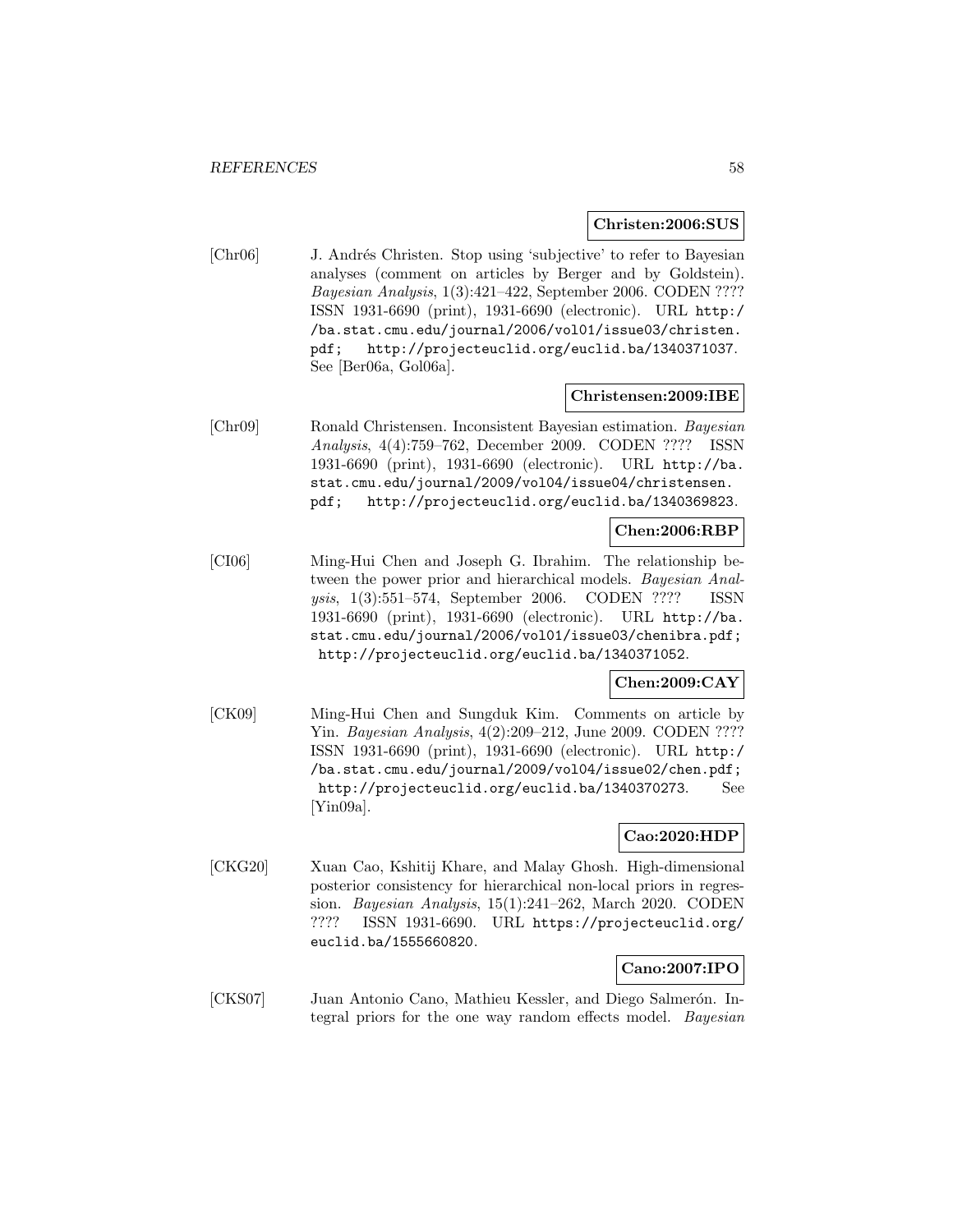**Christen:2006:SUS**

[Chr06] J. Andrés Christen. Stop using 'subjective' to refer to Bayesian analyses (comment on articles by Berger and by Goldstein). *Bayesian Analysis*, 1(3):421–422, September 2006. CODEN ???? ISSN 1931-6690 (print), 1931-6690 (electronic). URL `http://ba.stat.cmu.edu/journal/2006/vol01/issue03/christen.pdf`; `http://projecteuclid.org/euclid.ba/1340371037`. See [Ber06a, Gol06a].

**Christensen:2009:IBE**

[Chr09] Ronald Christensen. Inconsistent Bayesian estimation. *Bayesian Analysis*, 4(4):759–762, December 2009. CODEN ???? ISSN 1931-6690 (print), 1931-6690 (electronic). URL `http://ba.stat.cmu.edu/journal/2009/vol04/issue04/christensen.pdf`; `http://projecteuclid.org/euclid.ba/1340369823`.

**Chen:2006:RBP**

[CI06] Ming-Hui Chen and Joseph G. Ibrahim. The relationship between the power prior and hierarchical models. *Bayesian Analysis*, 1(3):551–574, September 2006. CODEN ???? ISSN 1931-6690 (print), 1931-6690 (electronic). URL `http://ba.stat.cmu.edu/journal/2006/vol01/issue03/chenibra.pdf`; `http://projecteuclid.org/euclid.ba/1340371052`.

**Chen:2009:CAY**

[CK09] Ming-Hui Chen and Sungduk Kim. Comments on article by Yin. *Bayesian Analysis*, 4(2):209–212, June 2009. CODEN ???? ISSN 1931-6690 (print), 1931-6690 (electronic). URL `http://ba.stat.cmu.edu/journal/2009/vol04/issue02/chen.pdf`; `http://projecteuclid.org/euclid.ba/1340370273`. See [Yin09a].

**Cao:2020:HDP**

[CKG20] Xuan Cao, Kshitij Khare, and Malay Ghosh. High-dimensional posterior consistency for hierarchical non-local priors in regression. *Bayesian Analysis*, 15(1):241–262, March 2020. CODEN ???? ISSN 1931-6690. URL `https://projecteuclid.org/euclid.ba/1555660820`.

**Cano:2007:IPO**

[CKS07] Juan Antonio Cano, Mathieu Kessler, and Diego Salmerón. Integral priors for the one way random effects model. *Bayesian*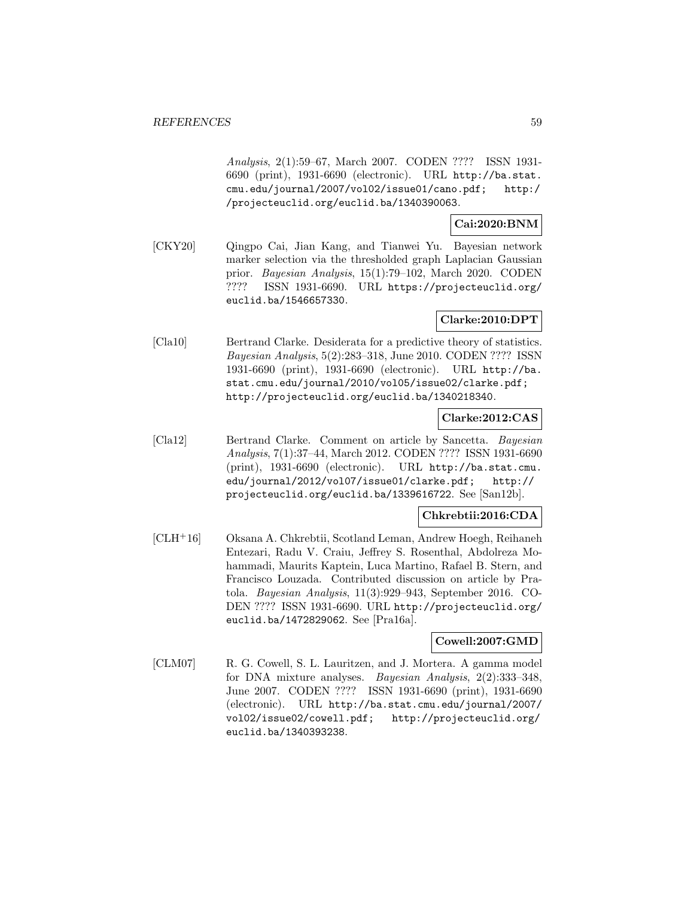*Analysis*, 2(1):59–67, March 2007. CODEN ???? ISSN 1931-6690 (print), 1931-6690 (electronic). URL http://ba.stat.cmu.edu/journal/2007/vol02/issue01/cano.pdf; http://projecteuclid.org/euclid.ba/1340390063.

**Cai:2020:BNM**

[CKY20] Qingpo Cai, Jian Kang, and Tianwei Yu. Bayesian network marker selection via the thresholded graph Laplacian Gaussian prior. *Bayesian Analysis*, 15(1):79–102, March 2020. CODEN ???? ISSN 1931-6690. URL https://projecteuclid.org/euclid.ba/1546657330.

**Clarke:2010:DPT**

[Cla10] Bertrand Clarke. Desiderata for a predictive theory of statistics. *Bayesian Analysis*, 5(2):283–318, June 2010. CODEN ???? ISSN 1931-6690 (print), 1931-6690 (electronic). URL http://ba.stat.cmu.edu/journal/2010/vol05/issue02/clarke.pdf; http://projecteuclid.org/euclid.ba/1340218340.

**Clarke:2012:CAS**

[Cla12] Bertrand Clarke. Comment on article by Sancetta. *Bayesian Analysis*, 7(1):37–44, March 2012. CODEN ???? ISSN 1931-6690 (print), 1931-6690 (electronic). URL http://ba.stat.cmu.edu/journal/2012/vol07/issue01/clarke.pdf; http://projecteuclid.org/euclid.ba/1339616722. See [San12b].

**Chkrebtii:2016:CDA**

[CLH+16] Oksana A. Chkrebtii, Scotland Leman, Andrew Hoegh, Reihaneh Entezari, Radu V. Craiu, Jeffrey S. Rosenthal, Abdolreza Mohammadi, Maurits Kaptein, Luca Martino, Rafael B. Stern, and Francisco Louzada. Contributed discussion on article by Pratola. *Bayesian Analysis*, 11(3):929–943, September 2016. CODEN ???? ISSN 1931-6690. URL http://projecteuclid.org/euclid.ba/1472829062. See [Pra16a].

**Cowell:2007:GMD**

[CLM07] R. G. Cowell, S. L. Lauritzen, and J. Mortera. A gamma model for DNA mixture analyses. *Bayesian Analysis*, 2(2):333–348, June 2007. CODEN ???? ISSN 1931-6690 (print), 1931-6690 (electronic). URL http://ba.stat.cmu.edu/journal/2007/vol02/issue02/cowell.pdf; http://projecteuclid.org/euclid.ba/1340393238.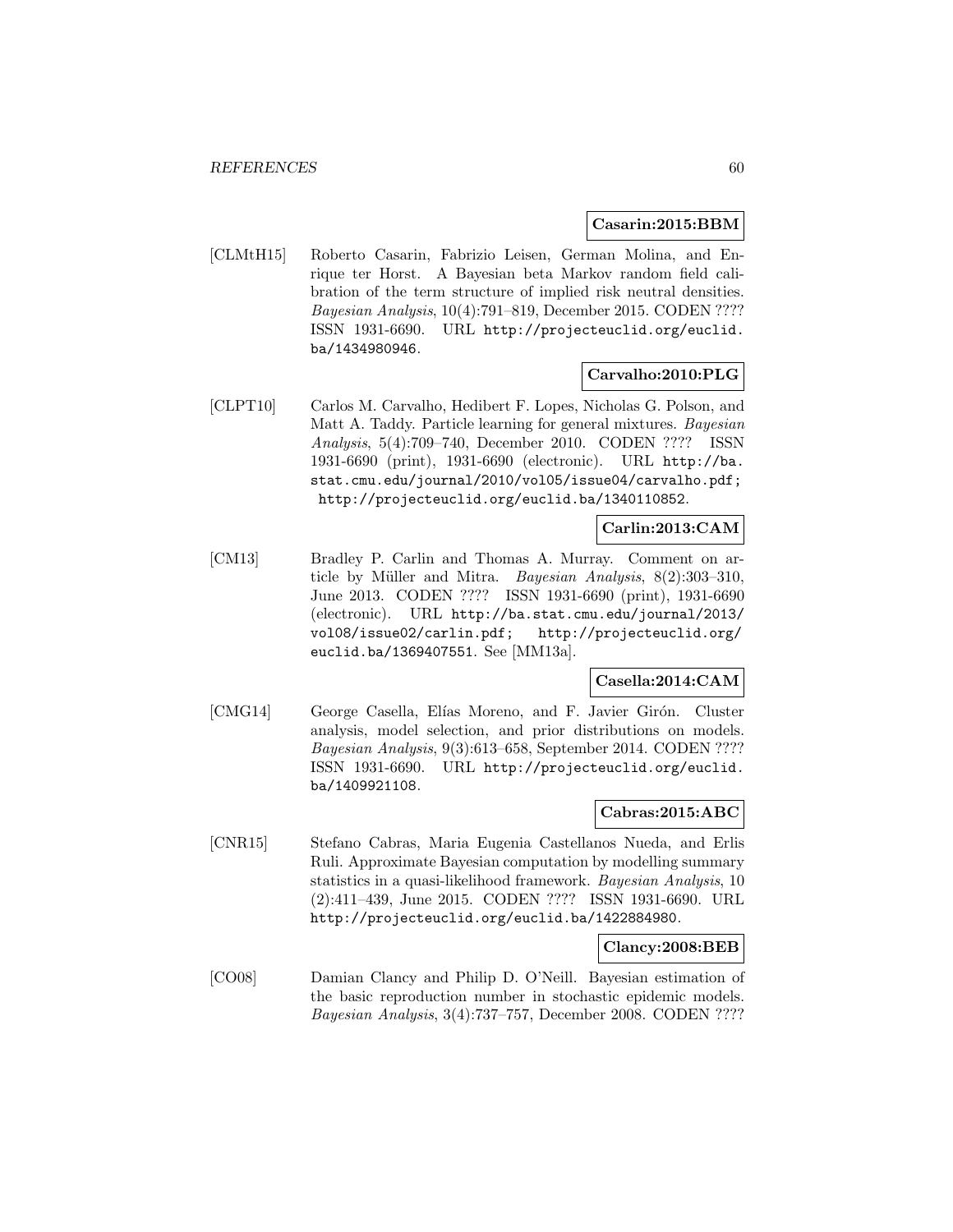**Casarin:2015:BBM**

[CLMtH15] Roberto Casarin, Fabrizio Leisen, German Molina, and Enrique ter Horst. A Bayesian beta Markov random field calibration of the term structure of implied risk neutral densities. *Bayesian Analysis*, 10(4):791–819, December 2015. CODEN ???? ISSN 1931-6690. URL http://projecteuclid.org/euclid.ba/1434980946.

**Carvalho:2010:PLG**

[CLPT10] Carlos M. Carvalho, Hedibert F. Lopes, Nicholas G. Polson, and Matt A. Taddy. Particle learning for general mixtures. *Bayesian Analysis*, 5(4):709–740, December 2010. CODEN ???? ISSN 1931-6690 (print), 1931-6690 (electronic). URL http://ba.stat.cmu.edu/journal/2010/vol05/issue04/carvalho.pdf; http://projecteuclid.org/euclid.ba/1340110852.

**Carlin:2013:CAM**

[CM13] Bradley P. Carlin and Thomas A. Murray. Comment on article by Müller and Mitra. *Bayesian Analysis*, 8(2):303–310, June 2013. CODEN ???? ISSN 1931-6690 (print), 1931-6690 (electronic). URL http://ba.stat.cmu.edu/journal/2013/vol08/issue02/carlin.pdf; http://projecteuclid.org/euclid.ba/1369407551. See [MM13a].

**Casella:2014:CAM**

[CMG14] George Casella, Elías Moreno, and F. Javier Girón. Cluster analysis, model selection, and prior distributions on models. *Bayesian Analysis*, 9(3):613–658, September 2014. CODEN ???? ISSN 1931-6690. URL http://projecteuclid.org/euclid.ba/1409921108.

**Cabras:2015:ABC**

[CNR15] Stefano Cabras, Maria Eugenia Castellanos Nueda, and Erlis Ruli. Approximate Bayesian computation by modelling summary statistics in a quasi-likelihood framework. *Bayesian Analysis*, 10 (2):411–439, June 2015. CODEN ???? ISSN 1931-6690. URL http://projecteuclid.org/euclid.ba/1422884980.

**Clancy:2008:BEB**

[CO08] Damian Clancy and Philip D. O'Neill. Bayesian estimation of the basic reproduction number in stochastic epidemic models. *Bayesian Analysis*, 3(4):737–757, December 2008. CODEN ????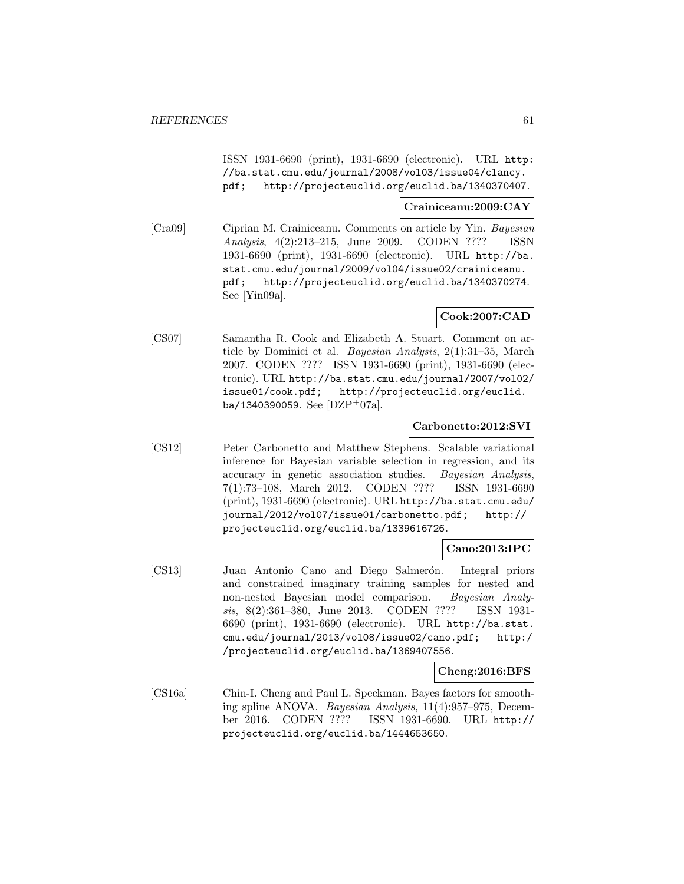ISSN 1931-6690 (print), 1931-6690 (electronic). URL http://ba.stat.cmu.edu/journal/2008/vol03/issue04/clancy.pdf; http://projecteuclid.org/euclid.ba/1340370407.

**Crainiceanu:2009:CAY**

[Cra09] Ciprian M. Crainiceanu. Comments on article by Yin. *Bayesian Analysis*, 4(2):213–215, June 2009. CODEN ???? ISSN 1931-6690 (print), 1931-6690 (electronic). URL http://ba.stat.cmu.edu/journal/2009/vol04/issue02/crainiceanu.pdf; http://projecteuclid.org/euclid.ba/1340370274. See [Yin09a].

**Cook:2007:CAD**

[CS07] Samantha R. Cook and Elizabeth A. Stuart. Comment on article by Dominici et al. *Bayesian Analysis*, 2(1):31–35, March 2007. CODEN ???? ISSN 1931-6690 (print), 1931-6690 (electronic). URL http://ba.stat.cmu.edu/journal/2007/vol02/issue01/cook.pdf; http://projecteuclid.org/euclid.ba/1340390059. See [DZP+07a].

**Carbonetto:2012:SVI**

[CS12] Peter Carbonetto and Matthew Stephens. Scalable variational inference for Bayesian variable selection in regression, and its accuracy in genetic association studies. *Bayesian Analysis*, 7(1):73–108, March 2012. CODEN ???? ISSN 1931-6690 (print), 1931-6690 (electronic). URL http://ba.stat.cmu.edu/journal/2012/vol07/issue01/carbonetto.pdf; http://projecteuclid.org/euclid.ba/1339616726.

**Cano:2013:IPC**

[CS13] Juan Antonio Cano and Diego Salmerón. Integral priors and constrained imaginary training samples for nested and non-nested Bayesian model comparison. *Bayesian Analysis*, 8(2):361–380, June 2013. CODEN ???? ISSN 1931-6690 (print), 1931-6690 (electronic). URL http://ba.stat.cmu.edu/journal/2013/vol08/issue02/cano.pdf; http://projecteuclid.org/euclid.ba/1369407556.

**Cheng:2016:BFS**

[CS16a] Chin-I. Cheng and Paul L. Speckman. Bayes factors for smoothing spline ANOVA. *Bayesian Analysis*, 11(4):957–975, December 2016. CODEN ???? ISSN 1931-6690. URL http://projecteuclid.org/euclid.ba/1444653650.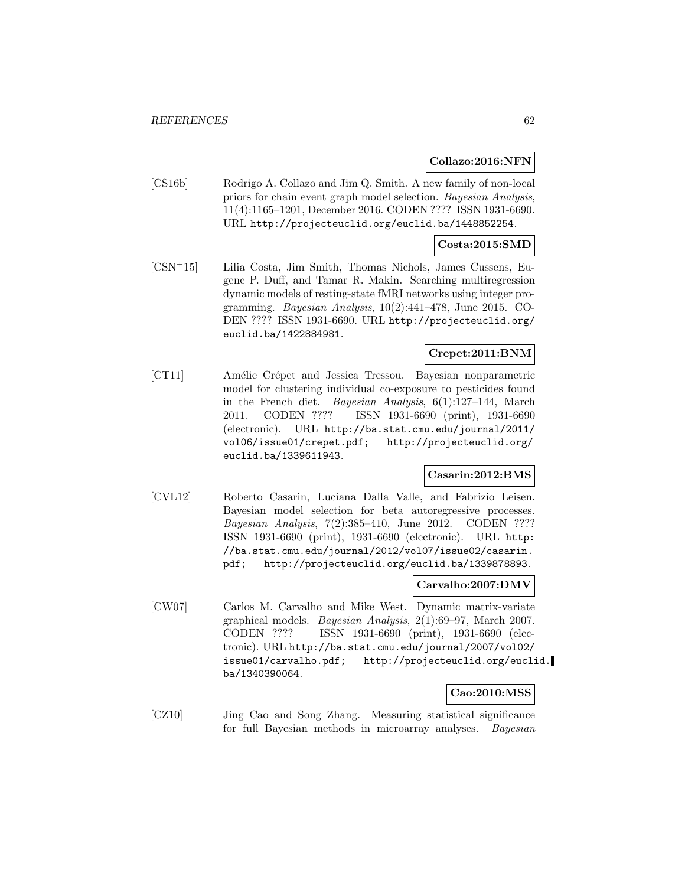**Collazo:2016:NFN**

[CS16b] Rodrigo A. Collazo and Jim Q. Smith. A new family of non-local priors for chain event graph model selection. *Bayesian Analysis*, 11(4):1165–1201, December 2016. CODEN ???? ISSN 1931-6690. URL http://projecteuclid.org/euclid.ba/1448852254.

**Costa:2015:SMD**

[CSN+15] Lilia Costa, Jim Smith, Thomas Nichols, James Cussens, Eugene P. Duff, and Tamar R. Makin. Searching multiregression dynamic models of resting-state fMRI networks using integer programming. *Bayesian Analysis*, 10(2):441–478, June 2015. CODEN ???? ISSN 1931-6690. URL http://projecteuclid.org/euclid.ba/1422884981.

**Crepet:2011:BNM**

[CT11] Amélie Crépet and Jessica Tressou. Bayesian nonparametric model for clustering individual co-exposure to pesticides found in the French diet. *Bayesian Analysis*, 6(1):127–144, March 2011. CODEN ???? ISSN 1931-6690 (print), 1931-6690 (electronic). URL http://ba.stat.cmu.edu/journal/2011/vol06/issue01/crepet.pdf; http://projecteuclid.org/euclid.ba/1339611943.

**Casarin:2012:BMS**

[CVL12] Roberto Casarin, Luciana Dalla Valle, and Fabrizio Leisen. Bayesian model selection for beta autoregressive processes. *Bayesian Analysis*, 7(2):385–410, June 2012. CODEN ???? ISSN 1931-6690 (print), 1931-6690 (electronic). URL http://ba.stat.cmu.edu/journal/2012/vol07/issue02/casarin.pdf; http://projecteuclid.org/euclid.ba/1339878893.

**Carvalho:2007:DMV**

[CW07] Carlos M. Carvalho and Mike West. Dynamic matrix-variate graphical models. *Bayesian Analysis*, 2(1):69–97, March 2007. CODEN ???? ISSN 1931-6690 (print), 1931-6690 (electronic). URL http://ba.stat.cmu.edu/journal/2007/vol02/issue01/carvalho.pdf; http://projecteuclid.org/euclid.ba/1340390064.

**Cao:2010:MSS**

[CZ10] Jing Cao and Song Zhang. Measuring statistical significance for full Bayesian methods in microarray analyses. *Bayesian*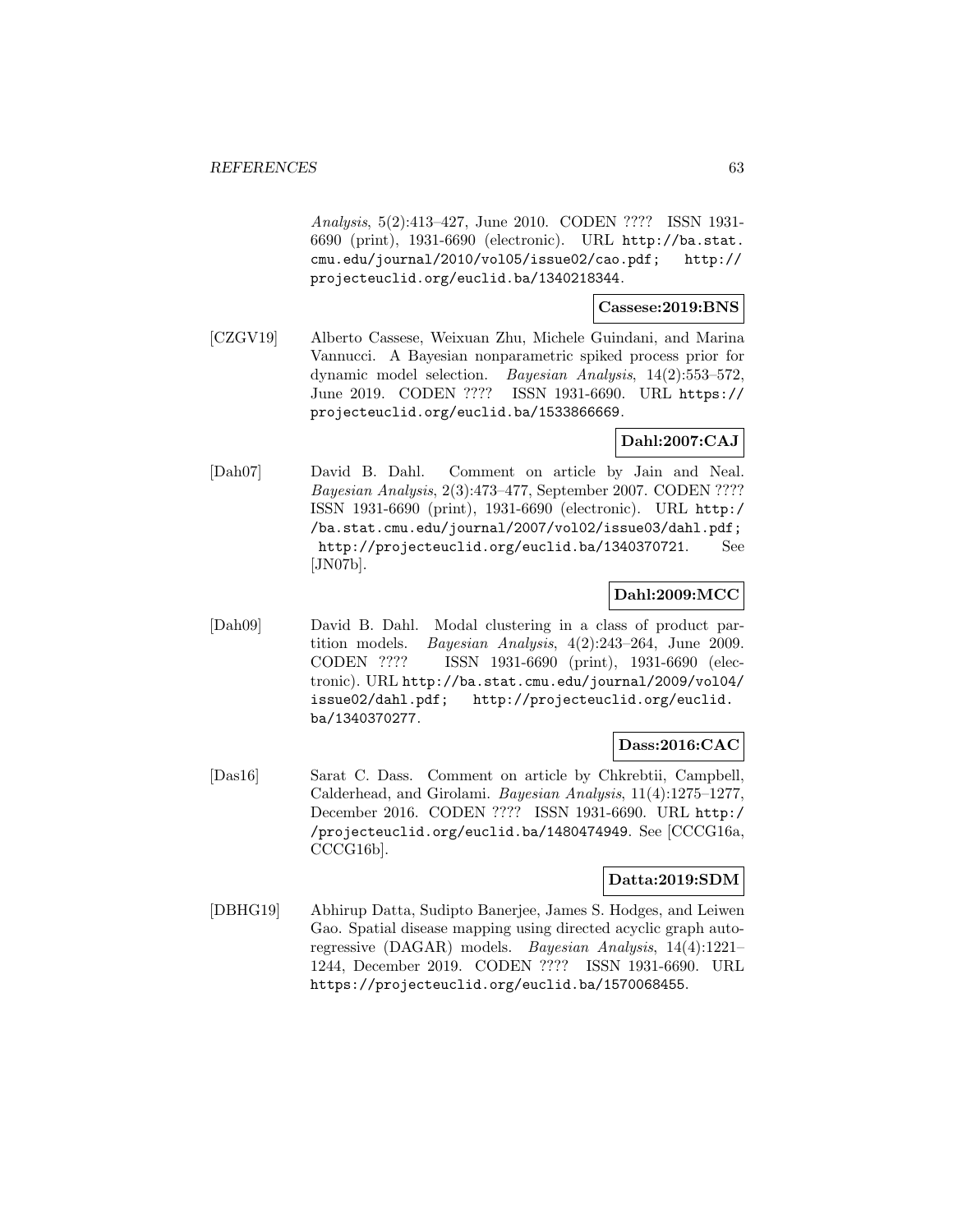*Analysis*, 5(2):413–427, June 2010. CODEN ???? ISSN 1931-6690 (print), 1931-6690 (electronic). URL http://ba.stat.cmu.edu/journal/2010/vol05/issue02/cao.pdf; http://projecteuclid.org/euclid.ba/1340218344.

**Cassese:2019:BNS**

[CZGV19] Alberto Cassese, Weixuan Zhu, Michele Guindani, and Marina Vannucci. A Bayesian nonparametric spiked process prior for dynamic model selection. *Bayesian Analysis*, 14(2):553–572, June 2019. CODEN ???? ISSN 1931-6690. URL https://projecteuclid.org/euclid.ba/1533866669.

**Dahl:2007:CAJ**

[Dah07] David B. Dahl. Comment on article by Jain and Neal. *Bayesian Analysis*, 2(3):473–477, September 2007. CODEN ???? ISSN 1931-6690 (print), 1931-6690 (electronic). URL http://ba.stat.cmu.edu/journal/2007/vol02/issue03/dahl.pdf; http://projecteuclid.org/euclid.ba/1340370721. See [JN07b].

**Dahl:2009:MCC**

[Dah09] David B. Dahl. Modal clustering in a class of product partition models. *Bayesian Analysis*, 4(2):243–264, June 2009. CODEN ???? ISSN 1931-6690 (print), 1931-6690 (electronic). URL http://ba.stat.cmu.edu/journal/2009/vol04/issue02/dahl.pdf; http://projecteuclid.org/euclid.ba/1340370277.

**Dass:2016:CAC**

[Das16] Sarat C. Dass. Comment on article by Chkrebtii, Campbell, Calderhead, and Girolami. *Bayesian Analysis*, 11(4):1275–1277, December 2016. CODEN ???? ISSN 1931-6690. URL http://projecteuclid.org/euclid.ba/1480474949. See [CCCG16a, CCCG16b].

**Datta:2019:SDM**

[DBHG19] Abhirup Datta, Sudipto Banerjee, James S. Hodges, and Leiwen Gao. Spatial disease mapping using directed acyclic graph autoregressive (DAGAR) models. *Bayesian Analysis*, 14(4):1221–1244, December 2019. CODEN ???? ISSN 1931-6690. URL https://projecteuclid.org/euclid.ba/1570068455.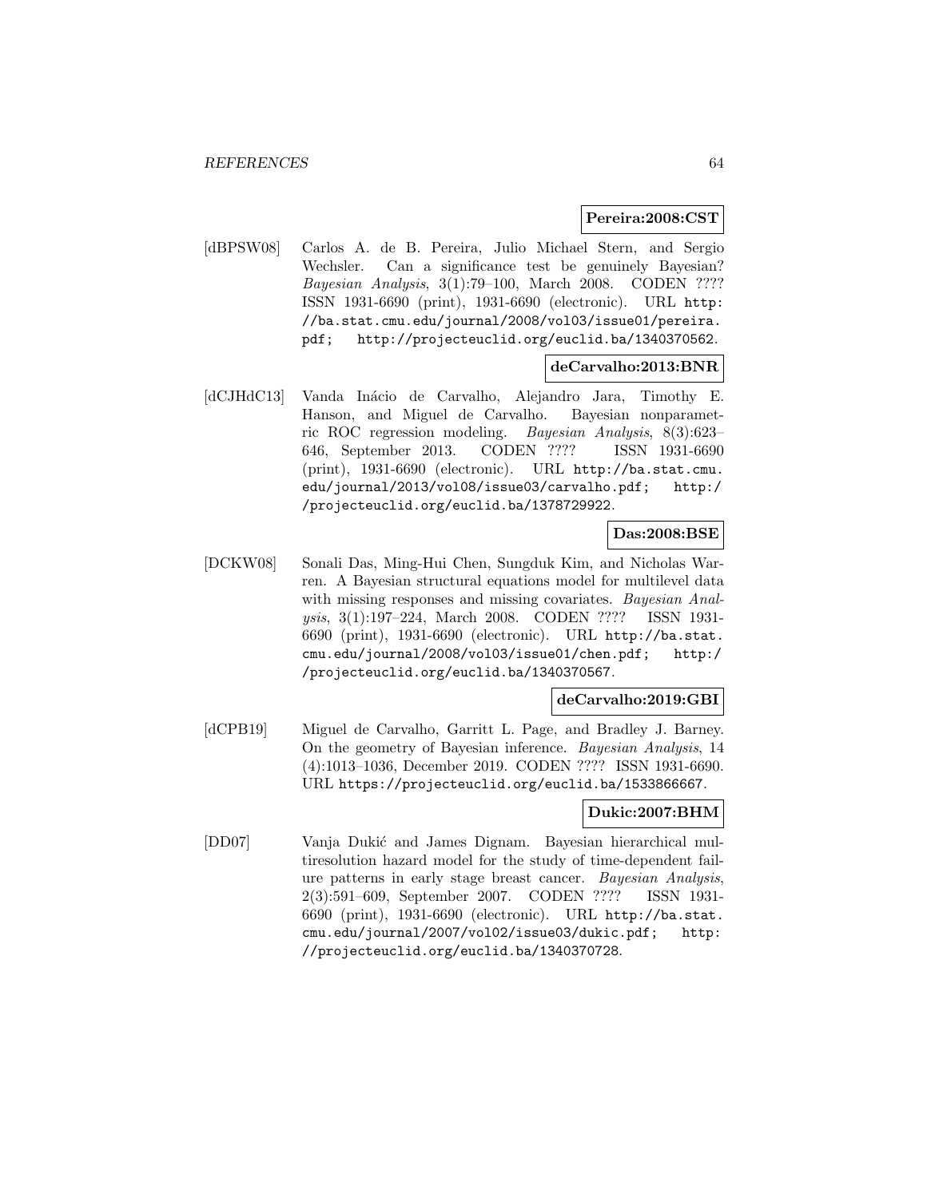**Pereira:2008:CST**

[dBPSW08] Carlos A. de B. Pereira, Julio Michael Stern, and Sergio Wechsler. Can a significance test be genuinely Bayesian? *Bayesian Analysis*, 3(1):79–100, March 2008. CODEN ???? ISSN 1931-6690 (print), 1931-6690 (electronic). URL http://ba.stat.cmu.edu/journal/2008/vol03/issue01/pereira.pdf; http://projecteuclid.org/euclid.ba/1340370562.

**deCarvalho:2013:BNR**

[dCJHdC13] Vanda Inácio de Carvalho, Alejandro Jara, Timothy E. Hanson, and Miguel de Carvalho. Bayesian nonparametric ROC regression modeling. *Bayesian Analysis*, 8(3):623–646, September 2013. CODEN ???? ISSN 1931-6690 (print), 1931-6690 (electronic). URL http://ba.stat.cmu.edu/journal/2013/vol08/issue03/carvalho.pdf; http://projecteuclid.org/euclid.ba/1378729922.

**Das:2008:BSE**

[DCKW08] Sonali Das, Ming-Hui Chen, Sungduk Kim, and Nicholas Warren. A Bayesian structural equations model for multilevel data with missing responses and missing covariates. *Bayesian Analysis*, 3(1):197–224, March 2008. CODEN ???? ISSN 1931-6690 (print), 1931-6690 (electronic). URL http://ba.stat.cmu.edu/journal/2008/vol03/issue01/chen.pdf; http://projecteuclid.org/euclid.ba/1340370567.

**deCarvalho:2019:GBI**

[dCPB19] Miguel de Carvalho, Garritt L. Page, and Bradley J. Barney. On the geometry of Bayesian inference. *Bayesian Analysis*, 14 (4):1013–1036, December 2019. CODEN ???? ISSN 1931-6690. URL https://projecteuclid.org/euclid.ba/1533866667.

**Dukic:2007:BHM**

[DD07] Vanja Dukić and James Dignam. Bayesian hierarchical multiresolution hazard model for the study of time-dependent failure patterns in early stage breast cancer. *Bayesian Analysis*, 2(3):591–609, September 2007. CODEN ???? ISSN 1931-6690 (print), 1931-6690 (electronic). URL http://ba.stat.cmu.edu/journal/2007/vol02/issue03/dukic.pdf; http://projecteuclid.org/euclid.ba/1340370728.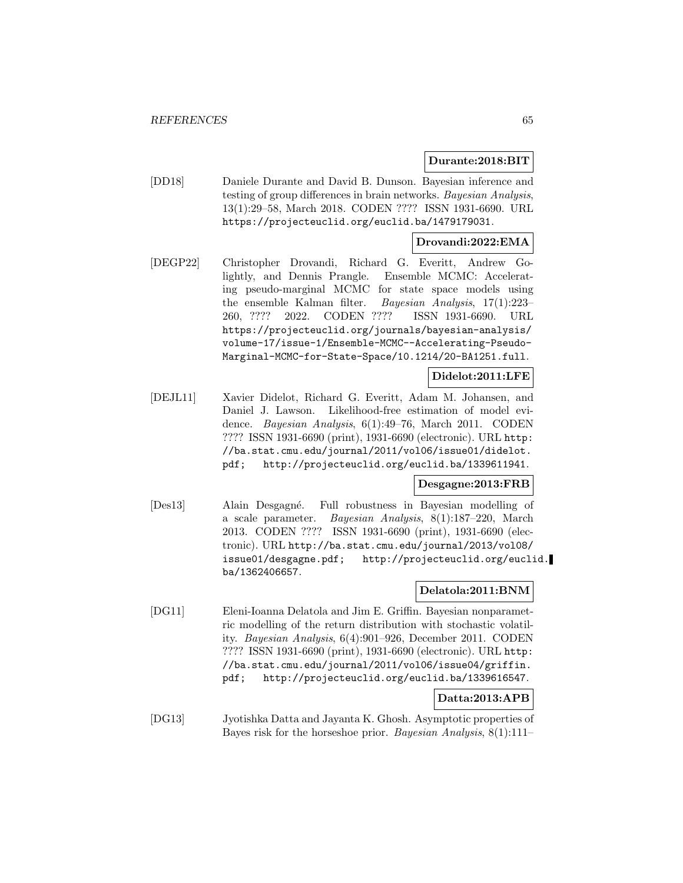**Durante:2018:BIT**

[DD18] Daniele Durante and David B. Dunson. Bayesian inference and testing of group differences in brain networks. *Bayesian Analysis*, 13(1):29–58, March 2018. CODEN ???? ISSN 1931-6690. URL https://projecteuclid.org/euclid.ba/1479179031.

**Drovandi:2022:EMA**

[DEGP22] Christopher Drovandi, Richard G. Everitt, Andrew Golightly, and Dennis Prangle. Ensemble MCMC: Accelerating pseudo-marginal MCMC for state space models using the ensemble Kalman filter. *Bayesian Analysis*, 17(1):223–260, ???? 2022. CODEN ???? ISSN 1931-6690. URL https://projecteuclid.org/journals/bayesian-analysis/volume-17/issue-1/Ensemble-MCMC--Accelerating-Pseudo-Marginal-MCMC-for-State-Space/10.1214/20-BA1251.full.

**Didelot:2011:LFE**

[DEJL11] Xavier Didelot, Richard G. Everitt, Adam M. Johansen, and Daniel J. Lawson. Likelihood-free estimation of model evidence. *Bayesian Analysis*, 6(1):49–76, March 2011. CODEN ???? ISSN 1931-6690 (print), 1931-6690 (electronic). URL http://ba.stat.cmu.edu/journal/2011/vol06/issue01/didelot.pdf; http://projecteuclid.org/euclid.ba/1339611941.

**Desgagne:2013:FRB**

[Des13] Alain Desgagné. Full robustness in Bayesian modelling of a scale parameter. *Bayesian Analysis*, 8(1):187–220, March 2013. CODEN ???? ISSN 1931-6690 (print), 1931-6690 (electronic). URL http://ba.stat.cmu.edu/journal/2013/vol08/issue01/desgagne.pdf; http://projecteuclid.org/euclid.ba/1362406657.

**Delatola:2011:BNM**

[DG11] Eleni-Ioanna Delatola and Jim E. Griffin. Bayesian nonparametric modelling of the return distribution with stochastic volatility. *Bayesian Analysis*, 6(4):901–926, December 2011. CODEN ???? ISSN 1931-6690 (print), 1931-6690 (electronic). URL http://ba.stat.cmu.edu/journal/2011/vol06/issue04/griffin.pdf; http://projecteuclid.org/euclid.ba/1339616547.

**Datta:2013:APB**

[DG13] Jyotishka Datta and Jayanta K. Ghosh. Asymptotic properties of Bayes risk for the horseshoe prior. *Bayesian Analysis*, 8(1):111–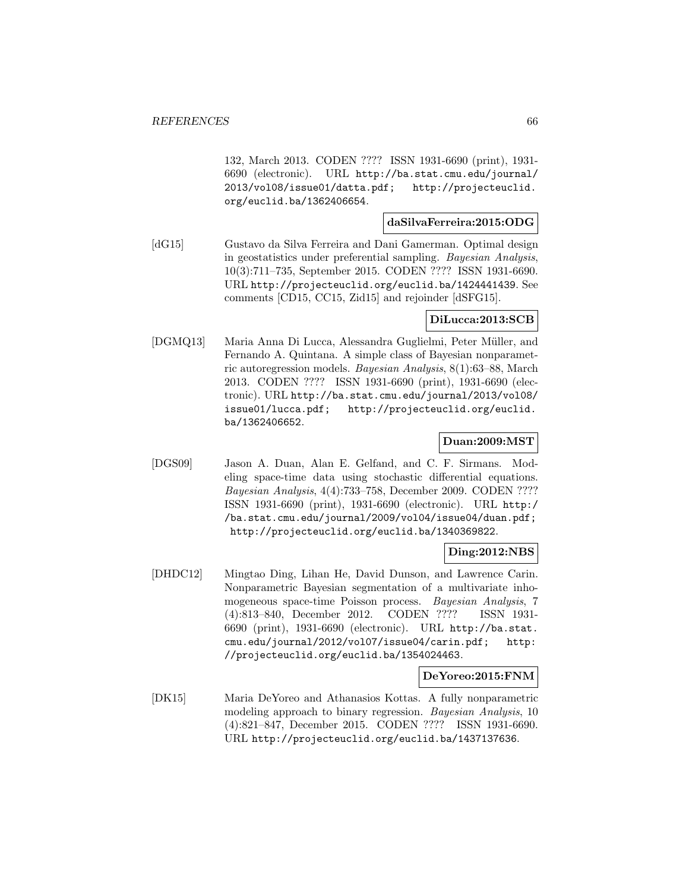132, March 2013. CODEN ???? ISSN 1931-6690 (print), 1931-6690 (electronic). URL http://ba.stat.cmu.edu/journal/2013/vol08/issue01/datta.pdf; http://projecteuclid.org/euclid.ba/1362406654.

**daSilvaFerreira:2015:ODG**

[dG15] Gustavo da Silva Ferreira and Dani Gamerman. Optimal design in geostatistics under preferential sampling. *Bayesian Analysis*, 10(3):711–735, September 2015. CODEN ???? ISSN 1931-6690. URL http://projecteuclid.org/euclid.ba/1424441439. See comments [CD15, CC15, Zid15] and rejoinder [dSFG15].

**DiLucca:2013:SCB**

[DGMQ13] Maria Anna Di Lucca, Alessandra Guglielmi, Peter Müller, and Fernando A. Quintana. A simple class of Bayesian nonparametric autoregression models. *Bayesian Analysis*, 8(1):63–88, March 2013. CODEN ???? ISSN 1931-6690 (print), 1931-6690 (electronic). URL http://ba.stat.cmu.edu/journal/2013/vol08/issue01/lucca.pdf; http://projecteuclid.org/euclid.ba/1362406652.

**Duan:2009:MST**

[DGS09] Jason A. Duan, Alan E. Gelfand, and C. F. Sirmans. Modeling space-time data using stochastic differential equations. *Bayesian Analysis*, 4(4):733–758, December 2009. CODEN ???? ISSN 1931-6690 (print), 1931-6690 (electronic). URL http://ba.stat.cmu.edu/journal/2009/vol04/issue04/duan.pdf; http://projecteuclid.org/euclid.ba/1340369822.

**Ding:2012:NBS**

[DHDC12] Mingtao Ding, Lihan He, David Dunson, and Lawrence Carin. Nonparametric Bayesian segmentation of a multivariate inhomogeneous space-time Poisson process. *Bayesian Analysis*, 7 (4):813–840, December 2012. CODEN ???? ISSN 1931-6690 (print), 1931-6690 (electronic). URL http://ba.stat.cmu.edu/journal/2012/vol07/issue04/carin.pdf; http://projecteuclid.org/euclid.ba/1354024463.

**DeYoreo:2015:FNM**

[DK15] Maria DeYoreo and Athanasios Kottas. A fully nonparametric modeling approach to binary regression. *Bayesian Analysis*, 10 (4):821–847, December 2015. CODEN ???? ISSN 1931-6690. URL http://projecteuclid.org/euclid.ba/1437137636.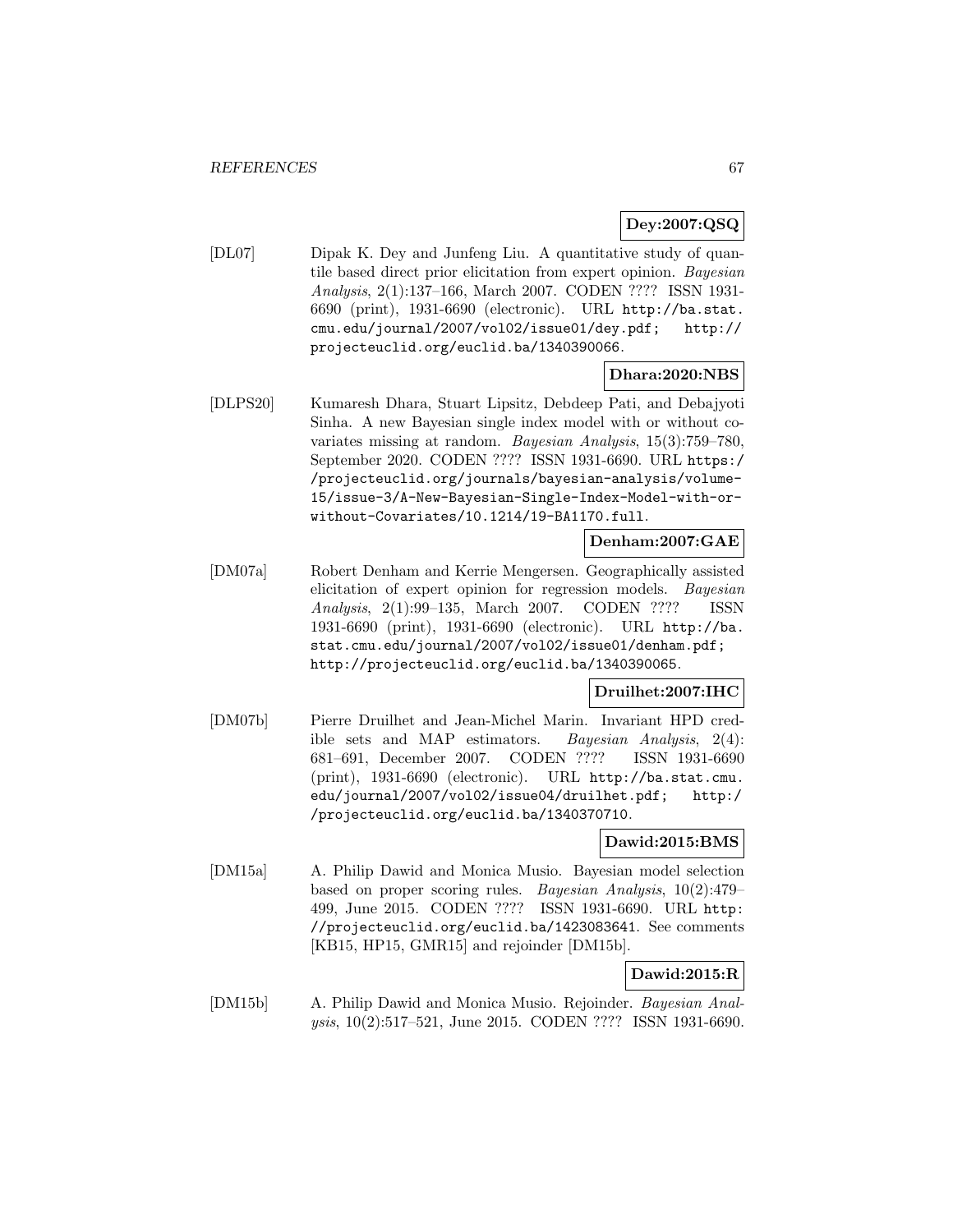**Dey:2007:QSQ**

[DL07] Dipak K. Dey and Junfeng Liu. A quantitative study of quantile based direct prior elicitation from expert opinion. *Bayesian Analysis*, 2(1):137–166, March 2007. CODEN ???? ISSN 1931-6690 (print), 1931-6690 (electronic). URL http://ba.stat.cmu.edu/journal/2007/vol02/issue01/dey.pdf; http://projecteuclid.org/euclid.ba/1340390066.

**Dhara:2020:NBS**

[DLPS20] Kumaresh Dhara, Stuart Lipsitz, Debdeep Pati, and Debajyoti Sinha. A new Bayesian single index model with or without covariates missing at random. *Bayesian Analysis*, 15(3):759–780, September 2020. CODEN ???? ISSN 1931-6690. URL https://projecteuclid.org/journals/bayesian-analysis/volume-15/issue-3/A-New-Bayesian-Single-Index-Model-with-or-without-Covariates/10.1214/19-BA1170.full.

**Denham:2007:GAE**

[DM07a] Robert Denham and Kerrie Mengersen. Geographically assisted elicitation of expert opinion for regression models. *Bayesian Analysis*, 2(1):99–135, March 2007. CODEN ???? ISSN 1931-6690 (print), 1931-6690 (electronic). URL http://ba.stat.cmu.edu/journal/2007/vol02/issue01/denham.pdf; http://projecteuclid.org/euclid.ba/1340390065.

**Druilhet:2007:IHC**

[DM07b] Pierre Druilhet and Jean-Michel Marin. Invariant HPD credible sets and MAP estimators. *Bayesian Analysis*, 2(4):681–691, December 2007. CODEN ???? ISSN 1931-6690 (print), 1931-6690 (electronic). URL http://ba.stat.cmu.edu/journal/2007/vol02/issue04/druilhet.pdf; http://projecteuclid.org/euclid.ba/1340370710.

**Dawid:2015:BMS**

[DM15a] A. Philip Dawid and Monica Musio. Bayesian model selection based on proper scoring rules. *Bayesian Analysis*, 10(2):479–499, June 2015. CODEN ???? ISSN 1931-6690. URL http://projecteuclid.org/euclid.ba/1423083641. See comments [KB15, HP15, GMR15] and rejoinder [DM15b].

**Dawid:2015:R**

[DM15b] A. Philip Dawid and Monica Musio. Rejoinder. *Bayesian Analysis*, 10(2):517–521, June 2015. CODEN ???? ISSN 1931-6690.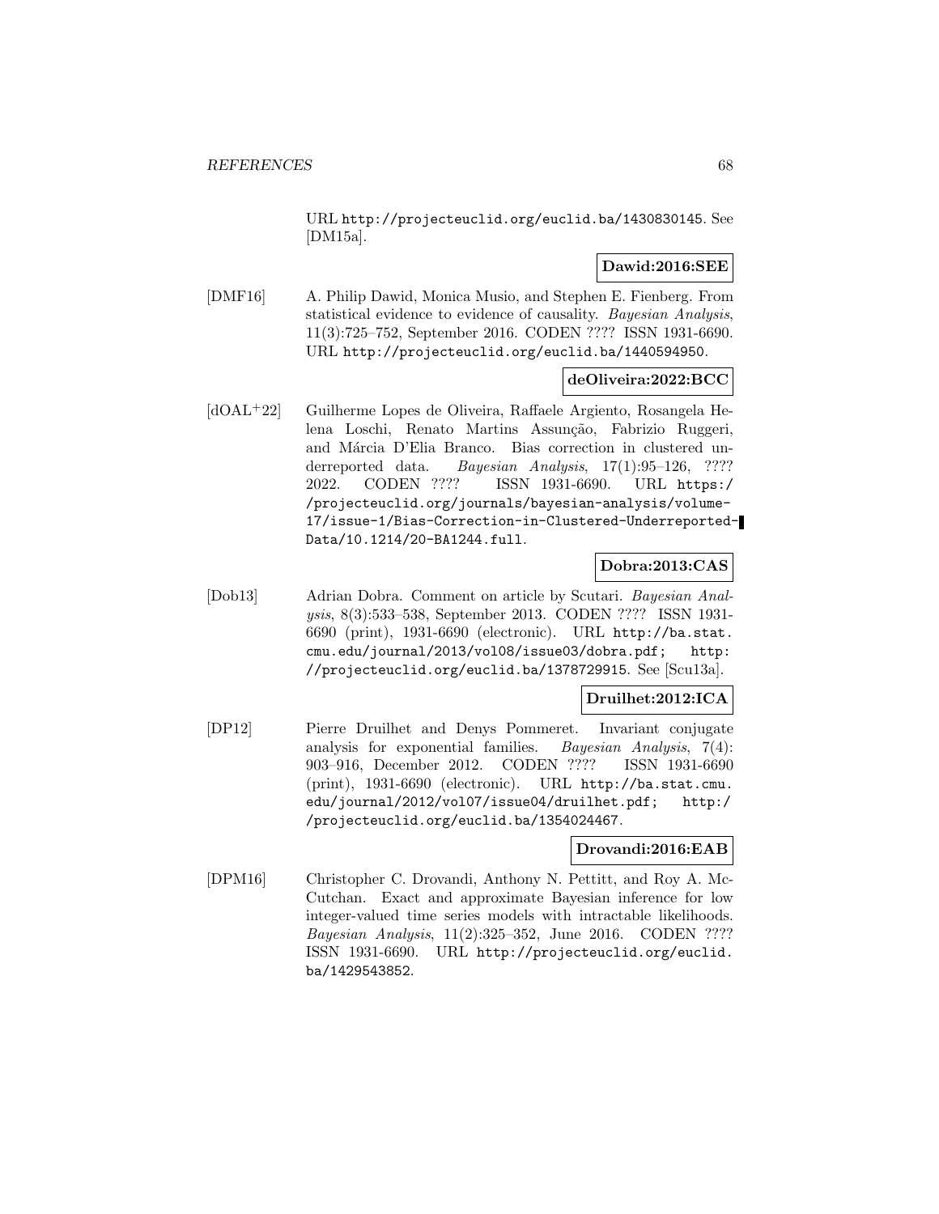URL http://projecteuclid.org/euclid.ba/1430830145. See [DM15a].

**Dawid:2016:SEE**

[DMF16] A. Philip Dawid, Monica Musio, and Stephen E. Fienberg. From statistical evidence to evidence of causality. *Bayesian Analysis*, 11(3):725–752, September 2016. CODEN ???? ISSN 1931-6690. URL http://projecteuclid.org/euclid.ba/1440594950.

**deOliveira:2022:BCC**

[dOAL+22] Guilherme Lopes de Oliveira, Raffaele Argiento, Rosangela Helena Loschi, Renato Martins Assunção, Fabrizio Ruggeri, and Márcia D'Elia Branco. Bias correction in clustered underreported data. *Bayesian Analysis*, 17(1):95–126, ???? 2022. CODEN ???? ISSN 1931-6690. URL https://projecteuclid.org/journals/bayesian-analysis/volume-17/issue-1/Bias-Correction-in-Clustered-Underreported-Data/10.1214/20-BA1244.full.

**Dobra:2013:CAS**

[Dob13] Adrian Dobra. Comment on article by Scutari. *Bayesian Analysis*, 8(3):533–538, September 2013. CODEN ???? ISSN 1931-6690 (print), 1931-6690 (electronic). URL http://ba.stat.cmu.edu/journal/2013/vol08/issue03/dobra.pdf; http://projecteuclid.org/euclid.ba/1378729915. See [Scu13a].

**Druilhet:2012:ICA**

[DP12] Pierre Druilhet and Denys Pommeret. Invariant conjugate analysis for exponential families. *Bayesian Analysis*, 7(4): 903–916, December 2012. CODEN ???? ISSN 1931-6690 (print), 1931-6690 (electronic). URL http://ba.stat.cmu.edu/journal/2012/vol07/issue04/druilhet.pdf; http://projecteuclid.org/euclid.ba/1354024467.

**Drovandi:2016:EAB**

[DPM16] Christopher C. Drovandi, Anthony N. Pettitt, and Roy A. McCutchan. Exact and approximate Bayesian inference for low integer-valued time series models with intractable likelihoods. *Bayesian Analysis*, 11(2):325–352, June 2016. CODEN ???? ISSN 1931-6690. URL http://projecteuclid.org/euclid.ba/1429543852.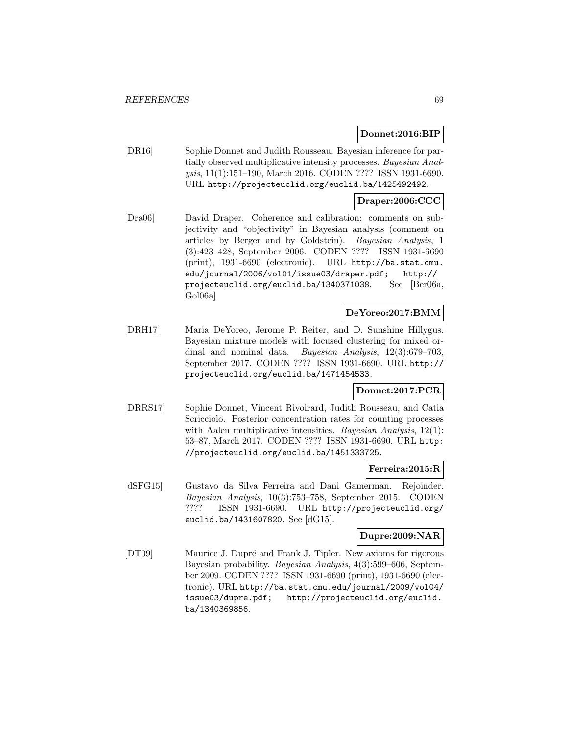**Donnet:2016:BIP**

[DR16] Sophie Donnet and Judith Rousseau. Bayesian inference for partially observed multiplicative intensity processes. *Bayesian Analysis*, 11(1):151–190, March 2016. CODEN ???? ISSN 1931-6690. URL http://projecteuclid.org/euclid.ba/1425492492.

**Draper:2006:CCC**

[Dra06] David Draper. Coherence and calibration: comments on subjectivity and "objectivity" in Bayesian analysis (comment on articles by Berger and by Goldstein). *Bayesian Analysis*, 1 (3):423–428, September 2006. CODEN ???? ISSN 1931-6690 (print), 1931-6690 (electronic). URL http://ba.stat.cmu.edu/journal/2006/vol01/issue03/draper.pdf; http://projecteuclid.org/euclid.ba/1340371038. See [Ber06a, Gol06a].

**DeYoreo:2017:BMM**

[DRH17] Maria DeYoreo, Jerome P. Reiter, and D. Sunshine Hillygus. Bayesian mixture models with focused clustering for mixed ordinal and nominal data. *Bayesian Analysis*, 12(3):679–703, September 2017. CODEN ???? ISSN 1931-6690. URL http://projecteuclid.org/euclid.ba/1471454533.

**Donnet:2017:PCR**

[DRRS17] Sophie Donnet, Vincent Rivoirard, Judith Rousseau, and Catia Scricciolo. Posterior concentration rates for counting processes with Aalen multiplicative intensities. *Bayesian Analysis*, 12(1): 53–87, March 2017. CODEN ???? ISSN 1931-6690. URL http://projecteuclid.org/euclid.ba/1451333725.

**Ferreira:2015:R**

[dSFG15] Gustavo da Silva Ferreira and Dani Gamerman. Rejoinder. *Bayesian Analysis*, 10(3):753–758, September 2015. CODEN ???? ISSN 1931-6690. URL http://projecteuclid.org/euclid.ba/1431607820. See [dG15].

**Dupre:2009:NAR**

[DT09] Maurice J. Dupré and Frank J. Tipler. New axioms for rigorous Bayesian probability. *Bayesian Analysis*, 4(3):599–606, September 2009. CODEN ???? ISSN 1931-6690 (print), 1931-6690 (electronic). URL http://ba.stat.cmu.edu/journal/2009/vol04/issue03/dupre.pdf; http://projecteuclid.org/euclid.ba/1340369856.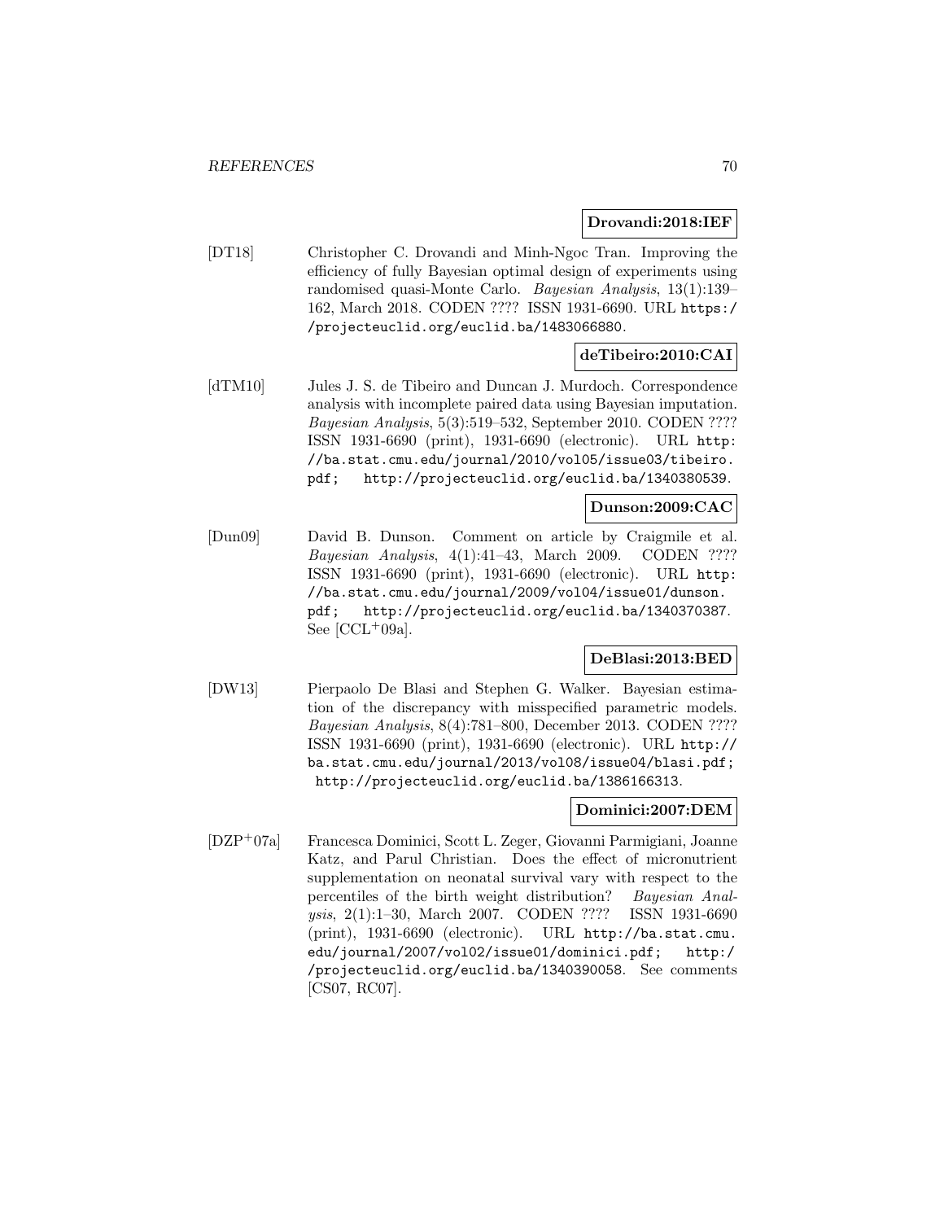**Drovandi:2018:IEF**

[DT18] Christopher C. Drovandi and Minh-Ngoc Tran. Improving the efficiency of fully Bayesian optimal design of experiments using randomised quasi-Monte Carlo. *Bayesian Analysis*, 13(1):139–162, March 2018. CODEN ???? ISSN 1931-6690. URL https://projecteuclid.org/euclid.ba/1483066880.

**deTibeiro:2010:CAI**

[dTM10] Jules J. S. de Tibeiro and Duncan J. Murdoch. Correspondence analysis with incomplete paired data using Bayesian imputation. *Bayesian Analysis*, 5(3):519–532, September 2010. CODEN ???? ISSN 1931-6690 (print), 1931-6690 (electronic). URL http://ba.stat.cmu.edu/journal/2010/vol05/issue03/tibeiro.pdf; http://projecteuclid.org/euclid.ba/1340380539.

**Dunson:2009:CAC**

[Dun09] David B. Dunson. Comment on article by Craigmile et al. *Bayesian Analysis*, 4(1):41–43, March 2009. CODEN ???? ISSN 1931-6690 (print), 1931-6690 (electronic). URL http://ba.stat.cmu.edu/journal/2009/vol04/issue01/dunson.pdf; http://projecteuclid.org/euclid.ba/1340370387. See [CCL+09a].

**DeBlasi:2013:BED**

[DW13] Pierpaolo De Blasi and Stephen G. Walker. Bayesian estimation of the discrepancy with misspecified parametric models. *Bayesian Analysis*, 8(4):781–800, December 2013. CODEN ???? ISSN 1931-6690 (print), 1931-6690 (electronic). URL http://ba.stat.cmu.edu/journal/2013/vol08/issue04/blasi.pdf; http://projecteuclid.org/euclid.ba/1386166313.

**Dominici:2007:DEM**

[DZP+07a] Francesca Dominici, Scott L. Zeger, Giovanni Parmigiani, Joanne Katz, and Parul Christian. Does the effect of micronutrient supplementation on neonatal survival vary with respect to the percentiles of the birth weight distribution? *Bayesian Analysis*, 2(1):1–30, March 2007. CODEN ???? ISSN 1931-6690 (print), 1931-6690 (electronic). URL http://ba.stat.cmu.edu/journal/2007/vol02/issue01/dominici.pdf; http://projecteuclid.org/euclid.ba/1340390058. See comments [CS07, RC07].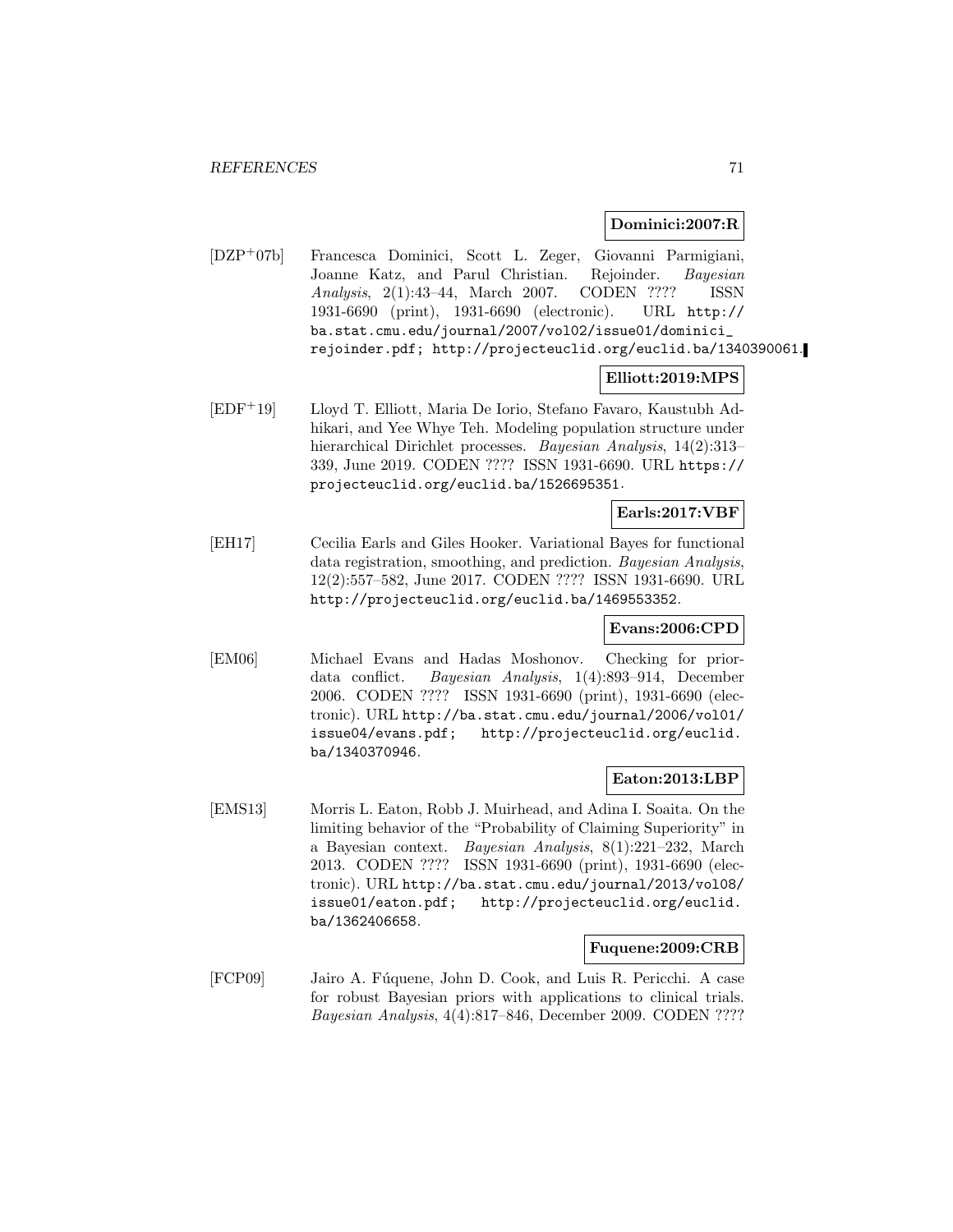**Dominici:2007:R**

[DZP+07b] Francesca Dominici, Scott L. Zeger, Giovanni Parmigiani, Joanne Katz, and Parul Christian. Rejoinder. *Bayesian Analysis*, 2(1):43–44, March 2007. CODEN ???? ISSN 1931-6690 (print), 1931-6690 (electronic). URL http://ba.stat.cmu.edu/journal/2007/vol02/issue01/dominici_rejoinder.pdf; http://projecteuclid.org/euclid.ba/1340390061.

**Elliott:2019:MPS**

[EDF+19] Lloyd T. Elliott, Maria De Iorio, Stefano Favaro, Kaustubh Adhikari, and Yee Whye Teh. Modeling population structure under hierarchical Dirichlet processes. *Bayesian Analysis*, 14(2):313–339, June 2019. CODEN ???? ISSN 1931-6690. URL https://projecteuclid.org/euclid.ba/1526695351.

**Earls:2017:VBF**

[EH17] Cecilia Earls and Giles Hooker. Variational Bayes for functional data registration, smoothing, and prediction. *Bayesian Analysis*, 12(2):557–582, June 2017. CODEN ???? ISSN 1931-6690. URL http://projecteuclid.org/euclid.ba/1469553352.

**Evans:2006:CPD**

[EM06] Michael Evans and Hadas Moshonov. Checking for prior-data conflict. *Bayesian Analysis*, 1(4):893–914, December 2006. CODEN ???? ISSN 1931-6690 (print), 1931-6690 (electronic). URL http://ba.stat.cmu.edu/journal/2006/vol01/issue04/evans.pdf; http://projecteuclid.org/euclid.ba/1340370946.

**Eaton:2013:LBP**

[EMS13] Morris L. Eaton, Robb J. Muirhead, and Adina I. Soaita. On the limiting behavior of the "Probability of Claiming Superiority" in a Bayesian context. *Bayesian Analysis*, 8(1):221–232, March 2013. CODEN ???? ISSN 1931-6690 (print), 1931-6690 (electronic). URL http://ba.stat.cmu.edu/journal/2013/vol08/issue01/eaton.pdf; http://projecteuclid.org/euclid.ba/1362406658.

**Fuquene:2009:CRB**

[FCP09] Jairo A. Fúquene, John D. Cook, and Luis R. Pericchi. A case for robust Bayesian priors with applications to clinical trials. *Bayesian Analysis*, 4(4):817–846, December 2009. CODEN ????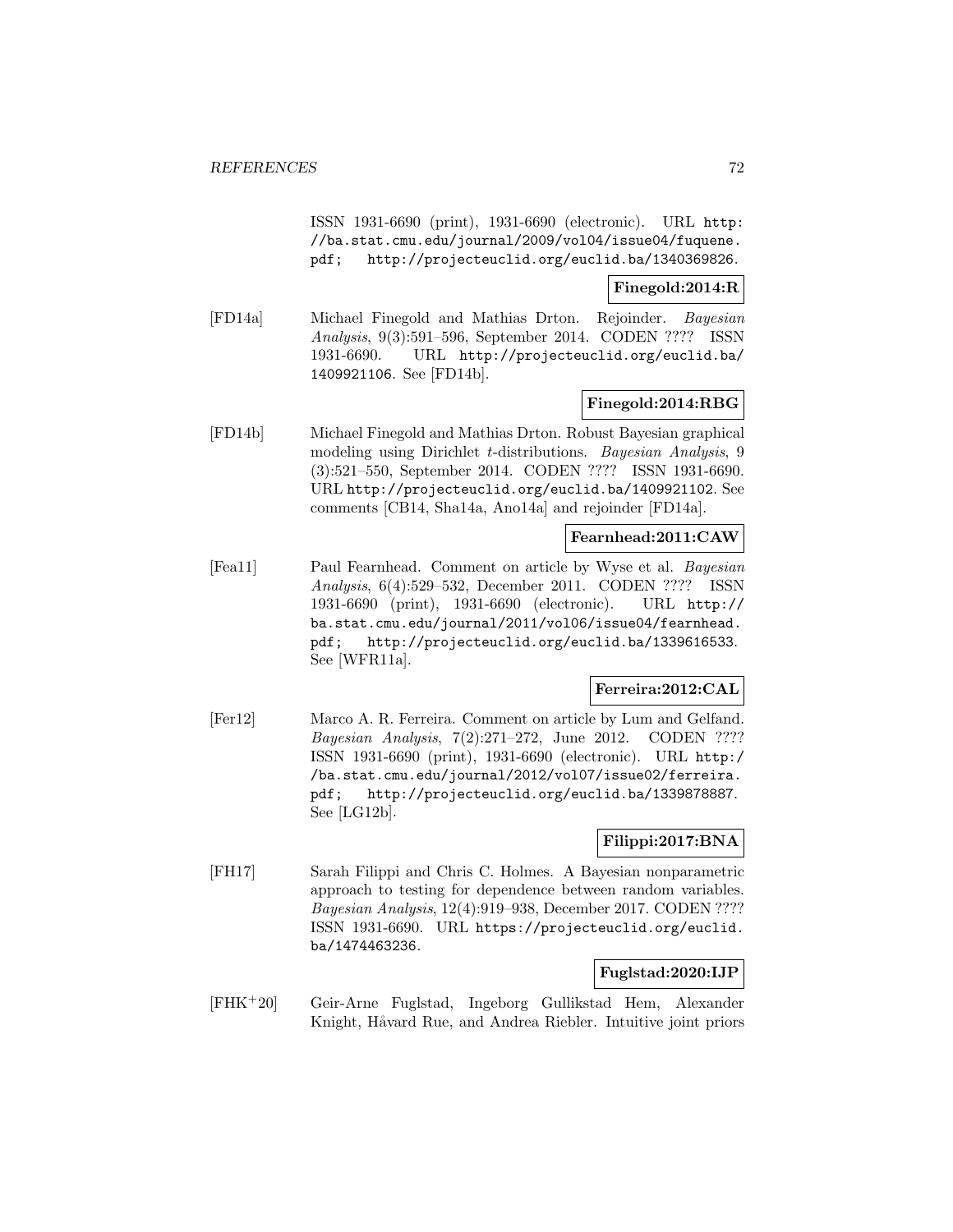ISSN 1931-6690 (print), 1931-6690 (electronic). URL http://ba.stat.cmu.edu/journal/2009/vol04/issue04/fuquene.pdf; http://projecteuclid.org/euclid.ba/1340369826.

**Finegold:2014:R**

[FD14a] Michael Finegold and Mathias Drton. Rejoinder. *Bayesian Analysis*, 9(3):591–596, September 2014. CODEN ???? ISSN 1931-6690. URL http://projecteuclid.org/euclid.ba/1409921106. See [FD14b].

**Finegold:2014:RBG**

[FD14b] Michael Finegold and Mathias Drton. Robust Bayesian graphical modeling using Dirichlet $t$-distributions. *Bayesian Analysis*, 9 (3):521–550, September 2014. CODEN ???? ISSN 1931-6690. URL http://projecteuclid.org/euclid.ba/1409921102. See comments [CB14, Sha14a, Ano14a] and rejoinder [FD14a].

**Fearnhead:2011:CAW**

[Fea11] Paul Fearnhead. Comment on article by Wyse et al. *Bayesian Analysis*, 6(4):529–532, December 2011. CODEN ???? ISSN 1931-6690 (print), 1931-6690 (electronic). URL http://ba.stat.cmu.edu/journal/2011/vol06/issue04/fearnhead.pdf; http://projecteuclid.org/euclid.ba/1339616533. See [WFR11a].

**Ferreira:2012:CAL**

[Fer12] Marco A. R. Ferreira. Comment on article by Lum and Gelfand. *Bayesian Analysis*, 7(2):271–272, June 2012. CODEN ???? ISSN 1931-6690 (print), 1931-6690 (electronic). URL http://ba.stat.cmu.edu/journal/2012/vol07/issue02/ferreira.pdf; http://projecteuclid.org/euclid.ba/1339878887. See [LG12b].

**Filippi:2017:BNA**

[FH17] Sarah Filippi and Chris C. Holmes. A Bayesian nonparametric approach to testing for dependence between random variables. *Bayesian Analysis*, 12(4):919–938, December 2017. CODEN ???? ISSN 1931-6690. URL https://projecteuclid.org/euclid.ba/1474463236.

**Fuglstad:2020:IJP**

[FHK+20] Geir-Arne Fuglstad, Ingeborg Gullikstad Hem, Alexander Knight, Håvard Rue, and Andrea Riebler. Intuitive joint priors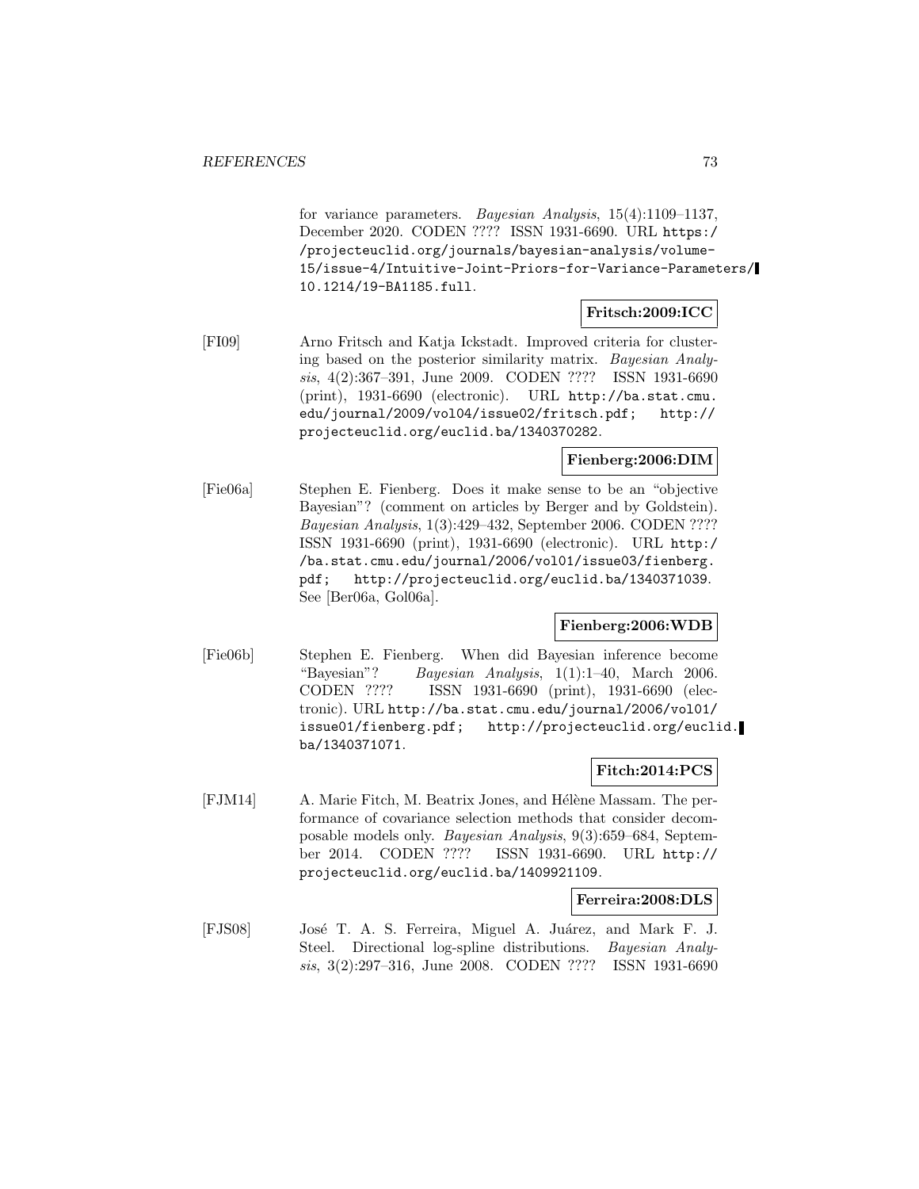for variance parameters. *Bayesian Analysis*, 15(4):1109–1137, December 2020. CODEN ???? ISSN 1931-6690. URL https://projecteuclid.org/journals/bayesian-analysis/volume-15/issue-4/Intuitive-Joint-Priors-for-Variance-Parameters/10.1214/19-BA1185.full.

**Fritsch:2009:ICC**

[FI09] Arno Fritsch and Katja Ickstadt. Improved criteria for clustering based on the posterior similarity matrix. *Bayesian Analysis*, 4(2):367–391, June 2009. CODEN ???? ISSN 1931-6690 (print), 1931-6690 (electronic). URL http://ba.stat.cmu.edu/journal/2009/vol04/issue02/fritsch.pdf; http://projecteuclid.org/euclid.ba/1340370282.

**Fienberg:2006:DIM**

[Fie06a] Stephen E. Fienberg. Does it make sense to be an "objective Bayesian"? (comment on articles by Berger and by Goldstein). *Bayesian Analysis*, 1(3):429–432, September 2006. CODEN ???? ISSN 1931-6690 (print), 1931-6690 (electronic). URL http://ba.stat.cmu.edu/journal/2006/vol01/issue03/fienberg.pdf; http://projecteuclid.org/euclid.ba/1340371039. See [Ber06a, Gol06a].

**Fienberg:2006:WDB**

[Fie06b] Stephen E. Fienberg. When did Bayesian inference become "Bayesian"? *Bayesian Analysis*, 1(1):1–40, March 2006. CODEN ???? ISSN 1931-6690 (print), 1931-6690 (electronic). URL http://ba.stat.cmu.edu/journal/2006/vol01/issue01/fienberg.pdf; http://projecteuclid.org/euclid.ba/1340371071.

**Fitch:2014:PCS**

[FJM14] A. Marie Fitch, M. Beatrix Jones, and Hélène Massam. The performance of covariance selection methods that consider decomposable models only. *Bayesian Analysis*, 9(3):659–684, September 2014. CODEN ???? ISSN 1931-6690. URL http://projecteuclid.org/euclid.ba/1409921109.

**Ferreira:2008:DLS**

[FJS08] José T. A. S. Ferreira, Miguel A. Juárez, and Mark F. J. Steel. Directional log-spline distributions. *Bayesian Analysis*, 3(2):297–316, June 2008. CODEN ???? ISSN 1931-6690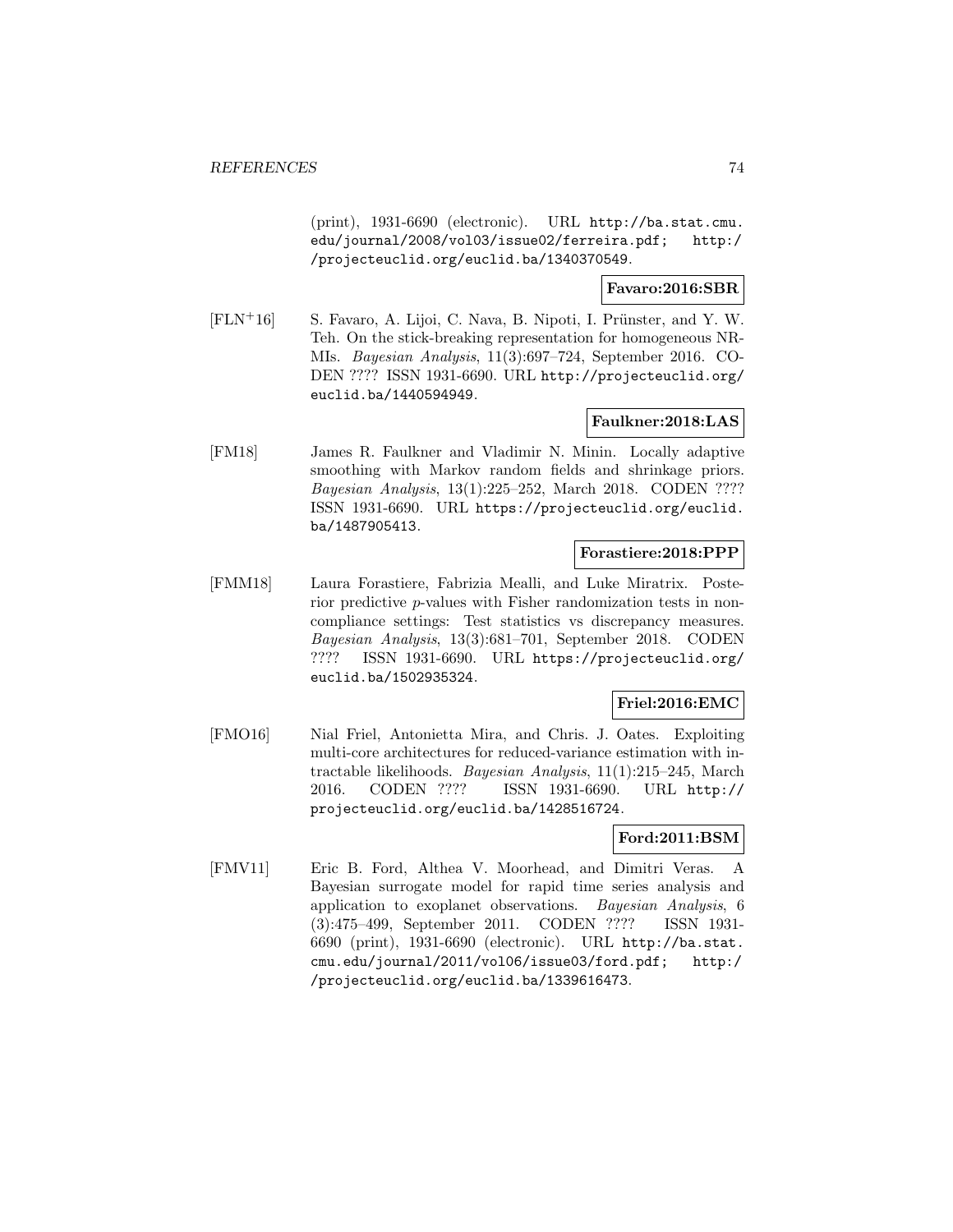(print), 1931-6690 (electronic). URL http://ba.stat.cmu.edu/journal/2008/vol03/issue02/ferreira.pdf; http://projecteuclid.org/euclid.ba/1340370549.

**Favaro:2016:SBR**

[FLN+16] S. Favaro, A. Lijoi, C. Nava, B. Nipoti, I. Prünster, and Y. W. Teh. On the stick-breaking representation for homogeneous NRMIs. *Bayesian Analysis*, 11(3):697–724, September 2016. CODEN ???? ISSN 1931-6690. URL http://projecteuclid.org/euclid.ba/1440594949.

**Faulkner:2018:LAS**

[FM18] James R. Faulkner and Vladimir N. Minin. Locally adaptive smoothing with Markov random fields and shrinkage priors. *Bayesian Analysis*, 13(1):225–252, March 2018. CODEN ???? ISSN 1931-6690. URL https://projecteuclid.org/euclid.ba/1487905413.

**Forastiere:2018:PPP**

[FMM18] Laura Forastiere, Fabrizia Mealli, and Luke Miratrix. Posterior predictive $p$-values with Fisher randomization tests in noncompliance settings: Test statistics vs discrepancy measures. *Bayesian Analysis*, 13(3):681–701, September 2018. CODEN ???? ISSN 1931-6690. URL https://projecteuclid.org/euclid.ba/1502935324.

**Friel:2016:EMC**

[FMO16] Nial Friel, Antonietta Mira, and Chris. J. Oates. Exploiting multi-core architectures for reduced-variance estimation with intractable likelihoods. *Bayesian Analysis*, 11(1):215–245, March 2016. CODEN ???? ISSN 1931-6690. URL http://projecteuclid.org/euclid.ba/1428516724.

**Ford:2011:BSM**

[FMV11] Eric B. Ford, Althea V. Moorhead, and Dimitri Veras. A Bayesian surrogate model for rapid time series analysis and application to exoplanet observations. *Bayesian Analysis*, 6 (3):475–499, September 2011. CODEN ???? ISSN 1931-6690 (print), 1931-6690 (electronic). URL http://ba.stat.cmu.edu/journal/2011/vol06/issue03/ford.pdf; http://projecteuclid.org/euclid.ba/1339616473.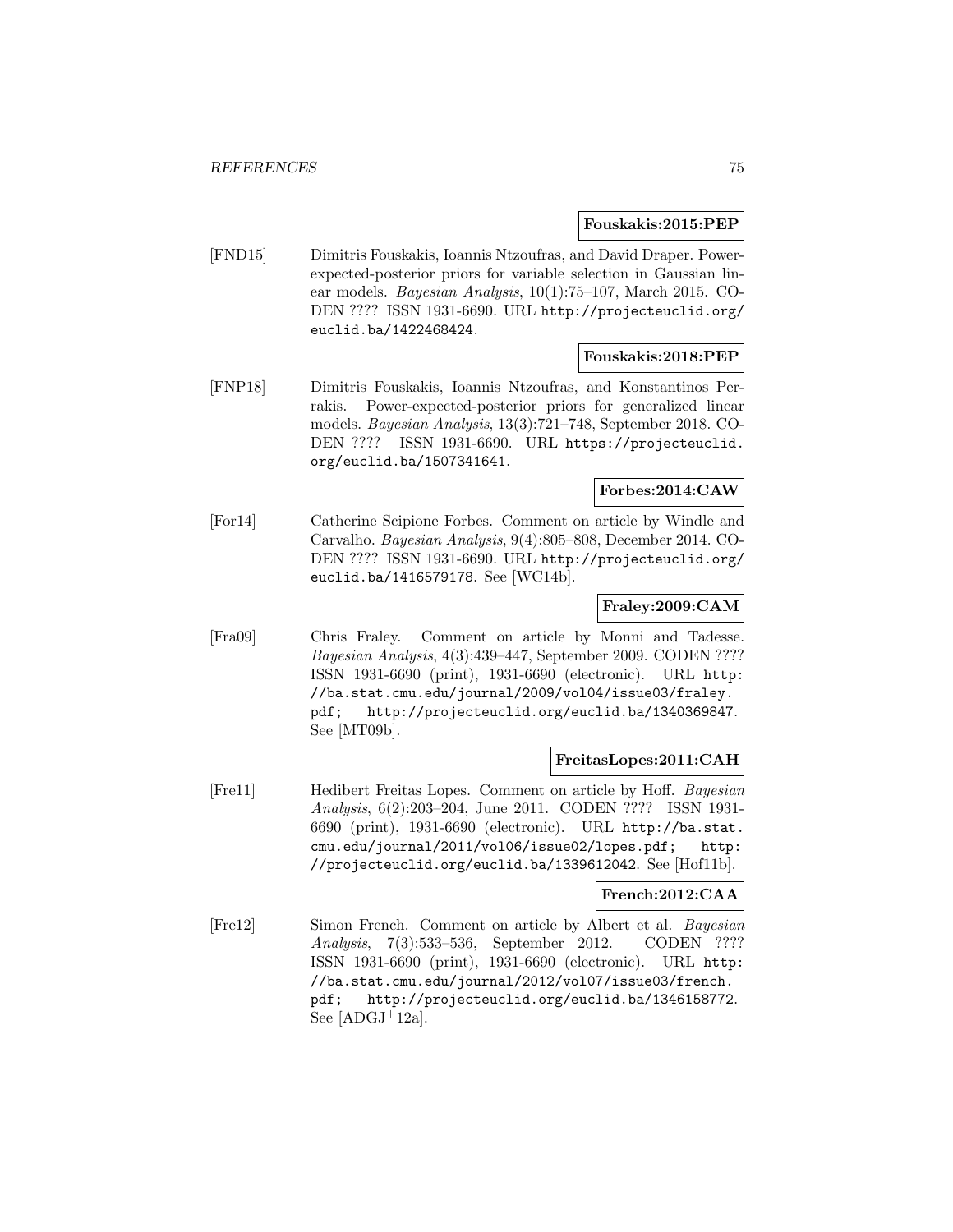**Fouskakis:2015:PEP**

[FND15] Dimitris Fouskakis, Ioannis Ntzoufras, and David Draper. Power-expected-posterior priors for variable selection in Gaussian linear models. *Bayesian Analysis*, 10(1):75–107, March 2015. CODEN ???? ISSN 1931-6690. URL http://projecteuclid.org/euclid.ba/1422468424.

**Fouskakis:2018:PEP**

[FNP18] Dimitris Fouskakis, Ioannis Ntzoufras, and Konstantinos Perrakis. Power-expected-posterior priors for generalized linear models. *Bayesian Analysis*, 13(3):721–748, September 2018. CODEN ???? ISSN 1931-6690. URL https://projecteuclid.org/euclid.ba/1507341641.

**Forbes:2014:CAW**

[For14] Catherine Scipione Forbes. Comment on article by Windle and Carvalho. *Bayesian Analysis*, 9(4):805–808, December 2014. CODEN ???? ISSN 1931-6690. URL http://projecteuclid.org/euclid.ba/1416579178. See [WC14b].

**Fraley:2009:CAM**

[Fra09] Chris Fraley. Comment on article by Monni and Tadesse. *Bayesian Analysis*, 4(3):439–447, September 2009. CODEN ???? ISSN 1931-6690 (print), 1931-6690 (electronic). URL http://ba.stat.cmu.edu/journal/2009/vol04/issue03/fraley.pdf; http://projecteuclid.org/euclid.ba/1340369847. See [MT09b].

**FreitasLopes:2011:CAH**

[Fre11] Hedibert Freitas Lopes. Comment on article by Hoff. *Bayesian Analysis*, 6(2):203–204, June 2011. CODEN ???? ISSN 1931-6690 (print), 1931-6690 (electronic). URL http://ba.stat.cmu.edu/journal/2011/vol06/issue02/lopes.pdf; http://projecteuclid.org/euclid.ba/1339612042. See [Hof11b].

**French:2012:CAA**

[Fre12] Simon French. Comment on article by Albert et al. *Bayesian Analysis*, 7(3):533–536, September 2012. CODEN ???? ISSN 1931-6690 (print), 1931-6690 (electronic). URL http://ba.stat.cmu.edu/journal/2012/vol07/issue03/french.pdf; http://projecteuclid.org/euclid.ba/1346158772. See [ADGJ+12a].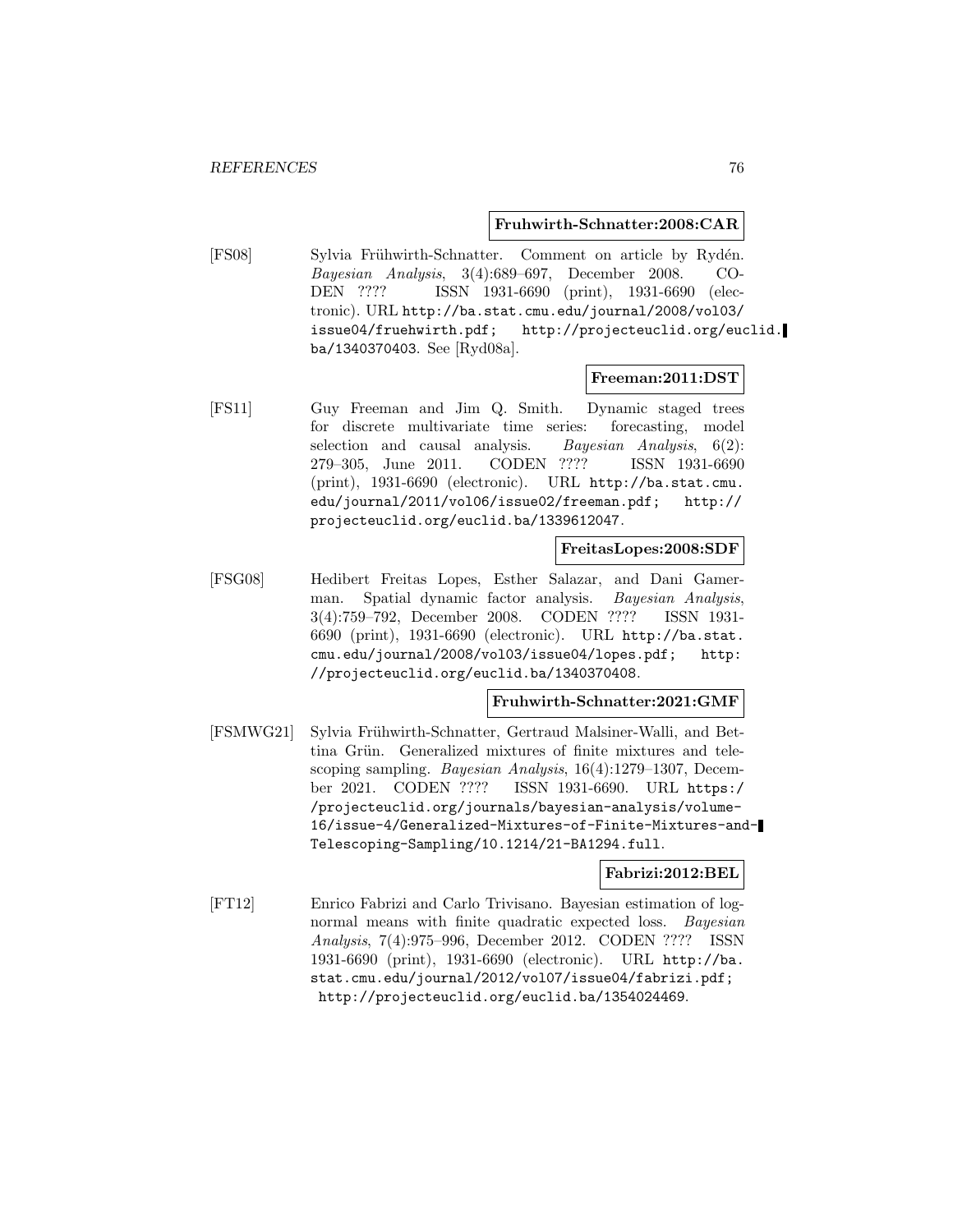**Fruhwirth-Schnatter:2008:CAR**

[FS08] Sylvia Frühwirth-Schnatter. Comment on article by Rydén. *Bayesian Analysis*, 3(4):689–697, December 2008. CODEN ???? ISSN 1931-6690 (print), 1931-6690 (electronic). URL http://ba.stat.cmu.edu/journal/2008/vol03/issue04/fruehwirth.pdf; http://projecteuclid.org/euclid.ba/1340370403. See [Ryd08a].

**Freeman:2011:DST**

[FS11] Guy Freeman and Jim Q. Smith. Dynamic staged trees for discrete multivariate time series: forecasting, model selection and causal analysis. *Bayesian Analysis*, 6(2): 279–305, June 2011. CODEN ???? ISSN 1931-6690 (print), 1931-6690 (electronic). URL http://ba.stat.cmu.edu/journal/2011/vol06/issue02/freeman.pdf; http://projecteuclid.org/euclid.ba/1339612047.

**FreitasLopes:2008:SDF**

[FSG08] Hedibert Freitas Lopes, Esther Salazar, and Dani Gamerman. Spatial dynamic factor analysis. *Bayesian Analysis*, 3(4):759–792, December 2008. CODEN ???? ISSN 1931-6690 (print), 1931-6690 (electronic). URL http://ba.stat.cmu.edu/journal/2008/vol03/issue04/lopes.pdf; http://projecteuclid.org/euclid.ba/1340370408.

**Fruhwirth-Schnatter:2021:GMF**

[FSMWG21] Sylvia Frühwirth-Schnatter, Gertraud Malsiner-Walli, and Bettina Grün. Generalized mixtures of finite mixtures and telescoping sampling. *Bayesian Analysis*, 16(4):1279–1307, December 2021. CODEN ???? ISSN 1931-6690. URL https://projecteuclid.org/journals/bayesian-analysis/volume-16/issue-4/Generalized-Mixtures-of-Finite-Mixtures-and-Telescoping-Sampling/10.1214/21-BA1294.full.

**Fabrizi:2012:BEL**

[FT12] Enrico Fabrizi and Carlo Trivisano. Bayesian estimation of log-normal means with finite quadratic expected loss. *Bayesian Analysis*, 7(4):975–996, December 2012. CODEN ???? ISSN 1931-6690 (print), 1931-6690 (electronic). URL http://ba.stat.cmu.edu/journal/2012/vol07/issue04/fabrizi.pdf; http://projecteuclid.org/euclid.ba/1354024469.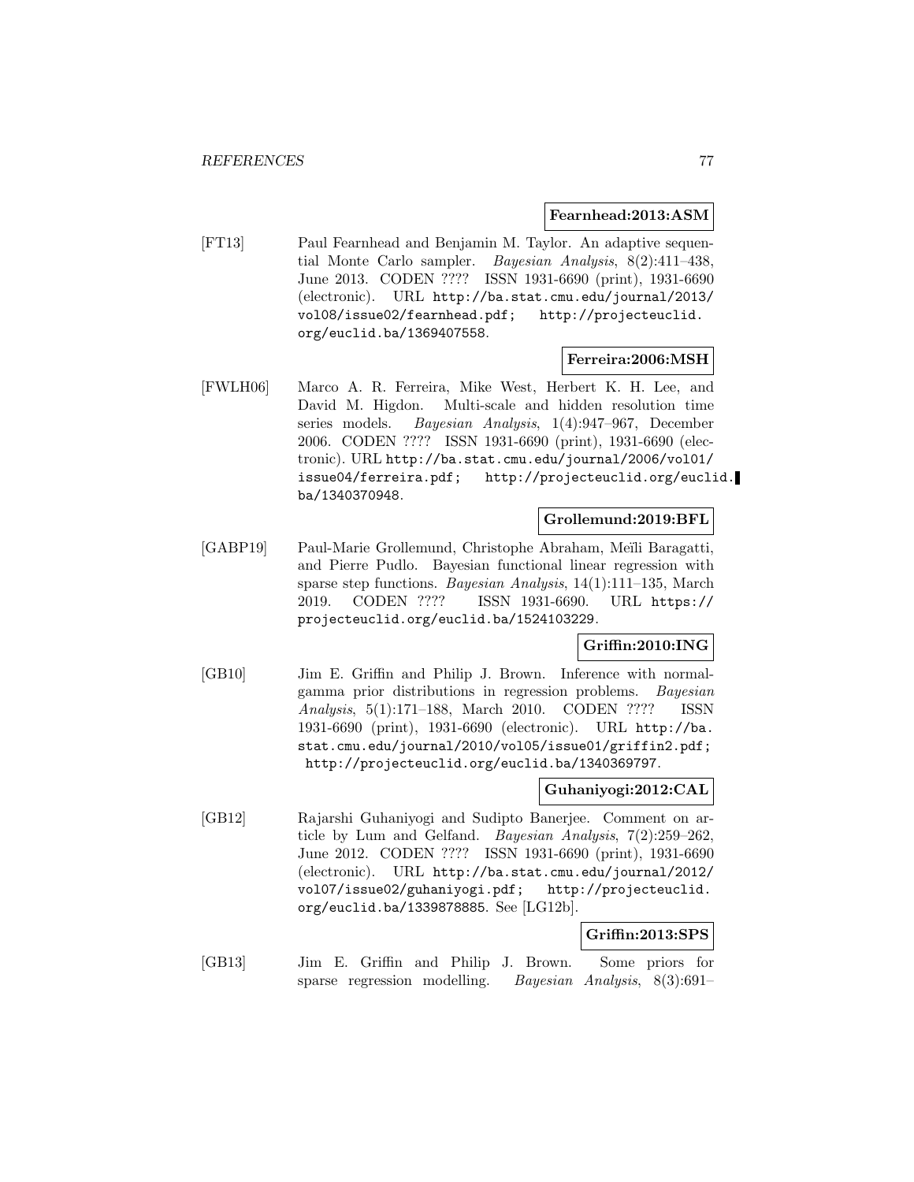**Fearnhead:2013:ASM**

[FT13] Paul Fearnhead and Benjamin M. Taylor. An adaptive sequential Monte Carlo sampler. *Bayesian Analysis*, 8(2):411–438, June 2013. CODEN ???? ISSN 1931-6690 (print), 1931-6690 (electronic). URL http://ba.stat.cmu.edu/journal/2013/vol08/issue02/fearnhead.pdf; http://projecteuclid.org/euclid.ba/1369407558.

**Ferreira:2006:MSH**

[FWLH06] Marco A. R. Ferreira, Mike West, Herbert K. H. Lee, and David M. Higdon. Multi-scale and hidden resolution time series models. *Bayesian Analysis*, 1(4):947–967, December 2006. CODEN ???? ISSN 1931-6690 (print), 1931-6690 (electronic). URL http://ba.stat.cmu.edu/journal/2006/vol01/issue04/ferreira.pdf; http://projecteuclid.org/euclid.ba/1340370948.

**Grollemund:2019:BFL**

[GABP19] Paul-Marie Grollemund, Christophe Abraham, Meïli Baragatti, and Pierre Pudlo. Bayesian functional linear regression with sparse step functions. *Bayesian Analysis*, 14(1):111–135, March 2019. CODEN ???? ISSN 1931-6690. URL https://projecteuclid.org/euclid.ba/1524103229.

**Griffin:2010:ING**

[GB10] Jim E. Griffin and Philip J. Brown. Inference with normal-gamma prior distributions in regression problems. *Bayesian Analysis*, 5(1):171–188, March 2010. CODEN ???? ISSN 1931-6690 (print), 1931-6690 (electronic). URL http://ba.stat.cmu.edu/journal/2010/vol05/issue01/griffin2.pdf; http://projecteuclid.org/euclid.ba/1340369797.

**Guhaniyogi:2012:CAL**

[GB12] Rajarshi Guhaniyogi and Sudipto Banerjee. Comment on article by Lum and Gelfand. *Bayesian Analysis*, 7(2):259–262, June 2012. CODEN ???? ISSN 1931-6690 (print), 1931-6690 (electronic). URL http://ba.stat.cmu.edu/journal/2012/vol07/issue02/guhaniyogi.pdf; http://projecteuclid.org/euclid.ba/1339878885. See [LG12b].

**Griffin:2013:SPS**

[GB13] Jim E. Griffin and Philip J. Brown. Some priors for sparse regression modelling. *Bayesian Analysis*, 8(3):691–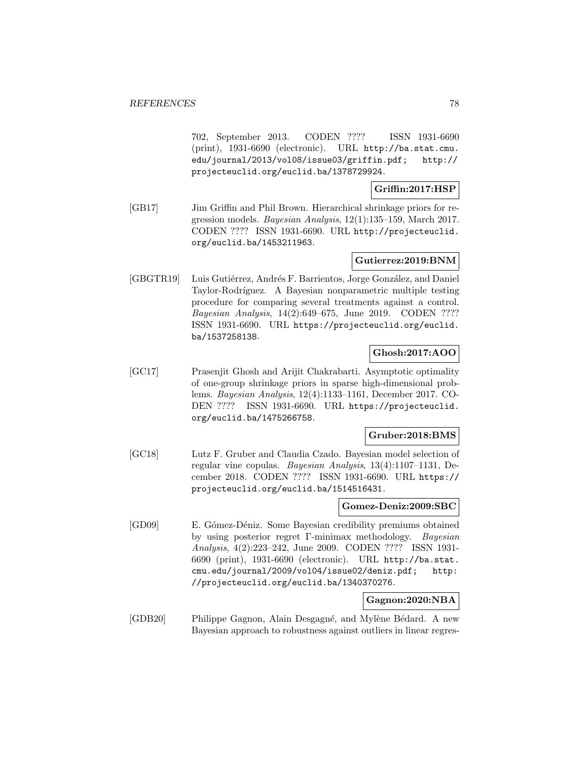702, September 2013. CODEN ???? ISSN 1931-6690 (print), 1931-6690 (electronic). URL http://ba.stat.cmu.edu/journal/2013/vol08/issue03/griffin.pdf; http://projecteuclid.org/euclid.ba/1378729924.

**Griffin:2017:HSP**

[GB17] Jim Griffin and Phil Brown. Hierarchical shrinkage priors for regression models. *Bayesian Analysis*, 12(1):135–159, March 2017. CODEN ???? ISSN 1931-6690. URL http://projecteuclid.org/euclid.ba/1453211963.

**Gutierrez:2019:BNM**

[GBGTR19] Luis Gutiérrez, Andrés F. Barrientos, Jorge González, and Daniel Taylor-Rodríguez. A Bayesian nonparametric multiple testing procedure for comparing several treatments against a control. *Bayesian Analysis*, 14(2):649–675, June 2019. CODEN ???? ISSN 1931-6690. URL https://projecteuclid.org/euclid.ba/1537258138.

**Ghosh:2017:AOO**

[GC17] Prasenjit Ghosh and Arijit Chakrabarti. Asymptotic optimality of one-group shrinkage priors in sparse high-dimensional problems. *Bayesian Analysis*, 12(4):1133–1161, December 2017. CODEN ???? ISSN 1931-6690. URL https://projecteuclid.org/euclid.ba/1475266758.

**Gruber:2018:BMS**

[GC18] Lutz F. Gruber and Claudia Czado. Bayesian model selection of regular vine copulas. *Bayesian Analysis*, 13(4):1107–1131, December 2018. CODEN ???? ISSN 1931-6690. URL https://projecteuclid.org/euclid.ba/1514516431.

**Gomez-Deniz:2009:SBC**

[GD09] E. Gómez-Déniz. Some Bayesian credibility premiums obtained by using posterior regret Γ-minimax methodology. *Bayesian Analysis*, 4(2):223–242, June 2009. CODEN ???? ISSN 1931-6690 (print), 1931-6690 (electronic). URL http://ba.stat.cmu.edu/journal/2009/vol04/issue02/deniz.pdf; http://projecteuclid.org/euclid.ba/1340370276.

**Gagnon:2020:NBA**

[GDB20] Philippe Gagnon, Alain Desgagné, and Mylène Bédard. A new Bayesian approach to robustness against outliers in linear regres-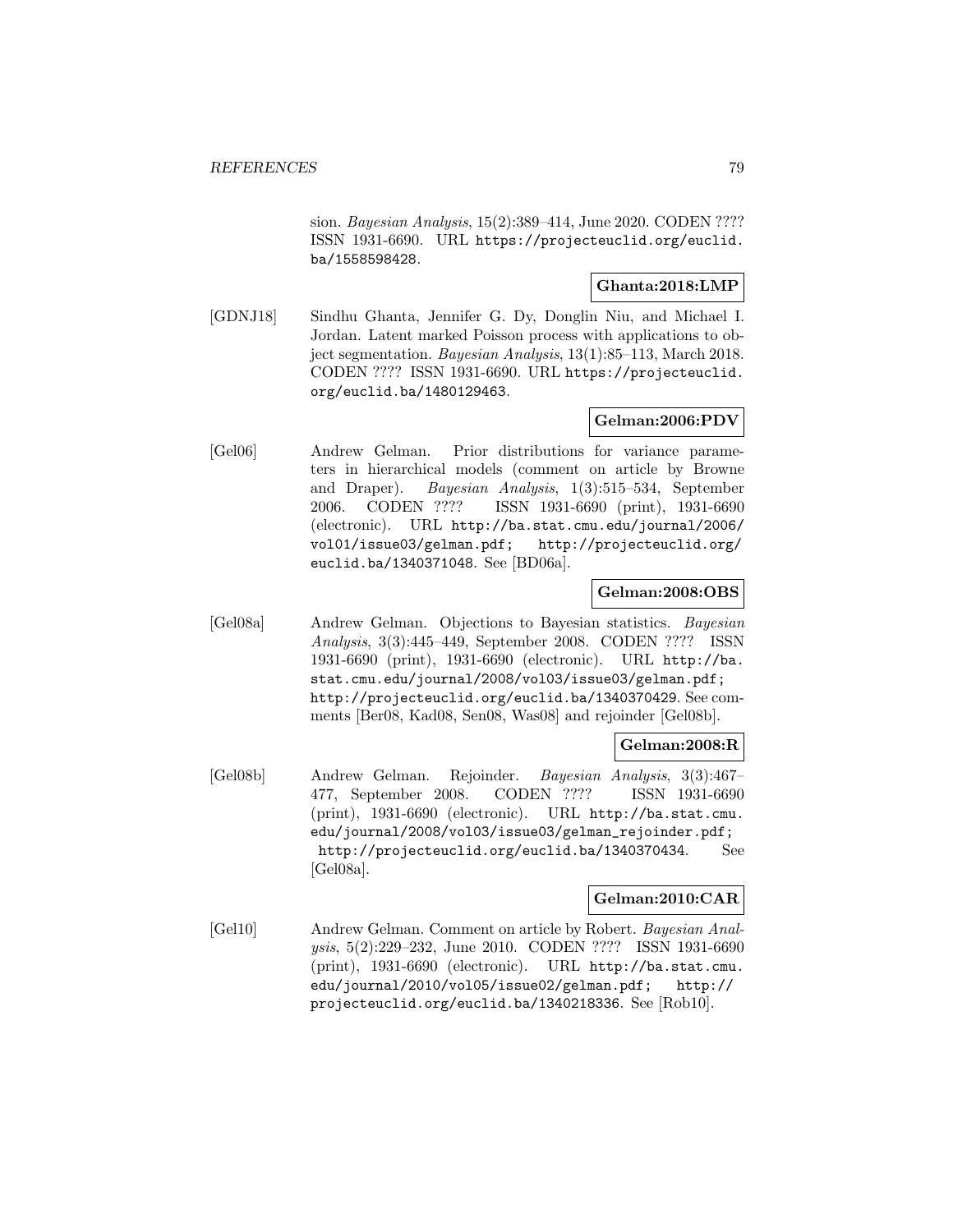sion. *Bayesian Analysis*, 15(2):389–414, June 2020. CODEN ???? ISSN 1931-6690. URL https://projecteuclid.org/euclid.ba/1558598428.

**Ghanta:2018:LMP**

[GDNJ18] Sindhu Ghanta, Jennifer G. Dy, Donglin Niu, and Michael I. Jordan. Latent marked Poisson process with applications to object segmentation. *Bayesian Analysis*, 13(1):85–113, March 2018. CODEN ???? ISSN 1931-6690. URL https://projecteuclid.org/euclid.ba/1480129463.

**Gelman:2006:PDV**

[Gel06] Andrew Gelman. Prior distributions for variance parameters in hierarchical models (comment on article by Browne and Draper). *Bayesian Analysis*, 1(3):515–534, September 2006. CODEN ???? ISSN 1931-6690 (print), 1931-6690 (electronic). URL http://ba.stat.cmu.edu/journal/2006/vol01/issue03/gelman.pdf; http://projecteuclid.org/euclid.ba/1340371048. See [BD06a].

**Gelman:2008:OBS**

[Gel08a] Andrew Gelman. Objections to Bayesian statistics. *Bayesian Analysis*, 3(3):445–449, September 2008. CODEN ???? ISSN 1931-6690 (print), 1931-6690 (electronic). URL http://ba.stat.cmu.edu/journal/2008/vol03/issue03/gelman.pdf; http://projecteuclid.org/euclid.ba/1340370429. See comments [Ber08, Kad08, Sen08, Was08] and rejoinder [Gel08b].

**Gelman:2008:R**

[Gel08b] Andrew Gelman. Rejoinder. *Bayesian Analysis*, 3(3):467–477, September 2008. CODEN ???? ISSN 1931-6690 (print), 1931-6690 (electronic). URL http://ba.stat.cmu.edu/journal/2008/vol03/issue03/gelman_rejoinder.pdf; http://projecteuclid.org/euclid.ba/1340370434. See [Gel08a].

**Gelman:2010:CAR**

[Gel10] Andrew Gelman. Comment on article by Robert. *Bayesian Analysis*, 5(2):229–232, June 2010. CODEN ???? ISSN 1931-6690 (print), 1931-6690 (electronic). URL http://ba.stat.cmu.edu/journal/2010/vol05/issue02/gelman.pdf; http://projecteuclid.org/euclid.ba/1340218336. See [Rob10].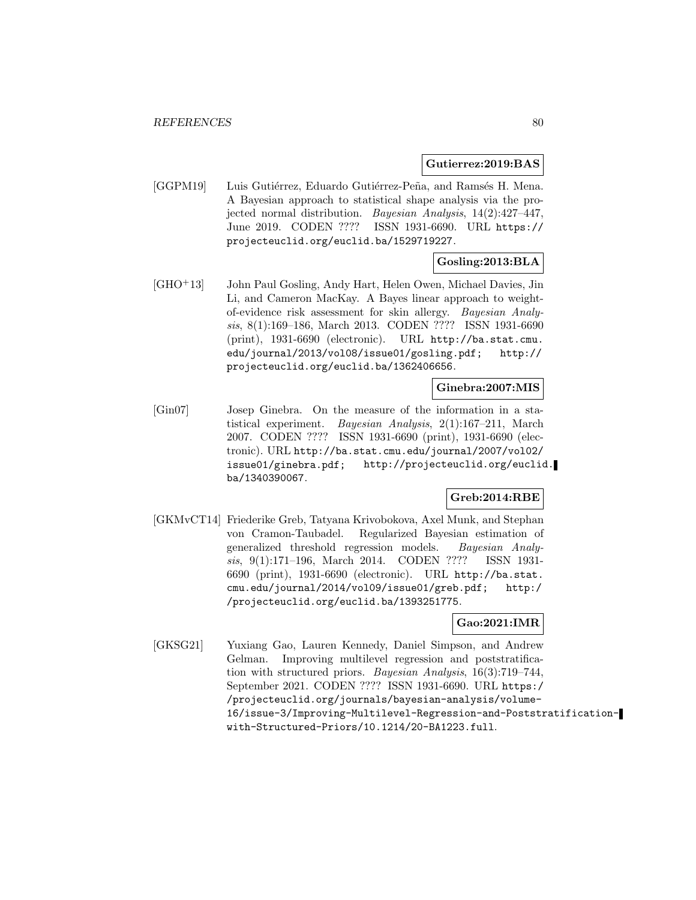**Gutierrez:2019:BAS**

[GGPM19] Luis Gutiérrez, Eduardo Gutiérrez-Peña, and Ramsés H. Mena. A Bayesian approach to statistical shape analysis via the projected normal distribution. *Bayesian Analysis*, 14(2):427–447, June 2019. CODEN ???? ISSN 1931-6690. URL https://projecteuclid.org/euclid.ba/1529719227.

**Gosling:2013:BLA**

[GHO+13] John Paul Gosling, Andy Hart, Helen Owen, Michael Davies, Jin Li, and Cameron MacKay. A Bayes linear approach to weight-of-evidence risk assessment for skin allergy. *Bayesian Analysis*, 8(1):169–186, March 2013. CODEN ???? ISSN 1931-6690 (print), 1931-6690 (electronic). URL http://ba.stat.cmu.edu/journal/2013/vol08/issue01/gosling.pdf; http://projecteuclid.org/euclid.ba/1362406656.

**Ginebra:2007:MIS**

[Gin07] Josep Ginebra. On the measure of the information in a statistical experiment. *Bayesian Analysis*, 2(1):167–211, March 2007. CODEN ???? ISSN 1931-6690 (print), 1931-6690 (electronic). URL http://ba.stat.cmu.edu/journal/2007/vol02/issue01/ginebra.pdf; http://projecteuclid.org/euclid.ba/1340390067.

**Greb:2014:RBE**

[GKMvCT14] Friederike Greb, Tatyana Krivobokova, Axel Munk, and Stephan von Cramon-Taubadel. Regularized Bayesian estimation of generalized threshold regression models. *Bayesian Analysis*, 9(1):171–196, March 2014. CODEN ???? ISSN 1931-6690 (print), 1931-6690 (electronic). URL http://ba.stat.cmu.edu/journal/2014/vol09/issue01/greb.pdf; http://projecteuclid.org/euclid.ba/1393251775.

**Gao:2021:IMR**

[GKSG21] Yuxiang Gao, Lauren Kennedy, Daniel Simpson, and Andrew Gelman. Improving multilevel regression and poststratification with structured priors. *Bayesian Analysis*, 16(3):719–744, September 2021. CODEN ???? ISSN 1931-6690. URL https://projecteuclid.org/journals/bayesian-analysis/volume-16/issue-3/Improving-Multilevel-Regression-and-Poststratification-with-Structured-Priors/10.1214/20-BA1223.full.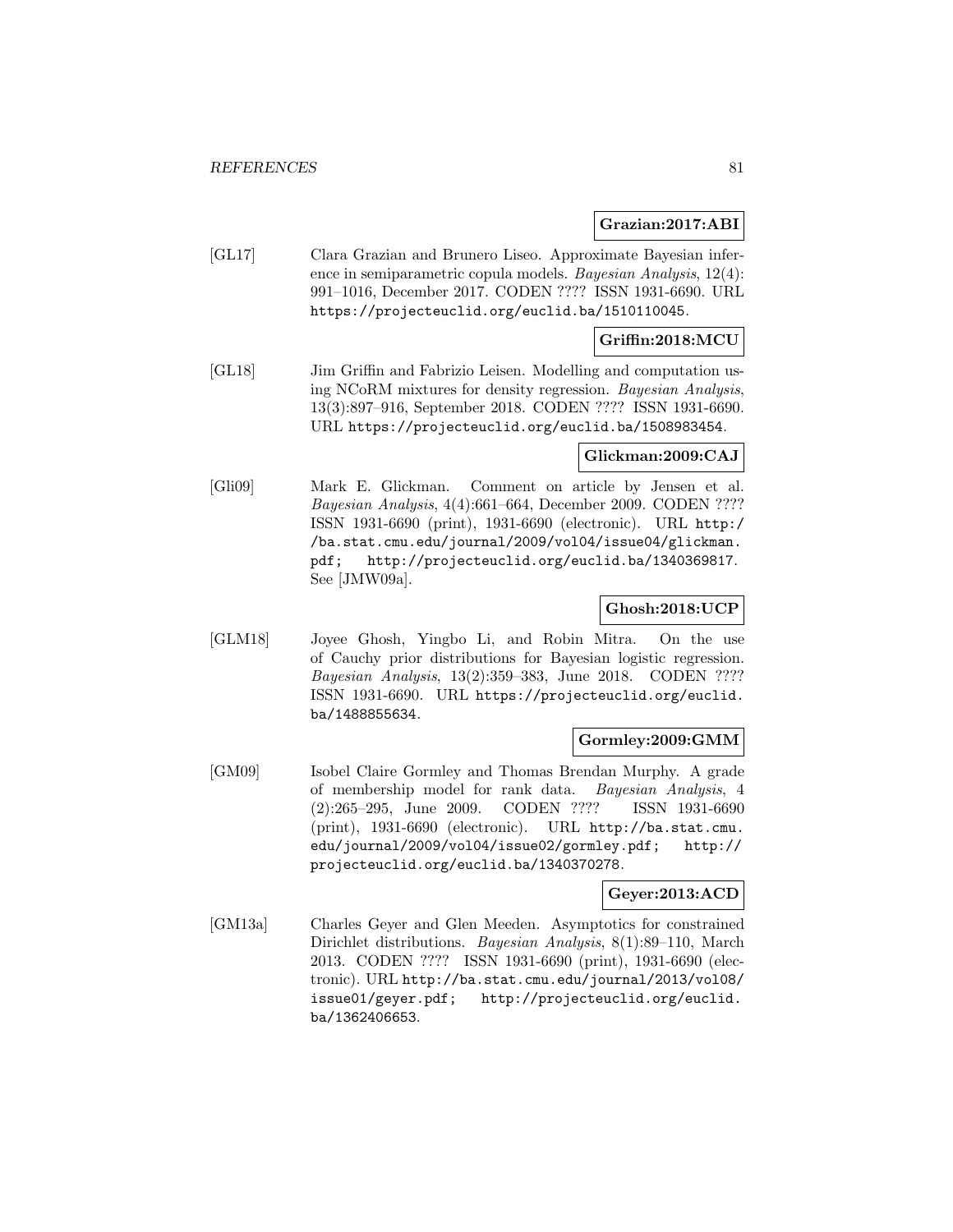**Grazian:2017:ABI**

[GL17] Clara Grazian and Brunero Liseo. Approximate Bayesian inference in semiparametric copula models. *Bayesian Analysis*, 12(4): 991–1016, December 2017. CODEN ???? ISSN 1931-6690. URL https://projecteuclid.org/euclid.ba/1510110045.

**Griffin:2018:MCU**

[GL18] Jim Griffin and Fabrizio Leisen. Modelling and computation using NCoRM mixtures for density regression. *Bayesian Analysis*, 13(3):897–916, September 2018. CODEN ???? ISSN 1931-6690. URL https://projecteuclid.org/euclid.ba/1508983454.

**Glickman:2009:CAJ**

[Gli09] Mark E. Glickman. Comment on article by Jensen et al. *Bayesian Analysis*, 4(4):661–664, December 2009. CODEN ???? ISSN 1931-6690 (print), 1931-6690 (electronic). URL http://ba.stat.cmu.edu/journal/2009/vol04/issue04/glickman.pdf; http://projecteuclid.org/euclid.ba/1340369817. See [JMW09a].

**Ghosh:2018:UCP**

[GLM18] Joyee Ghosh, Yingbo Li, and Robin Mitra. On the use of Cauchy prior distributions for Bayesian logistic regression. *Bayesian Analysis*, 13(2):359–383, June 2018. CODEN ???? ISSN 1931-6690. URL https://projecteuclid.org/euclid.ba/1488855634.

**Gormley:2009:GMM**

[GM09] Isobel Claire Gormley and Thomas Brendan Murphy. A grade of membership model for rank data. *Bayesian Analysis*, 4 (2):265–295, June 2009. CODEN ???? ISSN 1931-6690 (print), 1931-6690 (electronic). URL http://ba.stat.cmu.edu/journal/2009/vol04/issue02/gormley.pdf; http://projecteuclid.org/euclid.ba/1340370278.

**Geyer:2013:ACD**

[GM13a] Charles Geyer and Glen Meeden. Asymptotics for constrained Dirichlet distributions. *Bayesian Analysis*, 8(1):89–110, March 2013. CODEN ???? ISSN 1931-6690 (print), 1931-6690 (electronic). URL http://ba.stat.cmu.edu/journal/2013/vol08/issue01/geyer.pdf; http://projecteuclid.org/euclid.ba/1362406653.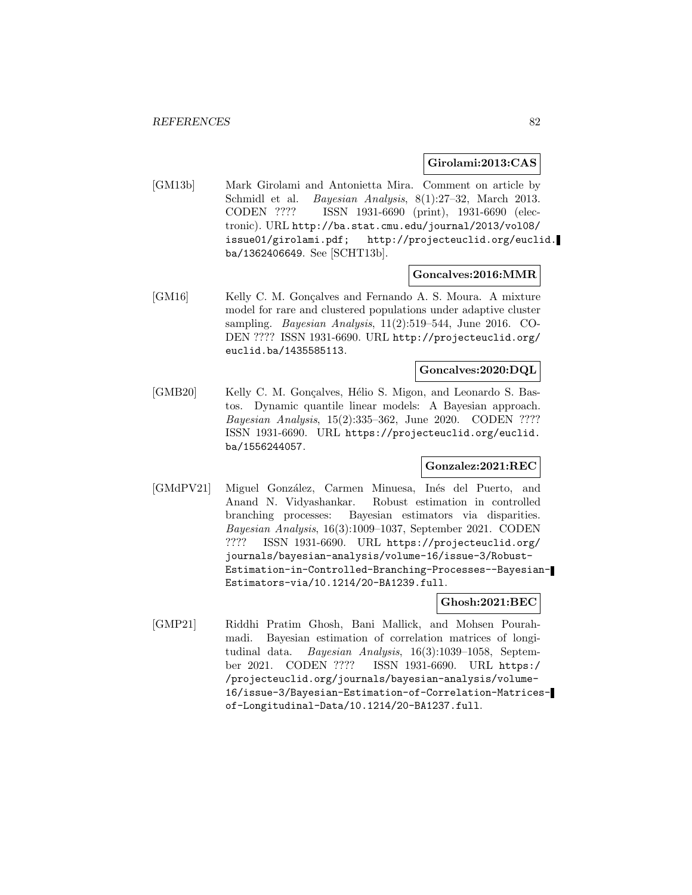**Girolami:2013:CAS**

[GM13b] Mark Girolami and Antonietta Mira. Comment on article by Schmidl et al. *Bayesian Analysis*, 8(1):27–32, March 2013. CODEN ???? ISSN 1931-6690 (print), 1931-6690 (electronic). URL http://ba.stat.cmu.edu/journal/2013/vol08/issue01/girolami.pdf; http://projecteuclid.org/euclid.ba/1362406649. See [SCHT13b].

**Goncalves:2016:MMR**

[GM16] Kelly C. M. Gonçalves and Fernando A. S. Moura. A mixture model for rare and clustered populations under adaptive cluster sampling. *Bayesian Analysis*, 11(2):519–544, June 2016. CODEN ???? ISSN 1931-6690. URL http://projecteuclid.org/euclid.ba/1435585113.

**Goncalves:2020:DQL**

[GMB20] Kelly C. M. Gonçalves, Hélio S. Migon, and Leonardo S. Bastos. Dynamic quantile linear models: A Bayesian approach. *Bayesian Analysis*, 15(2):335–362, June 2020. CODEN ???? ISSN 1931-6690. URL https://projecteuclid.org/euclid.ba/1556244057.

**Gonzalez:2021:REC**

[GMdPV21] Miguel González, Carmen Minuesa, Inés del Puerto, and Anand N. Vidyashankar. Robust estimation in controlled branching processes: Bayesian estimators via disparities. *Bayesian Analysis*, 16(3):1009–1037, September 2021. CODEN ???? ISSN 1931-6690. URL https://projecteuclid.org/journals/bayesian-analysis/volume-16/issue-3/Robust-Estimation-in-Controlled-Branching-Processes--Bayesian-Estimators-via/10.1214/20-BA1239.full.

**Ghosh:2021:BEC**

[GMP21] Riddhi Pratim Ghosh, Bani Mallick, and Mohsen Pourahmadi. Bayesian estimation of correlation matrices of longitudinal data. *Bayesian Analysis*, 16(3):1039–1058, September 2021. CODEN ???? ISSN 1931-6690. URL https://projecteuclid.org/journals/bayesian-analysis/volume-16/issue-3/Bayesian-Estimation-of-Correlation-Matrices-of-Longitudinal-Data/10.1214/20-BA1237.full.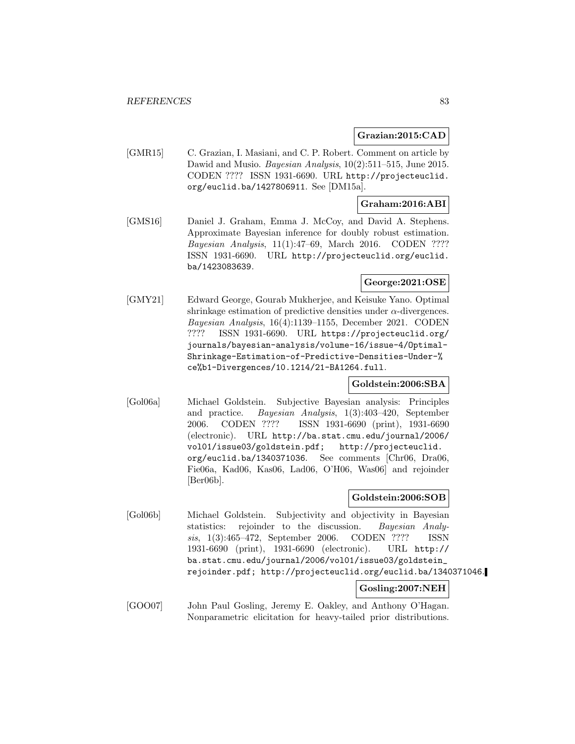**Grazian:2015:CAD**

[GMR15] C. Grazian, I. Masiani, and C. P. Robert. Comment on article by Dawid and Musio. *Bayesian Analysis*, 10(2):511–515, June 2015. CODEN ???? ISSN 1931-6690. URL http://projecteuclid.org/euclid.ba/1427806911. See [DM15a].

**Graham:2016:ABI**

[GMS16] Daniel J. Graham, Emma J. McCoy, and David A. Stephens. Approximate Bayesian inference for doubly robust estimation. *Bayesian Analysis*, 11(1):47–69, March 2016. CODEN ???? ISSN 1931-6690. URL http://projecteuclid.org/euclid.ba/1423083639.

**George:2021:OSE**

[GMY21] Edward George, Gourab Mukherjee, and Keisuke Yano. Optimal shrinkage estimation of predictive densities under $\alpha$-divergences. *Bayesian Analysis*, 16(4):1139–1155, December 2021. CODEN ???? ISSN 1931-6690. URL https://projecteuclid.org/journals/bayesian-analysis/volume-16/issue-4/Optimal-Shrinkage-Estimation-of-Predictive-Densities-Under-%ce%b1-Divergences/10.1214/21-BA1264.full.

**Goldstein:2006:SBA**

[Gol06a] Michael Goldstein. Subjective Bayesian analysis: Principles and practice. *Bayesian Analysis*, 1(3):403–420, September 2006. CODEN ???? ISSN 1931-6690 (print), 1931-6690 (electronic). URL http://ba.stat.cmu.edu/journal/2006/vol01/issue03/goldstein.pdf; http://projecteuclid.org/euclid.ba/1340371036. See comments [Chr06, Dra06, Fie06a, Kad06, Kas06, Lad06, O'H06, Was06] and rejoinder [Ber06b].

**Goldstein:2006:SOB**

[Gol06b] Michael Goldstein. Subjectivity and objectivity in Bayesian statistics: rejoinder to the discussion. *Bayesian Analysis*, 1(3):465–472, September 2006. CODEN ???? ISSN 1931-6690 (print), 1931-6690 (electronic). URL http://ba.stat.cmu.edu/journal/2006/vol01/issue03/goldstein_rejoinder.pdf; http://projecteuclid.org/euclid.ba/1340371046.

**Gosling:2007:NEH**

[GOO07] John Paul Gosling, Jeremy E. Oakley, and Anthony O'Hagan. Nonparametric elicitation for heavy-tailed prior distributions.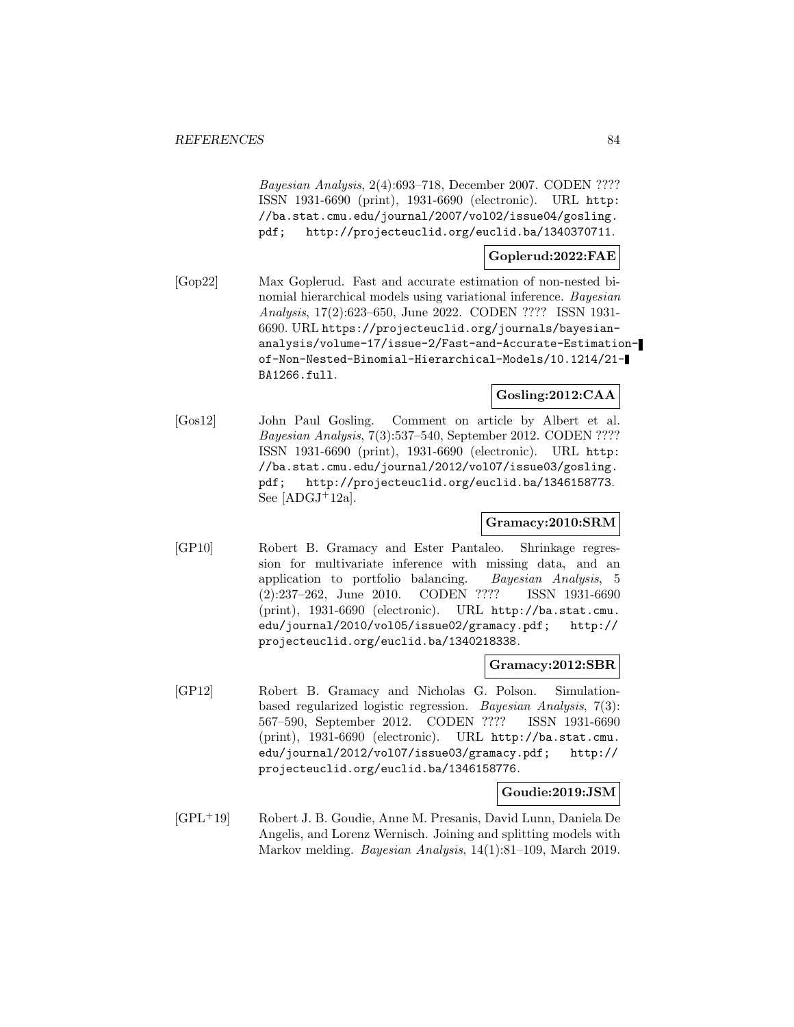*Bayesian Analysis*, 2(4):693–718, December 2007. CODEN ???? ISSN 1931-6690 (print), 1931-6690 (electronic). URL http://ba.stat.cmu.edu/journal/2007/vol02/issue04/gosling.pdf; http://projecteuclid.org/euclid.ba/1340370711.

**Goplerud:2022:FAE**

[Gop22] Max Goplerud. Fast and accurate estimation of non-nested binomial hierarchical models using variational inference. *Bayesian Analysis*, 17(2):623–650, June 2022. CODEN ???? ISSN 1931-6690. URL https://projecteuclid.org/journals/bayesian-analysis/volume-17/issue-2/Fast-and-Accurate-Estimation-of-Non-Nested-Binomial-Hierarchical-Models/10.1214/21-BA1266.full.

**Gosling:2012:CAA**

[Gos12] John Paul Gosling. Comment on article by Albert et al. *Bayesian Analysis*, 7(3):537–540, September 2012. CODEN ???? ISSN 1931-6690 (print), 1931-6690 (electronic). URL http://ba.stat.cmu.edu/journal/2012/vol07/issue03/gosling.pdf; http://projecteuclid.org/euclid.ba/1346158773. See [ADGJ+12a].

**Gramacy:2010:SRM**

[GP10] Robert B. Gramacy and Ester Pantaleo. Shrinkage regression for multivariate inference with missing data, and an application to portfolio balancing. *Bayesian Analysis*, 5 (2):237–262, June 2010. CODEN ???? ISSN 1931-6690 (print), 1931-6690 (electronic). URL http://ba.stat.cmu.edu/journal/2010/vol05/issue02/gramacy.pdf; http://projecteuclid.org/euclid.ba/1340218338.

**Gramacy:2012:SBR**

[GP12] Robert B. Gramacy and Nicholas G. Polson. Simulation-based regularized logistic regression. *Bayesian Analysis*, 7(3): 567–590, September 2012. CODEN ???? ISSN 1931-6690 (print), 1931-6690 (electronic). URL http://ba.stat.cmu.edu/journal/2012/vol07/issue03/gramacy.pdf; http://projecteuclid.org/euclid.ba/1346158776.

**Goudie:2019:JSM**

[GPL+19] Robert J. B. Goudie, Anne M. Presanis, David Lunn, Daniela De Angelis, and Lorenz Wernisch. Joining and splitting models with Markov melding. *Bayesian Analysis*, 14(1):81–109, March 2019.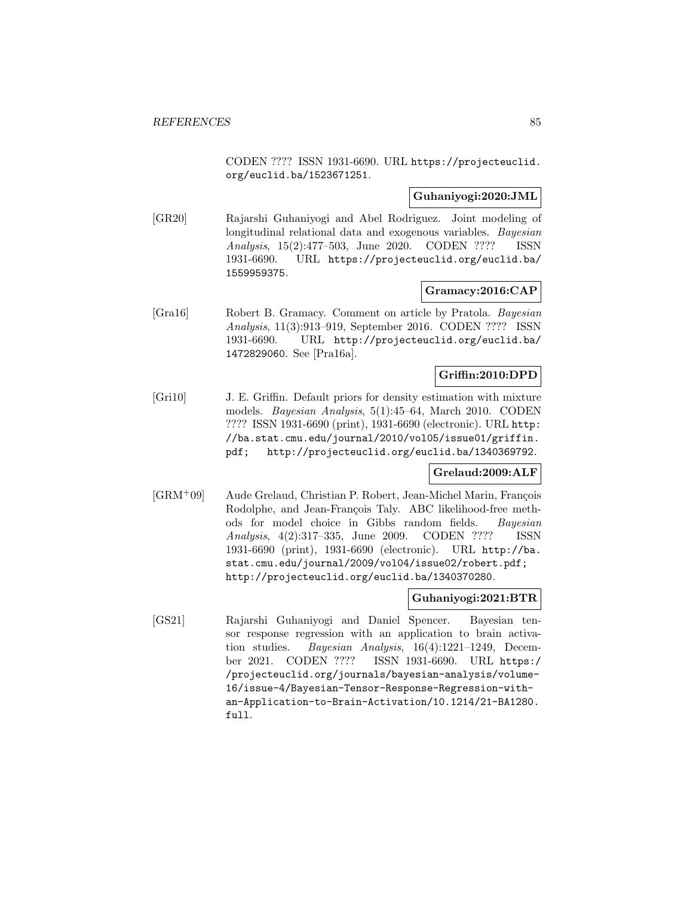CODEN ???? ISSN 1931-6690. URL https://projecteuclid.org/euclid.ba/1523671251.

**Guhaniyogi:2020:JML**

[GR20] Rajarshi Guhaniyogi and Abel Rodriguez. Joint modeling of longitudinal relational data and exogenous variables. *Bayesian Analysis*, 15(2):477–503, June 2020. CODEN ???? ISSN 1931-6690. URL https://projecteuclid.org/euclid.ba/1559959375.

**Gramacy:2016:CAP**

[Gra16] Robert B. Gramacy. Comment on article by Pratola. *Bayesian Analysis*, 11(3):913–919, September 2016. CODEN ???? ISSN 1931-6690. URL http://projecteuclid.org/euclid.ba/1472829060. See [Pra16a].

**Griffin:2010:DPD**

[Gri10] J. E. Griffin. Default priors for density estimation with mixture models. *Bayesian Analysis*, 5(1):45–64, March 2010. CODEN ???? ISSN 1931-6690 (print), 1931-6690 (electronic). URL http://ba.stat.cmu.edu/journal/2010/vol05/issue01/griffin.pdf; http://projecteuclid.org/euclid.ba/1340369792.

**Grelaud:2009:ALF**

[GRM+09] Aude Grelaud, Christian P. Robert, Jean-Michel Marin, François Rodolphe, and Jean-François Taly. ABC likelihood-free methods for model choice in Gibbs random fields. *Bayesian Analysis*, 4(2):317–335, June 2009. CODEN ???? ISSN 1931-6690 (print), 1931-6690 (electronic). URL http://ba.stat.cmu.edu/journal/2009/vol04/issue02/robert.pdf; http://projecteuclid.org/euclid.ba/1340370280.

**Guhaniyogi:2021:BTR**

[GS21] Rajarshi Guhaniyogi and Daniel Spencer. Bayesian tensor response regression with an application to brain activation studies. *Bayesian Analysis*, 16(4):1221–1249, December 2021. CODEN ???? ISSN 1931-6690. URL https://projecteuclid.org/journals/bayesian-analysis/volume-16/issue-4/Bayesian-Tensor-Response-Regression-with-an-Application-to-Brain-Activation/10.1214/21-BA1280.full.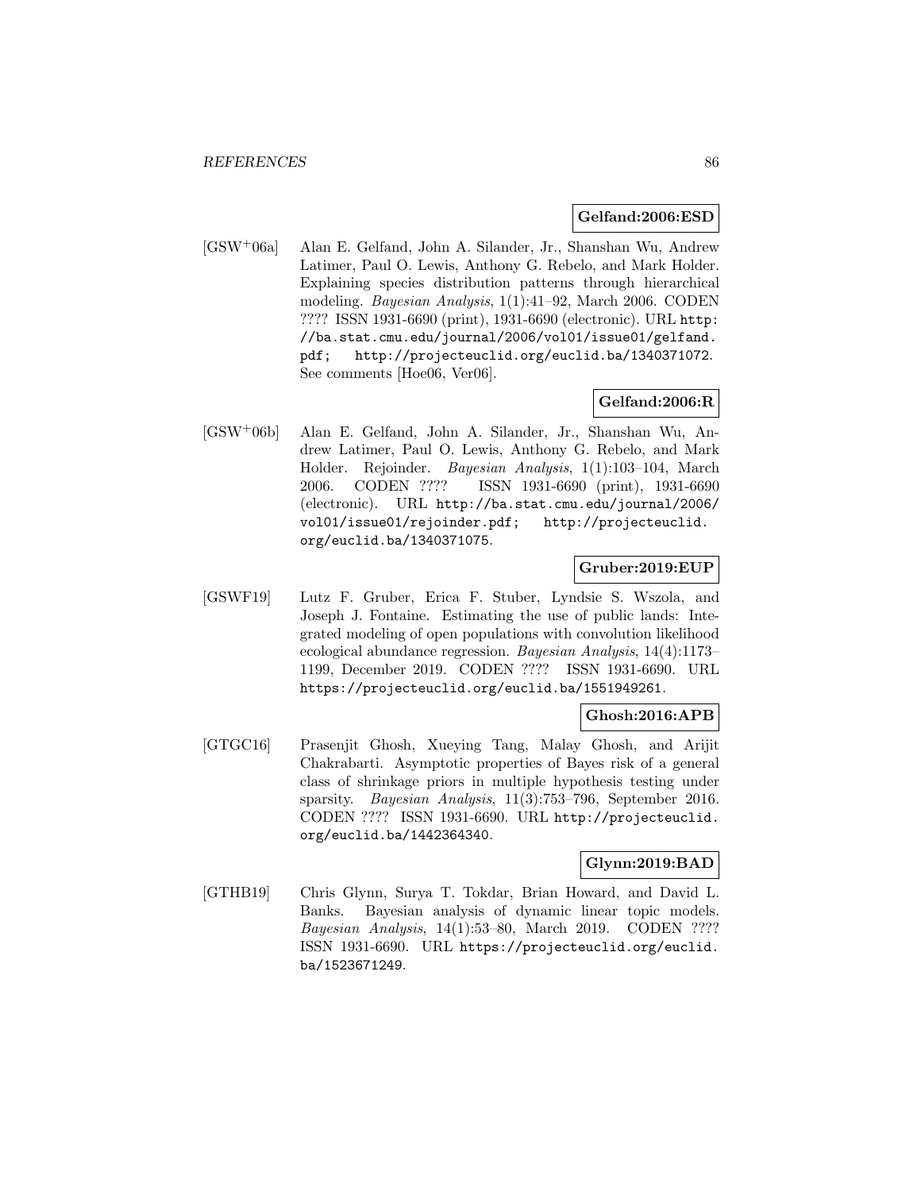**Gelfand:2006:ESD**

[GSW+06a] Alan E. Gelfand, John A. Silander, Jr., Shanshan Wu, Andrew Latimer, Paul O. Lewis, Anthony G. Rebelo, and Mark Holder. Explaining species distribution patterns through hierarchical modeling. *Bayesian Analysis*, 1(1):41–92, March 2006. CODEN ???? ISSN 1931-6690 (print), 1931-6690 (electronic). URL `http://ba.stat.cmu.edu/journal/2006/vol01/issue01/gelfand.pdf; http://projecteuclid.org/euclid.ba/1340371072`. See comments [Hoe06, Ver06].

**Gelfand:2006:R**

[GSW+06b] Alan E. Gelfand, John A. Silander, Jr., Shanshan Wu, Andrew Latimer, Paul O. Lewis, Anthony G. Rebelo, and Mark Holder. Rejoinder. *Bayesian Analysis*, 1(1):103–104, March 2006. CODEN ???? ISSN 1931-6690 (print), 1931-6690 (electronic). URL `http://ba.stat.cmu.edu/journal/2006/vol01/issue01/rejoinder.pdf; http://projecteuclid.org/euclid.ba/1340371075`.

**Gruber:2019:EUP**

[GSWF19] Lutz F. Gruber, Erica F. Stuber, Lyndsie S. Wszola, and Joseph J. Fontaine. Estimating the use of public lands: Integrated modeling of open populations with convolution likelihood ecological abundance regression. *Bayesian Analysis*, 14(4):1173–1199, December 2019. CODEN ???? ISSN 1931-6690. URL `https://projecteuclid.org/euclid.ba/1551949261`.

**Ghosh:2016:APB**

[GTGC16] Prasenjit Ghosh, Xueying Tang, Malay Ghosh, and Arijit Chakrabarti. Asymptotic properties of Bayes risk of a general class of shrinkage priors in multiple hypothesis testing under sparsity. *Bayesian Analysis*, 11(3):753–796, September 2016. CODEN ???? ISSN 1931-6690. URL `http://projecteuclid.org/euclid.ba/1442364340`.

**Glynn:2019:BAD**

[GTHB19] Chris Glynn, Surya T. Tokdar, Brian Howard, and David L. Banks. Bayesian analysis of dynamic linear topic models. *Bayesian Analysis*, 14(1):53–80, March 2019. CODEN ???? ISSN 1931-6690. URL `https://projecteuclid.org/euclid.ba/1523671249`.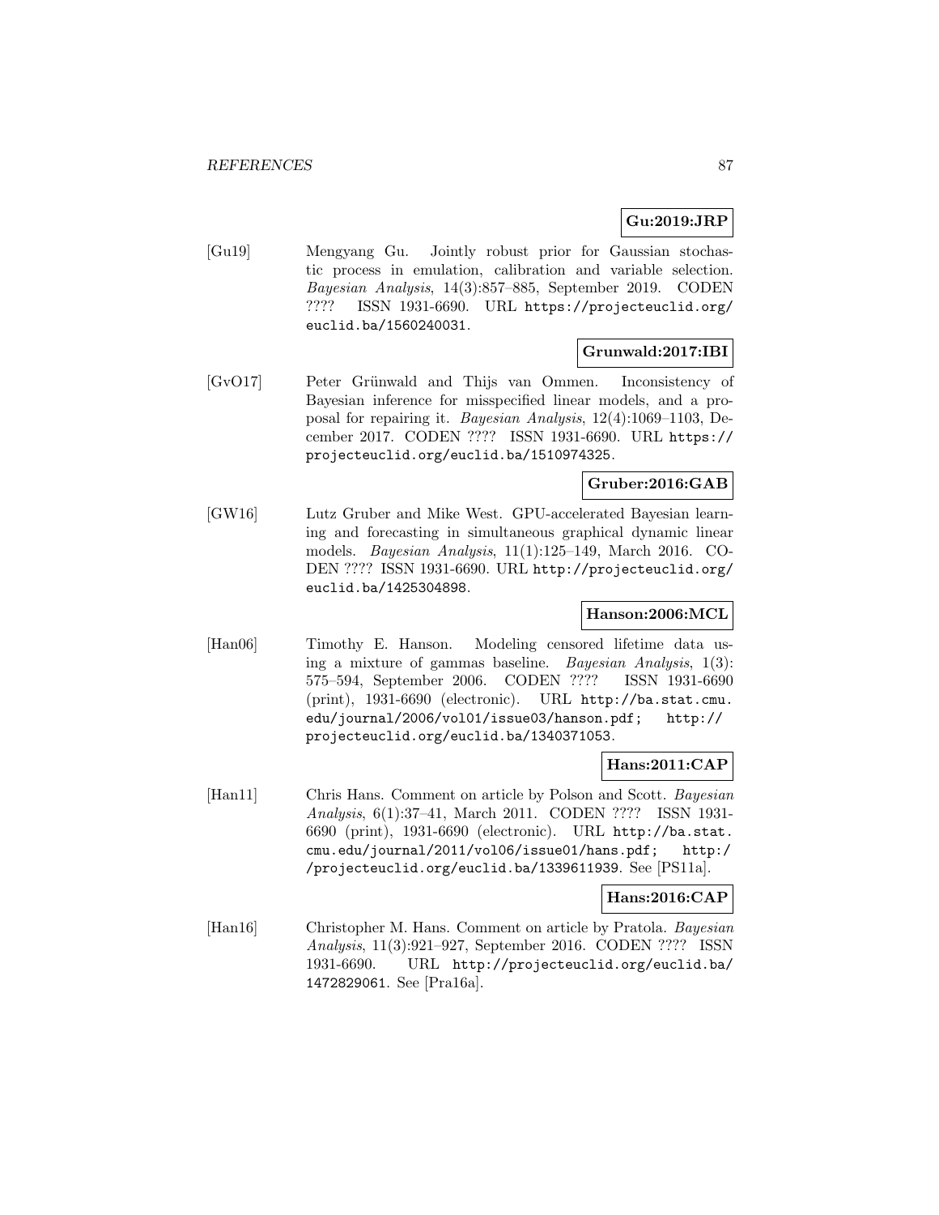**Gu:2019:JRP**

[Gu19] Mengyang Gu. Jointly robust prior for Gaussian stochastic process in emulation, calibration and variable selection. *Bayesian Analysis*, 14(3):857–885, September 2019. CODEN ???? ISSN 1931-6690. URL https://projecteuclid.org/euclid.ba/1560240031.

**Grunwald:2017:IBI**

[GvO17] Peter Grünwald and Thijs van Ommen. Inconsistency of Bayesian inference for misspecified linear models, and a proposal for repairing it. *Bayesian Analysis*, 12(4):1069–1103, December 2017. CODEN ???? ISSN 1931-6690. URL https://projecteuclid.org/euclid.ba/1510974325.

**Gruber:2016:GAB**

[GW16] Lutz Gruber and Mike West. GPU-accelerated Bayesian learning and forecasting in simultaneous graphical dynamic linear models. *Bayesian Analysis*, 11(1):125–149, March 2016. CODEN ???? ISSN 1931-6690. URL http://projecteuclid.org/euclid.ba/1425304898.

**Hanson:2006:MCL**

[Han06] Timothy E. Hanson. Modeling censored lifetime data using a mixture of gammas baseline. *Bayesian Analysis*, 1(3):575–594, September 2006. CODEN ???? ISSN 1931-6690 (print), 1931-6690 (electronic). URL http://ba.stat.cmu.edu/journal/2006/vol01/issue03/hanson.pdf; http://projecteuclid.org/euclid.ba/1340371053.

**Hans:2011:CAP**

[Han11] Chris Hans. Comment on article by Polson and Scott. *Bayesian Analysis*, 6(1):37–41, March 2011. CODEN ???? ISSN 1931-6690 (print), 1931-6690 (electronic). URL http://ba.stat.cmu.edu/journal/2011/vol06/issue01/hans.pdf; http://projecteuclid.org/euclid.ba/1339611939. See [PS11a].

**Hans:2016:CAP**

[Han16] Christopher M. Hans. Comment on article by Pratola. *Bayesian Analysis*, 11(3):921–927, September 2016. CODEN ???? ISSN 1931-6690. URL http://projecteuclid.org/euclid.ba/1472829061. See [Pra16a].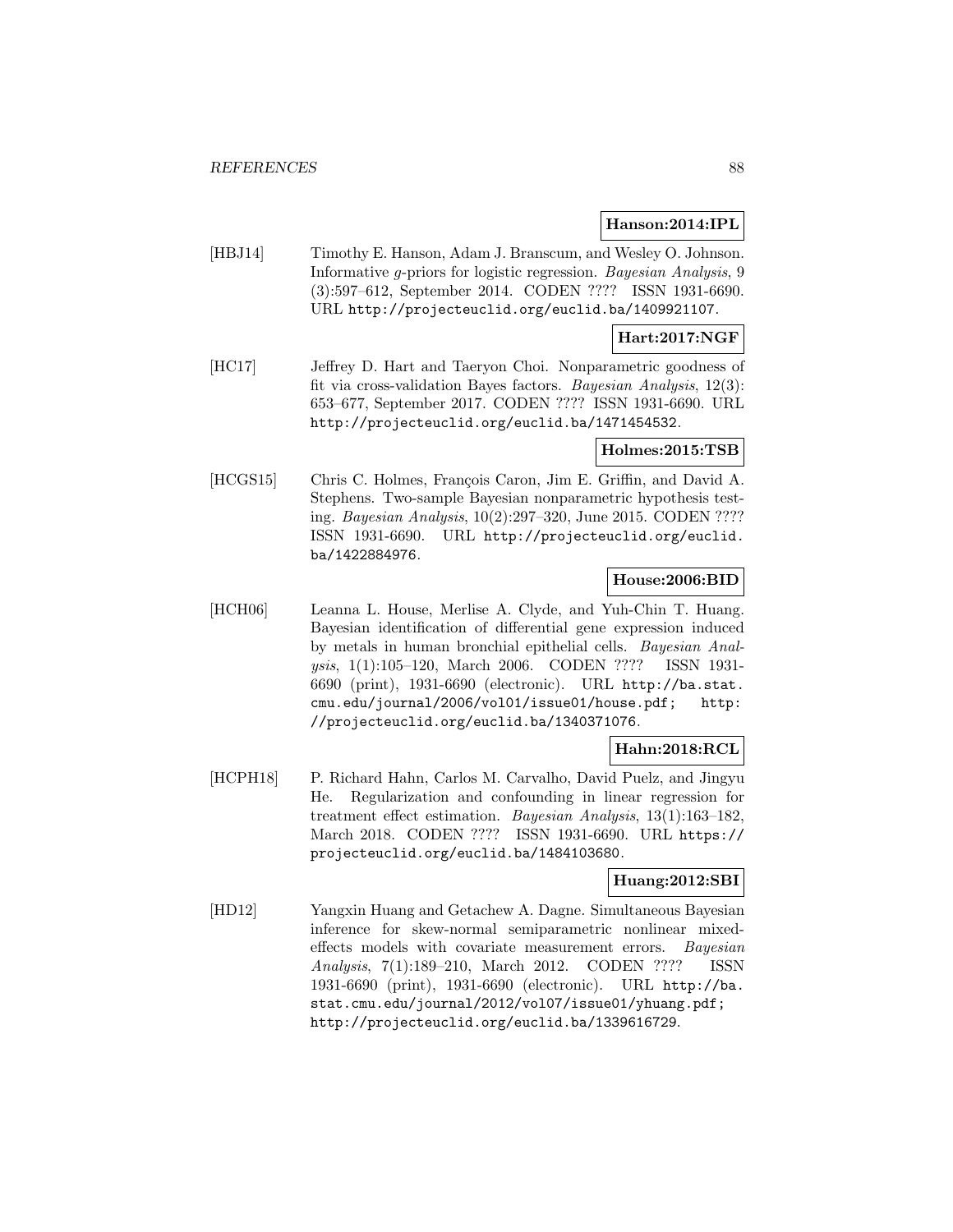**Hanson:2014:IPL**

[HBJ14] Timothy E. Hanson, Adam J. Branscum, and Wesley O. Johnson. Informative $g$-priors for logistic regression. *Bayesian Analysis*, 9 (3):597–612, September 2014. CODEN ???? ISSN 1931-6690. URL http://projecteuclid.org/euclid.ba/1409921107.

**Hart:2017:NGF**

[HC17] Jeffrey D. Hart and Taeryon Choi. Nonparametric goodness of fit via cross-validation Bayes factors. *Bayesian Analysis*, 12(3): 653–677, September 2017. CODEN ???? ISSN 1931-6690. URL http://projecteuclid.org/euclid.ba/1471454532.

**Holmes:2015:TSB**

[HCGS15] Chris C. Holmes, François Caron, Jim E. Griffin, and David A. Stephens. Two-sample Bayesian nonparametric hypothesis testing. *Bayesian Analysis*, 10(2):297–320, June 2015. CODEN ???? ISSN 1931-6690. URL http://projecteuclid.org/euclid.ba/1422884976.

**House:2006:BID**

[HCH06] Leanna L. House, Merlise A. Clyde, and Yuh-Chin T. Huang. Bayesian identification of differential gene expression induced by metals in human bronchial epithelial cells. *Bayesian Analysis*, 1(1):105–120, March 2006. CODEN ???? ISSN 1931-6690 (print), 1931-6690 (electronic). URL http://ba.stat.cmu.edu/journal/2006/vol01/issue01/house.pdf; http://projecteuclid.org/euclid.ba/1340371076.

**Hahn:2018:RCL**

[HCPH18] P. Richard Hahn, Carlos M. Carvalho, David Puelz, and Jingyu He. Regularization and confounding in linear regression for treatment effect estimation. *Bayesian Analysis*, 13(1):163–182, March 2018. CODEN ???? ISSN 1931-6690. URL https://projecteuclid.org/euclid.ba/1484103680.

**Huang:2012:SBI**

[HD12] Yangxin Huang and Getachew A. Dagne. Simultaneous Bayesian inference for skew-normal semiparametric nonlinear mixed-effects models with covariate measurement errors. *Bayesian Analysis*, 7(1):189–210, March 2012. CODEN ???? ISSN 1931-6690 (print), 1931-6690 (electronic). URL http://ba.stat.cmu.edu/journal/2012/vol07/issue01/yhuang.pdf; http://projecteuclid.org/euclid.ba/1339616729.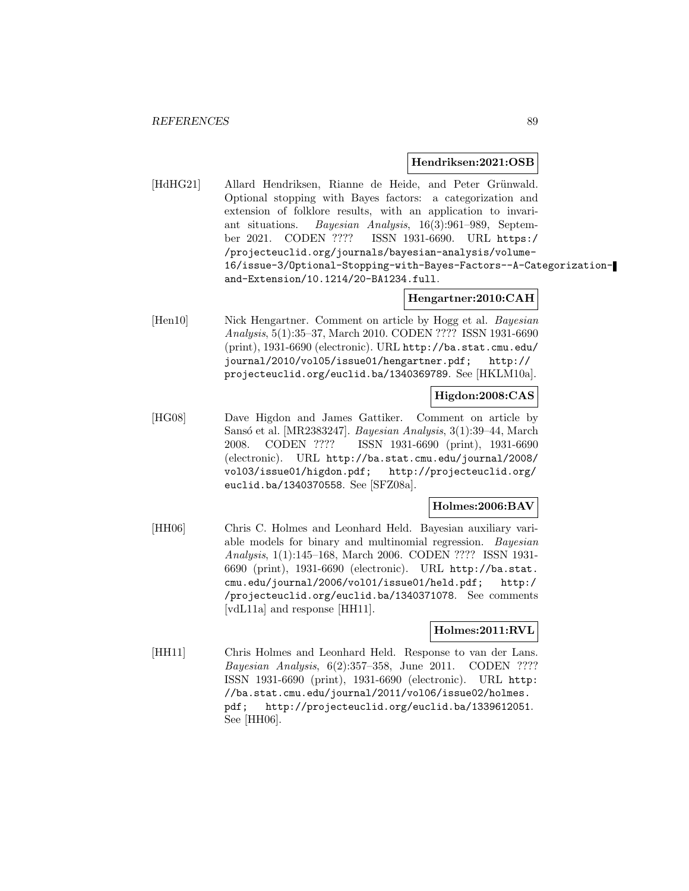**Hendriksen:2021:OSB**

[HdHG21] Allard Hendriksen, Rianne de Heide, and Peter Grünwald. Optional stopping with Bayes factors: a categorization and extension of folklore results, with an application to invariant situations. *Bayesian Analysis*, 16(3):961–989, September 2021. CODEN ???? ISSN 1931-6690. URL https://projecteuclid.org/journals/bayesian-analysis/volume-16/issue-3/Optional-Stopping-with-Bayes-Factors--A-Categorization-and-Extension/10.1214/20-BA1234.full.

**Hengartner:2010:CAH**

[Hen10] Nick Hengartner. Comment on article by Hogg et al. *Bayesian Analysis*, 5(1):35–37, March 2010. CODEN ???? ISSN 1931-6690 (print), 1931-6690 (electronic). URL http://ba.stat.cmu.edu/journal/2010/vol05/issue01/hengartner.pdf; http://projecteuclid.org/euclid.ba/1340369789. See [HKLM10a].

**Higdon:2008:CAS**

[HG08] Dave Higdon and James Gattiker. Comment on article by Sansó et al. [MR2383247]. *Bayesian Analysis*, 3(1):39–44, March 2008. CODEN ???? ISSN 1931-6690 (print), 1931-6690 (electronic). URL http://ba.stat.cmu.edu/journal/2008/vol03/issue01/higdon.pdf; http://projecteuclid.org/euclid.ba/1340370558. See [SFZ08a].

**Holmes:2006:BAV**

[HH06] Chris C. Holmes and Leonhard Held. Bayesian auxiliary variable models for binary and multinomial regression. *Bayesian Analysis*, 1(1):145–168, March 2006. CODEN ???? ISSN 1931-6690 (print), 1931-6690 (electronic). URL http://ba.stat.cmu.edu/journal/2006/vol01/issue01/held.pdf; http://projecteuclid.org/euclid.ba/1340371078. See comments [vdL11a] and response [HH11].

**Holmes:2011:RVL**

[HH11] Chris Holmes and Leonhard Held. Response to van der Lans. *Bayesian Analysis*, 6(2):357–358, June 2011. CODEN ???? ISSN 1931-6690 (print), 1931-6690 (electronic). URL http://ba.stat.cmu.edu/journal/2011/vol06/issue02/holmes.pdf; http://projecteuclid.org/euclid.ba/1339612051. See [HH06].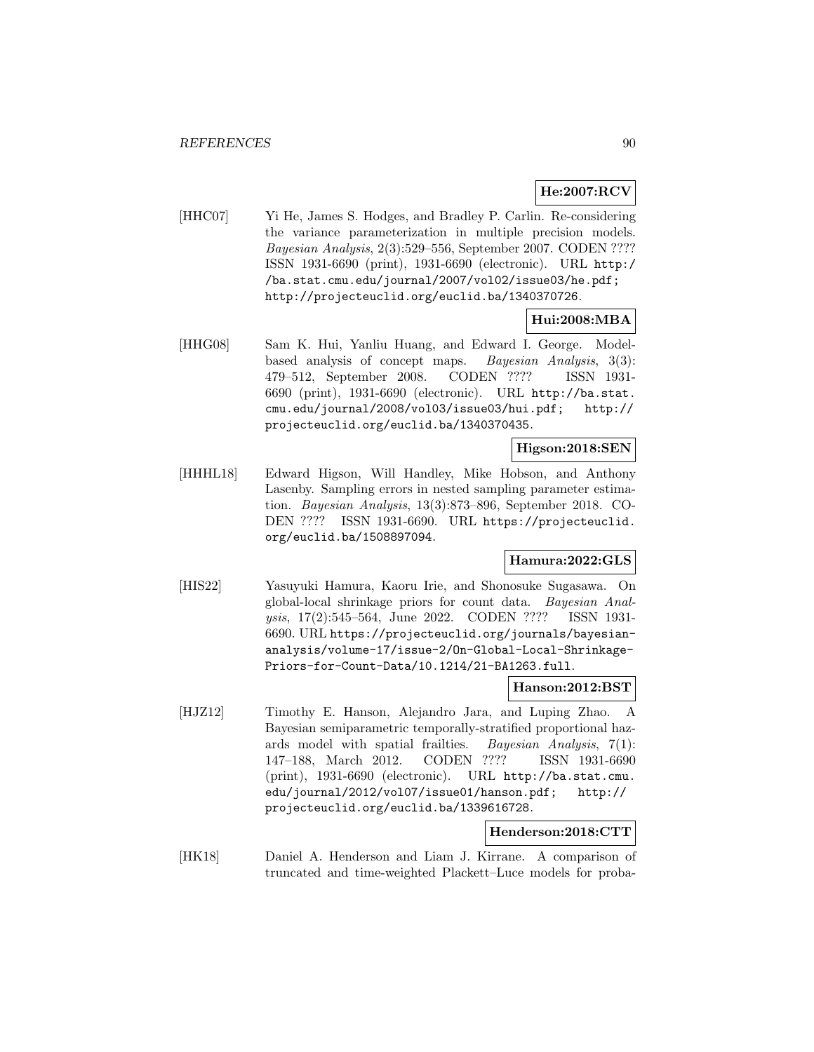**He:2007:RCV**

[HHC07] Yi He, James S. Hodges, and Bradley P. Carlin. Re-considering the variance parameterization in multiple precision models. *Bayesian Analysis*, 2(3):529–556, September 2007. CODEN ???? ISSN 1931-6690 (print), 1931-6690 (electronic). URL http://ba.stat.cmu.edu/journal/2007/vol02/issue03/he.pdf; http://projecteuclid.org/euclid.ba/1340370726.

**Hui:2008:MBA**

[HHG08] Sam K. Hui, Yanliu Huang, and Edward I. George. Model-based analysis of concept maps. *Bayesian Analysis*, 3(3): 479–512, September 2008. CODEN ???? ISSN 1931-6690 (print), 1931-6690 (electronic). URL http://ba.stat.cmu.edu/journal/2008/vol03/issue03/hui.pdf; http://projecteuclid.org/euclid.ba/1340370435.

**Higson:2018:SEN**

[HHHL18] Edward Higson, Will Handley, Mike Hobson, and Anthony Lasenby. Sampling errors in nested sampling parameter estimation. *Bayesian Analysis*, 13(3):873–896, September 2018. CODEN ???? ISSN 1931-6690. URL https://projecteuclid.org/euclid.ba/1508897094.

**Hamura:2022:GLS**

[HIS22] Yasuyuki Hamura, Kaoru Irie, and Shonosuke Sugasawa. On global-local shrinkage priors for count data. *Bayesian Analysis*, 17(2):545–564, June 2022. CODEN ???? ISSN 1931-6690. URL https://projecteuclid.org/journals/bayesian-analysis/volume-17/issue-2/On-Global-Local-Shrinkage-Priors-for-Count-Data/10.1214/21-BA1263.full.

**Hanson:2012:BST**

[HJZ12] Timothy E. Hanson, Alejandro Jara, and Luping Zhao. A Bayesian semiparametric temporally-stratified proportional hazards model with spatial frailties. *Bayesian Analysis*, 7(1): 147–188, March 2012. CODEN ???? ISSN 1931-6690 (print), 1931-6690 (electronic). URL http://ba.stat.cmu.edu/journal/2012/vol07/issue01/hanson.pdf; http://projecteuclid.org/euclid.ba/1339616728.

**Henderson:2018:CTT**

[HK18] Daniel A. Henderson and Liam J. Kirrane. A comparison of truncated and time-weighted Plackett–Luce models for proba-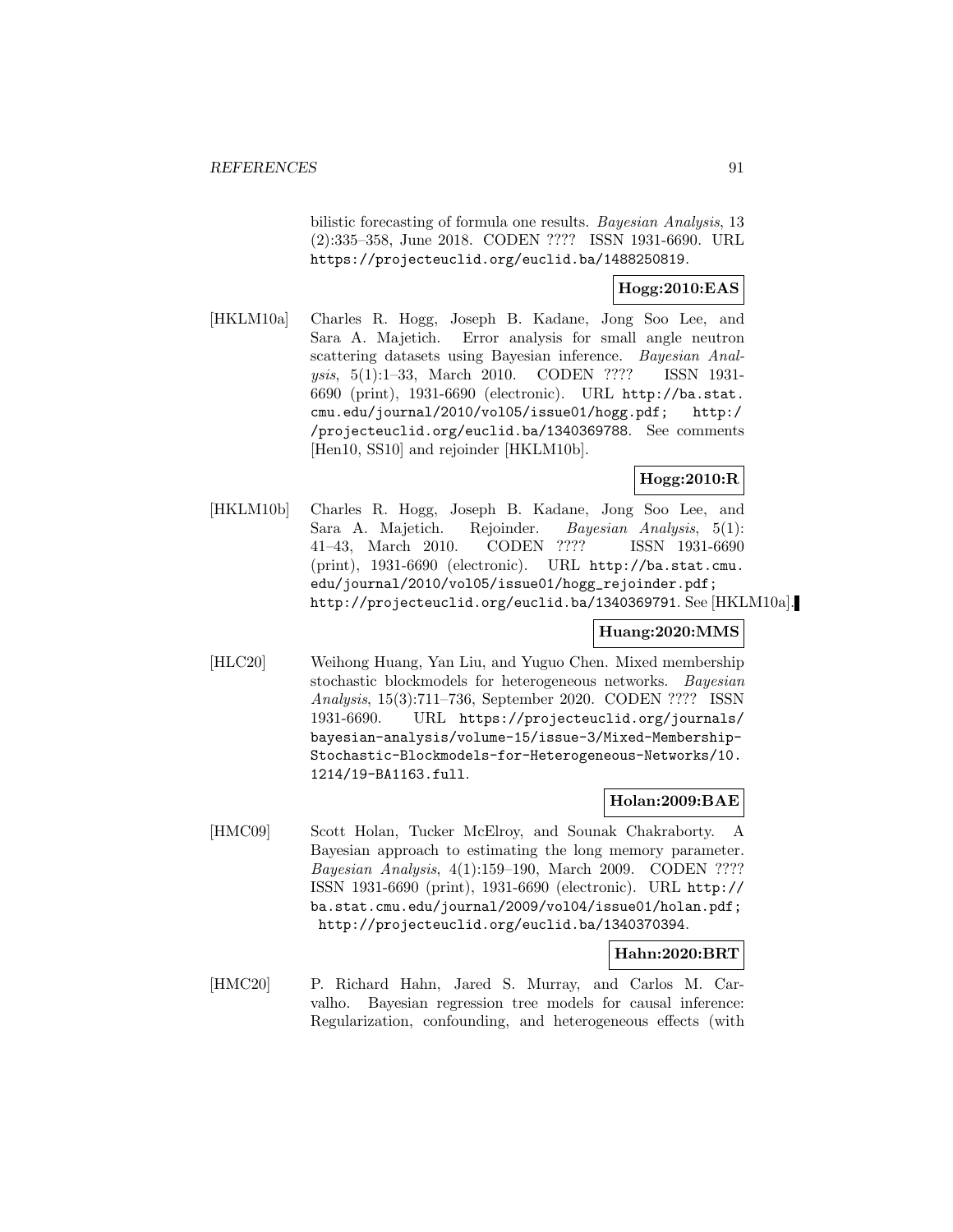bilistic forecasting of formula one results. *Bayesian Analysis*, 13 (2):335–358, June 2018. CODEN ???? ISSN 1931-6690. URL https://projecteuclid.org/euclid.ba/1488250819.

**Hogg:2010:EAS**

[HKLM10a] Charles R. Hogg, Joseph B. Kadane, Jong Soo Lee, and Sara A. Majetich. Error analysis for small angle neutron scattering datasets using Bayesian inference. *Bayesian Analysis*, 5(1):1–33, March 2010. CODEN ???? ISSN 1931-6690 (print), 1931-6690 (electronic). URL http://ba.stat.cmu.edu/journal/2010/vol05/issue01/hogg.pdf; http://projecteuclid.org/euclid.ba/1340369788. See comments [Hen10, SS10] and rejoinder [HKLM10b].

**Hogg:2010:R**

[HKLM10b] Charles R. Hogg, Joseph B. Kadane, Jong Soo Lee, and Sara A. Majetich. Rejoinder. *Bayesian Analysis*, 5(1): 41–43, March 2010. CODEN ???? ISSN 1931-6690 (print), 1931-6690 (electronic). URL http://ba.stat.cmu.edu/journal/2010/vol05/issue01/hogg_rejoinder.pdf; http://projecteuclid.org/euclid.ba/1340369791. See [HKLM10a].

**Huang:2020:MMS**

[HLC20] Weihong Huang, Yan Liu, and Yuguo Chen. Mixed membership stochastic blockmodels for heterogeneous networks. *Bayesian Analysis*, 15(3):711–736, September 2020. CODEN ???? ISSN 1931-6690. URL https://projecteuclid.org/journals/bayesian-analysis/volume-15/issue-3/Mixed-Membership-Stochastic-Blockmodels-for-Heterogeneous-Networks/10.1214/19-BA1163.full.

**Holan:2009:BAE**

[HMC09] Scott Holan, Tucker McElroy, and Sounak Chakraborty. A Bayesian approach to estimating the long memory parameter. *Bayesian Analysis*, 4(1):159–190, March 2009. CODEN ???? ISSN 1931-6690 (print), 1931-6690 (electronic). URL http://ba.stat.cmu.edu/journal/2009/vol04/issue01/holan.pdf; http://projecteuclid.org/euclid.ba/1340370394.

**Hahn:2020:BRT**

[HMC20] P. Richard Hahn, Jared S. Murray, and Carlos M. Carvalho. Bayesian regression tree models for causal inference: Regularization, confounding, and heterogeneous effects (with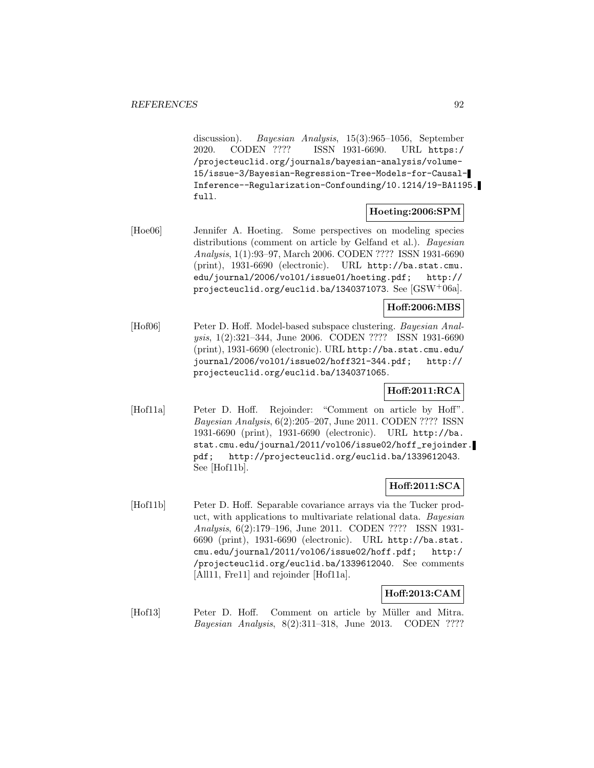discussion). *Bayesian Analysis*, 15(3):965–1056, September 2020. CODEN ???? ISSN 1931-6690. URL https://projecteuclid.org/journals/bayesian-analysis/volume-15/issue-3/Bayesian-Regression-Tree-Models-for-Causal-Inference--Regularization-Confounding/10.1214/19-BA1195.full.

**Hoeting:2006:SPM**

[Hoe06] Jennifer A. Hoeting. Some perspectives on modeling species distributions (comment on article by Gelfand et al.). *Bayesian Analysis*, 1(1):93–97, March 2006. CODEN ???? ISSN 1931-6690 (print), 1931-6690 (electronic). URL http://ba.stat.cmu.edu/journal/2006/vol01/issue01/hoeting.pdf; http://projecteuclid.org/euclid.ba/1340371073. See [GSW+06a].

**Hoff:2006:MBS**

[Hof06] Peter D. Hoff. Model-based subspace clustering. *Bayesian Analysis*, 1(2):321–344, June 2006. CODEN ???? ISSN 1931-6690 (print), 1931-6690 (electronic). URL http://ba.stat.cmu.edu/journal/2006/vol01/issue02/hoff321-344.pdf; http://projecteuclid.org/euclid.ba/1340371065.

**Hoff:2011:RCA**

[Hof11a] Peter D. Hoff. Rejoinder: "Comment on article by Hoff". *Bayesian Analysis*, 6(2):205–207, June 2011. CODEN ???? ISSN 1931-6690 (print), 1931-6690 (electronic). URL http://ba.stat.cmu.edu/journal/2011/vol06/issue02/hoff_rejoinder.pdf; http://projecteuclid.org/euclid.ba/1339612043. See [Hof11b].

**Hoff:2011:SCA**

[Hof11b] Peter D. Hoff. Separable covariance arrays via the Tucker product, with applications to multivariate relational data. *Bayesian Analysis*, 6(2):179–196, June 2011. CODEN ???? ISSN 1931-6690 (print), 1931-6690 (electronic). URL http://ba.stat.cmu.edu/journal/2011/vol06/issue02/hoff.pdf; http://projecteuclid.org/euclid.ba/1339612040. See comments [All11, Fre11] and rejoinder [Hof11a].

**Hoff:2013:CAM**

[Hof13] Peter D. Hoff. Comment on article by Müller and Mitra. *Bayesian Analysis*, 8(2):311–318, June 2013. CODEN ????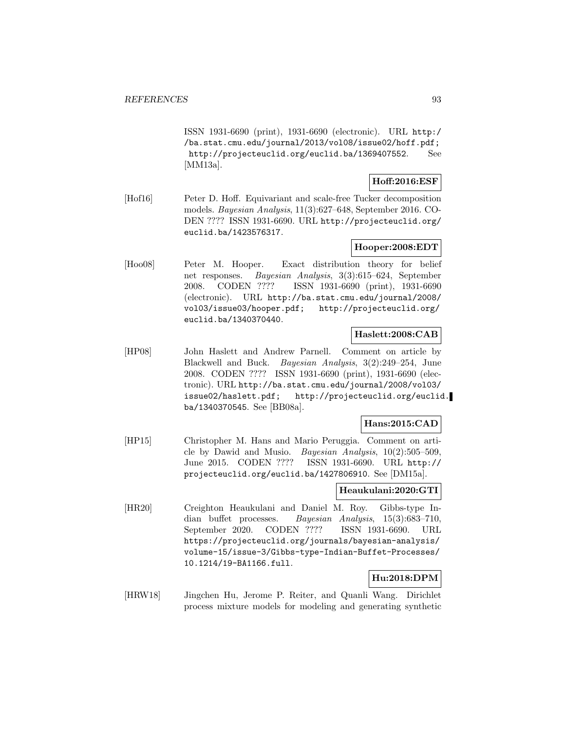ISSN 1931-6690 (print), 1931-6690 (electronic). URL http://ba.stat.cmu.edu/journal/2013/vol08/issue02/hoff.pdf; http://projecteuclid.org/euclid.ba/1369407552. See [MM13a].

**Hoff:2016:ESF**

[Hof16] Peter D. Hoff. Equivariant and scale-free Tucker decomposition models. *Bayesian Analysis*, 11(3):627–648, September 2016. CODEN ???? ISSN 1931-6690. URL http://projecteuclid.org/euclid.ba/1423576317.

**Hooper:2008:EDT**

[Hoo08] Peter M. Hooper. Exact distribution theory for belief net responses. *Bayesian Analysis*, 3(3):615–624, September 2008. CODEN ???? ISSN 1931-6690 (print), 1931-6690 (electronic). URL http://ba.stat.cmu.edu/journal/2008/vol03/issue03/hooper.pdf; http://projecteuclid.org/euclid.ba/1340370440.

**Haslett:2008:CAB**

[HP08] John Haslett and Andrew Parnell. Comment on article by Blackwell and Buck. *Bayesian Analysis*, 3(2):249–254, June 2008. CODEN ???? ISSN 1931-6690 (print), 1931-6690 (electronic). URL http://ba.stat.cmu.edu/journal/2008/vol03/issue02/haslett.pdf; http://projecteuclid.org/euclid.ba/1340370545. See [BB08a].

**Hans:2015:CAD**

[HP15] Christopher M. Hans and Mario Peruggia. Comment on article by Dawid and Musio. *Bayesian Analysis*, 10(2):505–509, June 2015. CODEN ???? ISSN 1931-6690. URL http://projecteuclid.org/euclid.ba/1427806910. See [DM15a].

**Heaukulani:2020:GTI**

[HR20] Creighton Heaukulani and Daniel M. Roy. Gibbs-type Indian buffet processes. *Bayesian Analysis*, 15(3):683–710, September 2020. CODEN ???? ISSN 1931-6690. URL https://projecteuclid.org/journals/bayesian-analysis/volume-15/issue-3/Gibbs-type-Indian-Buffet-Processes/10.1214/19-BA1166.full.

**Hu:2018:DPM**

[HRW18] Jingchen Hu, Jerome P. Reiter, and Quanli Wang. Dirichlet process mixture models for modeling and generating synthetic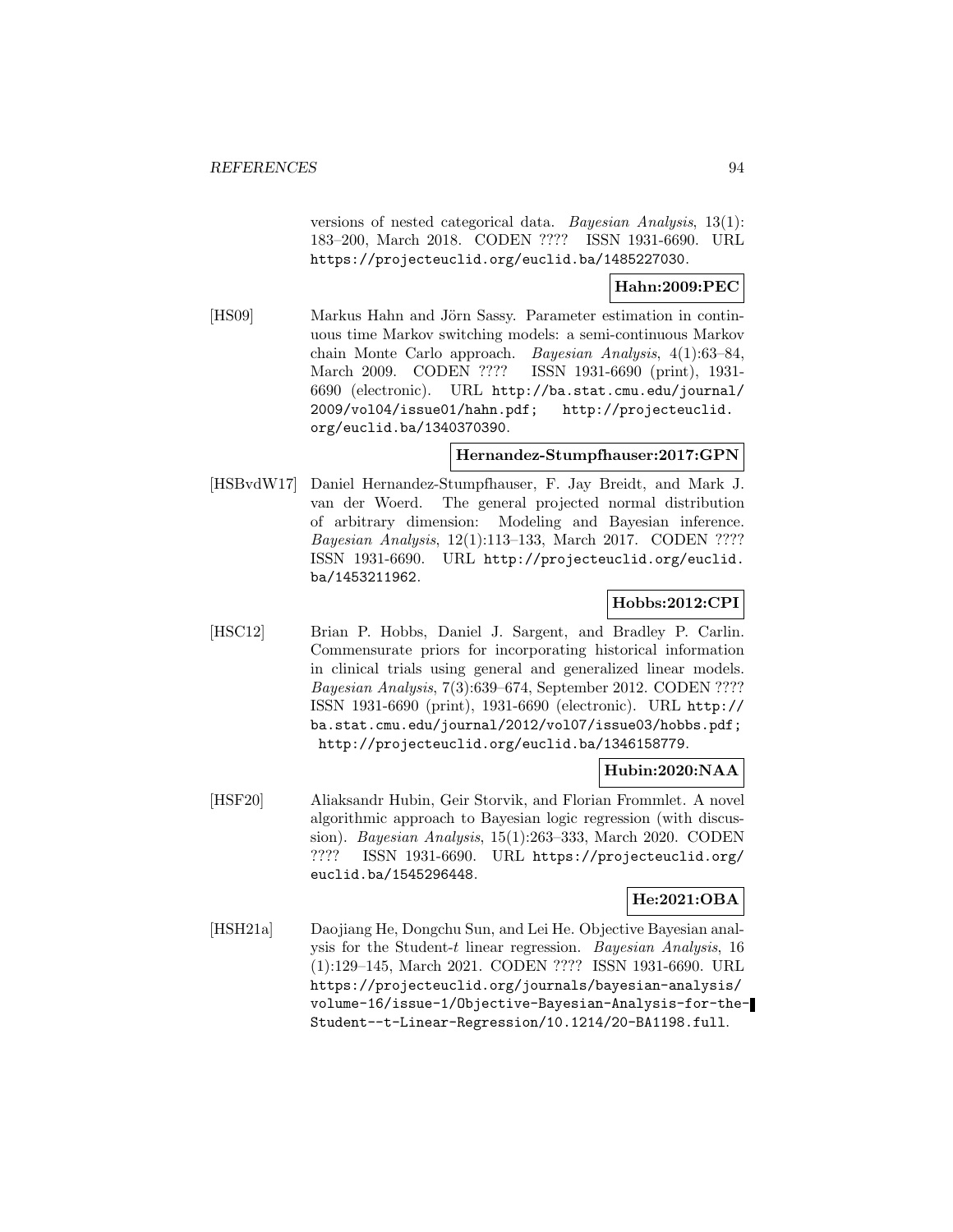versions of nested categorical data. *Bayesian Analysis*, 13(1): 183–200, March 2018. CODEN ???? ISSN 1931-6690. URL https://projecteuclid.org/euclid.ba/1485227030.

**Hahn:2009:PEC**

[HS09] Markus Hahn and Jörn Sassy. Parameter estimation in continuous time Markov switching models: a semi-continuous Markov chain Monte Carlo approach. *Bayesian Analysis*, 4(1):63–84, March 2009. CODEN ???? ISSN 1931-6690 (print), 1931-6690 (electronic). URL http://ba.stat.cmu.edu/journal/2009/vol04/issue01/hahn.pdf; http://projecteuclid.org/euclid.ba/1340370390.

**Hernandez-Stumpfhauser:2017:GPN**

[HSBvdW17] Daniel Hernandez-Stumpfhauser, F. Jay Breidt, and Mark J. van der Woerd. The general projected normal distribution of arbitrary dimension: Modeling and Bayesian inference. *Bayesian Analysis*, 12(1):113–133, March 2017. CODEN ???? ISSN 1931-6690. URL http://projecteuclid.org/euclid.ba/1453211962.

**Hobbs:2012:CPI**

[HSC12] Brian P. Hobbs, Daniel J. Sargent, and Bradley P. Carlin. Commensurate priors for incorporating historical information in clinical trials using general and generalized linear models. *Bayesian Analysis*, 7(3):639–674, September 2012. CODEN ???? ISSN 1931-6690 (print), 1931-6690 (electronic). URL http://ba.stat.cmu.edu/journal/2012/vol07/issue03/hobbs.pdf; http://projecteuclid.org/euclid.ba/1346158779.

**Hubin:2020:NAA**

[HSF20] Aliaksandr Hubin, Geir Storvik, and Florian Frommlet. A novel algorithmic approach to Bayesian logic regression (with discussion). *Bayesian Analysis*, 15(1):263–333, March 2020. CODEN ???? ISSN 1931-6690. URL https://projecteuclid.org/euclid.ba/1545296448.

**He:2021:OBA**

[HSH21a] Daojiang He, Dongchu Sun, and Lei He. Objective Bayesian analysis for the Student-$t$ linear regression. *Bayesian Analysis*, 16 (1):129–145, March 2021. CODEN ???? ISSN 1931-6690. URL https://projecteuclid.org/journals/bayesian-analysis/volume-16/issue-1/Objective-Bayesian-Analysis-for-the-Student--t-Linear-Regression/10.1214/20-BA1198.full.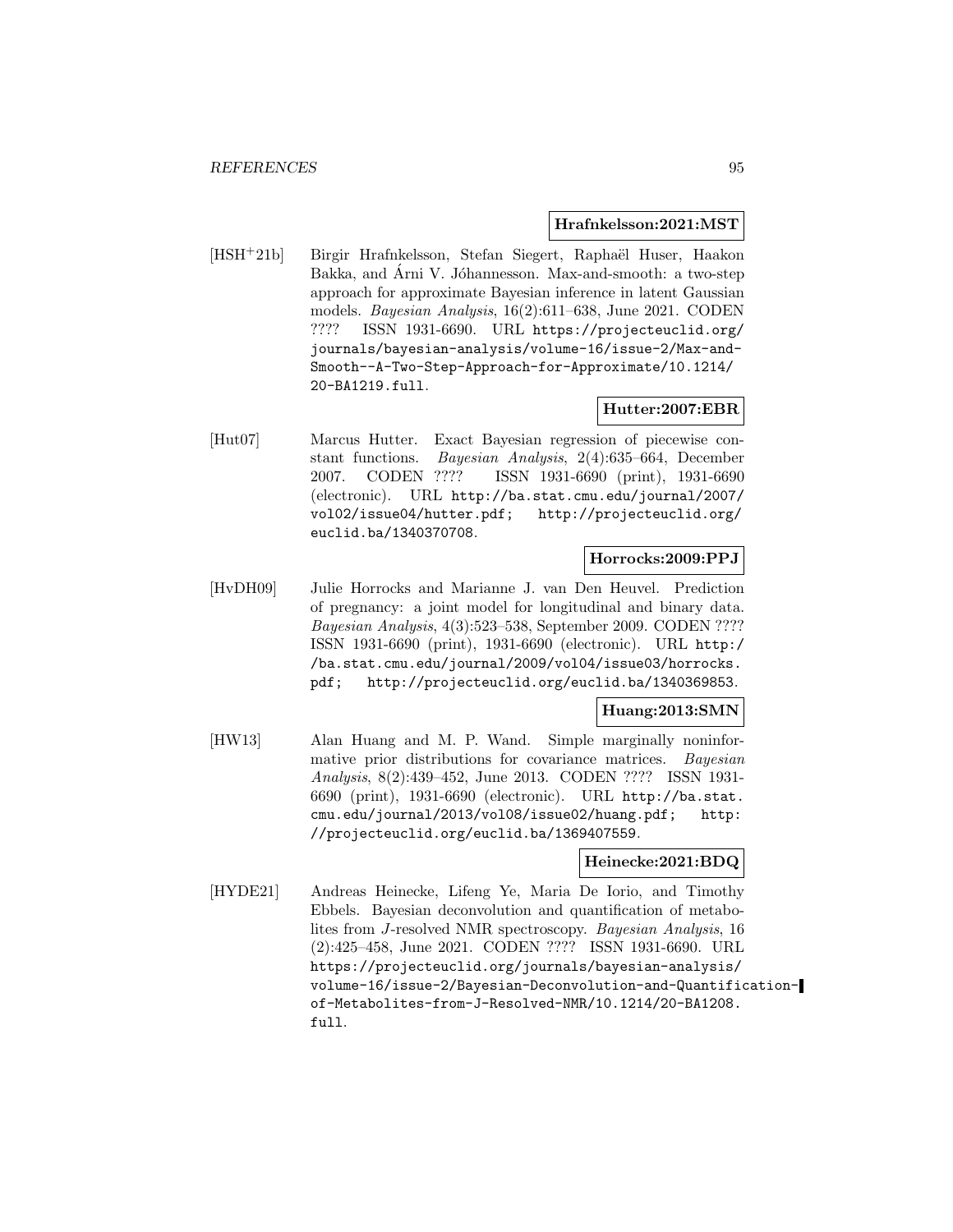**Hrafnkelsson:2021:MST**

[HSH+21b] Birgir Hrafnkelsson, Stefan Siegert, Raphaël Huser, Haakon Bakka, and Árni V. Jóhannesson. Max-and-smooth: a two-step approach for approximate Bayesian inference in latent Gaussian models. *Bayesian Analysis*, 16(2):611–638, June 2021. CODEN ???? ISSN 1931-6690. URL https://projecteuclid.org/journals/bayesian-analysis/volume-16/issue-2/Max-and-Smooth--A-Two-Step-Approach-for-Approximate/10.1214/20-BA1219.full.

**Hutter:2007:EBR**

[Hut07] Marcus Hutter. Exact Bayesian regression of piecewise constant functions. *Bayesian Analysis*, 2(4):635–664, December 2007. CODEN ???? ISSN 1931-6690 (print), 1931-6690 (electronic). URL http://ba.stat.cmu.edu/journal/2007/vol02/issue04/hutter.pdf; http://projecteuclid.org/euclid.ba/1340370708.

**Horrocks:2009:PPJ**

[HvDH09] Julie Horrocks and Marianne J. van Den Heuvel. Prediction of pregnancy: a joint model for longitudinal and binary data. *Bayesian Analysis*, 4(3):523–538, September 2009. CODEN ???? ISSN 1931-6690 (print), 1931-6690 (electronic). URL http://ba.stat.cmu.edu/journal/2009/vol04/issue03/horrocks.pdf; http://projecteuclid.org/euclid.ba/1340369853.

**Huang:2013:SMN**

[HW13] Alan Huang and M. P. Wand. Simple marginally noninformative prior distributions for covariance matrices. *Bayesian Analysis*, 8(2):439–452, June 2013. CODEN ???? ISSN 1931-6690 (print), 1931-6690 (electronic). URL http://ba.stat.cmu.edu/journal/2013/vol08/issue02/huang.pdf; http://projecteuclid.org/euclid.ba/1369407559.

**Heinecke:2021:BDQ**

[HYDE21] Andreas Heinecke, Lifeng Ye, Maria De Iorio, and Timothy Ebbels. Bayesian deconvolution and quantification of metabolites from *J*-resolved NMR spectroscopy. *Bayesian Analysis*, 16 (2):425–458, June 2021. CODEN ???? ISSN 1931-6690. URL https://projecteuclid.org/journals/bayesian-analysis/volume-16/issue-2/Bayesian-Deconvolution-and-Quantification-of-Metabolites-from-J-Resolved-NMR/10.1214/20-BA1208.full.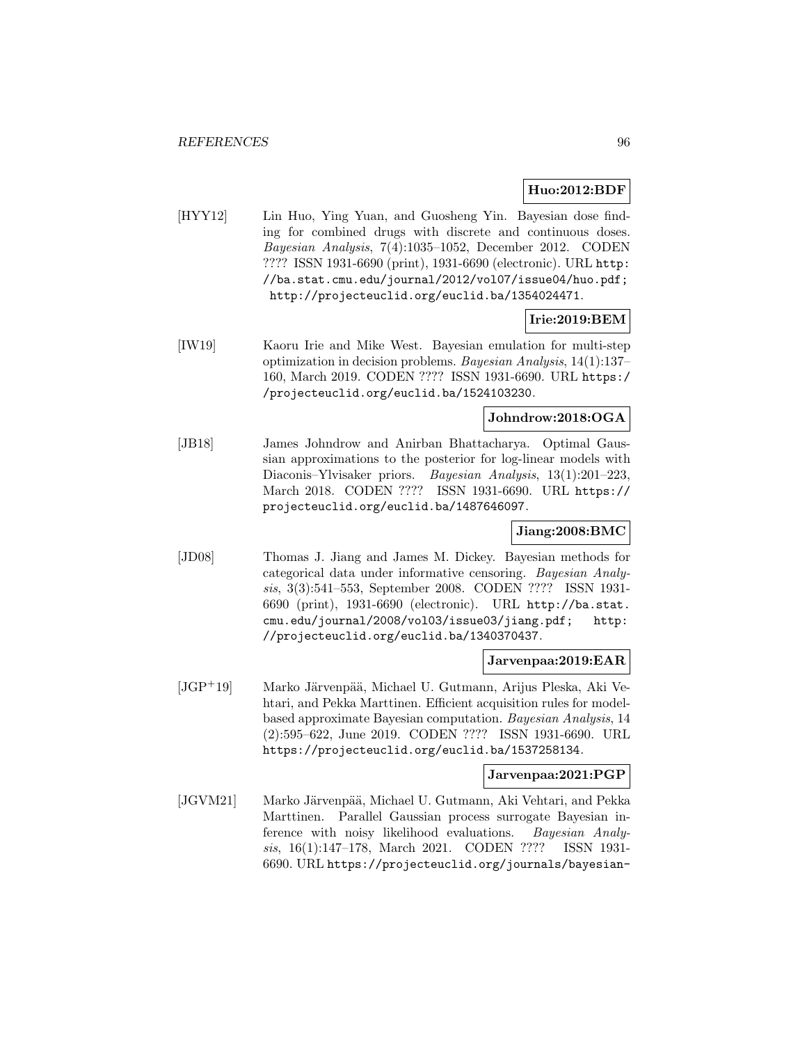**Huo:2012:BDF**

[HYY12] Lin Huo, Ying Yuan, and Guosheng Yin. Bayesian dose finding for combined drugs with discrete and continuous doses. *Bayesian Analysis*, 7(4):1035–1052, December 2012. CODEN ???? ISSN 1931-6690 (print), 1931-6690 (electronic). URL http://ba.stat.cmu.edu/journal/2012/vol07/issue04/huo.pdf; http://projecteuclid.org/euclid.ba/1354024471.

**Irie:2019:BEM**

[IW19] Kaoru Irie and Mike West. Bayesian emulation for multi-step optimization in decision problems. *Bayesian Analysis*, 14(1):137–160, March 2019. CODEN ???? ISSN 1931-6690. URL https://projecteuclid.org/euclid.ba/1524103230.

**Johndrow:2018:OGA**

[JB18] James Johndrow and Anirban Bhattacharya. Optimal Gaussian approximations to the posterior for log-linear models with Diaconis–Ylvisaker priors. *Bayesian Analysis*, 13(1):201–223, March 2018. CODEN ???? ISSN 1931-6690. URL https://projecteuclid.org/euclid.ba/1487646097.

**Jiang:2008:BMC**

[JD08] Thomas J. Jiang and James M. Dickey. Bayesian methods for categorical data under informative censoring. *Bayesian Analysis*, 3(3):541–553, September 2008. CODEN ???? ISSN 1931-6690 (print), 1931-6690 (electronic). URL http://ba.stat.cmu.edu/journal/2008/vol03/issue03/jiang.pdf; http://projecteuclid.org/euclid.ba/1340370437.

**Jarvenpaa:2019:EAR**

[JGP+19] Marko Järvenpää, Michael U. Gutmann, Arijus Pleska, Aki Vehtari, and Pekka Marttinen. Efficient acquisition rules for model-based approximate Bayesian computation. *Bayesian Analysis*, 14(2):595–622, June 2019. CODEN ???? ISSN 1931-6690. URL https://projecteuclid.org/euclid.ba/1537258134.

**Jarvenpaa:2021:PGP**

[JGVM21] Marko Järvenpää, Michael U. Gutmann, Aki Vehtari, and Pekka Marttinen. Parallel Gaussian process surrogate Bayesian inference with noisy likelihood evaluations. *Bayesian Analysis*, 16(1):147–178, March 2021. CODEN ???? ISSN 1931-6690. URL https://projecteuclid.org/journals/bayesian-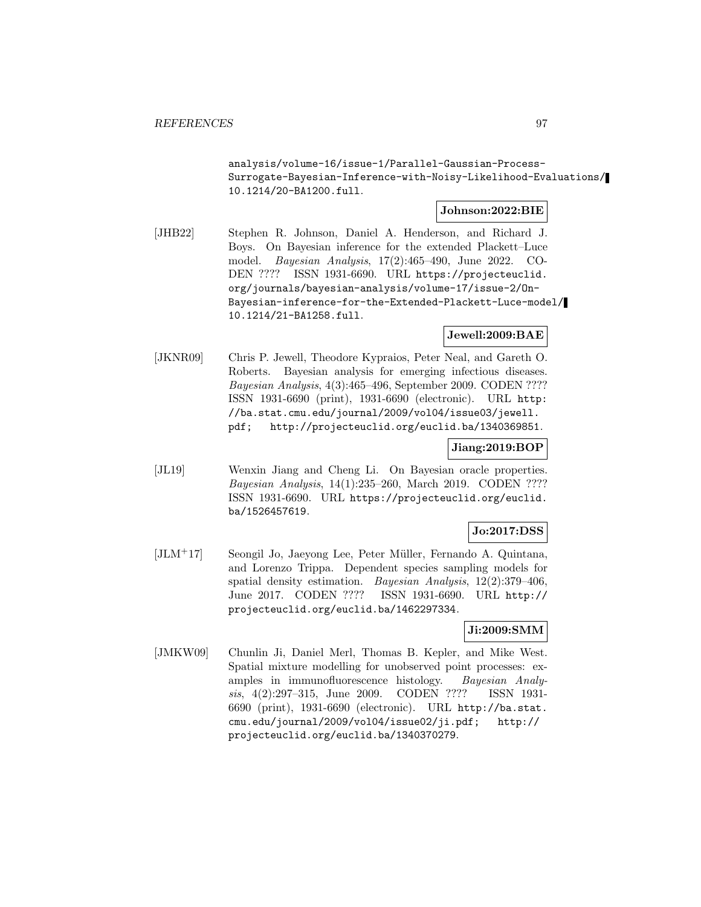analysis/volume-16/issue-1/Parallel-Gaussian-Process-Surrogate-Bayesian-Inference-with-Noisy-Likelihood-Evaluations/10.1214/20-BA1200.full.

**Johnson:2022:BIE**

[JHB22] Stephen R. Johnson, Daniel A. Henderson, and Richard J. Boys. On Bayesian inference for the extended Plackett–Luce model. *Bayesian Analysis*, 17(2):465–490, June 2022. CODEN ???? ISSN 1931-6690. URL https://projecteuclid.org/journals/bayesian-analysis/volume-17/issue-2/On-Bayesian-inference-for-the-Extended-Plackett-Luce-model/10.1214/21-BA1258.full.

**Jewell:2009:BAE**

[JKNR09] Chris P. Jewell, Theodore Kypraios, Peter Neal, and Gareth O. Roberts. Bayesian analysis for emerging infectious diseases. *Bayesian Analysis*, 4(3):465–496, September 2009. CODEN ???? ISSN 1931-6690 (print), 1931-6690 (electronic). URL http://ba.stat.cmu.edu/journal/2009/vol04/issue03/jewell.pdf; http://projecteuclid.org/euclid.ba/1340369851.

**Jiang:2019:BOP**

[JL19] Wenxin Jiang and Cheng Li. On Bayesian oracle properties. *Bayesian Analysis*, 14(1):235–260, March 2019. CODEN ???? ISSN 1931-6690. URL https://projecteuclid.org/euclid.ba/1526457619.

**Jo:2017:DSS**

[JLM+17] Seongil Jo, Jaeyong Lee, Peter Müller, Fernando A. Quintana, and Lorenzo Trippa. Dependent species sampling models for spatial density estimation. *Bayesian Analysis*, 12(2):379–406, June 2017. CODEN ???? ISSN 1931-6690. URL http://projecteuclid.org/euclid.ba/1462297334.

**Ji:2009:SMM**

[JMKW09] Chunlin Ji, Daniel Merl, Thomas B. Kepler, and Mike West. Spatial mixture modelling for unobserved point processes: examples in immunofluorescence histology. *Bayesian Analysis*, 4(2):297–315, June 2009. CODEN ???? ISSN 1931-6690 (print), 1931-6690 (electronic). URL http://ba.stat.cmu.edu/journal/2009/vol04/issue02/ji.pdf; http://projecteuclid.org/euclid.ba/1340370279.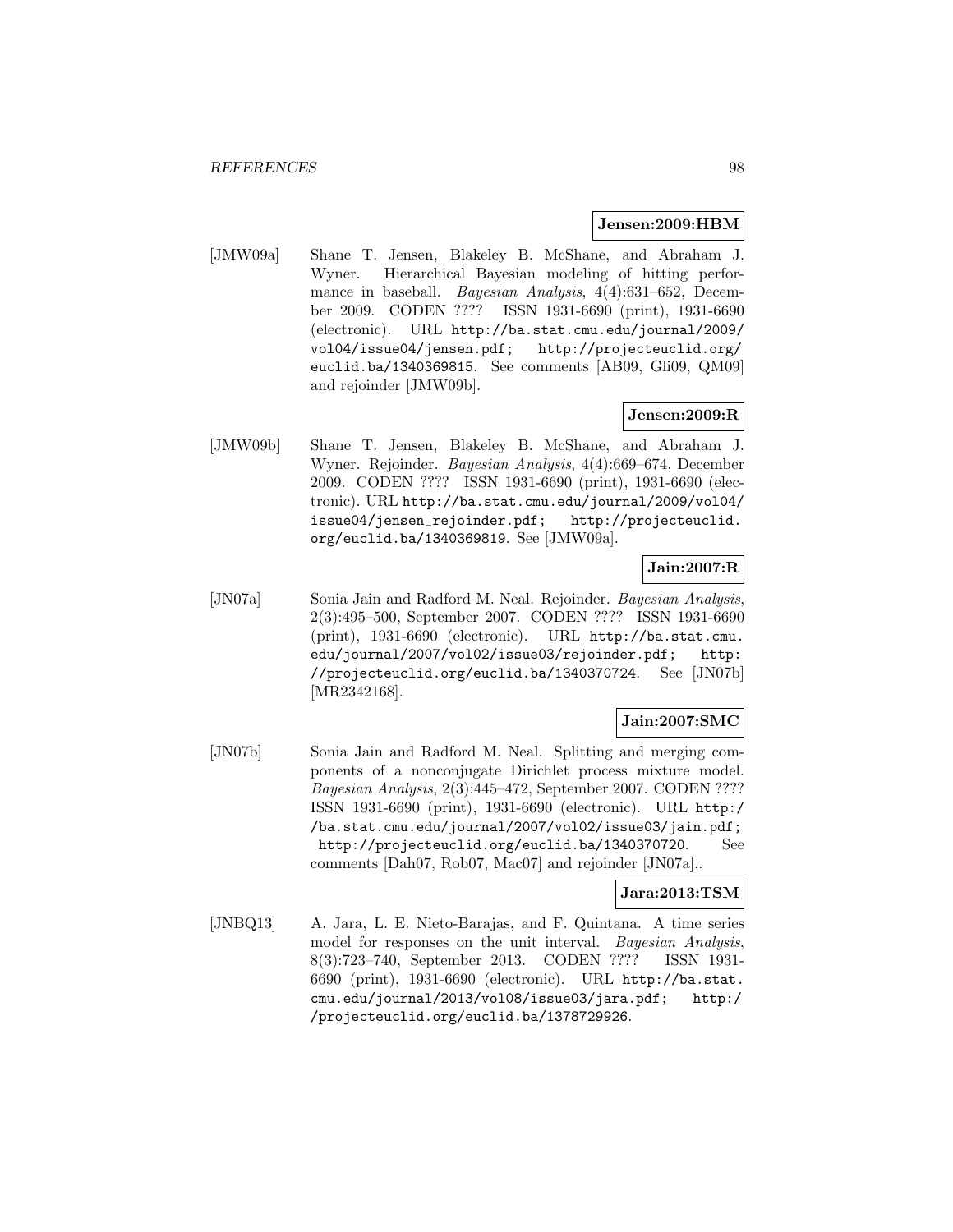**Jensen:2009:HBM**

[JMW09a] Shane T. Jensen, Blakeley B. McShane, and Abraham J. Wyner. Hierarchical Bayesian modeling of hitting performance in baseball. *Bayesian Analysis*, 4(4):631–652, December 2009. CODEN ???? ISSN 1931-6690 (print), 1931-6690 (electronic). URL http://ba.stat.cmu.edu/journal/2009/vol04/issue04/jensen.pdf; http://projecteuclid.org/euclid.ba/1340369815. See comments [AB09, Gli09, QM09] and rejoinder [JMW09b].

**Jensen:2009:R**

[JMW09b] Shane T. Jensen, Blakeley B. McShane, and Abraham J. Wyner. Rejoinder. *Bayesian Analysis*, 4(4):669–674, December 2009. CODEN ???? ISSN 1931-6690 (print), 1931-6690 (electronic). URL http://ba.stat.cmu.edu/journal/2009/vol04/issue04/jensen_rejoinder.pdf; http://projecteuclid.org/euclid.ba/1340369819. See [JMW09a].

**Jain:2007:R**

[JN07a] Sonia Jain and Radford M. Neal. Rejoinder. *Bayesian Analysis*, 2(3):495–500, September 2007. CODEN ???? ISSN 1931-6690 (print), 1931-6690 (electronic). URL http://ba.stat.cmu.edu/journal/2007/vol02/issue03/rejoinder.pdf; http://projecteuclid.org/euclid.ba/1340370724. See [JN07b] [MR2342168].

**Jain:2007:SMC**

[JN07b] Sonia Jain and Radford M. Neal. Splitting and merging components of a nonconjugate Dirichlet process mixture model. *Bayesian Analysis*, 2(3):445–472, September 2007. CODEN ???? ISSN 1931-6690 (print), 1931-6690 (electronic). URL http://ba.stat.cmu.edu/journal/2007/vol02/issue03/jain.pdf; http://projecteuclid.org/euclid.ba/1340370720. See comments [Dah07, Rob07, Mac07] and rejoinder [JN07a]..

**Jara:2013:TSM**

[JNBQ13] A. Jara, L. E. Nieto-Barajas, and F. Quintana. A time series model for responses on the unit interval. *Bayesian Analysis*, 8(3):723–740, September 2013. CODEN ???? ISSN 1931-6690 (print), 1931-6690 (electronic). URL http://ba.stat.cmu.edu/journal/2013/vol08/issue03/jara.pdf; http://projecteuclid.org/euclid.ba/1378729926.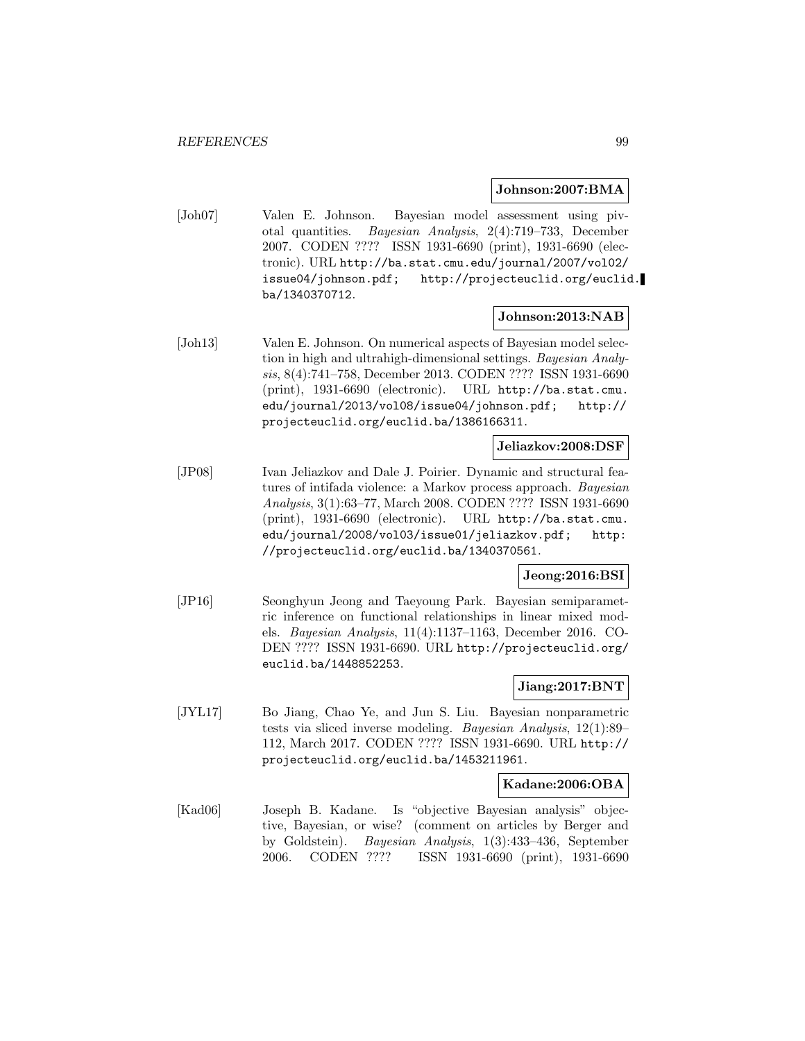**Johnson:2007:BMA**

[Joh07] Valen E. Johnson. Bayesian model assessment using pivotal quantities. *Bayesian Analysis*, 2(4):719–733, December 2007. CODEN ???? ISSN 1931-6690 (print), 1931-6690 (electronic). URL `http://ba.stat.cmu.edu/journal/2007/vol02/issue04/johnson.pdf; http://projecteuclid.org/euclid.ba/1340370712`.

**Johnson:2013:NAB**

[Joh13] Valen E. Johnson. On numerical aspects of Bayesian model selection in high and ultrahigh-dimensional settings. *Bayesian Analysis*, 8(4):741–758, December 2013. CODEN ???? ISSN 1931-6690 (print), 1931-6690 (electronic). URL `http://ba.stat.cmu.edu/journal/2013/vol08/issue04/johnson.pdf; http://projecteuclid.org/euclid.ba/1386166311`.

**Jeliazkov:2008:DSF**

[JP08] Ivan Jeliazkov and Dale J. Poirier. Dynamic and structural features of intifada violence: a Markov process approach. *Bayesian Analysis*, 3(1):63–77, March 2008. CODEN ???? ISSN 1931-6690 (print), 1931-6690 (electronic). URL `http://ba.stat.cmu.edu/journal/2008/vol03/issue01/jeliazkov.pdf; http://projecteuclid.org/euclid.ba/1340370561`.

**Jeong:2016:BSI**

[JP16] Seonghyun Jeong and Taeyoung Park. Bayesian semiparametric inference on functional relationships in linear mixed models. *Bayesian Analysis*, 11(4):1137–1163, December 2016. CODEN ???? ISSN 1931-6690. URL `http://projecteuclid.org/euclid.ba/1448852253`.

**Jiang:2017:BNT**

[JYL17] Bo Jiang, Chao Ye, and Jun S. Liu. Bayesian nonparametric tests via sliced inverse modeling. *Bayesian Analysis*, 12(1):89–112, March 2017. CODEN ???? ISSN 1931-6690. URL `http://projecteuclid.org/euclid.ba/1453211961`.

**Kadane:2006:OBA**

[Kad06] Joseph B. Kadane. Is "objective Bayesian analysis" objective, Bayesian, or wise? (comment on articles by Berger and by Goldstein). *Bayesian Analysis*, 1(3):433–436, September 2006. CODEN ???? ISSN 1931-6690 (print), 1931-6690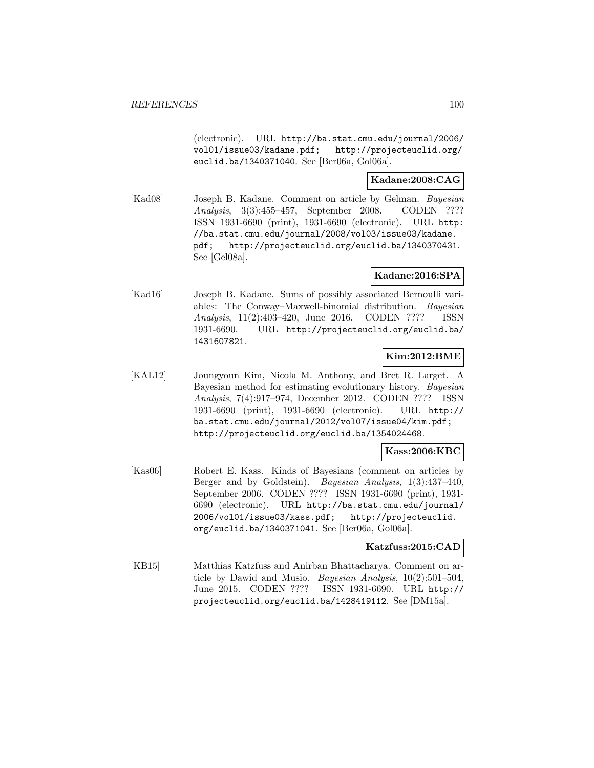(electronic). URL http://ba.stat.cmu.edu/journal/2006/vol01/issue03/kadane.pdf; http://projecteuclid.org/euclid.ba/1340371040. See [Ber06a, Gol06a].

**Kadane:2008:CAG**

[Kad08] Joseph B. Kadane. Comment on article by Gelman. *Bayesian Analysis*, 3(3):455–457, September 2008. CODEN ???? ISSN 1931-6690 (print), 1931-6690 (electronic). URL http://ba.stat.cmu.edu/journal/2008/vol03/issue03/kadane.pdf; http://projecteuclid.org/euclid.ba/1340370431. See [Gel08a].

**Kadane:2016:SPA**

[Kad16] Joseph B. Kadane. Sums of possibly associated Bernoulli variables: The Conway–Maxwell-binomial distribution. *Bayesian Analysis*, 11(2):403–420, June 2016. CODEN ???? ISSN 1931-6690. URL http://projecteuclid.org/euclid.ba/1431607821.

**Kim:2012:BME**

[KAL12] Joungyoun Kim, Nicola M. Anthony, and Bret R. Larget. A Bayesian method for estimating evolutionary history. *Bayesian Analysis*, 7(4):917–974, December 2012. CODEN ???? ISSN 1931-6690 (print), 1931-6690 (electronic). URL http://ba.stat.cmu.edu/journal/2012/vol07/issue04/kim.pdf; http://projecteuclid.org/euclid.ba/1354024468.

**Kass:2006:KBC**

[Kas06] Robert E. Kass. Kinds of Bayesians (comment on articles by Berger and by Goldstein). *Bayesian Analysis*, 1(3):437–440, September 2006. CODEN ???? ISSN 1931-6690 (print), 1931-6690 (electronic). URL http://ba.stat.cmu.edu/journal/2006/vol01/issue03/kass.pdf; http://projecteuclid.org/euclid.ba/1340371041. See [Ber06a, Gol06a].

**Katzfuss:2015:CAD**

[KB15] Matthias Katzfuss and Anirban Bhattacharya. Comment on article by Dawid and Musio. *Bayesian Analysis*, 10(2):501–504, June 2015. CODEN ???? ISSN 1931-6690. URL http://projecteuclid.org/euclid.ba/1428419112. See [DM15a].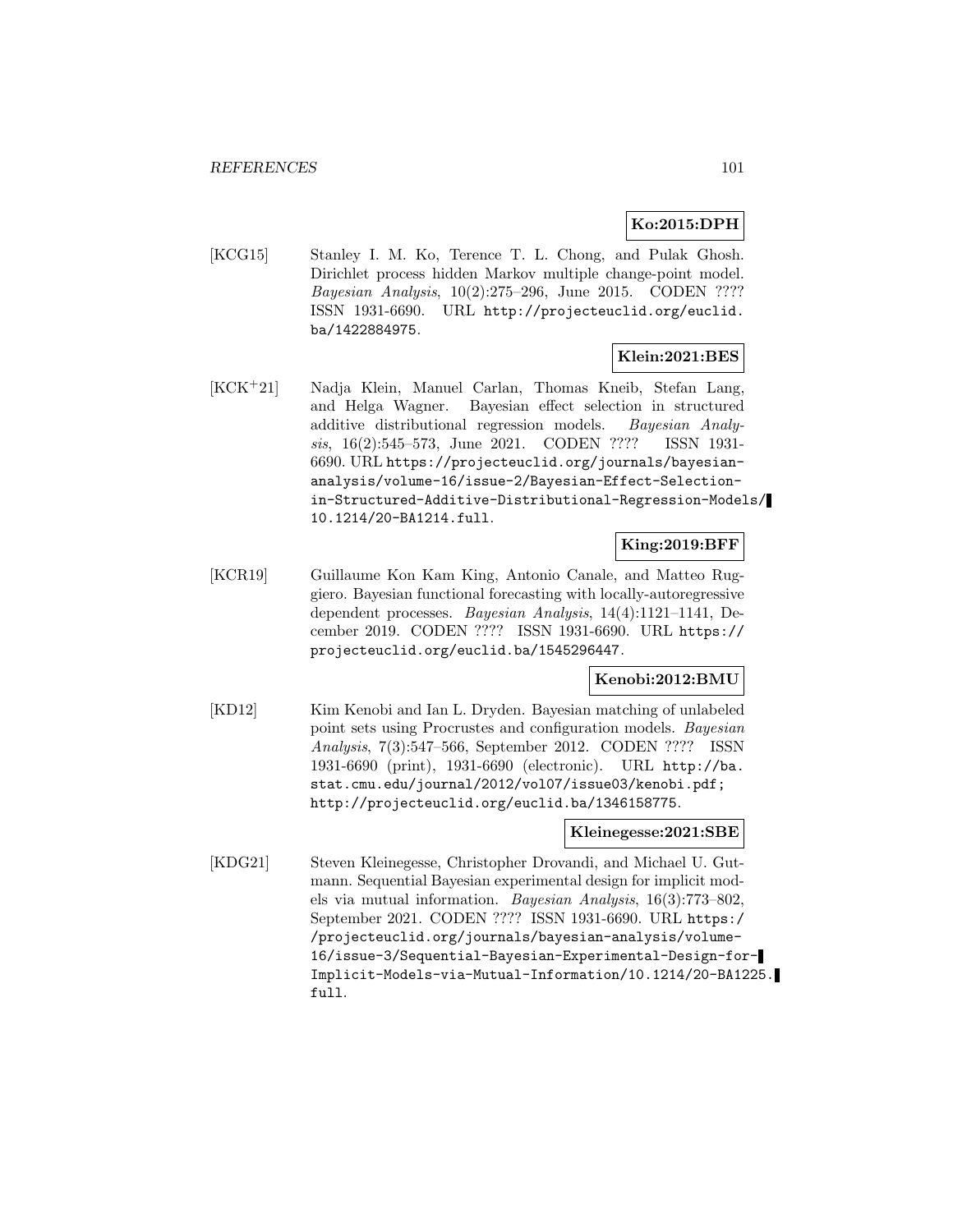**Ko:2015:DPH**

[KCG15] Stanley I. M. Ko, Terence T. L. Chong, and Pulak Ghosh. Dirichlet process hidden Markov multiple change-point model. *Bayesian Analysis*, 10(2):275–296, June 2015. CODEN ???? ISSN 1931-6690. URL http://projecteuclid.org/euclid.ba/1422884975.

**Klein:2021:BES**

[KCK+21] Nadja Klein, Manuel Carlan, Thomas Kneib, Stefan Lang, and Helga Wagner. Bayesian effect selection in structured additive distributional regression models. *Bayesian Analysis*, 16(2):545–573, June 2021. CODEN ???? ISSN 1931-6690. URL https://projecteuclid.org/journals/bayesian-analysis/volume-16/issue-2/Bayesian-Effect-Selection-in-Structured-Additive-Distributional-Regression-Models/10.1214/20-BA1214.full.

**King:2019:BFF**

[KCR19] Guillaume Kon Kam King, Antonio Canale, and Matteo Ruggiero. Bayesian functional forecasting with locally-autoregressive dependent processes. *Bayesian Analysis*, 14(4):1121–1141, December 2019. CODEN ???? ISSN 1931-6690. URL https://projecteuclid.org/euclid.ba/1545296447.

**Kenobi:2012:BMU**

[KD12] Kim Kenobi and Ian L. Dryden. Bayesian matching of unlabeled point sets using Procrustes and configuration models. *Bayesian Analysis*, 7(3):547–566, September 2012. CODEN ???? ISSN 1931-6690 (print), 1931-6690 (electronic). URL http://ba.stat.cmu.edu/journal/2012/vol07/issue03/kenobi.pdf; http://projecteuclid.org/euclid.ba/1346158775.

**Kleinegesse:2021:SBE**

[KDG21] Steven Kleinegesse, Christopher Drovandi, and Michael U. Gutmann. Sequential Bayesian experimental design for implicit models via mutual information. *Bayesian Analysis*, 16(3):773–802, September 2021. CODEN ???? ISSN 1931-6690. URL https://projecteuclid.org/journals/bayesian-analysis/volume-16/issue-3/Sequential-Bayesian-Experimental-Design-for-Implicit-Models-via-Mutual-Information/10.1214/20-BA1225.full.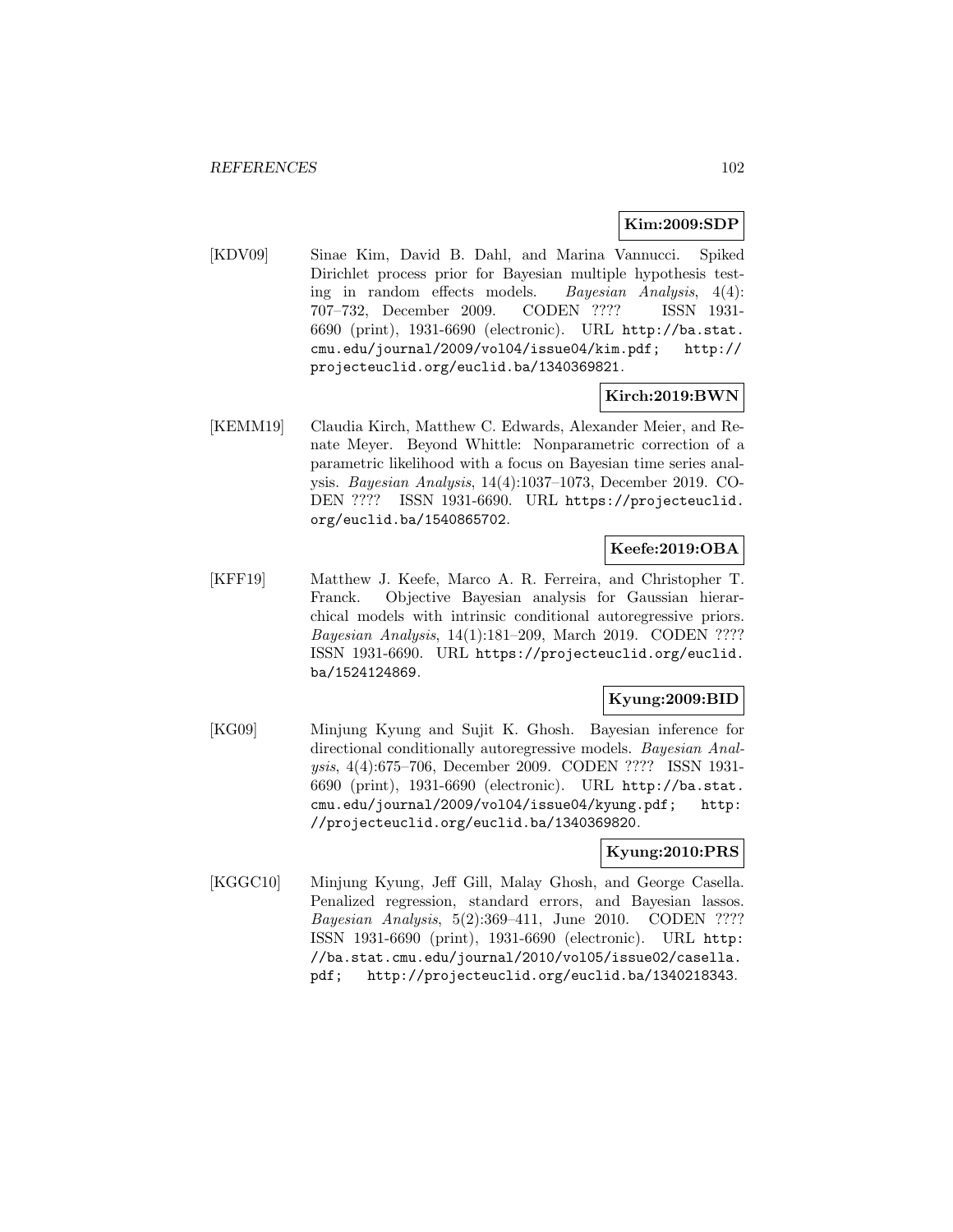**Kim:2009:SDP**

[KDV09] Sinae Kim, David B. Dahl, and Marina Vannucci. Spiked Dirichlet process prior for Bayesian multiple hypothesis testing in random effects models. *Bayesian Analysis*, 4(4): 707–732, December 2009. CODEN ???? ISSN 1931-6690 (print), 1931-6690 (electronic). URL http://ba.stat.cmu.edu/journal/2009/vol04/issue04/kim.pdf; http://projecteuclid.org/euclid.ba/1340369821.

**Kirch:2019:BWN**

[KEMM19] Claudia Kirch, Matthew C. Edwards, Alexander Meier, and Renate Meyer. Beyond Whittle: Nonparametric correction of a parametric likelihood with a focus on Bayesian time series analysis. *Bayesian Analysis*, 14(4):1037–1073, December 2019. CODEN ???? ISSN 1931-6690. URL https://projecteuclid.org/euclid.ba/1540865702.

**Keefe:2019:OBA**

[KFF19] Matthew J. Keefe, Marco A. R. Ferreira, and Christopher T. Franck. Objective Bayesian analysis for Gaussian hierarchical models with intrinsic conditional autoregressive priors. *Bayesian Analysis*, 14(1):181–209, March 2019. CODEN ???? ISSN 1931-6690. URL https://projecteuclid.org/euclid.ba/1524124869.

**Kyung:2009:BID**

[KG09] Minjung Kyung and Sujit K. Ghosh. Bayesian inference for directional conditionally autoregressive models. *Bayesian Analysis*, 4(4):675–706, December 2009. CODEN ???? ISSN 1931-6690 (print), 1931-6690 (electronic). URL http://ba.stat.cmu.edu/journal/2009/vol04/issue04/kyung.pdf; http://projecteuclid.org/euclid.ba/1340369820.

**Kyung:2010:PRS**

[KGGC10] Minjung Kyung, Jeff Gill, Malay Ghosh, and George Casella. Penalized regression, standard errors, and Bayesian lassos. *Bayesian Analysis*, 5(2):369–411, June 2010. CODEN ???? ISSN 1931-6690 (print), 1931-6690 (electronic). URL http://ba.stat.cmu.edu/journal/2010/vol05/issue02/casella.pdf; http://projecteuclid.org/euclid.ba/1340218343.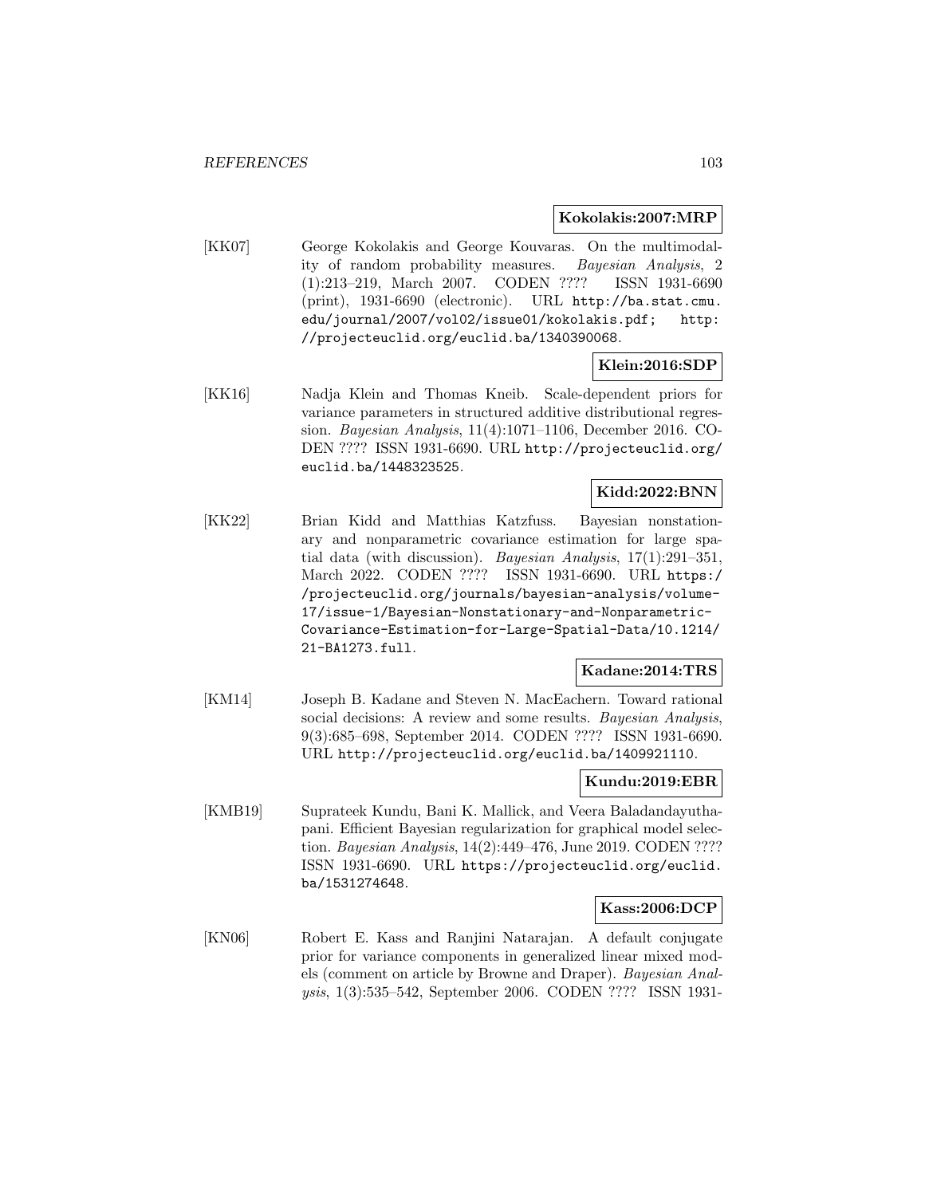**Kokolakis:2007:MRP**

[KK07] George Kokolakis and George Kouvaras. On the multimodality of random probability measures. *Bayesian Analysis*, 2 (1):213–219, March 2007. CODEN ???? ISSN 1931-6690 (print), 1931-6690 (electronic). URL http://ba.stat.cmu.edu/journal/2007/vol02/issue01/kokolakis.pdf; http://projecteuclid.org/euclid.ba/1340390068.

**Klein:2016:SDP**

[KK16] Nadja Klein and Thomas Kneib. Scale-dependent priors for variance parameters in structured additive distributional regression. *Bayesian Analysis*, 11(4):1071–1106, December 2016. CODEN ???? ISSN 1931-6690. URL http://projecteuclid.org/euclid.ba/1448323525.

**Kidd:2022:BNN**

[KK22] Brian Kidd and Matthias Katzfuss. Bayesian nonstationary and nonparametric covariance estimation for large spatial data (with discussion). *Bayesian Analysis*, 17(1):291–351, March 2022. CODEN ???? ISSN 1931-6690. URL https://projecteuclid.org/journals/bayesian-analysis/volume-17/issue-1/Bayesian-Nonstationary-and-Nonparametric-Covariance-Estimation-for-Large-Spatial-Data/10.1214/21-BA1273.full.

**Kadane:2014:TRS**

[KM14] Joseph B. Kadane and Steven N. MacEachern. Toward rational social decisions: A review and some results. *Bayesian Analysis*, 9(3):685–698, September 2014. CODEN ???? ISSN 1931-6690. URL http://projecteuclid.org/euclid.ba/1409921110.

**Kundu:2019:EBR**

[KMB19] Suprateek Kundu, Bani K. Mallick, and Veera Baladandayuthapani. Efficient Bayesian regularization for graphical model selection. *Bayesian Analysis*, 14(2):449–476, June 2019. CODEN ???? ISSN 1931-6690. URL https://projecteuclid.org/euclid.ba/1531274648.

**Kass:2006:DCP**

[KN06] Robert E. Kass and Ranjini Natarajan. A default conjugate prior for variance components in generalized linear mixed models (comment on article by Browne and Draper). *Bayesian Analysis*, 1(3):535–542, September 2006. CODEN ???? ISSN 1931-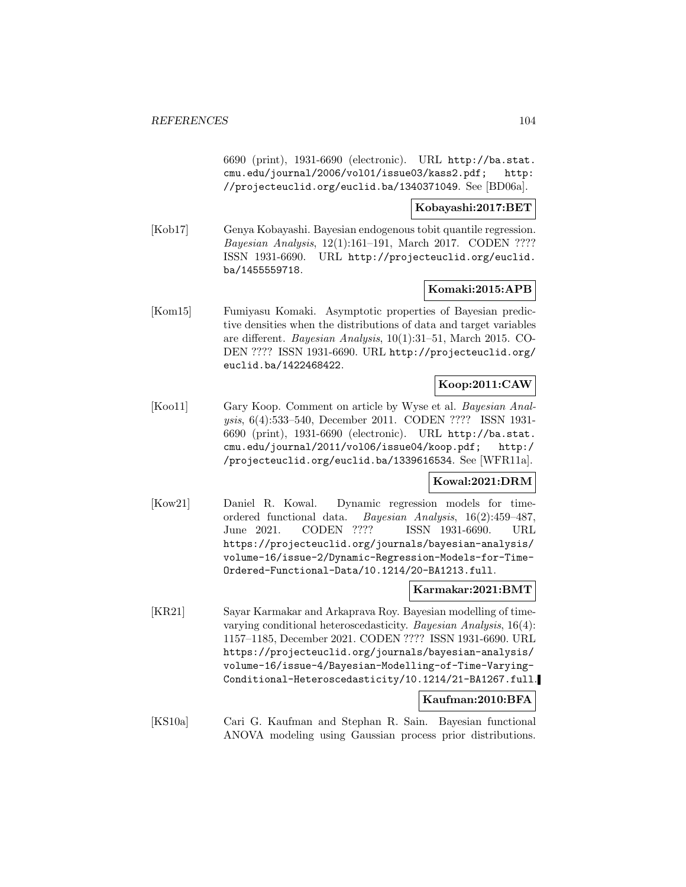6690 (print), 1931-6690 (electronic). URL http://ba.stat.cmu.edu/journal/2006/vol01/issue03/kass2.pdf; http://projecteuclid.org/euclid.ba/1340371049. See [BD06a].

**Kobayashi:2017:BET**

[Kob17] Genya Kobayashi. Bayesian endogenous tobit quantile regression. *Bayesian Analysis*, 12(1):161–191, March 2017. CODEN ???? ISSN 1931-6690. URL http://projecteuclid.org/euclid.ba/1455559718.

**Komaki:2015:APB**

[Kom15] Fumiyasu Komaki. Asymptotic properties of Bayesian predictive densities when the distributions of data and target variables are different. *Bayesian Analysis*, 10(1):31–51, March 2015. CODEN ???? ISSN 1931-6690. URL http://projecteuclid.org/euclid.ba/1422468422.

**Koop:2011:CAW**

[Koo11] Gary Koop. Comment on article by Wyse et al. *Bayesian Analysis*, 6(4):533–540, December 2011. CODEN ???? ISSN 1931-6690 (print), 1931-6690 (electronic). URL http://ba.stat.cmu.edu/journal/2011/vol06/issue04/koop.pdf; http://projecteuclid.org/euclid.ba/1339616534. See [WFR11a].

**Kowal:2021:DRM**

[Kow21] Daniel R. Kowal. Dynamic regression models for time-ordered functional data. *Bayesian Analysis*, 16(2):459–487, June 2021. CODEN ???? ISSN 1931-6690. URL https://projecteuclid.org/journals/bayesian-analysis/volume-16/issue-2/Dynamic-Regression-Models-for-Time-Ordered-Functional-Data/10.1214/20-BA1213.full.

**Karmakar:2021:BMT**

[KR21] Sayar Karmakar and Arkaprava Roy. Bayesian modelling of time-varying conditional heteroscedasticity. *Bayesian Analysis*, 16(4):1157–1185, December 2021. CODEN ???? ISSN 1931-6690. URL https://projecteuclid.org/journals/bayesian-analysis/volume-16/issue-4/Bayesian-Modelling-of-Time-Varying-Conditional-Heteroscedasticity/10.1214/21-BA1267.full.

**Kaufman:2010:BFA**

[KS10a] Cari G. Kaufman and Stephan R. Sain. Bayesian functional ANOVA modeling using Gaussian process prior distributions.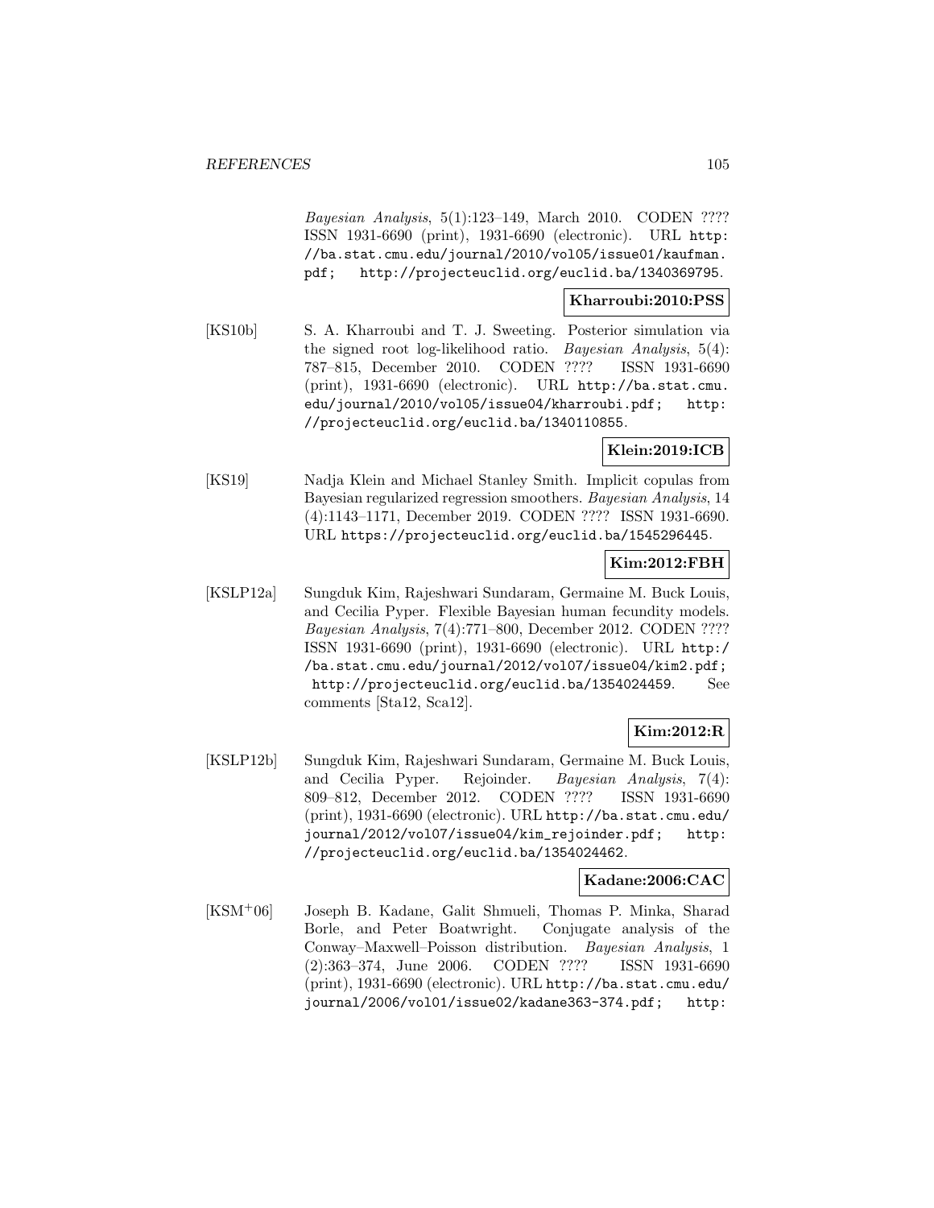*Bayesian Analysis*, 5(1):123–149, March 2010. CODEN ???? ISSN 1931-6690 (print), 1931-6690 (electronic). URL http://ba.stat.cmu.edu/journal/2010/vol05/issue01/kaufman.pdf; http://projecteuclid.org/euclid.ba/1340369795.

**Kharroubi:2010:PSS**

[KS10b] S. A. Kharroubi and T. J. Sweeting. Posterior simulation via the signed root log-likelihood ratio. *Bayesian Analysis*, 5(4): 787–815, December 2010. CODEN ???? ISSN 1931-6690 (print), 1931-6690 (electronic). URL http://ba.stat.cmu.edu/journal/2010/vol05/issue04/kharroubi.pdf; http://projecteuclid.org/euclid.ba/1340110855.

**Klein:2019:ICB**

[KS19] Nadja Klein and Michael Stanley Smith. Implicit copulas from Bayesian regularized regression smoothers. *Bayesian Analysis*, 14 (4):1143–1171, December 2019. CODEN ???? ISSN 1931-6690. URL https://projecteuclid.org/euclid.ba/1545296445.

**Kim:2012:FBH**

[KSLP12a] Sungduk Kim, Rajeshwari Sundaram, Germaine M. Buck Louis, and Cecilia Pyper. Flexible Bayesian human fecundity models. *Bayesian Analysis*, 7(4):771–800, December 2012. CODEN ???? ISSN 1931-6690 (print), 1931-6690 (electronic). URL http://ba.stat.cmu.edu/journal/2012/vol07/issue04/kim2.pdf; http://projecteuclid.org/euclid.ba/1354024459. See comments [Sta12, Sca12].

**Kim:2012:R**

[KSLP12b] Sungduk Kim, Rajeshwari Sundaram, Germaine M. Buck Louis, and Cecilia Pyper. Rejoinder. *Bayesian Analysis*, 7(4): 809–812, December 2012. CODEN ???? ISSN 1931-6690 (print), 1931-6690 (electronic). URL http://ba.stat.cmu.edu/journal/2012/vol07/issue04/kim_rejoinder.pdf; http://projecteuclid.org/euclid.ba/1354024462.

**Kadane:2006:CAC**

[KSM+06] Joseph B. Kadane, Galit Shmueli, Thomas P. Minka, Sharad Borle, and Peter Boatwright. Conjugate analysis of the Conway–Maxwell–Poisson distribution. *Bayesian Analysis*, 1 (2):363–374, June 2006. CODEN ???? ISSN 1931-6690 (print), 1931-6690 (electronic). URL http://ba.stat.cmu.edu/journal/2006/vol01/issue02/kadane363-374.pdf; http: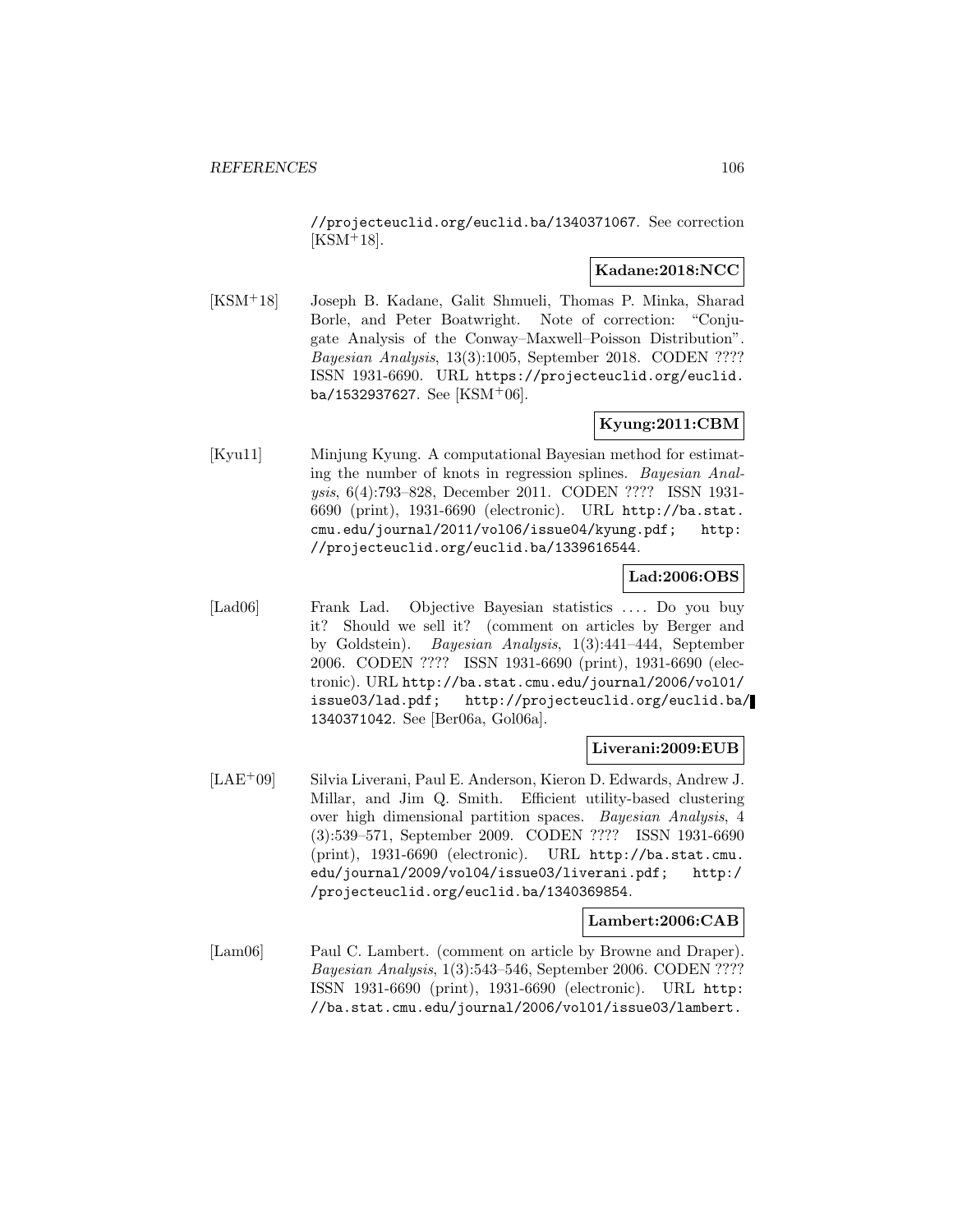//projecteuclid.org/euclid.ba/1340371067. See correction [KSM+18].

**Kadane:2018:NCC**

[KSM+18] Joseph B. Kadane, Galit Shmueli, Thomas P. Minka, Sharad Borle, and Peter Boatwright. Note of correction: "Conjugate Analysis of the Conway–Maxwell–Poisson Distribution". *Bayesian Analysis*, 13(3):1005, September 2018. CODEN ???? ISSN 1931-6690. URL https://projecteuclid.org/euclid.ba/1532937627. See [KSM+06].

**Kyung:2011:CBM**

[Kyu11] Minjung Kyung. A computational Bayesian method for estimating the number of knots in regression splines. *Bayesian Analysis*, 6(4):793–828, December 2011. CODEN ???? ISSN 1931-6690 (print), 1931-6690 (electronic). URL http://ba.stat.cmu.edu/journal/2011/vol06/issue04/kyung.pdf; http://projecteuclid.org/euclid.ba/1339616544.

**Lad:2006:OBS**

[Lad06] Frank Lad. Objective Bayesian statistics .... Do you buy it? Should we sell it? (comment on articles by Berger and by Goldstein). *Bayesian Analysis*, 1(3):441–444, September 2006. CODEN ???? ISSN 1931-6690 (print), 1931-6690 (electronic). URL http://ba.stat.cmu.edu/journal/2006/vol01/issue03/lad.pdf; http://projecteuclid.org/euclid.ba/1340371042. See [Ber06a, Gol06a].

**Liverani:2009:EUB**

[LAE+09] Silvia Liverani, Paul E. Anderson, Kieron D. Edwards, Andrew J. Millar, and Jim Q. Smith. Efficient utility-based clustering over high dimensional partition spaces. *Bayesian Analysis*, 4 (3):539–571, September 2009. CODEN ???? ISSN 1931-6690 (print), 1931-6690 (electronic). URL http://ba.stat.cmu.edu/journal/2009/vol04/issue03/liverani.pdf; http://projecteuclid.org/euclid.ba/1340369854.

**Lambert:2006:CAB**

[Lam06] Paul C. Lambert. (comment on article by Browne and Draper). *Bayesian Analysis*, 1(3):543–546, September 2006. CODEN ???? ISSN 1931-6690 (print), 1931-6690 (electronic). URL http://ba.stat.cmu.edu/journal/2006/vol01/issue03/lambert.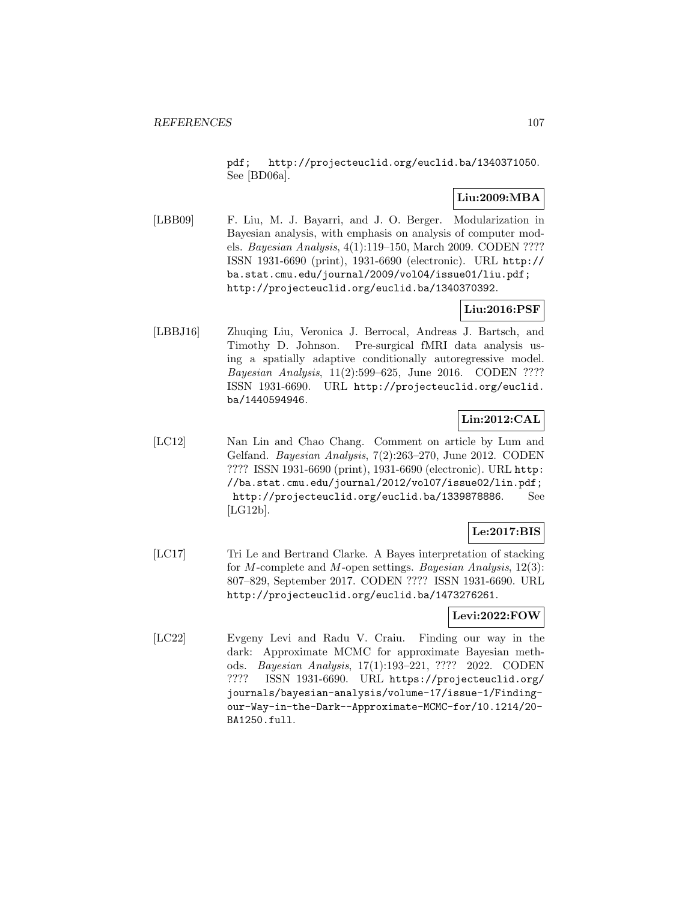pdf; http://projecteuclid.org/euclid.ba/1340371050. See [BD06a].

**Liu:2009:MBA**

[LBB09] F. Liu, M. J. Bayarri, and J. O. Berger. Modularization in Bayesian analysis, with emphasis on analysis of computer models. *Bayesian Analysis*, 4(1):119–150, March 2009. CODEN ???? ISSN 1931-6690 (print), 1931-6690 (electronic). URL http://ba.stat.cmu.edu/journal/2009/vol04/issue01/liu.pdf; http://projecteuclid.org/euclid.ba/1340370392.

**Liu:2016:PSF**

[LBBJ16] Zhuqing Liu, Veronica J. Berrocal, Andreas J. Bartsch, and Timothy D. Johnson. Pre-surgical fMRI data analysis using a spatially adaptive conditionally autoregressive model. *Bayesian Analysis*, 11(2):599–625, June 2016. CODEN ???? ISSN 1931-6690. URL http://projecteuclid.org/euclid.ba/1440594946.

**Lin:2012:CAL**

[LC12] Nan Lin and Chao Chang. Comment on article by Lum and Gelfand. *Bayesian Analysis*, 7(2):263–270, June 2012. CODEN ???? ISSN 1931-6690 (print), 1931-6690 (electronic). URL http://ba.stat.cmu.edu/journal/2012/vol07/issue02/lin.pdf; http://projecteuclid.org/euclid.ba/1339878886. See [LG12b].

**Le:2017:BIS**

[LC17] Tri Le and Bertrand Clarke. A Bayes interpretation of stacking for $M$-complete and $M$-open settings. *Bayesian Analysis*, 12(3): 807–829, September 2017. CODEN ???? ISSN 1931-6690. URL http://projecteuclid.org/euclid.ba/1473276261.

**Levi:2022:FOW**

[LC22] Evgeny Levi and Radu V. Craiu. Finding our way in the dark: Approximate MCMC for approximate Bayesian methods. *Bayesian Analysis*, 17(1):193–221, ???? 2022. CODEN ???? ISSN 1931-6690. URL https://projecteuclid.org/journals/bayesian-analysis/volume-17/issue-1/Finding-our-Way-in-the-Dark--Approximate-MCMC-for/10.1214/20-BA1250.full.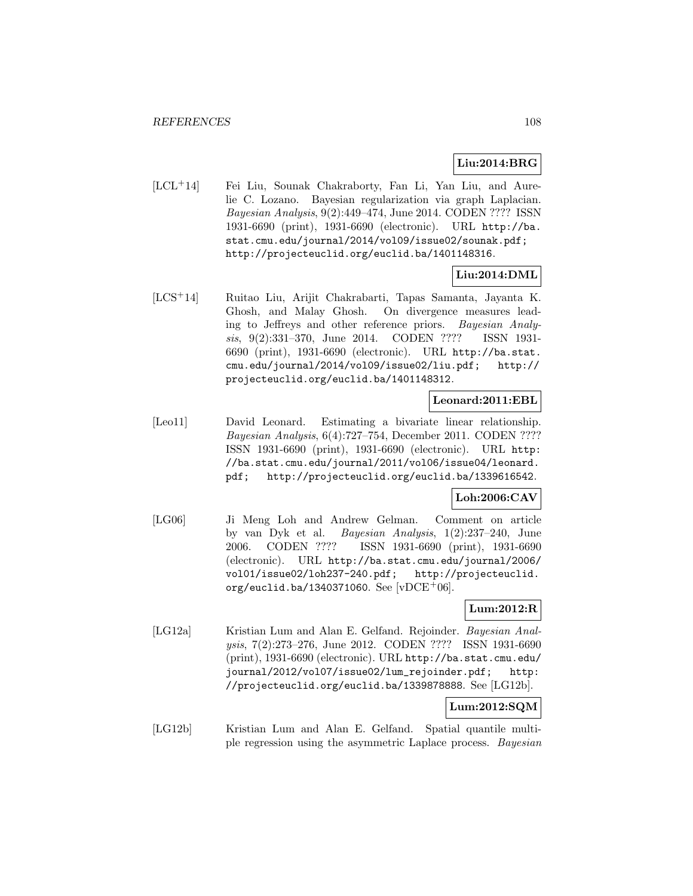**Liu:2014:BRG**

[LCL+14] Fei Liu, Sounak Chakraborty, Fan Li, Yan Liu, and Aurelie C. Lozano. Bayesian regularization via graph Laplacian. *Bayesian Analysis*, 9(2):449–474, June 2014. CODEN ???? ISSN 1931-6690 (print), 1931-6690 (electronic). URL http://ba.stat.cmu.edu/journal/2014/vol09/issue02/sounak.pdf; http://projecteuclid.org/euclid.ba/1401148316.

**Liu:2014:DML**

[LCS+14] Ruitao Liu, Arijit Chakrabarti, Tapas Samanta, Jayanta K. Ghosh, and Malay Ghosh. On divergence measures leading to Jeffreys and other reference priors. *Bayesian Analysis*, 9(2):331–370, June 2014. CODEN ???? ISSN 1931-6690 (print), 1931-6690 (electronic). URL http://ba.stat.cmu.edu/journal/2014/vol09/issue02/liu.pdf; http://projecteuclid.org/euclid.ba/1401148312.

**Leonard:2011:EBL**

[Leo11] David Leonard. Estimating a bivariate linear relationship. *Bayesian Analysis*, 6(4):727–754, December 2011. CODEN ???? ISSN 1931-6690 (print), 1931-6690 (electronic). URL http://ba.stat.cmu.edu/journal/2011/vol06/issue04/leonard.pdf; http://projecteuclid.org/euclid.ba/1339616542.

**Loh:2006:CAV**

[LG06] Ji Meng Loh and Andrew Gelman. Comment on article by van Dyk et al. *Bayesian Analysis*, 1(2):237–240, June 2006. CODEN ???? ISSN 1931-6690 (print), 1931-6690 (electronic). URL http://ba.stat.cmu.edu/journal/2006/vol01/issue02/loh237-240.pdf; http://projecteuclid.org/euclid.ba/1340371060. See [vDCE+06].

**Lum:2012:R**

[LG12a] Kristian Lum and Alan E. Gelfand. Rejoinder. *Bayesian Analysis*, 7(2):273–276, June 2012. CODEN ???? ISSN 1931-6690 (print), 1931-6690 (electronic). URL http://ba.stat.cmu.edu/journal/2012/vol07/issue02/lum_rejoinder.pdf; http://projecteuclid.org/euclid.ba/1339878888. See [LG12b].

**Lum:2012:SQM**

[LG12b] Kristian Lum and Alan E. Gelfand. Spatial quantile multiple regression using the asymmetric Laplace process. *Bayesian*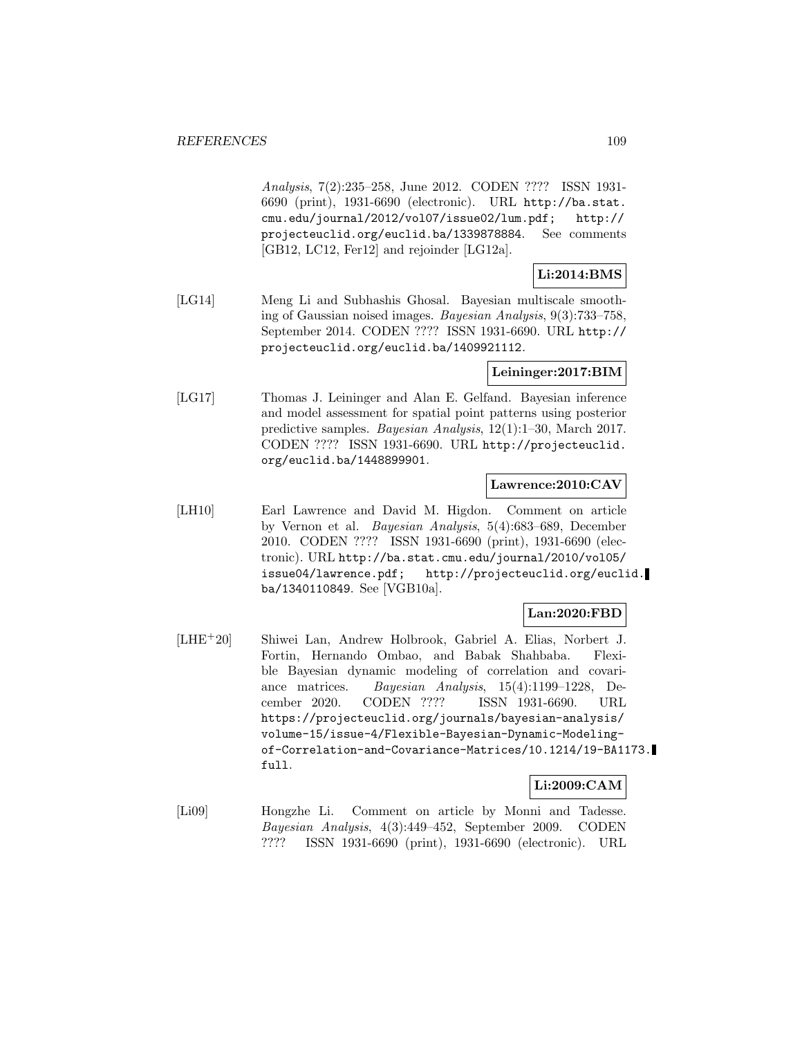*Analysis*, 7(2):235–258, June 2012. CODEN ???? ISSN 1931-6690 (print), 1931-6690 (electronic). URL http://ba.stat.cmu.edu/journal/2012/vol07/issue02/lum.pdf; http://projecteuclid.org/euclid.ba/1339878884. See comments [GB12, LC12, Fer12] and rejoinder [LG12a].

**Li:2014:BMS**

[LG14] Meng Li and Subhashis Ghosal. Bayesian multiscale smoothing of Gaussian noised images. *Bayesian Analysis*, 9(3):733–758, September 2014. CODEN ???? ISSN 1931-6690. URL http://projecteuclid.org/euclid.ba/1409921112.

**Leininger:2017:BIM**

[LG17] Thomas J. Leininger and Alan E. Gelfand. Bayesian inference and model assessment for spatial point patterns using posterior predictive samples. *Bayesian Analysis*, 12(1):1–30, March 2017. CODEN ???? ISSN 1931-6690. URL http://projecteuclid.org/euclid.ba/1448899901.

**Lawrence:2010:CAV**

[LH10] Earl Lawrence and David M. Higdon. Comment on article by Vernon et al. *Bayesian Analysis*, 5(4):683–689, December 2010. CODEN ???? ISSN 1931-6690 (print), 1931-6690 (electronic). URL http://ba.stat.cmu.edu/journal/2010/vol05/issue04/lawrence.pdf; http://projecteuclid.org/euclid.ba/1340110849. See [VGB10a].

**Lan:2020:FBD**

[LHE+20] Shiwei Lan, Andrew Holbrook, Gabriel A. Elias, Norbert J. Fortin, Hernando Ombao, and Babak Shahbaba. Flexible Bayesian dynamic modeling of correlation and covariance matrices. *Bayesian Analysis*, 15(4):1199–1228, December 2020. CODEN ???? ISSN 1931-6690. URL https://projecteuclid.org/journals/bayesian-analysis/volume-15/issue-4/Flexible-Bayesian-Dynamic-Modeling-of-Correlation-and-Covariance-Matrices/10.1214/19-BA1173.full.

**Li:2009:CAM**

[Li09] Hongzhe Li. Comment on article by Monni and Tadesse. *Bayesian Analysis*, 4(3):449–452, September 2009. CODEN ???? ISSN 1931-6690 (print), 1931-6690 (electronic). URL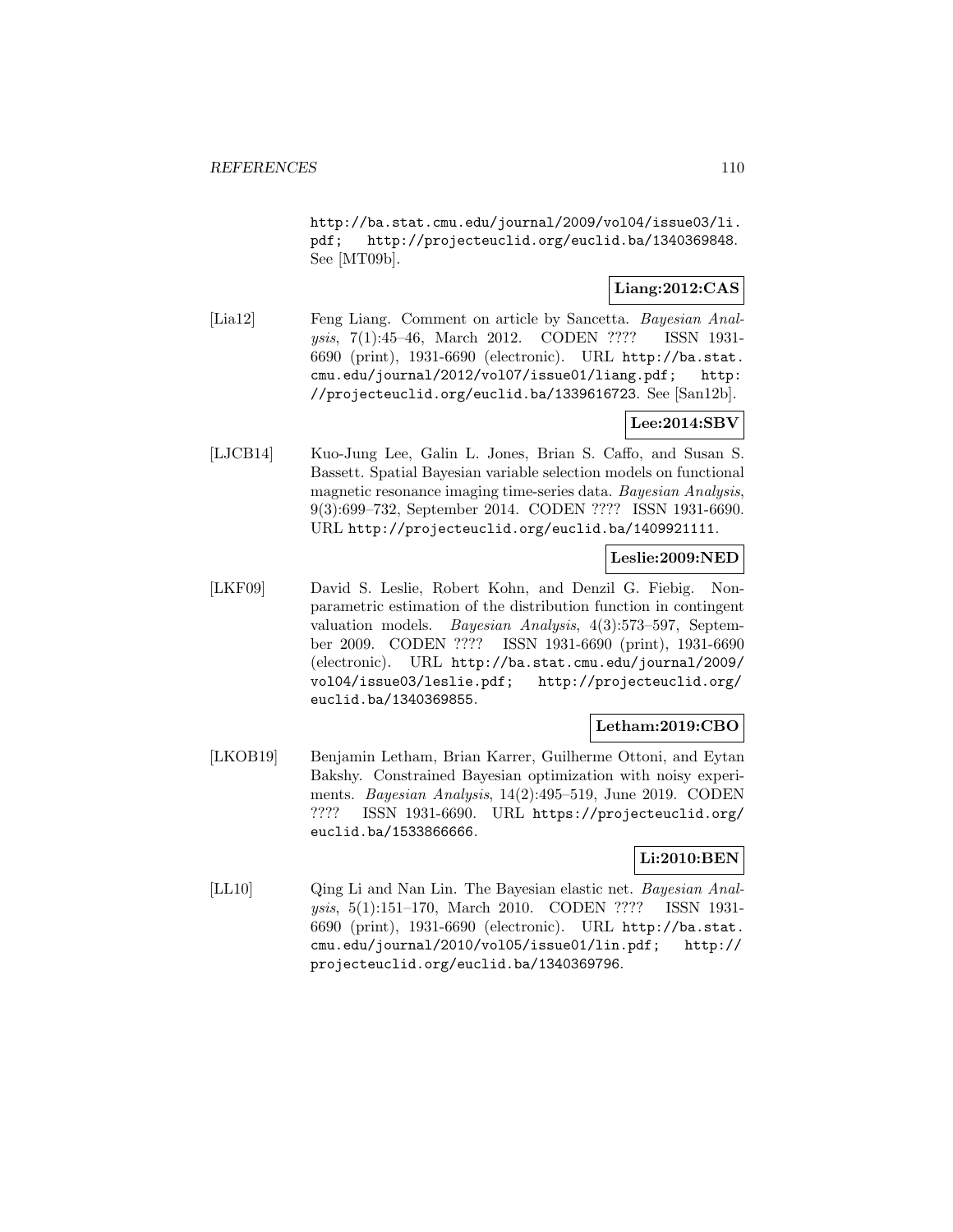http://ba.stat.cmu.edu/journal/2009/vol04/issue03/li.pdf; http://projecteuclid.org/euclid.ba/1340369848. See [MT09b].

**Liang:2012:CAS**

[Lia12] Feng Liang. Comment on article by Sancetta. *Bayesian Analysis*, 7(1):45–46, March 2012. CODEN ???? ISSN 1931-6690 (print), 1931-6690 (electronic). URL http://ba.stat.cmu.edu/journal/2012/vol07/issue01/liang.pdf; http://projecteuclid.org/euclid.ba/1339616723. See [San12b].

**Lee:2014:SBV**

[LJCB14] Kuo-Jung Lee, Galin L. Jones, Brian S. Caffo, and Susan S. Bassett. Spatial Bayesian variable selection models on functional magnetic resonance imaging time-series data. *Bayesian Analysis*, 9(3):699–732, September 2014. CODEN ???? ISSN 1931-6690. URL http://projecteuclid.org/euclid.ba/1409921111.

**Leslie:2009:NED**

[LKF09] David S. Leslie, Robert Kohn, and Denzil G. Fiebig. Nonparametric estimation of the distribution function in contingent valuation models. *Bayesian Analysis*, 4(3):573–597, September 2009. CODEN ???? ISSN 1931-6690 (print), 1931-6690 (electronic). URL http://ba.stat.cmu.edu/journal/2009/vol04/issue03/leslie.pdf; http://projecteuclid.org/euclid.ba/1340369855.

**Letham:2019:CBO**

[LKOB19] Benjamin Letham, Brian Karrer, Guilherme Ottoni, and Eytan Bakshy. Constrained Bayesian optimization with noisy experiments. *Bayesian Analysis*, 14(2):495–519, June 2019. CODEN ???? ISSN 1931-6690. URL https://projecteuclid.org/euclid.ba/1533866666.

**Li:2010:BEN**

[LL10] Qing Li and Nan Lin. The Bayesian elastic net. *Bayesian Analysis*, 5(1):151–170, March 2010. CODEN ???? ISSN 1931-6690 (print), 1931-6690 (electronic). URL http://ba.stat.cmu.edu/journal/2010/vol05/issue01/lin.pdf; http://projecteuclid.org/euclid.ba/1340369796.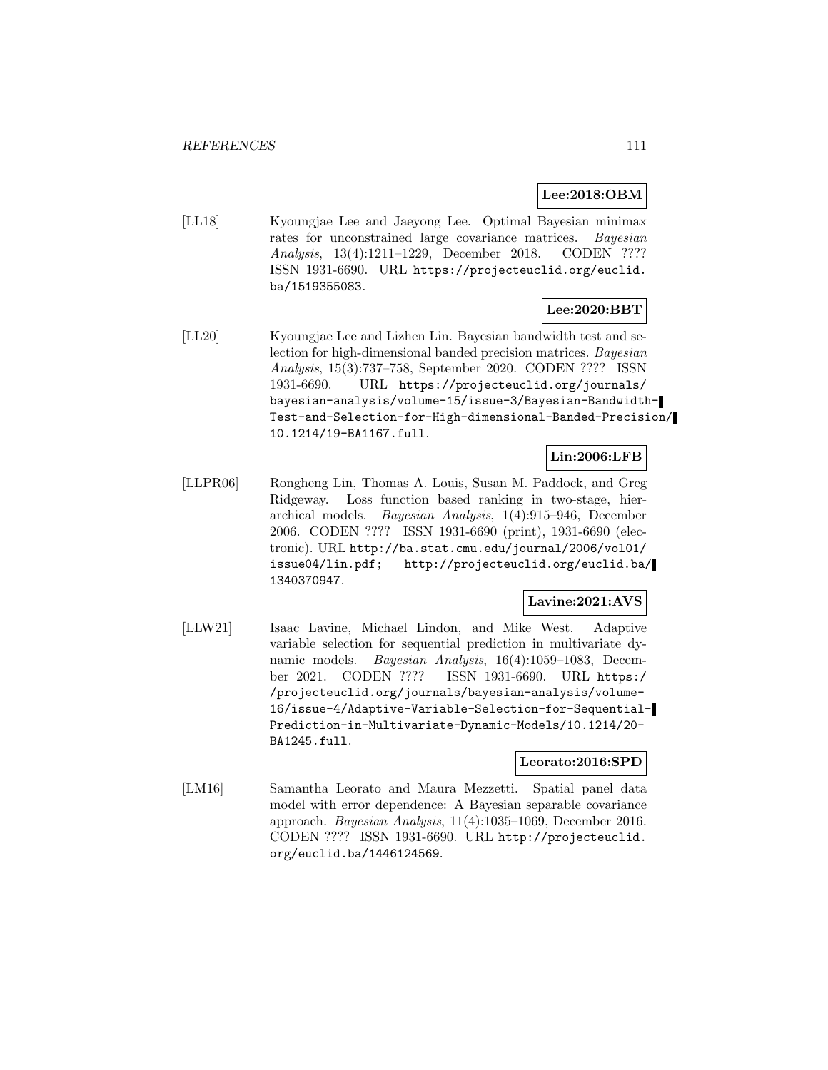**Lee:2018:OBM**

[LL18] Kyoungjae Lee and Jaeyong Lee. Optimal Bayesian minimax rates for unconstrained large covariance matrices. *Bayesian Analysis*, 13(4):1211–1229, December 2018. CODEN ???? ISSN 1931-6690. URL `https://projecteuclid.org/euclid.ba/1519355083`.

**Lee:2020:BBT**

[LL20] Kyoungjae Lee and Lizhen Lin. Bayesian bandwidth test and selection for high-dimensional banded precision matrices. *Bayesian Analysis*, 15(3):737–758, September 2020. CODEN ???? ISSN 1931-6690. URL `https://projecteuclid.org/journals/bayesian-analysis/volume-15/issue-3/Bayesian-Bandwidth-Test-and-Selection-for-High-dimensional-Banded-Precision/10.1214/19-BA1167.full`.

**Lin:2006:LFB**

[LLPR06] Rongheng Lin, Thomas A. Louis, Susan M. Paddock, and Greg Ridgeway. Loss function based ranking in two-stage, hierarchical models. *Bayesian Analysis*, 1(4):915–946, December 2006. CODEN ???? ISSN 1931-6690 (print), 1931-6690 (electronic). URL `http://ba.stat.cmu.edu/journal/2006/vol01/issue04/lin.pdf; http://projecteuclid.org/euclid.ba/1340370947`.

**Lavine:2021:AVS**

[LLW21] Isaac Lavine, Michael Lindon, and Mike West. Adaptive variable selection for sequential prediction in multivariate dynamic models. *Bayesian Analysis*, 16(4):1059–1083, December 2021. CODEN ???? ISSN 1931-6690. URL `https://projecteuclid.org/journals/bayesian-analysis/volume-16/issue-4/Adaptive-Variable-Selection-for-Sequential-Prediction-in-Multivariate-Dynamic-Models/10.1214/20-BA1245.full`.

**Leorato:2016:SPD**

[LM16] Samantha Leorato and Maura Mezzetti. Spatial panel data model with error dependence: A Bayesian separable covariance approach. *Bayesian Analysis*, 11(4):1035–1069, December 2016. CODEN ???? ISSN 1931-6690. URL `http://projecteuclid.org/euclid.ba/1446124569`.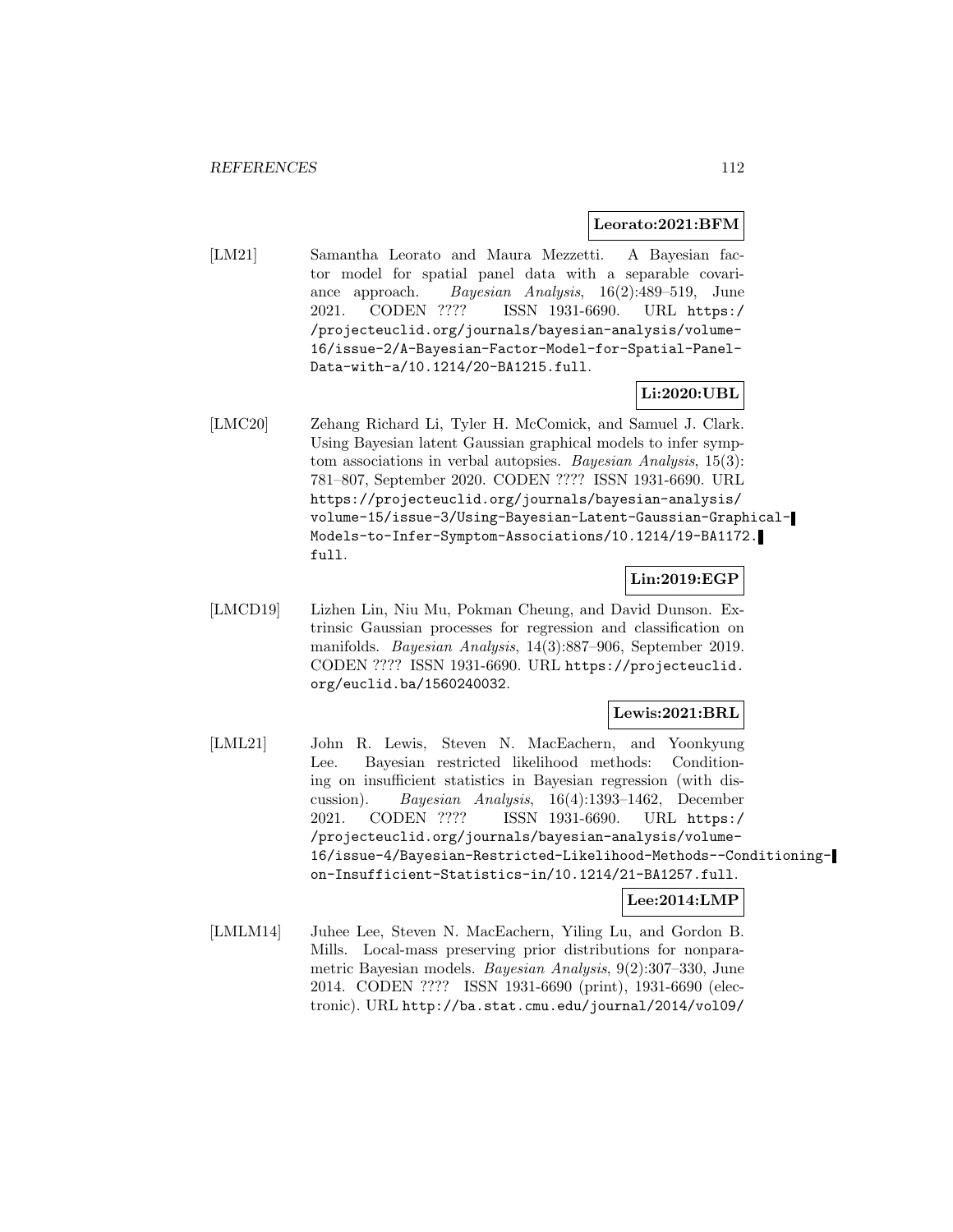**Leorato:2021:BFM**

[LM21] Samantha Leorato and Maura Mezzetti. A Bayesian factor model for spatial panel data with a separable covariance approach. *Bayesian Analysis*, 16(2):489–519, June 2021. CODEN ???? ISSN 1931-6690. URL https://projecteuclid.org/journals/bayesian-analysis/volume-16/issue-2/A-Bayesian-Factor-Model-for-Spatial-Panel-Data-with-a/10.1214/20-BA1215.full.

**Li:2020:UBL**

[LMC20] Zehang Richard Li, Tyler H. McComick, and Samuel J. Clark. Using Bayesian latent Gaussian graphical models to infer symptom associations in verbal autopsies. *Bayesian Analysis*, 15(3): 781–807, September 2020. CODEN ???? ISSN 1931-6690. URL https://projecteuclid.org/journals/bayesian-analysis/volume-15/issue-3/Using-Bayesian-Latent-Gaussian-Graphical-Models-to-Infer-Symptom-Associations/10.1214/19-BA1172.full.

**Lin:2019:EGP**

[LMCD19] Lizhen Lin, Niu Mu, Pokman Cheung, and David Dunson. Extrinsic Gaussian processes for regression and classification on manifolds. *Bayesian Analysis*, 14(3):887–906, September 2019. CODEN ???? ISSN 1931-6690. URL https://projecteuclid.org/euclid.ba/1560240032.

**Lewis:2021:BRL**

[LML21] John R. Lewis, Steven N. MacEachern, and Yoonkyung Lee. Bayesian restricted likelihood methods: Conditioning on insufficient statistics in Bayesian regression (with discussion). *Bayesian Analysis*, 16(4):1393–1462, December 2021. CODEN ???? ISSN 1931-6690. URL https://projecteuclid.org/journals/bayesian-analysis/volume-16/issue-4/Bayesian-Restricted-Likelihood-Methods--Conditioning-on-Insufficient-Statistics-in/10.1214/21-BA1257.full.

**Lee:2014:LMP**

[LMLM14] Juhee Lee, Steven N. MacEachern, Yiling Lu, and Gordon B. Mills. Local-mass preserving prior distributions for nonparametric Bayesian models. *Bayesian Analysis*, 9(2):307–330, June 2014. CODEN ???? ISSN 1931-6690 (print), 1931-6690 (electronic). URL http://ba.stat.cmu.edu/journal/2014/vol09/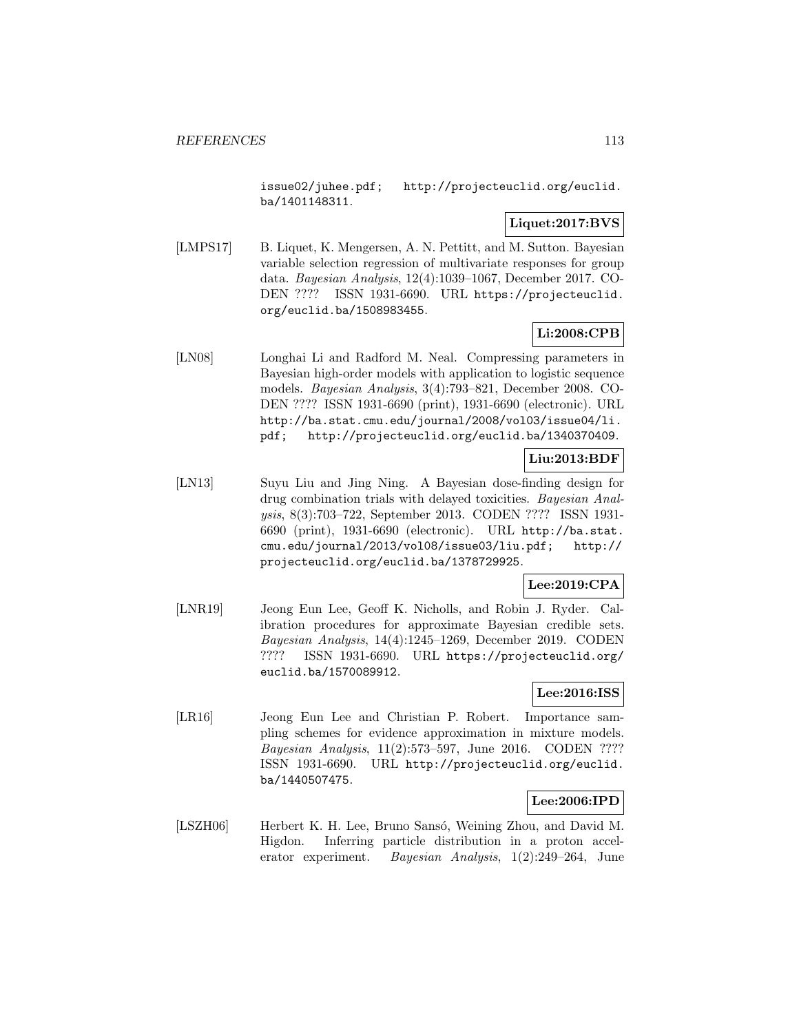issue02/juhee.pdf; http://projecteuclid.org/euclid.ba/1401148311.

**Liquet:2017:BVS**

[LMPS17] B. Liquet, K. Mengersen, A. N. Pettitt, and M. Sutton. Bayesian variable selection regression of multivariate responses for group data. *Bayesian Analysis*, 12(4):1039–1067, December 2017. CODEN ???? ISSN 1931-6690. URL https://projecteuclid.org/euclid.ba/1508983455.

**Li:2008:CPB**

[LN08] Longhai Li and Radford M. Neal. Compressing parameters in Bayesian high-order models with application to logistic sequence models. *Bayesian Analysis*, 3(4):793–821, December 2008. CODEN ???? ISSN 1931-6690 (print), 1931-6690 (electronic). URL http://ba.stat.cmu.edu/journal/2008/vol03/issue04/li.pdf; http://projecteuclid.org/euclid.ba/1340370409.

**Liu:2013:BDF**

[LN13] Suyu Liu and Jing Ning. A Bayesian dose-finding design for drug combination trials with delayed toxicities. *Bayesian Analysis*, 8(3):703–722, September 2013. CODEN ???? ISSN 1931-6690 (print), 1931-6690 (electronic). URL http://ba.stat.cmu.edu/journal/2013/vol08/issue03/liu.pdf; http://projecteuclid.org/euclid.ba/1378729925.

**Lee:2019:CPA**

[LNR19] Jeong Eun Lee, Geoff K. Nicholls, and Robin J. Ryder. Calibration procedures for approximate Bayesian credible sets. *Bayesian Analysis*, 14(4):1245–1269, December 2019. CODEN ???? ISSN 1931-6690. URL https://projecteuclid.org/euclid.ba/1570089912.

**Lee:2016:ISS**

[LR16] Jeong Eun Lee and Christian P. Robert. Importance sampling schemes for evidence approximation in mixture models. *Bayesian Analysis*, 11(2):573–597, June 2016. CODEN ???? ISSN 1931-6690. URL http://projecteuclid.org/euclid.ba/1440507475.

**Lee:2006:IPD**

[LSZH06] Herbert K. H. Lee, Bruno Sansó, Weining Zhou, and David M. Higdon. Inferring particle distribution in a proton accelerator experiment. *Bayesian Analysis*, 1(2):249–264, June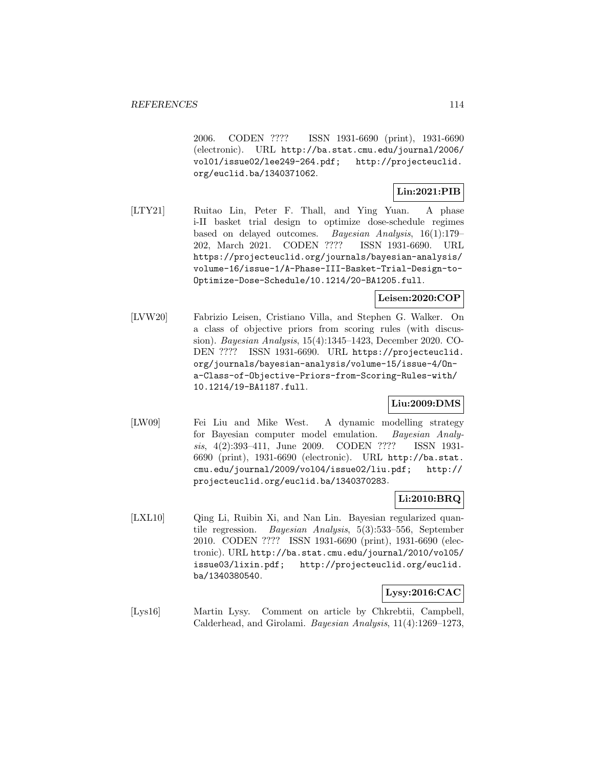2006. CODEN ???? ISSN 1931-6690 (print), 1931-6690 (electronic). URL http://ba.stat.cmu.edu/journal/2006/vol01/issue02/lee249-264.pdf; http://projecteuclid.org/euclid.ba/1340371062.

**Lin:2021:PIB**

[LTY21] Ruitao Lin, Peter F. Thall, and Ying Yuan. A phase i-II basket trial design to optimize dose-schedule regimes based on delayed outcomes. *Bayesian Analysis*, 16(1):179–202, March 2021. CODEN ???? ISSN 1931-6690. URL https://projecteuclid.org/journals/bayesian-analysis/volume-16/issue-1/A-Phase-III-Basket-Trial-Design-to-Optimize-Dose-Schedule/10.1214/20-BA1205.full.

**Leisen:2020:COP**

[LVW20] Fabrizio Leisen, Cristiano Villa, and Stephen G. Walker. On a class of objective priors from scoring rules (with discussion). *Bayesian Analysis*, 15(4):1345–1423, December 2020. CODEN ???? ISSN 1931-6690. URL https://projecteuclid.org/journals/bayesian-analysis/volume-15/issue-4/On-a-Class-of-Objective-Priors-from-Scoring-Rules-with/10.1214/19-BA1187.full.

**Liu:2009:DMS**

[LW09] Fei Liu and Mike West. A dynamic modelling strategy for Bayesian computer model emulation. *Bayesian Analysis*, 4(2):393–411, June 2009. CODEN ???? ISSN 1931-6690 (print), 1931-6690 (electronic). URL http://ba.stat.cmu.edu/journal/2009/vol04/issue02/liu.pdf; http://projecteuclid.org/euclid.ba/1340370283.

**Li:2010:BRQ**

[LXL10] Qing Li, Ruibin Xi, and Nan Lin. Bayesian regularized quantile regression. *Bayesian Analysis*, 5(3):533–556, September 2010. CODEN ???? ISSN 1931-6690 (print), 1931-6690 (electronic). URL http://ba.stat.cmu.edu/journal/2010/vol05/issue03/lixin.pdf; http://projecteuclid.org/euclid.ba/1340380540.

**Lysy:2016:CAC**

[Lys16] Martin Lysy. Comment on article by Chkrebtii, Campbell, Calderhead, and Girolami. *Bayesian Analysis*, 11(4):1269–1273,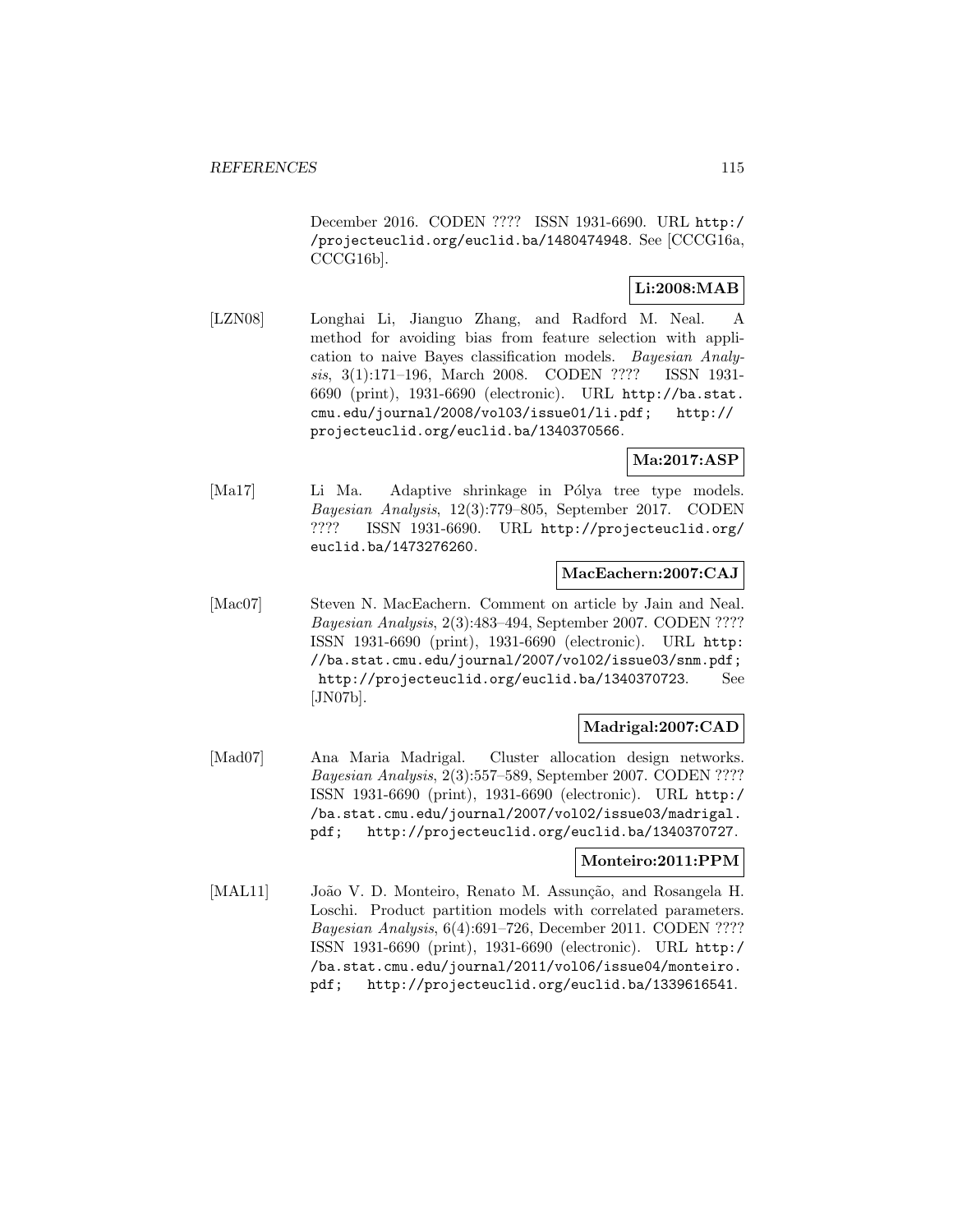December 2016. CODEN ???? ISSN 1931-6690. URL http://projecteuclid.org/euclid.ba/1480474948. See [CCCG16a, CCCG16b].

**Li:2008:MAB**

[LZN08] Longhai Li, Jianguo Zhang, and Radford M. Neal. A method for avoiding bias from feature selection with application to naive Bayes classification models. *Bayesian Analysis*, 3(1):171–196, March 2008. CODEN ???? ISSN 1931-6690 (print), 1931-6690 (electronic). URL http://ba.stat.cmu.edu/journal/2008/vol03/issue01/li.pdf; http://projecteuclid.org/euclid.ba/1340370566.

**Ma:2017:ASP**

[Ma17] Li Ma. Adaptive shrinkage in Pólya tree type models. *Bayesian Analysis*, 12(3):779–805, September 2017. CODEN ???? ISSN 1931-6690. URL http://projecteuclid.org/euclid.ba/1473276260.

**MacEachern:2007:CAJ**

[Mac07] Steven N. MacEachern. Comment on article by Jain and Neal. *Bayesian Analysis*, 2(3):483–494, September 2007. CODEN ???? ISSN 1931-6690 (print), 1931-6690 (electronic). URL http://ba.stat.cmu.edu/journal/2007/vol02/issue03/snm.pdf; http://projecteuclid.org/euclid.ba/1340370723. See [JN07b].

**Madrigal:2007:CAD**

[Mad07] Ana Maria Madrigal. Cluster allocation design networks. *Bayesian Analysis*, 2(3):557–589, September 2007. CODEN ???? ISSN 1931-6690 (print), 1931-6690 (electronic). URL http://ba.stat.cmu.edu/journal/2007/vol02/issue03/madrigal.pdf; http://projecteuclid.org/euclid.ba/1340370727.

**Monteiro:2011:PPM**

[MAL11] João V. D. Monteiro, Renato M. Assunção, and Rosangela H. Loschi. Product partition models with correlated parameters. *Bayesian Analysis*, 6(4):691–726, December 2011. CODEN ???? ISSN 1931-6690 (print), 1931-6690 (electronic). URL http://ba.stat.cmu.edu/journal/2011/vol06/issue04/monteiro.pdf; http://projecteuclid.org/euclid.ba/1339616541.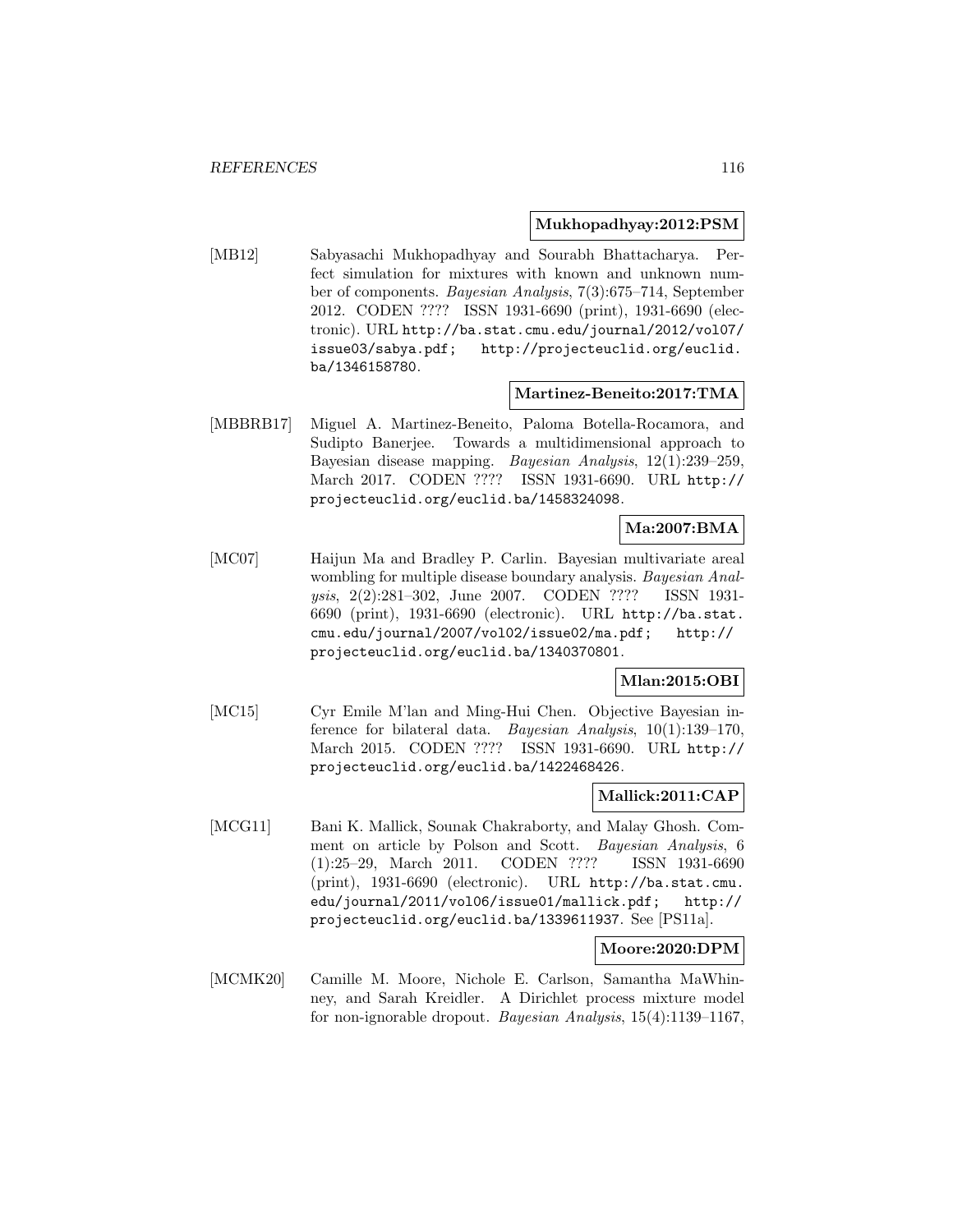**Mukhopadhyay:2012:PSM**

[MB12] Sabyasachi Mukhopadhyay and Sourabh Bhattacharya. Perfect simulation for mixtures with known and unknown number of components. *Bayesian Analysis*, 7(3):675–714, September 2012. CODEN ???? ISSN 1931-6690 (print), 1931-6690 (electronic). URL http://ba.stat.cmu.edu/journal/2012/vol07/issue03/sabya.pdf; http://projecteuclid.org/euclid.ba/1346158780.

**Martinez-Beneito:2017:TMA**

[MBBRB17] Miguel A. Martinez-Beneito, Paloma Botella-Rocamora, and Sudipto Banerjee. Towards a multidimensional approach to Bayesian disease mapping. *Bayesian Analysis*, 12(1):239–259, March 2017. CODEN ???? ISSN 1931-6690. URL http://projecteuclid.org/euclid.ba/1458324098.

**Ma:2007:BMA**

[MC07] Haijun Ma and Bradley P. Carlin. Bayesian multivariate areal wombling for multiple disease boundary analysis. *Bayesian Analysis*, 2(2):281–302, June 2007. CODEN ???? ISSN 1931-6690 (print), 1931-6690 (electronic). URL http://ba.stat.cmu.edu/journal/2007/vol02/issue02/ma.pdf; http://projecteuclid.org/euclid.ba/1340370801.

**Mlan:2015:OBI**

[MC15] Cyr Emile M'lan and Ming-Hui Chen. Objective Bayesian inference for bilateral data. *Bayesian Analysis*, 10(1):139–170, March 2015. CODEN ???? ISSN 1931-6690. URL http://projecteuclid.org/euclid.ba/1422468426.

**Mallick:2011:CAP**

[MCG11] Bani K. Mallick, Sounak Chakraborty, and Malay Ghosh. Comment on article by Polson and Scott. *Bayesian Analysis*, 6 (1):25–29, March 2011. CODEN ???? ISSN 1931-6690 (print), 1931-6690 (electronic). URL http://ba.stat.cmu.edu/journal/2011/vol06/issue01/mallick.pdf; http://projecteuclid.org/euclid.ba/1339611937. See [PS11a].

**Moore:2020:DPM**

[MCMK20] Camille M. Moore, Nichole E. Carlson, Samantha MaWhinney, and Sarah Kreidler. A Dirichlet process mixture model for non-ignorable dropout. *Bayesian Analysis*, 15(4):1139–1167,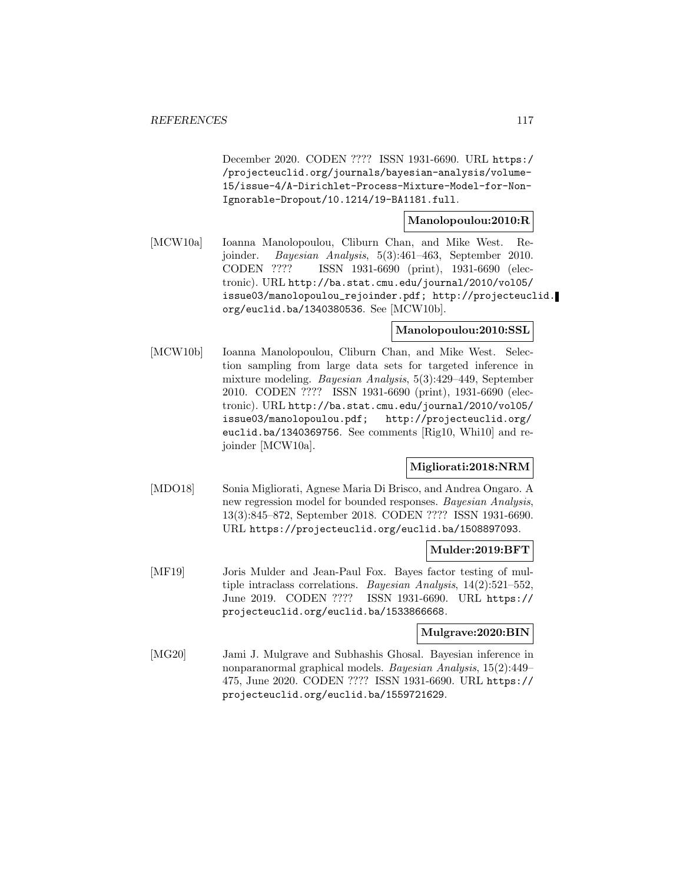December 2020. CODEN ???? ISSN 1931-6690. URL https://projecteuclid.org/journals/bayesian-analysis/volume-15/issue-4/A-Dirichlet-Process-Mixture-Model-for-Non-Ignorable-Dropout/10.1214/19-BA1181.full.

**Manolopoulou:2010:R**

[MCW10a] Ioanna Manolopoulou, Cliburn Chan, and Mike West. Rejoinder. *Bayesian Analysis*, 5(3):461–463, September 2010. CODEN ???? ISSN 1931-6690 (print), 1931-6690 (electronic). URL http://ba.stat.cmu.edu/journal/2010/vol05/issue03/manolopoulou_rejoinder.pdf; http://projecteuclid.org/euclid.ba/1340380536. See [MCW10b].

**Manolopoulou:2010:SSL**

[MCW10b] Ioanna Manolopoulou, Cliburn Chan, and Mike West. Selection sampling from large data sets for targeted inference in mixture modeling. *Bayesian Analysis*, 5(3):429–449, September 2010. CODEN ???? ISSN 1931-6690 (print), 1931-6690 (electronic). URL http://ba.stat.cmu.edu/journal/2010/vol05/issue03/manolopoulou.pdf; http://projecteuclid.org/euclid.ba/1340369756. See comments [Rig10, Whi10] and rejoinder [MCW10a].

**Migliorati:2018:NRM**

[MDO18] Sonia Migliorati, Agnese Maria Di Brisco, and Andrea Ongaro. A new regression model for bounded responses. *Bayesian Analysis*, 13(3):845–872, September 2018. CODEN ???? ISSN 1931-6690. URL https://projecteuclid.org/euclid.ba/1508897093.

**Mulder:2019:BFT**

[MF19] Joris Mulder and Jean-Paul Fox. Bayes factor testing of multiple intraclass correlations. *Bayesian Analysis*, 14(2):521–552, June 2019. CODEN ???? ISSN 1931-6690. URL https://projecteuclid.org/euclid.ba/1533866668.

**Mulgrave:2020:BIN**

[MG20] Jami J. Mulgrave and Subhashis Ghosal. Bayesian inference in nonparanormal graphical models. *Bayesian Analysis*, 15(2):449–475, June 2020. CODEN ???? ISSN 1931-6690. URL https://projecteuclid.org/euclid.ba/1559721629.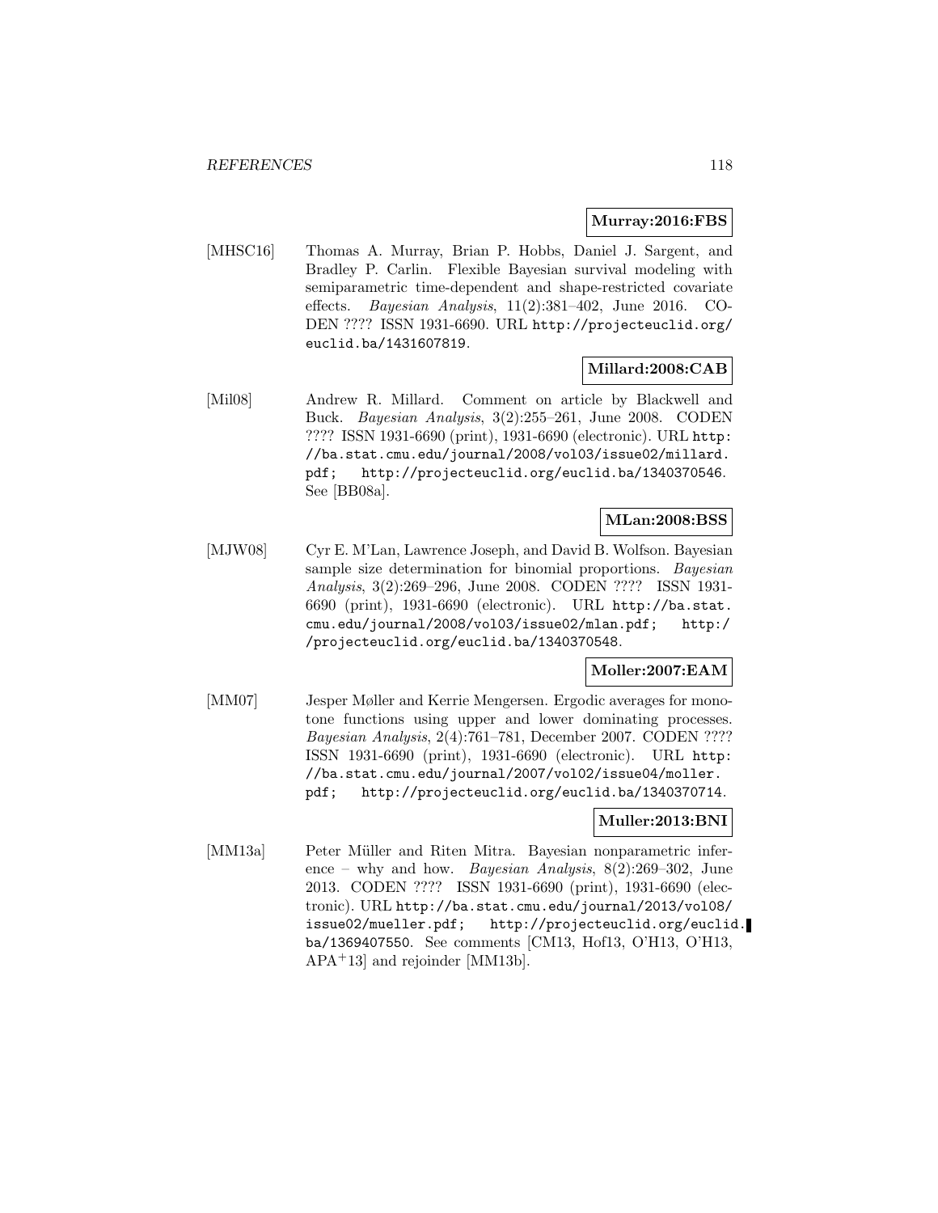**Murray:2016:FBS**

[MHSC16] Thomas A. Murray, Brian P. Hobbs, Daniel J. Sargent, and Bradley P. Carlin. Flexible Bayesian survival modeling with semiparametric time-dependent and shape-restricted covariate effects. *Bayesian Analysis*, 11(2):381–402, June 2016. CODEN ???? ISSN 1931-6690. URL http://projecteuclid.org/euclid.ba/1431607819.

**Millard:2008:CAB**

[Mil08] Andrew R. Millard. Comment on article by Blackwell and Buck. *Bayesian Analysis*, 3(2):255–261, June 2008. CODEN ???? ISSN 1931-6690 (print), 1931-6690 (electronic). URL http://ba.stat.cmu.edu/journal/2008/vol03/issue02/millard.pdf; http://projecteuclid.org/euclid.ba/1340370546. See [BB08a].

**MLan:2008:BSS**

[MJW08] Cyr E. M'Lan, Lawrence Joseph, and David B. Wolfson. Bayesian sample size determination for binomial proportions. *Bayesian Analysis*, 3(2):269–296, June 2008. CODEN ???? ISSN 1931-6690 (print), 1931-6690 (electronic). URL http://ba.stat.cmu.edu/journal/2008/vol03/issue02/mlan.pdf; http://projecteuclid.org/euclid.ba/1340370548.

**Moller:2007:EAM**

[MM07] Jesper Møller and Kerrie Mengersen. Ergodic averages for monotone functions using upper and lower dominating processes. *Bayesian Analysis*, 2(4):761–781, December 2007. CODEN ???? ISSN 1931-6690 (print), 1931-6690 (electronic). URL http://ba.stat.cmu.edu/journal/2007/vol02/issue04/moller.pdf; http://projecteuclid.org/euclid.ba/1340370714.

**Muller:2013:BNI**

[MM13a] Peter Müller and Riten Mitra. Bayesian nonparametric inference – why and how. *Bayesian Analysis*, 8(2):269–302, June 2013. CODEN ???? ISSN 1931-6690 (print), 1931-6690 (electronic). URL http://ba.stat.cmu.edu/journal/2013/vol08/issue02/mueller.pdf; http://projecteuclid.org/euclid.ba/1369407550. See comments [CM13, Hof13, O'H13, O'H13, APA+13] and rejoinder [MM13b].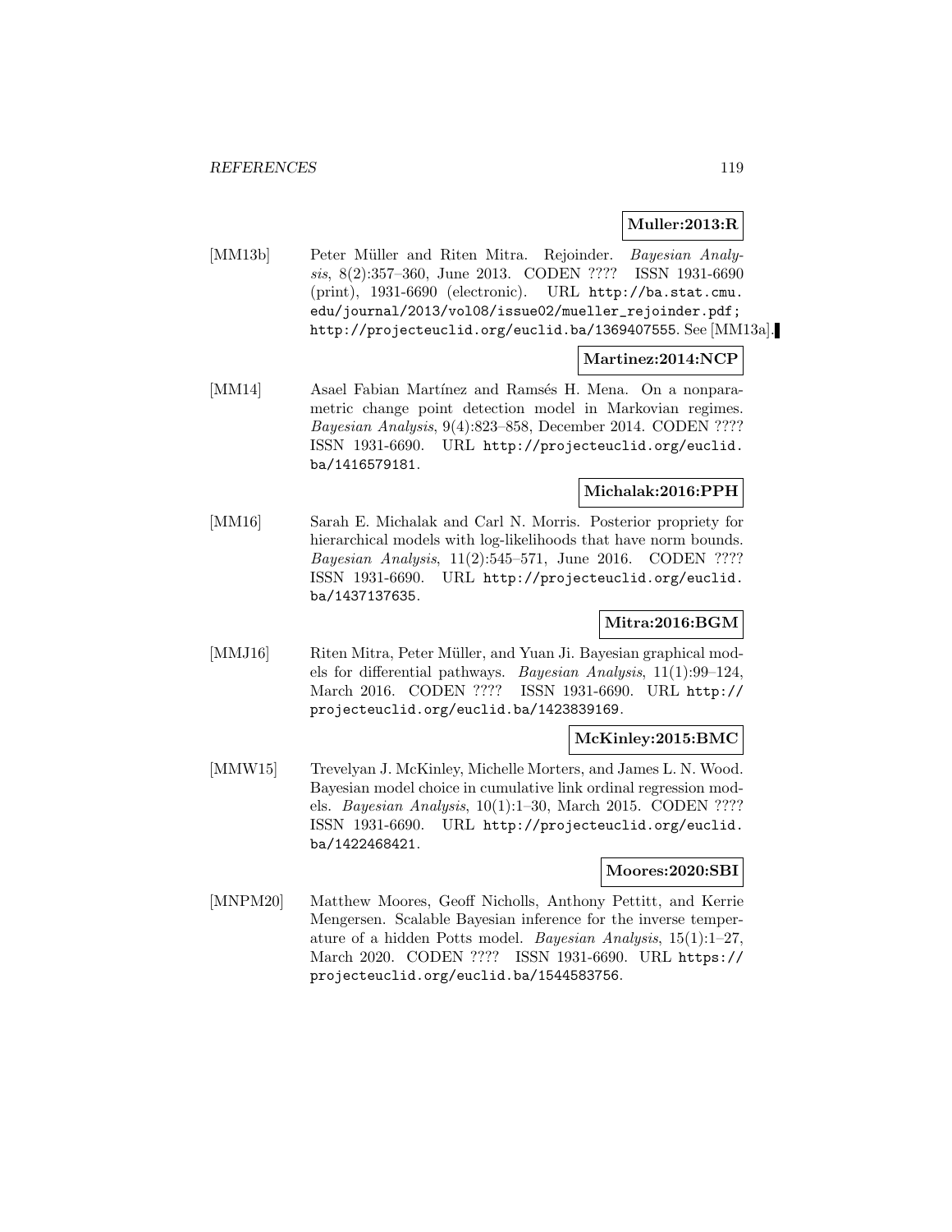**Muller:2013:R**

[MM13b] Peter Müller and Riten Mitra. Rejoinder. *Bayesian Analysis*, 8(2):357–360, June 2013. CODEN ???? ISSN 1931-6690 (print), 1931-6690 (electronic). URL http://ba.stat.cmu.edu/journal/2013/vol08/issue02/mueller_rejoinder.pdf; http://projecteuclid.org/euclid.ba/1369407555. See [MM13a].

**Martinez:2014:NCP**

[MM14] Asael Fabian Martínez and Ramsés H. Mena. On a nonparametric change point detection model in Markovian regimes. *Bayesian Analysis*, 9(4):823–858, December 2014. CODEN ???? ISSN 1931-6690. URL http://projecteuclid.org/euclid.ba/1416579181.

**Michalak:2016:PPH**

[MM16] Sarah E. Michalak and Carl N. Morris. Posterior propriety for hierarchical models with log-likelihoods that have norm bounds. *Bayesian Analysis*, 11(2):545–571, June 2016. CODEN ???? ISSN 1931-6690. URL http://projecteuclid.org/euclid.ba/1437137635.

**Mitra:2016:BGM**

[MMJ16] Riten Mitra, Peter Müller, and Yuan Ji. Bayesian graphical models for differential pathways. *Bayesian Analysis*, 11(1):99–124, March 2016. CODEN ???? ISSN 1931-6690. URL http://projecteuclid.org/euclid.ba/1423839169.

**McKinley:2015:BMC**

[MMW15] Trevelyan J. McKinley, Michelle Morters, and James L. N. Wood. Bayesian model choice in cumulative link ordinal regression models. *Bayesian Analysis*, 10(1):1–30, March 2015. CODEN ???? ISSN 1931-6690. URL http://projecteuclid.org/euclid.ba/1422468421.

**Moores:2020:SBI**

[MNPM20] Matthew Moores, Geoff Nicholls, Anthony Pettitt, and Kerrie Mengersen. Scalable Bayesian inference for the inverse temperature of a hidden Potts model. *Bayesian Analysis*, 15(1):1–27, March 2020. CODEN ???? ISSN 1931-6690. URL https://projecteuclid.org/euclid.ba/1544583756.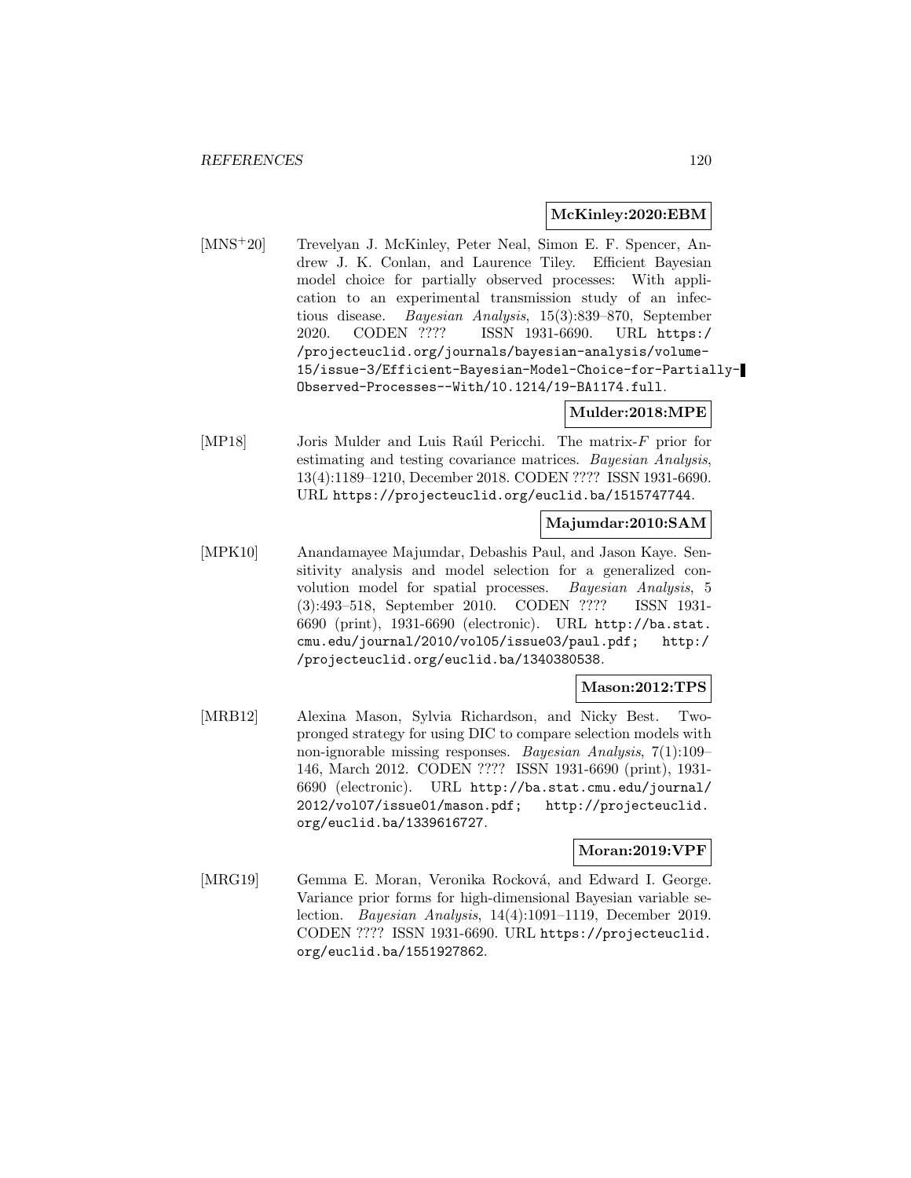**McKinley:2020:EBM**

[MNS+20] Trevelyan J. McKinley, Peter Neal, Simon E. F. Spencer, Andrew J. K. Conlan, and Laurence Tiley. Efficient Bayesian model choice for partially observed processes: With application to an experimental transmission study of an infectious disease. *Bayesian Analysis*, 15(3):839–870, September 2020. CODEN ???? ISSN 1931-6690. URL https://projecteuclid.org/journals/bayesian-analysis/volume-15/issue-3/Efficient-Bayesian-Model-Choice-for-Partially-Observed-Processes--With/10.1214/19-BA1174.full.

**Mulder:2018:MPE**

[MP18] Joris Mulder and Luis Raúl Pericchi. The matrix-$F$ prior for estimating and testing covariance matrices. *Bayesian Analysis*, 13(4):1189–1210, December 2018. CODEN ???? ISSN 1931-6690. URL https://projecteuclid.org/euclid.ba/1515747744.

**Majumdar:2010:SAM**

[MPK10] Anandamayee Majumdar, Debashis Paul, and Jason Kaye. Sensitivity analysis and model selection for a generalized convolution model for spatial processes. *Bayesian Analysis*, 5 (3):493–518, September 2010. CODEN ???? ISSN 1931-6690 (print), 1931-6690 (electronic). URL http://ba.stat.cmu.edu/journal/2010/vol05/issue03/paul.pdf; http://projecteuclid.org/euclid.ba/1340380538.

**Mason:2012:TPS**

[MRB12] Alexina Mason, Sylvia Richardson, and Nicky Best. Two-pronged strategy for using DIC to compare selection models with non-ignorable missing responses. *Bayesian Analysis*, 7(1):109–146, March 2012. CODEN ???? ISSN 1931-6690 (print), 1931-6690 (electronic). URL http://ba.stat.cmu.edu/journal/2012/vol07/issue01/mason.pdf; http://projecteuclid.org/euclid.ba/1339616727.

**Moran:2019:VPF**

[MRG19] Gemma E. Moran, Veronika Rocková, and Edward I. George. Variance prior forms for high-dimensional Bayesian variable selection. *Bayesian Analysis*, 14(4):1091–1119, December 2019. CODEN ???? ISSN 1931-6690. URL https://projecteuclid.org/euclid.ba/1551927862.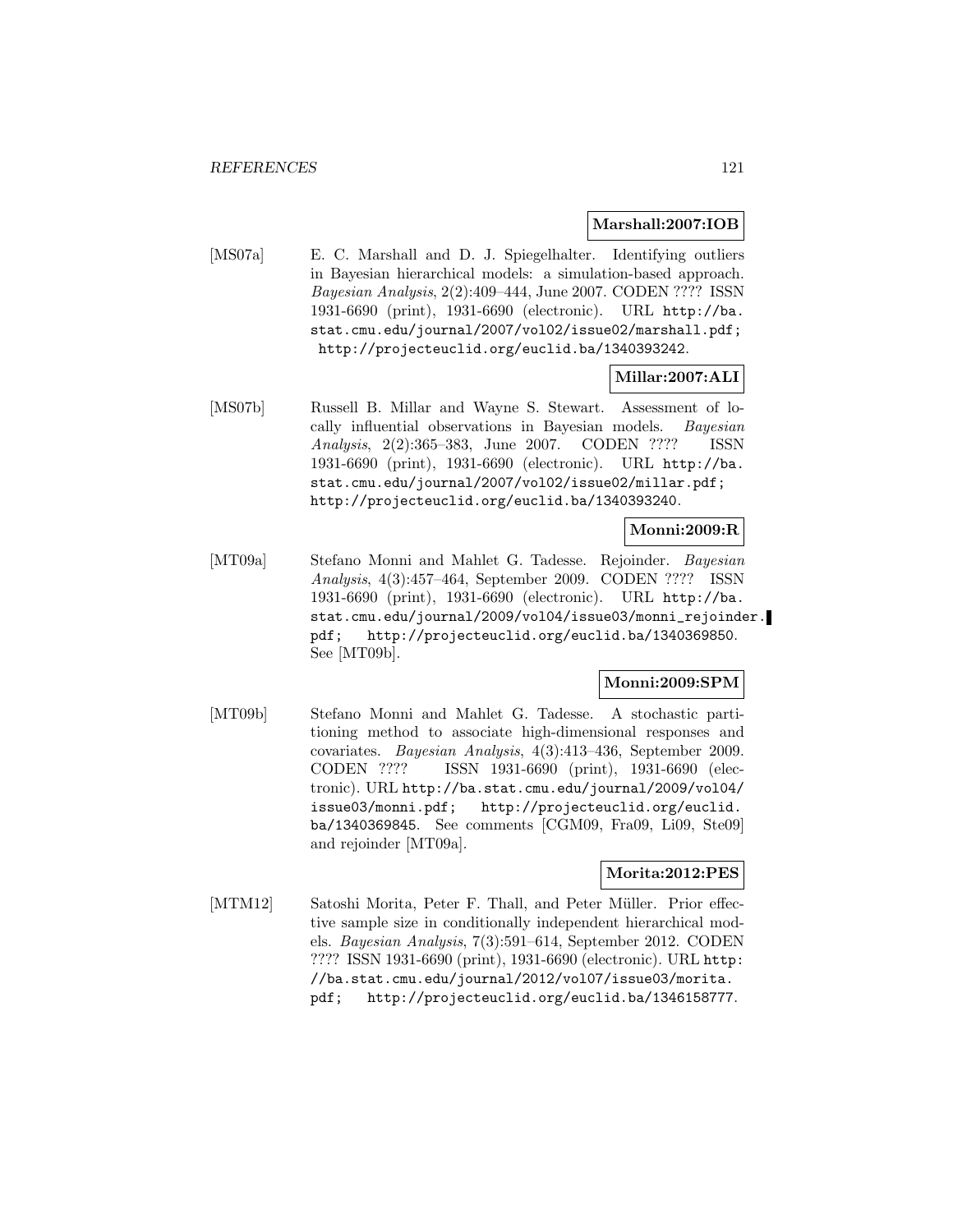**Marshall:2007:IOB**

[MS07a] E. C. Marshall and D. J. Spiegelhalter. Identifying outliers in Bayesian hierarchical models: a simulation-based approach. *Bayesian Analysis*, 2(2):409–444, June 2007. CODEN ???? ISSN 1931-6690 (print), 1931-6690 (electronic). URL http://ba.stat.cmu.edu/journal/2007/vol02/issue02/marshall.pdf; http://projecteuclid.org/euclid.ba/1340393242.

**Millar:2007:ALI**

[MS07b] Russell B. Millar and Wayne S. Stewart. Assessment of locally influential observations in Bayesian models. *Bayesian Analysis*, 2(2):365–383, June 2007. CODEN ???? ISSN 1931-6690 (print), 1931-6690 (electronic). URL http://ba.stat.cmu.edu/journal/2007/vol02/issue02/millar.pdf; http://projecteuclid.org/euclid.ba/1340393240.

**Monni:2009:R**

[MT09a] Stefano Monni and Mahlet G. Tadesse. Rejoinder. *Bayesian Analysis*, 4(3):457–464, September 2009. CODEN ???? ISSN 1931-6690 (print), 1931-6690 (electronic). URL http://ba.stat.cmu.edu/journal/2009/vol04/issue03/monni_rejoinder.pdf; http://projecteuclid.org/euclid.ba/1340369850. See [MT09b].

**Monni:2009:SPM**

[MT09b] Stefano Monni and Mahlet G. Tadesse. A stochastic partitioning method to associate high-dimensional responses and covariates. *Bayesian Analysis*, 4(3):413–436, September 2009. CODEN ???? ISSN 1931-6690 (print), 1931-6690 (electronic). URL http://ba.stat.cmu.edu/journal/2009/vol04/issue03/monni.pdf; http://projecteuclid.org/euclid.ba/1340369845. See comments [CGM09, Fra09, Li09, Ste09] and rejoinder [MT09a].

**Morita:2012:PES**

[MTM12] Satoshi Morita, Peter F. Thall, and Peter Müller. Prior effective sample size in conditionally independent hierarchical models. *Bayesian Analysis*, 7(3):591–614, September 2012. CODEN ???? ISSN 1931-6690 (print), 1931-6690 (electronic). URL http://ba.stat.cmu.edu/journal/2012/vol07/issue03/morita.pdf; http://projecteuclid.org/euclid.ba/1346158777.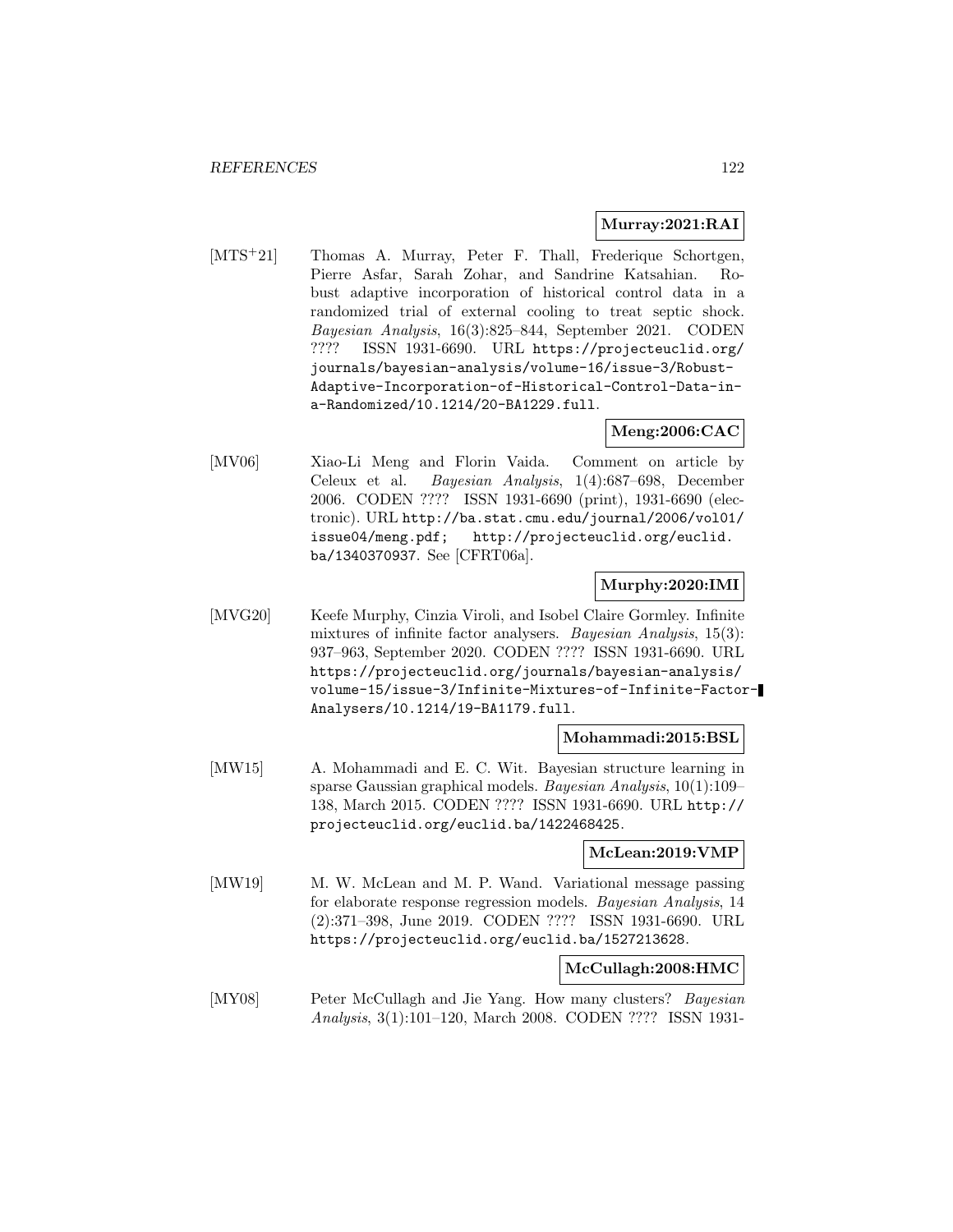**Murray:2021:RAI**

[MTS+21] Thomas A. Murray, Peter F. Thall, Frederique Schortgen, Pierre Asfar, Sarah Zohar, and Sandrine Katsahian. Robust adaptive incorporation of historical control data in a randomized trial of external cooling to treat septic shock. *Bayesian Analysis*, 16(3):825–844, September 2021. CODEN ???? ISSN 1931-6690. URL https://projecteuclid.org/journals/bayesian-analysis/volume-16/issue-3/Robust-Adaptive-Incorporation-of-Historical-Control-Data-in-a-Randomized/10.1214/20-BA1229.full.

**Meng:2006:CAC**

[MV06] Xiao-Li Meng and Florin Vaida. Comment on article by Celeux et al. *Bayesian Analysis*, 1(4):687–698, December 2006. CODEN ???? ISSN 1931-6690 (print), 1931-6690 (electronic). URL http://ba.stat.cmu.edu/journal/2006/vol01/issue04/meng.pdf; http://projecteuclid.org/euclid.ba/1340370937. See [CFRT06a].

**Murphy:2020:IMI**

[MVG20] Keefe Murphy, Cinzia Viroli, and Isobel Claire Gormley. Infinite mixtures of infinite factor analysers. *Bayesian Analysis*, 15(3): 937–963, September 2020. CODEN ???? ISSN 1931-6690. URL https://projecteuclid.org/journals/bayesian-analysis/volume-15/issue-3/Infinite-Mixtures-of-Infinite-Factor-Analysers/10.1214/19-BA1179.full.

**Mohammadi:2015:BSL**

[MW15] A. Mohammadi and E. C. Wit. Bayesian structure learning in sparse Gaussian graphical models. *Bayesian Analysis*, 10(1):109–138, March 2015. CODEN ???? ISSN 1931-6690. URL http://projecteuclid.org/euclid.ba/1422468425.

**McLean:2019:VMP**

[MW19] M. W. McLean and M. P. Wand. Variational message passing for elaborate response regression models. *Bayesian Analysis*, 14 (2):371–398, June 2019. CODEN ???? ISSN 1931-6690. URL https://projecteuclid.org/euclid.ba/1527213628.

**McCullagh:2008:HMC**

[MY08] Peter McCullagh and Jie Yang. How many clusters? *Bayesian Analysis*, 3(1):101–120, March 2008. CODEN ???? ISSN 1931-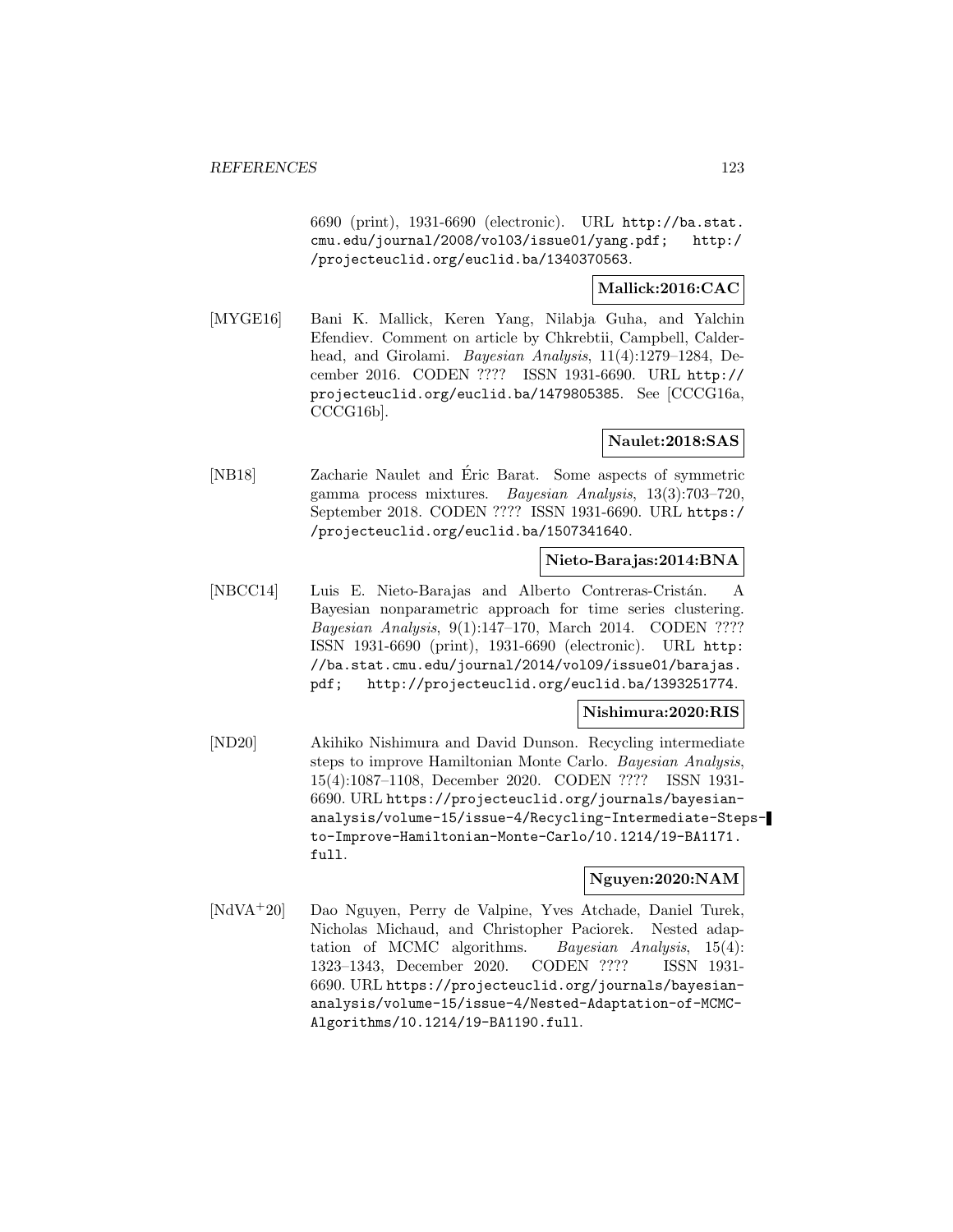6690 (print), 1931-6690 (electronic). URL http://ba.stat.cmu.edu/journal/2008/vol03/issue01/yang.pdf; http://projecteuclid.org/euclid.ba/1340370563.

**Mallick:2016:CAC**

[MYGE16] Bani K. Mallick, Keren Yang, Nilabja Guha, and Yalchin Efendiev. Comment on article by Chkrebtii, Campbell, Calderhead, and Girolami. *Bayesian Analysis*, 11(4):1279–1284, December 2016. CODEN ???? ISSN 1931-6690. URL http://projecteuclid.org/euclid.ba/1479805385. See [CCCG16a, CCCG16b].

**Naulet:2018:SAS**

[NB18] Zacharie Naulet and Éric Barat. Some aspects of symmetric gamma process mixtures. *Bayesian Analysis*, 13(3):703–720, September 2018. CODEN ???? ISSN 1931-6690. URL https://projecteuclid.org/euclid.ba/1507341640.

**Nieto-Barajas:2014:BNA**

[NBCC14] Luis E. Nieto-Barajas and Alberto Contreras-Cristán. A Bayesian nonparametric approach for time series clustering. *Bayesian Analysis*, 9(1):147–170, March 2014. CODEN ???? ISSN 1931-6690 (print), 1931-6690 (electronic). URL http://ba.stat.cmu.edu/journal/2014/vol09/issue01/barajas.pdf; http://projecteuclid.org/euclid.ba/1393251774.

**Nishimura:2020:RIS**

[ND20] Akihiko Nishimura and David Dunson. Recycling intermediate steps to improve Hamiltonian Monte Carlo. *Bayesian Analysis*, 15(4):1087–1108, December 2020. CODEN ???? ISSN 1931-6690. URL https://projecteuclid.org/journals/bayesian-analysis/volume-15/issue-4/Recycling-Intermediate-Steps-to-Improve-Hamiltonian-Monte-Carlo/10.1214/19-BA1171.full.

**Nguyen:2020:NAM**

[NdVA+20] Dao Nguyen, Perry de Valpine, Yves Atchade, Daniel Turek, Nicholas Michaud, and Christopher Paciorek. Nested adaptation of MCMC algorithms. *Bayesian Analysis*, 15(4):1323–1343, December 2020. CODEN ???? ISSN 1931-6690. URL https://projecteuclid.org/journals/bayesian-analysis/volume-15/issue-4/Nested-Adaptation-of-MCMC-Algorithms/10.1214/19-BA1190.full.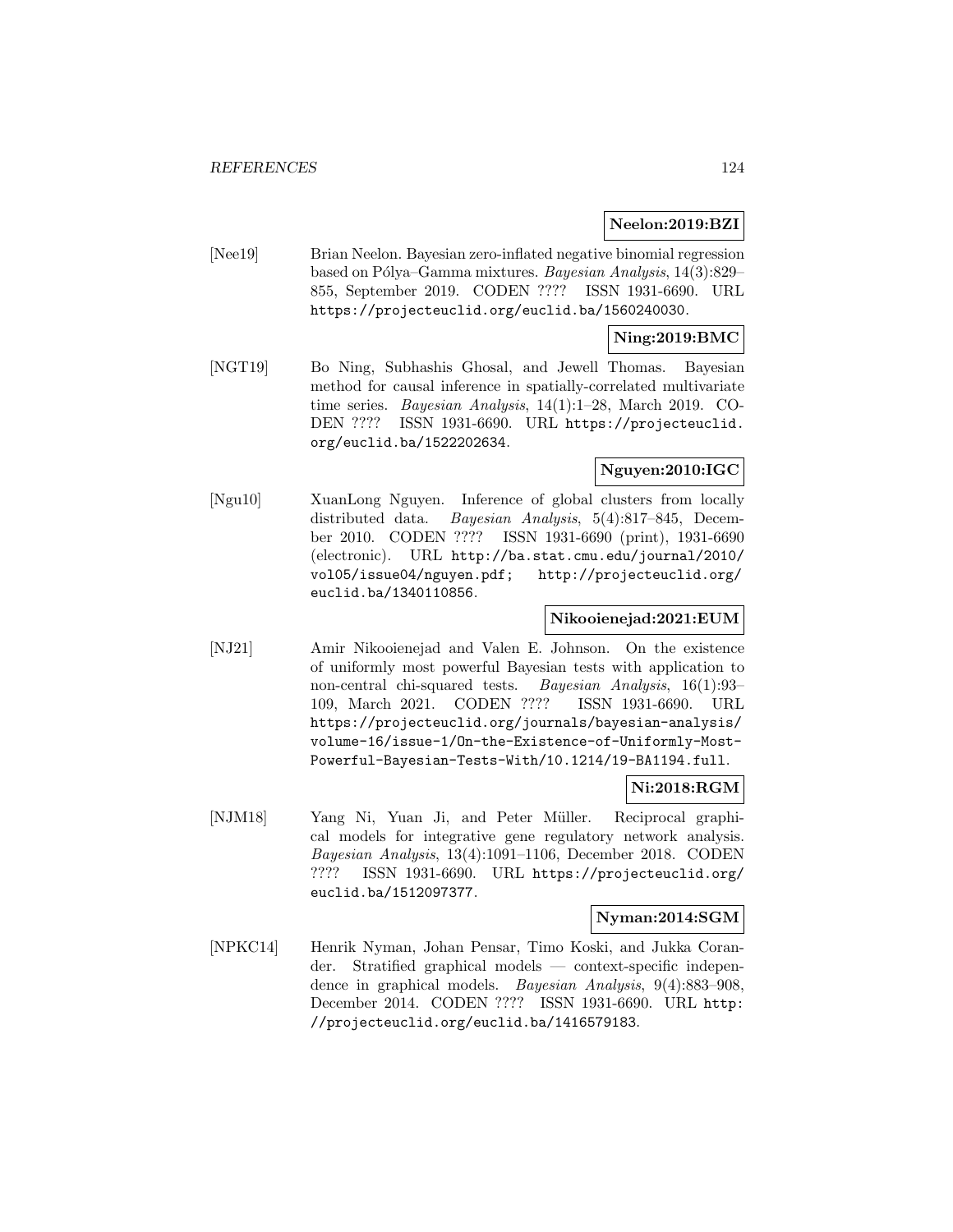**Neelon:2019:BZI**

[Nee19] Brian Neelon. Bayesian zero-inflated negative binomial regression based on Pólya–Gamma mixtures. *Bayesian Analysis*, 14(3):829–855, September 2019. CODEN ???? ISSN 1931-6690. URL https://projecteuclid.org/euclid.ba/1560240030.

**Ning:2019:BMC**

[NGT19] Bo Ning, Subhashis Ghosal, and Jewell Thomas. Bayesian method for causal inference in spatially-correlated multivariate time series. *Bayesian Analysis*, 14(1):1–28, March 2019. CODEN ???? ISSN 1931-6690. URL https://projecteuclid.org/euclid.ba/1522202634.

**Nguyen:2010:IGC**

[Ngu10] XuanLong Nguyen. Inference of global clusters from locally distributed data. *Bayesian Analysis*, 5(4):817–845, December 2010. CODEN ???? ISSN 1931-6690 (print), 1931-6690 (electronic). URL http://ba.stat.cmu.edu/journal/2010/vol05/issue04/nguyen.pdf; http://projecteuclid.org/euclid.ba/1340110856.

**Nikooienejad:2021:EUM**

[NJ21] Amir Nikooienejad and Valen E. Johnson. On the existence of uniformly most powerful Bayesian tests with application to non-central chi-squared tests. *Bayesian Analysis*, 16(1):93–109, March 2021. CODEN ???? ISSN 1931-6690. URL https://projecteuclid.org/journals/bayesian-analysis/volume-16/issue-1/On-the-Existence-of-Uniformly-Most-Powerful-Bayesian-Tests-With/10.1214/19-BA1194.full.

**Ni:2018:RGM**

[NJM18] Yang Ni, Yuan Ji, and Peter Müller. Reciprocal graphical models for integrative gene regulatory network analysis. *Bayesian Analysis*, 13(4):1091–1106, December 2018. CODEN ???? ISSN 1931-6690. URL https://projecteuclid.org/euclid.ba/1512097377.

**Nyman:2014:SGM**

[NPKC14] Henrik Nyman, Johan Pensar, Timo Koski, and Jukka Corander. Stratified graphical models — context-specific independence in graphical models. *Bayesian Analysis*, 9(4):883–908, December 2014. CODEN ???? ISSN 1931-6690. URL http://projecteuclid.org/euclid.ba/1416579183.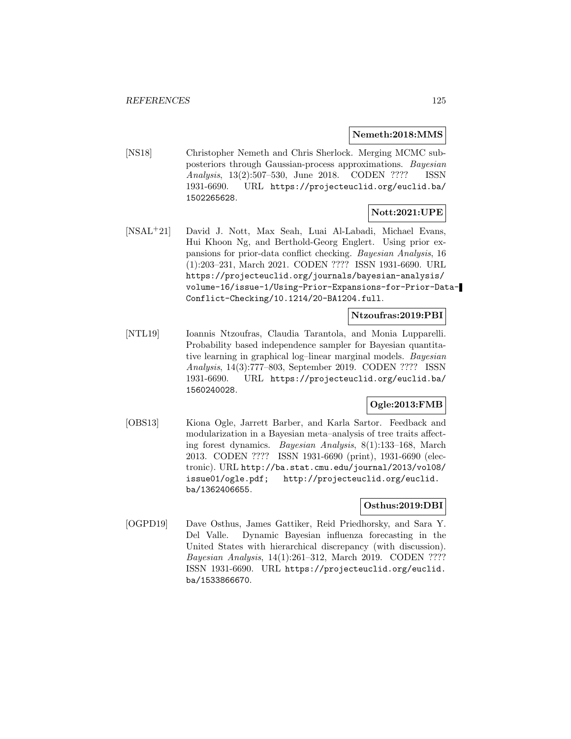**Nemeth:2018:MMS**

[NS18] Christopher Nemeth and Chris Sherlock. Merging MCMC subposteriors through Gaussian-process approximations. *Bayesian Analysis*, 13(2):507–530, June 2018. CODEN ???? ISSN 1931-6690. URL `https://projecteuclid.org/euclid.ba/1502265628`.

**Nott:2021:UPE**

[NSAL+21] David J. Nott, Max Seah, Luai Al-Labadi, Michael Evans, Hui Khoon Ng, and Berthold-Georg Englert. Using prior expansions for prior-data conflict checking. *Bayesian Analysis*, 16 (1):203–231, March 2021. CODEN ???? ISSN 1931-6690. URL `https://projecteuclid.org/journals/bayesian-analysis/volume-16/issue-1/Using-Prior-Expansions-for-Prior-Data-Conflict-Checking/10.1214/20-BA1204.full`.

**Ntzoufras:2019:PBI**

[NTL19] Ioannis Ntzoufras, Claudia Tarantola, and Monia Lupparelli. Probability based independence sampler for Bayesian quantitative learning in graphical log–linear marginal models. *Bayesian Analysis*, 14(3):777–803, September 2019. CODEN ???? ISSN 1931-6690. URL `https://projecteuclid.org/euclid.ba/1560240028`.

**Ogle:2013:FMB**

[OBS13] Kiona Ogle, Jarrett Barber, and Karla Sartor. Feedback and modularization in a Bayesian meta–analysis of tree traits affecting forest dynamics. *Bayesian Analysis*, 8(1):133–168, March 2013. CODEN ???? ISSN 1931-6690 (print), 1931-6690 (electronic). URL `http://ba.stat.cmu.edu/journal/2013/vol08/issue01/ogle.pdf`; `http://projecteuclid.org/euclid.ba/1362406655`.

**Osthus:2019:DBI**

[OGPD19] Dave Osthus, James Gattiker, Reid Priedhorsky, and Sara Y. Del Valle. Dynamic Bayesian influenza forecasting in the United States with hierarchical discrepancy (with discussion). *Bayesian Analysis*, 14(1):261–312, March 2019. CODEN ???? ISSN 1931-6690. URL `https://projecteuclid.org/euclid.ba/1533866670`.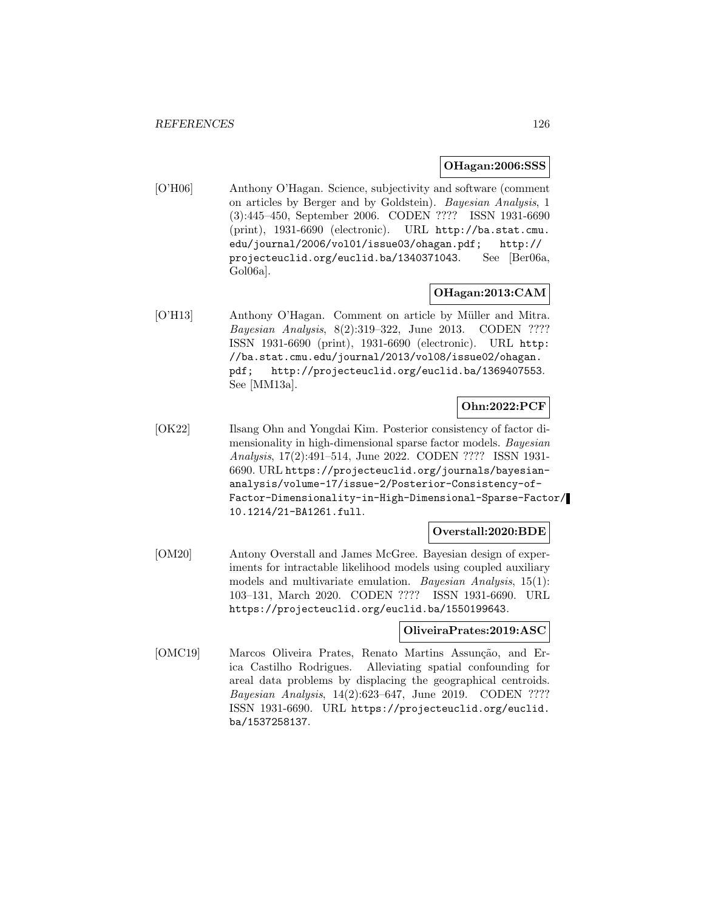**OHagan:2006:SSS**

[O'H06] Anthony O'Hagan. Science, subjectivity and software (comment on articles by Berger and by Goldstein). *Bayesian Analysis*, 1 (3):445–450, September 2006. CODEN ???? ISSN 1931-6690 (print), 1931-6690 (electronic). URL http://ba.stat.cmu.edu/journal/2006/vol01/issue03/ohagan.pdf; http://projecteuclid.org/euclid.ba/1340371043. See [Ber06a, Gol06a].

**OHagan:2013:CAM**

[O'H13] Anthony O'Hagan. Comment on article by Müller and Mitra. *Bayesian Analysis*, 8(2):319–322, June 2013. CODEN ???? ISSN 1931-6690 (print), 1931-6690 (electronic). URL http://ba.stat.cmu.edu/journal/2013/vol08/issue02/ohagan.pdf; http://projecteuclid.org/euclid.ba/1369407553. See [MM13a].

**Ohn:2022:PCF**

[OK22] Ilsang Ohn and Yongdai Kim. Posterior consistency of factor dimensionality in high-dimensional sparse factor models. *Bayesian Analysis*, 17(2):491–514, June 2022. CODEN ???? ISSN 1931-6690. URL https://projecteuclid.org/journals/bayesian-analysis/volume-17/issue-2/Posterior-Consistency-of-Factor-Dimensionality-in-High-Dimensional-Sparse-Factor/10.1214/21-BA1261.full.

**Overstall:2020:BDE**

[OM20] Antony Overstall and James McGree. Bayesian design of experiments for intractable likelihood models using coupled auxiliary models and multivariate emulation. *Bayesian Analysis*, 15(1): 103–131, March 2020. CODEN ???? ISSN 1931-6690. URL https://projecteuclid.org/euclid.ba/1550199643.

**OliveiraPrates:2019:ASC**

[OMC19] Marcos Oliveira Prates, Renato Martins Assunção, and Erica Castilho Rodrigues. Alleviating spatial confounding for areal data problems by displacing the geographical centroids. *Bayesian Analysis*, 14(2):623–647, June 2019. CODEN ???? ISSN 1931-6690. URL https://projecteuclid.org/euclid.ba/1537258137.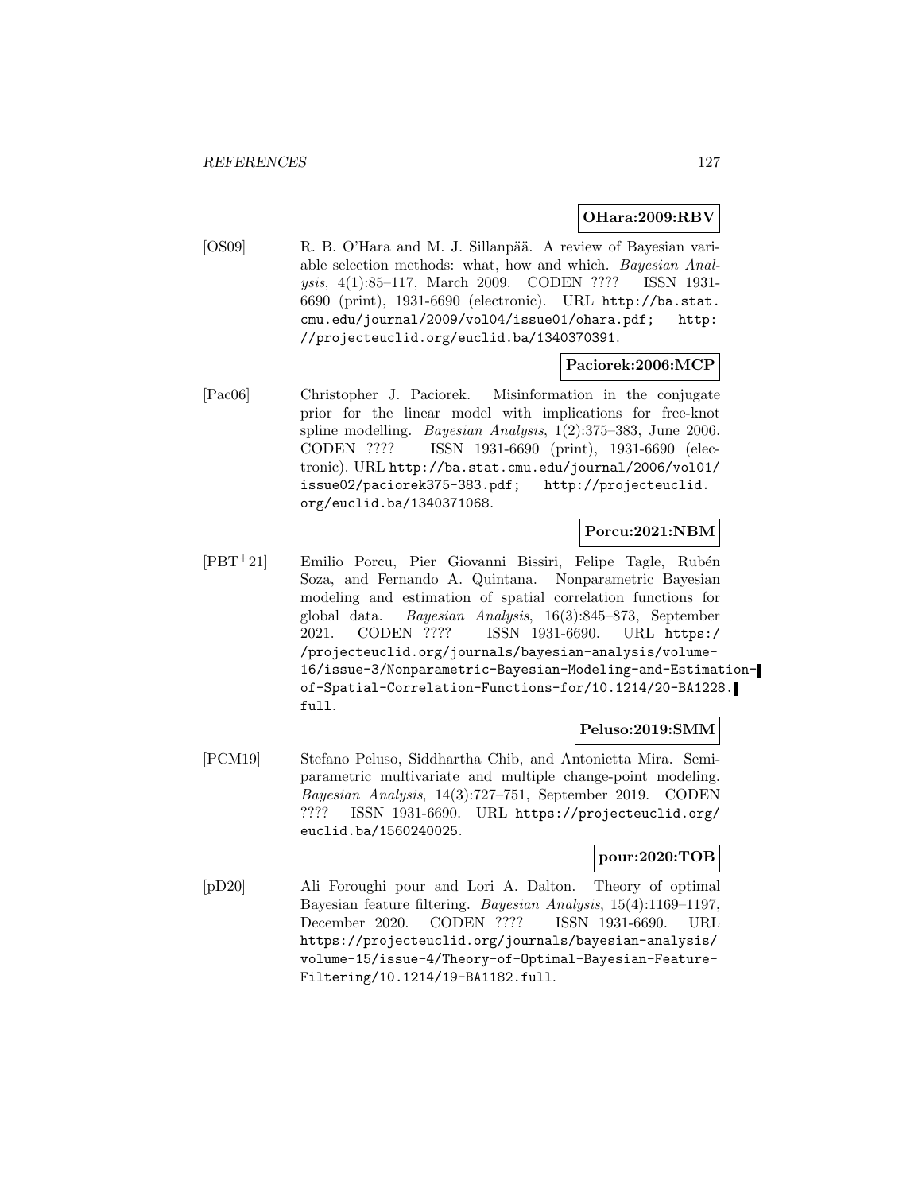**OHara:2009:RBV**

[OS09] R. B. O'Hara and M. J. Sillanpää. A review of Bayesian variable selection methods: what, how and which. *Bayesian Analysis*, 4(1):85–117, March 2009. CODEN ???? ISSN 1931-6690 (print), 1931-6690 (electronic). URL http://ba.stat.cmu.edu/journal/2009/vol04/issue01/ohara.pdf; http://projecteuclid.org/euclid.ba/1340370391.

**Paciorek:2006:MCP**

[Pac06] Christopher J. Paciorek. Misinformation in the conjugate prior for the linear model with implications for free-knot spline modelling. *Bayesian Analysis*, 1(2):375–383, June 2006. CODEN ???? ISSN 1931-6690 (print), 1931-6690 (electronic). URL http://ba.stat.cmu.edu/journal/2006/vol01/issue02/paciorek375-383.pdf; http://projecteuclid.org/euclid.ba/1340371068.

**Porcu:2021:NBM**

[PBT+21] Emilio Porcu, Pier Giovanni Bissiri, Felipe Tagle, Rubén Soza, and Fernando A. Quintana. Nonparametric Bayesian modeling and estimation of spatial correlation functions for global data. *Bayesian Analysis*, 16(3):845–873, September 2021. CODEN ???? ISSN 1931-6690. URL https://projecteuclid.org/journals/bayesian-analysis/volume-16/issue-3/Nonparametric-Bayesian-Modeling-and-Estimation-of-Spatial-Correlation-Functions-for/10.1214/20-BA1228.full.

**Peluso:2019:SMM**

[PCM19] Stefano Peluso, Siddhartha Chib, and Antonietta Mira. Semiparametric multivariate and multiple change-point modeling. *Bayesian Analysis*, 14(3):727–751, September 2019. CODEN ???? ISSN 1931-6690. URL https://projecteuclid.org/euclid.ba/1560240025.

**pour:2020:TOB**

[pD20] Ali Foroughi pour and Lori A. Dalton. Theory of optimal Bayesian feature filtering. *Bayesian Analysis*, 15(4):1169–1197, December 2020. CODEN ???? ISSN 1931-6690. URL https://projecteuclid.org/journals/bayesian-analysis/volume-15/issue-4/Theory-of-Optimal-Bayesian-Feature-Filtering/10.1214/19-BA1182.full.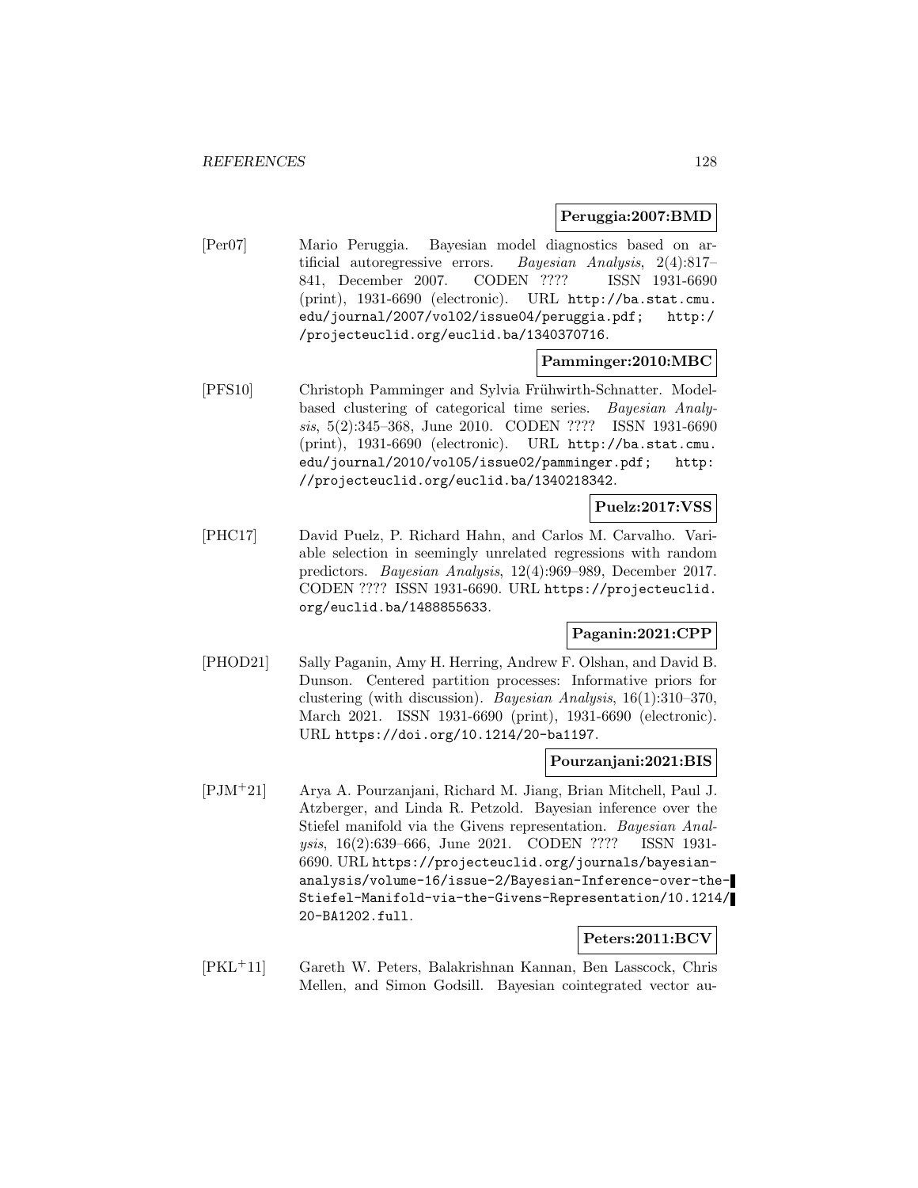**Peruggia:2007:BMD**

[Per07] Mario Peruggia. Bayesian model diagnostics based on artificial autoregressive errors. *Bayesian Analysis*, 2(4):817–841, December 2007. CODEN ???? ISSN 1931-6690 (print), 1931-6690 (electronic). URL http://ba.stat.cmu.edu/journal/2007/vol02/issue04/peruggia.pdf; http://projecteuclid.org/euclid.ba/1340370716.

**Pamminger:2010:MBC**

[PFS10] Christoph Pamminger and Sylvia Frühwirth-Schnatter. Model-based clustering of categorical time series. *Bayesian Analysis*, 5(2):345–368, June 2010. CODEN ???? ISSN 1931-6690 (print), 1931-6690 (electronic). URL http://ba.stat.cmu.edu/journal/2010/vol05/issue02/pamminger.pdf; http://projecteuclid.org/euclid.ba/1340218342.

**Puelz:2017:VSS**

[PHC17] David Puelz, P. Richard Hahn, and Carlos M. Carvalho. Variable selection in seemingly unrelated regressions with random predictors. *Bayesian Analysis*, 12(4):969–989, December 2017. CODEN ???? ISSN 1931-6690. URL https://projecteuclid.org/euclid.ba/1488855633.

**Paganin:2021:CPP**

[PHOD21] Sally Paganin, Amy H. Herring, Andrew F. Olshan, and David B. Dunson. Centered partition processes: Informative priors for clustering (with discussion). *Bayesian Analysis*, 16(1):310–370, March 2021. ISSN 1931-6690 (print), 1931-6690 (electronic). URL https://doi.org/10.1214/20-ba1197.

**Pourzanjani:2021:BIS**

[PJM+21] Arya A. Pourzanjani, Richard M. Jiang, Brian Mitchell, Paul J. Atzberger, and Linda R. Petzold. Bayesian inference over the Stiefel manifold via the Givens representation. *Bayesian Analysis*, 16(2):639–666, June 2021. CODEN ???? ISSN 1931-6690. URL https://projecteuclid.org/journals/bayesian-analysis/volume-16/issue-2/Bayesian-Inference-over-the-Stiefel-Manifold-via-the-Givens-Representation/10.1214/20-BA1202.full.

**Peters:2011:BCV**

[PKL+11] Gareth W. Peters, Balakrishnan Kannan, Ben Lasscock, Chris Mellen, and Simon Godsill. Bayesian cointegrated vector au-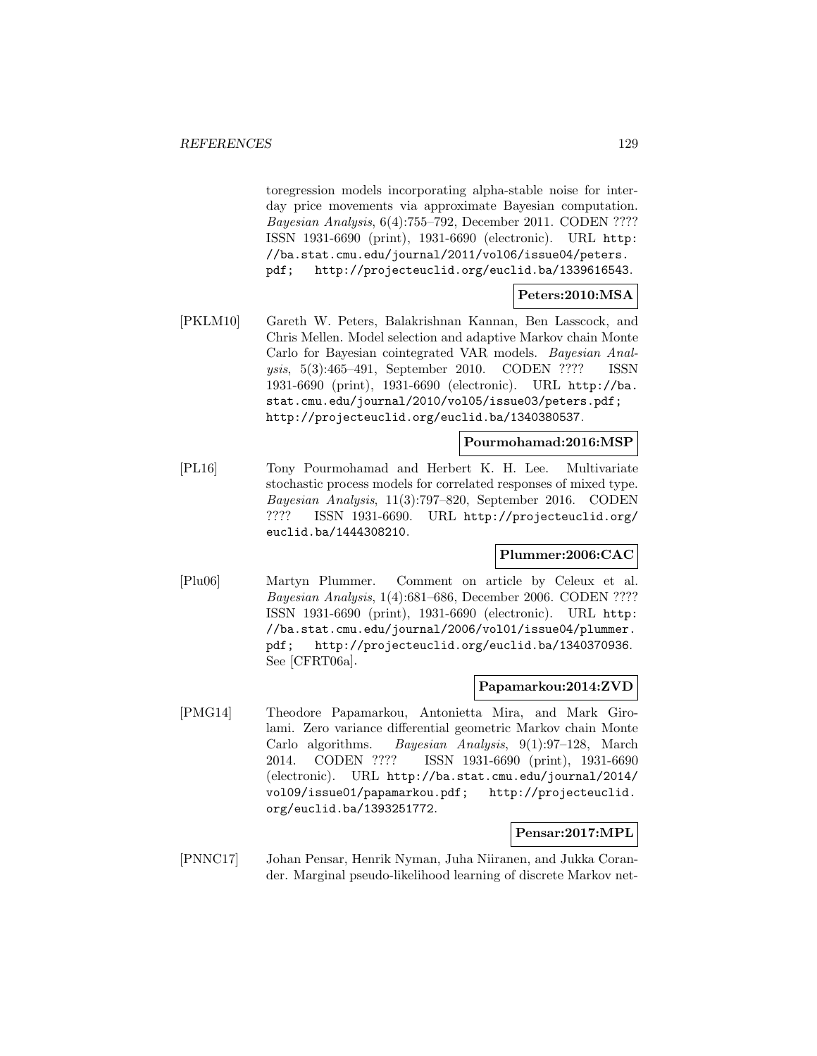toregression models incorporating alpha-stable noise for interday price movements via approximate Bayesian computation. *Bayesian Analysis*, 6(4):755–792, December 2011. CODEN ???? ISSN 1931-6690 (print), 1931-6690 (electronic). URL http://ba.stat.cmu.edu/journal/2011/vol06/issue04/peters.pdf; http://projecteuclid.org/euclid.ba/1339616543.

**Peters:2010:MSA**

[PKLM10] Gareth W. Peters, Balakrishnan Kannan, Ben Lasscock, and Chris Mellen. Model selection and adaptive Markov chain Monte Carlo for Bayesian cointegrated VAR models. *Bayesian Analysis*, 5(3):465–491, September 2010. CODEN ???? ISSN 1931-6690 (print), 1931-6690 (electronic). URL http://ba.stat.cmu.edu/journal/2010/vol05/issue03/peters.pdf; http://projecteuclid.org/euclid.ba/1340380537.

**Pourmohamad:2016:MSP**

[PL16] Tony Pourmohamad and Herbert K. H. Lee. Multivariate stochastic process models for correlated responses of mixed type. *Bayesian Analysis*, 11(3):797–820, September 2016. CODEN ???? ISSN 1931-6690. URL http://projecteuclid.org/euclid.ba/1444308210.

**Plummer:2006:CAC**

[Plu06] Martyn Plummer. Comment on article by Celeux et al. *Bayesian Analysis*, 1(4):681–686, December 2006. CODEN ???? ISSN 1931-6690 (print), 1931-6690 (electronic). URL http://ba.stat.cmu.edu/journal/2006/vol01/issue04/plummer.pdf; http://projecteuclid.org/euclid.ba/1340370936. See [CFRT06a].

**Papamarkou:2014:ZVD**

[PMG14] Theodore Papamarkou, Antonietta Mira, and Mark Girolami. Zero variance differential geometric Markov chain Monte Carlo algorithms. *Bayesian Analysis*, 9(1):97–128, March 2014. CODEN ???? ISSN 1931-6690 (print), 1931-6690 (electronic). URL http://ba.stat.cmu.edu/journal/2014/vol09/issue01/papamarkou.pdf; http://projecteuclid.org/euclid.ba/1393251772.

**Pensar:2017:MPL**

[PNNC17] Johan Pensar, Henrik Nyman, Juha Niiranen, and Jukka Corander. Marginal pseudo-likelihood learning of discrete Markov net-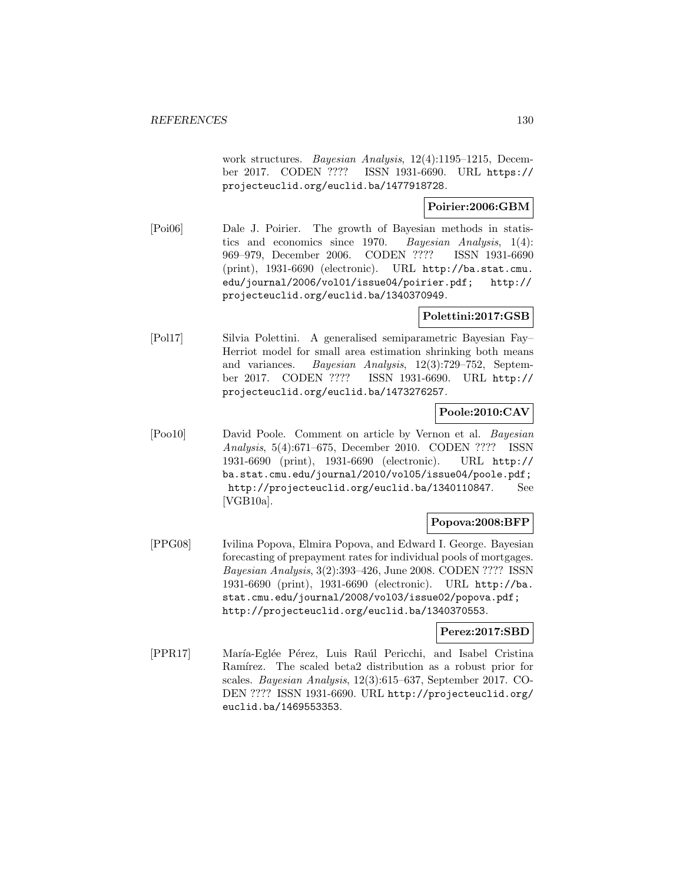work structures. *Bayesian Analysis*, 12(4):1195–1215, December 2017. CODEN ???? ISSN 1931-6690. URL https://projecteuclid.org/euclid.ba/1477918728.

**Poirier:2006:GBM**

[Poi06] Dale J. Poirier. The growth of Bayesian methods in statistics and economics since 1970. *Bayesian Analysis*, 1(4): 969–979, December 2006. CODEN ???? ISSN 1931-6690 (print), 1931-6690 (electronic). URL http://ba.stat.cmu.edu/journal/2006/vol01/issue04/poirier.pdf; http://projecteuclid.org/euclid.ba/1340370949.

**Polettini:2017:GSB**

[Pol17] Silvia Polettini. A generalised semiparametric Bayesian Fay–Herriot model for small area estimation shrinking both means and variances. *Bayesian Analysis*, 12(3):729–752, September 2017. CODEN ???? ISSN 1931-6690. URL http://projecteuclid.org/euclid.ba/1473276257.

**Poole:2010:CAV**

[Poo10] David Poole. Comment on article by Vernon et al. *Bayesian Analysis*, 5(4):671–675, December 2010. CODEN ???? ISSN 1931-6690 (print), 1931-6690 (electronic). URL http://ba.stat.cmu.edu/journal/2010/vol05/issue04/poole.pdf; http://projecteuclid.org/euclid.ba/1340110847. See [VGB10a].

**Popova:2008:BFP**

[PPG08] Ivilina Popova, Elmira Popova, and Edward I. George. Bayesian forecasting of prepayment rates for individual pools of mortgages. *Bayesian Analysis*, 3(2):393–426, June 2008. CODEN ???? ISSN 1931-6690 (print), 1931-6690 (electronic). URL http://ba.stat.cmu.edu/journal/2008/vol03/issue02/popova.pdf; http://projecteuclid.org/euclid.ba/1340370553.

**Perez:2017:SBD**

[PPR17] María-Eglée Pérez, Luis Raúl Pericchi, and Isabel Cristina Ramírez. The scaled beta2 distribution as a robust prior for scales. *Bayesian Analysis*, 12(3):615–637, September 2017. CODEN ???? ISSN 1931-6690. URL http://projecteuclid.org/euclid.ba/1469553353.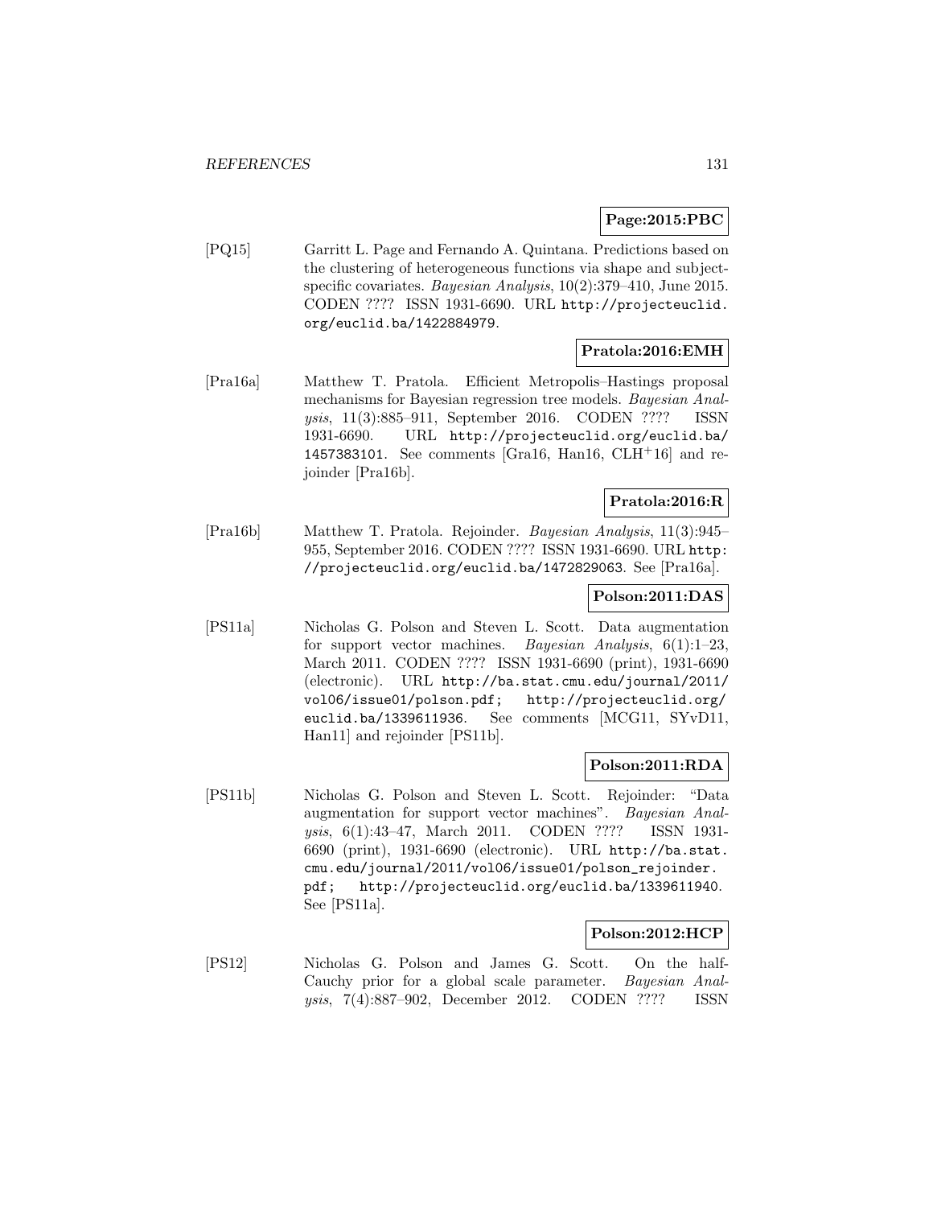**Page:2015:PBC**

[PQ15] Garritt L. Page and Fernando A. Quintana. Predictions based on the clustering of heterogeneous functions via shape and subject-specific covariates. *Bayesian Analysis*, 10(2):379–410, June 2015. CODEN ???? ISSN 1931-6690. URL http://projecteuclid.org/euclid.ba/1422884979.

**Pratola:2016:EMH**

[Pra16a] Matthew T. Pratola. Efficient Metropolis–Hastings proposal mechanisms for Bayesian regression tree models. *Bayesian Analysis*, 11(3):885–911, September 2016. CODEN ???? ISSN 1931-6690. URL http://projecteuclid.org/euclid.ba/1457383101. See comments [Gra16, Han16, CLH+16] and rejoinder [Pra16b].

**Pratola:2016:R**

[Pra16b] Matthew T. Pratola. Rejoinder. *Bayesian Analysis*, 11(3):945–955, September 2016. CODEN ???? ISSN 1931-6690. URL http://projecteuclid.org/euclid.ba/1472829063. See [Pra16a].

**Polson:2011:DAS**

[PS11a] Nicholas G. Polson and Steven L. Scott. Data augmentation for support vector machines. *Bayesian Analysis*, 6(1):1–23, March 2011. CODEN ???? ISSN 1931-6690 (print), 1931-6690 (electronic). URL http://ba.stat.cmu.edu/journal/2011/vol06/issue01/polson.pdf; http://projecteuclid.org/euclid.ba/1339611936. See comments [MCG11, SYvD11, Han11] and rejoinder [PS11b].

**Polson:2011:RDA**

[PS11b] Nicholas G. Polson and Steven L. Scott. Rejoinder: "Data augmentation for support vector machines". *Bayesian Analysis*, 6(1):43–47, March 2011. CODEN ???? ISSN 1931-6690 (print), 1931-6690 (electronic). URL http://ba.stat.cmu.edu/journal/2011/vol06/issue01/polson_rejoinder.pdf; http://projecteuclid.org/euclid.ba/1339611940. See [PS11a].

**Polson:2012:HCP**

[PS12] Nicholas G. Polson and James G. Scott. On the half-Cauchy prior for a global scale parameter. *Bayesian Analysis*, 7(4):887–902, December 2012. CODEN ???? ISSN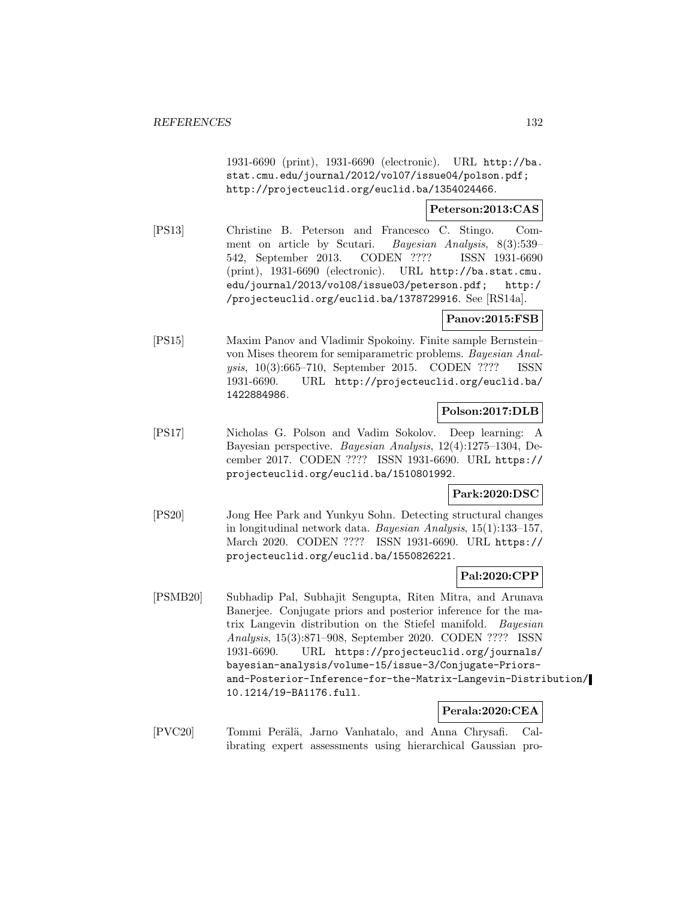1931-6690 (print), 1931-6690 (electronic). URL http://ba.stat.cmu.edu/journal/2012/vol07/issue04/polson.pdf; http://projecteuclid.org/euclid.ba/1354024466.

**Peterson:2013:CAS**

[PS13] Christine B. Peterson and Francesco C. Stingo. Comment on article by Scutari. *Bayesian Analysis*, 8(3):539–542, September 2013. CODEN ???? ISSN 1931-6690 (print), 1931-6690 (electronic). URL http://ba.stat.cmu.edu/journal/2013/vol08/issue03/peterson.pdf; http://projecteuclid.org/euclid.ba/1378729916. See [RS14a].

**Panov:2015:FSB**

[PS15] Maxim Panov and Vladimir Spokoiny. Finite sample Bernstein–von Mises theorem for semiparametric problems. *Bayesian Analysis*, 10(3):665–710, September 2015. CODEN ???? ISSN 1931-6690. URL http://projecteuclid.org/euclid.ba/1422884986.

**Polson:2017:DLB**

[PS17] Nicholas G. Polson and Vadim Sokolov. Deep learning: A Bayesian perspective. *Bayesian Analysis*, 12(4):1275–1304, December 2017. CODEN ???? ISSN 1931-6690. URL https://projecteuclid.org/euclid.ba/1510801992.

**Park:2020:DSC**

[PS20] Jong Hee Park and Yunkyu Sohn. Detecting structural changes in longitudinal network data. *Bayesian Analysis*, 15(1):133–157, March 2020. CODEN ???? ISSN 1931-6690. URL https://projecteuclid.org/euclid.ba/1550826221.

**Pal:2020:CPP**

[PSMB20] Subhadip Pal, Subhajit Sengupta, Riten Mitra, and Arunava Banerjee. Conjugate priors and posterior inference for the matrix Langevin distribution on the Stiefel manifold. *Bayesian Analysis*, 15(3):871–908, September 2020. CODEN ???? ISSN 1931-6690. URL https://projecteuclid.org/journals/bayesian-analysis/volume-15/issue-3/Conjugate-Priors-and-Posterior-Inference-for-the-Matrix-Langevin-Distribution/10.1214/19-BA1176.full.

**Perala:2020:CEA**

[PVC20] Tommi Perälä, Jarno Vanhatalo, and Anna Chrysafi. Calibrating expert assessments using hierarchical Gaussian pro-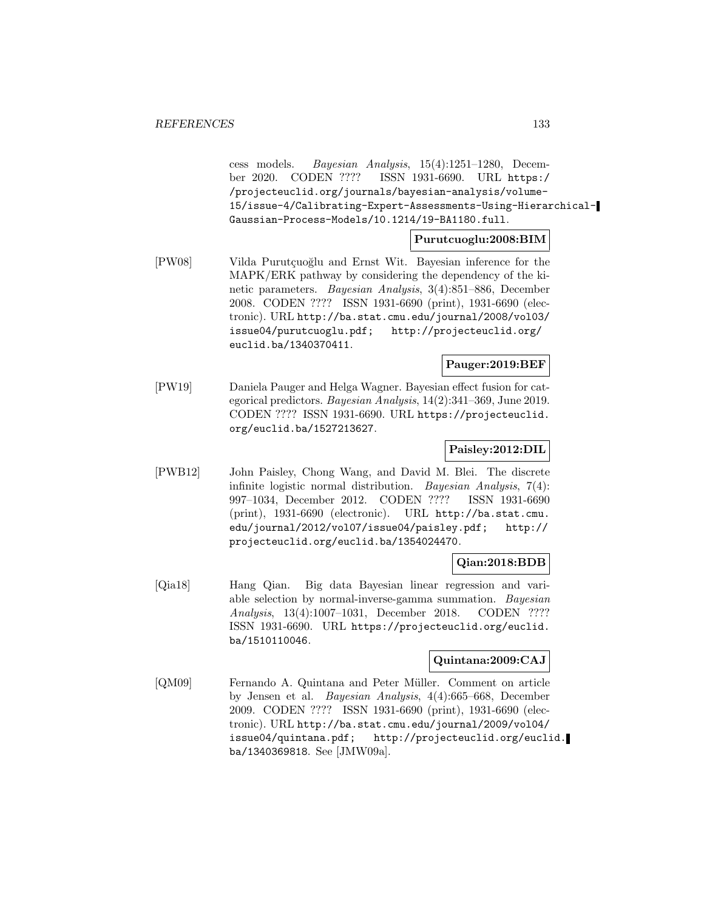cess models. *Bayesian Analysis*, 15(4):1251–1280, December 2020. CODEN ???? ISSN 1931-6690. URL https://projecteuclid.org/journals/bayesian-analysis/volume-15/issue-4/Calibrating-Expert-Assessments-Using-Hierarchical-Gaussian-Process-Models/10.1214/19-BA1180.full.

**Purutcuoglu:2008:BIM**

[PW08] Vilda Purutçuoğlu and Ernst Wit. Bayesian inference for the MAPK/ERK pathway by considering the dependency of the kinetic parameters. *Bayesian Analysis*, 3(4):851–886, December 2008. CODEN ???? ISSN 1931-6690 (print), 1931-6690 (electronic). URL http://ba.stat.cmu.edu/journal/2008/vol03/issue04/purutcuoglu.pdf; http://projecteuclid.org/euclid.ba/1340370411.

**Pauger:2019:BEF**

[PW19] Daniela Pauger and Helga Wagner. Bayesian effect fusion for categorical predictors. *Bayesian Analysis*, 14(2):341–369, June 2019. CODEN ???? ISSN 1931-6690. URL https://projecteuclid.org/euclid.ba/1527213627.

**Paisley:2012:DIL**

[PWB12] John Paisley, Chong Wang, and David M. Blei. The discrete infinite logistic normal distribution. *Bayesian Analysis*, 7(4):997–1034, December 2012. CODEN ???? ISSN 1931-6690 (print), 1931-6690 (electronic). URL http://ba.stat.cmu.edu/journal/2012/vol07/issue04/paisley.pdf; http://projecteuclid.org/euclid.ba/1354024470.

**Qian:2018:BDB**

[Qia18] Hang Qian. Big data Bayesian linear regression and variable selection by normal-inverse-gamma summation. *Bayesian Analysis*, 13(4):1007–1031, December 2018. CODEN ???? ISSN 1931-6690. URL https://projecteuclid.org/euclid.ba/1510110046.

**Quintana:2009:CAJ**

[QM09] Fernando A. Quintana and Peter Müller. Comment on article by Jensen et al. *Bayesian Analysis*, 4(4):665–668, December 2009. CODEN ???? ISSN 1931-6690 (print), 1931-6690 (electronic). URL http://ba.stat.cmu.edu/journal/2009/vol04/issue04/quintana.pdf; http://projecteuclid.org/euclid.ba/1340369818. See [JMW09a].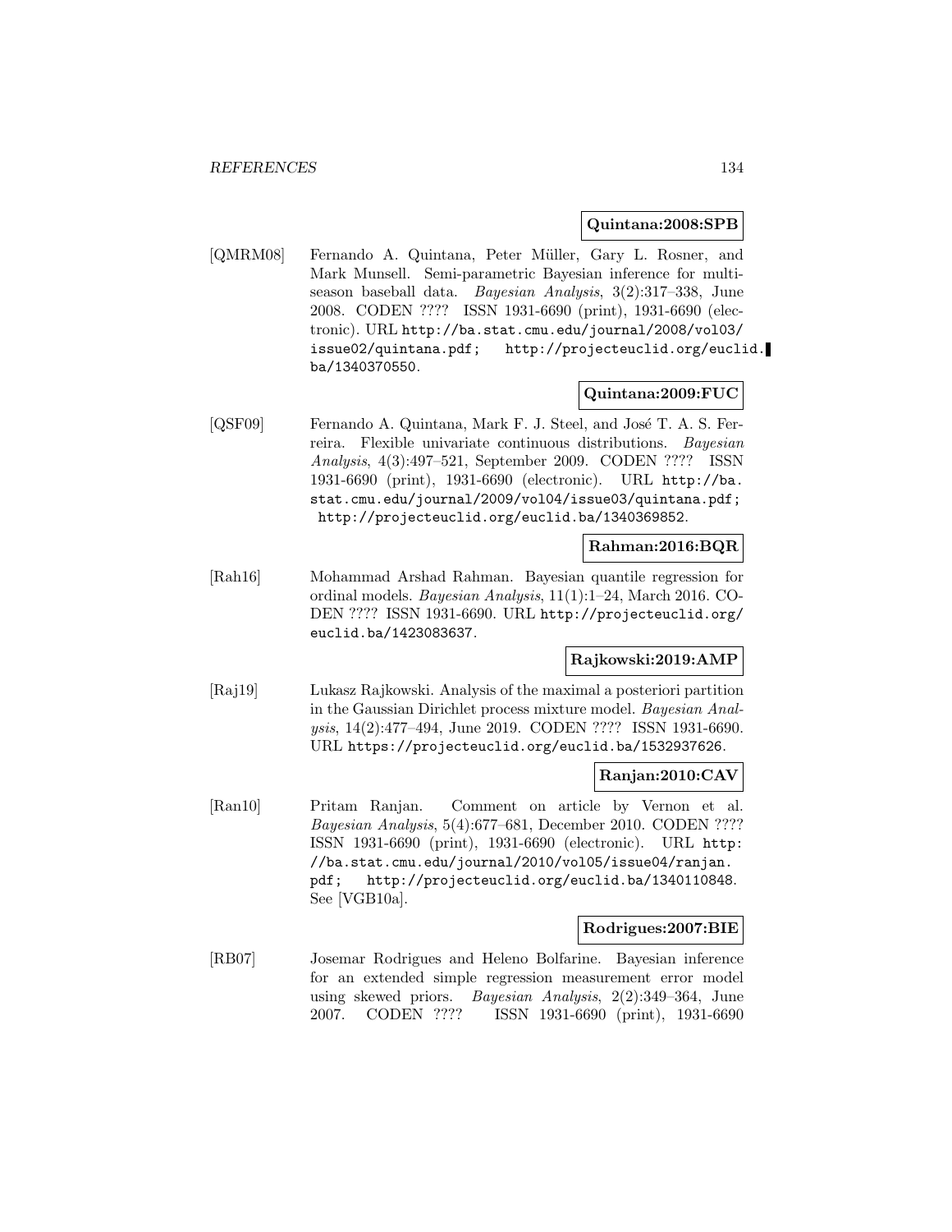**Quintana:2008:SPB**

[QMRM08] Fernando A. Quintana, Peter Müller, Gary L. Rosner, and Mark Munsell. Semi-parametric Bayesian inference for multi-season baseball data. *Bayesian Analysis*, 3(2):317–338, June 2008. CODEN ???? ISSN 1931-6690 (print), 1931-6690 (electronic). URL http://ba.stat.cmu.edu/journal/2008/vol03/issue02/quintana.pdf; http://projecteuclid.org/euclid.ba/1340370550.

**Quintana:2009:FUC**

[QSF09] Fernando A. Quintana, Mark F. J. Steel, and José T. A. S. Ferreira. Flexible univariate continuous distributions. *Bayesian Analysis*, 4(3):497–521, September 2009. CODEN ???? ISSN 1931-6690 (print), 1931-6690 (electronic). URL http://ba.stat.cmu.edu/journal/2009/vol04/issue03/quintana.pdf; http://projecteuclid.org/euclid.ba/1340369852.

**Rahman:2016:BQR**

[Rah16] Mohammad Arshad Rahman. Bayesian quantile regression for ordinal models. *Bayesian Analysis*, 11(1):1–24, March 2016. CODEN ???? ISSN 1931-6690. URL http://projecteuclid.org/euclid.ba/1423083637.

**Rajkowski:2019:AMP**

[Raj19] Lukasz Rajkowski. Analysis of the maximal a posteriori partition in the Gaussian Dirichlet process mixture model. *Bayesian Analysis*, 14(2):477–494, June 2019. CODEN ???? ISSN 1931-6690. URL https://projecteuclid.org/euclid.ba/1532937626.

**Ranjan:2010:CAV**

[Ran10] Pritam Ranjan. Comment on article by Vernon et al. *Bayesian Analysis*, 5(4):677–681, December 2010. CODEN ???? ISSN 1931-6690 (print), 1931-6690 (electronic). URL http://ba.stat.cmu.edu/journal/2010/vol05/issue04/ranjan.pdf; http://projecteuclid.org/euclid.ba/1340110848. See [VGB10a].

**Rodrigues:2007:BIE**

[RB07] Josemar Rodrigues and Heleno Bolfarine. Bayesian inference for an extended simple regression measurement error model using skewed priors. *Bayesian Analysis*, 2(2):349–364, June 2007. CODEN ???? ISSN 1931-6690 (print), 1931-6690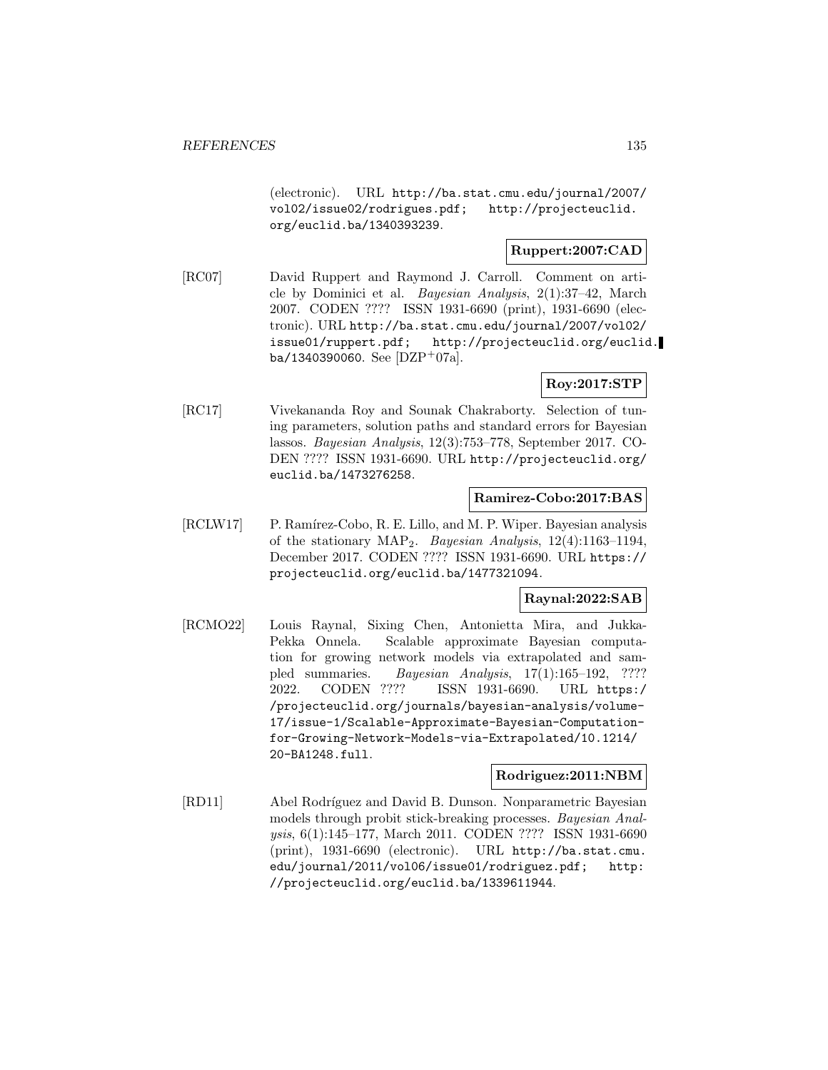(electronic). URL http://ba.stat.cmu.edu/journal/2007/vol02/issue02/rodrigues.pdf; http://projecteuclid.org/euclid.ba/1340393239.

**Ruppert:2007:CAD**

[RC07] David Ruppert and Raymond J. Carroll. Comment on article by Dominici et al. *Bayesian Analysis*, 2(1):37–42, March 2007. CODEN ???? ISSN 1931-6690 (print), 1931-6690 (electronic). URL http://ba.stat.cmu.edu/journal/2007/vol02/issue01/ruppert.pdf; http://projecteuclid.org/euclid.ba/1340390060. See [DZP+07a].

**Roy:2017:STP**

[RC17] Vivekananda Roy and Sounak Chakraborty. Selection of tuning parameters, solution paths and standard errors for Bayesian lassos. *Bayesian Analysis*, 12(3):753–778, September 2017. CODEN ???? ISSN 1931-6690. URL http://projecteuclid.org/euclid.ba/1473276258.

**Ramirez-Cobo:2017:BAS**

[RCLW17] P. Ramírez-Cobo, R. E. Lillo, and M. P. Wiper. Bayesian analysis of the stationary $MAP_2$. *Bayesian Analysis*, 12(4):1163–1194, December 2017. CODEN ???? ISSN 1931-6690. URL https://projecteuclid.org/euclid.ba/1477321094.

**Raynal:2022:SAB**

[RCMO22] Louis Raynal, Sixing Chen, Antonietta Mira, and Jukka-Pekka Onnela. Scalable approximate Bayesian computation for growing network models via extrapolated and sampled summaries. *Bayesian Analysis*, 17(1):165–192, ???? 2022. CODEN ???? ISSN 1931-6690. URL https://projecteuclid.org/journals/bayesian-analysis/volume-17/issue-1/Scalable-Approximate-Bayesian-Computation-for-Growing-Network-Models-via-Extrapolated/10.1214/20-BA1248.full.

**Rodriguez:2011:NBM**

[RD11] Abel Rodríguez and David B. Dunson. Nonparametric Bayesian models through probit stick-breaking processes. *Bayesian Analysis*, 6(1):145–177, March 2011. CODEN ???? ISSN 1931-6690 (print), 1931-6690 (electronic). URL http://ba.stat.cmu.edu/journal/2011/vol06/issue01/rodriguez.pdf; http://projecteuclid.org/euclid.ba/1339611944.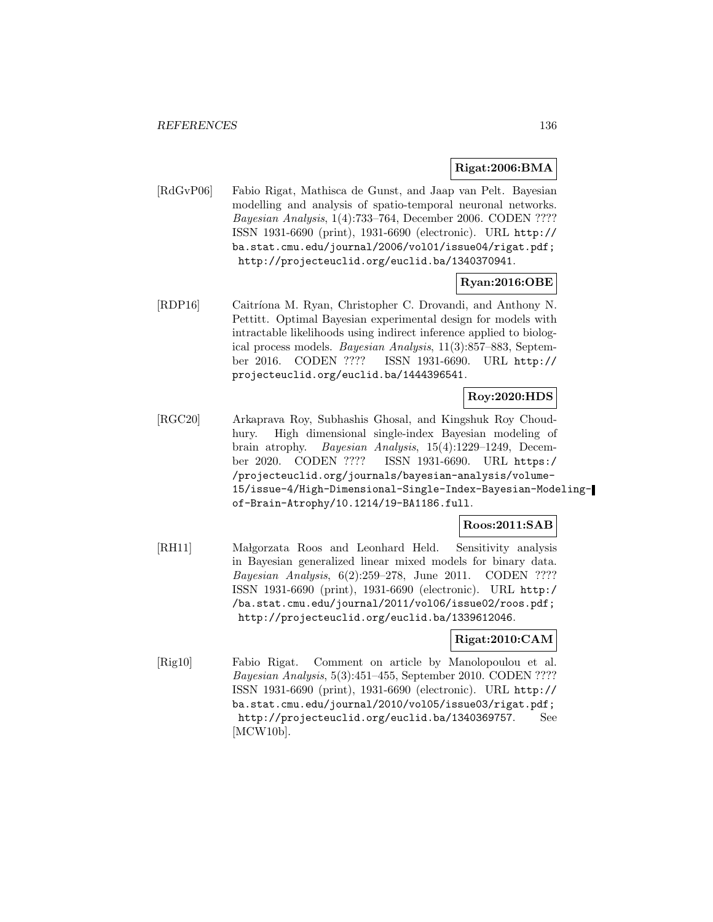**Rigat:2006:BMA**

[RdGvP06] Fabio Rigat, Mathisca de Gunst, and Jaap van Pelt. Bayesian modelling and analysis of spatio-temporal neuronal networks. *Bayesian Analysis*, 1(4):733–764, December 2006. CODEN ???? ISSN 1931-6690 (print), 1931-6690 (electronic). URL http://ba.stat.cmu.edu/journal/2006/vol01/issue04/rigat.pdf; http://projecteuclid.org/euclid.ba/1340370941.

**Ryan:2016:OBE**

[RDP16] Caitríona M. Ryan, Christopher C. Drovandi, and Anthony N. Pettitt. Optimal Bayesian experimental design for models with intractable likelihoods using indirect inference applied to biological process models. *Bayesian Analysis*, 11(3):857–883, September 2016. CODEN ???? ISSN 1931-6690. URL http://projecteuclid.org/euclid.ba/1444396541.

**Roy:2020:HDS**

[RGC20] Arkaprava Roy, Subhashis Ghosal, and Kingshuk Roy Choudhury. High dimensional single-index Bayesian modeling of brain atrophy. *Bayesian Analysis*, 15(4):1229–1249, December 2020. CODEN ???? ISSN 1931-6690. URL https://projecteuclid.org/journals/bayesian-analysis/volume-15/issue-4/High-Dimensional-Single-Index-Bayesian-Modeling-of-Brain-Atrophy/10.1214/19-BA1186.full.

**Roos:2011:SAB**

[RH11] Małgorzata Roos and Leonhard Held. Sensitivity analysis in Bayesian generalized linear mixed models for binary data. *Bayesian Analysis*, 6(2):259–278, June 2011. CODEN ???? ISSN 1931-6690 (print), 1931-6690 (electronic). URL http://ba.stat.cmu.edu/journal/2011/vol06/issue02/roos.pdf; http://projecteuclid.org/euclid.ba/1339612046.

**Rigat:2010:CAM**

[Rig10] Fabio Rigat. Comment on article by Manolopoulou et al. *Bayesian Analysis*, 5(3):451–455, September 2010. CODEN ???? ISSN 1931-6690 (print), 1931-6690 (electronic). URL http://ba.stat.cmu.edu/journal/2010/vol05/issue03/rigat.pdf; http://projecteuclid.org/euclid.ba/1340369757. See [MCW10b].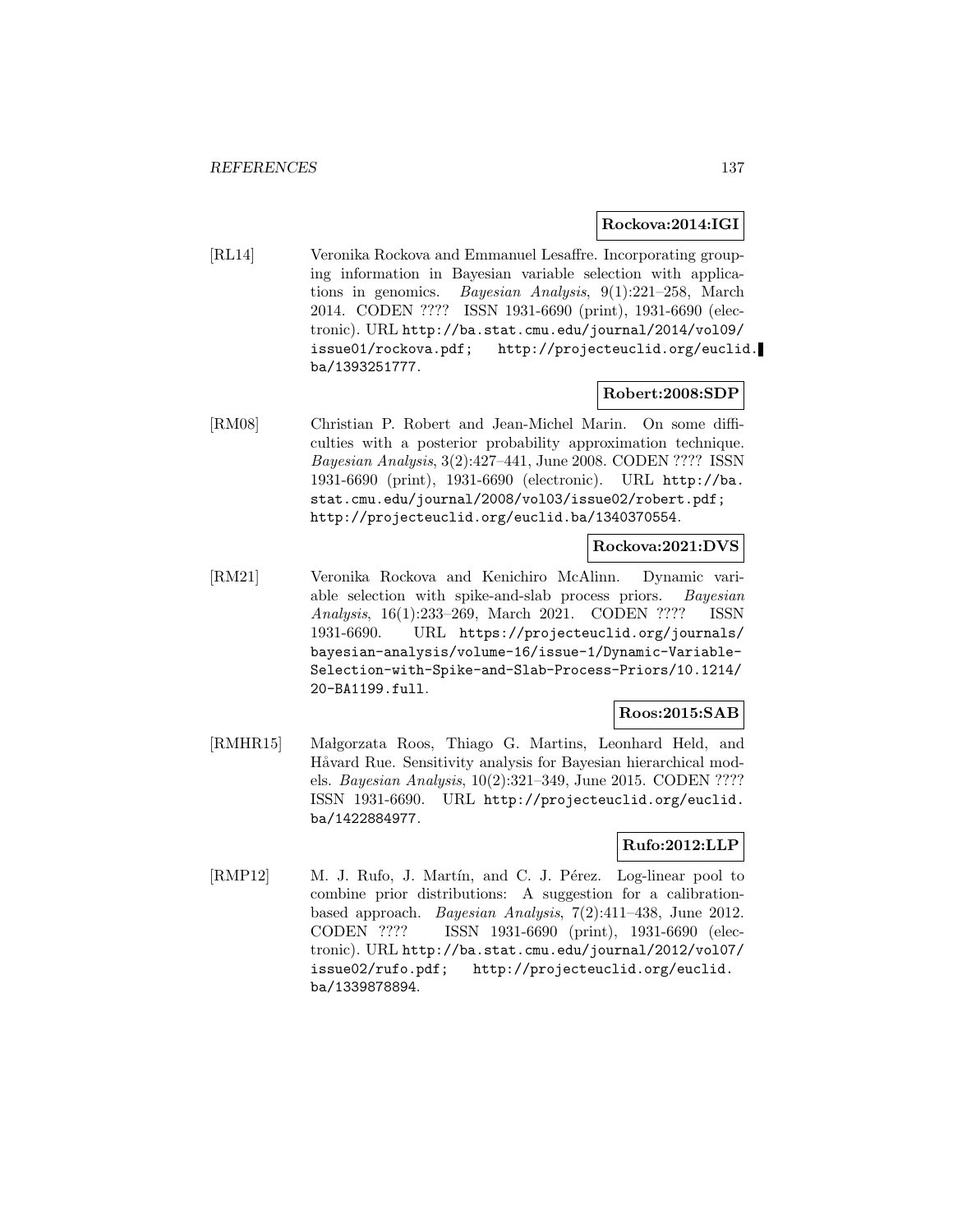**Rockova:2014:IGI**

[RL14] Veronika Rockova and Emmanuel Lesaffre. Incorporating grouping information in Bayesian variable selection with applications in genomics. *Bayesian Analysis*, 9(1):221–258, March 2014. CODEN ???? ISSN 1931-6690 (print), 1931-6690 (electronic). URL http://ba.stat.cmu.edu/journal/2014/vol09/issue01/rockova.pdf; http://projecteuclid.org/euclid.ba/1393251777.

**Robert:2008:SDP**

[RM08] Christian P. Robert and Jean-Michel Marin. On some difficulties with a posterior probability approximation technique. *Bayesian Analysis*, 3(2):427–441, June 2008. CODEN ???? ISSN 1931-6690 (print), 1931-6690 (electronic). URL http://ba.stat.cmu.edu/journal/2008/vol03/issue02/robert.pdf; http://projecteuclid.org/euclid.ba/1340370554.

**Rockova:2021:DVS**

[RM21] Veronika Rockova and Kenichiro McAlinn. Dynamic variable selection with spike-and-slab process priors. *Bayesian Analysis*, 16(1):233–269, March 2021. CODEN ???? ISSN 1931-6690. URL https://projecteuclid.org/journals/bayesian-analysis/volume-16/issue-1/Dynamic-Variable-Selection-with-Spike-and-Slab-Process-Priors/10.1214/20-BA1199.full.

**Roos:2015:SAB**

[RMHR15] Małgorzata Roos, Thiago G. Martins, Leonhard Held, and Håvard Rue. Sensitivity analysis for Bayesian hierarchical models. *Bayesian Analysis*, 10(2):321–349, June 2015. CODEN ???? ISSN 1931-6690. URL http://projecteuclid.org/euclid.ba/1422884977.

**Rufo:2012:LLP**

[RMP12] M. J. Rufo, J. Martín, and C. J. Pérez. Log-linear pool to combine prior distributions: A suggestion for a calibration-based approach. *Bayesian Analysis*, 7(2):411–438, June 2012. CODEN ???? ISSN 1931-6690 (print), 1931-6690 (electronic). URL http://ba.stat.cmu.edu/journal/2012/vol07/issue02/rufo.pdf; http://projecteuclid.org/euclid.ba/1339878894.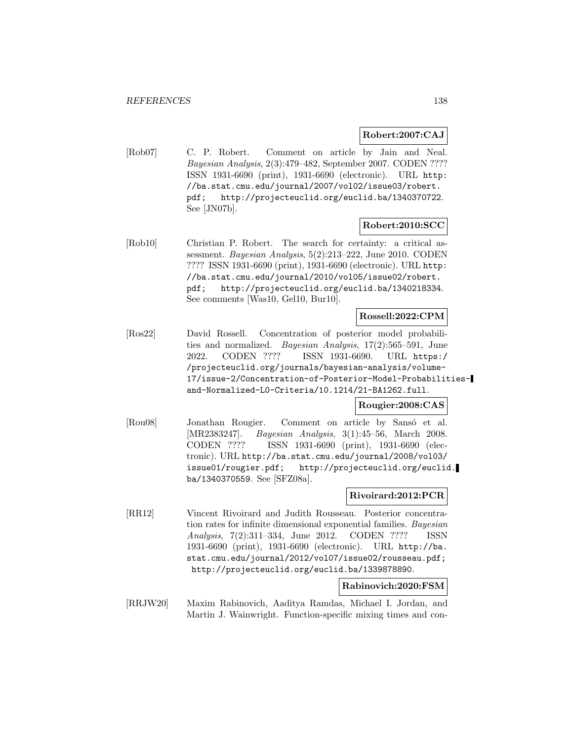**Robert:2007:CAJ**

[Rob07] C. P. Robert. Comment on article by Jain and Neal. *Bayesian Analysis*, 2(3):479–482, September 2007. CODEN ???? ISSN 1931-6690 (print), 1931-6690 (electronic). URL http://ba.stat.cmu.edu/journal/2007/vol02/issue03/robert.pdf; http://projecteuclid.org/euclid.ba/1340370722. See [JN07b].

**Robert:2010:SCC**

[Rob10] Christian P. Robert. The search for certainty: a critical assessment. *Bayesian Analysis*, 5(2):213–222, June 2010. CODEN ???? ISSN 1931-6690 (print), 1931-6690 (electronic). URL http://ba.stat.cmu.edu/journal/2010/vol05/issue02/robert.pdf; http://projecteuclid.org/euclid.ba/1340218334. See comments [Was10, Gel10, Bur10].

**Rossell:2022:CPM**

[Ros22] David Rossell. Concentration of posterior model probabilities and normalized. *Bayesian Analysis*, 17(2):565–591, June 2022. CODEN ???? ISSN 1931-6690. URL https://projecteuclid.org/journals/bayesian-analysis/volume-17/issue-2/Concentration-of-Posterior-Model-Probabilities-and-Normalized-L0-Criteria/10.1214/21-BA1262.full.

**Rougier:2008:CAS**

[Rou08] Jonathan Rougier. Comment on article by Sansó et al. [MR2383247]. *Bayesian Analysis*, 3(1):45–56, March 2008. CODEN ???? ISSN 1931-6690 (print), 1931-6690 (electronic). URL http://ba.stat.cmu.edu/journal/2008/vol03/issue01/rougier.pdf; http://projecteuclid.org/euclid.ba/1340370559. See [SFZ08a].

**Rivoirard:2012:PCR**

[RR12] Vincent Rivoirard and Judith Rousseau. Posterior concentration rates for infinite dimensional exponential families. *Bayesian Analysis*, 7(2):311–334, June 2012. CODEN ???? ISSN 1931-6690 (print), 1931-6690 (electronic). URL http://ba.stat.cmu.edu/journal/2012/vol07/issue02/rousseau.pdf; http://projecteuclid.org/euclid.ba/1339878890.

**Rabinovich:2020:FSM**

[RRJW20] Maxim Rabinovich, Aaditya Ramdas, Michael I. Jordan, and Martin J. Wainwright. Function-specific mixing times and con-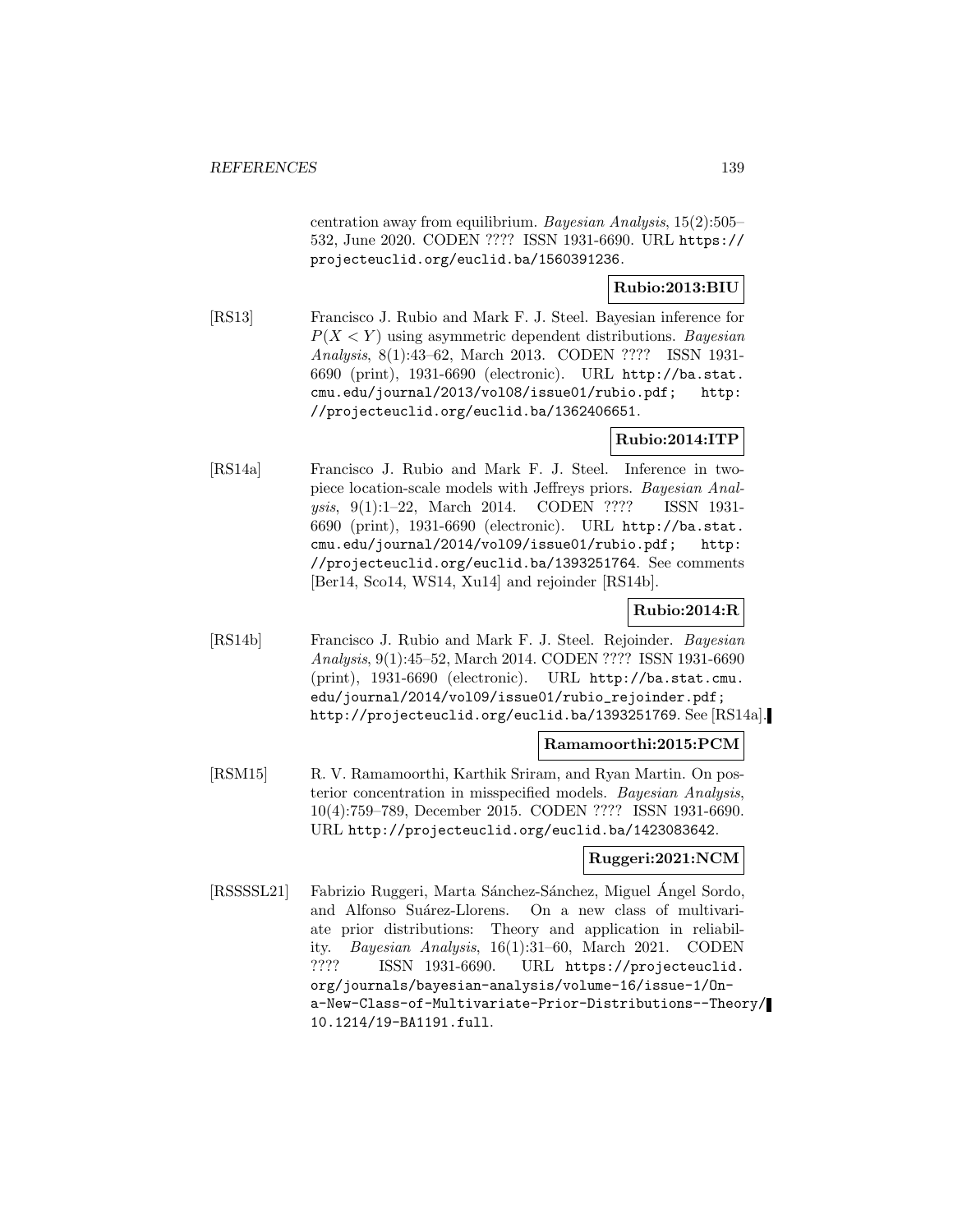centration away from equilibrium. *Bayesian Analysis*, 15(2):505–532, June 2020. CODEN ???? ISSN 1931-6690. URL https://projecteuclid.org/euclid.ba/1560391236.

**Rubio:2013:BIU**

[RS13] Francisco J. Rubio and Mark F. J. Steel. Bayesian inference for $P(X < Y)$ using asymmetric dependent distributions. *Bayesian Analysis*, 8(1):43–62, March 2013. CODEN ???? ISSN 1931-6690 (print), 1931-6690 (electronic). URL http://ba.stat.cmu.edu/journal/2013/vol08/issue01/rubio.pdf; http://projecteuclid.org/euclid.ba/1362406651.

**Rubio:2014:ITP**

[RS14a] Francisco J. Rubio and Mark F. J. Steel. Inference in two-piece location-scale models with Jeffreys priors. *Bayesian Analysis*, 9(1):1–22, March 2014. CODEN ???? ISSN 1931-6690 (print), 1931-6690 (electronic). URL http://ba.stat.cmu.edu/journal/2014/vol09/issue01/rubio.pdf; http://projecteuclid.org/euclid.ba/1393251764. See comments [Ber14, Sco14, WS14, Xu14] and rejoinder [RS14b].

**Rubio:2014:R**

[RS14b] Francisco J. Rubio and Mark F. J. Steel. Rejoinder. *Bayesian Analysis*, 9(1):45–52, March 2014. CODEN ???? ISSN 1931-6690 (print), 1931-6690 (electronic). URL http://ba.stat.cmu.edu/journal/2014/vol09/issue01/rubio_rejoinder.pdf; http://projecteuclid.org/euclid.ba/1393251769. See [RS14a].

**Ramamoorthi:2015:PCM**

[RSM15] R. V. Ramamoorthi, Karthik Sriram, and Ryan Martin. On posterior concentration in misspecified models. *Bayesian Analysis*, 10(4):759–789, December 2015. CODEN ???? ISSN 1931-6690. URL http://projecteuclid.org/euclid.ba/1423083642.

**Ruggeri:2021:NCM**

[RSSSSL21] Fabrizio Ruggeri, Marta Sánchez-Sánchez, Miguel Ángel Sordo, and Alfonso Suárez-Llorens. On a new class of multivariate prior distributions: Theory and application in reliability. *Bayesian Analysis*, 16(1):31–60, March 2021. CODEN ???? ISSN 1931-6690. URL https://projecteuclid.org/journals/bayesian-analysis/volume-16/issue-1/On-a-New-Class-of-Multivariate-Prior-Distributions--Theory/10.1214/19-BA1191.full.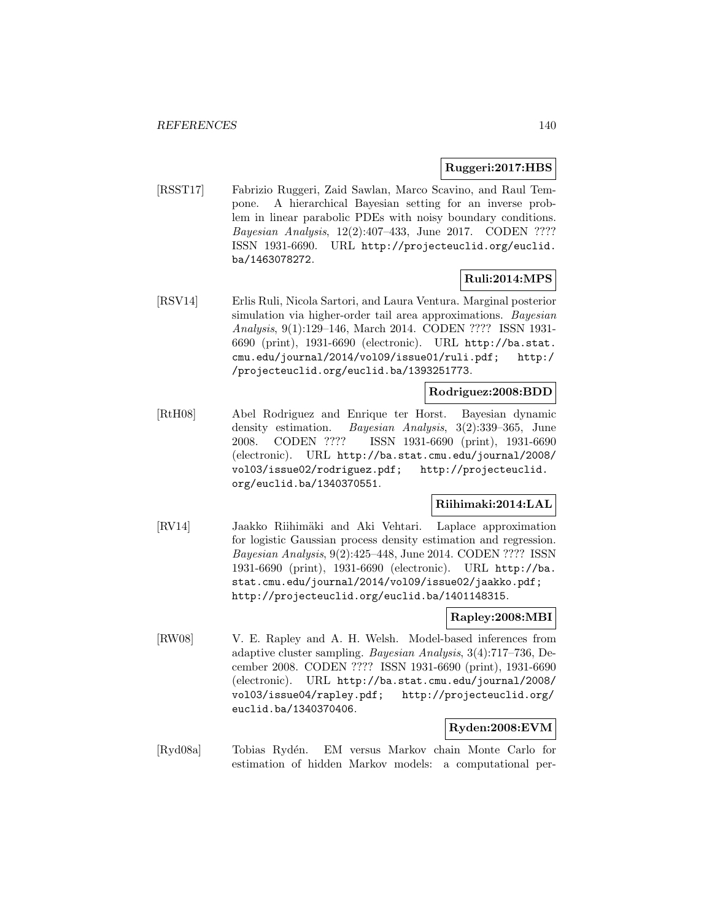**Ruggeri:2017:HBS**

[RSST17] Fabrizio Ruggeri, Zaid Sawlan, Marco Scavino, and Raul Tempone. A hierarchical Bayesian setting for an inverse problem in linear parabolic PDEs with noisy boundary conditions. *Bayesian Analysis*, 12(2):407–433, June 2017. CODEN ???? ISSN 1931-6690. URL http://projecteuclid.org/euclid.ba/1463078272.

**Ruli:2014:MPS**

[RSV14] Erlis Ruli, Nicola Sartori, and Laura Ventura. Marginal posterior simulation via higher-order tail area approximations. *Bayesian Analysis*, 9(1):129–146, March 2014. CODEN ???? ISSN 1931-6690 (print), 1931-6690 (electronic). URL http://ba.stat.cmu.edu/journal/2014/vol09/issue01/ruli.pdf; http://projecteuclid.org/euclid.ba/1393251773.

**Rodriguez:2008:BDD**

[RtH08] Abel Rodriguez and Enrique ter Horst. Bayesian dynamic density estimation. *Bayesian Analysis*, 3(2):339–365, June 2008. CODEN ???? ISSN 1931-6690 (print), 1931-6690 (electronic). URL http://ba.stat.cmu.edu/journal/2008/vol03/issue02/rodriguez.pdf; http://projecteuclid.org/euclid.ba/1340370551.

**Riihimaki:2014:LAL**

[RV14] Jaakko Riihimäki and Aki Vehtari. Laplace approximation for logistic Gaussian process density estimation and regression. *Bayesian Analysis*, 9(2):425–448, June 2014. CODEN ???? ISSN 1931-6690 (print), 1931-6690 (electronic). URL http://ba.stat.cmu.edu/journal/2014/vol09/issue02/jaakko.pdf; http://projecteuclid.org/euclid.ba/1401148315.

**Rapley:2008:MBI**

[RW08] V. E. Rapley and A. H. Welsh. Model-based inferences from adaptive cluster sampling. *Bayesian Analysis*, 3(4):717–736, December 2008. CODEN ???? ISSN 1931-6690 (print), 1931-6690 (electronic). URL http://ba.stat.cmu.edu/journal/2008/vol03/issue04/rapley.pdf; http://projecteuclid.org/euclid.ba/1340370406.

**Ryden:2008:EVM**

[Ryd08a] Tobias Rydén. EM versus Markov chain Monte Carlo for estimation of hidden Markov models: a computational per-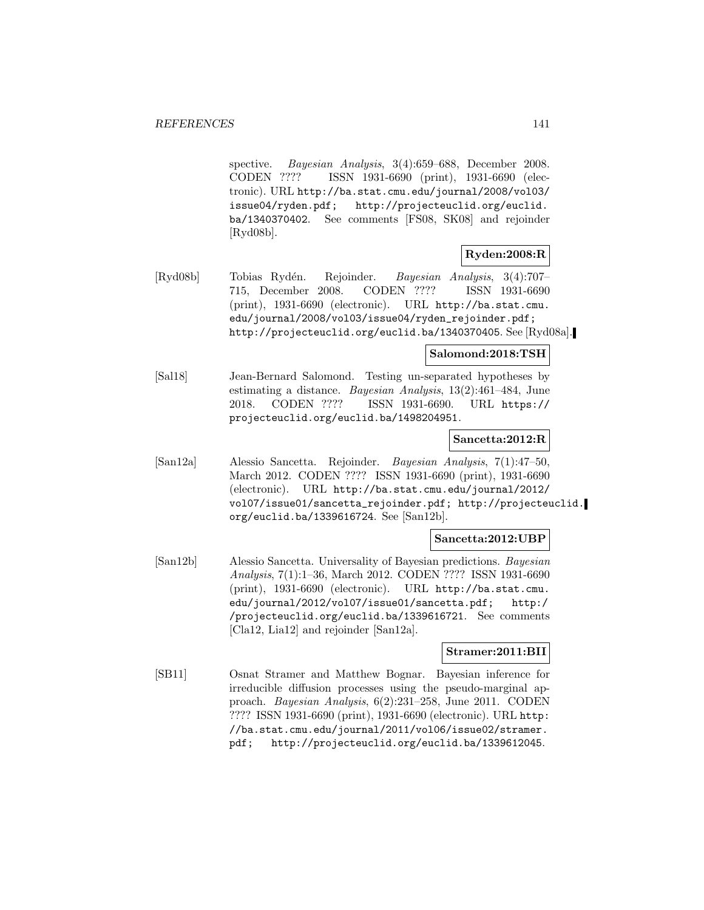spective. *Bayesian Analysis*, 3(4):659–688, December 2008. CODEN ???? ISSN 1931-6690 (print), 1931-6690 (electronic). URL http://ba.stat.cmu.edu/journal/2008/vol03/issue04/ryden.pdf; http://projecteuclid.org/euclid.ba/1340370402. See comments [FS08, SK08] and rejoinder [Ryd08b].

**Ryden:2008:R**

[Ryd08b] Tobias Rydén. Rejoinder. *Bayesian Analysis*, 3(4):707–715, December 2008. CODEN ???? ISSN 1931-6690 (print), 1931-6690 (electronic). URL http://ba.stat.cmu.edu/journal/2008/vol03/issue04/ryden_rejoinder.pdf; http://projecteuclid.org/euclid.ba/1340370405. See [Ryd08a].

**Salomond:2018:TSH**

[Sal18] Jean-Bernard Salomond. Testing un-separated hypotheses by estimating a distance. *Bayesian Analysis*, 13(2):461–484, June 2018. CODEN ???? ISSN 1931-6690. URL https://projecteuclid.org/euclid.ba/1498204951.

**Sancetta:2012:R**

[San12a] Alessio Sancetta. Rejoinder. *Bayesian Analysis*, 7(1):47–50, March 2012. CODEN ???? ISSN 1931-6690 (print), 1931-6690 (electronic). URL http://ba.stat.cmu.edu/journal/2012/vol07/issue01/sancetta_rejoinder.pdf; http://projecteuclid.org/euclid.ba/1339616724. See [San12b].

**Sancetta:2012:UBP**

[San12b] Alessio Sancetta. Universality of Bayesian predictions. *Bayesian Analysis*, 7(1):1–36, March 2012. CODEN ???? ISSN 1931-6690 (print), 1931-6690 (electronic). URL http://ba.stat.cmu.edu/journal/2012/vol07/issue01/sancetta.pdf; http://projecteuclid.org/euclid.ba/1339616721. See comments [Cla12, Lia12] and rejoinder [San12a].

**Stramer:2011:BII**

[SB11] Osnat Stramer and Matthew Bognar. Bayesian inference for irreducible diffusion processes using the pseudo-marginal approach. *Bayesian Analysis*, 6(2):231–258, June 2011. CODEN ???? ISSN 1931-6690 (print), 1931-6690 (electronic). URL http://ba.stat.cmu.edu/journal/2011/vol06/issue02/stramer.pdf; http://projecteuclid.org/euclid.ba/1339612045.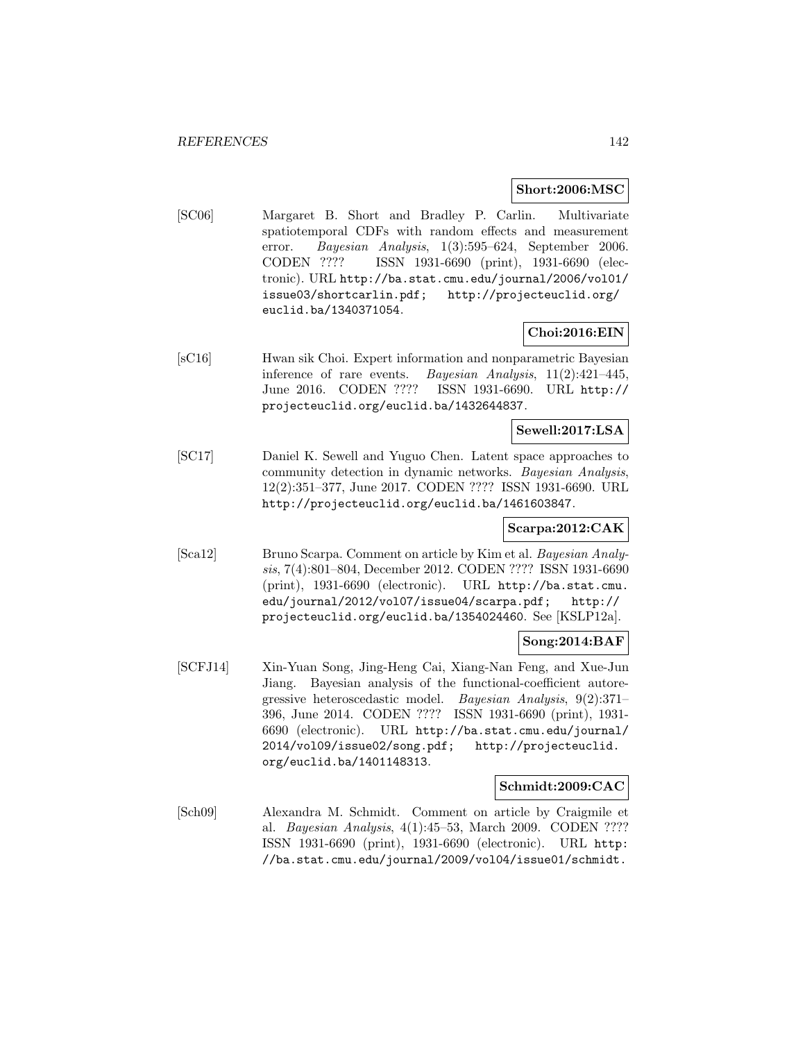**Short:2006:MSC**

[SC06] Margaret B. Short and Bradley P. Carlin. Multivariate spatiotemporal CDFs with random effects and measurement error. *Bayesian Analysis*, 1(3):595–624, September 2006. CODEN ???? ISSN 1931-6690 (print), 1931-6690 (electronic). URL http://ba.stat.cmu.edu/journal/2006/vol01/issue03/shortcarlin.pdf; http://projecteuclid.org/euclid.ba/1340371054.

**Choi:2016:EIN**

[sC16] Hwan sik Choi. Expert information and nonparametric Bayesian inference of rare events. *Bayesian Analysis*, 11(2):421–445, June 2016. CODEN ???? ISSN 1931-6690. URL http://projecteuclid.org/euclid.ba/1432644837.

**Sewell:2017:LSA**

[SC17] Daniel K. Sewell and Yuguo Chen. Latent space approaches to community detection in dynamic networks. *Bayesian Analysis*, 12(2):351–377, June 2017. CODEN ???? ISSN 1931-6690. URL http://projecteuclid.org/euclid.ba/1461603847.

**Scarpa:2012:CAK**

[Sca12] Bruno Scarpa. Comment on article by Kim et al. *Bayesian Analysis*, 7(4):801–804, December 2012. CODEN ???? ISSN 1931-6690 (print), 1931-6690 (electronic). URL http://ba.stat.cmu.edu/journal/2012/vol07/issue04/scarpa.pdf; http://projecteuclid.org/euclid.ba/1354024460. See [KSLP12a].

**Song:2014:BAF**

[SCFJ14] Xin-Yuan Song, Jing-Heng Cai, Xiang-Nan Feng, and Xue-Jun Jiang. Bayesian analysis of the functional-coefficient autoregressive heteroscedastic model. *Bayesian Analysis*, 9(2):371–396, June 2014. CODEN ???? ISSN 1931-6690 (print), 1931-6690 (electronic). URL http://ba.stat.cmu.edu/journal/2014/vol09/issue02/song.pdf; http://projecteuclid.org/euclid.ba/1401148313.

**Schmidt:2009:CAC**

[Sch09] Alexandra M. Schmidt. Comment on article by Craigmile et al. *Bayesian Analysis*, 4(1):45–53, March 2009. CODEN ???? ISSN 1931-6690 (print), 1931-6690 (electronic). URL http://ba.stat.cmu.edu/journal/2009/vol04/issue01/schmidt.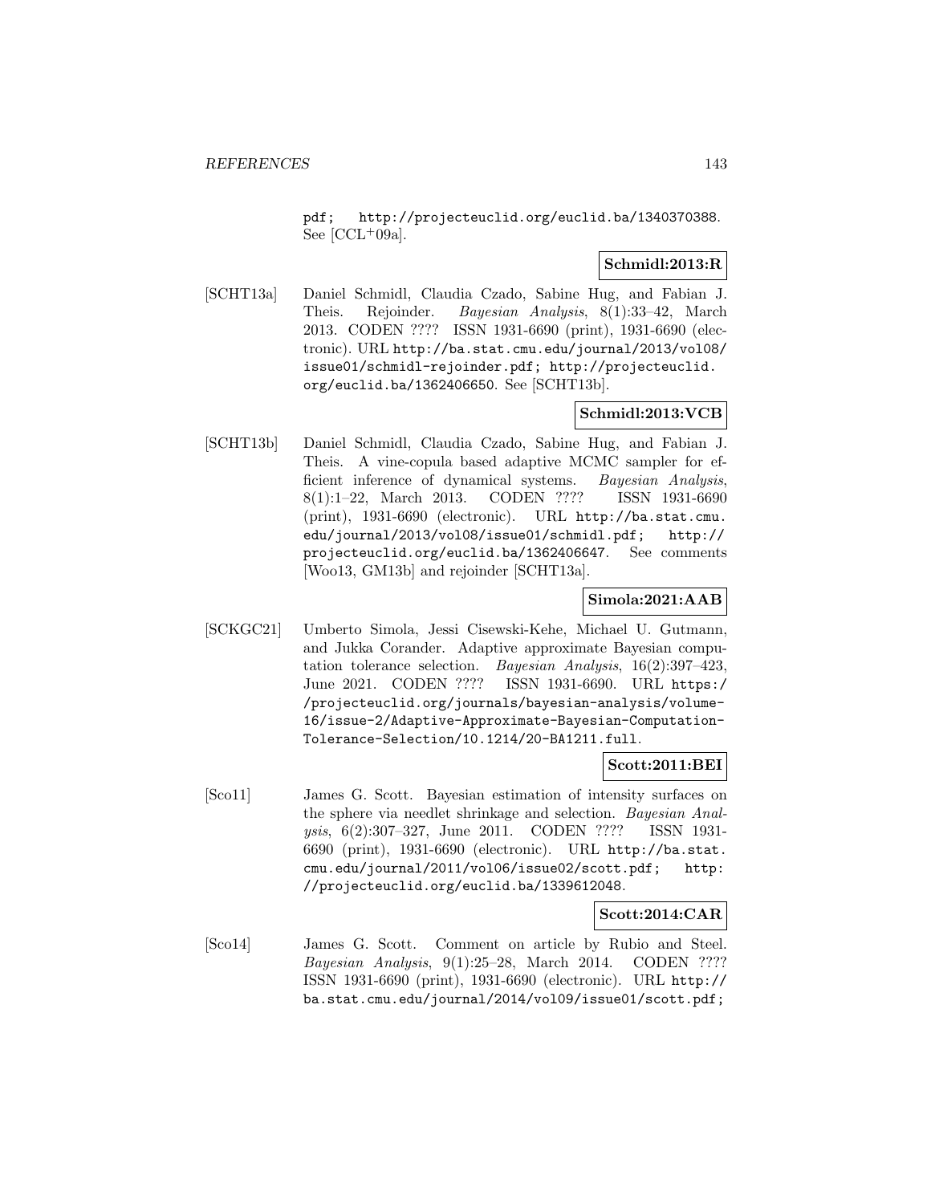pdf; http://projecteuclid.org/euclid.ba/1340370388. See [CCL+09a].

**Schmidl:2013:R**

[SCHT13a] Daniel Schmidl, Claudia Czado, Sabine Hug, and Fabian J. Theis. Rejoinder. *Bayesian Analysis*, 8(1):33–42, March 2013. CODEN ???? ISSN 1931-6690 (print), 1931-6690 (electronic). URL http://ba.stat.cmu.edu/journal/2013/vol08/issue01/schmidl-rejoinder.pdf; http://projecteuclid.org/euclid.ba/1362406650. See [SCHT13b].

**Schmidl:2013:VCB**

[SCHT13b] Daniel Schmidl, Claudia Czado, Sabine Hug, and Fabian J. Theis. A vine-copula based adaptive MCMC sampler for efficient inference of dynamical systems. *Bayesian Analysis*, 8(1):1–22, March 2013. CODEN ???? ISSN 1931-6690 (print), 1931-6690 (electronic). URL http://ba.stat.cmu.edu/journal/2013/vol08/issue01/schmidl.pdf; http://projecteuclid.org/euclid.ba/1362406647. See comments [Woo13, GM13b] and rejoinder [SCHT13a].

**Simola:2021:AAB**

[SCKGC21] Umberto Simola, Jessi Cisewski-Kehe, Michael U. Gutmann, and Jukka Corander. Adaptive approximate Bayesian computation tolerance selection. *Bayesian Analysis*, 16(2):397–423, June 2021. CODEN ???? ISSN 1931-6690. URL https://projecteuclid.org/journals/bayesian-analysis/volume-16/issue-2/Adaptive-Approximate-Bayesian-Computation-Tolerance-Selection/10.1214/20-BA1211.full.

**Scott:2011:BEI**

[Sco11] James G. Scott. Bayesian estimation of intensity surfaces on the sphere via needlet shrinkage and selection. *Bayesian Analysis*, 6(2):307–327, June 2011. CODEN ???? ISSN 1931-6690 (print), 1931-6690 (electronic). URL http://ba.stat.cmu.edu/journal/2011/vol06/issue02/scott.pdf; http://projecteuclid.org/euclid.ba/1339612048.

**Scott:2014:CAR**

[Sco14] James G. Scott. Comment on article by Rubio and Steel. *Bayesian Analysis*, 9(1):25–28, March 2014. CODEN ???? ISSN 1931-6690 (print), 1931-6690 (electronic). URL http://ba.stat.cmu.edu/journal/2014/vol09/issue01/scott.pdf;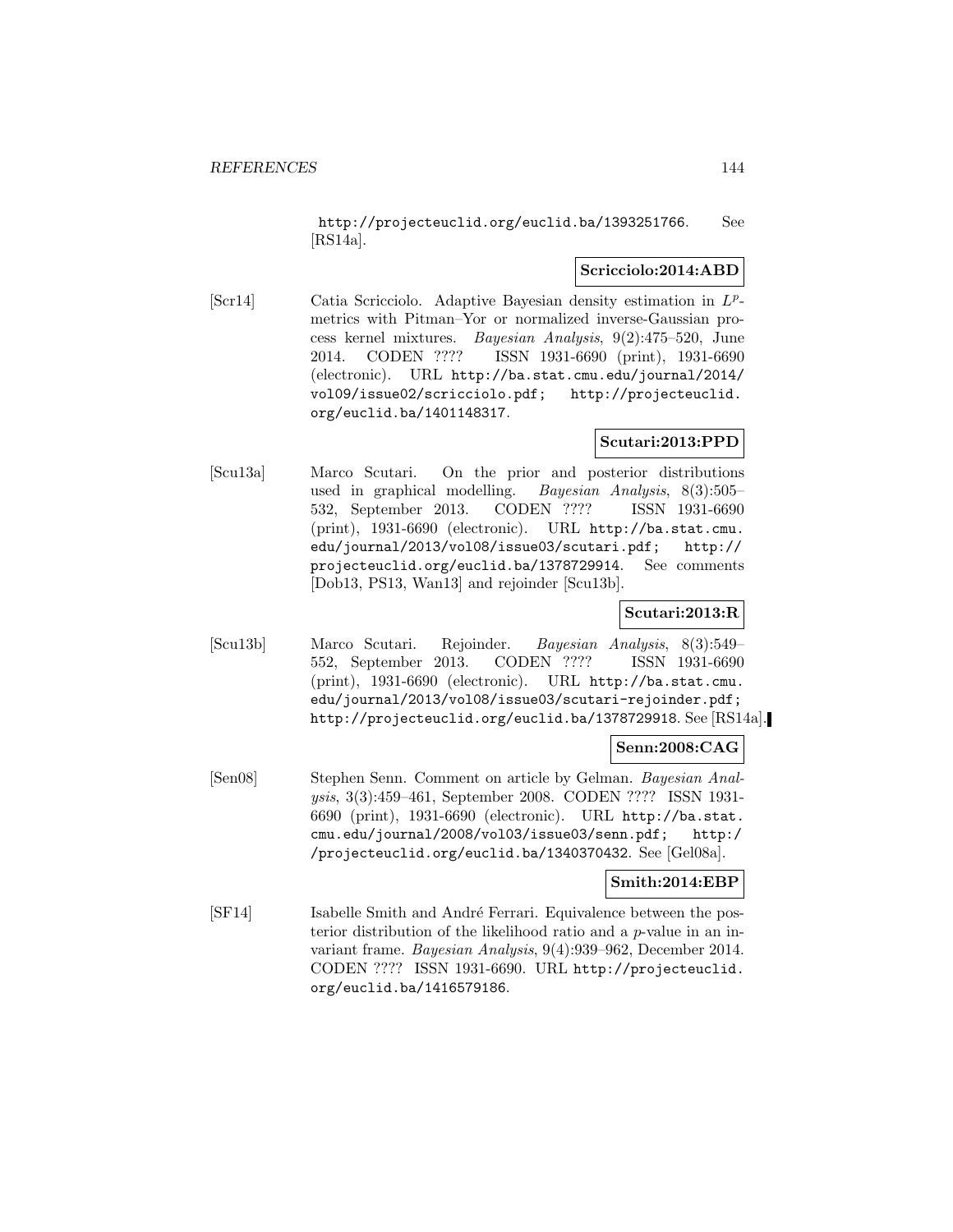http://projecteuclid.org/euclid.ba/1393251766. See [RS14a].

**Scricciolo:2014:ABD**

[Scr14] Catia Scricciolo. Adaptive Bayesian density estimation in $L^p$-metrics with Pitman–Yor or normalized inverse-Gaussian process kernel mixtures. *Bayesian Analysis*, 9(2):475–520, June 2014. CODEN ???? ISSN 1931-6690 (print), 1931-6690 (electronic). URL http://ba.stat.cmu.edu/journal/2014/vol09/issue02/scricciolo.pdf; http://projecteuclid.org/euclid.ba/1401148317.

**Scutari:2013:PPD**

[Scu13a] Marco Scutari. On the prior and posterior distributions used in graphical modelling. *Bayesian Analysis*, 8(3):505–532, September 2013. CODEN ???? ISSN 1931-6690 (print), 1931-6690 (electronic). URL http://ba.stat.cmu.edu/journal/2013/vol08/issue03/scutari.pdf; http://projecteuclid.org/euclid.ba/1378729914. See comments [Dob13, PS13, Wan13] and rejoinder [Scu13b].

**Scutari:2013:R**

[Scu13b] Marco Scutari. Rejoinder. *Bayesian Analysis*, 8(3):549–552, September 2013. CODEN ???? ISSN 1931-6690 (print), 1931-6690 (electronic). URL http://ba.stat.cmu.edu/journal/2013/vol08/issue03/scutari-rejoinder.pdf; http://projecteuclid.org/euclid.ba/1378729918. See [RS14a].

**Senn:2008:CAG**

[Sen08] Stephen Senn. Comment on article by Gelman. *Bayesian Analysis*, 3(3):459–461, September 2008. CODEN ???? ISSN 1931-6690 (print), 1931-6690 (electronic). URL http://ba.stat.cmu.edu/journal/2008/vol03/issue03/senn.pdf; http://projecteuclid.org/euclid.ba/1340370432. See [Gel08a].

**Smith:2014:EBP**

[SF14] Isabelle Smith and André Ferrari. Equivalence between the posterior distribution of the likelihood ratio and a $p$-value in an invariant frame. *Bayesian Analysis*, 9(4):939–962, December 2014. CODEN ???? ISSN 1931-6690. URL http://projecteuclid.org/euclid.ba/1416579186.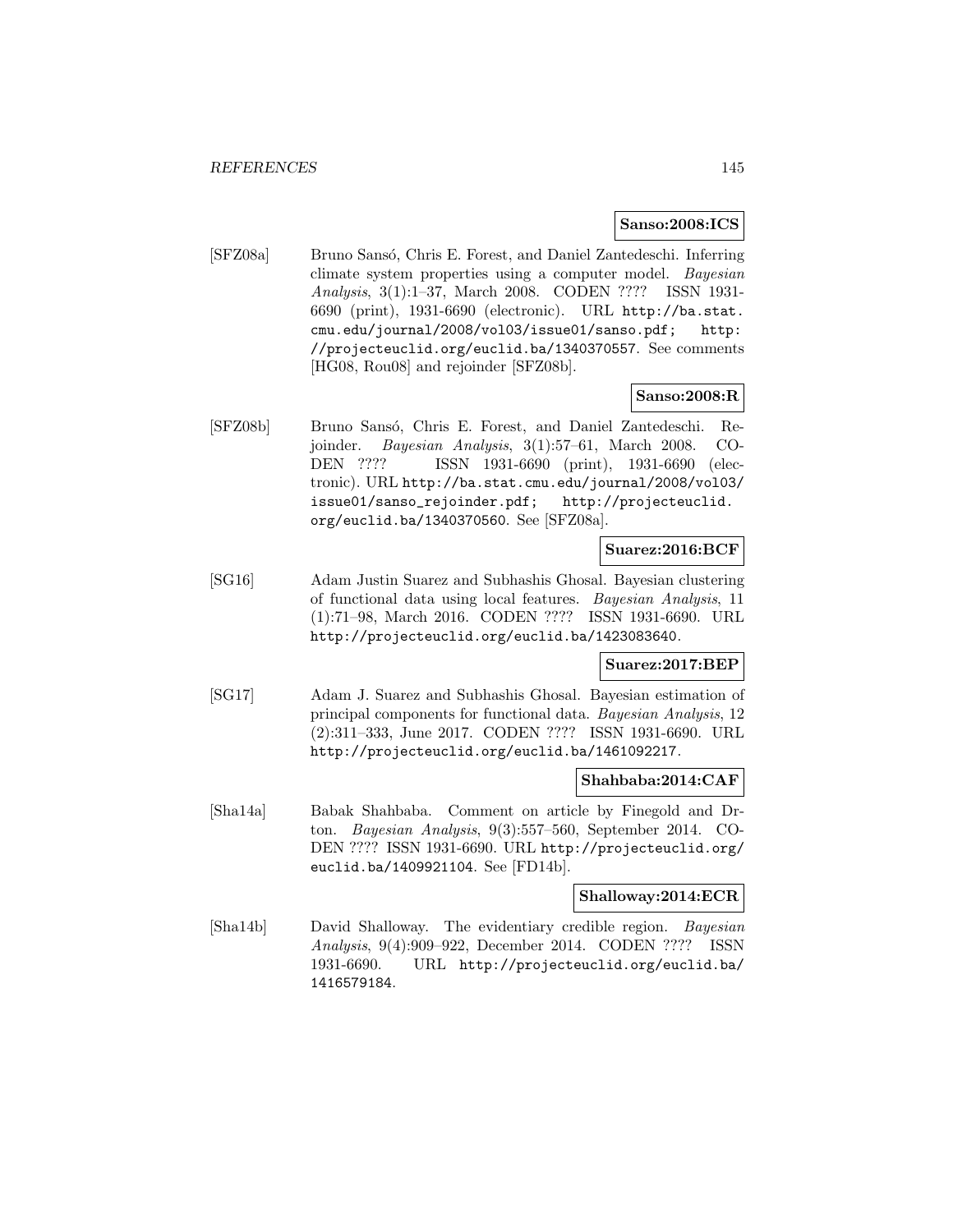**Sanso:2008:ICS**

[SFZ08a] Bruno Sansó, Chris E. Forest, and Daniel Zantedeschi. Inferring climate system properties using a computer model. *Bayesian Analysis*, 3(1):1–37, March 2008. CODEN ???? ISSN 1931-6690 (print), 1931-6690 (electronic). URL http://ba.stat.cmu.edu/journal/2008/vol03/issue01/sanso.pdf; http://projecteuclid.org/euclid.ba/1340370557. See comments [HG08, Rou08] and rejoinder [SFZ08b].

**Sanso:2008:R**

[SFZ08b] Bruno Sansó, Chris E. Forest, and Daniel Zantedeschi. Rejoinder. *Bayesian Analysis*, 3(1):57–61, March 2008. CODEN ???? ISSN 1931-6690 (print), 1931-6690 (electronic). URL http://ba.stat.cmu.edu/journal/2008/vol03/issue01/sanso_rejoinder.pdf; http://projecteuclid.org/euclid.ba/1340370560. See [SFZ08a].

**Suarez:2016:BCF**

[SG16] Adam Justin Suarez and Subhashis Ghosal. Bayesian clustering of functional data using local features. *Bayesian Analysis*, 11 (1):71–98, March 2016. CODEN ???? ISSN 1931-6690. URL http://projecteuclid.org/euclid.ba/1423083640.

**Suarez:2017:BEP**

[SG17] Adam J. Suarez and Subhashis Ghosal. Bayesian estimation of principal components for functional data. *Bayesian Analysis*, 12 (2):311–333, June 2017. CODEN ???? ISSN 1931-6690. URL http://projecteuclid.org/euclid.ba/1461092217.

**Shahbaba:2014:CAF**

[Sha14a] Babak Shahbaba. Comment on article by Finegold and Drton. *Bayesian Analysis*, 9(3):557–560, September 2014. CODEN ???? ISSN 1931-6690. URL http://projecteuclid.org/euclid.ba/1409921104. See [FD14b].

**Shalloway:2014:ECR**

[Sha14b] David Shalloway. The evidentiary credible region. *Bayesian Analysis*, 9(4):909–922, December 2014. CODEN ???? ISSN 1931-6690. URL http://projecteuclid.org/euclid.ba/1416579184.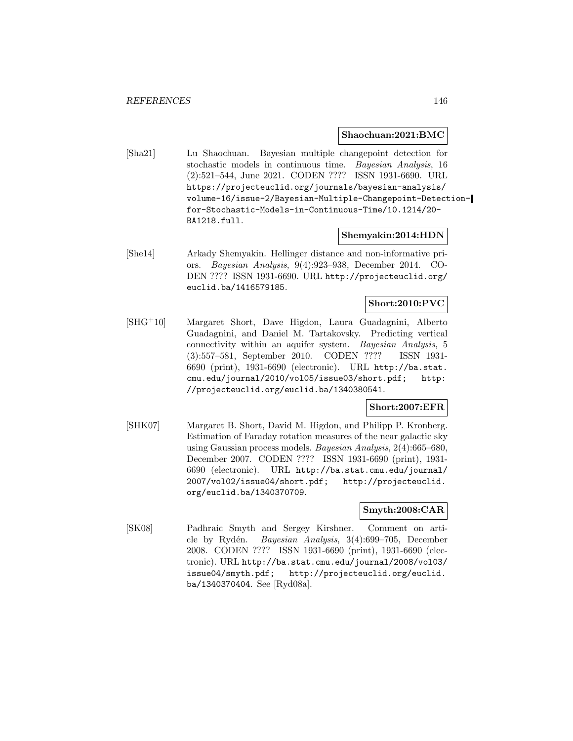**Shaochuan:2021:BMC**

[Sha21] Lu Shaochuan. Bayesian multiple changepoint detection for stochastic models in continuous time. *Bayesian Analysis*, 16 (2):521–544, June 2021. CODEN ???? ISSN 1931-6690. URL https://projecteuclid.org/journals/bayesian-analysis/volume-16/issue-2/Bayesian-Multiple-Changepoint-Detection-for-Stochastic-Models-in-Continuous-Time/10.1214/20-BA1218.full.

**Shemyakin:2014:HDN**

[She14] Arkady Shemyakin. Hellinger distance and non-informative priors. *Bayesian Analysis*, 9(4):923–938, December 2014. CODEN ???? ISSN 1931-6690. URL http://projecteuclid.org/euclid.ba/1416579185.

**Short:2010:PVC**

[SHG+10] Margaret Short, Dave Higdon, Laura Guadagnini, Alberto Guadagnini, and Daniel M. Tartakovsky. Predicting vertical connectivity within an aquifer system. *Bayesian Analysis*, 5 (3):557–581, September 2010. CODEN ???? ISSN 1931-6690 (print), 1931-6690 (electronic). URL http://ba.stat.cmu.edu/journal/2010/vol05/issue03/short.pdf; http://projecteuclid.org/euclid.ba/1340380541.

**Short:2007:EFR**

[SHK07] Margaret B. Short, David M. Higdon, and Philipp P. Kronberg. Estimation of Faraday rotation measures of the near galactic sky using Gaussian process models. *Bayesian Analysis*, 2(4):665–680, December 2007. CODEN ???? ISSN 1931-6690 (print), 1931-6690 (electronic). URL http://ba.stat.cmu.edu/journal/2007/vol02/issue04/short.pdf; http://projecteuclid.org/euclid.ba/1340370709.

**Smyth:2008:CAR**

[SK08] Padhraic Smyth and Sergey Kirshner. Comment on article by Rydén. *Bayesian Analysis*, 3(4):699–705, December 2008. CODEN ???? ISSN 1931-6690 (print), 1931-6690 (electronic). URL http://ba.stat.cmu.edu/journal/2008/vol03/issue04/smyth.pdf; http://projecteuclid.org/euclid.ba/1340370404. See [Ryd08a].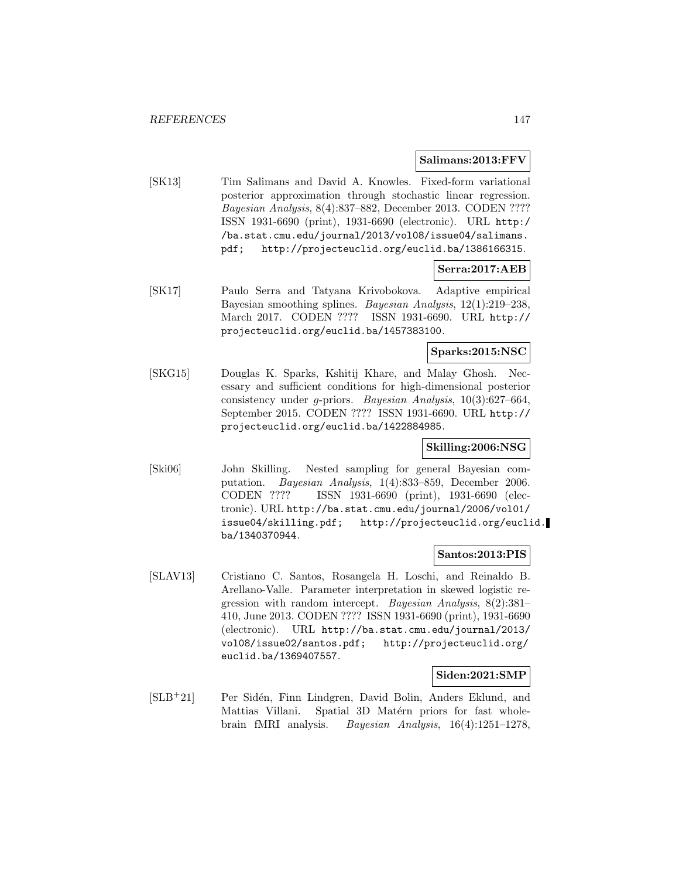**Salimans:2013:FFV**

[SK13] Tim Salimans and David A. Knowles. Fixed-form variational posterior approximation through stochastic linear regression. *Bayesian Analysis*, 8(4):837–882, December 2013. CODEN ???? ISSN 1931-6690 (print), 1931-6690 (electronic). URL http://ba.stat.cmu.edu/journal/2013/vol08/issue04/salimans.pdf; http://projecteuclid.org/euclid.ba/1386166315.

**Serra:2017:AEB**

[SK17] Paulo Serra and Tatyana Krivobokova. Adaptive empirical Bayesian smoothing splines. *Bayesian Analysis*, 12(1):219–238, March 2017. CODEN ???? ISSN 1931-6690. URL http://projecteuclid.org/euclid.ba/1457383100.

**Sparks:2015:NSC**

[SKG15] Douglas K. Sparks, Kshitij Khare, and Malay Ghosh. Necessary and sufficient conditions for high-dimensional posterior consistency under $g$-priors. *Bayesian Analysis*, 10(3):627–664, September 2015. CODEN ???? ISSN 1931-6690. URL http://projecteuclid.org/euclid.ba/1422884985.

**Skilling:2006:NSG**

[Ski06] John Skilling. Nested sampling for general Bayesian computation. *Bayesian Analysis*, 1(4):833–859, December 2006. CODEN ???? ISSN 1931-6690 (print), 1931-6690 (electronic). URL http://ba.stat.cmu.edu/journal/2006/vol01/issue04/skilling.pdf; http://projecteuclid.org/euclid.ba/1340370944.

**Santos:2013:PIS**

[SLAV13] Cristiano C. Santos, Rosangela H. Loschi, and Reinaldo B. Arellano-Valle. Parameter interpretation in skewed logistic regression with random intercept. *Bayesian Analysis*, 8(2):381–410, June 2013. CODEN ???? ISSN 1931-6690 (print), 1931-6690 (electronic). URL http://ba.stat.cmu.edu/journal/2013/vol08/issue02/santos.pdf; http://projecteuclid.org/euclid.ba/1369407557.

**Siden:2021:SMP**

[SLB+21] Per Sidén, Finn Lindgren, David Bolin, Anders Eklund, and Mattias Villani. Spatial 3D Matérn priors for fast whole-brain fMRI analysis. *Bayesian Analysis*, 16(4):1251–1278,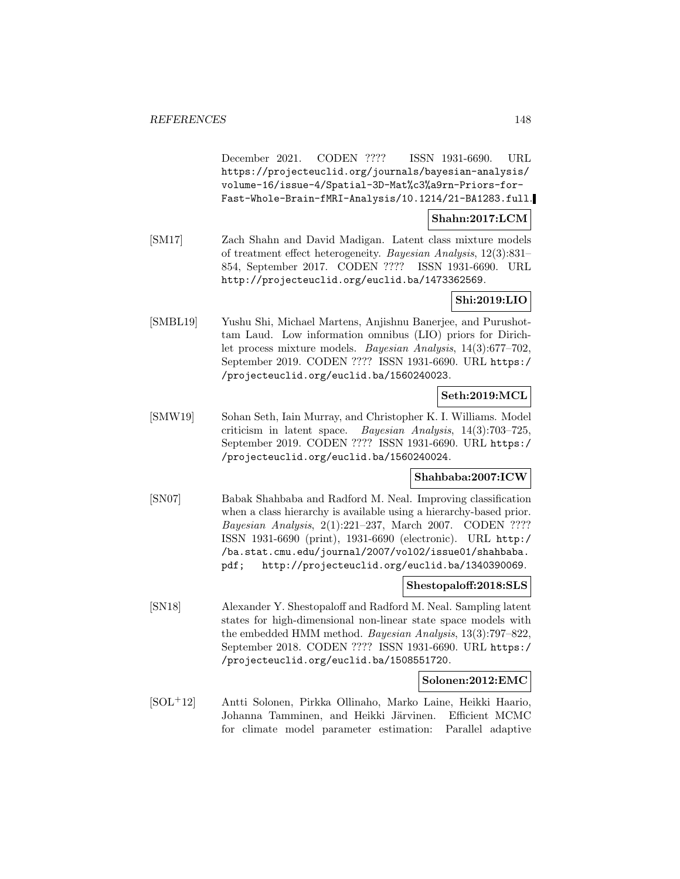December 2021. CODEN ???? ISSN 1931-6690. URL https://projecteuclid.org/journals/bayesian-analysis/volume-16/issue-4/Spatial-3D-Mat%c3%a9rn-Priors-for-Fast-Whole-Brain-fMRI-Analysis/10.1214/21-BA1283.full.

**Shahn:2017:LCM**

[SM17] Zach Shahn and David Madigan. Latent class mixture models of treatment effect heterogeneity. *Bayesian Analysis*, 12(3):831–854, September 2017. CODEN ???? ISSN 1931-6690. URL http://projecteuclid.org/euclid.ba/1473362569.

**Shi:2019:LIO**

[SMBL19] Yushu Shi, Michael Martens, Anjishnu Banerjee, and Purushottam Laud. Low information omnibus (LIO) priors for Dirichlet process mixture models. *Bayesian Analysis*, 14(3):677–702, September 2019. CODEN ???? ISSN 1931-6690. URL https://projecteuclid.org/euclid.ba/1560240023.

**Seth:2019:MCL**

[SMW19] Sohan Seth, Iain Murray, and Christopher K. I. Williams. Model criticism in latent space. *Bayesian Analysis*, 14(3):703–725, September 2019. CODEN ???? ISSN 1931-6690. URL https://projecteuclid.org/euclid.ba/1560240024.

**Shahbaba:2007:ICW**

[SN07] Babak Shahbaba and Radford M. Neal. Improving classification when a class hierarchy is available using a hierarchy-based prior. *Bayesian Analysis*, 2(1):221–237, March 2007. CODEN ???? ISSN 1931-6690 (print), 1931-6690 (electronic). URL http://ba.stat.cmu.edu/journal/2007/vol02/issue01/shahbaba.pdf; http://projecteuclid.org/euclid.ba/1340390069.

**Shestopaloff:2018:SLS**

[SN18] Alexander Y. Shestopaloff and Radford M. Neal. Sampling latent states for high-dimensional non-linear state space models with the embedded HMM method. *Bayesian Analysis*, 13(3):797–822, September 2018. CODEN ???? ISSN 1931-6690. URL https://projecteuclid.org/euclid.ba/1508551720.

**Solonen:2012:EMC**

[SOL+12] Antti Solonen, Pirkka Ollinaho, Marko Laine, Heikki Haario, Johanna Tamminen, and Heikki Järvinen. Efficient MCMC for climate model parameter estimation: Parallel adaptive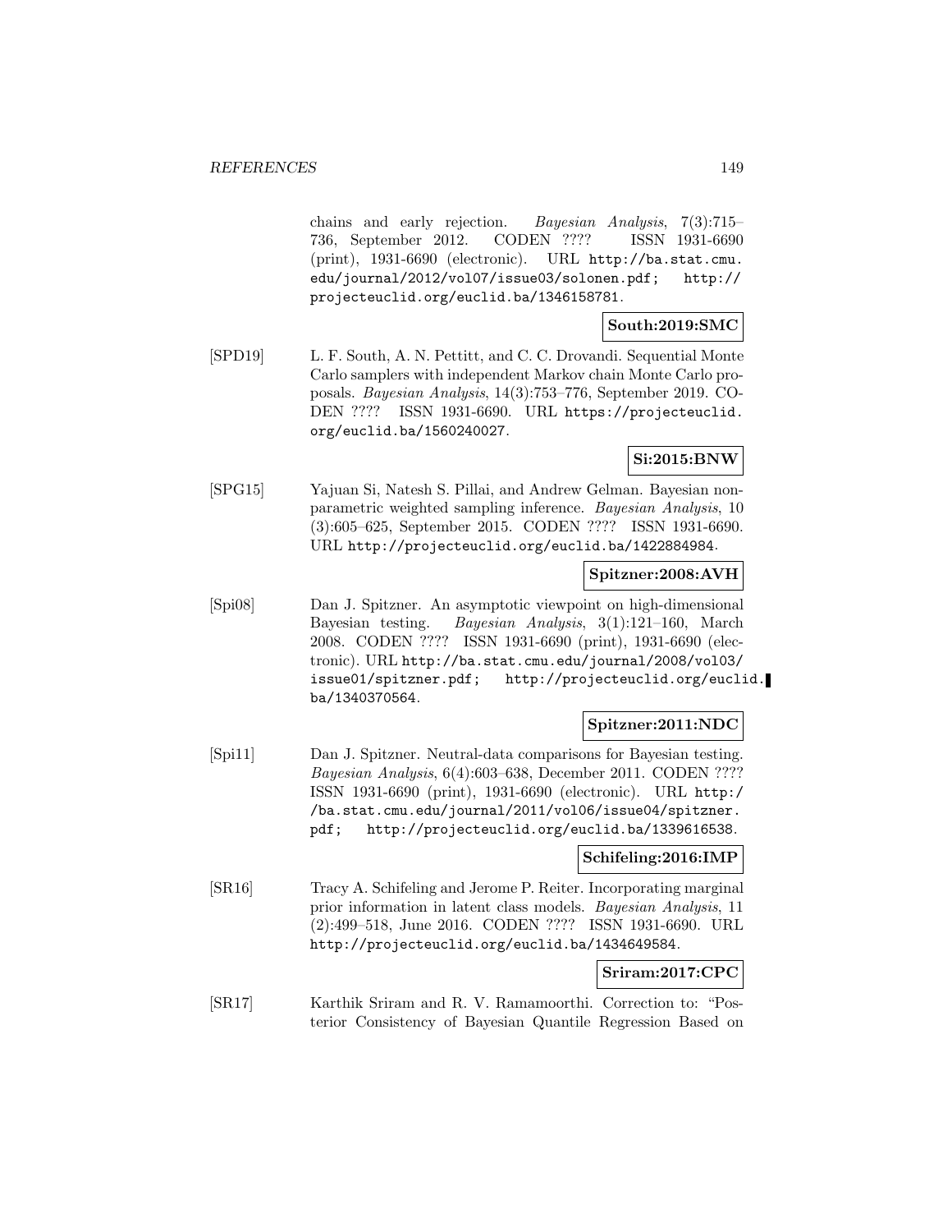chains and early rejection. *Bayesian Analysis*, 7(3):715–736, September 2012. CODEN ???? ISSN 1931-6690 (print), 1931-6690 (electronic). URL http://ba.stat.cmu.edu/journal/2012/vol07/issue03/solonen.pdf; http://projecteuclid.org/euclid.ba/1346158781.

**South:2019:SMC**

[SPD19] L. F. South, A. N. Pettitt, and C. C. Drovandi. Sequential Monte Carlo samplers with independent Markov chain Monte Carlo proposals. *Bayesian Analysis*, 14(3):753–776, September 2019. CODEN ???? ISSN 1931-6690. URL https://projecteuclid.org/euclid.ba/1560240027.

**Si:2015:BNW**

[SPG15] Yajuan Si, Natesh S. Pillai, and Andrew Gelman. Bayesian nonparametric weighted sampling inference. *Bayesian Analysis*, 10 (3):605–625, September 2015. CODEN ???? ISSN 1931-6690. URL http://projecteuclid.org/euclid.ba/1422884984.

**Spitzner:2008:AVH**

[Spi08] Dan J. Spitzner. An asymptotic viewpoint on high-dimensional Bayesian testing. *Bayesian Analysis*, 3(1):121–160, March 2008. CODEN ???? ISSN 1931-6690 (print), 1931-6690 (electronic). URL http://ba.stat.cmu.edu/journal/2008/vol03/issue01/spitzner.pdf; http://projecteuclid.org/euclid.ba/1340370564.

**Spitzner:2011:NDC**

[Spi11] Dan J. Spitzner. Neutral-data comparisons for Bayesian testing. *Bayesian Analysis*, 6(4):603–638, December 2011. CODEN ???? ISSN 1931-6690 (print), 1931-6690 (electronic). URL http://ba.stat.cmu.edu/journal/2011/vol06/issue04/spitzner.pdf; http://projecteuclid.org/euclid.ba/1339616538.

**Schifeling:2016:IMP**

[SR16] Tracy A. Schifeling and Jerome P. Reiter. Incorporating marginal prior information in latent class models. *Bayesian Analysis*, 11 (2):499–518, June 2016. CODEN ???? ISSN 1931-6690. URL http://projecteuclid.org/euclid.ba/1434649584.

**Sriram:2017:CPC**

[SR17] Karthik Sriram and R. V. Ramamoorthi. Correction to: "Posterior Consistency of Bayesian Quantile Regression Based on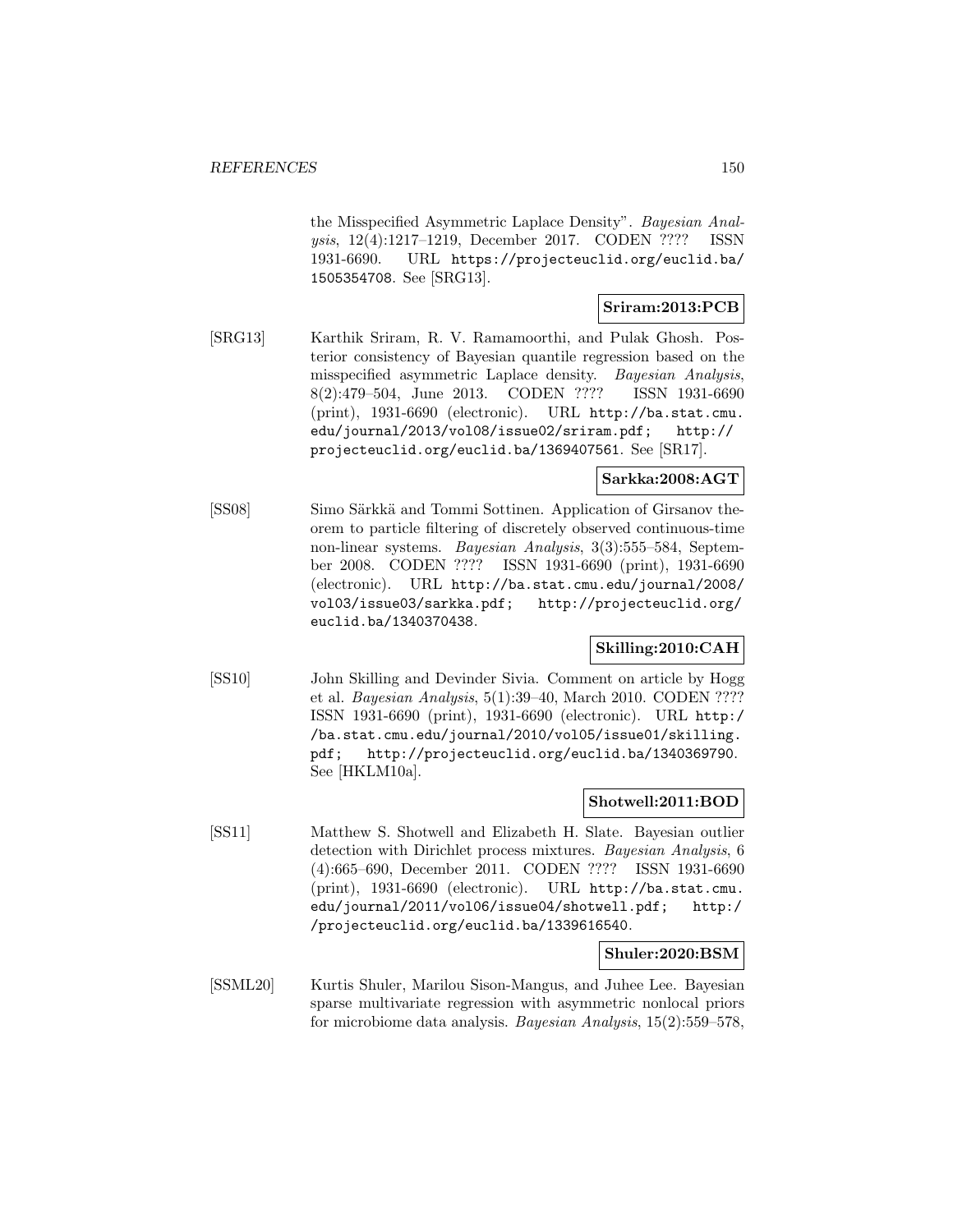the Misspecified Asymmetric Laplace Density". *Bayesian Analysis*, 12(4):1217–1219, December 2017. CODEN ???? ISSN 1931-6690. URL https://projecteuclid.org/euclid.ba/1505354708. See [SRG13].

**Sriram:2013:PCB**

[SRG13] Karthik Sriram, R. V. Ramamoorthi, and Pulak Ghosh. Posterior consistency of Bayesian quantile regression based on the misspecified asymmetric Laplace density. *Bayesian Analysis*, 8(2):479–504, June 2013. CODEN ???? ISSN 1931-6690 (print), 1931-6690 (electronic). URL http://ba.stat.cmu.edu/journal/2013/vol08/issue02/sriram.pdf; http://projecteuclid.org/euclid.ba/1369407561. See [SR17].

**Sarkka:2008:AGT**

[SS08] Simo Särkkä and Tommi Sottinen. Application of Girsanov theorem to particle filtering of discretely observed continuous-time non-linear systems. *Bayesian Analysis*, 3(3):555–584, September 2008. CODEN ???? ISSN 1931-6690 (print), 1931-6690 (electronic). URL http://ba.stat.cmu.edu/journal/2008/vol03/issue03/sarkka.pdf; http://projecteuclid.org/euclid.ba/1340370438.

**Skilling:2010:CAH**

[SS10] John Skilling and Devinder Sivia. Comment on article by Hogg et al. *Bayesian Analysis*, 5(1):39–40, March 2010. CODEN ???? ISSN 1931-6690 (print), 1931-6690 (electronic). URL http://ba.stat.cmu.edu/journal/2010/vol05/issue01/skilling.pdf; http://projecteuclid.org/euclid.ba/1340369790. See [HKLM10a].

**Shotwell:2011:BOD**

[SS11] Matthew S. Shotwell and Elizabeth H. Slate. Bayesian outlier detection with Dirichlet process mixtures. *Bayesian Analysis*, 6(4):665–690, December 2011. CODEN ???? ISSN 1931-6690 (print), 1931-6690 (electronic). URL http://ba.stat.cmu.edu/journal/2011/vol06/issue04/shotwell.pdf; http://projecteuclid.org/euclid.ba/1339616540.

**Shuler:2020:BSM**

[SSML20] Kurtis Shuler, Marilou Sison-Mangus, and Juhee Lee. Bayesian sparse multivariate regression with asymmetric nonlocal priors for microbiome data analysis. *Bayesian Analysis*, 15(2):559–578,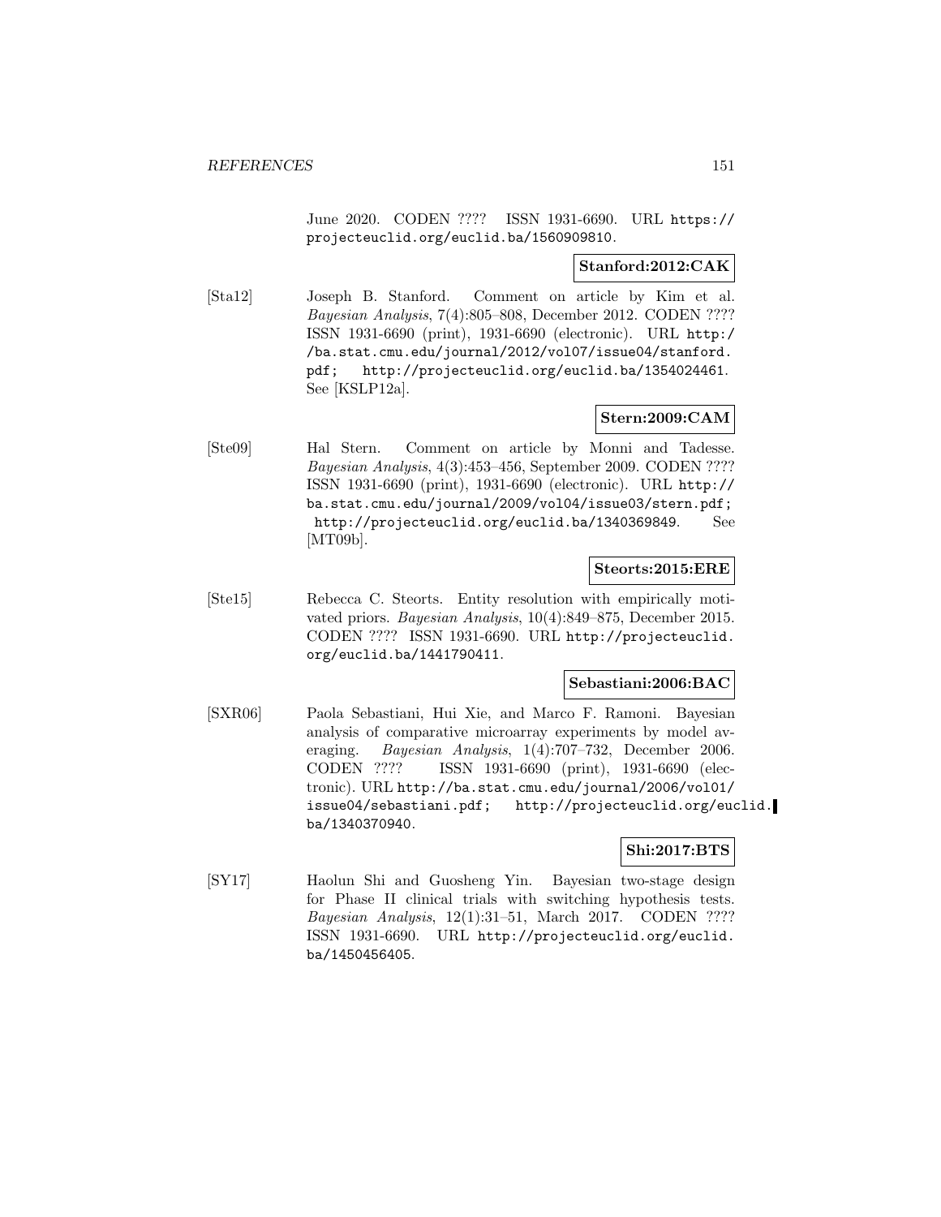June 2020. CODEN ???? ISSN 1931-6690. URL https://projecteuclid.org/euclid.ba/1560909810.

**Stanford:2012:CAK**

[Sta12] Joseph B. Stanford. Comment on article by Kim et al. *Bayesian Analysis*, 7(4):805–808, December 2012. CODEN ???? ISSN 1931-6690 (print), 1931-6690 (electronic). URL http://ba.stat.cmu.edu/journal/2012/vol07/issue04/stanford.pdf; http://projecteuclid.org/euclid.ba/1354024461. See [KSLP12a].

**Stern:2009:CAM**

[Ste09] Hal Stern. Comment on article by Monni and Tadesse. *Bayesian Analysis*, 4(3):453–456, September 2009. CODEN ???? ISSN 1931-6690 (print), 1931-6690 (electronic). URL http://ba.stat.cmu.edu/journal/2009/vol04/issue03/stern.pdf; http://projecteuclid.org/euclid.ba/1340369849. See [MT09b].

**Steorts:2015:ERE**

[Ste15] Rebecca C. Steorts. Entity resolution with empirically motivated priors. *Bayesian Analysis*, 10(4):849–875, December 2015. CODEN ???? ISSN 1931-6690. URL http://projecteuclid.org/euclid.ba/1441790411.

**Sebastiani:2006:BAC**

[SXR06] Paola Sebastiani, Hui Xie, and Marco F. Ramoni. Bayesian analysis of comparative microarray experiments by model averaging. *Bayesian Analysis*, 1(4):707–732, December 2006. CODEN ???? ISSN 1931-6690 (print), 1931-6690 (electronic). URL http://ba.stat.cmu.edu/journal/2006/vol01/issue04/sebastiani.pdf; http://projecteuclid.org/euclid.ba/1340370940.

**Shi:2017:BTS**

[SY17] Haolun Shi and Guosheng Yin. Bayesian two-stage design for Phase II clinical trials with switching hypothesis tests. *Bayesian Analysis*, 12(1):31–51, March 2017. CODEN ???? ISSN 1931-6690. URL http://projecteuclid.org/euclid.ba/1450456405.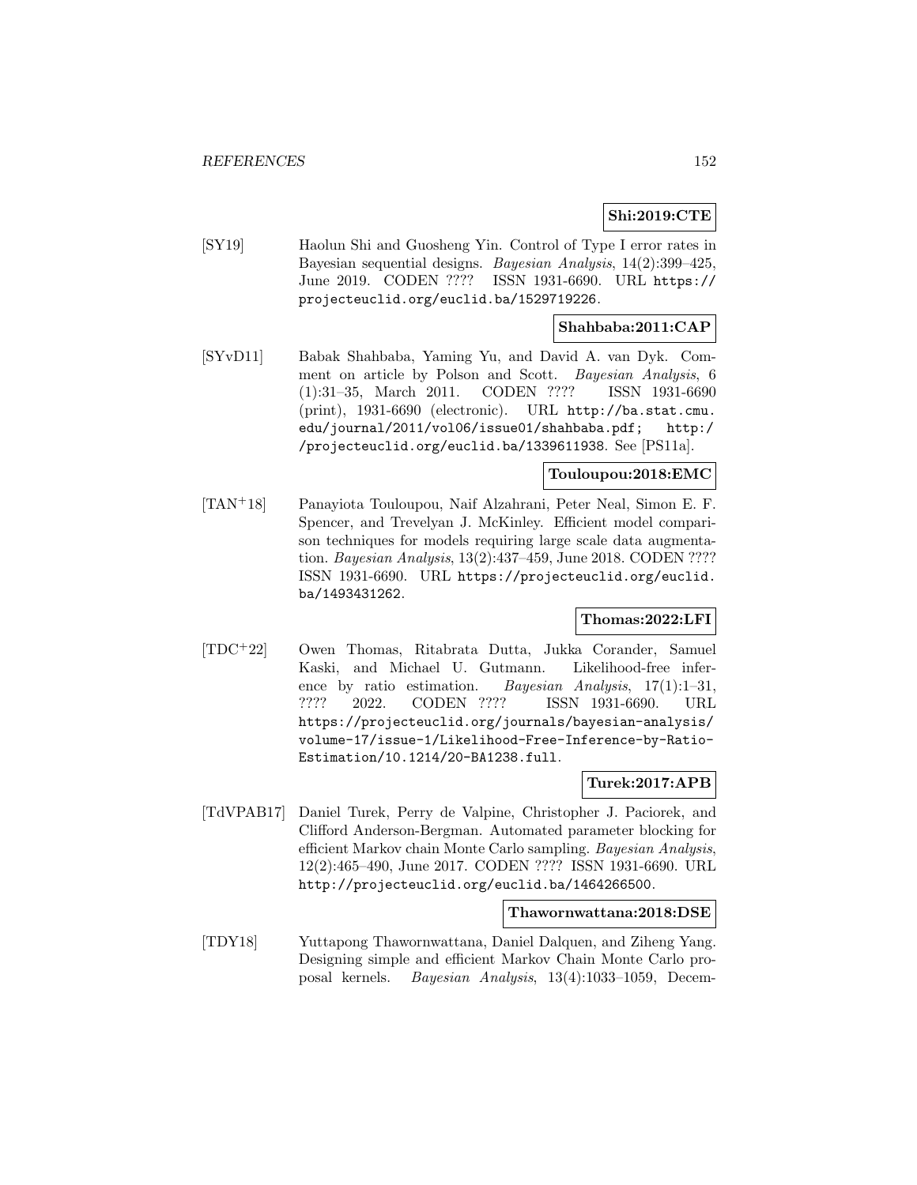**Shi:2019:CTE**

[SY19] Haolun Shi and Guosheng Yin. Control of Type I error rates in Bayesian sequential designs. *Bayesian Analysis*, 14(2):399–425, June 2019. CODEN ???? ISSN 1931-6690. URL `https://projecteuclid.org/euclid.ba/1529719226`.

**Shahbaba:2011:CAP**

[SYvD11] Babak Shahbaba, Yaming Yu, and David A. van Dyk. Comment on article by Polson and Scott. *Bayesian Analysis*, 6 (1):31–35, March 2011. CODEN ???? ISSN 1931-6690 (print), 1931-6690 (electronic). URL `http://ba.stat.cmu.edu/journal/2011/vol06/issue01/shahbaba.pdf; http://projecteuclid.org/euclid.ba/1339611938`. See [PS11a].

**Touloupou:2018:EMC**

[TAN+18] Panayiota Touloupou, Naif Alzahrani, Peter Neal, Simon E. F. Spencer, and Trevelyan J. McKinley. Efficient model comparison techniques for models requiring large scale data augmentation. *Bayesian Analysis*, 13(2):437–459, June 2018. CODEN ???? ISSN 1931-6690. URL `https://projecteuclid.org/euclid.ba/1493431262`.

**Thomas:2022:LFI**

[TDC+22] Owen Thomas, Ritabrata Dutta, Jukka Corander, Samuel Kaski, and Michael U. Gutmann. Likelihood-free inference by ratio estimation. *Bayesian Analysis*, 17(1):1–31, ???? 2022. CODEN ???? ISSN 1931-6690. URL `https://projecteuclid.org/journals/bayesian-analysis/volume-17/issue-1/Likelihood-Free-Inference-by-Ratio-Estimation/10.1214/20-BA1238.full`.

**Turek:2017:APB**

[TdVPAB17] Daniel Turek, Perry de Valpine, Christopher J. Paciorek, and Clifford Anderson-Bergman. Automated parameter blocking for efficient Markov chain Monte Carlo sampling. *Bayesian Analysis*, 12(2):465–490, June 2017. CODEN ???? ISSN 1931-6690. URL `http://projecteuclid.org/euclid.ba/1464266500`.

**Thawornwattana:2018:DSE**

[TDY18] Yuttapong Thawornwattana, Daniel Dalquen, and Ziheng Yang. Designing simple and efficient Markov Chain Monte Carlo proposal kernels. *Bayesian Analysis*, 13(4):1033–1059, Decem-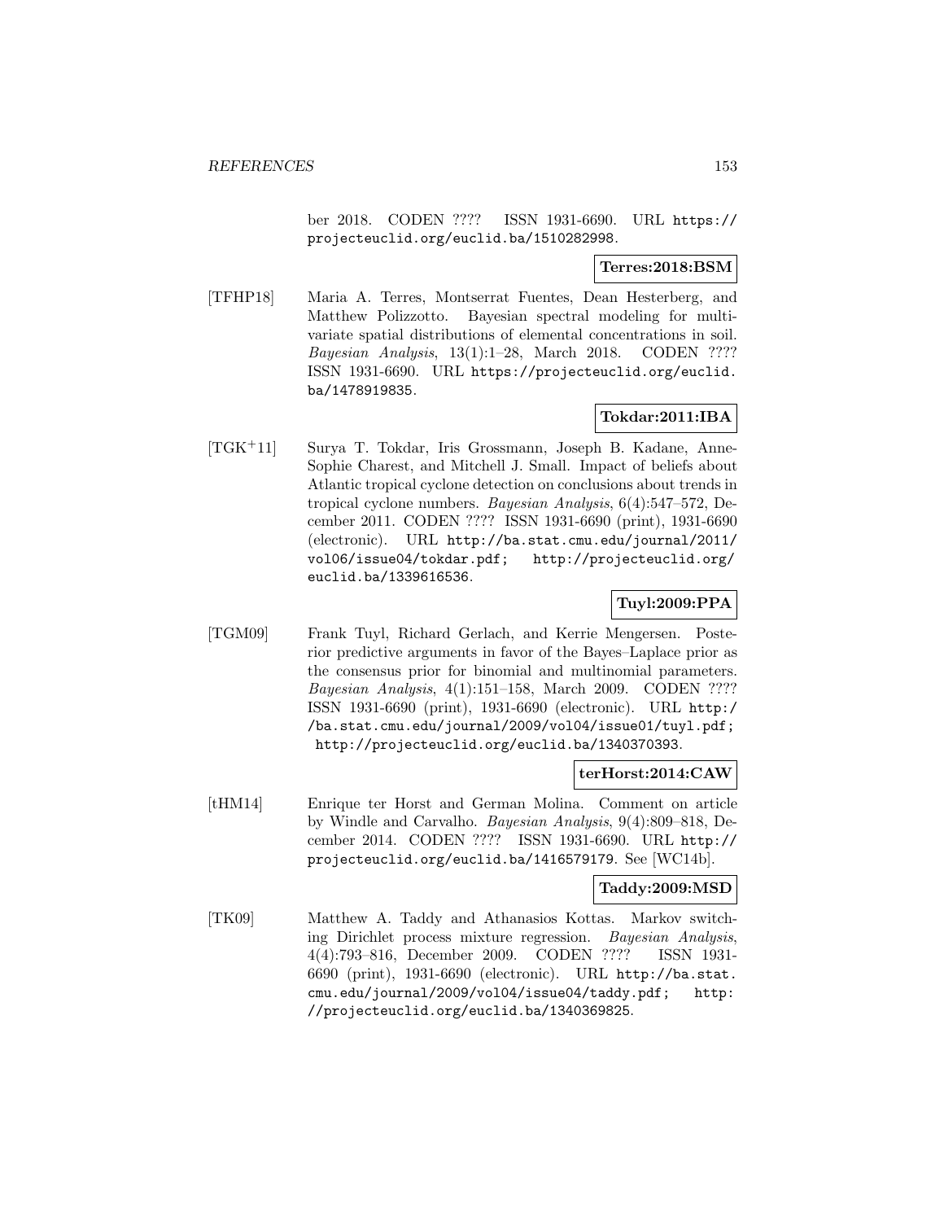ber 2018. CODEN ???? ISSN 1931-6690. URL https://projecteuclid.org/euclid.ba/1510282998.

**Terres:2018:BSM**

[TFHP18] Maria A. Terres, Montserrat Fuentes, Dean Hesterberg, and Matthew Polizzotto. Bayesian spectral modeling for multivariate spatial distributions of elemental concentrations in soil. *Bayesian Analysis*, 13(1):1–28, March 2018. CODEN ???? ISSN 1931-6690. URL https://projecteuclid.org/euclid.ba/1478919835.

**Tokdar:2011:IBA**

[TGK+11] Surya T. Tokdar, Iris Grossmann, Joseph B. Kadane, Anne-Sophie Charest, and Mitchell J. Small. Impact of beliefs about Atlantic tropical cyclone detection on conclusions about trends in tropical cyclone numbers. *Bayesian Analysis*, 6(4):547–572, December 2011. CODEN ???? ISSN 1931-6690 (print), 1931-6690 (electronic). URL http://ba.stat.cmu.edu/journal/2011/vol06/issue04/tokdar.pdf; http://projecteuclid.org/euclid.ba/1339616536.

**Tuyl:2009:PPA**

[TGM09] Frank Tuyl, Richard Gerlach, and Kerrie Mengersen. Posterior predictive arguments in favor of the Bayes–Laplace prior as the consensus prior for binomial and multinomial parameters. *Bayesian Analysis*, 4(1):151–158, March 2009. CODEN ???? ISSN 1931-6690 (print), 1931-6690 (electronic). URL http://ba.stat.cmu.edu/journal/2009/vol04/issue01/tuyl.pdf; http://projecteuclid.org/euclid.ba/1340370393.

**terHorst:2014:CAW**

[tHM14] Enrique ter Horst and German Molina. Comment on article by Windle and Carvalho. *Bayesian Analysis*, 9(4):809–818, December 2014. CODEN ???? ISSN 1931-6690. URL http://projecteuclid.org/euclid.ba/1416579179. See [WC14b].

**Taddy:2009:MSD**

[TK09] Matthew A. Taddy and Athanasios Kottas. Markov switching Dirichlet process mixture regression. *Bayesian Analysis*, 4(4):793–816, December 2009. CODEN ???? ISSN 1931-6690 (print), 1931-6690 (electronic). URL http://ba.stat.cmu.edu/journal/2009/vol04/issue04/taddy.pdf; http://projecteuclid.org/euclid.ba/1340369825.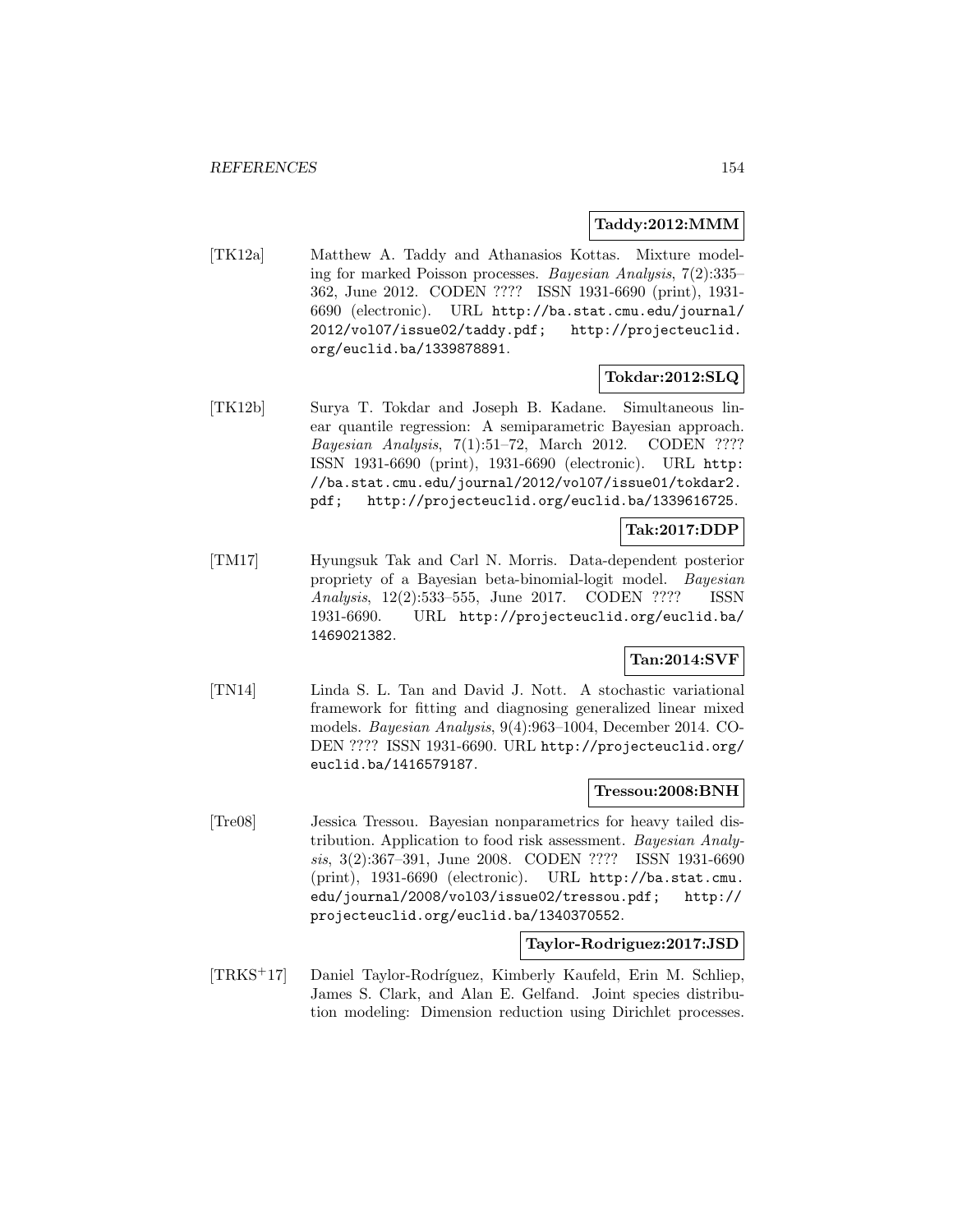**Taddy:2012:MMM**

[TK12a] Matthew A. Taddy and Athanasios Kottas. Mixture modeling for marked Poisson processes. *Bayesian Analysis*, 7(2):335–362, June 2012. CODEN ???? ISSN 1931-6690 (print), 1931-6690 (electronic). URL `http://ba.stat.cmu.edu/journal/2012/vol07/issue02/taddy.pdf; http://projecteuclid.org/euclid.ba/1339878891`.

**Tokdar:2012:SLQ**

[TK12b] Surya T. Tokdar and Joseph B. Kadane. Simultaneous linear quantile regression: A semiparametric Bayesian approach. *Bayesian Analysis*, 7(1):51–72, March 2012. CODEN ???? ISSN 1931-6690 (print), 1931-6690 (electronic). URL `http://ba.stat.cmu.edu/journal/2012/vol07/issue01/tokdar2.pdf; http://projecteuclid.org/euclid.ba/1339616725`.

**Tak:2017:DDP**

[TM17] Hyungsuk Tak and Carl N. Morris. Data-dependent posterior propriety of a Bayesian beta-binomial-logit model. *Bayesian Analysis*, 12(2):533–555, June 2017. CODEN ???? ISSN 1931-6690. URL `http://projecteuclid.org/euclid.ba/1469021382`.

**Tan:2014:SVF**

[TN14] Linda S. L. Tan and David J. Nott. A stochastic variational framework for fitting and diagnosing generalized linear mixed models. *Bayesian Analysis*, 9(4):963–1004, December 2014. CODEN ???? ISSN 1931-6690. URL `http://projecteuclid.org/euclid.ba/1416579187`.

**Tressou:2008:BNH**

[Tre08] Jessica Tressou. Bayesian nonparametrics for heavy tailed distribution. Application to food risk assessment. *Bayesian Analysis*, 3(2):367–391, June 2008. CODEN ???? ISSN 1931-6690 (print), 1931-6690 (electronic). URL `http://ba.stat.cmu.edu/journal/2008/vol03/issue02/tressou.pdf; http://projecteuclid.org/euclid.ba/1340370552`.

**Taylor-Rodriguez:2017:JSD**

[TRKS+17] Daniel Taylor-Rodríguez, Kimberly Kaufeld, Erin M. Schliep, James S. Clark, and Alan E. Gelfand. Joint species distribution modeling: Dimension reduction using Dirichlet processes.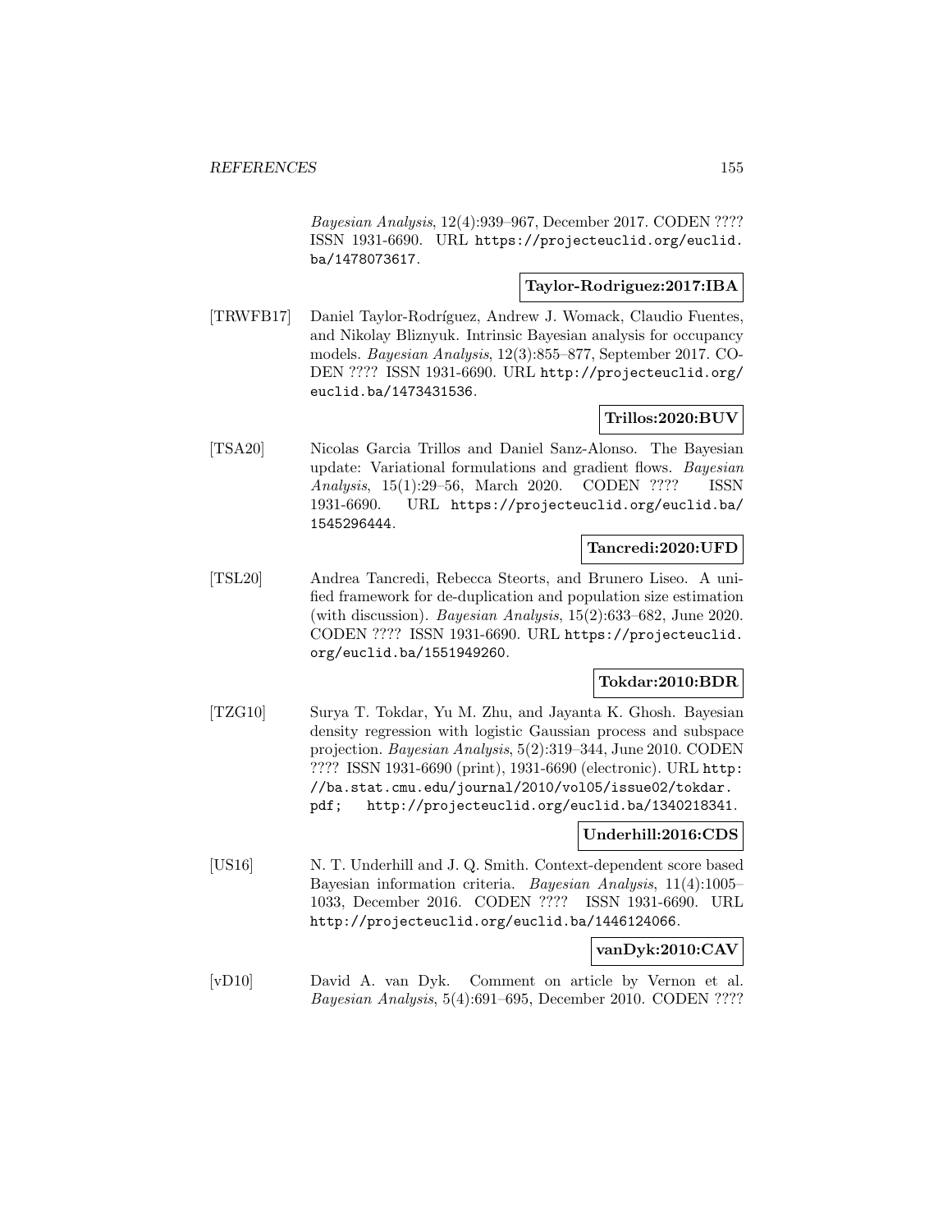*Bayesian Analysis*, 12(4):939–967, December 2017. CODEN ???? ISSN 1931-6690. URL https://projecteuclid.org/euclid.ba/1478073617.

**Taylor-Rodriguez:2017:IBA**

[TRWFB17] Daniel Taylor-Rodríguez, Andrew J. Womack, Claudio Fuentes, and Nikolay Bliznyuk. Intrinsic Bayesian analysis for occupancy models. *Bayesian Analysis*, 12(3):855–877, September 2017. CODEN ???? ISSN 1931-6690. URL http://projecteuclid.org/euclid.ba/1473431536.

**Trillos:2020:BUV**

[TSA20] Nicolas Garcia Trillos and Daniel Sanz-Alonso. The Bayesian update: Variational formulations and gradient flows. *Bayesian Analysis*, 15(1):29–56, March 2020. CODEN ???? ISSN 1931-6690. URL https://projecteuclid.org/euclid.ba/1545296444.

**Tancredi:2020:UFD**

[TSL20] Andrea Tancredi, Rebecca Steorts, and Brunero Liseo. A unified framework for de-duplication and population size estimation (with discussion). *Bayesian Analysis*, 15(2):633–682, June 2020. CODEN ???? ISSN 1931-6690. URL https://projecteuclid.org/euclid.ba/1551949260.

**Tokdar:2010:BDR**

[TZG10] Surya T. Tokdar, Yu M. Zhu, and Jayanta K. Ghosh. Bayesian density regression with logistic Gaussian process and subspace projection. *Bayesian Analysis*, 5(2):319–344, June 2010. CODEN ???? ISSN 1931-6690 (print), 1931-6690 (electronic). URL http://ba.stat.cmu.edu/journal/2010/vol05/issue02/tokdar.pdf; http://projecteuclid.org/euclid.ba/1340218341.

**Underhill:2016:CDS**

[US16] N. T. Underhill and J. Q. Smith. Context-dependent score based Bayesian information criteria. *Bayesian Analysis*, 11(4):1005–1033, December 2016. CODEN ???? ISSN 1931-6690. URL http://projecteuclid.org/euclid.ba/1446124066.

**vanDyk:2010:CAV**

[vD10] David A. van Dyk. Comment on article by Vernon et al. *Bayesian Analysis*, 5(4):691–695, December 2010. CODEN ????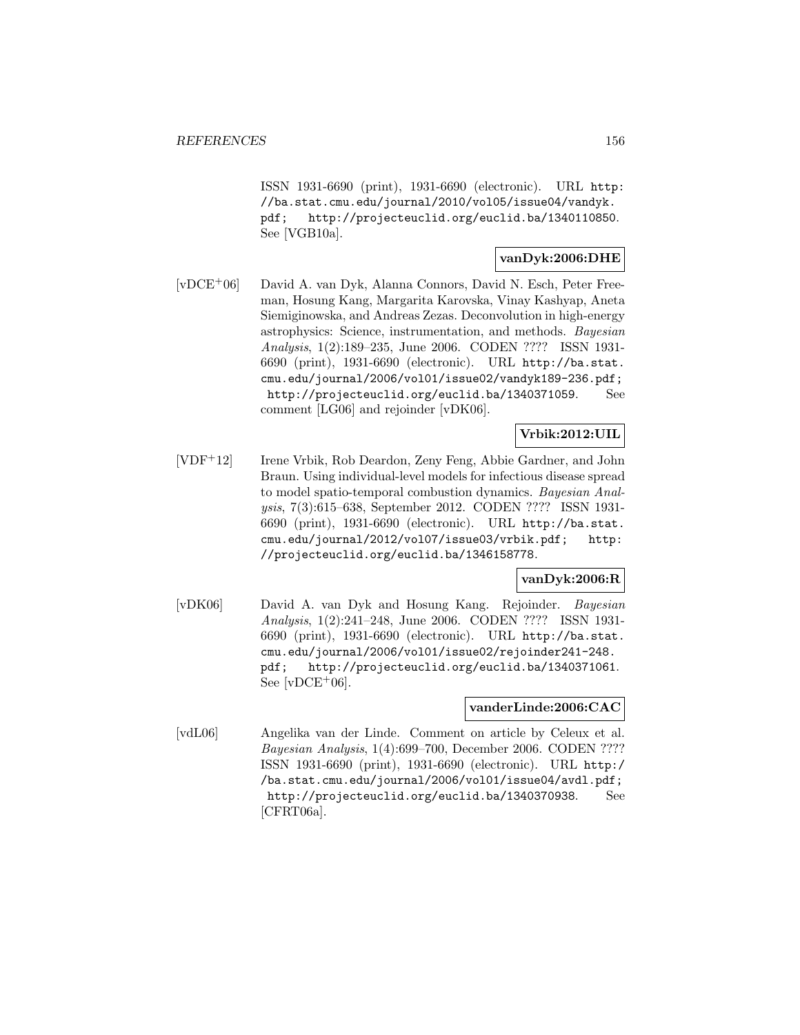ISSN 1931-6690 (print), 1931-6690 (electronic). URL http://ba.stat.cmu.edu/journal/2010/vol05/issue04/vandyk.pdf; http://projecteuclid.org/euclid.ba/1340110850. See [VGB10a].

**vanDyk:2006:DHE**

[vDCE+06] David A. van Dyk, Alanna Connors, David N. Esch, Peter Freeman, Hosung Kang, Margarita Karovska, Vinay Kashyap, Aneta Siemiginowska, and Andreas Zezas. Deconvolution in high-energy astrophysics: Science, instrumentation, and methods. *Bayesian Analysis*, 1(2):189–235, June 2006. CODEN ???? ISSN 1931-6690 (print), 1931-6690 (electronic). URL http://ba.stat.cmu.edu/journal/2006/vol01/issue02/vandyk189-236.pdf; http://projecteuclid.org/euclid.ba/1340371059. See comment [LG06] and rejoinder [vDK06].

**Vrbik:2012:UIL**

[VDF+12] Irene Vrbik, Rob Deardon, Zeny Feng, Abbie Gardner, and John Braun. Using individual-level models for infectious disease spread to model spatio-temporal combustion dynamics. *Bayesian Analysis*, 7(3):615–638, September 2012. CODEN ???? ISSN 1931-6690 (print), 1931-6690 (electronic). URL http://ba.stat.cmu.edu/journal/2012/vol07/issue03/vrbik.pdf; http://projecteuclid.org/euclid.ba/1346158778.

**vanDyk:2006:R**

[vDK06] David A. van Dyk and Hosung Kang. Rejoinder. *Bayesian Analysis*, 1(2):241–248, June 2006. CODEN ???? ISSN 1931-6690 (print), 1931-6690 (electronic). URL http://ba.stat.cmu.edu/journal/2006/vol01/issue02/rejoinder241-248.pdf; http://projecteuclid.org/euclid.ba/1340371061. See [vDCE+06].

**vanderLinde:2006:CAC**

[vdL06] Angelika van der Linde. Comment on article by Celeux et al. *Bayesian Analysis*, 1(4):699–700, December 2006. CODEN ???? ISSN 1931-6690 (print), 1931-6690 (electronic). URL http://ba.stat.cmu.edu/journal/2006/vol01/issue04/avdl.pdf; http://projecteuclid.org/euclid.ba/1340370938. See [CFRT06a].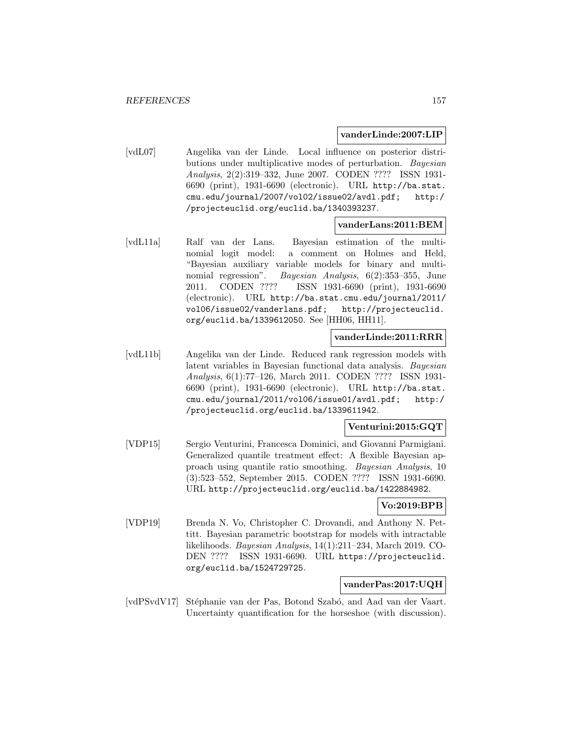**vanderLinde:2007:LIP**

[vdL07] Angelika van der Linde. Local influence on posterior distributions under multiplicative modes of perturbation. *Bayesian Analysis*, 2(2):319–332, June 2007. CODEN ???? ISSN 1931-6690 (print), 1931-6690 (electronic). URL http://ba.stat.cmu.edu/journal/2007/vol02/issue02/avdl.pdf; http://projecteuclid.org/euclid.ba/1340393237.

**vanderLans:2011:BEM**

[vdL11a] Ralf van der Lans. Bayesian estimation of the multinomial logit model: a comment on Holmes and Held, "Bayesian auxiliary variable models for binary and multinomial regression". *Bayesian Analysis*, 6(2):353–355, June 2011. CODEN ???? ISSN 1931-6690 (print), 1931-6690 (electronic). URL http://ba.stat.cmu.edu/journal/2011/vol06/issue02/vanderlans.pdf; http://projecteuclid.org/euclid.ba/1339612050. See [HH06, HH11].

**vanderLinde:2011:RRR**

[vdL11b] Angelika van der Linde. Reduced rank regression models with latent variables in Bayesian functional data analysis. *Bayesian Analysis*, 6(1):77–126, March 2011. CODEN ???? ISSN 1931-6690 (print), 1931-6690 (electronic). URL http://ba.stat.cmu.edu/journal/2011/vol06/issue01/avdl.pdf; http://projecteuclid.org/euclid.ba/1339611942.

**Venturini:2015:GQT**

[VDP15] Sergio Venturini, Francesca Dominici, and Giovanni Parmigiani. Generalized quantile treatment effect: A flexible Bayesian approach using quantile ratio smoothing. *Bayesian Analysis*, 10 (3):523–552, September 2015. CODEN ???? ISSN 1931-6690. URL http://projecteuclid.org/euclid.ba/1422884982.

**Vo:2019:BPB**

[VDP19] Brenda N. Vo, Christopher C. Drovandi, and Anthony N. Pettitt. Bayesian parametric bootstrap for models with intractable likelihoods. *Bayesian Analysis*, 14(1):211–234, March 2019. CODEN ???? ISSN 1931-6690. URL https://projecteuclid.org/euclid.ba/1524729725.

**vanderPas:2017:UQH**

[vdPSvdV17] Stéphanie van der Pas, Botond Szabó, and Aad van der Vaart. Uncertainty quantification for the horseshoe (with discussion).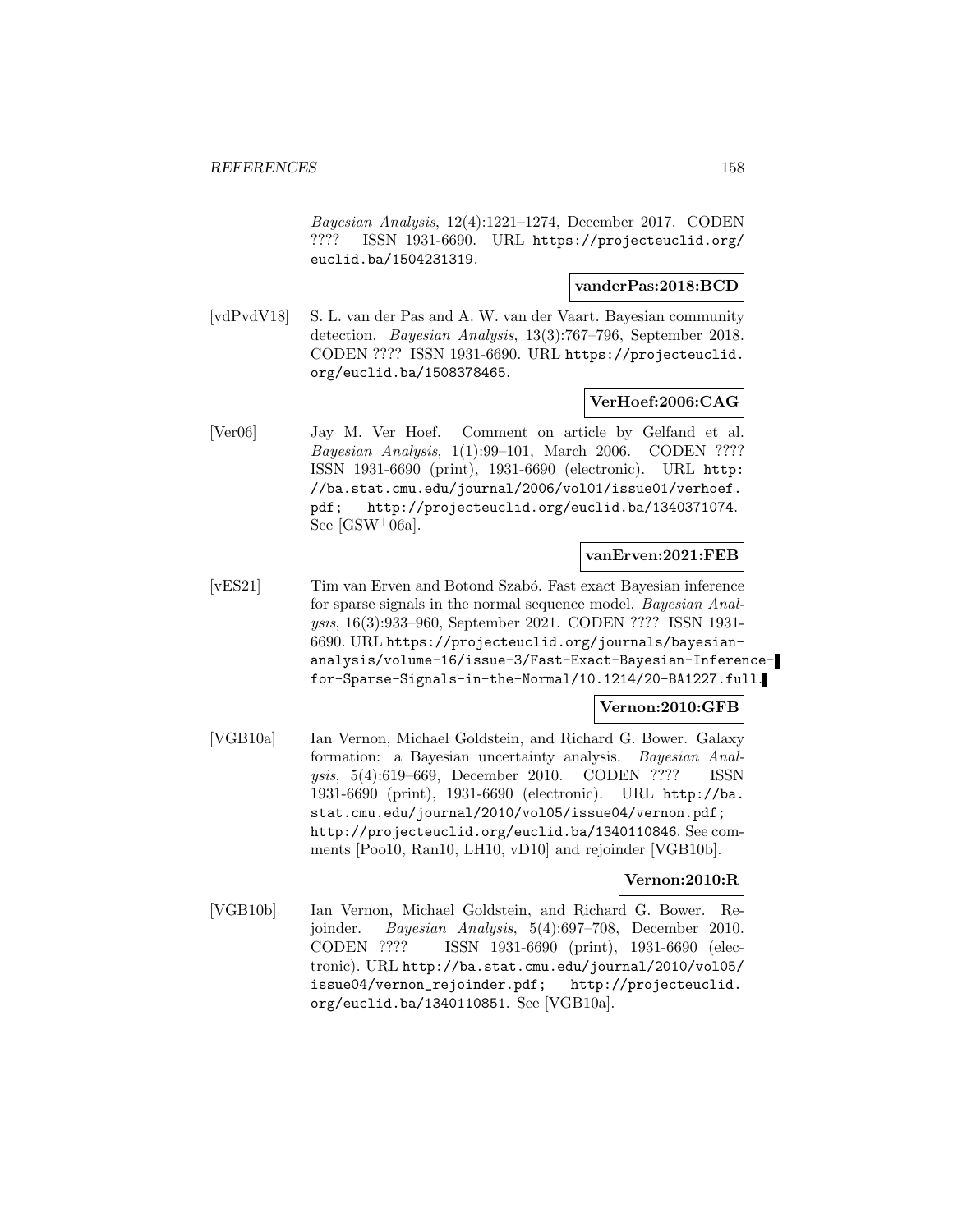*Bayesian Analysis*, 12(4):1221–1274, December 2017. CODEN ???? ISSN 1931-6690. URL https://projecteuclid.org/euclid.ba/1504231319.

**vanderPas:2018:BCD**

[vdPvdV18] S. L. van der Pas and A. W. van der Vaart. Bayesian community detection. *Bayesian Analysis*, 13(3):767–796, September 2018. CODEN ???? ISSN 1931-6690. URL https://projecteuclid.org/euclid.ba/1508378465.

**VerHoef:2006:CAG**

[Ver06] Jay M. Ver Hoef. Comment on article by Gelfand et al. *Bayesian Analysis*, 1(1):99–101, March 2006. CODEN ???? ISSN 1931-6690 (print), 1931-6690 (electronic). URL http://ba.stat.cmu.edu/journal/2006/vol01/issue01/verhoef.pdf; http://projecteuclid.org/euclid.ba/1340371074. See [GSW+06a].

**vanErven:2021:FEB**

[vES21] Tim van Erven and Botond Szabó. Fast exact Bayesian inference for sparse signals in the normal sequence model. *Bayesian Analysis*, 16(3):933–960, September 2021. CODEN ???? ISSN 1931-6690. URL https://projecteuclid.org/journals/bayesian-analysis/volume-16/issue-3/Fast-Exact-Bayesian-Inference-for-Sparse-Signals-in-the-Normal/10.1214/20-BA1227.full.

**Vernon:2010:GFB**

[VGB10a] Ian Vernon, Michael Goldstein, and Richard G. Bower. Galaxy formation: a Bayesian uncertainty analysis. *Bayesian Analysis*, 5(4):619–669, December 2010. CODEN ???? ISSN 1931-6690 (print), 1931-6690 (electronic). URL http://ba.stat.cmu.edu/journal/2010/vol05/issue04/vernon.pdf; http://projecteuclid.org/euclid.ba/1340110846. See comments [Poo10, Ran10, LH10, vD10] and rejoinder [VGB10b].

**Vernon:2010:R**

[VGB10b] Ian Vernon, Michael Goldstein, and Richard G. Bower. Rejoinder. *Bayesian Analysis*, 5(4):697–708, December 2010. CODEN ???? ISSN 1931-6690 (print), 1931-6690 (electronic). URL http://ba.stat.cmu.edu/journal/2010/vol05/issue04/vernon_rejoinder.pdf; http://projecteuclid.org/euclid.ba/1340110851. See [VGB10a].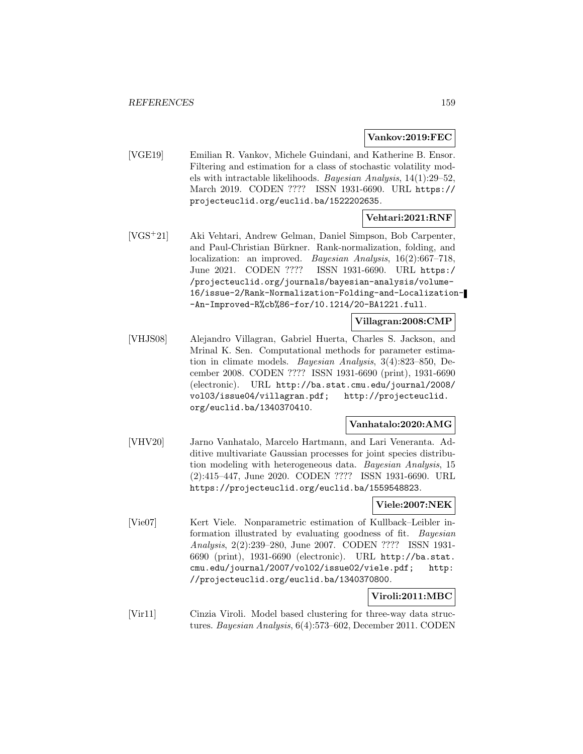**Vankov:2019:FEC**

[VGE19] Emilian R. Vankov, Michele Guindani, and Katherine B. Ensor. Filtering and estimation for a class of stochastic volatility models with intractable likelihoods. *Bayesian Analysis*, 14(1):29–52, March 2019. CODEN ???? ISSN 1931-6690. URL https://projecteuclid.org/euclid.ba/1522202635.

**Vehtari:2021:RNF**

[VGS+21] Aki Vehtari, Andrew Gelman, Daniel Simpson, Bob Carpenter, and Paul-Christian Bürkner. Rank-normalization, folding, and localization: an improved. *Bayesian Analysis*, 16(2):667–718, June 2021. CODEN ???? ISSN 1931-6690. URL https://projecteuclid.org/journals/bayesian-analysis/volume-16/issue-2/Rank-Normalization-Folding-and-Localization--An-Improved-R%cb%86-for/10.1214/20-BA1221.full.

**Villagran:2008:CMP**

[VHJS08] Alejandro Villagran, Gabriel Huerta, Charles S. Jackson, and Mrinal K. Sen. Computational methods for parameter estimation in climate models. *Bayesian Analysis*, 3(4):823–850, December 2008. CODEN ???? ISSN 1931-6690 (print), 1931-6690 (electronic). URL http://ba.stat.cmu.edu/journal/2008/vol03/issue04/villagran.pdf; http://projecteuclid.org/euclid.ba/1340370410.

**Vanhatalo:2020:AMG**

[VHV20] Jarno Vanhatalo, Marcelo Hartmann, and Lari Veneranta. Additive multivariate Gaussian processes for joint species distribution modeling with heterogeneous data. *Bayesian Analysis*, 15 (2):415–447, June 2020. CODEN ???? ISSN 1931-6690. URL https://projecteuclid.org/euclid.ba/1559548823.

**Viele:2007:NEK**

[Vie07] Kert Viele. Nonparametric estimation of Kullback–Leibler information illustrated by evaluating goodness of fit. *Bayesian Analysis*, 2(2):239–280, June 2007. CODEN ???? ISSN 1931-6690 (print), 1931-6690 (electronic). URL http://ba.stat.cmu.edu/journal/2007/vol02/issue02/viele.pdf; http://projecteuclid.org/euclid.ba/1340370800.

**Viroli:2011:MBC**

[Vir11] Cinzia Viroli. Model based clustering for three-way data structures. *Bayesian Analysis*, 6(4):573–602, December 2011. CODEN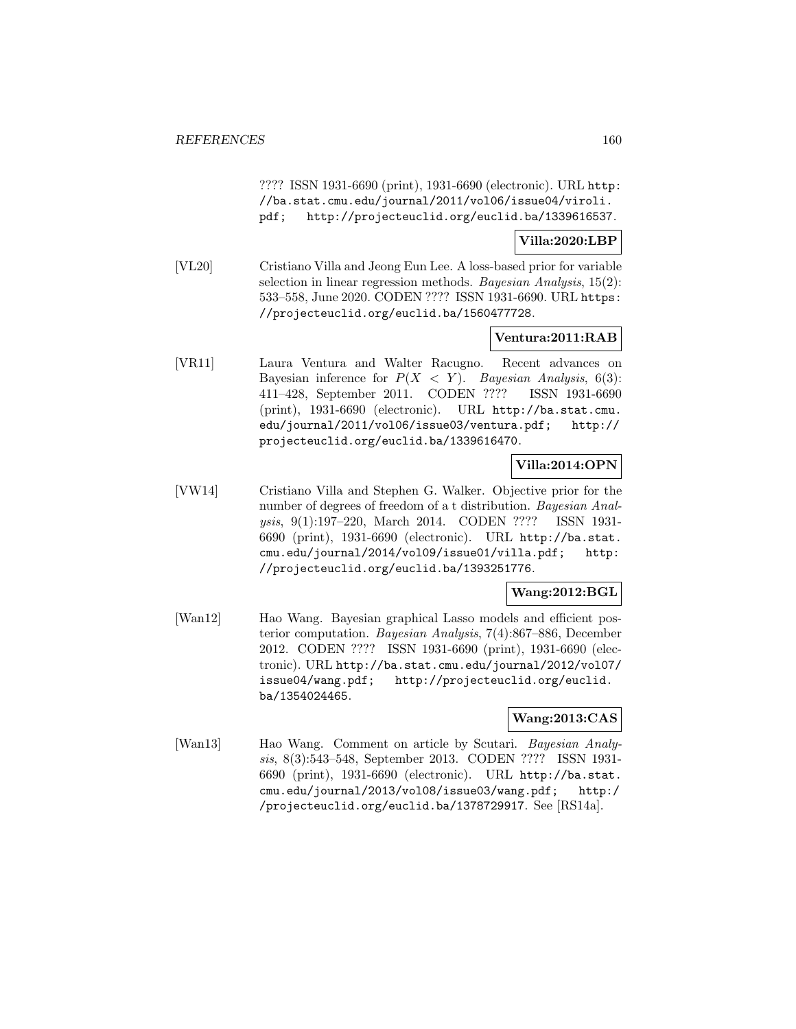???? ISSN 1931-6690 (print), 1931-6690 (electronic). URL http://ba.stat.cmu.edu/journal/2011/vol06/issue04/viroli.pdf; http://projecteuclid.org/euclid.ba/1339616537.

**Villa:2020:LBP**

[VL20] Cristiano Villa and Jeong Eun Lee. A loss-based prior for variable selection in linear regression methods. *Bayesian Analysis*, 15(2): 533–558, June 2020. CODEN ???? ISSN 1931-6690. URL https://projecteuclid.org/euclid.ba/1560477728.

**Ventura:2011:RAB**

[VR11] Laura Ventura and Walter Racugno. Recent advances on Bayesian inference for $P(X < Y)$. *Bayesian Analysis*, 6(3): 411–428, September 2011. CODEN ???? ISSN 1931-6690 (print), 1931-6690 (electronic). URL http://ba.stat.cmu.edu/journal/2011/vol06/issue03/ventura.pdf; http://projecteuclid.org/euclid.ba/1339616470.

**Villa:2014:OPN**

[VW14] Cristiano Villa and Stephen G. Walker. Objective prior for the number of degrees of freedom of a t distribution. *Bayesian Analysis*, 9(1):197–220, March 2014. CODEN ???? ISSN 1931-6690 (print), 1931-6690 (electronic). URL http://ba.stat.cmu.edu/journal/2014/vol09/issue01/villa.pdf; http://projecteuclid.org/euclid.ba/1393251776.

**Wang:2012:BGL**

[Wan12] Hao Wang. Bayesian graphical Lasso models and efficient posterior computation. *Bayesian Analysis*, 7(4):867–886, December 2012. CODEN ???? ISSN 1931-6690 (print), 1931-6690 (electronic). URL http://ba.stat.cmu.edu/journal/2012/vol07/issue04/wang.pdf; http://projecteuclid.org/euclid.ba/1354024465.

**Wang:2013:CAS**

[Wan13] Hao Wang. Comment on article by Scutari. *Bayesian Analysis*, 8(3):543–548, September 2013. CODEN ???? ISSN 1931-6690 (print), 1931-6690 (electronic). URL http://ba.stat.cmu.edu/journal/2013/vol08/issue03/wang.pdf; http://projecteuclid.org/euclid.ba/1378729917. See [RS14a].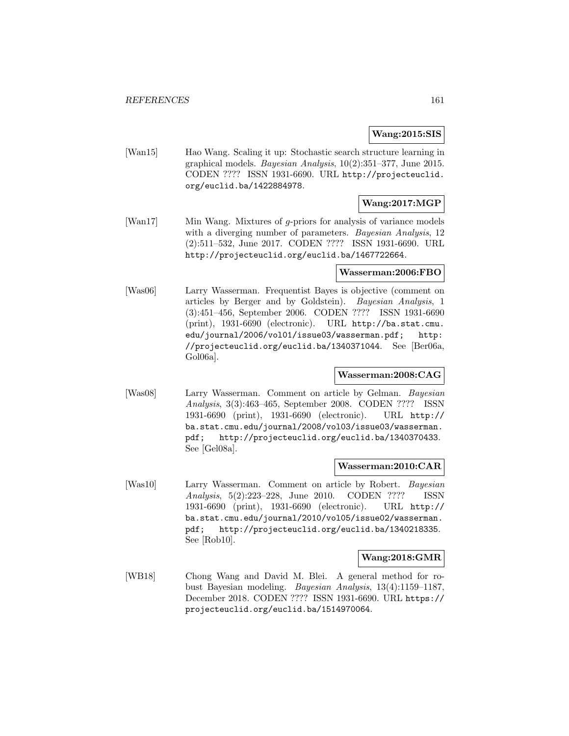**Wang:2015:SIS**

[Wan15] Hao Wang. Scaling it up: Stochastic search structure learning in graphical models. *Bayesian Analysis*, 10(2):351–377, June 2015. CODEN ???? ISSN 1931-6690. URL http://projecteuclid.org/euclid.ba/1422884978.

**Wang:2017:MGP**

[Wan17] Min Wang. Mixtures of *g*-priors for analysis of variance models with a diverging number of parameters. *Bayesian Analysis*, 12 (2):511–532, June 2017. CODEN ???? ISSN 1931-6690. URL http://projecteuclid.org/euclid.ba/1467722664.

**Wasserman:2006:FBO**

[Was06] Larry Wasserman. Frequentist Bayes is objective (comment on articles by Berger and by Goldstein). *Bayesian Analysis*, 1 (3):451–456, September 2006. CODEN ???? ISSN 1931-6690 (print), 1931-6690 (electronic). URL http://ba.stat.cmu.edu/journal/2006/vol01/issue03/wasserman.pdf; http://projecteuclid.org/euclid.ba/1340371044. See [Ber06a, Gol06a].

**Wasserman:2008:CAG**

[Was08] Larry Wasserman. Comment on article by Gelman. *Bayesian Analysis*, 3(3):463–465, September 2008. CODEN ???? ISSN 1931-6690 (print), 1931-6690 (electronic). URL http://ba.stat.cmu.edu/journal/2008/vol03/issue03/wasserman.pdf; http://projecteuclid.org/euclid.ba/1340370433. See [Gel08a].

**Wasserman:2010:CAR**

[Was10] Larry Wasserman. Comment on article by Robert. *Bayesian Analysis*, 5(2):223–228, June 2010. CODEN ???? ISSN 1931-6690 (print), 1931-6690 (electronic). URL http://ba.stat.cmu.edu/journal/2010/vol05/issue02/wasserman.pdf; http://projecteuclid.org/euclid.ba/1340218335. See [Rob10].

**Wang:2018:GMR**

[WB18] Chong Wang and David M. Blei. A general method for robust Bayesian modeling. *Bayesian Analysis*, 13(4):1159–1187, December 2018. CODEN ???? ISSN 1931-6690. URL https://projecteuclid.org/euclid.ba/1514970064.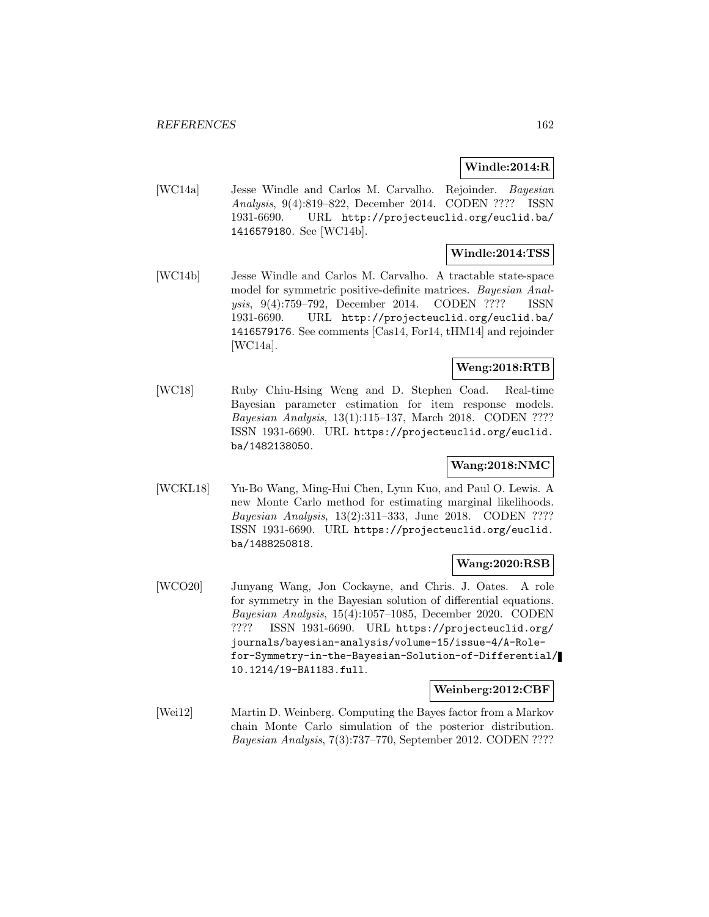**Windle:2014:R**

[WC14a] Jesse Windle and Carlos M. Carvalho. Rejoinder. *Bayesian Analysis*, 9(4):819–822, December 2014. CODEN ???? ISSN 1931-6690. URL http://projecteuclid.org/euclid.ba/1416579180. See [WC14b].

**Windle:2014:TSS**

[WC14b] Jesse Windle and Carlos M. Carvalho. A tractable state-space model for symmetric positive-definite matrices. *Bayesian Analysis*, 9(4):759–792, December 2014. CODEN ???? ISSN 1931-6690. URL http://projecteuclid.org/euclid.ba/1416579176. See comments [Cas14, For14, tHM14] and rejoinder [WC14a].

**Weng:2018:RTB**

[WC18] Ruby Chiu-Hsing Weng and D. Stephen Coad. Real-time Bayesian parameter estimation for item response models. *Bayesian Analysis*, 13(1):115–137, March 2018. CODEN ???? ISSN 1931-6690. URL https://projecteuclid.org/euclid.ba/1482138050.

**Wang:2018:NMC**

[WCKL18] Yu-Bo Wang, Ming-Hui Chen, Lynn Kuo, and Paul O. Lewis. A new Monte Carlo method for estimating marginal likelihoods. *Bayesian Analysis*, 13(2):311–333, June 2018. CODEN ???? ISSN 1931-6690. URL https://projecteuclid.org/euclid.ba/1488250818.

**Wang:2020:RSB**

[WCO20] Junyang Wang, Jon Cockayne, and Chris. J. Oates. A role for symmetry in the Bayesian solution of differential equations. *Bayesian Analysis*, 15(4):1057–1085, December 2020. CODEN ???? ISSN 1931-6690. URL https://projecteuclid.org/journals/bayesian-analysis/volume-15/issue-4/A-Role-for-Symmetry-in-the-Bayesian-Solution-of-Differential/10.1214/19-BA1183.full.

**Weinberg:2012:CBF**

[Wei12] Martin D. Weinberg. Computing the Bayes factor from a Markov chain Monte Carlo simulation of the posterior distribution. *Bayesian Analysis*, 7(3):737–770, September 2012. CODEN ????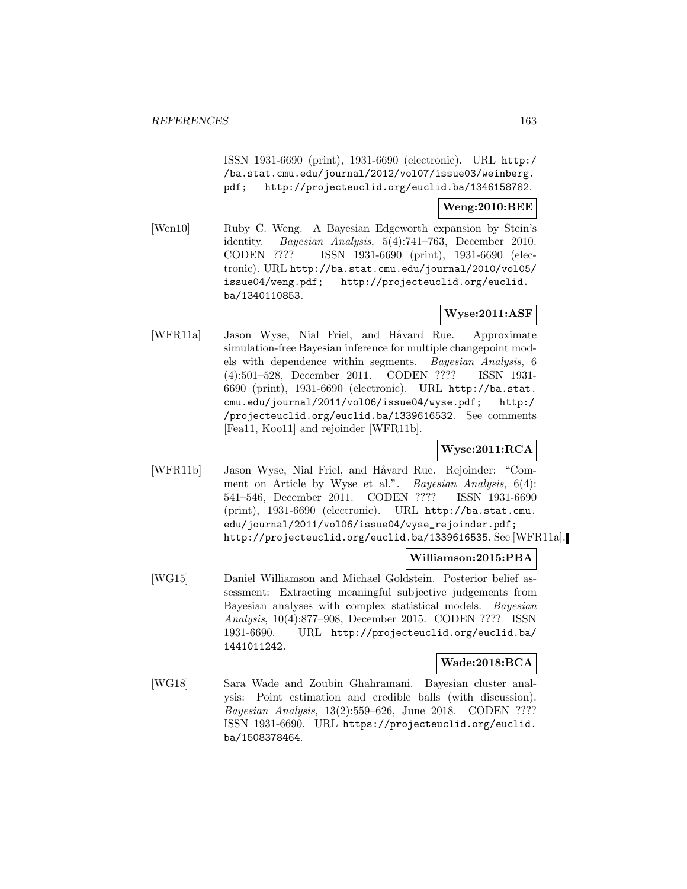ISSN 1931-6690 (print), 1931-6690 (electronic). URL http://ba.stat.cmu.edu/journal/2012/vol07/issue03/weinberg.pdf; http://projecteuclid.org/euclid.ba/1346158782.

**Weng:2010:BEE**

[Wen10] Ruby C. Weng. A Bayesian Edgeworth expansion by Stein's identity. *Bayesian Analysis*, 5(4):741–763, December 2010. CODEN ???? ISSN 1931-6690 (print), 1931-6690 (electronic). URL http://ba.stat.cmu.edu/journal/2010/vol05/issue04/weng.pdf; http://projecteuclid.org/euclid.ba/1340110853.

**Wyse:2011:ASF**

[WFR11a] Jason Wyse, Nial Friel, and Håvard Rue. Approximate simulation-free Bayesian inference for multiple changepoint models with dependence within segments. *Bayesian Analysis*, 6 (4):501–528, December 2011. CODEN ???? ISSN 1931-6690 (print), 1931-6690 (electronic). URL http://ba.stat.cmu.edu/journal/2011/vol06/issue04/wyse.pdf; http://projecteuclid.org/euclid.ba/1339616532. See comments [Fea11, Koo11] and rejoinder [WFR11b].

**Wyse:2011:RCA**

[WFR11b] Jason Wyse, Nial Friel, and Håvard Rue. Rejoinder: "Comment on Article by Wyse et al.". *Bayesian Analysis*, 6(4): 541–546, December 2011. CODEN ???? ISSN 1931-6690 (print), 1931-6690 (electronic). URL http://ba.stat.cmu.edu/journal/2011/vol06/issue04/wyse_rejoinder.pdf; http://projecteuclid.org/euclid.ba/1339616535. See [WFR11a].

**Williamson:2015:PBA**

[WG15] Daniel Williamson and Michael Goldstein. Posterior belief assessment: Extracting meaningful subjective judgements from Bayesian analyses with complex statistical models. *Bayesian Analysis*, 10(4):877–908, December 2015. CODEN ???? ISSN 1931-6690. URL http://projecteuclid.org/euclid.ba/1441011242.

**Wade:2018:BCA**

[WG18] Sara Wade and Zoubin Ghahramani. Bayesian cluster analysis: Point estimation and credible balls (with discussion). *Bayesian Analysis*, 13(2):559–626, June 2018. CODEN ???? ISSN 1931-6690. URL https://projecteuclid.org/euclid.ba/1508378464.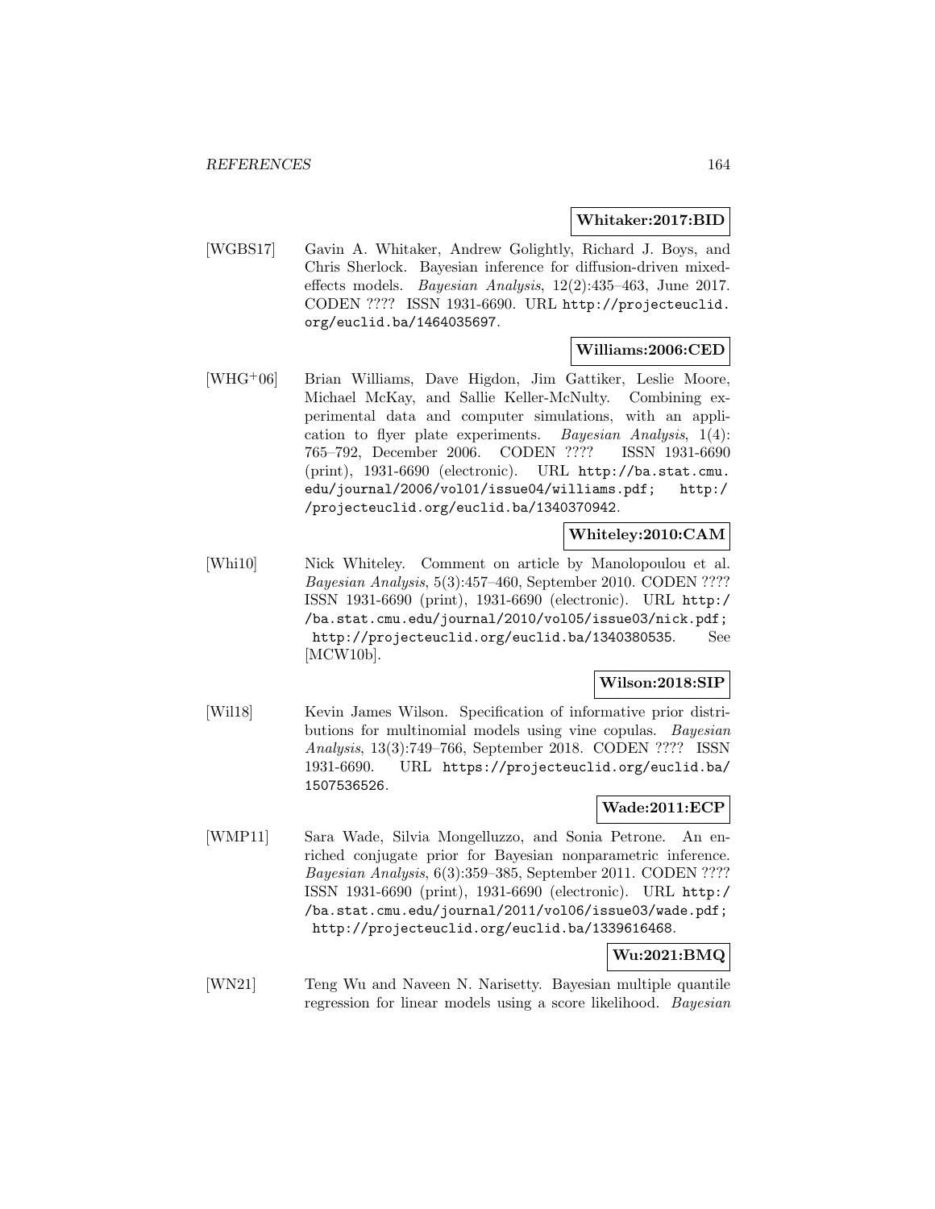**Whitaker:2017:BID**

[WGBS17] Gavin A. Whitaker, Andrew Golightly, Richard J. Boys, and Chris Sherlock. Bayesian inference for diffusion-driven mixed-effects models. *Bayesian Analysis*, 12(2):435–463, June 2017. CODEN ???? ISSN 1931-6690. URL http://projecteuclid.org/euclid.ba/1464035697.

**Williams:2006:CED**

[WHG+06] Brian Williams, Dave Higdon, Jim Gattiker, Leslie Moore, Michael McKay, and Sallie Keller-McNulty. Combining experimental data and computer simulations, with an application to flyer plate experiments. *Bayesian Analysis*, 1(4):765–792, December 2006. CODEN ???? ISSN 1931-6690 (print), 1931-6690 (electronic). URL http://ba.stat.cmu.edu/journal/2006/vol01/issue04/williams.pdf; http://projecteuclid.org/euclid.ba/1340370942.

**Whiteley:2010:CAM**

[Whi10] Nick Whiteley. Comment on article by Manolopoulou et al. *Bayesian Analysis*, 5(3):457–460, September 2010. CODEN ???? ISSN 1931-6690 (print), 1931-6690 (electronic). URL http://ba.stat.cmu.edu/journal/2010/vol05/issue03/nick.pdf; http://projecteuclid.org/euclid.ba/1340380535. See [MCW10b].

**Wilson:2018:SIP**

[Wil18] Kevin James Wilson. Specification of informative prior distributions for multinomial models using vine copulas. *Bayesian Analysis*, 13(3):749–766, September 2018. CODEN ???? ISSN 1931-6690. URL https://projecteuclid.org/euclid.ba/1507536526.

**Wade:2011:ECP**

[WMP11] Sara Wade, Silvia Mongelluzzo, and Sonia Petrone. An enriched conjugate prior for Bayesian nonparametric inference. *Bayesian Analysis*, 6(3):359–385, September 2011. CODEN ???? ISSN 1931-6690 (print), 1931-6690 (electronic). URL http://ba.stat.cmu.edu/journal/2011/vol06/issue03/wade.pdf; http://projecteuclid.org/euclid.ba/1339616468.

**Wu:2021:BMQ**

[WN21] Teng Wu and Naveen N. Narisetty. Bayesian multiple quantile regression for linear models using a score likelihood. *Bayesian*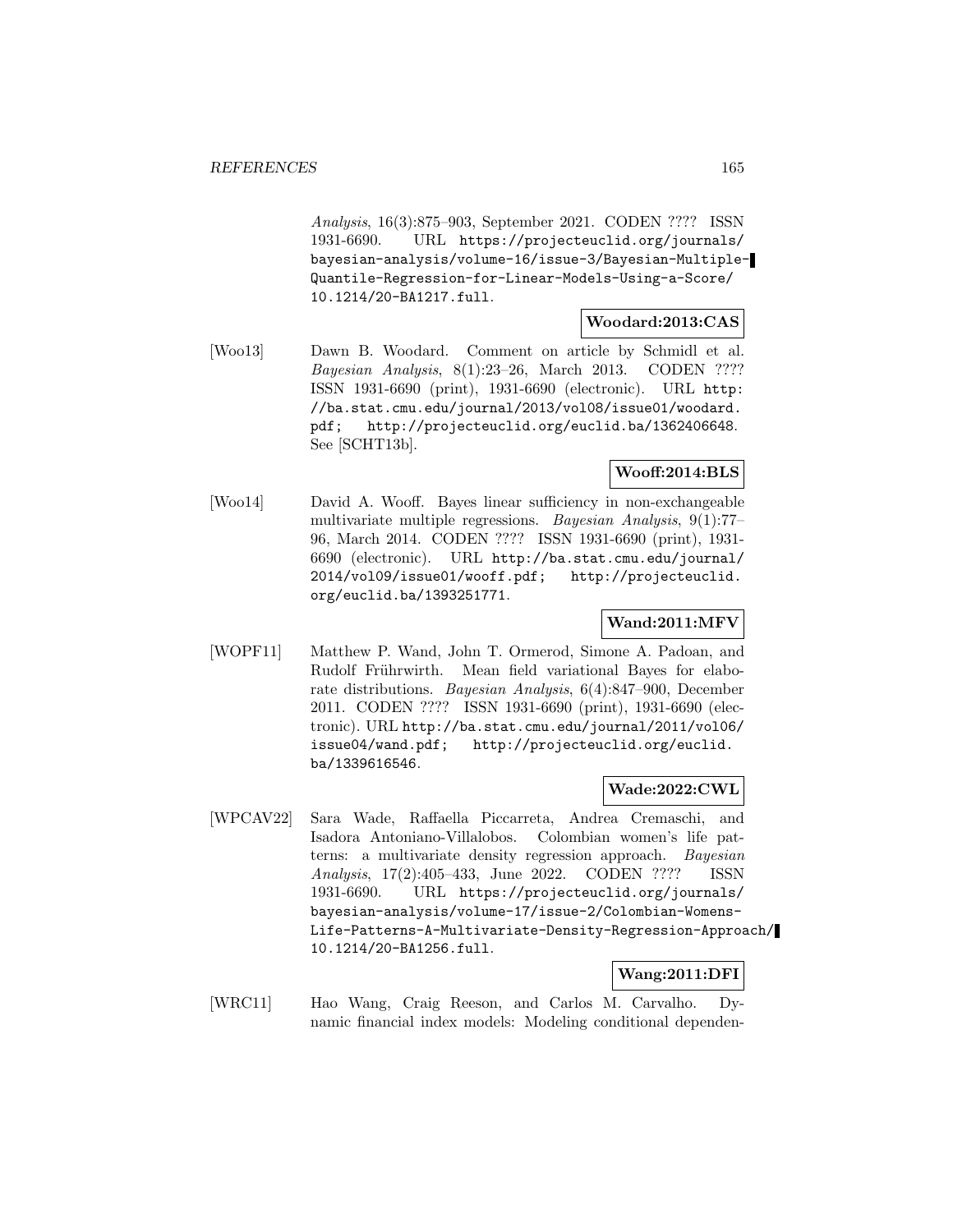*Analysis*, 16(3):875–903, September 2021. CODEN ???? ISSN 1931-6690. URL https://projecteuclid.org/journals/bayesian-analysis/volume-16/issue-3/Bayesian-Multiple-Quantile-Regression-for-Linear-Models-Using-a-Score/10.1214/20-BA1217.full.

**Woodard:2013:CAS**

[Woo13] Dawn B. Woodard. Comment on article by Schmidl et al. *Bayesian Analysis*, 8(1):23–26, March 2013. CODEN ???? ISSN 1931-6690 (print), 1931-6690 (electronic). URL http://ba.stat.cmu.edu/journal/2013/vol08/issue01/woodard.pdf; http://projecteuclid.org/euclid.ba/1362406648. See [SCHT13b].

**Wooff:2014:BLS**

[Woo14] David A. Wooff. Bayes linear sufficiency in non-exchangeable multivariate multiple regressions. *Bayesian Analysis*, 9(1):77–96, March 2014. CODEN ???? ISSN 1931-6690 (print), 1931-6690 (electronic). URL http://ba.stat.cmu.edu/journal/2014/vol09/issue01/wooff.pdf; http://projecteuclid.org/euclid.ba/1393251771.

**Wand:2011:MFV**

[WOPF11] Matthew P. Wand, John T. Ormerod, Simone A. Padoan, and Rudolf Frührwirth. Mean field variational Bayes for elaborate distributions. *Bayesian Analysis*, 6(4):847–900, December 2011. CODEN ???? ISSN 1931-6690 (print), 1931-6690 (electronic). URL http://ba.stat.cmu.edu/journal/2011/vol06/issue04/wand.pdf; http://projecteuclid.org/euclid.ba/1339616546.

**Wade:2022:CWL**

[WPCAV22] Sara Wade, Raffaella Piccarreta, Andrea Cremaschi, and Isadora Antoniano-Villalobos. Colombian women's life patterns: a multivariate density regression approach. *Bayesian Analysis*, 17(2):405–433, June 2022. CODEN ???? ISSN 1931-6690. URL https://projecteuclid.org/journals/bayesian-analysis/volume-17/issue-2/Colombian-Womens-Life-Patterns-A-Multivariate-Density-Regression-Approach/10.1214/20-BA1256.full.

**Wang:2011:DFI**

[WRC11] Hao Wang, Craig Reeson, and Carlos M. Carvalho. Dynamic financial index models: Modeling conditional dependen-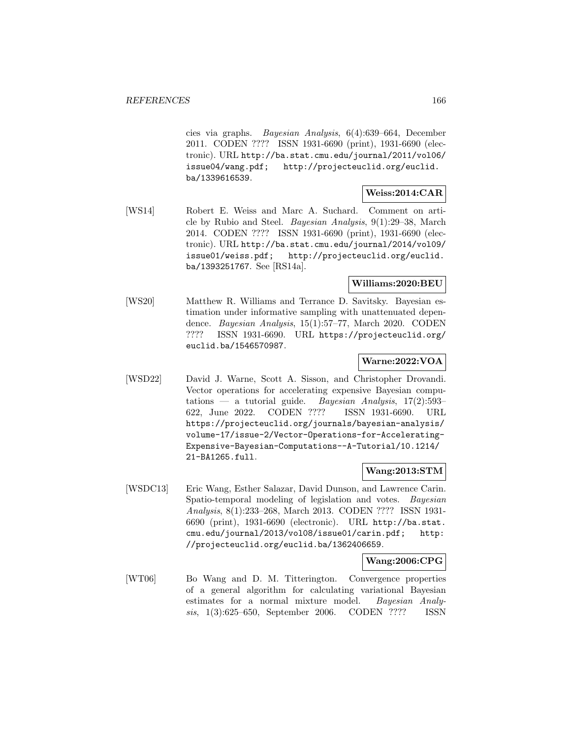cies via graphs. *Bayesian Analysis*, 6(4):639–664, December 2011. CODEN ???? ISSN 1931-6690 (print), 1931-6690 (electronic). URL http://ba.stat.cmu.edu/journal/2011/vol06/issue04/wang.pdf; http://projecteuclid.org/euclid.ba/1339616539.

**Weiss:2014:CAR**

[WS14] Robert E. Weiss and Marc A. Suchard. Comment on article by Rubio and Steel. *Bayesian Analysis*, 9(1):29–38, March 2014. CODEN ???? ISSN 1931-6690 (print), 1931-6690 (electronic). URL http://ba.stat.cmu.edu/journal/2014/vol09/issue01/weiss.pdf; http://projecteuclid.org/euclid.ba/1393251767. See [RS14a].

**Williams:2020:BEU**

[WS20] Matthew R. Williams and Terrance D. Savitsky. Bayesian estimation under informative sampling with unattenuated dependence. *Bayesian Analysis*, 15(1):57–77, March 2020. CODEN ???? ISSN 1931-6690. URL https://projecteuclid.org/euclid.ba/1546570987.

**Warne:2022:VOA**

[WSD22] David J. Warne, Scott A. Sisson, and Christopher Drovandi. Vector operations for accelerating expensive Bayesian computations — a tutorial guide. *Bayesian Analysis*, 17(2):593–622, June 2022. CODEN ???? ISSN 1931-6690. URL https://projecteuclid.org/journals/bayesian-analysis/volume-17/issue-2/Vector-Operations-for-Accelerating-Expensive-Bayesian-Computations--A-Tutorial/10.1214/21-BA1265.full.

**Wang:2013:STM**

[WSDC13] Eric Wang, Esther Salazar, David Dunson, and Lawrence Carin. Spatio-temporal modeling of legislation and votes. *Bayesian Analysis*, 8(1):233–268, March 2013. CODEN ???? ISSN 1931-6690 (print), 1931-6690 (electronic). URL http://ba.stat.cmu.edu/journal/2013/vol08/issue01/carin.pdf; http://projecteuclid.org/euclid.ba/1362406659.

**Wang:2006:CPG**

[WT06] Bo Wang and D. M. Titterington. Convergence properties of a general algorithm for calculating variational Bayesian estimates for a normal mixture model. *Bayesian Analysis*, 1(3):625–650, September 2006. CODEN ???? ISSN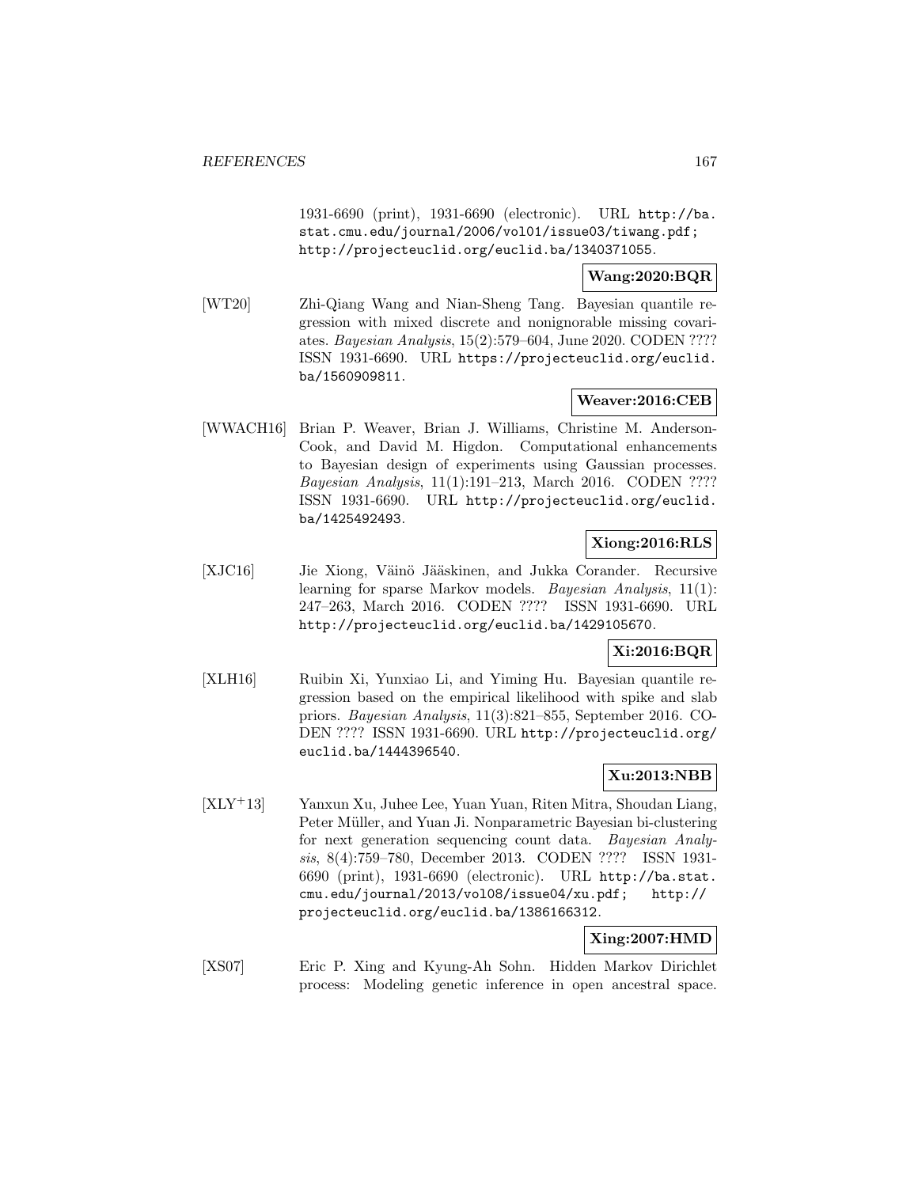1931-6690 (print), 1931-6690 (electronic). URL http://ba.stat.cmu.edu/journal/2006/vol01/issue03/tiwang.pdf; http://projecteuclid.org/euclid.ba/1340371055.

**Wang:2020:BQR**

[WT20] Zhi-Qiang Wang and Nian-Sheng Tang. Bayesian quantile regression with mixed discrete and nonignorable missing covariates. *Bayesian Analysis*, 15(2):579–604, June 2020. CODEN ???? ISSN 1931-6690. URL https://projecteuclid.org/euclid.ba/1560909811.

**Weaver:2016:CEB**

[WWACH16] Brian P. Weaver, Brian J. Williams, Christine M. Anderson-Cook, and David M. Higdon. Computational enhancements to Bayesian design of experiments using Gaussian processes. *Bayesian Analysis*, 11(1):191–213, March 2016. CODEN ???? ISSN 1931-6690. URL http://projecteuclid.org/euclid.ba/1425492493.

**Xiong:2016:RLS**

[XJC16] Jie Xiong, Väinö Jääskinen, and Jukka Corander. Recursive learning for sparse Markov models. *Bayesian Analysis*, 11(1): 247–263, March 2016. CODEN ???? ISSN 1931-6690. URL http://projecteuclid.org/euclid.ba/1429105670.

**Xi:2016:BQR**

[XLH16] Ruibin Xi, Yunxiao Li, and Yiming Hu. Bayesian quantile regression based on the empirical likelihood with spike and slab priors. *Bayesian Analysis*, 11(3):821–855, September 2016. CODEN ???? ISSN 1931-6690. URL http://projecteuclid.org/euclid.ba/1444396540.

**Xu:2013:NBB**

[XLY+13] Yanxun Xu, Juhee Lee, Yuan Yuan, Riten Mitra, Shoudan Liang, Peter Müller, and Yuan Ji. Nonparametric Bayesian bi-clustering for next generation sequencing count data. *Bayesian Analysis*, 8(4):759–780, December 2013. CODEN ???? ISSN 1931-6690 (print), 1931-6690 (electronic). URL http://ba.stat.cmu.edu/journal/2013/vol08/issue04/xu.pdf; http://projecteuclid.org/euclid.ba/1386166312.

**Xing:2007:HMD**

[XS07] Eric P. Xing and Kyung-Ah Sohn. Hidden Markov Dirichlet process: Modeling genetic inference in open ancestral space.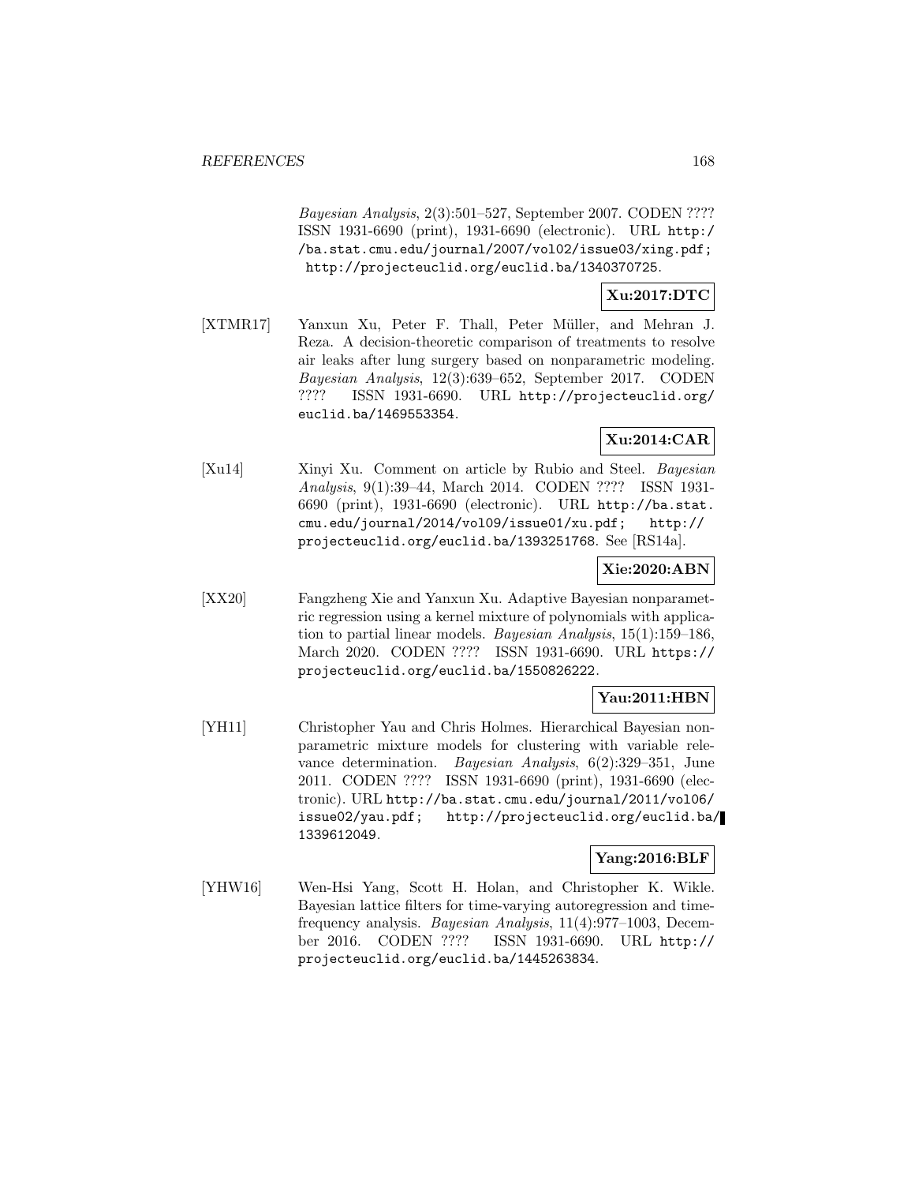*Bayesian Analysis*, 2(3):501–527, September 2007. CODEN ???? ISSN 1931-6690 (print), 1931-6690 (electronic). URL http://ba.stat.cmu.edu/journal/2007/vol02/issue03/xing.pdf; http://projecteuclid.org/euclid.ba/1340370725.

**Xu:2017:DTC**

[XTMR17] Yanxun Xu, Peter F. Thall, Peter Müller, and Mehran J. Reza. A decision-theoretic comparison of treatments to resolve air leaks after lung surgery based on nonparametric modeling. *Bayesian Analysis*, 12(3):639–652, September 2017. CODEN ???? ISSN 1931-6690. URL http://projecteuclid.org/euclid.ba/1469553354.

**Xu:2014:CAR**

[Xu14] Xinyi Xu. Comment on article by Rubio and Steel. *Bayesian Analysis*, 9(1):39–44, March 2014. CODEN ???? ISSN 1931-6690 (print), 1931-6690 (electronic). URL http://ba.stat.cmu.edu/journal/2014/vol09/issue01/xu.pdf; http://projecteuclid.org/euclid.ba/1393251768. See [RS14a].

**Xie:2020:ABN**

[XX20] Fangzheng Xie and Yanxun Xu. Adaptive Bayesian nonparametric regression using a kernel mixture of polynomials with application to partial linear models. *Bayesian Analysis*, 15(1):159–186, March 2020. CODEN ???? ISSN 1931-6690. URL https://projecteuclid.org/euclid.ba/1550826222.

**Yau:2011:HBN**

[YH11] Christopher Yau and Chris Holmes. Hierarchical Bayesian nonparametric mixture models for clustering with variable relevance determination. *Bayesian Analysis*, 6(2):329–351, June 2011. CODEN ???? ISSN 1931-6690 (print), 1931-6690 (electronic). URL http://ba.stat.cmu.edu/journal/2011/vol06/issue02/yau.pdf; http://projecteuclid.org/euclid.ba/1339612049.

**Yang:2016:BLF**

[YHW16] Wen-Hsi Yang, Scott H. Holan, and Christopher K. Wikle. Bayesian lattice filters for time-varying autoregression and time-frequency analysis. *Bayesian Analysis*, 11(4):977–1003, December 2016. CODEN ???? ISSN 1931-6690. URL http://projecteuclid.org/euclid.ba/1445263834.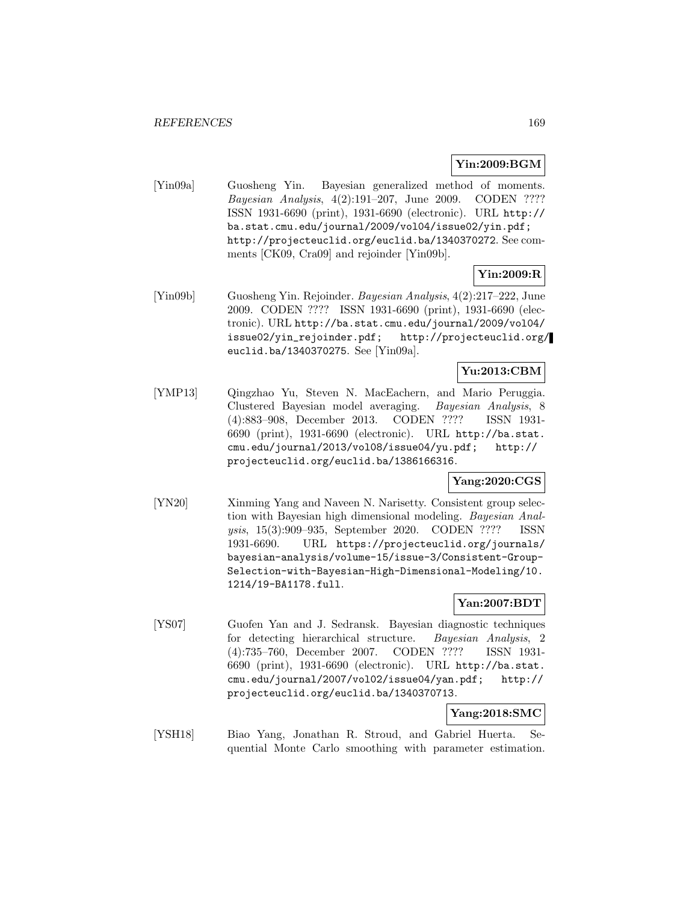**Yin:2009:BGM**

[Yin09a] Guosheng Yin. Bayesian generalized method of moments. *Bayesian Analysis*, 4(2):191–207, June 2009. CODEN ???? ISSN 1931-6690 (print), 1931-6690 (electronic). URL http://ba.stat.cmu.edu/journal/2009/vol04/issue02/yin.pdf; http://projecteuclid.org/euclid.ba/1340370272. See comments [CK09, Cra09] and rejoinder [Yin09b].

**Yin:2009:R**

[Yin09b] Guosheng Yin. Rejoinder. *Bayesian Analysis*, 4(2):217–222, June 2009. CODEN ???? ISSN 1931-6690 (print), 1931-6690 (electronic). URL http://ba.stat.cmu.edu/journal/2009/vol04/issue02/yin_rejoinder.pdf; http://projecteuclid.org/euclid.ba/1340370275. See [Yin09a].

**Yu:2013:CBM**

[YMP13] Qingzhao Yu, Steven N. MacEachern, and Mario Peruggia. Clustered Bayesian model averaging. *Bayesian Analysis*, 8 (4):883–908, December 2013. CODEN ???? ISSN 1931-6690 (print), 1931-6690 (electronic). URL http://ba.stat.cmu.edu/journal/2013/vol08/issue04/yu.pdf; http://projecteuclid.org/euclid.ba/1386166316.

**Yang:2020:CGS**

[YN20] Xinming Yang and Naveen N. Narisetty. Consistent group selection with Bayesian high dimensional modeling. *Bayesian Analysis*, 15(3):909–935, September 2020. CODEN ???? ISSN 1931-6690. URL https://projecteuclid.org/journals/bayesian-analysis/volume-15/issue-3/Consistent-Group-Selection-with-Bayesian-High-Dimensional-Modeling/10.1214/19-BA1178.full.

**Yan:2007:BDT**

[YS07] Guofen Yan and J. Sedransk. Bayesian diagnostic techniques for detecting hierarchical structure. *Bayesian Analysis*, 2 (4):735–760, December 2007. CODEN ???? ISSN 1931-6690 (print), 1931-6690 (electronic). URL http://ba.stat.cmu.edu/journal/2007/vol02/issue04/yan.pdf; http://projecteuclid.org/euclid.ba/1340370713.

**Yang:2018:SMC**

[YSH18] Biao Yang, Jonathan R. Stroud, and Gabriel Huerta. Sequential Monte Carlo smoothing with parameter estimation.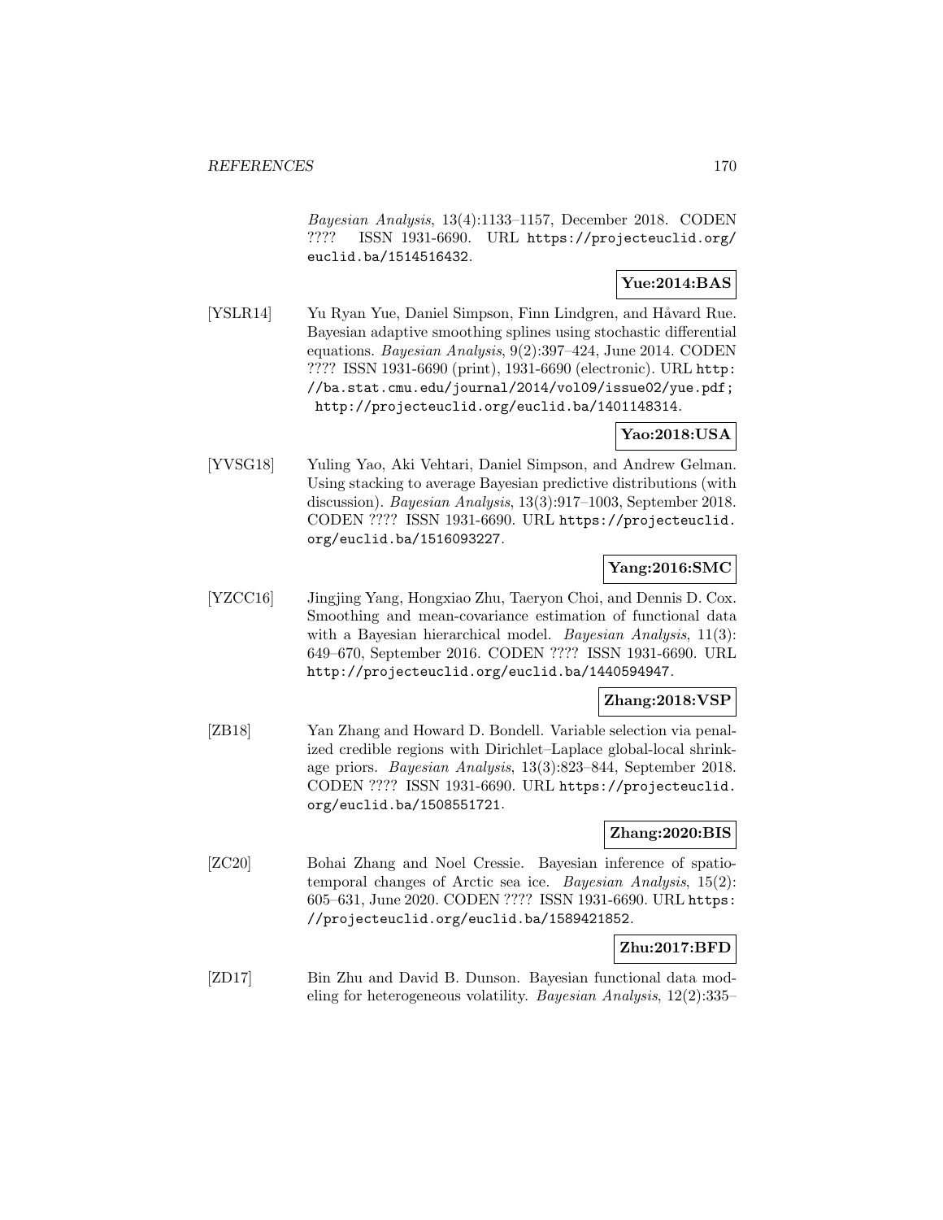*Bayesian Analysis*, 13(4):1133–1157, December 2018. CODEN ???? ISSN 1931-6690. URL https://projecteuclid.org/euclid.ba/1514516432.

**Yue:2014:BAS**

[YSLR14] Yu Ryan Yue, Daniel Simpson, Finn Lindgren, and Håvard Rue. Bayesian adaptive smoothing splines using stochastic differential equations. *Bayesian Analysis*, 9(2):397–424, June 2014. CODEN ???? ISSN 1931-6690 (print), 1931-6690 (electronic). URL http://ba.stat.cmu.edu/journal/2014/vol09/issue02/yue.pdf; http://projecteuclid.org/euclid.ba/1401148314.

**Yao:2018:USA**

[YVSG18] Yuling Yao, Aki Vehtari, Daniel Simpson, and Andrew Gelman. Using stacking to average Bayesian predictive distributions (with discussion). *Bayesian Analysis*, 13(3):917–1003, September 2018. CODEN ???? ISSN 1931-6690. URL https://projecteuclid.org/euclid.ba/1516093227.

**Yang:2016:SMC**

[YZCC16] Jingjing Yang, Hongxiao Zhu, Taeryon Choi, and Dennis D. Cox. Smoothing and mean-covariance estimation of functional data with a Bayesian hierarchical model. *Bayesian Analysis*, 11(3): 649–670, September 2016. CODEN ???? ISSN 1931-6690. URL http://projecteuclid.org/euclid.ba/1440594947.

**Zhang:2018:VSP**

[ZB18] Yan Zhang and Howard D. Bondell. Variable selection via penalized credible regions with Dirichlet–Laplace global-local shrinkage priors. *Bayesian Analysis*, 13(3):823–844, September 2018. CODEN ???? ISSN 1931-6690. URL https://projecteuclid.org/euclid.ba/1508551721.

**Zhang:2020:BIS**

[ZC20] Bohai Zhang and Noel Cressie. Bayesian inference of spatio-temporal changes of Arctic sea ice. *Bayesian Analysis*, 15(2): 605–631, June 2020. CODEN ???? ISSN 1931-6690. URL https://projecteuclid.org/euclid.ba/1589421852.

**Zhu:2017:BFD**

[ZD17] Bin Zhu and David B. Dunson. Bayesian functional data modeling for heterogeneous volatility. *Bayesian Analysis*, 12(2):335–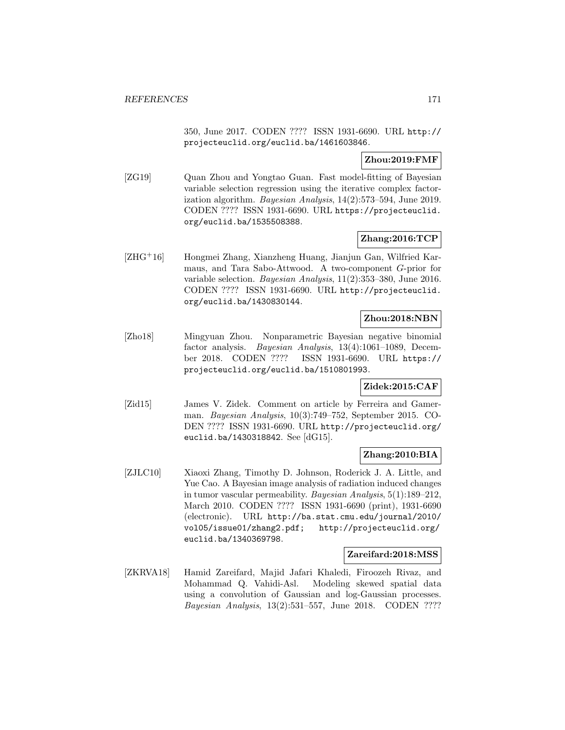350, June 2017. CODEN ???? ISSN 1931-6690. URL http://projecteuclid.org/euclid.ba/1461603846.

**Zhou:2019:FMF**

[ZG19] Quan Zhou and Yongtao Guan. Fast model-fitting of Bayesian variable selection regression using the iterative complex factorization algorithm. *Bayesian Analysis*, 14(2):573–594, June 2019. CODEN ???? ISSN 1931-6690. URL https://projecteuclid.org/euclid.ba/1535508388.

**Zhang:2016:TCP**

[ZHG+16] Hongmei Zhang, Xianzheng Huang, Jianjun Gan, Wilfried Karmaus, and Tara Sabo-Attwood. A two-component *G*-prior for variable selection. *Bayesian Analysis*, 11(2):353–380, June 2016. CODEN ???? ISSN 1931-6690. URL http://projecteuclid.org/euclid.ba/1430830144.

**Zhou:2018:NBN**

[Zho18] Mingyuan Zhou. Nonparametric Bayesian negative binomial factor analysis. *Bayesian Analysis*, 13(4):1061–1089, December 2018. CODEN ???? ISSN 1931-6690. URL https://projecteuclid.org/euclid.ba/1510801993.

**Zidek:2015:CAF**

[Zid15] James V. Zidek. Comment on article by Ferreira and Gamerman. *Bayesian Analysis*, 10(3):749–752, September 2015. CODEN ???? ISSN 1931-6690. URL http://projecteuclid.org/euclid.ba/1430318842. See [dG15].

**Zhang:2010:BIA**

[ZJLC10] Xiaoxi Zhang, Timothy D. Johnson, Roderick J. A. Little, and Yue Cao. A Bayesian image analysis of radiation induced changes in tumor vascular permeability. *Bayesian Analysis*, 5(1):189–212, March 2010. CODEN ???? ISSN 1931-6690 (print), 1931-6690 (electronic). URL http://ba.stat.cmu.edu/journal/2010/vol05/issue01/zhang2.pdf; http://projecteuclid.org/euclid.ba/1340369798.

**Zareifard:2018:MSS**

[ZKRVA18] Hamid Zareifard, Majid Jafari Khaledi, Firoozeh Rivaz, and Mohammad Q. Vahidi-Asl. Modeling skewed spatial data using a convolution of Gaussian and log-Gaussian processes. *Bayesian Analysis*, 13(2):531–557, June 2018. CODEN ????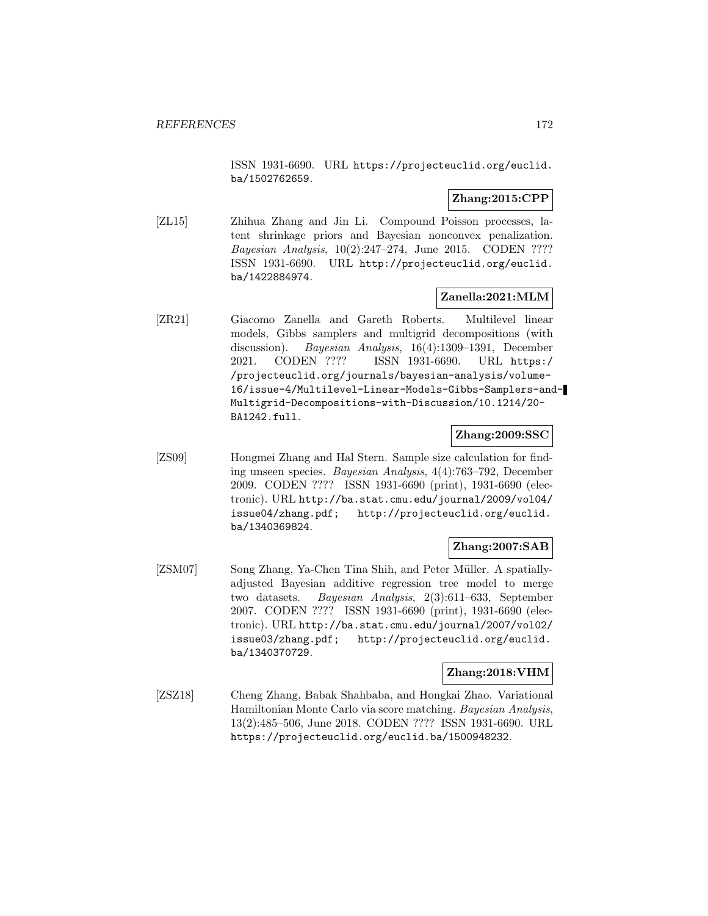ISSN 1931-6690. URL https://projecteuclid.org/euclid.ba/1502762659.

**Zhang:2015:CPP**

[ZL15] Zhihua Zhang and Jin Li. Compound Poisson processes, latent shrinkage priors and Bayesian nonconvex penalization. *Bayesian Analysis*, 10(2):247–274, June 2015. CODEN ???? ISSN 1931-6690. URL http://projecteuclid.org/euclid.ba/1422884974.

**Zanella:2021:MLM**

[ZR21] Giacomo Zanella and Gareth Roberts. Multilevel linear models, Gibbs samplers and multigrid decompositions (with discussion). *Bayesian Analysis*, 16(4):1309–1391, December 2021. CODEN ???? ISSN 1931-6690. URL https://projecteuclid.org/journals/bayesian-analysis/volume-16/issue-4/Multilevel-Linear-Models-Gibbs-Samplers-and-Multigrid-Decompositions-with-Discussion/10.1214/20-BA1242.full.

**Zhang:2009:SSC**

[ZS09] Hongmei Zhang and Hal Stern. Sample size calculation for finding unseen species. *Bayesian Analysis*, 4(4):763–792, December 2009. CODEN ???? ISSN 1931-6690 (print), 1931-6690 (electronic). URL http://ba.stat.cmu.edu/journal/2009/vol04/issue04/zhang.pdf; http://projecteuclid.org/euclid.ba/1340369824.

**Zhang:2007:SAB**

[ZSM07] Song Zhang, Ya-Chen Tina Shih, and Peter Müller. A spatially-adjusted Bayesian additive regression tree model to merge two datasets. *Bayesian Analysis*, 2(3):611–633, September 2007. CODEN ???? ISSN 1931-6690 (print), 1931-6690 (electronic). URL http://ba.stat.cmu.edu/journal/2007/vol02/issue03/zhang.pdf; http://projecteuclid.org/euclid.ba/1340370729.

**Zhang:2018:VHM**

[ZSZ18] Cheng Zhang, Babak Shahbaba, and Hongkai Zhao. Variational Hamiltonian Monte Carlo via score matching. *Bayesian Analysis*, 13(2):485–506, June 2018. CODEN ???? ISSN 1931-6690. URL https://projecteuclid.org/euclid.ba/1500948232.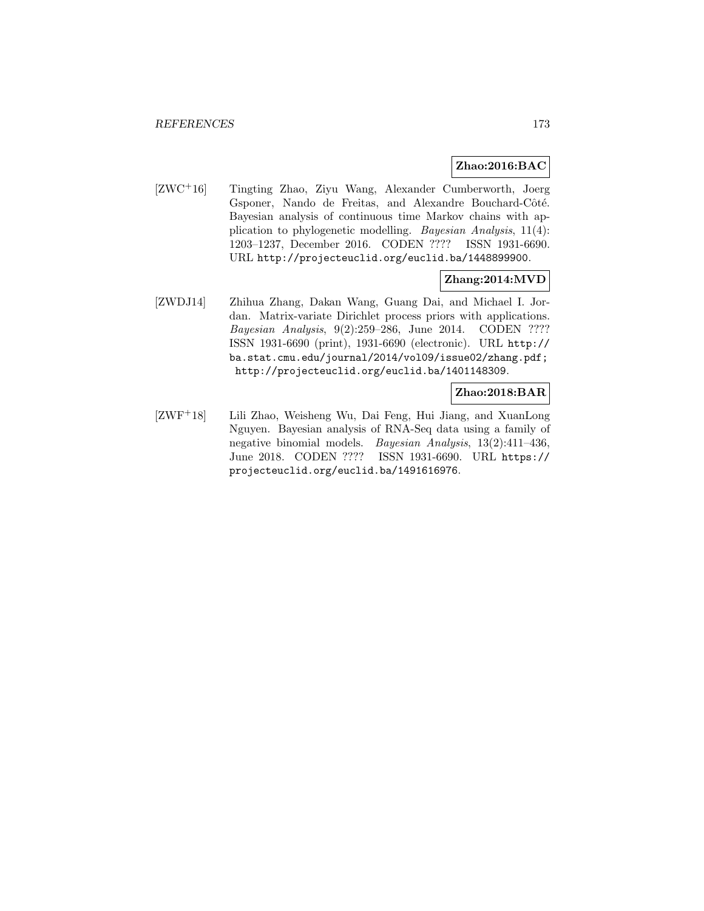**Zhao:2016:BAC**

[ZWC+16] Tingting Zhao, Ziyu Wang, Alexander Cumberworth, Joerg Gsponer, Nando de Freitas, and Alexandre Bouchard-Côté. Bayesian analysis of continuous time Markov chains with application to phylogenetic modelling. *Bayesian Analysis*, 11(4): 1203–1237, December 2016. CODEN ???? ISSN 1931-6690. URL `http://projecteuclid.org/euclid.ba/1448899900`.

**Zhang:2014:MVD**

[ZWDJ14] Zhihua Zhang, Dakan Wang, Guang Dai, and Michael I. Jordan. Matrix-variate Dirichlet process priors with applications. *Bayesian Analysis*, 9(2):259–286, June 2014. CODEN ???? ISSN 1931-6690 (print), 1931-6690 (electronic). URL `http://ba.stat.cmu.edu/journal/2014/vol09/issue02/zhang.pdf; http://projecteuclid.org/euclid.ba/1401148309`.

**Zhao:2018:BAR**

[ZWF+18] Lili Zhao, Weisheng Wu, Dai Feng, Hui Jiang, and XuanLong Nguyen. Bayesian analysis of RNA-Seq data using a family of negative binomial models. *Bayesian Analysis*, 13(2):411–436, June 2018. CODEN ???? ISSN 1931-6690. URL `https://projecteuclid.org/euclid.ba/1491616976`.